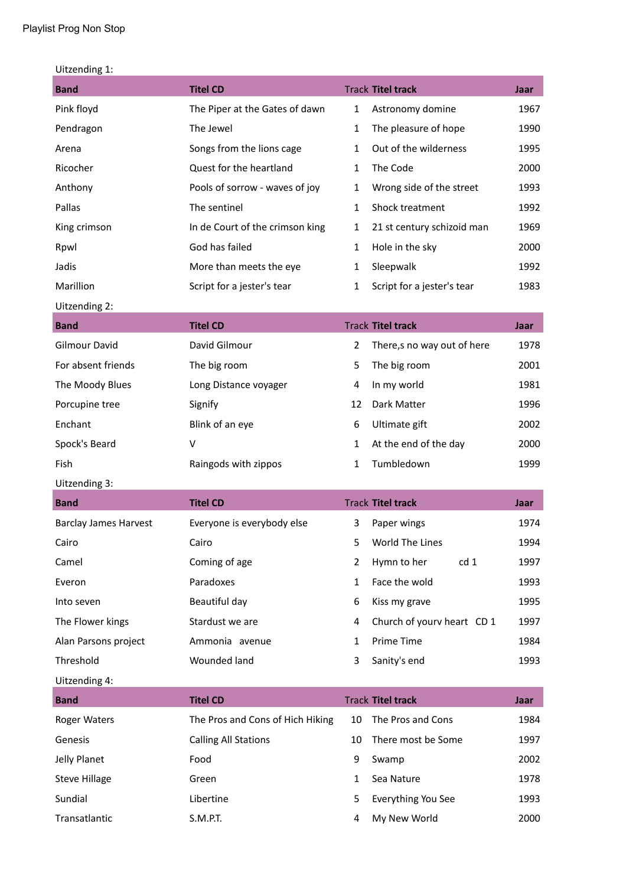Playlist Prog Non Stop

Uitzending 1:

| Band | Titel CD | Track | Titel track | Jaar |
|---|---|---|---|---|
| Pink floyd | The Piper at the Gates of dawn | 1 | Astronomy domine | 1967 |
| Pendragon | The Jewel | 1 | The pleasure of hope | 1990 |
| Arena | Songs from the lions cage | 1 | Out of the wilderness | 1995 |
| Ricocher | Quest for the heartland | 1 | The Code | 2000 |
| Anthony | Pools of sorrow - waves of joy | 1 | Wrong side of the street | 1993 |
| Pallas | The sentinel | 1 | Shock treatment | 1992 |
| King crimson | In de Court of the crimson king | 1 | 21 st century schizoid man | 1969 |
| Rpwl | God has failed | 1 | Hole in the sky | 2000 |
| Jadis | More than meets the eye | 1 | Sleepwalk | 1992 |
| Marillion | Script for a jester's tear | 1 | Script for a jester's tear | 1983 |

Uitzending 2:

| Band | Titel CD | Track | Titel track | Jaar |
|---|---|---|---|---|
| Gilmour David | David Gilmour | 2 | There,s no way out of here | 1978 |
| For absent friends | The big room | 5 | The big room | 2001 |
| The Moody Blues | Long Distance voyager | 4 | In my world | 1981 |
| Porcupine tree | Signify | 12 | Dark Matter | 1996 |
| Enchant | Blink of an eye | 6 | Ultimate gift | 2002 |
| Spock's Beard | V | 1 | At the end of the day | 2000 |
| Fish | Raingods with zippos | 1 | Tumbledown | 1999 |

Uitzending 3:

| Band | Titel CD | Track | Titel track | Jaar |
|---|---|---|---|---|
| Barclay James Harvest | Everyone is everybody else | 3 | Paper wings | 1974 |
| Cairo | Cairo | 5 | World The Lines | 1994 |
| Camel | Coming of age | 2 | Hymn to her cd 1 | 1997 |
| Everon | Paradoxes | 1 | Face the wold | 1993 |
| Into seven | Beautiful day | 6 | Kiss my grave | 1995 |
| The Flower kings | Stardust we are | 4 | Church of yourv heart CD 1 | 1997 |
| Alan Parsons project | Ammonia avenue | 1 | Prime Time | 1984 |
| Threshold | Wounded land | 3 | Sanity's end | 1993 |

Uitzending 4:

| Band | Titel CD | Track | Titel track | Jaar |
|---|---|---|---|---|
| Roger Waters | The Pros and Cons of Hich Hiking | 10 | The Pros and Cons | 1984 |
| Genesis | Calling All Stations | 10 | There most be Some | 1997 |
| Jelly Planet | Food | 9 | Swamp | 2002 |
| Steve Hillage | Green | 1 | Sea Nature | 1978 |
| Sundial | Libertine | 5 | Everything You See | 1993 |
| Transatlantic | S.M.P.T. | 4 | My New World | 2000 |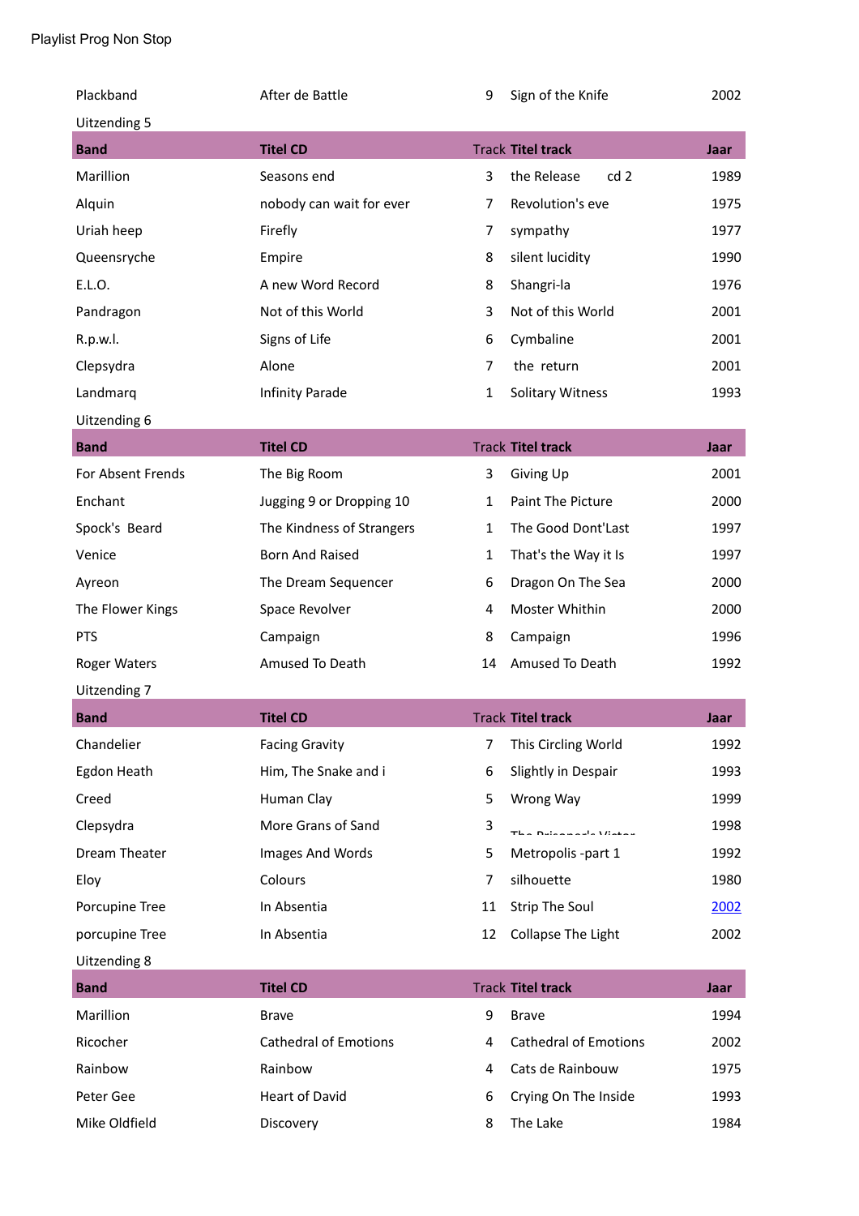Playlist Prog Non Stop

| Plackband | After de Battle | 9 | Sign of the Knife | 2002 |
|---|---|---|---|---|

Uitzending 5

| Band | Titel CD | Track | Titel track | Jaar |
|---|---|---|---|---|
| Marillion | Seasons end | 3 | the Release cd 2 | 1989 |
| Alquin | nobody can wait for ever | 7 | Revolution's eve | 1975 |
| Uriah heep | Firefly | 7 | sympathy | 1977 |
| Queensryche | Empire | 8 | silent lucidity | 1990 |
| E.L.O. | A new Word Record | 8 | Shangri-la | 1976 |
| Pandragon | Not of this World | 3 | Not of this World | 2001 |
| R.p.w.l. | Signs of Life | 6 | Cymbaline | 2001 |
| Clepsydra | Alone | 7 | the return | 2001 |
| Landmarq | Infinity Parade | 1 | Solitary Witness | 1993 |

Uitzending 6

| Band | Titel CD | Track | Titel track | Jaar |
|---|---|---|---|---|
| For Absent Frends | The Big Room | 3 | Giving Up | 2001 |
| Enchant | Jugging 9 or Dropping 10 | 1 | Paint The Picture | 2000 |
| Spock's Beard | The Kindness of Strangers | 1 | The Good Dont'Last | 1997 |
| Venice | Born And Raised | 1 | That's the Way it Is | 1997 |
| Ayreon | The Dream Sequencer | 6 | Dragon On The Sea | 2000 |
| The Flower Kings | Space Revolver | 4 | Moster Whithin | 2000 |
| PTS | Campaign | 8 | Campaign | 1996 |
| Roger Waters | Amused To Death | 14 | Amused To Death | 1992 |

Uitzending 7

| Band | Titel CD | Track | Titel track | Jaar |
|---|---|---|---|---|
| Chandelier | Facing Gravity | 7 | This Circling World | 1992 |
| Egdon Heath | Him, The Snake and i | 6 | Slightly in Despair | 1993 |
| Creed | Human Clay | 5 | Wrong Way | 1999 |
| Clepsydra | More Grans of Sand | 3 | The Prisoner's Victor | 1998 |
| Dream Theater | Images And Words | 5 | Metropolis -part 1 | 1992 |
| Eloy | Colours | 7 | silhouette | 1980 |
| Porcupine Tree | In Absentia | 11 | Strip The Soul | 2002 |
| porcupine Tree | In Absentia | 12 | Collapse The Light | 2002 |

Uitzending 8

| Band | Titel CD | Track | Titel track | Jaar |
|---|---|---|---|---|
| Marillion | Brave | 9 | Brave | 1994 |
| Ricocher | Cathedral of Emotions | 4 | Cathedral of Emotions | 2002 |
| Rainbow | Rainbow | 4 | Cats de Rainbouw | 1975 |
| Peter Gee | Heart of David | 6 | Crying On The Inside | 1993 |
| Mike Oldfield | Discovery | 8 | The Lake | 1984 |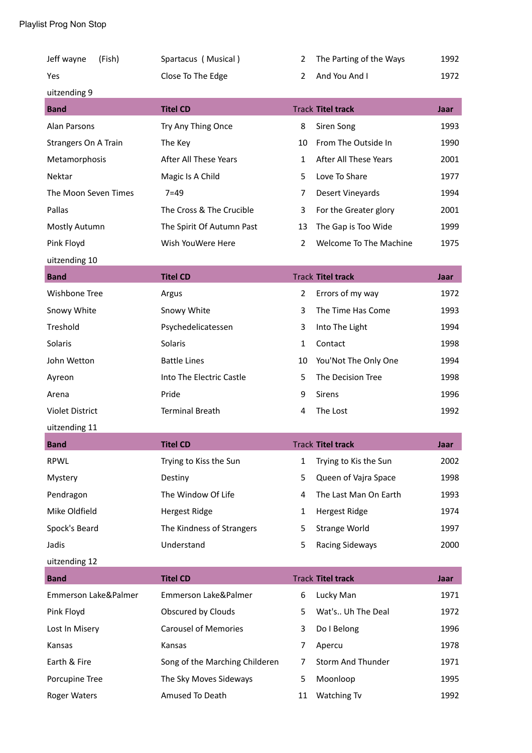Playlist Prog Non Stop

| | | | | |
|---|---|---|---|---|
| Jeff wayne (Fish) | Spartacus ( Musical ) | 2 | The Parting of the Ways | 1992 |
| Yes | Close To The Edge | 2 | And You And I | 1972 |

uitzending 9

| Band | Titel CD | Track | Titel track | Jaar |
|---|---|---|---|---|
| Alan Parsons | Try Any Thing Once | 8 | Siren Song | 1993 |
| Strangers On A Train | The Key | 10 | From The Outside In | 1990 |
| Metamorphosis | After All These Years | 1 | After All These Years | 2001 |
| Nektar | Magic Is A Child | 5 | Love To Share | 1977 |
| The Moon Seven Times | 7=49 | 7 | Desert Vineyards | 1994 |
| Pallas | The Cross & The Crucible | 3 | For the Greater glory | 2001 |
| Mostly Autumn | The Spirit Of Autumn Past | 13 | The Gap is Too Wide | 1999 |
| Pink Floyd | Wish YouWere Here | 2 | Welcome To The Machine | 1975 |

uitzending 10

| Band | Titel CD | Track | Titel track | Jaar |
|---|---|---|---|---|
| Wishbone Tree | Argus | 2 | Errors of my way | 1972 |
| Snowy White | Snowy White | 3 | The Time Has Come | 1993 |
| Treshold | Psychedelicatessen | 3 | Into The Light | 1994 |
| Solaris | Solaris | 1 | Contact | 1998 |
| John Wetton | Battle Lines | 10 | You'Not The Only One | 1994 |
| Ayreon | Into The Electric Castle | 5 | The Decision Tree | 1998 |
| Arena | Pride | 9 | Sirens | 1996 |
| Violet District | Terminal Breath | 4 | The Lost | 1992 |

uitzending 11

| Band | Titel CD | Track | Titel track | Jaar |
|---|---|---|---|---|
| RPWL | Trying to Kiss the Sun | 1 | Trying to Kis the Sun | 2002 |
| Mystery | Destiny | 5 | Queen of Vajra Space | 1998 |
| Pendragon | The Window Of Life | 4 | The Last Man On Earth | 1993 |
| Mike Oldfield | Hergest Ridge | 1 | Hergest Ridge | 1974 |
| Spock's Beard | The Kindness of Strangers | 5 | Strange World | 1997 |
| Jadis | Understand | 5 | Racing Sideways | 2000 |

uitzending 12

| Band | Titel CD | Track | Titel track | Jaar |
|---|---|---|---|---|
| Emmerson Lake&Palmer | Emmerson Lake&Palmer | 6 | Lucky Man | 1971 |
| Pink Floyd | Obscured by Clouds | 5 | Wat's.. Uh The Deal | 1972 |
| Lost In Misery | Carousel of Memories | 3 | Do I Belong | 1996 |
| Kansas | Kansas | 7 | Apercu | 1978 |
| Earth & Fire | Song of the Marching Childeren | 7 | Storm And Thunder | 1971 |
| Porcupine Tree | The Sky Moves Sideways | 5 | Moonloop | 1995 |
| Roger Waters | Amused To Death | 11 | Watching Tv | 1992 |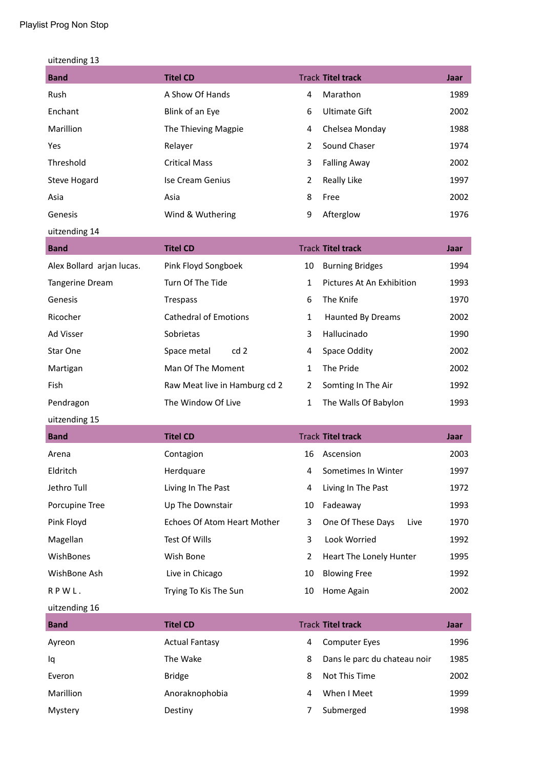Playlist Prog Non Stop

uitzending 13

| Band | Titel CD | Track | Titel track | Jaar |
|---|---|---|---|---|
| Rush | A Show Of Hands | 4 | Marathon | 1989 |
| Enchant | Blink of an Eye | 6 | Ultimate Gift | 2002 |
| Marillion | The Thieving Magpie | 4 | Chelsea Monday | 1988 |
| Yes | Relayer | 2 | Sound Chaser | 1974 |
| Threshold | Critical Mass | 3 | Falling Away | 2002 |
| Steve Hogard | Ise Cream Genius | 2 | Really Like | 1997 |
| Asia | Asia | 8 | Free | 2002 |
| Genesis | Wind & Wuthering | 9 | Afterglow | 1976 |

uitzending 14

| Band | Titel CD | Track | Titel track | Jaar |
|---|---|---|---|---|
| Alex Bollard arjan lucas. | Pink Floyd Songboek | 10 | Burning Bridges | 1994 |
| Tangerine Dream | Turn Of The Tide | 1 | Pictures At An Exhibition | 1993 |
| Genesis | Trespass | 6 | The Knife | 1970 |
| Ricocher | Cathedral of Emotions | 1 | Haunted By Dreams | 2002 |
| Ad Visser | Sobrietas | 3 | Hallucinado | 1990 |
| Star One | Space metal cd 2 | 4 | Space Oddity | 2002 |
| Martigan | Man Of The Moment | 1 | The Pride | 2002 |
| Fish | Raw Meat live in Hamburg cd 2 | 2 | Somting In The Air | 1992 |
| Pendragon | The Window Of Live | 1 | The Walls Of Babylon | 1993 |

uitzending 15

| Band | Titel CD | Track | Titel track | Jaar |
|---|---|---|---|---|
| Arena | Contagion | 16 | Ascension | 2003 |
| Eldritch | Herdquare | 4 | Sometimes In Winter | 1997 |
| Jethro Tull | Living In The Past | 4 | Living In The Past | 1972 |
| Porcupine Tree | Up The Downstair | 10 | Fadeaway | 1993 |
| Pink Floyd | Echoes Of Atom Heart Mother | 3 | One Of These Days Live | 1970 |
| Magellan | Test Of Wills | 3 | Look Worried | 1992 |
| WishBones | Wish Bone | 2 | Heart The Lonely Hunter | 1995 |
| WishBone Ash | Live in Chicago | 10 | Blowing Free | 1992 |
| R P W L . | Trying To Kis The Sun | 10 | Home Again | 2002 |

uitzending 16

| Band | Titel CD | Track | Titel track | Jaar |
|---|---|---|---|---|
| Ayreon | Actual Fantasy | 4 | Computer Eyes | 1996 |
| Iq | The Wake | 8 | Dans le parc du chateau noir | 1985 |
| Everon | Bridge | 8 | Not This Time | 2002 |
| Marillion | Anoraknophobia | 4 | When I Meet | 1999 |
| Mystery | Destiny | 7 | Submerged | 1998 |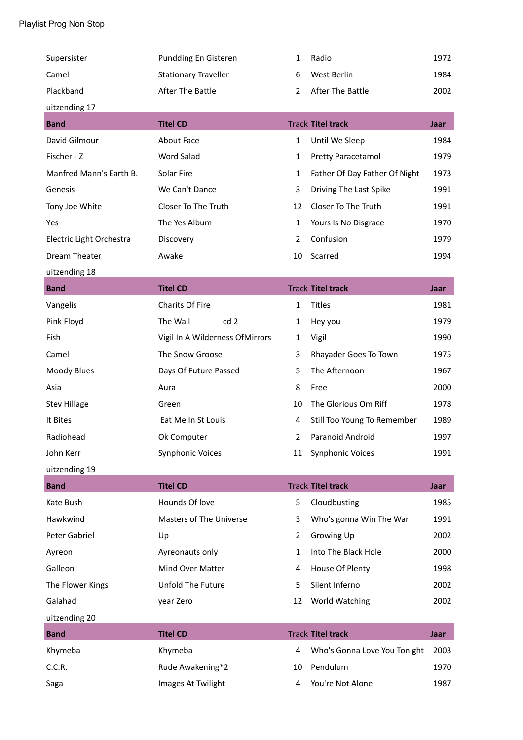Playlist Prog Non Stop

| | | | | |
|---|---|---|---|---|
| Supersister | Pundding En Gisteren | 1 | Radio | 1972 |
| Camel | Stationary Traveller | 6 | West Berlin | 1984 |
| Plackband | After The Battle | 2 | After The Battle | 2002 |

uitzending 17

| Band | Titel CD | Track | Titel track | Jaar |
|---|---|---|---|---|
| David Gilmour | About Face | 1 | Until We Sleep | 1984 |
| Fischer - Z | Word Salad | 1 | Pretty Paracetamol | 1979 |
| Manfred Mann's Earth B. | Solar Fire | 1 | Father Of Day Father Of Night | 1973 |
| Genesis | We Can't Dance | 3 | Driving The Last Spike | 1991 |
| Tony Joe White | Closer To The Truth | 12 | Closer To The Truth | 1991 |
| Yes | The Yes Album | 1 | Yours Is No Disgrace | 1970 |
| Electric Light Orchestra | Discovery | 2 | Confusion | 1979 |
| Dream Theater | Awake | 10 | Scarred | 1994 |

uitzending 18

| Band | Titel CD | Track | Titel track | Jaar |
|---|---|---|---|---|
| Vangelis | Charits Of Fire | 1 | Titles | 1981 |
| Pink Floyd | The Wall cd 2 | 1 | Hey you | 1979 |
| Fish | Vigil In A Wilderness OfMirrors | 1 | Vigil | 1990 |
| Camel | The Snow Groose | 3 | Rhayader Goes To Town | 1975 |
| Moody Blues | Days Of Future Passed | 5 | The Afternoon | 1967 |
| Asia | Aura | 8 | Free | 2000 |
| Stev Hillage | Green | 10 | The Glorious Om Riff | 1978 |
| It Bites | Eat Me In St Louis | 4 | Still Too Young To Remember | 1989 |
| Radiohead | Ok Computer | 2 | Paranoid Android | 1997 |
| John Kerr | Synphonic Voices | 11 | Synphonic Voices | 1991 |

uitzending 19

| Band | Titel CD | Track | Titel track | Jaar |
|---|---|---|---|---|
| Kate Bush | Hounds Of love | 5 | Cloudbusting | 1985 |
| Hawkwind | Masters of The Universe | 3 | Who's gonna Win The War | 1991 |
| Peter Gabriel | Up | 2 | Growing Up | 2002 |
| Ayreon | Ayreonauts only | 1 | Into The Black Hole | 2000 |
| Galleon | Mind Over Matter | 4 | House Of Plenty | 1998 |
| The Flower Kings | Unfold The Future | 5 | Silent Inferno | 2002 |
| Galahad | year Zero | 12 | World Watching | 2002 |

uitzending 20

| Band | Titel CD | Track | Titel track | Jaar |
|---|---|---|---|---|
| Khymeba | Khymeba | 4 | Who's Gonna Love You Tonight | 2003 |
| C.C.R. | Rude Awakening*2 | 10 | Pendulum | 1970 |
| Saga | Images At Twilight | 4 | You're Not Alone | 1987 |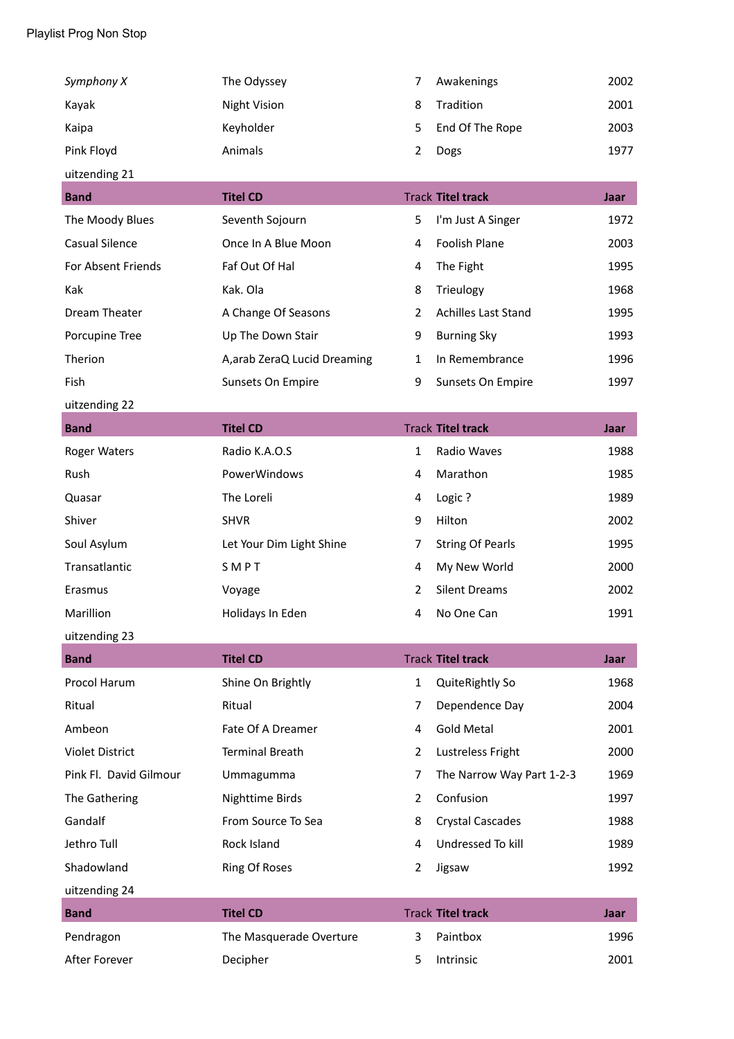Playlist Prog Non Stop

| | | | | |
|---|---|---|---|---|
| *Symphony X* | The Odyssey | 7 | Awakenings | 2002 |
| Kayak | Night Vision | 8 | Tradition | 2001 |
| Kaipa | Keyholder | 5 | End Of The Rope | 2003 |
| Pink Floyd | Animals | 2 | Dogs | 1977 |

uitzending 21

| Band | Titel CD | Track | Titel track | Jaar |
|---|---|---|---|---|
| The Moody Blues | Seventh Sojourn | 5 | I'm Just A Singer | 1972 |
| Casual Silence | Once In A Blue Moon | 4 | Foolish Plane | 2003 |
| For Absent Friends | Faf Out Of Hal | 4 | The Fight | 1995 |
| Kak | Kak. Ola | 8 | Trieulogy | 1968 |
| Dream Theater | A Change Of Seasons | 2 | Achilles Last Stand | 1995 |
| Porcupine Tree | Up The Down Stair | 9 | Burning Sky | 1993 |
| Therion | A,arab ZeraQ Lucid Dreaming | 1 | In Remembrance | 1996 |
| Fish | Sunsets On Empire | 9 | Sunsets On Empire | 1997 |

uitzending 22

| Band | Titel CD | Track | Titel track | Jaar |
|---|---|---|---|---|
| Roger Waters | Radio K.A.O.S | 1 | Radio Waves | 1988 |
| Rush | PowerWindows | 4 | Marathon | 1985 |
| Quasar | The Loreli | 4 | Logic ? | 1989 |
| Shiver | SHVR | 9 | Hilton | 2002 |
| Soul Asylum | Let Your Dim Light Shine | 7 | String Of Pearls | 1995 |
| Transatlantic | S M P T | 4 | My New World | 2000 |
| Erasmus | Voyage | 2 | Silent Dreams | 2002 |
| Marillion | Holidays In Eden | 4 | No One Can | 1991 |

uitzending 23

| Band | Titel CD | Track | Titel track | Jaar |
|---|---|---|---|---|
| Procol Harum | Shine On Brightly | 1 | QuiteRightly So | 1968 |
| Ritual | Ritual | 7 | Dependence Day | 2004 |
| Ambeon | Fate Of A Dreamer | 4 | Gold Metal | 2001 |
| Violet District | Terminal Breath | 2 | Lustreless Fright | 2000 |
| Pink Fl. David Gilmour | Ummagumma | 7 | The Narrow Way Part 1-2-3 | 1969 |
| The Gathering | Nighttime Birds | 2 | Confusion | 1997 |
| Gandalf | From Source To Sea | 8 | Crystal Cascades | 1988 |
| Jethro Tull | Rock Island | 4 | Undressed To kill | 1989 |
| Shadowland | Ring Of Roses | 2 | Jigsaw | 1992 |

uitzending 24

| Band | Titel CD | Track | Titel track | Jaar |
|---|---|---|---|---|
| Pendragon | The Masquerade Overture | 3 | Paintbox | 1996 |
| After Forever | Decipher | 5 | Intrinsic | 2001 |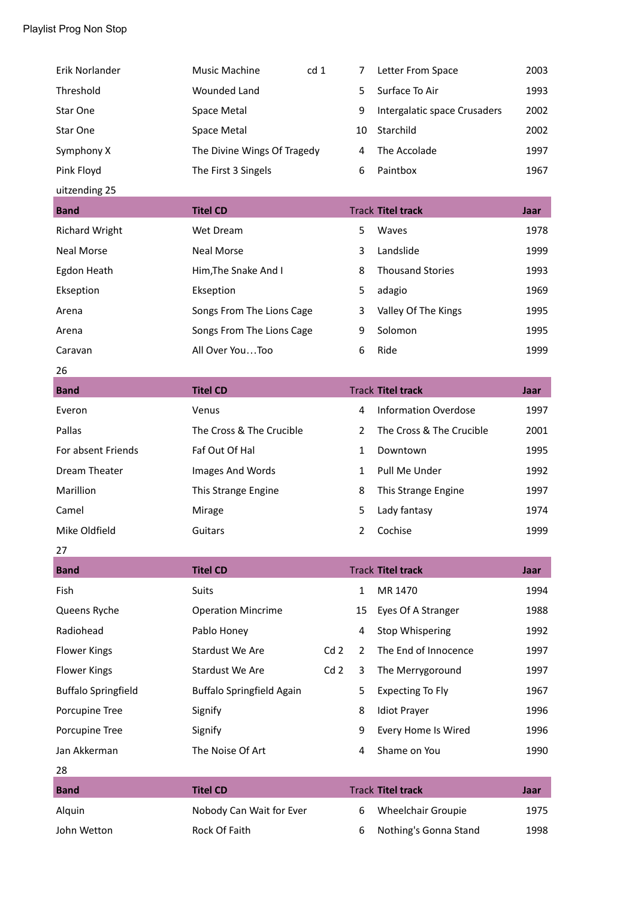Playlist Prog Non Stop

| | | | | | |
|---|---|---|---|---|---|
| Erik Norlander | Music Machine | cd 1 | 7 | Letter From Space | 2003 |
| Threshold | Wounded Land | | 5 | Surface To Air | 1993 |
| Star One | Space Metal | | 9 | Intergalatic space Crusaders | 2002 |
| Star One | Space Metal | | 10 | Starchild | 2002 |
| Symphony X | The Divine Wings Of Tragedy | | 4 | The Accolade | 1997 |
| Pink Floyd | The First 3 Singels | | 6 | Paintbox | 1967 |

uitzending 25

| Band | Titel CD | | Track | Titel track | Jaar |
|---|---|---|---|---|---|
| Richard Wright | Wet Dream | | 5 | Waves | 1978 |
| Neal Morse | Neal Morse | | 3 | Landslide | 1999 |
| Egdon Heath | Him,The Snake And I | | 8 | Thousand Stories | 1993 |
| Ekseption | Ekseption | | 5 | adagio | 1969 |
| Arena | Songs From The Lions Cage | | 3 | Valley Of The Kings | 1995 |
| Arena | Songs From The Lions Cage | | 9 | Solomon | 1995 |
| Caravan | All Over You…Too | | 6 | Ride | 1999 |

26

| Band | Titel CD | | Track | Titel track | Jaar |
|---|---|---|---|---|---|
| Everon | Venus | | 4 | Information Overdose | 1997 |
| Pallas | The Cross & The Crucible | | 2 | The Cross & The Crucible | 2001 |
| For absent Friends | Faf Out Of Hal | | 1 | Downtown | 1995 |
| Dream Theater | Images And Words | | 1 | Pull Me Under | 1992 |
| Marillion | This Strange Engine | | 8 | This Strange Engine | 1997 |
| Camel | Mirage | | 5 | Lady fantasy | 1974 |
| Mike Oldfield | Guitars | | 2 | Cochise | 1999 |

27

| Band | Titel CD | | Track | Titel track | Jaar |
|---|---|---|---|---|---|
| Fish | Suits | | 1 | MR 1470 | 1994 |
| Queens Ryche | Operation Mincrime | | 15 | Eyes Of A Stranger | 1988 |
| Radiohead | Pablo Honey | | 4 | Stop Whispering | 1992 |
| Flower Kings | Stardust We Are | Cd 2 | 2 | The End of Innocence | 1997 |
| Flower Kings | Stardust We Are | Cd 2 | 3 | The Merrygoround | 1997 |
| Buffalo Springfield | Buffalo Springfield Again | | 5 | Expecting To Fly | 1967 |
| Porcupine Tree | Signify | | 8 | Idiot Prayer | 1996 |
| Porcupine Tree | Signify | | 9 | Every Home Is Wired | 1996 |
| Jan Akkerman | The Noise Of Art | | 4 | Shame on You | 1990 |

28

| Band | Titel CD | | Track | Titel track | Jaar |
|---|---|---|---|---|---|
| Alquin | Nobody Can Wait for Ever | | 6 | Wheelchair Groupie | 1975 |
| John Wetton | Rock Of Faith | | 6 | Nothing's Gonna Stand | 1998 |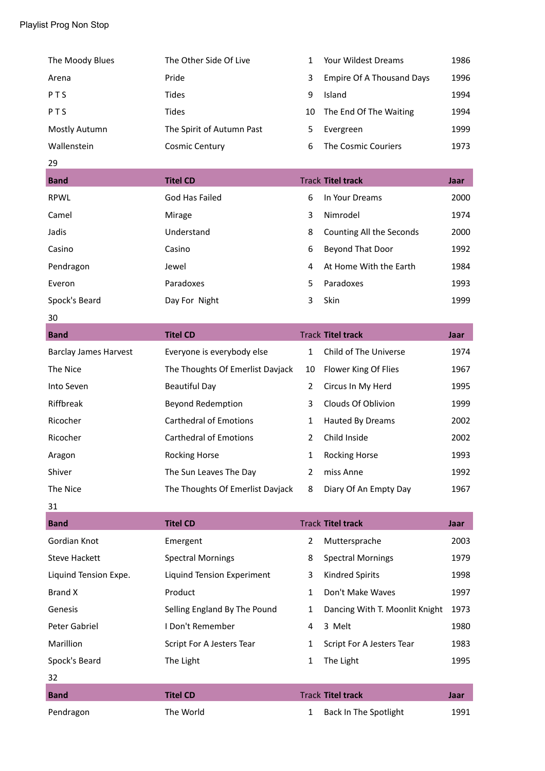Playlist Prog Non Stop

| | | | | |
|---|---|---|---|---|
| The Moody Blues | The Other Side Of Live | 1 | Your Wildest Dreams | 1986 |
| Arena | Pride | 3 | Empire Of A Thousand Days | 1996 |
| P T S | Tides | 9 | Island | 1994 |
| P T S | Tides | 10 | The End Of The Waiting | 1994 |
| Mostly Autumn | The Spirit of Autumn Past | 5 | Evergreen | 1999 |
| Wallenstein | Cosmic Century | 6 | The Cosmic Couriers | 1973 |

29

| **Band** | **Titel CD** | Track | **Titel track** | **Jaar** |
|---|---|---|---|---|
| RPWL | God Has Failed | 6 | In Your Dreams | 2000 |
| Camel | Mirage | 3 | Nimrodel | 1974 |
| Jadis | Understand | 8 | Counting All the Seconds | 2000 |
| Casino | Casino | 6 | Beyond That Door | 1992 |
| Pendragon | Jewel | 4 | At Home With the Earth | 1984 |
| Everon | Paradoxes | 5 | Paradoxes | 1993 |
| Spock's Beard | Day For  Night | 3 | Skin | 1999 |

30

| **Band** | **Titel CD** | Track | **Titel track** | **Jaar** |
|---|---|---|---|---|
| Barclay James Harvest | Everyone is everybody else | 1 | Child of The Universe | 1974 |
| The Nice | The Thoughts Of Emerlist Davjack | 10 | Flower King Of Flies | 1967 |
| Into Seven | Beautiful Day | 2 | Circus In My Herd | 1995 |
| Riffbreak | Beyond Redemption | 3 | Clouds Of Oblivion | 1999 |
| Ricocher | Carthedral of Emotions | 1 | Hauted By Dreams | 2002 |
| Ricocher | Carthedral of Emotions | 2 | Child Inside | 2002 |
| Aragon | Rocking Horse | 1 | Rocking Horse | 1993 |
| Shiver | The Sun Leaves The Day | 2 | miss Anne | 1992 |
| The Nice | The Thoughts Of Emerlist Davjack | 8 | Diary Of An Empty Day | 1967 |

31

| **Band** | **Titel CD** | Track | **Titel track** | **Jaar** |
|---|---|---|---|---|
| Gordian Knot | Emergent | 2 | Muttersprache | 2003 |
| Steve Hackett | Spectral Mornings | 8 | Spectral Mornings | 1979 |
| Liquind Tension Expe. | Liquind Tension Experiment | 3 | Kindred Spirits | 1998 |
| Brand X | Product | 1 | Don't Make Waves | 1997 |
| Genesis | Selling England By The Pound | 1 | Dancing With T. Moonlit Knight | 1973 |
| Peter Gabriel | I Don't Remember | 4 | 3  Melt | 1980 |
| Marillion | Script For A Jesters Tear | 1 | Script For A Jesters Tear | 1983 |
| Spock's Beard | The Light | 1 | The Light | 1995 |

32

| **Band** | **Titel CD** | Track | **Titel track** | **Jaar** |
|---|---|---|---|---|
| Pendragon | The World | 1 | Back In The Spotlight | 1991 |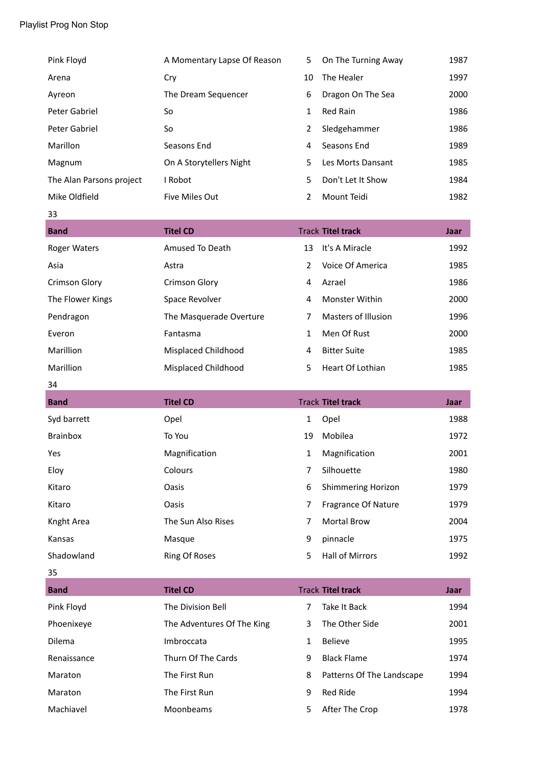Playlist Prog Non Stop

| Band | Titel CD | Track | Titel track | Jaar |
|---|---|---|---|---|
| Pink Floyd | A Momentary Lapse Of Reason | 5 | On The Turning Away | 1987 |
| Arena | Cry | 10 | The Healer | 1997 |
| Ayreon | The Dream Sequencer | 6 | Dragon On The Sea | 2000 |
| Peter Gabriel | So | 1 | Red Rain | 1986 |
| Peter Gabriel | So | 2 | Sledgehammer | 1986 |
| Marillon | Seasons End | 4 | Seasons End | 1989 |
| Magnum | On A Storytellers Night | 5 | Les Morts Dansant | 1985 |
| The Alan Parsons project | I Robot | 5 | Don't Let It Show | 1984 |
| Mike Oldfield | Five Miles Out | 2 | Mount Teidi | 1982 |

33

| Band | Titel CD | Track | Titel track | Jaar |
|---|---|---|---|---|
| Roger Waters | Amused To Death | 13 | It's A Miracle | 1992 |
| Asia | Astra | 2 | Voice Of America | 1985 |
| Crimson Glory | Crimson Glory | 4 | Azrael | 1986 |
| The Flower Kings | Space Revolver | 4 | Monster Within | 2000 |
| Pendragon | The Masquerade Overture | 7 | Masters of Illusion | 1996 |
| Everon | Fantasma | 1 | Men Of Rust | 2000 |
| Marillion | Misplaced Childhood | 4 | Bitter Suite | 1985 |
| Marillion | Misplaced Childhood | 5 | Heart Of Lothian | 1985 |

34

| Band | Titel CD | Track | Titel track | Jaar |
|---|---|---|---|---|
| Syd barrett | Opel | 1 | Opel | 1988 |
| Brainbox | To You | 19 | Mobilea | 1972 |
| Yes | Magnification | 1 | Magnification | 2001 |
| Eloy | Colours | 7 | Silhouette | 1980 |
| Kitaro | Oasis | 6 | Shimmering Horizon | 1979 |
| Kitaro | Oasis | 7 | Fragrance Of Nature | 1979 |
| Knght Area | The Sun Also Rises | 7 | Mortal Brow | 2004 |
| Kansas | Masque | 9 | pinnacle | 1975 |
| Shadowland | Ring Of Roses | 5 | Hall of Mirrors | 1992 |

35

| Band | Titel CD | Track | Titel track | Jaar |
|---|---|---|---|---|
| Pink Floyd | The Division Bell | 7 | Take It Back | 1994 |
| Phoenixeye | The Adventures Of The King | 3 | The Other Side | 2001 |
| Dilema | Imbroccata | 1 | Believe | 1995 |
| Renaissance | Thurn Of The Cards | 9 | Black Flame | 1974 |
| Maraton | The First Run | 8 | Patterns Of The Landscape | 1994 |
| Maraton | The First Run | 9 | Red Ride | 1994 |
| Machiavel | Moonbeams | 5 | After The Crop | 1978 |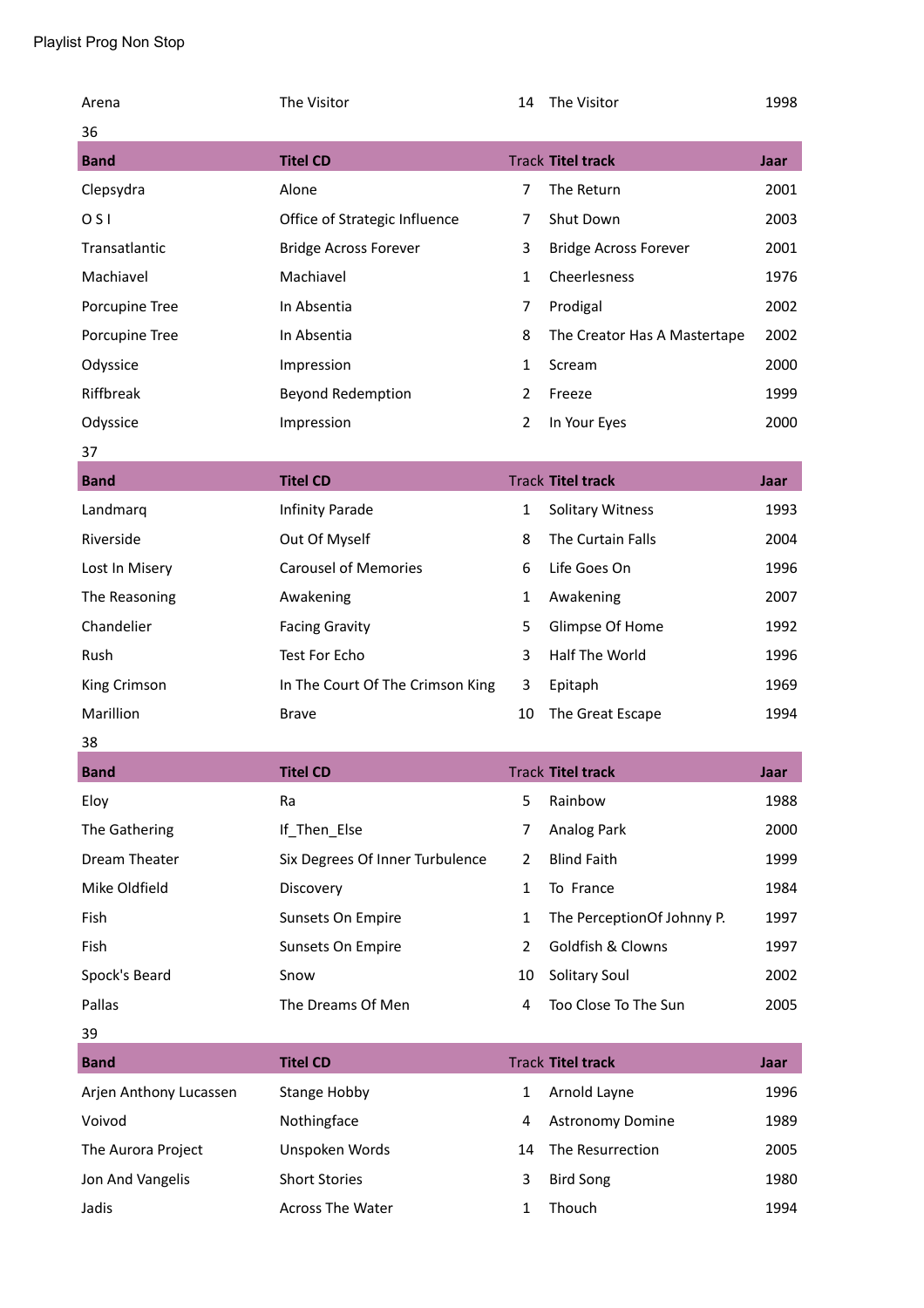Playlist Prog Non Stop

| | | | | |
|---|---|---|---|---|
| Arena | The Visitor | 14 | The Visitor | 1998 |

36

| Band | Titel CD | Track | Titel track | Jaar |
|---|---|---|---|---|
| Clepsydra | Alone | 7 | The Return | 2001 |
| O S I | Office of Strategic Influence | 7 | Shut Down | 2003 |
| Transatlantic | Bridge Across Forever | 3 | Bridge Across Forever | 2001 |
| Machiavel | Machiavel | 1 | Cheerlesness | 1976 |
| Porcupine Tree | In Absentia | 7 | Prodigal | 2002 |
| Porcupine Tree | In Absentia | 8 | The Creator Has A Mastertape | 2002 |
| Odyssice | Impression | 1 | Scream | 2000 |
| Riffbreak | Beyond Redemption | 2 | Freeze | 1999 |
| Odyssice | Impression | 2 | In Your Eyes | 2000 |

37

| Band | Titel CD | Track | Titel track | Jaar |
|---|---|---|---|---|
| Landmarq | Infinity Parade | 1 | Solitary Witness | 1993 |
| Riverside | Out Of Myself | 8 | The Curtain Falls | 2004 |
| Lost In Misery | Carousel of Memories | 6 | Life Goes On | 1996 |
| The Reasoning | Awakening | 1 | Awakening | 2007 |
| Chandelier | Facing Gravity | 5 | Glimpse Of Home | 1992 |
| Rush | Test For Echo | 3 | Half The World | 1996 |
| King Crimson | In The Court Of The Crimson King | 3 | Epitaph | 1969 |
| Marillion | Brave | 10 | The Great Escape | 1994 |

38

| Band | Titel CD | Track | Titel track | Jaar |
|---|---|---|---|---|
| Eloy | Ra | 5 | Rainbow | 1988 |
| The Gathering | If_Then_Else | 7 | Analog Park | 2000 |
| Dream Theater | Six Degrees Of Inner Turbulence | 2 | Blind Faith | 1999 |
| Mike Oldfield | Discovery | 1 | To France | 1984 |
| Fish | Sunsets On Empire | 1 | The PerceptionOf Johnny P. | 1997 |
| Fish | Sunsets On Empire | 2 | Goldfish & Clowns | 1997 |
| Spock's Beard | Snow | 10 | Solitary Soul | 2002 |
| Pallas | The Dreams Of Men | 4 | Too Close To The Sun | 2005 |

39

| Band | Titel CD | Track | Titel track | Jaar |
|---|---|---|---|---|
| Arjen Anthony Lucassen | Stange Hobby | 1 | Arnold Layne | 1996 |
| Voivod | Nothingface | 4 | Astronomy Domine | 1989 |
| The Aurora Project | Unspoken Words | 14 | The Resurrection | 2005 |
| Jon And Vangelis | Short Stories | 3 | Bird Song | 1980 |
| Jadis | Across The Water | 1 | Thouch | 1994 |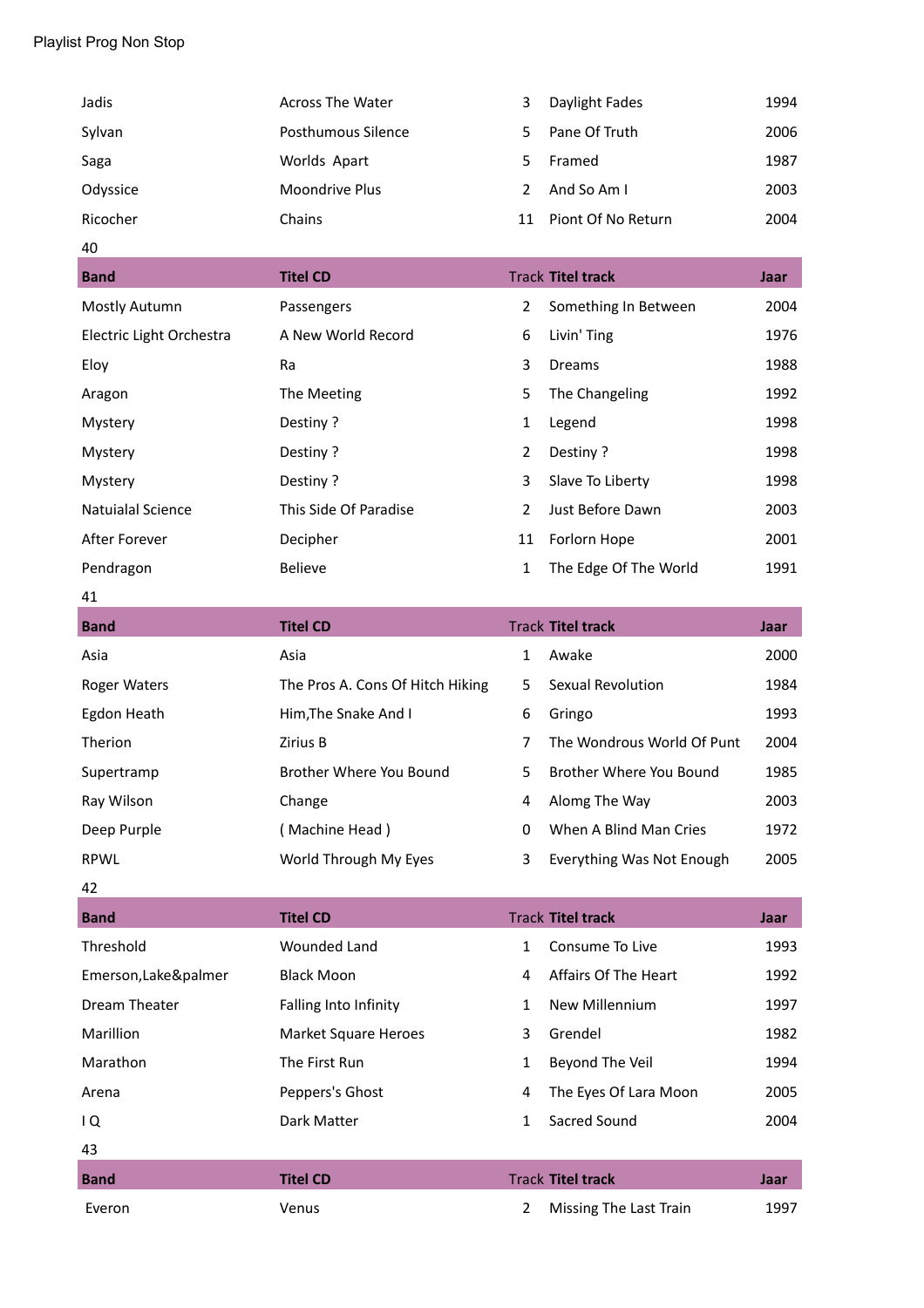Playlist Prog Non Stop

| | | | | |
|---|---|---|---|---|
| Jadis | Across The Water | 3 | Daylight Fades | 1994 |
| Sylvan | Posthumous Silence | 5 | Pane Of Truth | 2006 |
| Saga | Worlds Apart | 5 | Framed | 1987 |
| Odyssice | Moondrive Plus | 2 | And So Am I | 2003 |
| Ricocher | Chains | 11 | Piont Of No Return | 2004 |

40

| Band | Titel CD | Track | Titel track | Jaar |
|---|---|---|---|---|
| Mostly Autumn | Passengers | 2 | Something In Between | 2004 |
| Electric Light Orchestra | A New World Record | 6 | Livin' Ting | 1976 |
| Eloy | Ra | 3 | Dreams | 1988 |
| Aragon | The Meeting | 5 | The Changeling | 1992 |
| Mystery | Destiny ? | 1 | Legend | 1998 |
| Mystery | Destiny ? | 2 | Destiny ? | 1998 |
| Mystery | Destiny ? | 3 | Slave To Liberty | 1998 |
| Natuialal Science | This Side Of Paradise | 2 | Just Before Dawn | 2003 |
| After Forever | Decipher | 11 | Forlorn Hope | 2001 |
| Pendragon | Believe | 1 | The Edge Of The World | 1991 |

41

| Band | Titel CD | Track | Titel track | Jaar |
|---|---|---|---|---|
| Asia | Asia | 1 | Awake | 2000 |
| Roger Waters | The Pros A. Cons Of Hitch Hiking | 5 | Sexual Revolution | 1984 |
| Egdon Heath | Him,The Snake And I | 6 | Gringo | 1993 |
| Therion | Zirius B | 7 | The Wondrous World Of Punt | 2004 |
| Supertramp | Brother Where You Bound | 5 | Brother Where You Bound | 1985 |
| Ray Wilson | Change | 4 | Alomg The Way | 2003 |
| Deep Purple | ( Machine Head ) | 0 | When A Blind Man Cries | 1972 |
| RPWL | World Through My Eyes | 3 | Everything Was Not Enough | 2005 |

42

| Band | Titel CD | Track | Titel track | Jaar |
|---|---|---|---|---|
| Threshold | Wounded Land | 1 | Consume To Live | 1993 |
| Emerson,Lake&palmer | Black Moon | 4 | Affairs Of The Heart | 1992 |
| Dream Theater | Falling Into Infinity | 1 | New Millennium | 1997 |
| Marillion | Market Square Heroes | 3 | Grendel | 1982 |
| Marathon | The First Run | 1 | Beyond The Veil | 1994 |
| Arena | Peppers's Ghost | 4 | The Eyes Of Lara Moon | 2005 |
| I Q | Dark Matter | 1 | Sacred Sound | 2004 |

43

| Band | Titel CD | Track | Titel track | Jaar |
|---|---|---|---|---|
| Everon | Venus | 2 | Missing The Last Train | 1997 |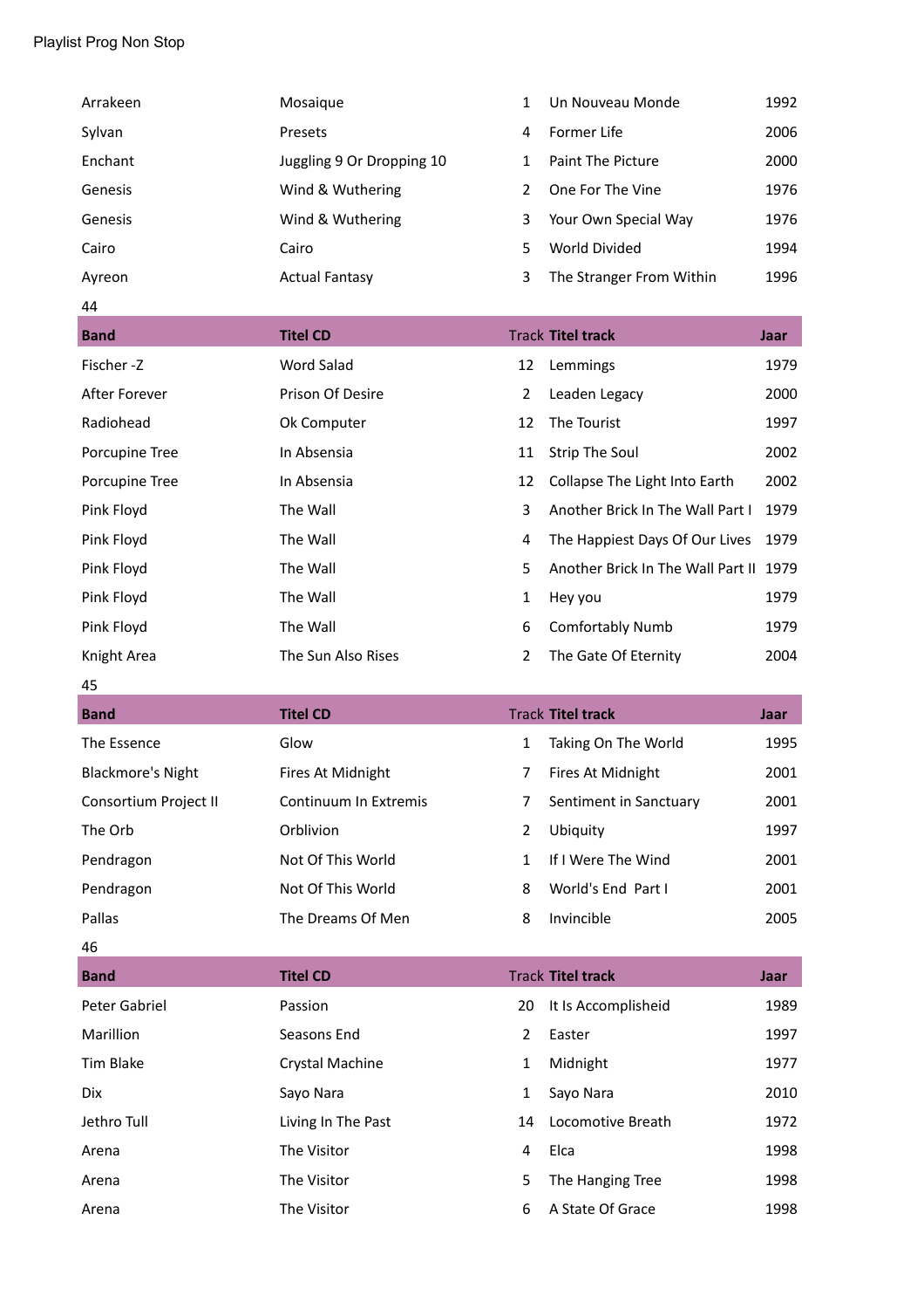Playlist Prog Non Stop

| | | | | |
|---|---|---|---|---|
| Arrakeen | Mosaique | 1 | Un Nouveau Monde | 1992 |
| Sylvan | Presets | 4 | Former Life | 2006 |
| Enchant | Juggling 9 Or Dropping 10 | 1 | Paint The Picture | 2000 |
| Genesis | Wind & Wuthering | 2 | One For The Vine | 1976 |
| Genesis | Wind & Wuthering | 3 | Your Own Special Way | 1976 |
| Cairo | Cairo | 5 | World Divided | 1994 |
| Ayreon | Actual Fantasy | 3 | The Stranger From Within | 1996 |

44

| Band | Titel CD | Track | Titel track | Jaar |
|---|---|---|---|---|
| Fischer -Z | Word Salad | 12 | Lemmings | 1979 |
| After Forever | Prison Of Desire | 2 | Leaden Legacy | 2000 |
| Radiohead | Ok Computer | 12 | The Tourist | 1997 |
| Porcupine Tree | In Absensia | 11 | Strip The Soul | 2002 |
| Porcupine Tree | In Absensia | 12 | Collapse The Light Into Earth | 2002 |
| Pink Floyd | The Wall | 3 | Another Brick In The Wall Part I | 1979 |
| Pink Floyd | The Wall | 4 | The Happiest Days Of Our Lives | 1979 |
| Pink Floyd | The Wall | 5 | Another Brick In The Wall Part II | 1979 |
| Pink Floyd | The Wall | 1 | Hey you | 1979 |
| Pink Floyd | The Wall | 6 | Comfortably Numb | 1979 |
| Knight Area | The Sun Also Rises | 2 | The Gate Of Eternity | 2004 |

45

| Band | Titel CD | Track | Titel track | Jaar |
|---|---|---|---|---|
| The Essence | Glow | 1 | Taking On The World | 1995 |
| Blackmore's Night | Fires At Midnight | 7 | Fires At Midnight | 2001 |
| Consortium Project II | Continuum In Extremis | 7 | Sentiment in Sanctuary | 2001 |
| The Orb | Orblivion | 2 | Ubiquity | 1997 |
| Pendragon | Not Of This World | 1 | If I Were The Wind | 2001 |
| Pendragon | Not Of This World | 8 | World's End Part I | 2001 |
| Pallas | The Dreams Of Men | 8 | Invincible | 2005 |

46

| Band | Titel CD | Track | Titel track | Jaar |
|---|---|---|---|---|
| Peter Gabriel | Passion | 20 | It Is Accomplisheid | 1989 |
| Marillion | Seasons End | 2 | Easter | 1997 |
| Tim Blake | Crystal Machine | 1 | Midnight | 1977 |
| Dix | Sayo Nara | 1 | Sayo Nara | 2010 |
| Jethro Tull | Living In The Past | 14 | Locomotive Breath | 1972 |
| Arena | The Visitor | 4 | Elca | 1998 |
| Arena | The Visitor | 5 | The Hanging Tree | 1998 |
| Arena | The Visitor | 6 | A State Of Grace | 1998 |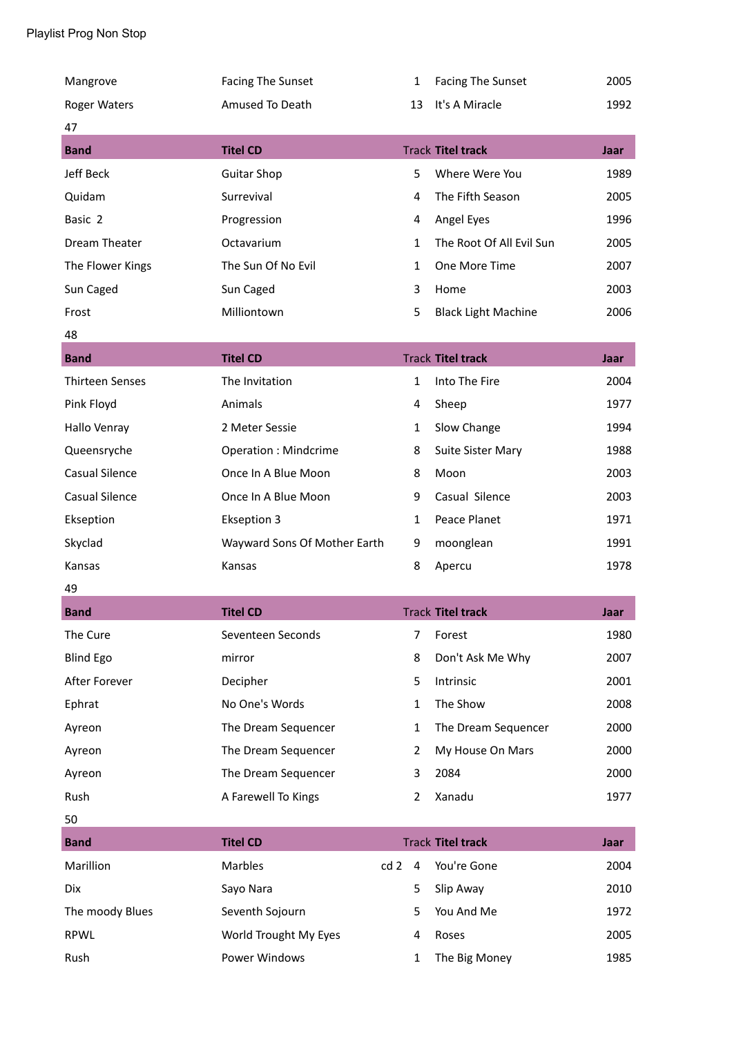Playlist Prog Non Stop

| | | | | |
|---|---|---|---|---|
| Mangrove | Facing The Sunset | 1 | Facing The Sunset | 2005 |
| Roger Waters | Amused To Death | 13 | It's A Miracle | 1992 |

47

| Band | Titel CD | Track | Titel track | Jaar |
|---|---|---|---|---|
| Jeff Beck | Guitar Shop | 5 | Where Were You | 1989 |
| Quidam | Surrevival | 4 | The Fifth Season | 2005 |
| Basic 2 | Progression | 4 | Angel Eyes | 1996 |
| Dream Theater | Octavarium | 1 | The Root Of All Evil Sun | 2005 |
| The Flower Kings | The Sun Of No Evil | 1 | One More Time | 2007 |
| Sun Caged | Sun Caged | 3 | Home | 2003 |
| Frost | Milliontown | 5 | Black Light Machine | 2006 |

48

| Band | Titel CD | Track | Titel track | Jaar |
|---|---|---|---|---|
| Thirteen Senses | The Invitation | 1 | Into The Fire | 2004 |
| Pink Floyd | Animals | 4 | Sheep | 1977 |
| Hallo Venray | 2 Meter Sessie | 1 | Slow Change | 1994 |
| Queensryche | Operation : Mindcrime | 8 | Suite Sister Mary | 1988 |
| Casual Silence | Once In A Blue Moon | 8 | Moon | 2003 |
| Casual Silence | Once In A Blue Moon | 9 | Casual Silence | 2003 |
| Ekseption | Ekseption 3 | 1 | Peace Planet | 1971 |
| Skyclad | Wayward Sons Of Mother Earth | 9 | moonglean | 1991 |
| Kansas | Kansas | 8 | Apercu | 1978 |

49

| Band | Titel CD | Track | Titel track | Jaar |
|---|---|---|---|---|
| The Cure | Seventeen Seconds | 7 | Forest | 1980 |
| Blind Ego | mirror | 8 | Don't Ask Me Why | 2007 |
| After Forever | Decipher | 5 | Intrinsic | 2001 |
| Ephrat | No One's Words | 1 | The Show | 2008 |
| Ayreon | The Dream Sequencer | 1 | The Dream Sequencer | 2000 |
| Ayreon | The Dream Sequencer | 2 | My House On Mars | 2000 |
| Ayreon | The Dream Sequencer | 3 | 2084 | 2000 |
| Rush | A Farewell To Kings | 2 | Xanadu | 1977 |

50

| Band | Titel CD | Track | Titel track | Jaar |
|---|---|---|---|---|
| Marillion | Marbles | cd 2 4 | You're Gone | 2004 |
| Dix | Sayo Nara | 5 | Slip Away | 2010 |
| The moody Blues | Seventh Sojourn | 5 | You And Me | 1972 |
| RPWL | World Trought My Eyes | 4 | Roses | 2005 |
| Rush | Power Windows | 1 | The Big Money | 1985 |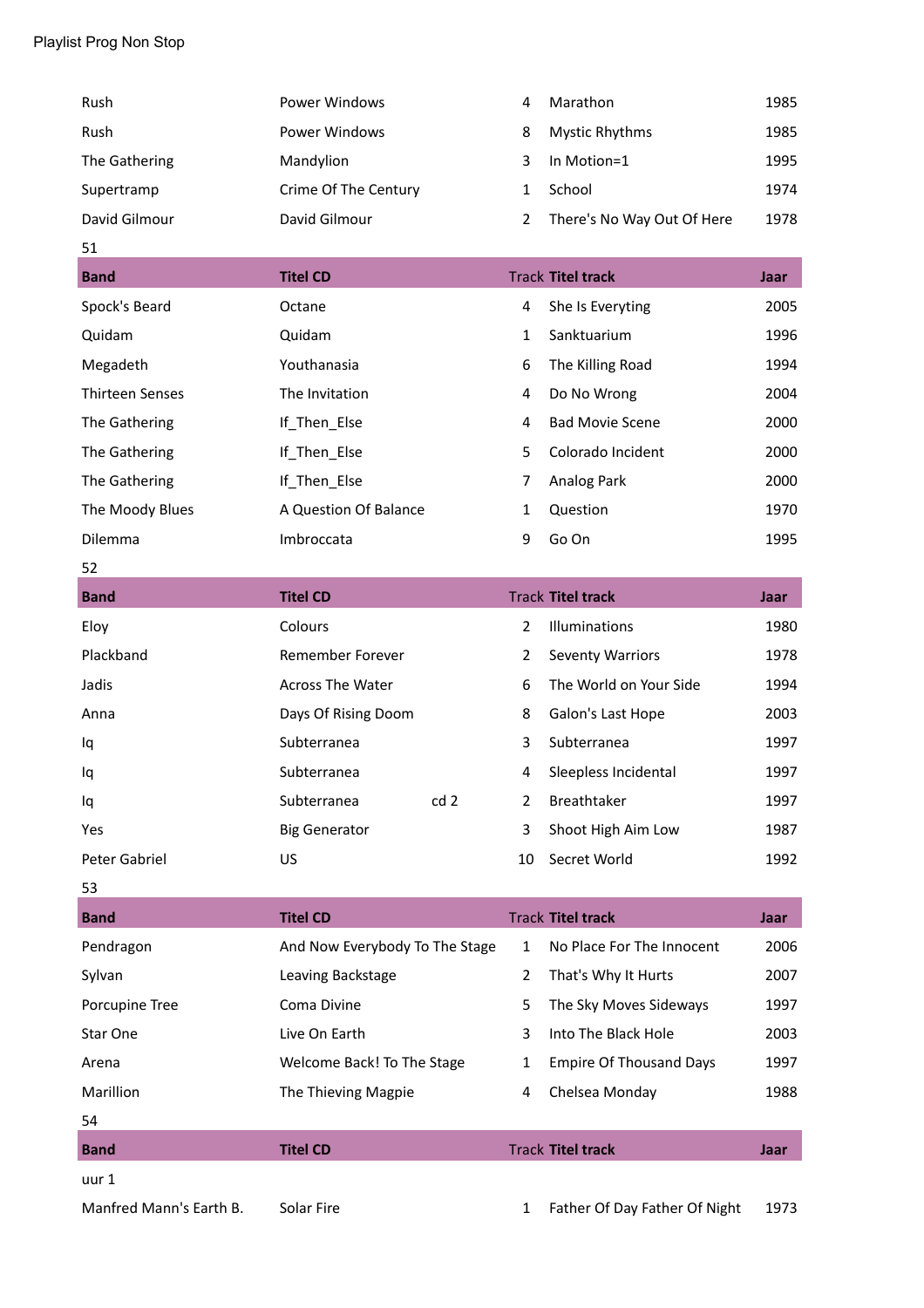Playlist Prog Non Stop

| | | | | |
|---|---|---|---|---|
| Rush | Power Windows | 4 | Marathon | 1985 |
| Rush | Power Windows | 8 | Mystic Rhythms | 1985 |
| The Gathering | Mandylion | 3 | In Motion=1 | 1995 |
| Supertramp | Crime Of The Century | 1 | School | 1974 |
| David Gilmour | David Gilmour | 2 | There's No Way Out Of Here | 1978 |

51

| Band | Titel CD | Track | Titel track | Jaar |
|---|---|---|---|---|
| Spock's Beard | Octane | 4 | She Is Everyting | 2005 |
| Quidam | Quidam | 1 | Sanktuarium | 1996 |
| Megadeth | Youthanasia | 6 | The Killing Road | 1994 |
| Thirteen Senses | The Invitation | 4 | Do No Wrong | 2004 |
| The Gathering | If_Then_Else | 4 | Bad Movie Scene | 2000 |
| The Gathering | If_Then_Else | 5 | Colorado Incident | 2000 |
| The Gathering | If_Then_Else | 7 | Analog Park | 2000 |
| The Moody Blues | A Question Of Balance | 1 | Question | 1970 |
| Dilemma | Imbroccata | 9 | Go On | 1995 |

52

| Band | Titel CD | Track | Titel track | Jaar |
|---|---|---|---|---|
| Eloy | Colours | 2 | Illuminations | 1980 |
| Plackband | Remember Forever | 2 | Seventy Warriors | 1978 |
| Jadis | Across The Water | 6 | The World on Your Side | 1994 |
| Anna | Days Of Rising Doom | 8 | Galon's Last Hope | 2003 |
| Iq | Subterranea | 3 | Subterranea | 1997 |
| Iq | Subterranea | 4 | Sleepless Incidental | 1997 |
| Iq | Subterranea cd 2 | 2 | Breathtaker | 1997 |
| Yes | Big Generator | 3 | Shoot High Aim Low | 1987 |
| Peter Gabriel | US | 10 | Secret World | 1992 |

53

| Band | Titel CD | Track | Titel track | Jaar |
|---|---|---|---|---|
| Pendragon | And Now Everybody To The Stage | 1 | No Place For The Innocent | 2006 |
| Sylvan | Leaving Backstage | 2 | That's Why It Hurts | 2007 |
| Porcupine Tree | Coma Divine | 5 | The Sky Moves Sideways | 1997 |
| Star One | Live On Earth | 3 | Into The Black Hole | 2003 |
| Arena | Welcome Back! To The Stage | 1 | Empire Of Thousand Days | 1997 |
| Marillion | The Thieving Magpie | 4 | Chelsea Monday | 1988 |

54

| Band | Titel CD | Track | Titel track | Jaar |
|---|---|---|---|---|
| uur 1 | | | | |
| Manfred Mann's Earth B. | Solar Fire | 1 | Father Of Day Father Of Night | 1973 |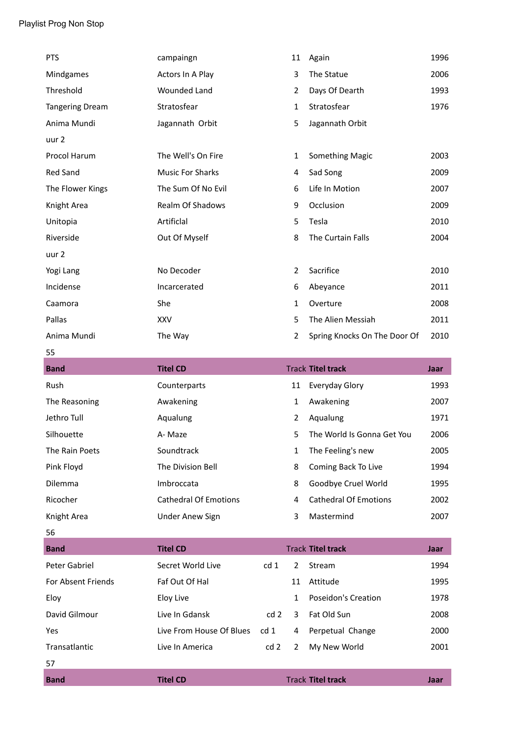Playlist Prog Non Stop

| | | | | | |
|---|---|---|---|---|---|
| PTS | campaingn | | 11 | Again | 1996 |
| Mindgames | Actors In A Play | | 3 | The Statue | 2006 |
| Threshold | Wounded Land | | 2 | Days Of Dearth | 1993 |
| Tangering Dream | Stratosfear | | 1 | Stratosfear | 1976 |
| Anima Mundi | Jagannath Orbit | | 5 | Jagannath Orbit | |
| uur 2 | | | | | |
| Procol Harum | The Well's On Fire | | 1 | Something Magic | 2003 |
| Red Sand | Music For Sharks | | 4 | Sad Song | 2009 |
| The Flower Kings | The Sum Of No Evil | | 6 | Life In Motion | 2007 |
| Knight Area | Realm Of Shadows | | 9 | Occlusion | 2009 |
| Unitopia | Artificial | | 5 | Tesla | 2010 |
| Riverside | Out Of Myself | | 8 | The Curtain Falls | 2004 |
| uur 2 | | | | | |
| Yogi Lang | No Decoder | | 2 | Sacrifice | 2010 |
| Incidense | Incarcerated | | 6 | Abeyance | 2011 |
| Caamora | She | | 1 | Overture | 2008 |
| Pallas | XXV | | 5 | The Alien Messiah | 2011 |
| Anima Mundi | The Way | | 2 | Spring Knocks On The Door Of | 2010 |

55

| Band | Titel CD | | Track | Titel track | Jaar |
|---|---|---|---|---|---|
| Rush | Counterparts | | 11 | Everyday Glory | 1993 |
| The Reasoning | Awakening | | 1 | Awakening | 2007 |
| Jethro Tull | Aqualung | | 2 | Aqualung | 1971 |
| Silhouette | A- Maze | | 5 | The World Is Gonna Get You | 2006 |
| The Rain Poets | Soundtrack | | 1 | The Feeling's new | 2005 |
| Pink Floyd | The Division Bell | | 8 | Coming Back To Live | 1994 |
| Dilemma | Imbroccata | | 8 | Goodbye Cruel World | 1995 |
| Ricocher | Cathedral Of Emotions | | 4 | Cathedral Of Emotions | 2002 |
| Knight Area | Under Anew Sign | | 3 | Mastermind | 2007 |

56

| Band | Titel CD | | Track | Titel track | Jaar |
|---|---|---|---|---|---|
| Peter Gabriel | Secret World Live | cd 1 | 2 | Stream | 1994 |
| For Absent Friends | Faf Out Of Hal | | 11 | Attitude | 1995 |
| Eloy | Eloy Live | | 1 | Poseidon's Creation | 1978 |
| David Gilmour | Live In Gdansk | cd 2 | 3 | Fat Old Sun | 2008 |
| Yes | Live From House Of Blues | cd 1 | 4 | Perpetual Change | 2000 |
| Transatlantic | Live In America | cd 2 | 2 | My New World | 2001 |

57

| Band | Titel CD | | Track | Titel track | Jaar |
|---|---|---|---|---|---|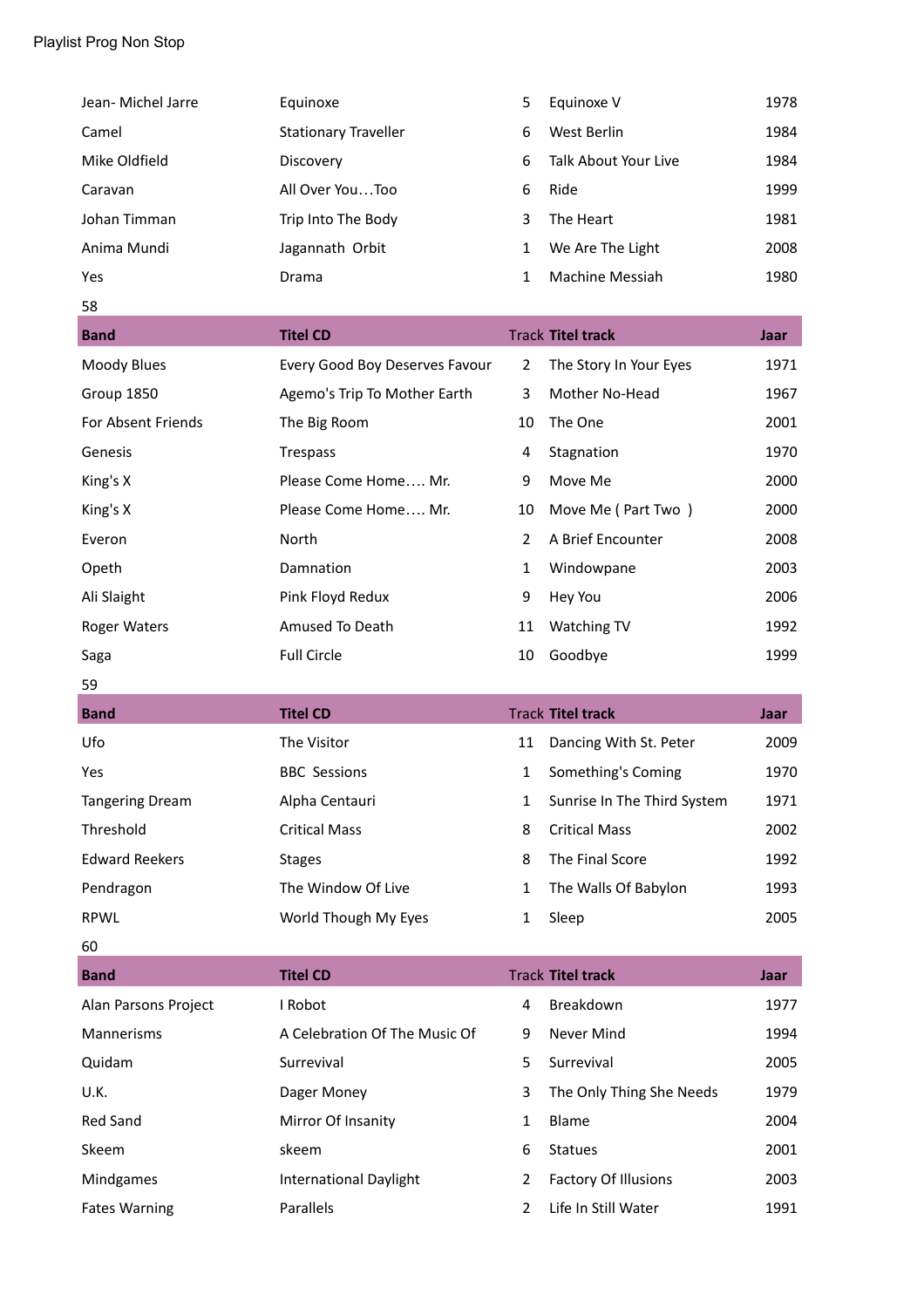Playlist Prog Non Stop

| | | | | |
|---|---|---|---|---|
| Jean- Michel Jarre | Equinoxe | 5 | Equinoxe V | 1978 |
| Camel | Stationary Traveller | 6 | West Berlin | 1984 |
| Mike Oldfield | Discovery | 6 | Talk About Your Live | 1984 |
| Caravan | All Over You…Too | 6 | Ride | 1999 |
| Johan Timman | Trip Into The Body | 3 | The Heart | 1981 |
| Anima Mundi | Jagannath Orbit | 1 | We Are The Light | 2008 |
| Yes | Drama | 1 | Machine Messiah | 1980 |

58

| Band | Titel CD | Track | Titel track | Jaar |
|---|---|---|---|---|
| Moody Blues | Every Good Boy Deserves Favour | 2 | The Story In Your Eyes | 1971 |
| Group 1850 | Agemo's Trip To Mother Earth | 3 | Mother No-Head | 1967 |
| For Absent Friends | The Big Room | 10 | The One | 2001 |
| Genesis | Trespass | 4 | Stagnation | 1970 |
| King's X | Please Come Home…. Mr. | 9 | Move Me | 2000 |
| King's X | Please Come Home…. Mr. | 10 | Move Me ( Part Two ) | 2000 |
| Everon | North | 2 | A Brief Encounter | 2008 |
| Opeth | Damnation | 1 | Windowpane | 2003 |
| Ali Slaight | Pink Floyd Redux | 9 | Hey You | 2006 |
| Roger Waters | Amused To Death | 11 | Watching TV | 1992 |
| Saga | Full Circle | 10 | Goodbye | 1999 |

59

| Band | Titel CD | Track | Titel track | Jaar |
|---|---|---|---|---|
| Ufo | The Visitor | 11 | Dancing With St. Peter | 2009 |
| Yes | BBC Sessions | 1 | Something's Coming | 1970 |
| Tangering Dream | Alpha Centauri | 1 | Sunrise In The Third System | 1971 |
| Threshold | Critical Mass | 8 | Critical Mass | 2002 |
| Edward Reekers | Stages | 8 | The Final Score | 1992 |
| Pendragon | The Window Of Live | 1 | The Walls Of Babylon | 1993 |
| RPWL | World Though My Eyes | 1 | Sleep | 2005 |

60

| Band | Titel CD | Track | Titel track | Jaar |
|---|---|---|---|---|
| Alan Parsons Project | I Robot | 4 | Breakdown | 1977 |
| Mannerisms | A Celebration Of The Music Of | 9 | Never Mind | 1994 |
| Quidam | Surrevival | 5 | Surrevival | 2005 |
| U.K. | Dager Money | 3 | The Only Thing She Needs | 1979 |
| Red Sand | Mirror Of Insanity | 1 | Blame | 2004 |
| Skeem | skeem | 6 | Statues | 2001 |
| Mindgames | International Daylight | 2 | Factory Of Illusions | 2003 |
| Fates Warning | Parallels | 2 | Life In Still Water | 1991 |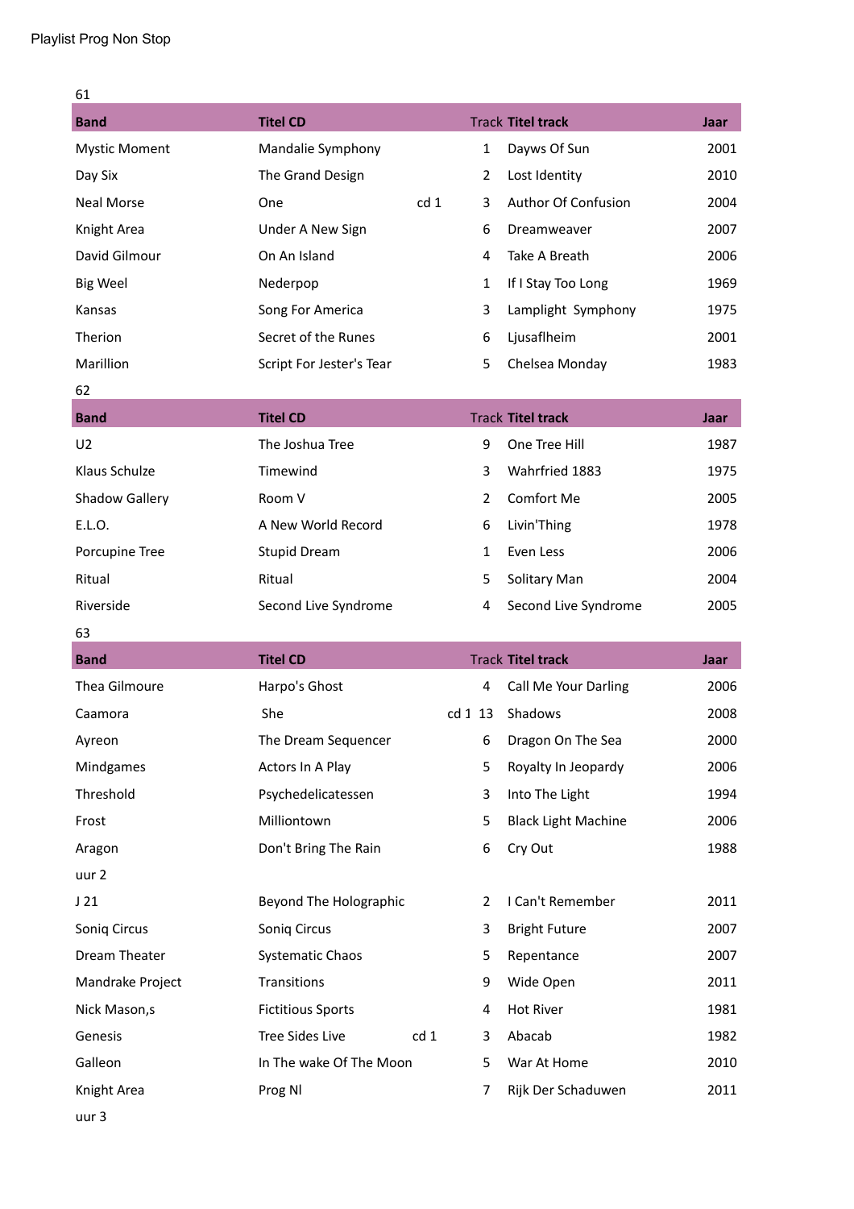Playlist Prog Non Stop

61

| Band | Titel CD | | Track | Titel track | Jaar |
|---|---|---|---|---|---|
| Mystic Moment | Mandalie Symphony | | 1 | Dayws Of Sun | 2001 |
| Day Six | The Grand Design | | 2 | Lost Identity | 2010 |
| Neal Morse | One | cd 1 | 3 | Author Of Confusion | 2004 |
| Knight Area | Under A New Sign | | 6 | Dreamweaver | 2007 |
| David Gilmour | On An Island | | 4 | Take A Breath | 2006 |
| Big Weel | Nederpop | | 1 | If I Stay Too Long | 1969 |
| Kansas | Song For America | | 3 | Lamplight Symphony | 1975 |
| Therion | Secret of the Runes | | 6 | Ljusaflheim | 2001 |
| Marillion | Script For Jester's Tear | | 5 | Chelsea Monday | 1983 |

62

| Band | Titel CD | | Track | Titel track | Jaar |
|---|---|---|---|---|---|
| U2 | The Joshua Tree | | 9 | One Tree Hill | 1987 |
| Klaus Schulze | Timewind | | 3 | Wahrfried 1883 | 1975 |
| Shadow Gallery | Room V | | 2 | Comfort Me | 2005 |
| E.L.O. | A New World Record | | 6 | Livin'Thing | 1978 |
| Porcupine Tree | Stupid Dream | | 1 | Even Less | 2006 |
| Ritual | Ritual | | 5 | Solitary Man | 2004 |
| Riverside | Second Live Syndrome | | 4 | Second Live Syndrome | 2005 |

63

| Band | Titel CD | | Track | Titel track | Jaar |
|---|---|---|---|---|---|
| Thea Gilmoure | Harpo's Ghost | | 4 | Call Me Your Darling | 2006 |
| Caamora | She | cd 1 | 13 | Shadows | 2008 |
| Ayreon | The Dream Sequencer | | 6 | Dragon On The Sea | 2000 |
| Mindgames | Actors In A Play | | 5 | Royalty In Jeopardy | 2006 |
| Threshold | Psychedelicatessen | | 3 | Into The Light | 1994 |
| Frost | Milliontown | | 5 | Black Light Machine | 2006 |
| Aragon | Don't Bring The Rain | | 6 | Cry Out | 1988 |
| uur 2 | | | | | |
| J 21 | Beyond The Holographic | | 2 | I Can't Remember | 2011 |
| Soniq Circus | Soniq Circus | | 3 | Bright Future | 2007 |
| Dream Theater | Systematic Chaos | | 5 | Repentance | 2007 |
| Mandrake Project | Transitions | | 9 | Wide Open | 2011 |
| Nick Mason,s | Fictitious Sports | | 4 | Hot River | 1981 |
| Genesis | Tree Sides Live | cd 1 | 3 | Abacab | 1982 |
| Galleon | In The wake Of The Moon | | 5 | War At Home | 2010 |
| Knight Area | Prog Nl | | 7 | Rijk Der Schaduwen | 2011 |
| uur 3 | | | | | |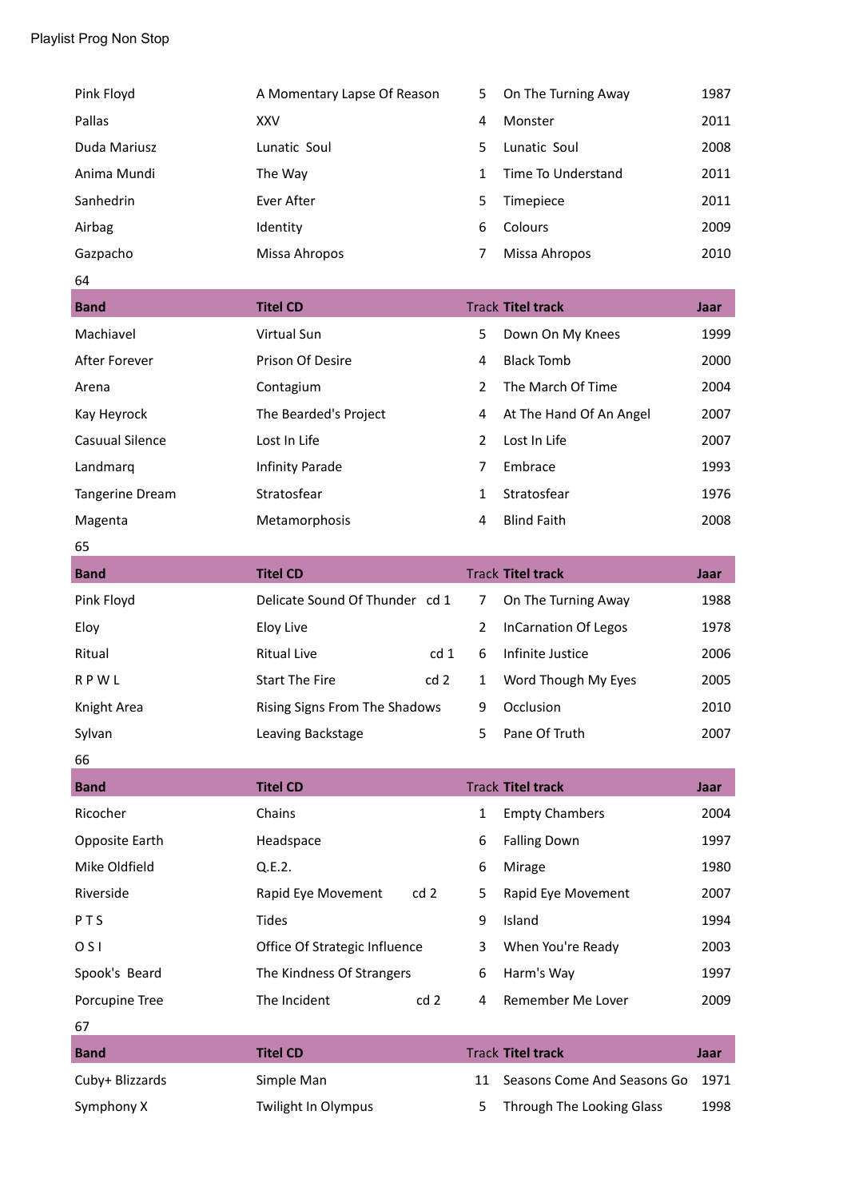Playlist Prog Non Stop

| | | | | |
|---|---|---|---|---|
| Pink Floyd | A Momentary Lapse Of Reason | 5 | On The Turning Away | 1987 |
| Pallas | XXV | 4 | Monster | 2011 |
| Duda Mariusz | Lunatic Soul | 5 | Lunatic Soul | 2008 |
| Anima Mundi | The Way | 1 | Time To Understand | 2011 |
| Sanhedrin | Ever After | 5 | Timepiece | 2011 |
| Airbag | Identity | 6 | Colours | 2009 |
| Gazpacho | Missa Ahropos | 7 | Missa Ahropos | 2010 |

64

| Band | Titel CD | Track | Titel track | Jaar |
|---|---|---|---|---|
| Machiavel | Virtual Sun | 5 | Down On My Knees | 1999 |
| After Forever | Prison Of Desire | 4 | Black Tomb | 2000 |
| Arena | Contagium | 2 | The March Of Time | 2004 |
| Kay Heyrock | The Bearded's Project | 4 | At The Hand Of An Angel | 2007 |
| Casuual Silence | Lost In Life | 2 | Lost In Life | 2007 |
| Landmarq | Infinity Parade | 7 | Embrace | 1993 |
| Tangerine Dream | Stratosfear | 1 | Stratosfear | 1976 |
| Magenta | Metamorphosis | 4 | Blind Faith | 2008 |

65

| Band | Titel CD | Track | Titel track | Jaar |
|---|---|---|---|---|
| Pink Floyd | Delicate Sound Of Thunder cd 1 | 7 | On The Turning Away | 1988 |
| Eloy | Eloy Live | 2 | InCarnation Of Legos | 1978 |
| Ritual | Ritual Live cd 1 | 6 | Infinite Justice | 2006 |
| R P W L | Start The Fire cd 2 | 1 | Word Though My Eyes | 2005 |
| Knight Area | Rising Signs From The Shadows | 9 | Occlusion | 2010 |
| Sylvan | Leaving Backstage | 5 | Pane Of Truth | 2007 |

66

| Band | Titel CD | Track | Titel track | Jaar |
|---|---|---|---|---|
| Ricocher | Chains | 1 | Empty Chambers | 2004 |
| Opposite Earth | Headspace | 6 | Falling Down | 1997 |
| Mike Oldfield | Q.E.2. | 6 | Mirage | 1980 |
| Riverside | Rapid Eye Movement cd 2 | 5 | Rapid Eye Movement | 2007 |
| P T S | Tides | 9 | Island | 1994 |
| O S I | Office Of Strategic Influence | 3 | When You're Ready | 2003 |
| Spook's Beard | The Kindness Of Strangers | 6 | Harm's Way | 1997 |
| Porcupine Tree | The Incident cd 2 | 4 | Remember Me Lover | 2009 |

67

| Band | Titel CD | Track | Titel track | Jaar |
|---|---|---|---|---|
| Cuby+ Blizzards | Simple Man | 11 | Seasons Come And Seasons Go | 1971 |
| Symphony X | Twilight In Olympus | 5 | Through The Looking Glass | 1998 |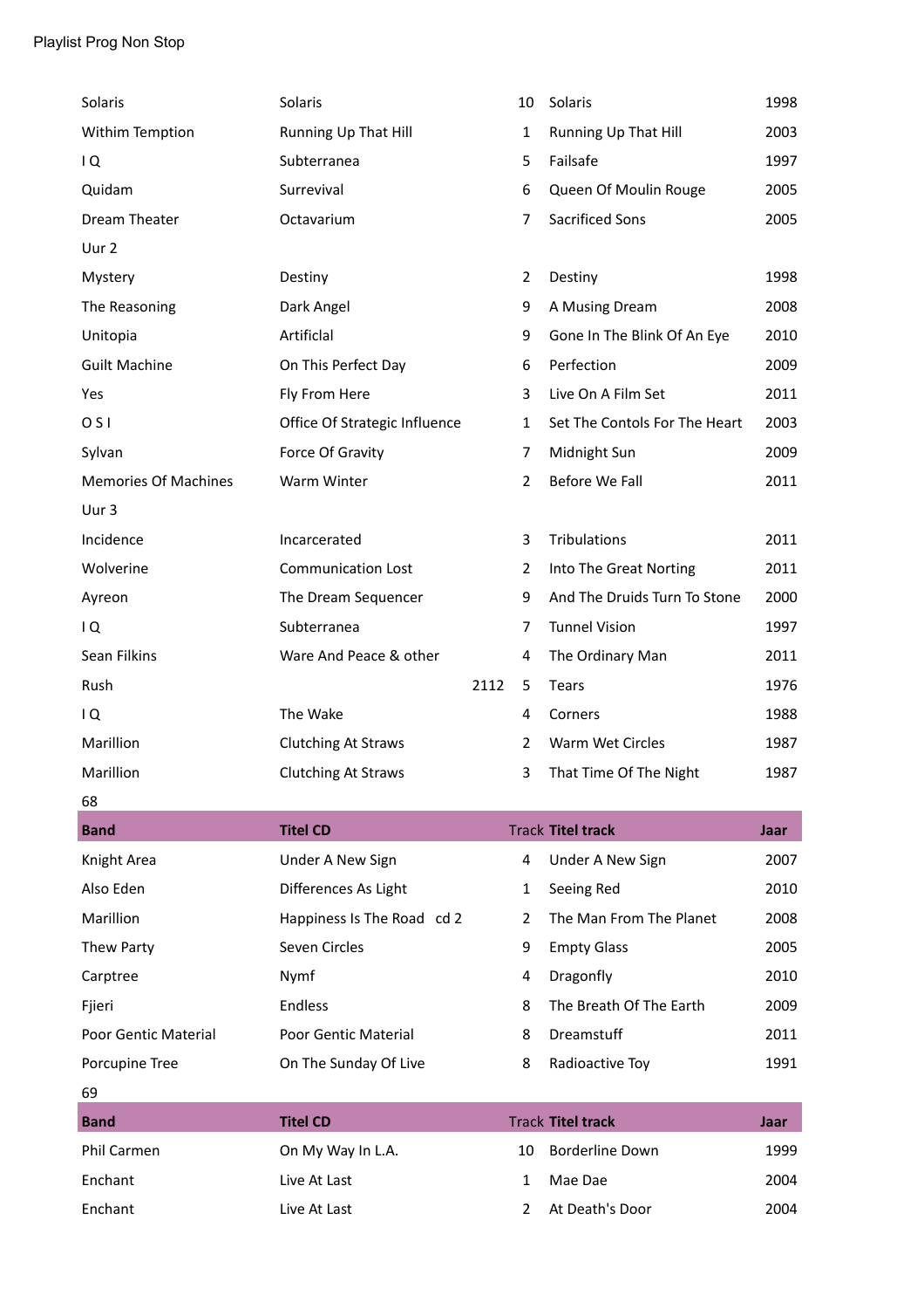Playlist Prog Non Stop

| | | | | |
|---|---|---|---|---|
| Solaris | Solaris | 10 | Solaris | 1998 |
| Withim Temption | Running Up That Hill | 1 | Running Up That Hill | 2003 |
| I Q | Subterranea | 5 | Failsafe | 1997 |
| Quidam | Surrevival | 6 | Queen Of Moulin Rouge | 2005 |
| Dream Theater | Octavarium | 7 | Sacrificed Sons | 2005 |
| Uur 2 | | | | |
| Mystery | Destiny | 2 | Destiny | 1998 |
| The Reasoning | Dark Angel | 9 | A Musing Dream | 2008 |
| Unitopia | Artificial | 9 | Gone In The Blink Of An Eye | 2010 |
| Guilt Machine | On This Perfect Day | 6 | Perfection | 2009 |
| Yes | Fly From Here | 3 | Live On A Film Set | 2011 |
| O S I | Office Of Strategic Influence | 1 | Set The Contols For The Heart | 2003 |
| Sylvan | Force Of Gravity | 7 | Midnight Sun | 2009 |
| Memories Of Machines | Warm Winter | 2 | Before We Fall | 2011 |
| Uur 3 | | | | |
| Incidence | Incarcerated | 3 | Tribulations | 2011 |
| Wolverine | Communication Lost | 2 | Into The Great Norting | 2011 |
| Ayreon | The Dream Sequencer | 9 | And The Druids Turn To Stone | 2000 |
| I Q | Subterranea | 7 | Tunnel Vision | 1997 |
| Sean Filkins | Ware And Peace & other | 4 | The Ordinary Man | 2011 |
| Rush | 2112 | 5 | Tears | 1976 |
| I Q | The Wake | 4 | Corners | 1988 |
| Marillion | Clutching At Straws | 2 | Warm Wet Circles | 1987 |
| Marillion | Clutching At Straws | 3 | That Time Of The Night | 1987 |

68

| **Band** | **Titel CD** | Track | **Titel track** | **Jaar** |
|---|---|---|---|---|
| Knight Area | Under A New Sign | 4 | Under A New Sign | 2007 |
| Also Eden | Differences As Light | 1 | Seeing Red | 2010 |
| Marillion | Happiness Is The Road cd 2 | 2 | The Man From The Planet | 2008 |
| Thew Party | Seven Circles | 9 | Empty Glass | 2005 |
| Carptree | Nymf | 4 | Dragonfly | 2010 |
| Fjieri | Endless | 8 | The Breath Of The Earth | 2009 |
| Poor Gentic Material | Poor Gentic Material | 8 | Dreamstuff | 2011 |
| Porcupine Tree | On The Sunday Of Live | 8 | Radioactive Toy | 1991 |

69

| **Band** | **Titel CD** | Track | **Titel track** | **Jaar** |
|---|---|---|---|---|
| Phil Carmen | On My Way In L.A. | 10 | Borderline Down | 1999 |
| Enchant | Live At Last | 1 | Mae Dae | 2004 |
| Enchant | Live At Last | 2 | At Death's Door | 2004 |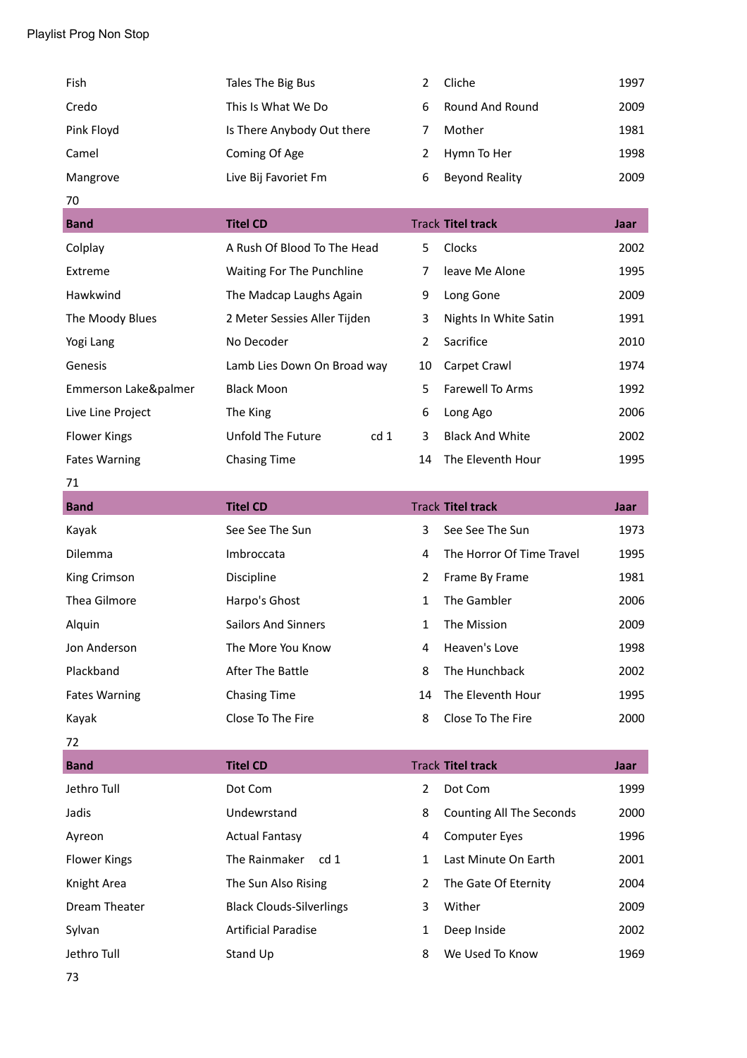Playlist Prog Non Stop

| Band | Titel CD | Track | Titel track | Jaar |
|---|---|---|---|---|
| Fish | Tales The Big Bus | 2 | Cliche | 1997 |
| Credo | This Is What We Do | 6 | Round And Round | 2009 |
| Pink Floyd | Is There Anybody Out there | 7 | Mother | 1981 |
| Camel | Coming Of Age | 2 | Hymn To Her | 1998 |
| Mangrove | Live Bij Favoriet Fm | 6 | Beyond Reality | 2009 |

70

| Band | Titel CD | Track | Titel track | Jaar |
|---|---|---|---|---|
| Colplay | A Rush Of Blood To The Head | 5 | Clocks | 2002 |
| Extreme | Waiting For The Punchline | 7 | leave Me Alone | 1995 |
| Hawkwind | The Madcap Laughs Again | 9 | Long Gone | 2009 |
| The Moody Blues | 2 Meter Sessies Aller Tijden | 3 | Nights In White Satin | 1991 |
| Yogi Lang | No Decoder | 2 | Sacrifice | 2010 |
| Genesis | Lamb Lies Down On Broad way | 10 | Carpet Crawl | 1974 |
| Emmerson Lake&palmer | Black Moon | 5 | Farewell To Arms | 1992 |
| Live Line Project | The King | 6 | Long Ago | 2006 |
| Flower Kings | Unfold The Future cd 1 | 3 | Black And White | 2002 |
| Fates Warning | Chasing Time | 14 | The Eleventh Hour | 1995 |

71

| Band | Titel CD | Track | Titel track | Jaar |
|---|---|---|---|---|
| Kayak | See See The Sun | 3 | See See The Sun | 1973 |
| Dilemma | Imbroccata | 4 | The Horror Of Time Travel | 1995 |
| King Crimson | Discipline | 2 | Frame By Frame | 1981 |
| Thea Gilmore | Harpo's Ghost | 1 | The Gambler | 2006 |
| Alquin | Sailors And Sinners | 1 | The Mission | 2009 |
| Jon Anderson | The More You Know | 4 | Heaven's Love | 1998 |
| Plackband | After The Battle | 8 | The Hunchback | 2002 |
| Fates Warning | Chasing Time | 14 | The Eleventh Hour | 1995 |
| Kayak | Close To The Fire | 8 | Close To The Fire | 2000 |

72

| Band | Titel CD | Track | Titel track | Jaar |
|---|---|---|---|---|
| Jethro Tull | Dot Com | 2 | Dot Com | 1999 |
| Jadis | Undewrstand | 8 | Counting All The Seconds | 2000 |
| Ayreon | Actual Fantasy | 4 | Computer Eyes | 1996 |
| Flower Kings | The Rainmaker cd 1 | 1 | Last Minute On Earth | 2001 |
| Knight Area | The Sun Also Rising | 2 | The Gate Of Eternity | 2004 |
| Dream Theater | Black Clouds-Silverlings | 3 | Wither | 2009 |
| Sylvan | Artificial Paradise | 1 | Deep Inside | 2002 |
| Jethro Tull | Stand Up | 8 | We Used To Know | 1969 |

73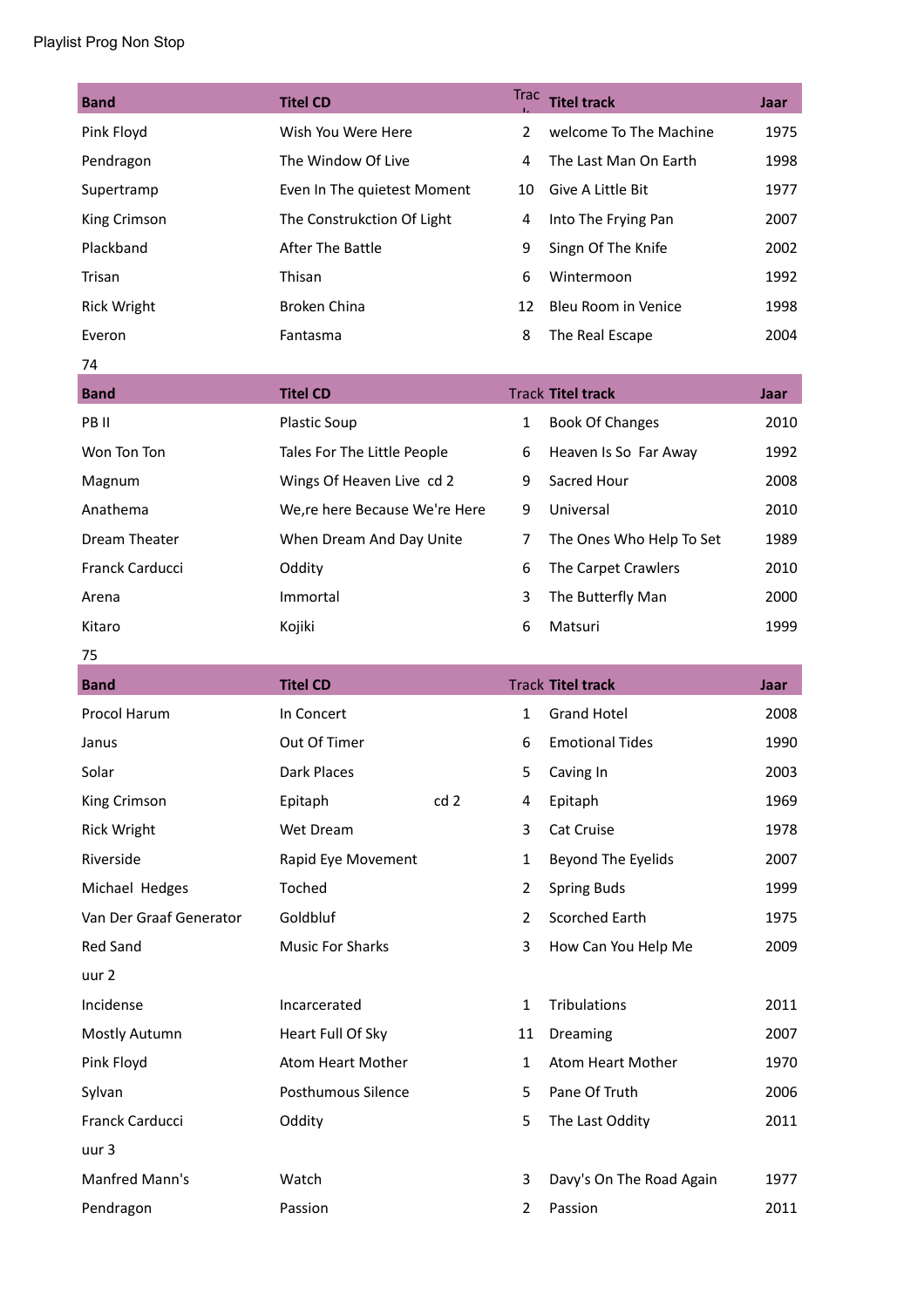Playlist Prog Non Stop

| Band | Titel CD | Track | Titel track | Jaar |
|---|---|---|---|---|
| Pink Floyd | Wish You Were Here | 2 | welcome To The Machine | 1975 |
| Pendragon | The Window Of Live | 4 | The Last Man On Earth | 1998 |
| Supertramp | Even In The quietest Moment | 10 | Give A Little Bit | 1977 |
| King Crimson | The Construkction Of Light | 4 | Into The Frying Pan | 2007 |
| Plackband | After The Battle | 9 | Singn Of The Knife | 2002 |
| Trisan | Thisan | 6 | Wintermoon | 1992 |
| Rick Wright | Broken China | 12 | Bleu Room in Venice | 1998 |
| Everon | Fantasma | 8 | The Real Escape | 2004 |

74

| Band | Titel CD | Track | Titel track | Jaar |
|---|---|---|---|---|
| PB II | Plastic Soup | 1 | Book Of Changes | 2010 |
| Won Ton Ton | Tales For The Little People | 6 | Heaven Is So Far Away | 1992 |
| Magnum | Wings Of Heaven Live cd 2 | 9 | Sacred Hour | 2008 |
| Anathema | We,re here Because We're Here | 9 | Universal | 2010 |
| Dream Theater | When Dream And Day Unite | 7 | The Ones Who Help To Set | 1989 |
| Franck Carducci | Oddity | 6 | The Carpet Crawlers | 2010 |
| Arena | Immortal | 3 | The Butterfly Man | 2000 |
| Kitaro | Kojiki | 6 | Matsuri | 1999 |

75

| Band | Titel CD | Track | Titel track | Jaar |
|---|---|---|---|---|
| Procol Harum | In Concert | 1 | Grand Hotel | 2008 |
| Janus | Out Of Timer | 6 | Emotional Tides | 1990 |
| Solar | Dark Places | 5 | Caving In | 2003 |
| King Crimson | Epitaph cd 2 | 4 | Epitaph | 1969 |
| Rick Wright | Wet Dream | 3 | Cat Cruise | 1978 |
| Riverside | Rapid Eye Movement | 1 | Beyond The Eyelids | 2007 |
| Michael Hedges | Toched | 2 | Spring Buds | 1999 |
| Van Der Graaf Generator | Goldbluf | 2 | Scorched Earth | 1975 |
| Red Sand | Music For Sharks | 3 | How Can You Help Me | 2009 |
| uur 2 | | | | |
| Incidense | Incarcerated | 1 | Tribulations | 2011 |
| Mostly Autumn | Heart Full Of Sky | 11 | Dreaming | 2007 |
| Pink Floyd | Atom Heart Mother | 1 | Atom Heart Mother | 1970 |
| Sylvan | Posthumous Silence | 5 | Pane Of Truth | 2006 |
| Franck Carducci | Oddity | 5 | The Last Oddity | 2011 |
| uur 3 | | | | |
| Manfred Mann's | Watch | 3 | Davy's On The Road Again | 1977 |
| Pendragon | Passion | 2 | Passion | 2011 |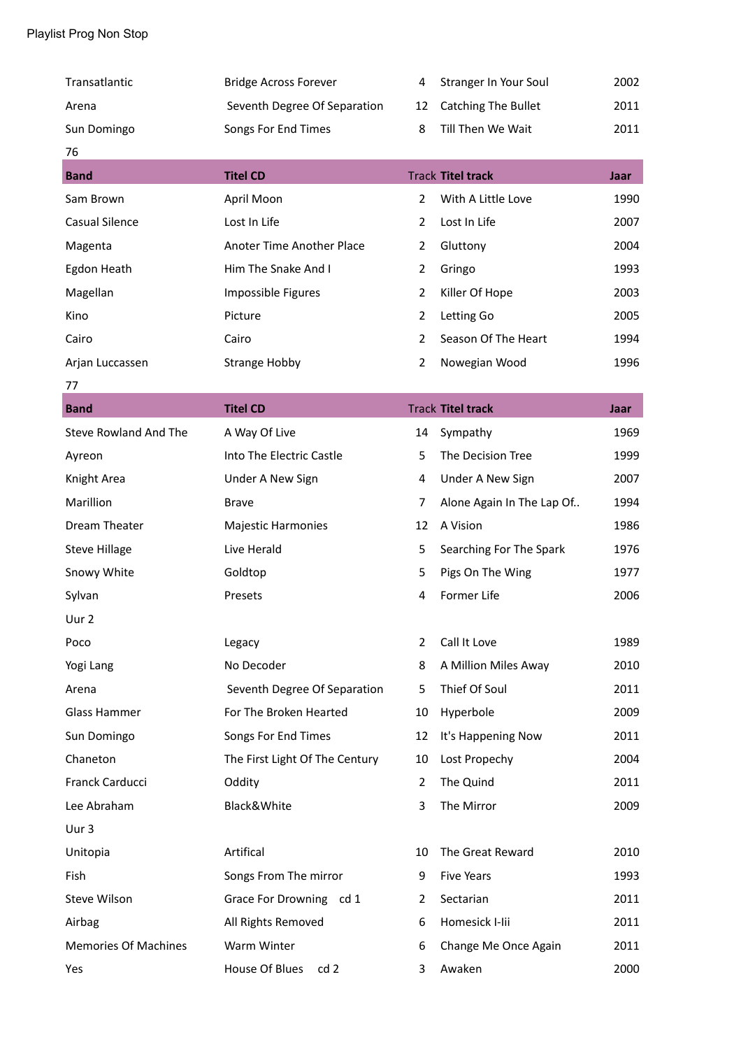Playlist Prog Non Stop

| | | | | |
|---|---|---|---|---|
| Transatlantic | Bridge Across Forever | 4 | Stranger In Your Soul | 2002 |
| Arena | Seventh Degree Of Separation | 12 | Catching The Bullet | 2011 |
| Sun Domingo | Songs For End Times | 8 | Till Then We Wait | 2011 |

76

| Band | Titel CD | Track | Titel track | Jaar |
|---|---|---|---|---|
| Sam Brown | April Moon | 2 | With A Little Love | 1990 |
| Casual Silence | Lost In Life | 2 | Lost In Life | 2007 |
| Magenta | Anoter Time Another Place | 2 | Gluttony | 2004 |
| Egdon Heath | Him The Snake And I | 2 | Gringo | 1993 |
| Magellan | Impossible Figures | 2 | Killer Of Hope | 2003 |
| Kino | Picture | 2 | Letting Go | 2005 |
| Cairo | Cairo | 2 | Season Of The Heart | 1994 |
| Arjan Luccassen | Strange Hobby | 2 | Nowegian Wood | 1996 |

77

| Band | Titel CD | Track | Titel track | Jaar |
|---|---|---|---|---|
| Steve Rowland And The | A Way Of Live | 14 | Sympathy | 1969 |
| Ayreon | Into The Electric Castle | 5 | The Decision Tree | 1999 |
| Knight Area | Under A New Sign | 4 | Under A New Sign | 2007 |
| Marillion | Brave | 7 | Alone Again In The Lap Of.. | 1994 |
| Dream Theater | Majestic Harmonies | 12 | A Vision | 1986 |
| Steve Hillage | Live Herald | 5 | Searching For The Spark | 1976 |
| Snowy White | Goldtop | 5 | Pigs On The Wing | 1977 |
| Sylvan | Presets | 4 | Former Life | 2006 |
| Uur 2 | | | | |
| Poco | Legacy | 2 | Call It Love | 1989 |
| Yogi Lang | No Decoder | 8 | A Million Miles Away | 2010 |
| Arena | Seventh Degree Of Separation | 5 | Thief Of Soul | 2011 |
| Glass Hammer | For The Broken Hearted | 10 | Hyperbole | 2009 |
| Sun Domingo | Songs For End Times | 12 | It's Happening Now | 2011 |
| Chaneton | The First Light Of The Century | 10 | Lost Propechy | 2004 |
| Franck Carducci | Oddity | 2 | The Quind | 2011 |
| Lee Abraham | Black&White | 3 | The Mirror | 2009 |
| Uur 3 | | | | |
| Unitopia | Artifical | 10 | The Great Reward | 2010 |
| Fish | Songs From The mirror | 9 | Five Years | 1993 |
| Steve Wilson | Grace For Drowning cd 1 | 2 | Sectarian | 2011 |
| Airbag | All Rights Removed | 6 | Homesick I-Iii | 2011 |
| Memories Of Machines | Warm Winter | 6 | Change Me Once Again | 2011 |
| Yes | House Of Blues cd 2 | 3 | Awaken | 2000 |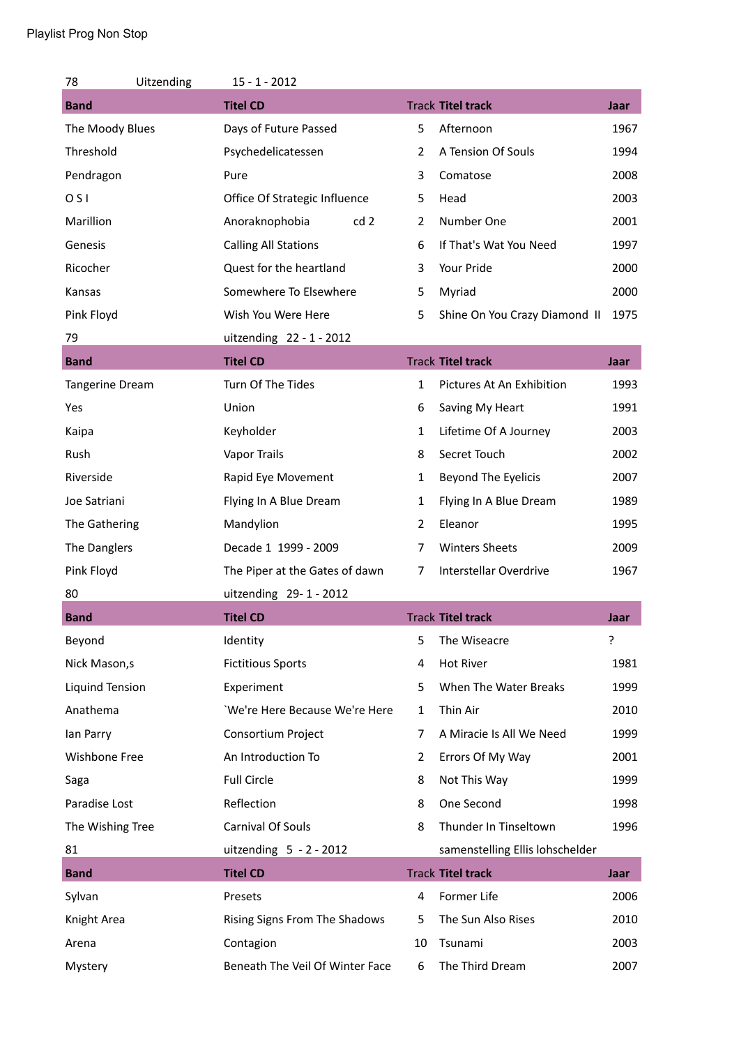Playlist Prog Non Stop

78 Uitzending 15 - 1 - 2012

| Band | Titel CD | Track | Titel track | Jaar |
|---|---|---|---|---|
| The Moody Blues | Days of Future Passed | 5 | Afternoon | 1967 |
| Threshold | Psychedelicatessen | 2 | A Tension Of Souls | 1994 |
| Pendragon | Pure | 3 | Comatose | 2008 |
| O S I | Office Of Strategic Influence | 5 | Head | 2003 |
| Marillion | Anoraknophobia cd 2 | 2 | Number One | 2001 |
| Genesis | Calling All Stations | 6 | If That's Wat You Need | 1997 |
| Ricocher | Quest for the heartland | 3 | Your Pride | 2000 |
| Kansas | Somewhere To Elsewhere | 5 | Myriad | 2000 |
| Pink Floyd | Wish You Were Here | 5 | Shine On You Crazy Diamond II | 1975 |

79 uitzending 22 - 1 - 2012

| Band | Titel CD | Track | Titel track | Jaar |
|---|---|---|---|---|
| Tangerine Dream | Turn Of The Tides | 1 | Pictures At An Exhibition | 1993 |
| Yes | Union | 6 | Saving My Heart | 1991 |
| Kaipa | Keyholder | 1 | Lifetime Of A Journey | 2003 |
| Rush | Vapor Trails | 8 | Secret Touch | 2002 |
| Riverside | Rapid Eye Movement | 1 | Beyond The Eyelicis | 2007 |
| Joe Satriani | Flying In A Blue Dream | 1 | Flying In A Blue Dream | 1989 |
| The Gathering | Mandylion | 2 | Eleanor | 1995 |
| The Danglers | Decade 1 1999 - 2009 | 7 | Winters Sheets | 2009 |
| Pink Floyd | The Piper at the Gates of dawn | 7 | Interstellar Overdrive | 1967 |

80 uitzending 29- 1 - 2012

| Band | Titel CD | Track | Titel track | Jaar |
|---|---|---|---|---|
| Beyond | Identity | 5 | The Wiseacre | ? |
| Nick Mason,s | Fictitious Sports | 4 | Hot River | 1981 |
| Liquind Tension | Experiment | 5 | When The Water Breaks | 1999 |
| Anathema | `We're Here Because We're Here | 1 | Thin Air | 2010 |
| Ian Parry | Consortium Project | 7 | A Miracie Is All We Need | 1999 |
| Wishbone Free | An Introduction To | 2 | Errors Of My Way | 2001 |
| Saga | Full Circle | 8 | Not This Way | 1999 |
| Paradise Lost | Reflection | 8 | One Second | 1998 |
| The Wishing Tree | Carnival Of Souls | 8 | Thunder In Tinseltown | 1996 |

81 uitzending 5 - 2 - 2012 samenstelling Ellis lohschelder

| Band | Titel CD | Track | Titel track | Jaar |
|---|---|---|---|---|
| Sylvan | Presets | 4 | Former Life | 2006 |
| Knight Area | Rising Signs From The Shadows | 5 | The Sun Also Rises | 2010 |
| Arena | Contagion | 10 | Tsunami | 2003 |
| Mystery | Beneath The Veil Of Winter Face | 6 | The Third Dream | 2007 |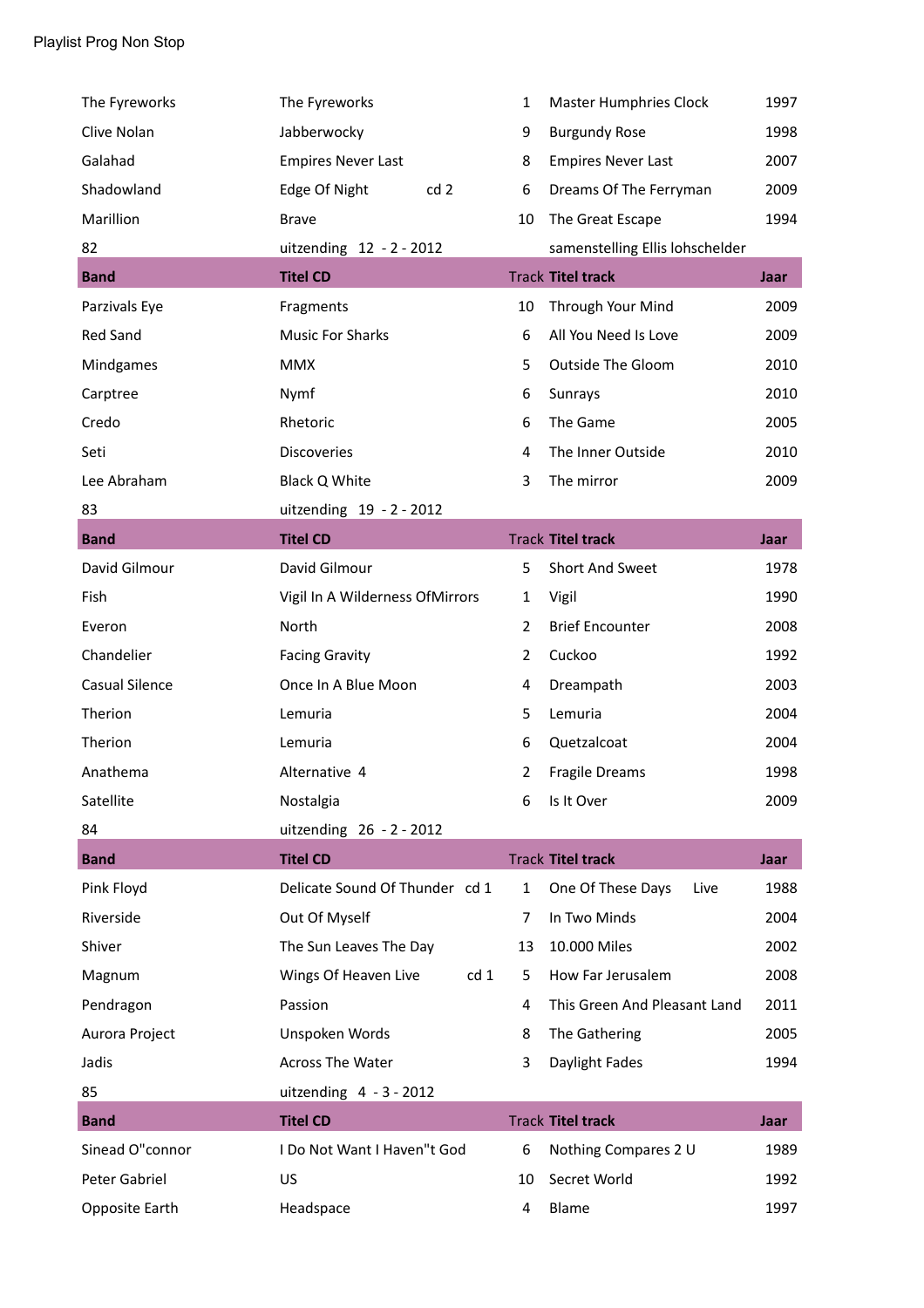Playlist Prog Non Stop

| | | | | |
|---|---|---|---|---|
| The Fyreworks | The Fyreworks | 1 | Master Humphries Clock | 1997 |
| Clive Nolan | Jabberwocky | 9 | Burgundy Rose | 1998 |
| Galahad | Empires Never Last | 8 | Empires Never Last | 2007 |
| Shadowland | Edge Of Night cd 2 | 6 | Dreams Of The Ferryman | 2009 |
| Marillion | Brave | 10 | The Great Escape | 1994 |
| 82 | uitzending 12 - 2 - 2012 | | samenstelling Ellis lohschelder | |

| Band | Titel CD | Track | Titel track | Jaar |
|---|---|---|---|---|
| Parzivals Eye | Fragments | 10 | Through Your Mind | 2009 |
| Red Sand | Music For Sharks | 6 | All You Need Is Love | 2009 |
| Mindgames | MMX | 5 | Outside The Gloom | 2010 |
| Carptree | Nymf | 6 | Sunrays | 2010 |
| Credo | Rhetoric | 6 | The Game | 2005 |
| Seti | Discoveries | 4 | The Inner Outside | 2010 |
| Lee Abraham | Black Q White | 3 | The mirror | 2009 |
| 83 | uitzending 19 - 2 - 2012 | | | |

| Band | Titel CD | Track | Titel track | Jaar |
|---|---|---|---|---|
| David Gilmour | David Gilmour | 5 | Short And Sweet | 1978 |
| Fish | Vigil In A Wilderness OfMirrors | 1 | Vigil | 1990 |
| Everon | North | 2 | Brief Encounter | 2008 |
| Chandelier | Facing Gravity | 2 | Cuckoo | 1992 |
| Casual Silence | Once In A Blue Moon | 4 | Dreampath | 2003 |
| Therion | Lemuria | 5 | Lemuria | 2004 |
| Therion | Lemuria | 6 | Quetzalcoat | 2004 |
| Anathema | Alternative 4 | 2 | Fragile Dreams | 1998 |
| Satellite | Nostalgia | 6 | Is It Over | 2009 |
| 84 | uitzending 26 - 2 - 2012 | | | |

| Band | Titel CD | Track | Titel track | Jaar |
|---|---|---|---|---|
| Pink Floyd | Delicate Sound Of Thunder cd 1 | 1 | One Of These Days Live | 1988 |
| Riverside | Out Of Myself | 7 | In Two Minds | 2004 |
| Shiver | The Sun Leaves The Day | 13 | 10.000 Miles | 2002 |
| Magnum | Wings Of Heaven Live cd 1 | 5 | How Far Jerusalem | 2008 |
| Pendragon | Passion | 4 | This Green And Pleasant Land | 2011 |
| Aurora Project | Unspoken Words | 8 | The Gathering | 2005 |
| Jadis | Across The Water | 3 | Daylight Fades | 1994 |
| 85 | uitzending 4 - 3 - 2012 | | | |

| Band | Titel CD | Track | Titel track | Jaar |
|---|---|---|---|---|
| Sinead O"connor | I Do Not Want I Haven"t God | 6 | Nothing Compares 2 U | 1989 |
| Peter Gabriel | US | 10 | Secret World | 1992 |
| Opposite Earth | Headspace | 4 | Blame | 1997 |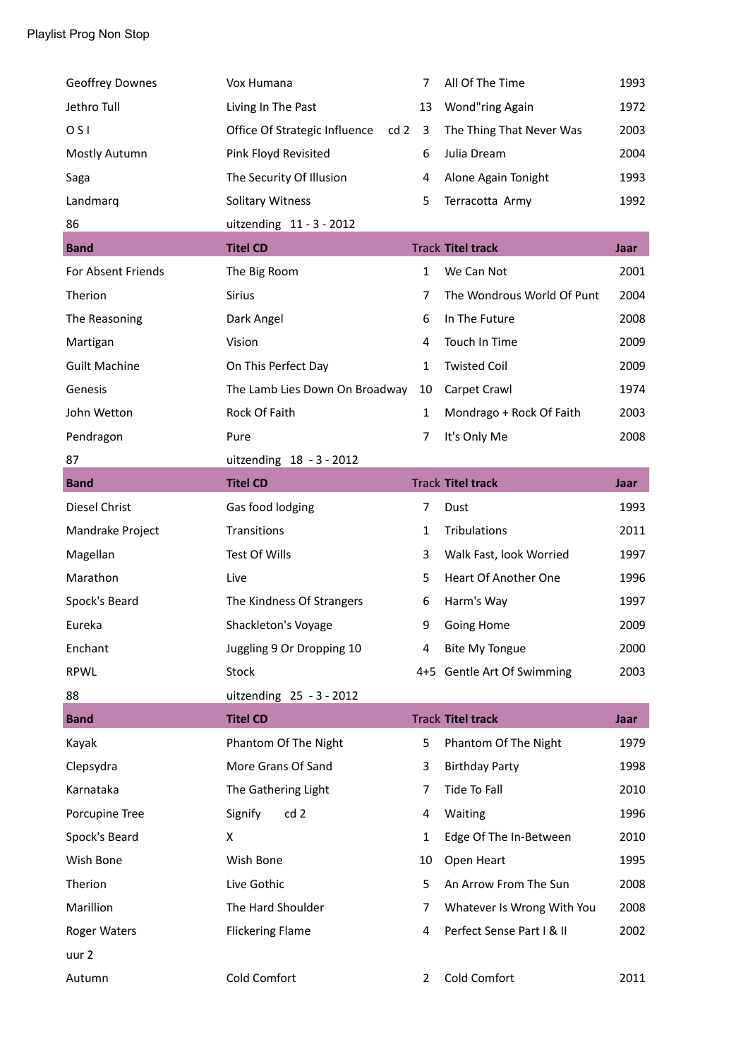Playlist Prog Non Stop

| | | | | |
|---|---|---|---|---|
| Geoffrey Downes | Vox Humana | 7 | All Of The Time | 1993 |
| Jethro Tull | Living In The Past | 13 | Wond"ring Again | 1972 |
| O S I | Office Of Strategic Influence cd 2 | 3 | The Thing That Never Was | 2003 |
| Mostly Autumn | Pink Floyd Revisited | 6 | Julia Dream | 2004 |
| Saga | The Security Of Illusion | 4 | Alone Again Tonight | 1993 |
| Landmarq | Solitary Witness | 5 | Terracotta Army | 1992 |

86 uitzending 11 - 3 - 2012

| Band | Titel CD | Track | Titel track | Jaar |
|---|---|---|---|---|
| For Absent Friends | The Big Room | 1 | We Can Not | 2001 |
| Therion | Sirius | 7 | The Wondrous World Of Punt | 2004 |
| The Reasoning | Dark Angel | 6 | In The Future | 2008 |
| Martigan | Vision | 4 | Touch In Time | 2009 |
| Guilt Machine | On This Perfect Day | 1 | Twisted Coil | 2009 |
| Genesis | The Lamb Lies Down On Broadway | 10 | Carpet Crawl | 1974 |
| John Wetton | Rock Of Faith | 1 | Mondrago + Rock Of Faith | 2003 |
| Pendragon | Pure | 7 | It's Only Me | 2008 |

87 uitzending 18 - 3 - 2012

| Band | Titel CD | Track | Titel track | Jaar |
|---|---|---|---|---|
| Diesel Christ | Gas food lodging | 7 | Dust | 1993 |
| Mandrake Project | Transitions | 1 | Tribulations | 2011 |
| Magellan | Test Of Wills | 3 | Walk Fast, look Worried | 1997 |
| Marathon | Live | 5 | Heart Of Another One | 1996 |
| Spock's Beard | The Kindness Of Strangers | 6 | Harm's Way | 1997 |
| Eureka | Shackleton's Voyage | 9 | Going Home | 2009 |
| Enchant | Juggling 9 Or Dropping 10 | 4 | Bite My Tongue | 2000 |
| RPWL | Stock | 4+5 | Gentle Art Of Swimming | 2003 |

88 uitzending 25 - 3 - 2012

| Band | Titel CD | Track | Titel track | Jaar |
|---|---|---|---|---|
| Kayak | Phantom Of The Night | 5 | Phantom Of The Night | 1979 |
| Clepsydra | More Grans Of Sand | 3 | Birthday Party | 1998 |
| Karnataka | The Gathering Light | 7 | Tide To Fall | 2010 |
| Porcupine Tree | Signify cd 2 | 4 | Waiting | 1996 |
| Spock's Beard | X | 1 | Edge Of The In-Between | 2010 |
| Wish Bone | Wish Bone | 10 | Open Heart | 1995 |
| Therion | Live Gothic | 5 | An Arrow From The Sun | 2008 |
| Marillion | The Hard Shoulder | 7 | Whatever Is Wrong With You | 2008 |
| Roger Waters | Flickering Flame | 4 | Perfect Sense Part I & II | 2002 |
| uur 2 | | | | |
| Autumn | Cold Comfort | 2 | Cold Comfort | 2011 |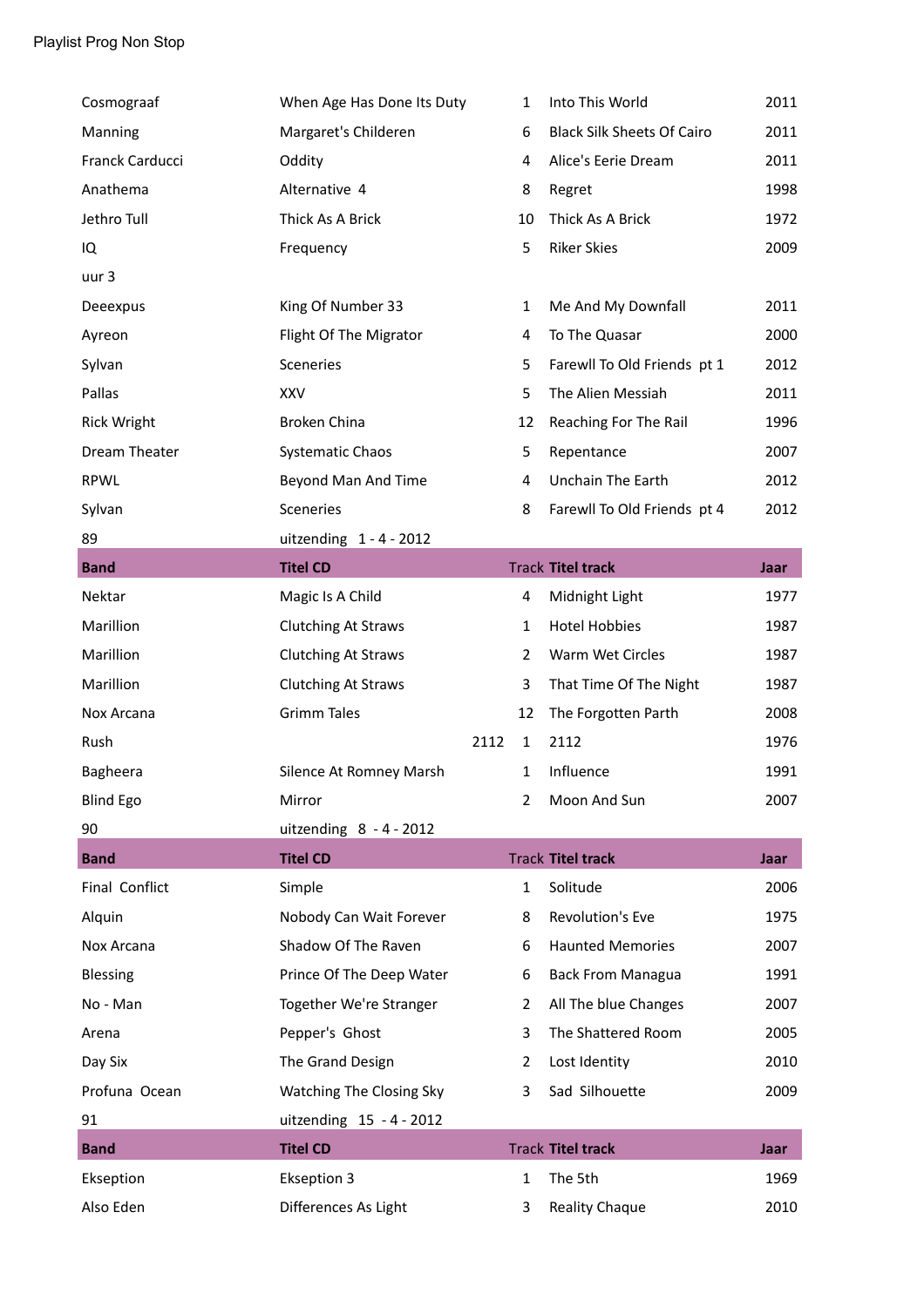Playlist Prog Non Stop

| | | | | |
|---|---|---|---|---|
| Cosmograaf | When Age Has Done Its Duty | 1 | Into This World | 2011 |
| Manning | Margaret's Childeren | 6 | Black Silk Sheets Of Cairo | 2011 |
| Franck Carducci | Oddity | 4 | Alice's Eerie Dream | 2011 |
| Anathema | Alternative 4 | 8 | Regret | 1998 |
| Jethro Tull | Thick As A Brick | 10 | Thick As A Brick | 1972 |
| IQ | Frequency | 5 | Riker Skies | 2009 |
| uur 3 | | | | |
| Deeexpus | King Of Number 33 | 1 | Me And My Downfall | 2011 |
| Ayreon | Flight Of The Migrator | 4 | To The Quasar | 2000 |
| Sylvan | Sceneries | 5 | Farewll To Old Friends pt 1 | 2012 |
| Pallas | XXV | 5 | The Alien Messiah | 2011 |
| Rick Wright | Broken China | 12 | Reaching For The Rail | 1996 |
| Dream Theater | Systematic Chaos | 5 | Repentance | 2007 |
| RPWL | Beyond Man And Time | 4 | Unchain The Earth | 2012 |
| Sylvan | Sceneries | 8 | Farewll To Old Friends pt 4 | 2012 |
| 89 | uitzending 1 - 4 - 2012 | | | |

| Band | Titel CD | Track | Titel track | Jaar |
|---|---|---|---|---|
| Nektar | Magic Is A Child | 4 | Midnight Light | 1977 |
| Marillion | Clutching At Straws | 1 | Hotel Hobbies | 1987 |
| Marillion | Clutching At Straws | 2 | Warm Wet Circles | 1987 |
| Marillion | Clutching At Straws | 3 | That Time Of The Night | 1987 |
| Nox Arcana | Grimm Tales | 12 | The Forgotten Parth | 2008 |
| Rush | 2112 | 1 | 2112 | 1976 |
| Bagheera | Silence At Romney Marsh | 1 | Influence | 1991 |
| Blind Ego | Mirror | 2 | Moon And Sun | 2007 |
| 90 | uitzending 8 - 4 - 2012 | | | |

| Band | Titel CD | Track | Titel track | Jaar |
|---|---|---|---|---|
| Final Conflict | Simple | 1 | Solitude | 2006 |
| Alquin | Nobody Can Wait Forever | 8 | Revolution's Eve | 1975 |
| Nox Arcana | Shadow Of The Raven | 6 | Haunted Memories | 2007 |
| Blessing | Prince Of The Deep Water | 6 | Back From Managua | 1991 |
| No - Man | Together We're Stranger | 2 | All The blue Changes | 2007 |
| Arena | Pepper's Ghost | 3 | The Shattered Room | 2005 |
| Day Six | The Grand Design | 2 | Lost Identity | 2010 |
| Profuna Ocean | Watching The Closing Sky | 3 | Sad Silhouette | 2009 |
| 91 | uitzending 15 - 4 - 2012 | | | |

| Band | Titel CD | Track | Titel track | Jaar |
|---|---|---|---|---|
| Ekseption | Ekseption 3 | 1 | The 5th | 1969 |
| Also Eden | Differences As Light | 3 | Reality Chaque | 2010 |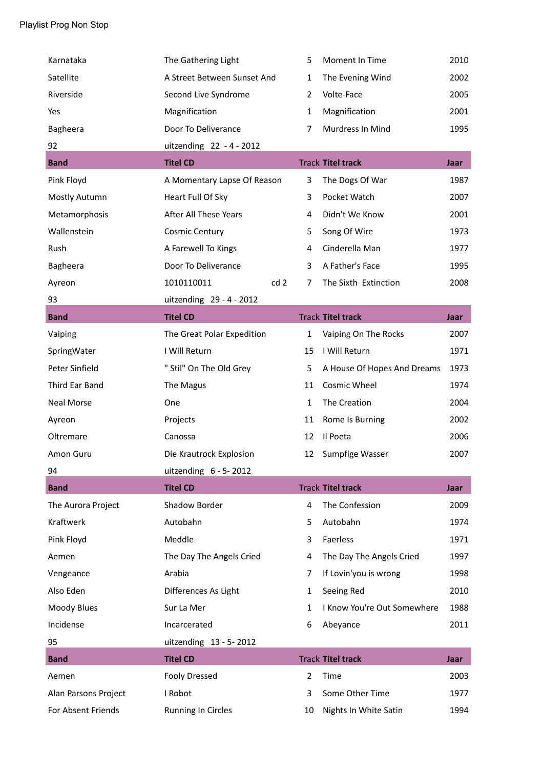Playlist Prog Non Stop

| Band | Titel CD | Track | Titel track | Jaar |
|---|---|---|---|---|
| Karnataka | The Gathering Light | 5 | Moment In Time | 2010 |
| Satellite | A Street Between Sunset And | 1 | The Evening Wind | 2002 |
| Riverside | Second Live Syndrome | 2 | Volte-Face | 2005 |
| Yes | Magnification | 1 | Magnification | 2001 |
| Bagheera | Door To Deliverance | 7 | Murdress In Mind | 1995 |
| 92 | uitzending 22 - 4 - 2012 | | | |
| **Band** | **Titel CD** | Track | **Titel track** | **Jaar** |
| Pink Floyd | A Momentary Lapse Of Reason | 3 | The Dogs Of War | 1987 |
| Mostly Autumn | Heart Full Of Sky | 3 | Pocket Watch | 2007 |
| Metamorphosis | After All These Years | 4 | Didn't We Know | 2001 |
| Wallenstein | Cosmic Century | 5 | Song Of Wire | 1973 |
| Rush | A Farewell To Kings | 4 | Cinderella Man | 1977 |
| Bagheera | Door To Deliverance | 3 | A Father's Face | 1995 |
| Ayreon | 1010110011 cd 2 | 7 | The Sixth Extinction | 2008 |
| 93 | uitzending 29 - 4 - 2012 | | | |
| **Band** | **Titel CD** | Track | **Titel track** | **Jaar** |
| Vaiping | The Great Polar Expedition | 1 | Vaiping On The Rocks | 2007 |
| SpringWater | I Will Return | 15 | I Will Return | 1971 |
| Peter Sinfield | " Stil" On The Old Grey | 5 | A House Of Hopes And Dreams | 1973 |
| Third Ear Band | The Magus | 11 | Cosmic Wheel | 1974 |
| Neal Morse | One | 1 | The Creation | 2004 |
| Ayreon | Projects | 11 | Rome Is Burning | 2002 |
| Oltremare | Canossa | 12 | Il Poeta | 2006 |
| Amon Guru | Die Krautrock Explosion | 12 | Sumpfige Wasser | 2007 |
| 94 | uitzending 6 - 5- 2012 | | | |
| **Band** | **Titel CD** | Track | **Titel track** | **Jaar** |
| The Aurora Project | Shadow Border | 4 | The Confession | 2009 |
| Kraftwerk | Autobahn | 5 | Autobahn | 1974 |
| Pink Floyd | Meddle | 3 | Faerless | 1971 |
| Aemen | The Day The Angels Cried | 4 | The Day The Angels Cried | 1997 |
| Vengeance | Arabia | 7 | If Lovin'you is wrong | 1998 |
| Also Eden | Differences As Light | 1 | Seeing Red | 2010 |
| Moody Blues | Sur La Mer | 1 | I Know You're Out Somewhere | 1988 |
| Incidense | Incarcerated | 6 | Abeyance | 2011 |
| 95 | uitzending 13 - 5- 2012 | | | |
| **Band** | **Titel CD** | Track | **Titel track** | **Jaar** |
| Aemen | Fooly Dressed | 2 | Time | 2003 |
| Alan Parsons Project | I Robot | 3 | Some Other Time | 1977 |
| For Absent Friends | Running In Circles | 10 | Nights In White Satin | 1994 |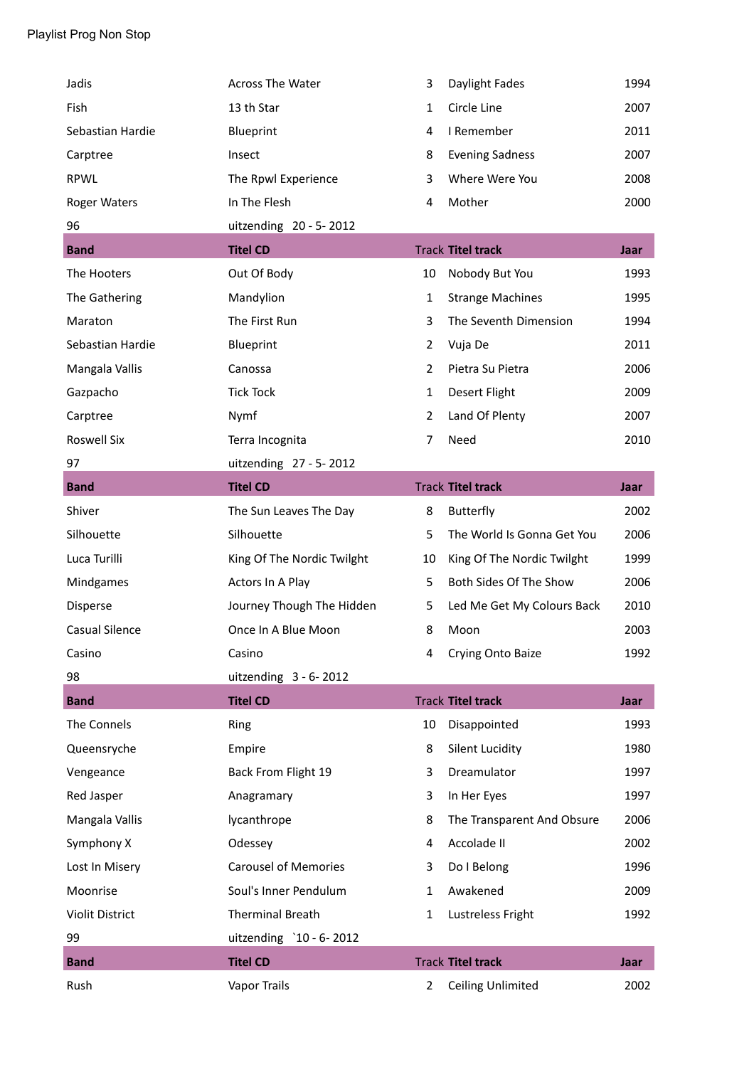Playlist Prog Non Stop

| | | | | |
|---|---|---|---|---|
| Jadis | Across The Water | 3 | Daylight Fades | 1994 |
| Fish | 13 th Star | 1 | Circle Line | 2007 |
| Sebastian Hardie | Blueprint | 4 | I Remember | 2011 |
| Carptree | Insect | 8 | Evening Sadness | 2007 |
| RPWL | The Rpwl Experience | 3 | Where Were You | 2008 |
| Roger Waters | In The Flesh | 4 | Mother | 2000 |

96 uitzending 20 - 5- 2012

| **Band** | **Titel CD** | Track | **Titel track** | **Jaar** |
|---|---|---|---|---|
| The Hooters | Out Of Body | 10 | Nobody But You | 1993 |
| The Gathering | Mandylion | 1 | Strange Machines | 1995 |
| Maraton | The First Run | 3 | The Seventh Dimension | 1994 |
| Sebastian Hardie | Blueprint | 2 | Vuja De | 2011 |
| Mangala Vallis | Canossa | 2 | Pietra Su Pietra | 2006 |
| Gazpacho | Tick Tock | 1 | Desert Flight | 2009 |
| Carptree | Nymf | 2 | Land Of Plenty | 2007 |
| Roswell Six | Terra Incognita | 7 | Need | 2010 |

97 uitzending 27 - 5- 2012

| **Band** | **Titel CD** | Track | **Titel track** | **Jaar** |
|---|---|---|---|---|
| Shiver | The Sun Leaves The Day | 8 | Butterfly | 2002 |
| Silhouette | Silhouette | 5 | The World Is Gonna Get You | 2006 |
| Luca Turilli | King Of The Nordic Twilght | 10 | King Of The Nordic Twilght | 1999 |
| Mindgames | Actors In A Play | 5 | Both Sides Of The Show | 2006 |
| Disperse | Journey Though The Hidden | 5 | Led Me Get My Colours Back | 2010 |
| Casual Silence | Once In A Blue Moon | 8 | Moon | 2003 |
| Casino | Casino | 4 | Crying Onto Baize | 1992 |

98 uitzending 3 - 6- 2012

| **Band** | **Titel CD** | Track | **Titel track** | **Jaar** |
|---|---|---|---|---|
| The Connels | Ring | 10 | Disappointed | 1993 |
| Queensryche | Empire | 8 | Silent Lucidity | 1980 |
| Vengeance | Back From Flight 19 | 3 | Dreamulator | 1997 |
| Red Jasper | Anagramary | 3 | In Her Eyes | 1997 |
| Mangala Vallis | lycanthrope | 8 | The Transparent And Obsure | 2006 |
| Symphony X | Odessey | 4 | Accolade II | 2002 |
| Lost In Misery | Carousel of Memories | 3 | Do I Belong | 1996 |
| Moonrise | Soul's Inner Pendulum | 1 | Awakened | 2009 |
| Violit District | Therminal Breath | 1 | Lustreless Fright | 1992 |

99 uitzending `10 - 6- 2012

| **Band** | **Titel CD** | Track | **Titel track** | **Jaar** |
|---|---|---|---|---|
| Rush | Vapor Trails | 2 | Ceiling Unlimited | 2002 |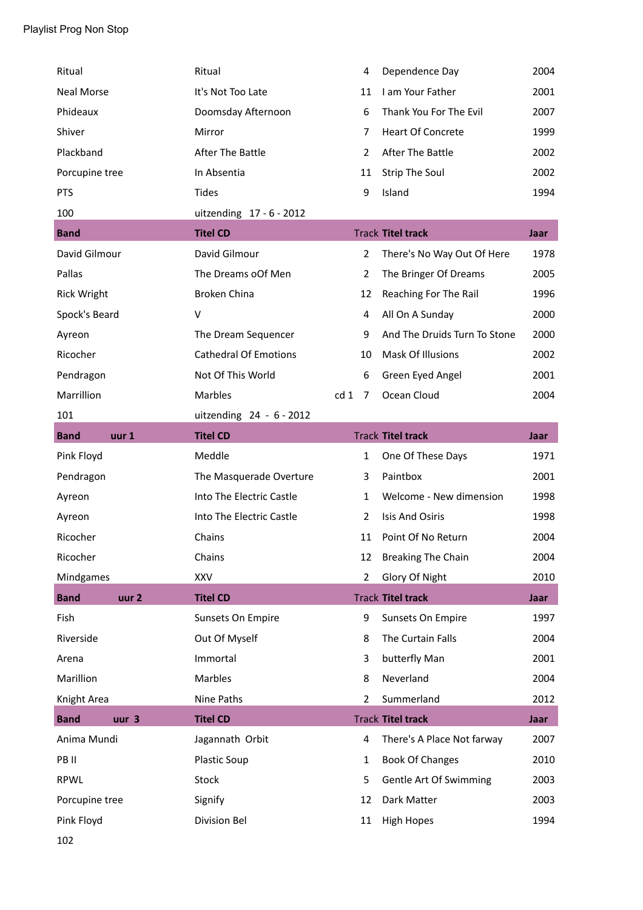Playlist Prog Non Stop

| | | | | |
|---|---|---|---|---|
| Ritual | Ritual | 4 | Dependence Day | 2004 |
| Neal Morse | It's Not Too Late | 11 | I am Your Father | 2001 |
| Phideaux | Doomsday Afternoon | 6 | Thank You For The Evil | 2007 |
| Shiver | Mirror | 7 | Heart Of Concrete | 1999 |
| Plackband | After The Battle | 2 | After The Battle | 2002 |
| Porcupine tree | In Absentia | 11 | Strip The Soul | 2002 |
| PTS | Tides | 9 | Island | 1994 |
| 100 | uitzending 17 - 6 - 2012 | | | |
| **Band** | **Titel CD** | **Track** | **Titel track** | **Jaar** |
| David Gilmour | David Gilmour | 2 | There's No Way Out Of Here | 1978 |
| Pallas | The Dreams oOf Men | 2 | The Bringer Of Dreams | 2005 |
| Rick Wright | Broken China | 12 | Reaching For The Rail | 1996 |
| Spock's Beard | V | 4 | All On A Sunday | 2000 |
| Ayreon | The Dream Sequencer | 9 | And The Druids Turn To Stone | 2000 |
| Ricocher | Cathedral Of Emotions | 10 | Mask Of Illusions | 2002 |
| Pendragon | Not Of This World | 6 | Green Eyed Angel | 2001 |
| Marrillion | Marbles | cd 1 7 | Ocean Cloud | 2004 |
| 101 | uitzending 24 - 6 - 2012 | | | |
| **Band uur 1** | **Titel CD** | **Track** | **Titel track** | **Jaar** |
| Pink Floyd | Meddle | 1 | One Of These Days | 1971 |
| Pendragon | The Masquerade Overture | 3 | Paintbox | 2001 |
| Ayreon | Into The Electric Castle | 1 | Welcome - New dimension | 1998 |
| Ayreon | Into The Electric Castle | 2 | Isis And Osiris | 1998 |
| Ricocher | Chains | 11 | Point Of No Return | 2004 |
| Ricocher | Chains | 12 | Breaking The Chain | 2004 |
| Mindgames | XXV | 2 | Glory Of Night | 2010 |
| **Band uur 2** | **Titel CD** | **Track** | **Titel track** | **Jaar** |
| Fish | Sunsets On Empire | 9 | Sunsets On Empire | 1997 |
| Riverside | Out Of Myself | 8 | The Curtain Falls | 2004 |
| Arena | Immortal | 3 | butterfly Man | 2001 |
| Marillion | Marbles | 8 | Neverland | 2004 |
| Knight Area | Nine Paths | 2 | Summerland | 2012 |
| **Band uur 3** | **Titel CD** | **Track** | **Titel track** | **Jaar** |
| Anima Mundi | Jagannath Orbit | 4 | There's A Place Not farway | 2007 |
| PB II | Plastic Soup | 1 | Book Of Changes | 2010 |
| RPWL | Stock | 5 | Gentle Art Of Swimming | 2003 |
| Porcupine tree | Signify | 12 | Dark Matter | 2003 |
| Pink Floyd | Division Bel | 11 | High Hopes | 1994 |
| 102 | | | | |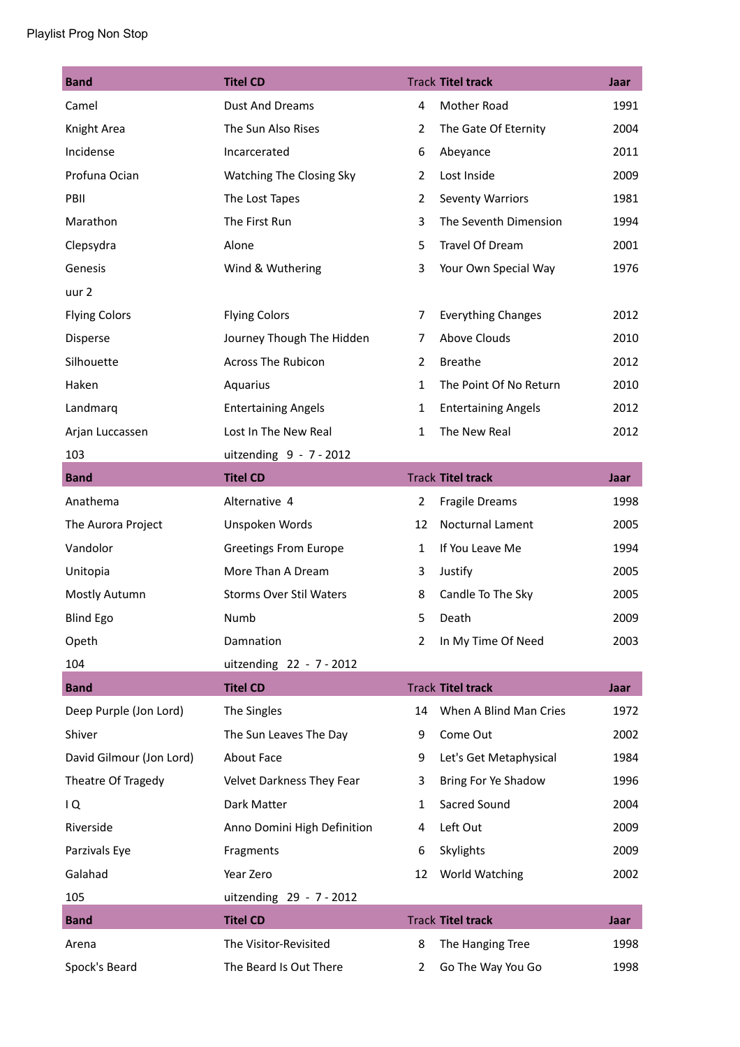Playlist Prog Non Stop

| Band | Titel CD | Track | Titel track | Jaar |
|---|---|---|---|---|
| Camel | Dust And Dreams | 4 | Mother Road | 1991 |
| Knight Area | The Sun Also Rises | 2 | The Gate Of Eternity | 2004 |
| Incidense | Incarcerated | 6 | Abeyance | 2011 |
| Profuna Ocian | Watching The Closing Sky | 2 | Lost Inside | 2009 |
| PBII | The Lost Tapes | 2 | Seventy Warriors | 1981 |
| Marathon | The First Run | 3 | The Seventh Dimension | 1994 |
| Clepsydra | Alone | 5 | Travel Of Dream | 2001 |
| Genesis | Wind & Wuthering | 3 | Your Own Special Way | 1976 |
| uur 2 | | | | |
| Flying Colors | Flying Colors | 7 | Everything Changes | 2012 |
| Disperse | Journey Though The Hidden | 7 | Above Clouds | 2010 |
| Silhouette | Across The Rubicon | 2 | Breathe | 2012 |
| Haken | Aquarius | 1 | The Point Of No Return | 2010 |
| Landmarq | Entertaining Angels | 1 | Entertaining Angels | 2012 |
| Arjan Luccassen | Lost In The New Real | 1 | The New Real | 2012 |
| 103 | uitzending 9 - 7 - 2012 | | | |

| Band | Titel CD | Track | Titel track | Jaar |
|---|---|---|---|---|
| Anathema | Alternative 4 | 2 | Fragile Dreams | 1998 |
| The Aurora Project | Unspoken Words | 12 | Nocturnal Lament | 2005 |
| Vandolor | Greetings From Europe | 1 | If You Leave Me | 1994 |
| Unitopia | More Than A Dream | 3 | Justify | 2005 |
| Mostly Autumn | Storms Over Stil Waters | 8 | Candle To The Sky | 2005 |
| Blind Ego | Numb | 5 | Death | 2009 |
| Opeth | Damnation | 2 | In My Time Of Need | 2003 |
| 104 | uitzending 22 - 7 - 2012 | | | |

| Band | Titel CD | Track | Titel track | Jaar |
|---|---|---|---|---|
| Deep Purple (Jon Lord) | The Singles | 14 | When A Blind Man Cries | 1972 |
| Shiver | The Sun Leaves The Day | 9 | Come Out | 2002 |
| David Gilmour (Jon Lord) | About Face | 9 | Let's Get Metaphysical | 1984 |
| Theatre Of Tragedy | Velvet Darkness They Fear | 3 | Bring For Ye Shadow | 1996 |
| I Q | Dark Matter | 1 | Sacred Sound | 2004 |
| Riverside | Anno Domini High Definition | 4 | Left Out | 2009 |
| Parzivals Eye | Fragments | 6 | Skylights | 2009 |
| Galahad | Year Zero | 12 | World Watching | 2002 |
| 105 | uitzending 29 - 7 - 2012 | | | |

| Band | Titel CD | Track | Titel track | Jaar |
|---|---|---|---|---|
| Arena | The Visitor-Revisited | 8 | The Hanging Tree | 1998 |
| Spock's Beard | The Beard Is Out There | 2 | Go The Way You Go | 1998 |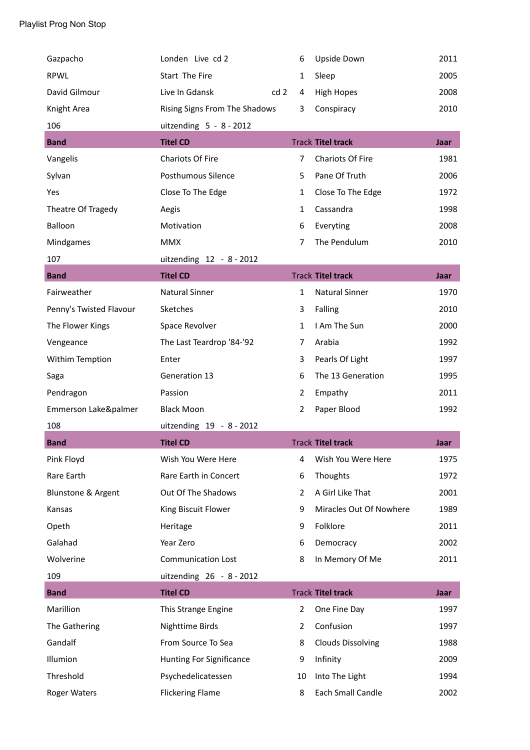Playlist Prog Non Stop

| | | | | |
|---|---|---|---|---|
| Gazpacho | Londen Live cd 2 | 6 | Upside Down | 2011 |
| RPWL | Start The Fire | 1 | Sleep | 2005 |
| David Gilmour | Live In Gdansk cd 2 | 4 | High Hopes | 2008 |
| Knight Area | Rising Signs From The Shadows | 3 | Conspiracy | 2010 |

106 uitzending 5 - 8 - 2012

| Band | Titel CD | Track | Titel track | Jaar |
|---|---|---|---|---|
| Vangelis | Chariots Of Fire | 7 | Chariots Of Fire | 1981 |
| Sylvan | Posthumous Silence | 5 | Pane Of Truth | 2006 |
| Yes | Close To The Edge | 1 | Close To The Edge | 1972 |
| Theatre Of Tragedy | Aegis | 1 | Cassandra | 1998 |
| Balloon | Motivation | 6 | Everyting | 2008 |
| Mindgames | MMX | 7 | The Pendulum | 2010 |

107 uitzending 12 - 8 - 2012

| Band | Titel CD | Track | Titel track | Jaar |
|---|---|---|---|---|
| Fairweather | Natural Sinner | 1 | Natural Sinner | 1970 |
| Penny's Twisted Flavour | Sketches | 3 | Falling | 2010 |
| The Flower Kings | Space Revolver | 1 | I Am The Sun | 2000 |
| Vengeance | The Last Teardrop '84-'92 | 7 | Arabia | 1992 |
| Withim Temption | Enter | 3 | Pearls Of Light | 1997 |
| Saga | Generation 13 | 6 | The 13 Generation | 1995 |
| Pendragon | Passion | 2 | Empathy | 2011 |
| Emmerson Lake&palmer | Black Moon | 2 | Paper Blood | 1992 |

108 uitzending 19 - 8 - 2012

| Band | Titel CD | Track | Titel track | Jaar |
|---|---|---|---|---|
| Pink Floyd | Wish You Were Here | 4 | Wish You Were Here | 1975 |
| Rare Earth | Rare Earth in Concert | 6 | Thoughts | 1972 |
| Blunstone & Argent | Out Of The Shadows | 2 | A Girl Like That | 2001 |
| Kansas | King Biscuit Flower | 9 | Miracles Out Of Nowhere | 1989 |
| Opeth | Heritage | 9 | Folklore | 2011 |
| Galahad | Year Zero | 6 | Democracy | 2002 |
| Wolverine | Communication Lost | 8 | In Memory Of Me | 2011 |

109 uitzending 26 - 8 - 2012

| Band | Titel CD | Track | Titel track | Jaar |
|---|---|---|---|---|
| Marillion | This Strange Engine | 2 | One Fine Day | 1997 |
| The Gathering | Nighttime Birds | 2 | Confusion | 1997 |
| Gandalf | From Source To Sea | 8 | Clouds Dissolving | 1988 |
| Illumion | Hunting For Significance | 9 | Infinity | 2009 |
| Threshold | Psychedelicatessen | 10 | Into The Light | 1994 |
| Roger Waters | Flickering Flame | 8 | Each Small Candle | 2002 |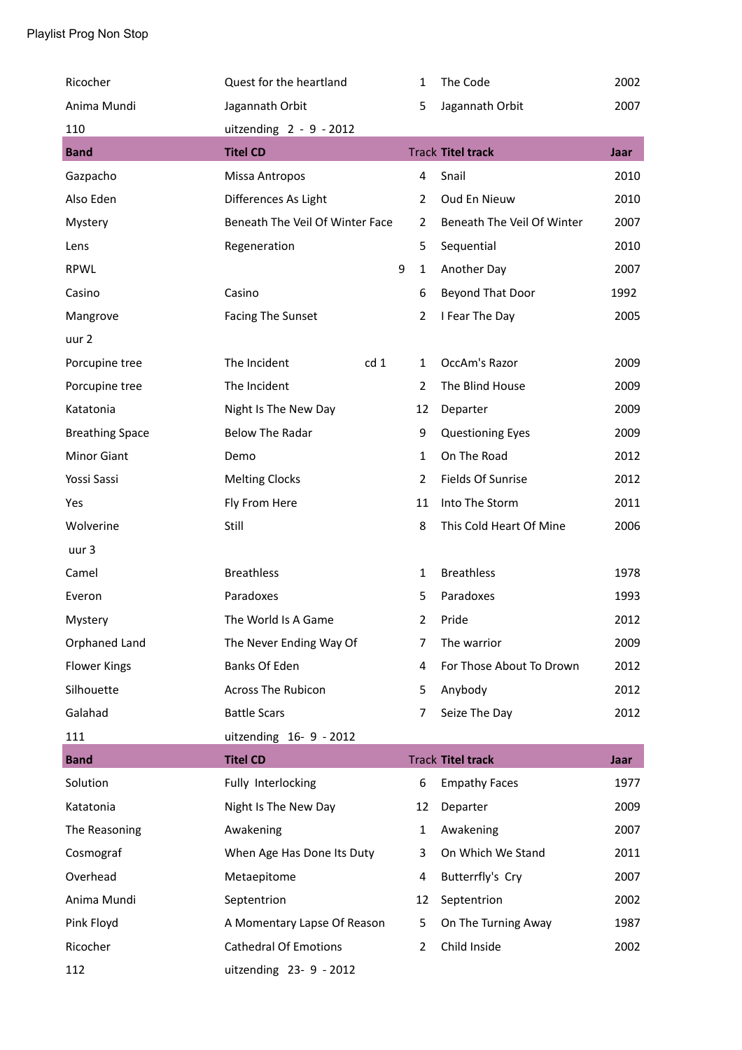Playlist Prog Non Stop

| Ricocher | Quest for the heartland | 1 | The Code | 2002 |
|---|---|---|---|---|
| Anima Mundi | Jagannath Orbit | 5 | Jagannath Orbit | 2007 |
| 110 | uitzending 2 - 9 - 2012 | | | |

| Band | Titel CD | Track | Titel track | Jaar |
|---|---|---|---|---|
| Gazpacho | Missa Antropos | 4 | Snail | 2010 |
| Also Eden | Differences As Light | 2 | Oud En Nieuw | 2010 |
| Mystery | Beneath The Veil Of Winter Face | 2 | Beneath The Veil Of Winter | 2007 |
| Lens | Regeneration | 5 | Sequential | 2010 |
| RPWL | 9 | 1 | Another Day | 2007 |
| Casino | Casino | 6 | Beyond That Door | 1992 |
| Mangrove | Facing The Sunset | 2 | I Fear The Day | 2005 |
| uur 2 | | | | |
| Porcupine tree | The Incident cd 1 | 1 | OccAm's Razor | 2009 |
| Porcupine tree | The Incident | 2 | The Blind House | 2009 |
| Katatonia | Night Is The New Day | 12 | Departer | 2009 |
| Breathing Space | Below The Radar | 9 | Questioning Eyes | 2009 |
| Minor Giant | Demo | 1 | On The Road | 2012 |
| Yossi Sassi | Melting Clocks | 2 | Fields Of Sunrise | 2012 |
| Yes | Fly From Here | 11 | Into The Storm | 2011 |
| Wolverine | Still | 8 | This Cold Heart Of Mine | 2006 |
| uur 3 | | | | |
| Camel | Breathless | 1 | Breathless | 1978 |
| Everon | Paradoxes | 5 | Paradoxes | 1993 |
| Mystery | The World Is A Game | 2 | Pride | 2012 |
| Orphaned Land | The Never Ending Way Of | 7 | The warrior | 2009 |
| Flower Kings | Banks Of Eden | 4 | For Those About To Drown | 2012 |
| Silhouette | Across The Rubicon | 5 | Anybody | 2012 |
| Galahad | Battle Scars | 7 | Seize The Day | 2012 |
| 111 | uitzending 16- 9 - 2012 | | | |

| Band | Titel CD | Track | Titel track | Jaar |
|---|---|---|---|---|
| Solution | Fully Interlocking | 6 | Empathy Faces | 1977 |
| Katatonia | Night Is The New Day | 12 | Departer | 2009 |
| The Reasoning | Awakening | 1 | Awakening | 2007 |
| Cosmograf | When Age Has Done Its Duty | 3 | On Which We Stand | 2011 |
| Overhead | Metaepitome | 4 | Butterrfly's Cry | 2007 |
| Anima Mundi | Septentrion | 12 | Septentrion | 2002 |
| Pink Floyd | A Momentary Lapse Of Reason | 5 | On The Turning Away | 1987 |
| Ricocher | Cathedral Of Emotions | 2 | Child Inside | 2002 |
| 112 | uitzending 23- 9 - 2012 | | | |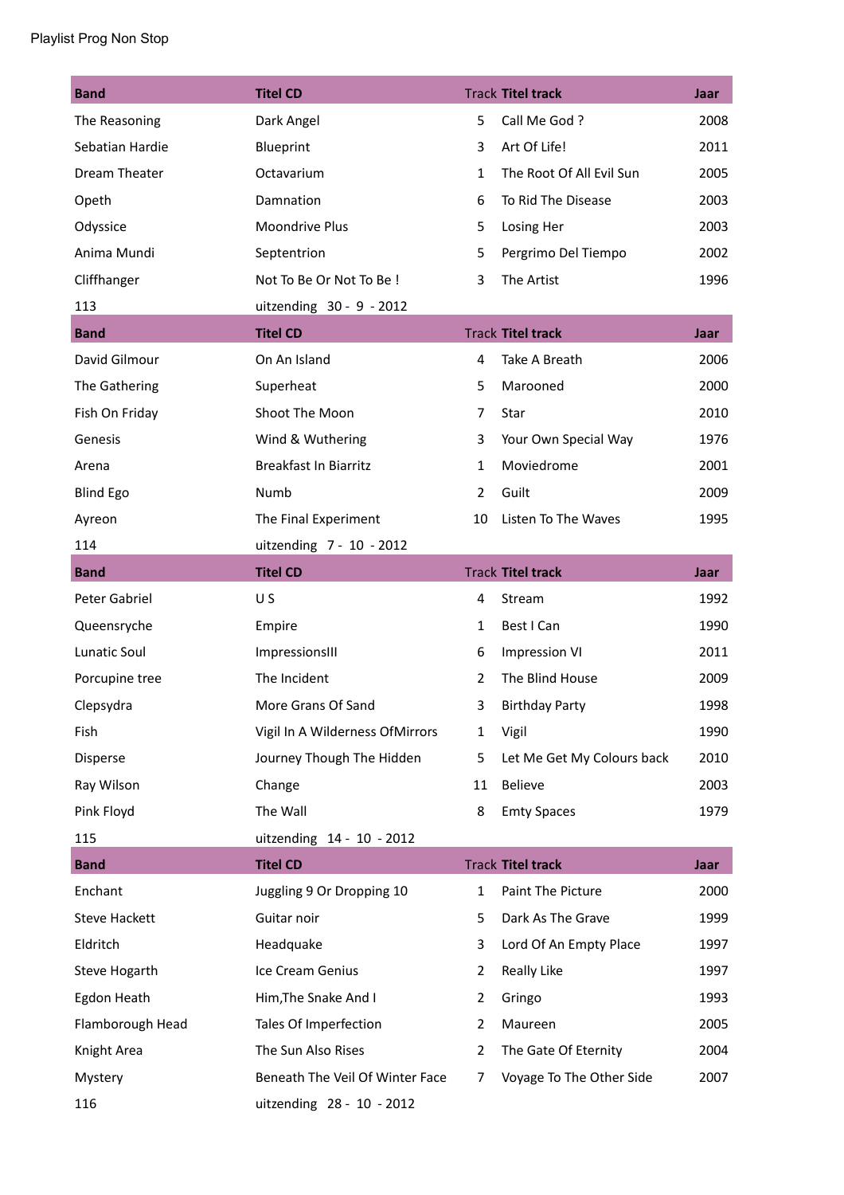Playlist Prog Non Stop

| Band | Titel CD | Track | Titel track | Jaar |
|---|---|---|---|---|
| The Reasoning | Dark Angel | 5 | Call Me God ? | 2008 |
| Sebatian Hardie | Blueprint | 3 | Art Of Life! | 2011 |
| Dream Theater | Octavarium | 1 | The Root Of All Evil Sun | 2005 |
| Opeth | Damnation | 6 | To Rid The Disease | 2003 |
| Odyssice | Moondrive Plus | 5 | Losing Her | 2003 |
| Anima Mundi | Septentrion | 5 | Pergrimo Del Tiempo | 2002 |
| Cliffhanger | Not To Be Or Not To Be ! | 3 | The Artist | 1996 |
| 113 | uitzending 30 - 9 - 2012 | | | |

| Band | Titel CD | Track | Titel track | Jaar |
|---|---|---|---|---|
| David Gilmour | On An Island | 4 | Take A Breath | 2006 |
| The Gathering | Superheat | 5 | Marooned | 2000 |
| Fish On Friday | Shoot The Moon | 7 | Star | 2010 |
| Genesis | Wind & Wuthering | 3 | Your Own Special Way | 1976 |
| Arena | Breakfast In Biarritz | 1 | Moviedrome | 2001 |
| Blind Ego | Numb | 2 | Guilt | 2009 |
| Ayreon | The Final Experiment | 10 | Listen To The Waves | 1995 |
| 114 | uitzending 7 - 10 - 2012 | | | |

| Band | Titel CD | Track | Titel track | Jaar |
|---|---|---|---|---|
| Peter Gabriel | U S | 4 | Stream | 1992 |
| Queensryche | Empire | 1 | Best I Can | 1990 |
| Lunatic Soul | ImpressionsIII | 6 | Impression VI | 2011 |
| Porcupine tree | The Incident | 2 | The Blind House | 2009 |
| Clepsydra | More Grans Of Sand | 3 | Birthday Party | 1998 |
| Fish | Vigil In A Wilderness OfMirrors | 1 | Vigil | 1990 |
| Disperse | Journey Though The Hidden | 5 | Let Me Get My Colours back | 2010 |
| Ray Wilson | Change | 11 | Believe | 2003 |
| Pink Floyd | The Wall | 8 | Emty Spaces | 1979 |
| 115 | uitzending 14 - 10 - 2012 | | | |

| Band | Titel CD | Track | Titel track | Jaar |
|---|---|---|---|---|
| Enchant | Juggling 9 Or Dropping 10 | 1 | Paint The Picture | 2000 |
| Steve Hackett | Guitar noir | 5 | Dark As The Grave | 1999 |
| Eldritch | Headquake | 3 | Lord Of An Empty Place | 1997 |
| Steve Hogarth | Ice Cream Genius | 2 | Really Like | 1997 |
| Egdon Heath | Him,The Snake And I | 2 | Gringo | 1993 |
| Flamborough Head | Tales Of Imperfection | 2 | Maureen | 2005 |
| Knight Area | The Sun Also Rises | 2 | The Gate Of Eternity | 2004 |
| Mystery | Beneath The Veil Of Winter Face | 7 | Voyage To The Other Side | 2007 |
| 116 | uitzending 28 - 10 - 2012 | | | |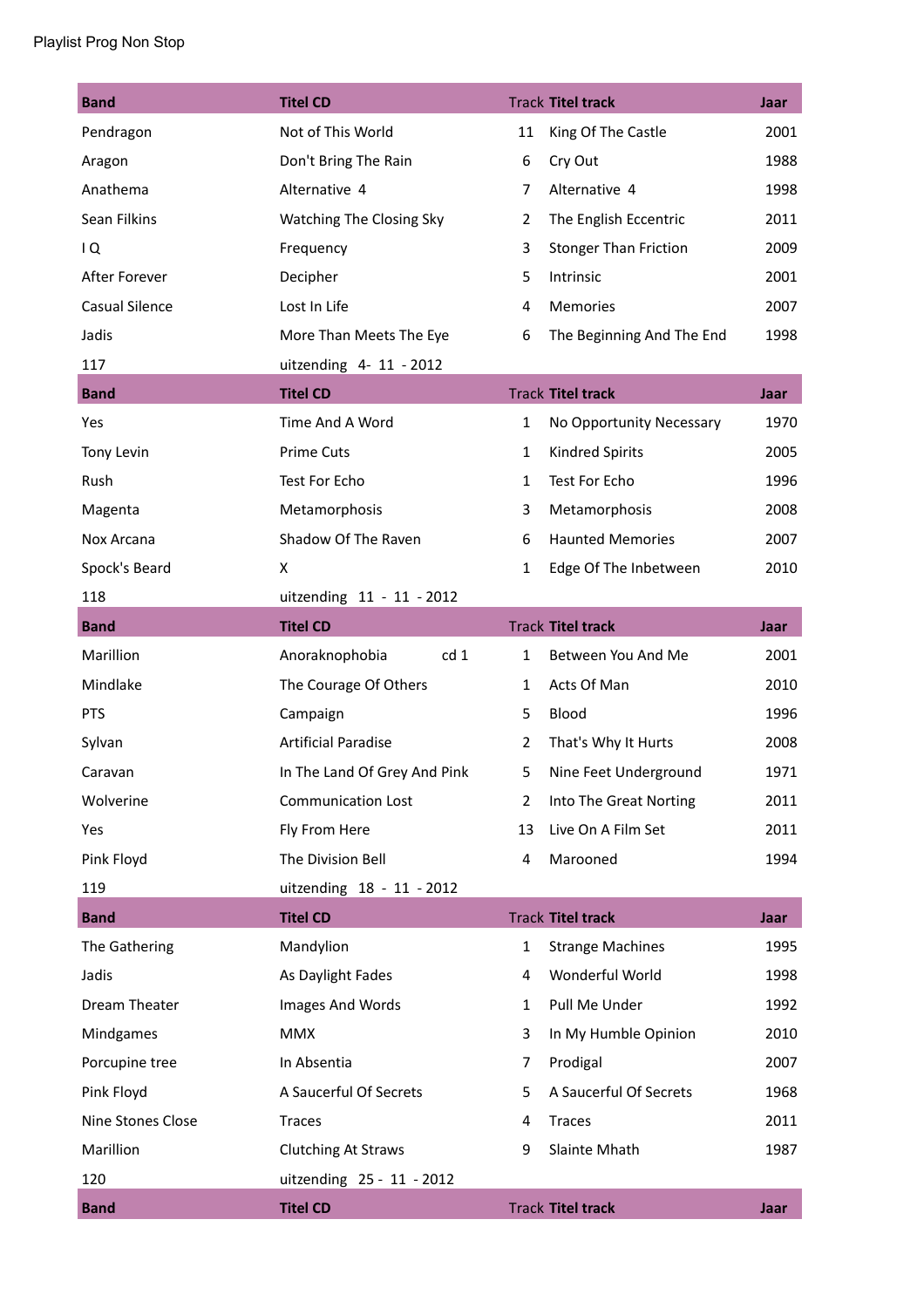Playlist Prog Non Stop

| Band | Titel CD | Track | Titel track | Jaar |
|---|---|---|---|---|
| Pendragon | Not of This World | 11 | King Of The Castle | 2001 |
| Aragon | Don't Bring The Rain | 6 | Cry Out | 1988 |
| Anathema | Alternative 4 | 7 | Alternative 4 | 1998 |
| Sean Filkins | Watching The Closing Sky | 2 | The English Eccentric | 2011 |
| I Q | Frequency | 3 | Stonger Than Friction | 2009 |
| After Forever | Decipher | 5 | Intrinsic | 2001 |
| Casual Silence | Lost In Life | 4 | Memories | 2007 |
| Jadis | More Than Meets The Eye | 6 | The Beginning And The End | 1998 |
| 117 | uitzending 4- 11 - 2012 | | | |
| **Band** | **Titel CD** | **Track** | **Titel track** | **Jaar** |
| Yes | Time And A Word | 1 | No Opportunity Necessary | 1970 |
| Tony Levin | Prime Cuts | 1 | Kindred Spirits | 2005 |
| Rush | Test For Echo | 1 | Test For Echo | 1996 |
| Magenta | Metamorphosis | 3 | Metamorphosis | 2008 |
| Nox Arcana | Shadow Of The Raven | 6 | Haunted Memories | 2007 |
| Spock's Beard | X | 1 | Edge Of The Inbetween | 2010 |
| 118 | uitzending 11 - 11 - 2012 | | | |
| **Band** | **Titel CD** | **Track** | **Titel track** | **Jaar** |
| Marillion | Anoraknophobia cd 1 | 1 | Between You And Me | 2001 |
| Mindlake | The Courage Of Others | 1 | Acts Of Man | 2010 |
| PTS | Campaign | 5 | Blood | 1996 |
| Sylvan | Artificial Paradise | 2 | That's Why It Hurts | 2008 |
| Caravan | In The Land Of Grey And Pink | 5 | Nine Feet Underground | 1971 |
| Wolverine | Communication Lost | 2 | Into The Great Norting | 2011 |
| Yes | Fly From Here | 13 | Live On A Film Set | 2011 |
| Pink Floyd | The Division Bell | 4 | Marooned | 1994 |
| 119 | uitzending 18 - 11 - 2012 | | | |
| **Band** | **Titel CD** | **Track** | **Titel track** | **Jaar** |
| The Gathering | Mandylion | 1 | Strange Machines | 1995 |
| Jadis | As Daylight Fades | 4 | Wonderful World | 1998 |
| Dream Theater | Images And Words | 1 | Pull Me Under | 1992 |
| Mindgames | MMX | 3 | In My Humble Opinion | 2010 |
| Porcupine tree | In Absentia | 7 | Prodigal | 2007 |
| Pink Floyd | A Saucerful Of Secrets | 5 | A Saucerful Of Secrets | 1968 |
| Nine Stones Close | Traces | 4 | Traces | 2011 |
| Marillion | Clutching At Straws | 9 | Slainte Mhath | 1987 |
| 120 | uitzending 25 - 11 - 2012 | | | |
| **Band** | **Titel CD** | **Track** | **Titel track** | **Jaar** |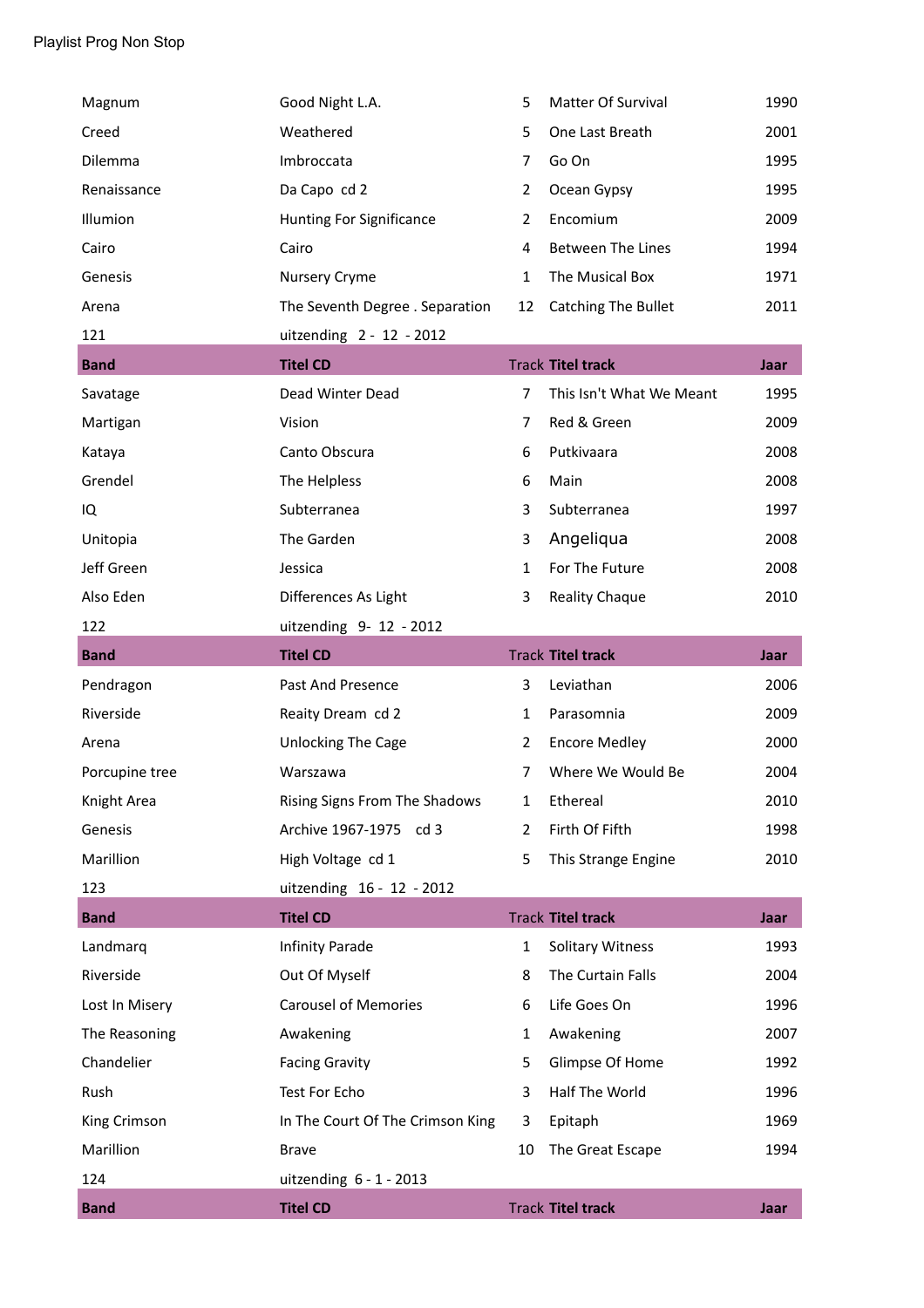Playlist Prog Non Stop

| | | | | |
|---|---|---|---|---|
| Magnum | Good Night L.A. | 5 | Matter Of Survival | 1990 |
| Creed | Weathered | 5 | One Last Breath | 2001 |
| Dilemma | Imbroccata | 7 | Go On | 1995 |
| Renaissance | Da Capo cd 2 | 2 | Ocean Gypsy | 1995 |
| Illumion | Hunting For Significance | 2 | Encomium | 2009 |
| Cairo | Cairo | 4 | Between The Lines | 1994 |
| Genesis | Nursery Cryme | 1 | The Musical Box | 1971 |
| Arena | The Seventh Degree . Separation | 12 | Catching The Bullet | 2011 |
| 121 | uitzending 2 - 12 - 2012 | | | |
| **Band** | **Titel CD** | Track | **Titel track** | **Jaar** |
| Savatage | Dead Winter Dead | 7 | This Isn't What We Meant | 1995 |
| Martigan | Vision | 7 | Red & Green | 2009 |
| Kataya | Canto Obscura | 6 | Putkivaara | 2008 |
| Grendel | The Helpless | 6 | Main | 2008 |
| IQ | Subterranea | 3 | Subterranea | 1997 |
| Unitopia | The Garden | 3 | Angeliqua | 2008 |
| Jeff Green | Jessica | 1 | For The Future | 2008 |
| Also Eden | Differences As Light | 3 | Reality Chaque | 2010 |
| 122 | uitzending 9- 12 - 2012 | | | |
| **Band** | **Titel CD** | Track | **Titel track** | **Jaar** |
| Pendragon | Past And Presence | 3 | Leviathan | 2006 |
| Riverside | Reaity Dream cd 2 | 1 | Parasomnia | 2009 |
| Arena | Unlocking The Cage | 2 | Encore Medley | 2000 |
| Porcupine tree | Warszawa | 7 | Where We Would Be | 2004 |
| Knight Area | Rising Signs From The Shadows | 1 | Ethereal | 2010 |
| Genesis | Archive 1967-1975 cd 3 | 2 | Firth Of Fifth | 1998 |
| Marillion | High Voltage cd 1 | 5 | This Strange Engine | 2010 |
| 123 | uitzending 16 - 12 - 2012 | | | |
| **Band** | **Titel CD** | Track | **Titel track** | **Jaar** |
| Landmarq | Infinity Parade | 1 | Solitary Witness | 1993 |
| Riverside | Out Of Myself | 8 | The Curtain Falls | 2004 |
| Lost In Misery | Carousel of Memories | 6 | Life Goes On | 1996 |
| The Reasoning | Awakening | 1 | Awakening | 2007 |
| Chandelier | Facing Gravity | 5 | Glimpse Of Home | 1992 |
| Rush | Test For Echo | 3 | Half The World | 1996 |
| King Crimson | In The Court Of The Crimson King | 3 | Epitaph | 1969 |
| Marillion | Brave | 10 | The Great Escape | 1994 |
| 124 | uitzending 6 - 1 - 2013 | | | |
| **Band** | **Titel CD** | Track | **Titel track** | **Jaar** |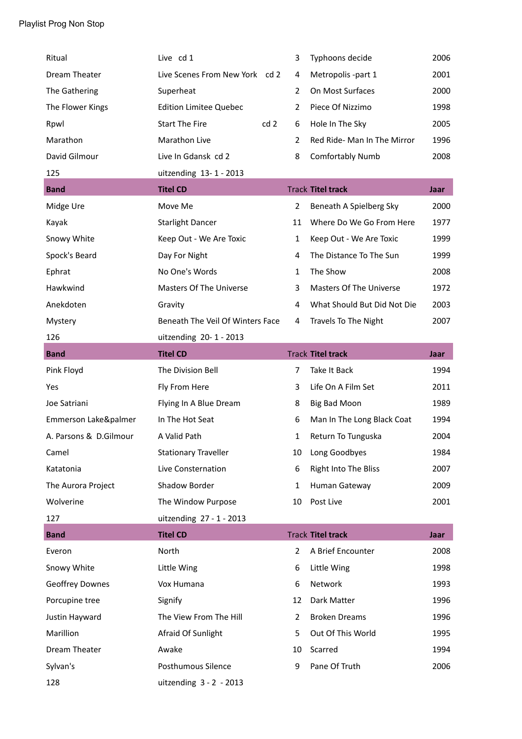Playlist Prog Non Stop

| | | | | |
|---|---|---|---|---|
| Ritual | Live cd 1 | 3 | Typhoons decide | 2006 |
| Dream Theater | Live Scenes From New York cd 2 | 4 | Metropolis -part 1 | 2001 |
| The Gathering | Superheat | 2 | On Most Surfaces | 2000 |
| The Flower Kings | Edition Limitee Quebec | 2 | Piece Of Nizzimo | 1998 |
| Rpwl | Start The Fire cd 2 | 6 | Hole In The Sky | 2005 |
| Marathon | Marathon Live | 2 | Red Ride- Man In The Mirror | 1996 |
| David Gilmour | Live In Gdansk cd 2 | 8 | Comfortably Numb | 2008 |
| 125 | uitzending 13- 1 - 2013 | | | |

| Band | Titel CD | Track | Titel track | Jaar |
|---|---|---|---|---|
| Midge Ure | Move Me | 2 | Beneath A Spielberg Sky | 2000 |
| Kayak | Starlight Dancer | 11 | Where Do We Go From Here | 1977 |
| Snowy White | Keep Out - We Are Toxic | 1 | Keep Out - We Are Toxic | 1999 |
| Spock's Beard | Day For Night | 4 | The Distance To The Sun | 1999 |
| Ephrat | No One's Words | 1 | The Show | 2008 |
| Hawkwind | Masters Of The Universe | 3 | Masters Of The Universe | 1972 |
| Anekdoten | Gravity | 4 | What Should But Did Not Die | 2003 |
| Mystery | Beneath The Veil Of Winters Face | 4 | Travels To The Night | 2007 |
| 126 | uitzending 20- 1 - 2013 | | | |

| Band | Titel CD | Track | Titel track | Jaar |
|---|---|---|---|---|
| Pink Floyd | The Division Bell | 7 | Take It Back | 1994 |
| Yes | Fly From Here | 3 | Life On A Film Set | 2011 |
| Joe Satriani | Flying In A Blue Dream | 8 | Big Bad Moon | 1989 |
| Emmerson Lake&palmer | In The Hot Seat | 6 | Man In The Long Black Coat | 1994 |
| A. Parsons & D.Gilmour | A Valid Path | 1 | Return To Tunguska | 2004 |
| Camel | Stationary Traveller | 10 | Long Goodbyes | 1984 |
| Katatonia | Live Consternation | 6 | Right Into The Bliss | 2007 |
| The Aurora Project | Shadow Border | 1 | Human Gateway | 2009 |
| Wolverine | The Window Purpose | 10 | Post Live | 2001 |
| 127 | uitzending 27 - 1 - 2013 | | | |

| Band | Titel CD | Track | Titel track | Jaar |
|---|---|---|---|---|
| Everon | North | 2 | A Brief Encounter | 2008 |
| Snowy White | Little Wing | 6 | Little Wing | 1998 |
| Geoffrey Downes | Vox Humana | 6 | Network | 1993 |
| Porcupine tree | Signify | 12 | Dark Matter | 1996 |
| Justin Hayward | The View From The Hill | 2 | Broken Dreams | 1996 |
| Marillion | Afraid Of Sunlight | 5 | Out Of This World | 1995 |
| Dream Theater | Awake | 10 | Scarred | 1994 |
| Sylvan's | Posthumous Silence | 9 | Pane Of Truth | 2006 |
| 128 | uitzending 3 - 2 - 2013 | | | |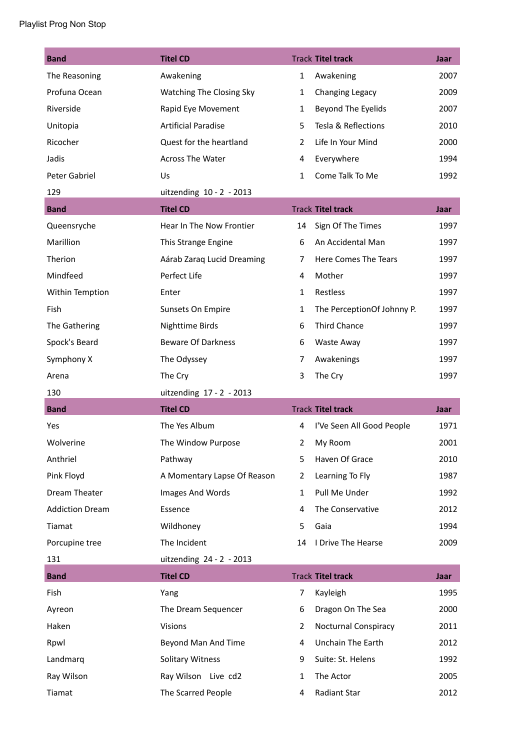Playlist Prog Non Stop

| Band | Titel CD | Track | Titel track | Jaar |
|---|---|---|---|---|
| The Reasoning | Awakening | 1 | Awakening | 2007 |
| Profuna Ocean | Watching The Closing Sky | 1 | Changing Legacy | 2009 |
| Riverside | Rapid Eye Movement | 1 | Beyond The Eyelids | 2007 |
| Unitopia | Artificial Paradise | 5 | Tesla & Reflections | 2010 |
| Ricocher | Quest for the heartland | 2 | Life In Your Mind | 2000 |
| Jadis | Across The Water | 4 | Everywhere | 1994 |
| Peter Gabriel | Us | 1 | Come Talk To Me | 1992 |

129 uitzending 10 - 2 - 2013

| Band | Titel CD | Track | Titel track | Jaar |
|---|---|---|---|---|
| Queensryche | Hear In The Now Frontier | 14 | Sign Of The Times | 1997 |
| Marillion | This Strange Engine | 6 | An Accidental Man | 1997 |
| Therion | Aárab Zaraq Lucid Dreaming | 7 | Here Comes The Tears | 1997 |
| Mindfeed | Perfect Life | 4 | Mother | 1997 |
| Within Temption | Enter | 1 | Restless | 1997 |
| Fish | Sunsets On Empire | 1 | The PerceptionOf Johnny P. | 1997 |
| The Gathering | Nighttime Birds | 6 | Third Chance | 1997 |
| Spock's Beard | Beware Of Darkness | 6 | Waste Away | 1997 |
| Symphony X | The Odyssey | 7 | Awakenings | 1997 |
| Arena | The Cry | 3 | The Cry | 1997 |

130 uitzending 17 - 2 - 2013

| Band | Titel CD | Track | Titel track | Jaar |
|---|---|---|---|---|
| Yes | The Yes Album | 4 | I'Ve Seen All Good People | 1971 |
| Wolverine | The Window Purpose | 2 | My Room | 2001 |
| Anthriel | Pathway | 5 | Haven Of Grace | 2010 |
| Pink Floyd | A Momentary Lapse Of Reason | 2 | Learning To Fly | 1987 |
| Dream Theater | Images And Words | 1 | Pull Me Under | 1992 |
| Addiction Dream | Essence | 4 | The Conservative | 2012 |
| Tiamat | Wildhoney | 5 | Gaia | 1994 |
| Porcupine tree | The Incident | 14 | I Drive The Hearse | 2009 |

131 uitzending 24 - 2 - 2013

| Band | Titel CD | Track | Titel track | Jaar |
|---|---|---|---|---|
| Fish | Yang | 7 | Kayleigh | 1995 |
| Ayreon | The Dream Sequencer | 6 | Dragon On The Sea | 2000 |
| Haken | Visions | 2 | Nocturnal Conspiracy | 2011 |
| Rpwl | Beyond Man And Time | 4 | Unchain The Earth | 2012 |
| Landmarq | Solitary Witness | 9 | Suite: St. Helens | 1992 |
| Ray Wilson | Ray Wilson Live cd2 | 1 | The Actor | 2005 |
| Tiamat | The Scarred People | 4 | Radiant Star | 2012 |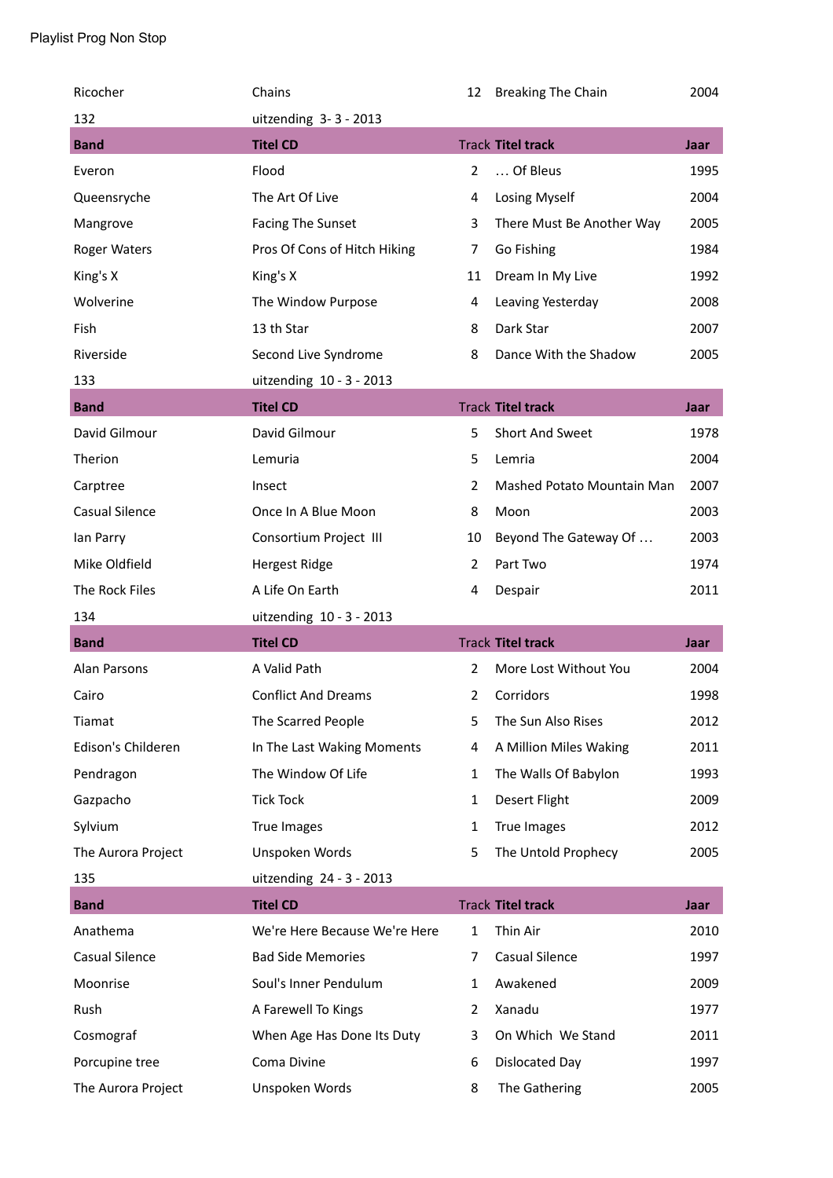Playlist Prog Non Stop

| Ricocher | Chains | 12 | Breaking The Chain | 2004 |
|---|---|---|---|---|
| 132 | uitzending 3- 3 - 2013 | | | |
| **Band** | **Titel CD** | **Track** | **Titel track** | **Jaar** |
| Everon | Flood | 2 | … Of Bleus | 1995 |
| Queensryche | The Art Of Live | 4 | Losing Myself | 2004 |
| Mangrove | Facing The Sunset | 3 | There Must Be Another Way | 2005 |
| Roger Waters | Pros Of Cons of Hitch Hiking | 7 | Go Fishing | 1984 |
| King's X | King's X | 11 | Dream In My Live | 1992 |
| Wolverine | The Window Purpose | 4 | Leaving Yesterday | 2008 |
| Fish | 13 th Star | 8 | Dark Star | 2007 |
| Riverside | Second Live Syndrome | 8 | Dance With the Shadow | 2005 |
| 133 | uitzending 10 - 3 - 2013 | | | |
| **Band** | **Titel CD** | **Track** | **Titel track** | **Jaar** |
| David Gilmour | David Gilmour | 5 | Short And Sweet | 1978 |
| Therion | Lemuria | 5 | Lemria | 2004 |
| Carptree | Insect | 2 | Mashed Potato Mountain Man | 2007 |
| Casual Silence | Once In A Blue Moon | 8 | Moon | 2003 |
| Ian Parry | Consortium Project III | 10 | Beyond The Gateway Of … | 2003 |
| Mike Oldfield | Hergest Ridge | 2 | Part Two | 1974 |
| The Rock Files | A Life On Earth | 4 | Despair | 2011 |
| 134 | uitzending 10 - 3 - 2013 | | | |
| **Band** | **Titel CD** | **Track** | **Titel track** | **Jaar** |
| Alan Parsons | A Valid Path | 2 | More Lost Without You | 2004 |
| Cairo | Conflict And Dreams | 2 | Corridors | 1998 |
| Tiamat | The Scarred People | 5 | The Sun Also Rises | 2012 |
| Edison's Childeren | In The Last Waking Moments | 4 | A Million Miles Waking | 2011 |
| Pendragon | The Window Of Life | 1 | The Walls Of Babylon | 1993 |
| Gazpacho | Tick Tock | 1 | Desert Flight | 2009 |
| Sylvium | True Images | 1 | True Images | 2012 |
| The Aurora Project | Unspoken Words | 5 | The Untold Prophecy | 2005 |
| 135 | uitzending 24 - 3 - 2013 | | | |
| **Band** | **Titel CD** | **Track** | **Titel track** | **Jaar** |
| Anathema | We're Here Because We're Here | 1 | Thin Air | 2010 |
| Casual Silence | Bad Side Memories | 7 | Casual Silence | 1997 |
| Moonrise | Soul's Inner Pendulum | 1 | Awakened | 2009 |
| Rush | A Farewell To Kings | 2 | Xanadu | 1977 |
| Cosmograf | When Age Has Done Its Duty | 3 | On Which We Stand | 2011 |
| Porcupine tree | Coma Divine | 6 | Dislocated Day | 1997 |
| The Aurora Project | Unspoken Words | 8 | The Gathering | 2005 |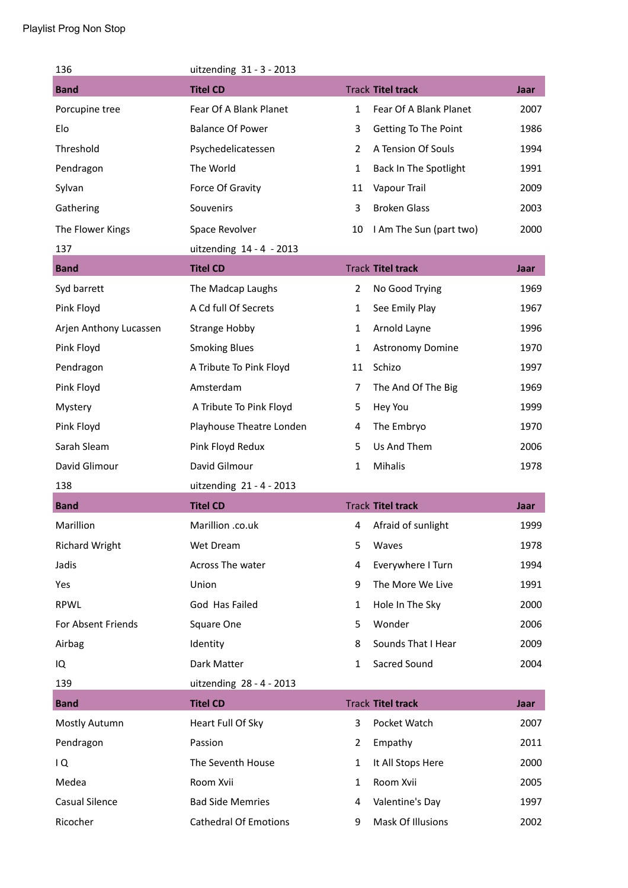136 uitzending 31 - 3 - 2013

| Band | Titel CD | Track | Titel track | Jaar |
|---|---|---|---|---|
| Porcupine tree | Fear Of A Blank Planet | 1 | Fear Of A Blank Planet | 2007 |
| Elo | Balance Of Power | 3 | Getting To The Point | 1986 |
| Threshold | Psychedelicatessen | 2 | A Tension Of Souls | 1994 |
| Pendragon | The World | 1 | Back In The Spotlight | 1991 |
| Sylvan | Force Of Gravity | 11 | Vapour Trail | 2009 |
| Gathering | Souvenirs | 3 | Broken Glass | 2003 |
| The Flower Kings | Space Revolver | 10 | I Am The Sun (part two) | 2000 |

137 uitzending 14 - 4 - 2013

| Band | Titel CD | Track | Titel track | Jaar |
|---|---|---|---|---|
| Syd barrett | The Madcap Laughs | 2 | No Good Trying | 1969 |
| Pink Floyd | A Cd full Of Secrets | 1 | See Emily Play | 1967 |
| Arjen Anthony Lucassen | Strange Hobby | 1 | Arnold Layne | 1996 |
| Pink Floyd | Smoking Blues | 1 | Astronomy Domine | 1970 |
| Pendragon | A Tribute To Pink Floyd | 11 | Schizo | 1997 |
| Pink Floyd | Amsterdam | 7 | The And Of The Big | 1969 |
| Mystery | A Tribute To Pink Floyd | 5 | Hey You | 1999 |
| Pink Floyd | Playhouse Theatre Londen | 4 | The Embryo | 1970 |
| Sarah Sleam | Pink Floyd Redux | 5 | Us And Them | 2006 |
| David Glimour | David Gilmour | 1 | Mihalis | 1978 |

138 uitzending 21 - 4 - 2013

| Band | Titel CD | Track | Titel track | Jaar |
|---|---|---|---|---|
| Marillion | Marillion .co.uk | 4 | Afraid of sunlight | 1999 |
| Richard Wright | Wet Dream | 5 | Waves | 1978 |
| Jadis | Across The water | 4 | Everywhere I Turn | 1994 |
| Yes | Union | 9 | The More We Live | 1991 |
| RPWL | God Has Failed | 1 | Hole In The Sky | 2000 |
| For Absent Friends | Square One | 5 | Wonder | 2006 |
| Airbag | Identity | 8 | Sounds That I Hear | 2009 |
| IQ | Dark Matter | 1 | Sacred Sound | 2004 |

139 uitzending 28 - 4 - 2013

| Band | Titel CD | Track | Titel track | Jaar |
|---|---|---|---|---|
| Mostly Autumn | Heart Full Of Sky | 3 | Pocket Watch | 2007 |
| Pendragon | Passion | 2 | Empathy | 2011 |
| I Q | The Seventh House | 1 | It All Stops Here | 2000 |
| Medea | Room Xvii | 1 | Room Xvii | 2005 |
| Casual Silence | Bad Side Memries | 4 | Valentine's Day | 1997 |
| Ricocher | Cathedral Of Emotions | 9 | Mask Of Illusions | 2002 |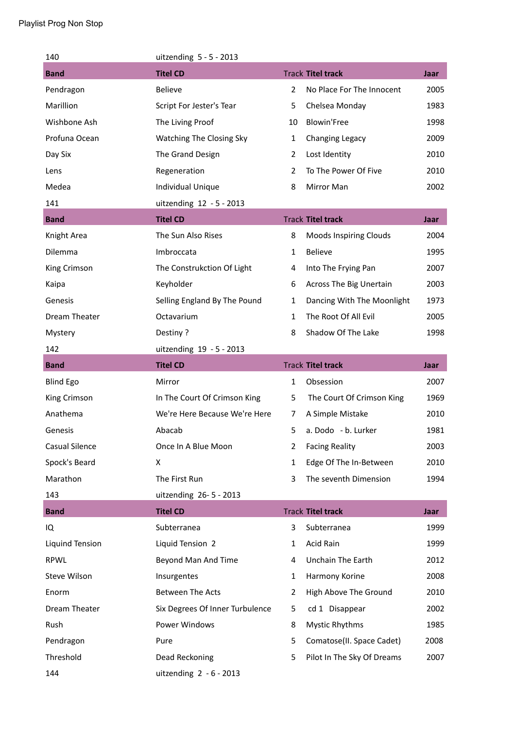Playlist Prog Non Stop

| | | | | |
|---|---|---|---|---|
| 140 | uitzending 5 - 5 - 2013 | | | |
| **Band** | **Titel CD** | Track | **Titel track** | **Jaar** |
| Pendragon | Believe | 2 | No Place For The Innocent | 2005 |
| Marillion | Script For Jester's Tear | 5 | Chelsea Monday | 1983 |
| Wishbone Ash | The Living Proof | 10 | Blowin'Free | 1998 |
| Profuna Ocean | Watching The Closing Sky | 1 | Changing Legacy | 2009 |
| Day Six | The Grand Design | 2 | Lost Identity | 2010 |
| Lens | Regeneration | 2 | To The Power Of Five | 2010 |
| Medea | Individual Unique | 8 | Mirror Man | 2002 |
| 141 | uitzending 12 - 5 - 2013 | | | |
| **Band** | **Titel CD** | Track | **Titel track** | **Jaar** |
| Knight Area | The Sun Also Rises | 8 | Moods Inspiring Clouds | 2004 |
| Dilemma | Imbroccata | 1 | Believe | 1995 |
| King Crimson | The Construkction Of Light | 4 | Into The Frying Pan | 2007 |
| Kaipa | Keyholder | 6 | Across The Big Uncertain | 2003 |
| Genesis | Selling England By The Pound | 1 | Dancing With The Moonlight | 1973 |
| Dream Theater | Octavarium | 1 | The Root Of All Evil | 2005 |
| Mystery | Destiny ? | 8 | Shadow Of The Lake | 1998 |
| 142 | uitzending 19 - 5 - 2013 | | | |
| **Band** | **Titel CD** | Track | **Titel track** | **Jaar** |
| Blind Ego | Mirror | 1 | Obsession | 2007 |
| King Crimson | In The Court Of Crimson King | 5 | The Court Of Crimson King | 1969 |
| Anathema | We're Here Because We're Here | 7 | A Simple Mistake | 2010 |
| Genesis | Abacab | 5 | a. Dodo - b. Lurker | 1981 |
| Casual Silence | Once In A Blue Moon | 2 | Facing Reality | 2003 |
| Spock's Beard | X | 1 | Edge Of The In-Between | 2010 |
| Marathon | The First Run | 3 | The seventh Dimension | 1994 |
| 143 | uitzending 26- 5 - 2013 | | | |
| **Band** | **Titel CD** | Track | **Titel track** | **Jaar** |
| IQ | Subterranea | 3 | Subterranea | 1999 |
| Liquind Tension | Liquid Tension 2 | 1 | Acid Rain | 1999 |
| RPWL | Beyond Man And Time | 4 | Unchain The Earth | 2012 |
| Steve Wilson | Insurgentes | 1 | Harmony Korine | 2008 |
| Enorm | Between The Acts | 2 | High Above The Ground | 2010 |
| Dream Theater | Six Degrees Of Inner Turbulence | 5 | cd 1 Disappear | 2002 |
| Rush | Power Windows | 8 | Mystic Rhythms | 1985 |
| Pendragon | Pure | 5 | Comatose(II. Space Cadet) | 2008 |
| Threshold | Dead Reckoning | 5 | Pilot In The Sky Of Dreams | 2007 |
| 144 | uitzending 2 - 6 - 2013 | | | |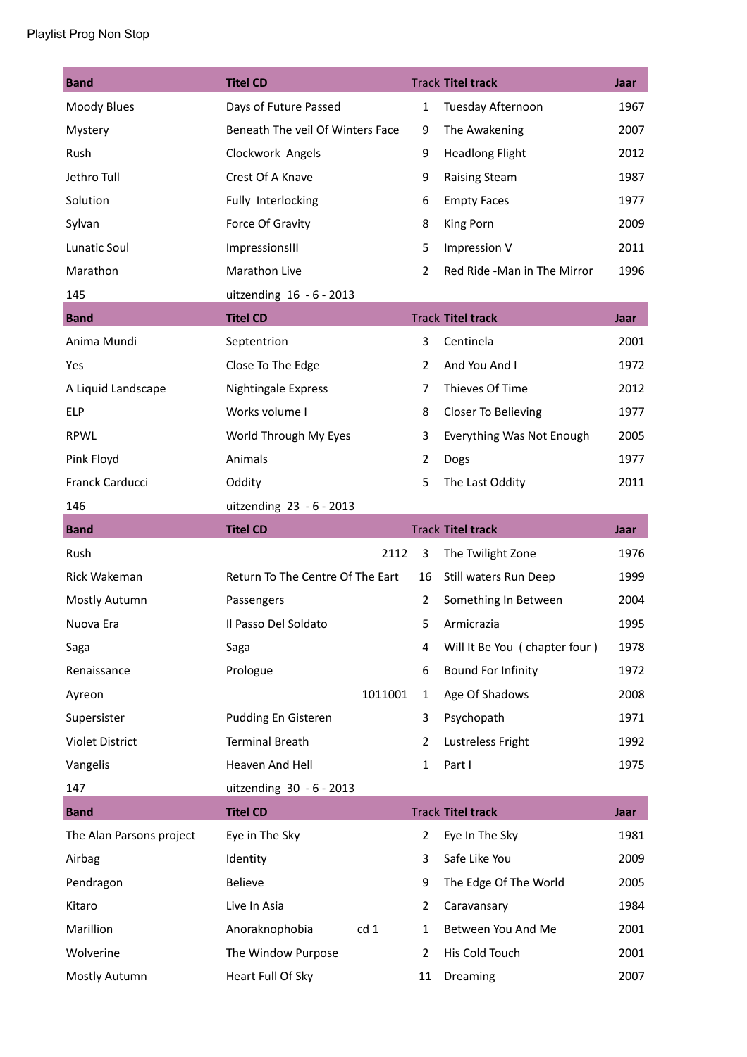Playlist Prog Non Stop

| Band | Titel CD | Track | Titel track | Jaar |
|---|---|---|---|---|
| Moody Blues | Days of Future Passed | 1 | Tuesday Afternoon | 1967 |
| Mystery | Beneath The veil Of Winters Face | 9 | The Awakening | 2007 |
| Rush | Clockwork  Angels | 9 | Headlong Flight | 2012 |
| Jethro Tull | Crest Of A Knave | 9 | Raising Steam | 1987 |
| Solution | Fully  Interlocking | 6 | Empty Faces | 1977 |
| Sylvan | Force Of Gravity | 8 | King Porn | 2009 |
| Lunatic Soul | ImpressionsIII | 5 | Impression V | 2011 |
| Marathon | Marathon Live | 2 | Red Ride -Man in The Mirror | 1996 |
| 145 | uitzending  16  - 6 - 2013 | | | |

| Band | Titel CD | Track | Titel track | Jaar |
|---|---|---|---|---|
| Anima Mundi | Septentrion | 3 | Centinela | 2001 |
| Yes | Close To The Edge | 2 | And You And I | 1972 |
| A Liquid Landscape | Nightingale Express | 7 | Thieves Of Time | 2012 |
| ELP | Works volume I | 8 | Closer To Believing | 1977 |
| RPWL | World Through My Eyes | 3 | Everything Was Not Enough | 2005 |
| Pink Floyd | Animals | 2 | Dogs | 1977 |
| Franck Carducci | Oddity | 5 | The Last Oddity | 2011 |
| 146 | uitzending  23  - 6 - 2013 | | | |

| Band | Titel CD | Track | Titel track | Jaar |
|---|---|---|---|---|
| Rush | 2112 | 3 | The Twilight Zone | 1976 |
| Rick Wakeman | Return To The Centre Of The Eart | 16 | Still waters Run Deep | 1999 |
| Mostly Autumn | Passengers | 2 | Something In Between | 2004 |
| Nuova Era | Il Passo Del Soldato | 5 | Armicrazia | 1995 |
| Saga | Saga | 4 | Will It Be You  ( chapter four ) | 1978 |
| Renaissance | Prologue | 6 | Bound For Infinity | 1972 |
| Ayreon | 1011001 | 1 | Age Of Shadows | 2008 |
| Supersister | Pudding En Gisteren | 3 | Psychopath | 1971 |
| Violet District | Terminal Breath | 2 | Lustreless Fright | 1992 |
| Vangelis | Heaven And Hell | 1 | Part I | 1975 |
| 147 | uitzending  30  - 6 - 2013 | | | |

| Band | Titel CD | Track | Titel track | Jaar |
|---|---|---|---|---|
| The Alan Parsons project | Eye in The Sky | 2 | Eye In The Sky | 1981 |
| Airbag | Identity | 3 | Safe Like You | 2009 |
| Pendragon | Believe | 9 | The Edge Of The World | 2005 |
| Kitaro | Live In Asia | 2 | Caravansary | 1984 |
| Marillion | Anoraknophobia  cd 1 | 1 | Between You And Me | 2001 |
| Wolverine | The Window Purpose | 2 | His Cold Touch | 2001 |
| Mostly Autumn | Heart Full Of Sky | 11 | Dreaming | 2007 |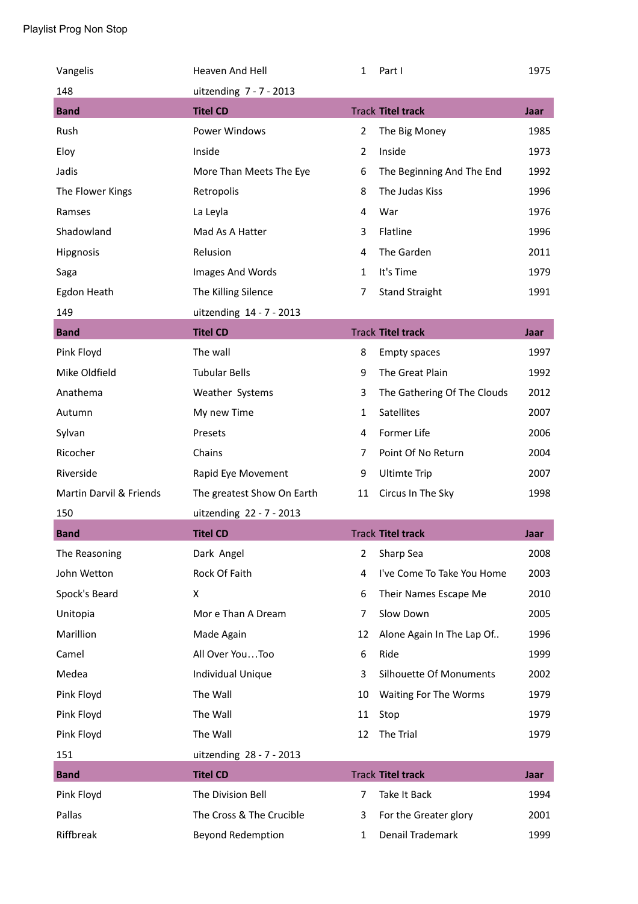Playlist Prog Non Stop

| | | | | |
|---|---|---|---|---|
| Vangelis | Heaven And Hell | 1 | Part I | 1975 |
| 148 | uitzending 7 - 7 - 2013 | | | |
| **Band** | **Titel CD** | **Track** | **Titel track** | **Jaar** |
| Rush | Power Windows | 2 | The Big Money | 1985 |
| Eloy | Inside | 2 | Inside | 1973 |
| Jadis | More Than Meets The Eye | 6 | The Beginning And The End | 1992 |
| The Flower Kings | Retropolis | 8 | The Judas Kiss | 1996 |
| Ramses | La Leyla | 4 | War | 1976 |
| Shadowland | Mad As A Hatter | 3 | Flatline | 1996 |
| Hipgnosis | Relusion | 4 | The Garden | 2011 |
| Saga | Images And Words | 1 | It's Time | 1979 |
| Egdon Heath | The Killing Silence | 7 | Stand Straight | 1991 |
| 149 | uitzending 14 - 7 - 2013 | | | |
| **Band** | **Titel CD** | **Track** | **Titel track** | **Jaar** |
| Pink Floyd | The wall | 8 | Empty spaces | 1997 |
| Mike Oldfield | Tubular Bells | 9 | The Great Plain | 1992 |
| Anathema | Weather Systems | 3 | The Gathering Of The Clouds | 2012 |
| Autumn | My new Time | 1 | Satellites | 2007 |
| Sylvan | Presets | 4 | Former Life | 2006 |
| Ricocher | Chains | 7 | Point Of No Return | 2004 |
| Riverside | Rapid Eye Movement | 9 | Ultimte Trip | 2007 |
| Martin Darvil & Friends | The greatest Show On Earth | 11 | Circus In The Sky | 1998 |
| 150 | uitzending 22 - 7 - 2013 | | | |
| **Band** | **Titel CD** | **Track** | **Titel track** | **Jaar** |
| The Reasoning | Dark Angel | 2 | Sharp Sea | 2008 |
| John Wetton | Rock Of Faith | 4 | I've Come To Take You Home | 2003 |
| Spock's Beard | X | 6 | Their Names Escape Me | 2010 |
| Unitopia | Mor e Than A Dream | 7 | Slow Down | 2005 |
| Marillion | Made Again | 12 | Alone Again In The Lap Of.. | 1996 |
| Camel | All Over You…Too | 6 | Ride | 1999 |
| Medea | Individual Unique | 3 | Silhouette Of Monuments | 2002 |
| Pink Floyd | The Wall | 10 | Waiting For The Worms | 1979 |
| Pink Floyd | The Wall | 11 | Stop | 1979 |
| Pink Floyd | The Wall | 12 | The Trial | 1979 |
| 151 | uitzending 28 - 7 - 2013 | | | |
| **Band** | **Titel CD** | **Track** | **Titel track** | **Jaar** |
| Pink Floyd | The Division Bell | 7 | Take It Back | 1994 |
| Pallas | The Cross & The Crucible | 3 | For the Greater glory | 2001 |
| Riffbreak | Beyond Redemption | 1 | Denail Trademark | 1999 |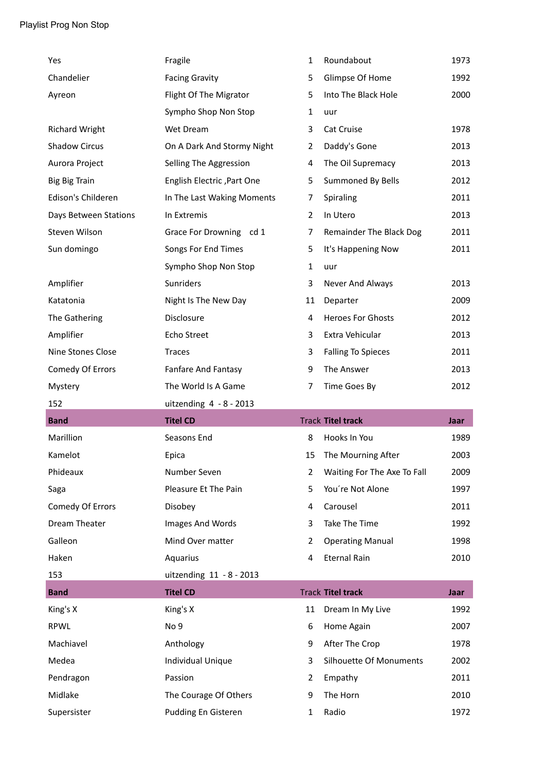Playlist Prog Non Stop

| | | | | |
|---|---|---|---|---|
| Yes | Fragile | 1 | Roundabout | 1973 |
| Chandelier | Facing Gravity | 5 | Glimpse Of Home | 1992 |
| Ayreon | Flight Of The Migrator | 5 | Into The Black Hole | 2000 |
| | Sympho Shop Non Stop | 1 | uur | |
| Richard Wright | Wet Dream | 3 | Cat Cruise | 1978 |
| Shadow Circus | On A Dark And Stormy Night | 2 | Daddy's Gone | 2013 |
| Aurora Project | Selling The Aggression | 4 | The Oil Supremacy | 2013 |
| Big Big Train | English Electric ,Part One | 5 | Summoned By Bells | 2012 |
| Edison's Childeren | In The Last Waking Moments | 7 | Spiraling | 2011 |
| Days Between Stations | In Extremis | 2 | In Utero | 2013 |
| Steven Wilson | Grace For Drowning cd 1 | 7 | Remainder The Black Dog | 2011 |
| Sun domingo | Songs For End Times | 5 | It's Happening Now | 2011 |
| | Sympho Shop Non Stop | 1 | uur | |
| Amplifier | Sunriders | 3 | Never And Always | 2013 |
| Katatonia | Night Is The New Day | 11 | Departer | 2009 |
| The Gathering | Disclosure | 4 | Heroes For Ghosts | 2012 |
| Amplifier | Echo Street | 3 | Extra Vehicular | 2013 |
| Nine Stones Close | Traces | 3 | Falling To Spieces | 2011 |
| Comedy Of Errors | Fanfare And Fantasy | 9 | The Answer | 2013 |
| Mystery | The World Is A Game | 7 | Time Goes By | 2012 |

152 uitzending 4 - 8 - 2013

| Band | Titel CD | Track | Titel track | Jaar |
|---|---|---|---|---|
| Marillion | Seasons End | 8 | Hooks In You | 1989 |
| Kamelot | Epica | 15 | The Mourning After | 2003 |
| Phideaux | Number Seven | 2 | Waiting For The Axe To Fall | 2009 |
| Saga | Pleasure Et The Pain | 5 | You´re Not Alone | 1997 |
| Comedy Of Errors | Disobey | 4 | Carousel | 2011 |
| Dream Theater | Images And Words | 3 | Take The Time | 1992 |
| Galleon | Mind Over matter | 2 | Operating Manual | 1998 |
| Haken | Aquarius | 4 | Eternal Rain | 2010 |

153 uitzending 11 - 8 - 2013

| Band | Titel CD | Track | Titel track | Jaar |
|---|---|---|---|---|
| King's X | King's X | 11 | Dream In My Live | 1992 |
| RPWL | No 9 | 6 | Home Again | 2007 |
| Machiavel | Anthology | 9 | After The Crop | 1978 |
| Medea | Individual Unique | 3 | Silhouette Of Monuments | 2002 |
| Pendragon | Passion | 2 | Empathy | 2011 |
| Midlake | The Courage Of Others | 9 | The Horn | 2010 |
| Supersister | Pudding En Gisteren | 1 | Radio | 1972 |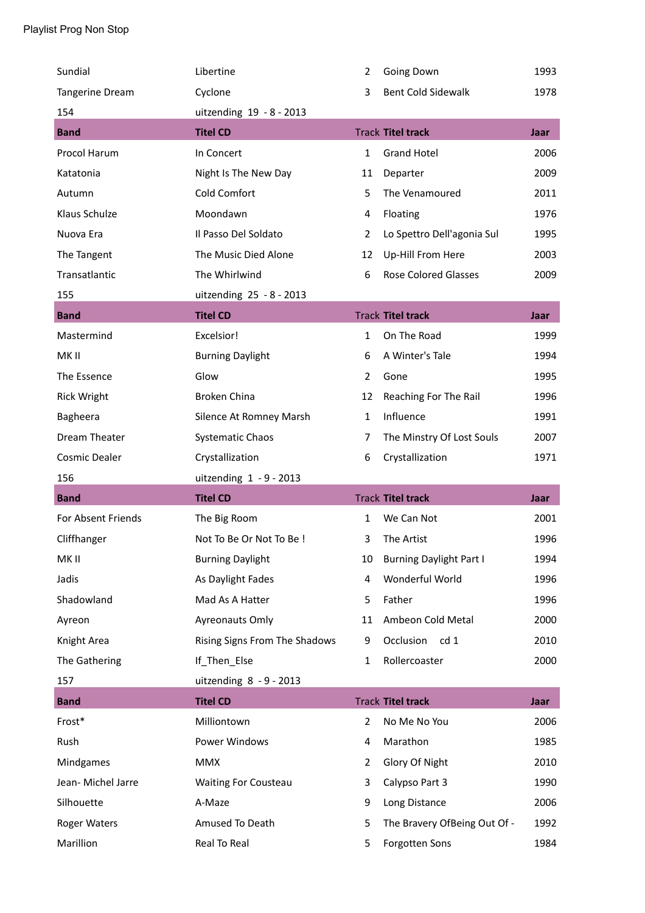Playlist Prog Non Stop

| | | | | |
|---|---|---|---|---|
| Sundial | Libertine | 2 | Going Down | 1993 |
| Tangerine Dream | Cyclone | 3 | Bent Cold Sidewalk | 1978 |
| 154 | uitzending 19 - 8 - 2013 | | | |
| **Band** | **Titel CD** | Track | **Titel track** | **Jaar** |
| Procol Harum | In Concert | 1 | Grand Hotel | 2006 |
| Katatonia | Night Is The New Day | 11 | Departer | 2009 |
| Autumn | Cold Comfort | 5 | The Venamoured | 2011 |
| Klaus Schulze | Moondawn | 4 | Floating | 1976 |
| Nuova Era | Il Passo Del Soldato | 2 | Lo Spettro Dell'agonia Sul | 1995 |
| The Tangent | The Music Died Alone | 12 | Up-Hill From Here | 2003 |
| Transatlantic | The Whirlwind | 6 | Rose Colored Glasses | 2009 |
| 155 | uitzending 25 - 8 - 2013 | | | |
| **Band** | **Titel CD** | Track | **Titel track** | **Jaar** |
| Mastermind | Excelsior! | 1 | On The Road | 1999 |
| MK II | Burning Daylight | 6 | A Winter's Tale | 1994 |
| The Essence | Glow | 2 | Gone | 1995 |
| Rick Wright | Broken China | 12 | Reaching For The Rail | 1996 |
| Bagheera | Silence At Romney Marsh | 1 | Influence | 1991 |
| Dream Theater | Systematic Chaos | 7 | The Minstry Of Lost Souls | 2007 |
| Cosmic Dealer | Crystallization | 6 | Crystallization | 1971 |
| 156 | uitzending 1 - 9 - 2013 | | | |
| **Band** | **Titel CD** | Track | **Titel track** | **Jaar** |
| For Absent Friends | The Big Room | 1 | We Can Not | 2001 |
| Cliffhanger | Not To Be Or Not To Be ! | 3 | The Artist | 1996 |
| MK II | Burning Daylight | 10 | Burning Daylight Part I | 1994 |
| Jadis | As Daylight Fades | 4 | Wonderful World | 1996 |
| Shadowland | Mad As A Hatter | 5 | Father | 1996 |
| Ayreon | Ayreonauts Omly | 11 | Ambeon Cold Metal | 2000 |
| Knight Area | Rising Signs From The Shadows | 9 | Occlusion cd 1 | 2010 |
| The Gathering | If_Then_Else | 1 | Rollercoaster | 2000 |
| 157 | uitzending 8 - 9 - 2013 | | | |
| **Band** | **Titel CD** | Track | **Titel track** | **Jaar** |
| Frost* | Milliontown | 2 | No Me No You | 2006 |
| Rush | Power Windows | 4 | Marathon | 1985 |
| Mindgames | MMX | 2 | Glory Of Night | 2010 |
| Jean- Michel Jarre | Waiting For Cousteau | 3 | Calypso Part 3 | 1990 |
| Silhouette | A-Maze | 9 | Long Distance | 2006 |
| Roger Waters | Amused To Death | 5 | The Bravery OfBeing Out Of - | 1992 |
| Marillion | Real To Real | 5 | Forgotten Sons | 1984 |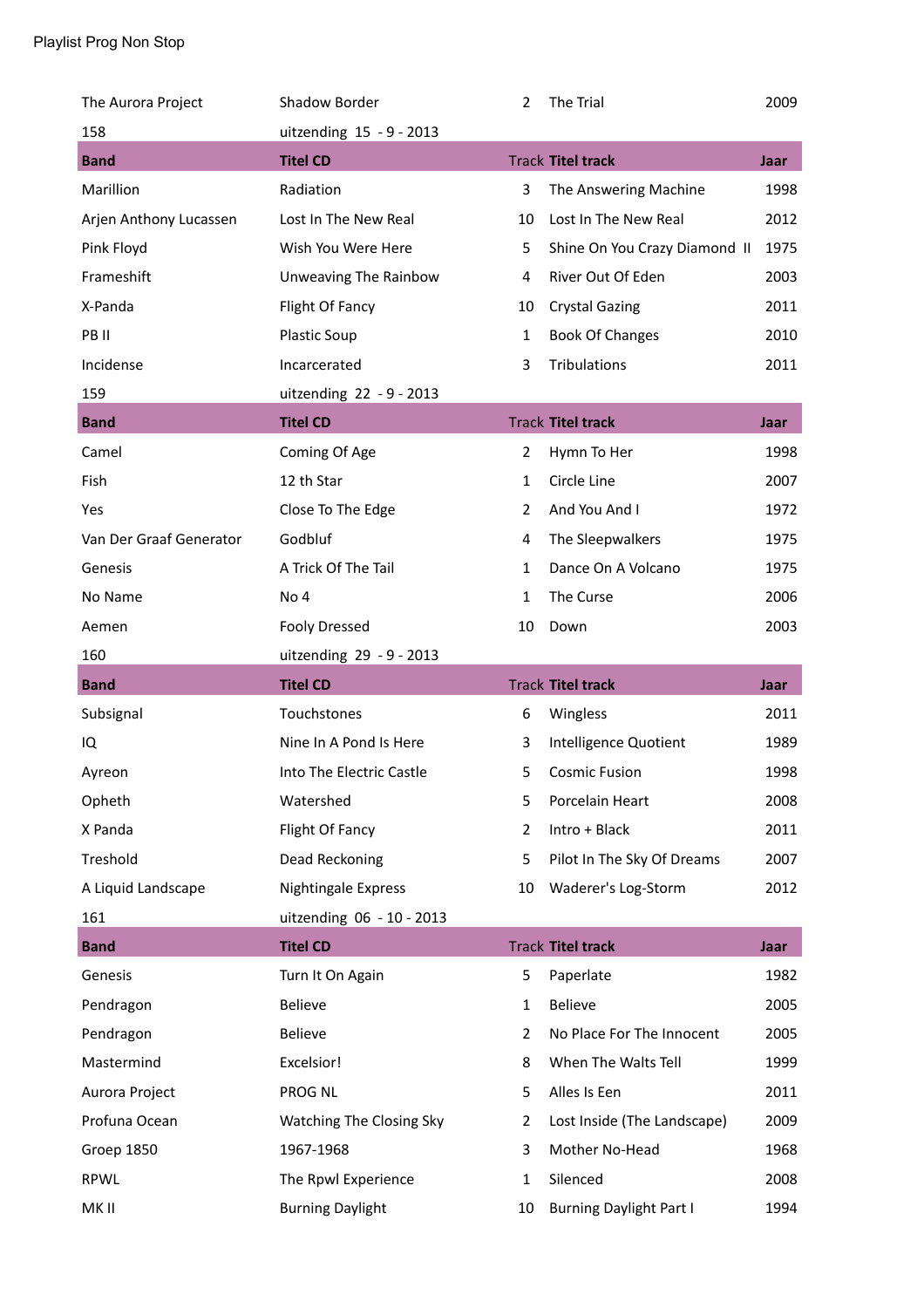Playlist Prog Non Stop

| | | | | |
|---|---|---|---|---|
| The Aurora Project | Shadow Border | 2 | The Trial | 2009 |
| 158 | uitzending 15 - 9 - 2013 | | | |
| **Band** | **Titel CD** | Track | **Titel track** | **Jaar** |
| Marillion | Radiation | 3 | The Answering Machine | 1998 |
| Arjen Anthony Lucassen | Lost In The New Real | 10 | Lost In The New Real | 2012 |
| Pink Floyd | Wish You Were Here | 5 | Shine On You Crazy Diamond II | 1975 |
| Frameshift | Unweaving The Rainbow | 4 | River Out Of Eden | 2003 |
| X-Panda | Flight Of Fancy | 10 | Crystal Gazing | 2011 |
| PB II | Plastic Soup | 1 | Book Of Changes | 2010 |
| Incidense | Incarcerated | 3 | Tribulations | 2011 |
| 159 | uitzending 22 - 9 - 2013 | | | |
| **Band** | **Titel CD** | Track | **Titel track** | **Jaar** |
| Camel | Coming Of Age | 2 | Hymn To Her | 1998 |
| Fish | 12 th Star | 1 | Circle Line | 2007 |
| Yes | Close To The Edge | 2 | And You And I | 1972 |
| Van Der Graaf Generator | Godbluf | 4 | The Sleepwalkers | 1975 |
| Genesis | A Trick Of The Tail | 1 | Dance On A Volcano | 1975 |
| No Name | No 4 | 1 | The Curse | 2006 |
| Aemen | Fooly Dressed | 10 | Down | 2003 |
| 160 | uitzending 29 - 9 - 2013 | | | |
| **Band** | **Titel CD** | Track | **Titel track** | **Jaar** |
| Subsignal | Touchstones | 6 | Wingless | 2011 |
| IQ | Nine In A Pond Is Here | 3 | Intelligence Quotient | 1989 |
| Ayreon | Into The Electric Castle | 5 | Cosmic Fusion | 1998 |
| Opheth | Watershed | 5 | Porcelain Heart | 2008 |
| X Panda | Flight Of Fancy | 2 | Intro + Black | 2011 |
| Treshold | Dead Reckoning | 5 | Pilot In The Sky Of Dreams | 2007 |
| A Liquid Landscape | Nightingale Express | 10 | Waderer's Log-Storm | 2012 |
| 161 | uitzending 06 - 10 - 2013 | | | |
| **Band** | **Titel CD** | Track | **Titel track** | **Jaar** |
| Genesis | Turn It On Again | 5 | Paperlate | 1982 |
| Pendragon | Believe | 1 | Believe | 2005 |
| Pendragon | Believe | 2 | No Place For The Innocent | 2005 |
| Mastermind | Excelsior! | 8 | When The Walts Tell | 1999 |
| Aurora Project | PROG NL | 5 | Alles Is Een | 2011 |
| Profuna Ocean | Watching The Closing Sky | 2 | Lost Inside (The Landscape) | 2009 |
| Groep 1850 | 1967-1968 | 3 | Mother No-Head | 1968 |
| RPWL | The Rpwl Experience | 1 | Silenced | 2008 |
| MK II | Burning Daylight | 10 | Burning Daylight Part I | 1994 |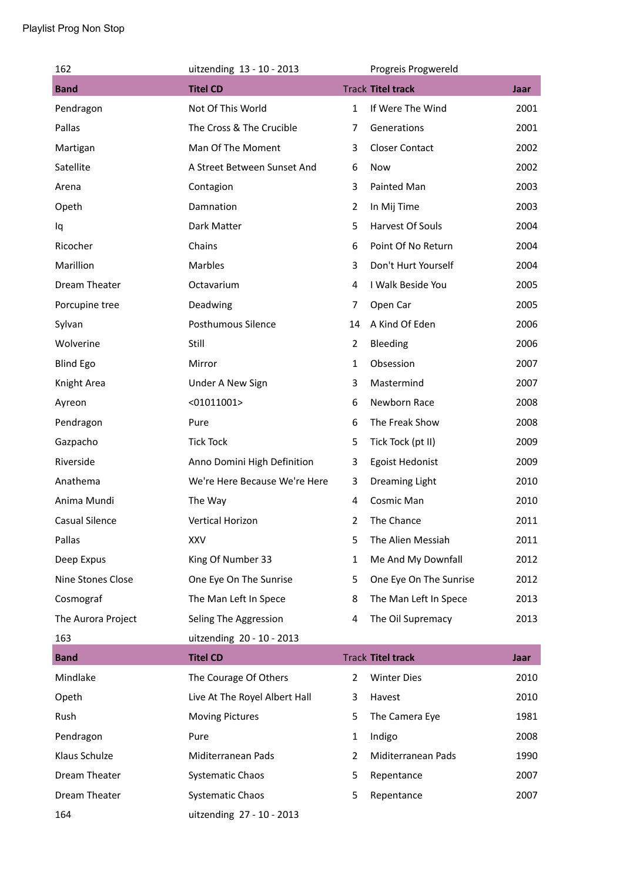Playlist Prog Non Stop

162 uitzending 13 - 10 - 2013 Progreis Progwereld

| Band | Titel CD | Track | Titel track | Jaar |
|---|---|---|---|---|
| Pendragon | Not Of This World | 1 | If Were The Wind | 2001 |
| Pallas | The Cross & The Crucible | 7 | Generations | 2001 |
| Martigan | Man Of The Moment | 3 | Closer Contact | 2002 |
| Satellite | A Street Between Sunset And | 6 | Now | 2002 |
| Arena | Contagion | 3 | Painted Man | 2003 |
| Opeth | Damnation | 2 | In Mij Time | 2003 |
| Iq | Dark Matter | 5 | Harvest Of Souls | 2004 |
| Ricocher | Chains | 6 | Point Of No Return | 2004 |
| Marillion | Marbles | 3 | Don't Hurt Yourself | 2004 |
| Dream Theater | Octavarium | 4 | I Walk Beside You | 2005 |
| Porcupine tree | Deadwing | 7 | Open Car | 2005 |
| Sylvan | Posthumous Silence | 14 | A Kind Of Eden | 2006 |
| Wolverine | Still | 2 | Bleeding | 2006 |
| Blind Ego | Mirror | 1 | Obsession | 2007 |
| Knight Area | Under A New Sign | 3 | Mastermind | 2007 |
| Ayreon | <01011001> | 6 | Newborn Race | 2008 |
| Pendragon | Pure | 6 | The Freak Show | 2008 |
| Gazpacho | Tick Tock | 5 | Tick Tock (pt II) | 2009 |
| Riverside | Anno Domini High Definition | 3 | Egoist Hedonist | 2009 |
| Anathema | We're Here Because We're Here | 3 | Dreaming Light | 2010 |
| Anima Mundi | The Way | 4 | Cosmic Man | 2010 |
| Casual Silence | Vertical Horizon | 2 | The Chance | 2011 |
| Pallas | XXV | 5 | The Alien Messiah | 2011 |
| Deep Expus | King Of Number 33 | 1 | Me And My Downfall | 2012 |
| Nine Stones Close | One Eye On The Sunrise | 5 | One Eye On The Sunrise | 2012 |
| Cosmograf | The Man Left In Spece | 8 | The Man Left In Spece | 2013 |
| The Aurora Project | Seling The Aggression | 4 | The Oil Supremacy | 2013 |

163 uitzending 20 - 10 - 2013

| Band | Titel CD | Track | Titel track | Jaar |
|---|---|---|---|---|
| Mindlake | The Courage Of Others | 2 | Winter Dies | 2010 |
| Opeth | Live At The Royel Albert Hall | 3 | Havest | 2010 |
| Rush | Moving Pictures | 5 | The Camera Eye | 1981 |
| Pendragon | Pure | 1 | Indigo | 2008 |
| Klaus Schulze | Miditerranean Pads | 2 | Miditerranean Pads | 1990 |
| Dream Theater | Systematic Chaos | 5 | Repentance | 2007 |
| Dream Theater | Systematic Chaos | 5 | Repentance | 2007 |

164 uitzending 27 - 10 - 2013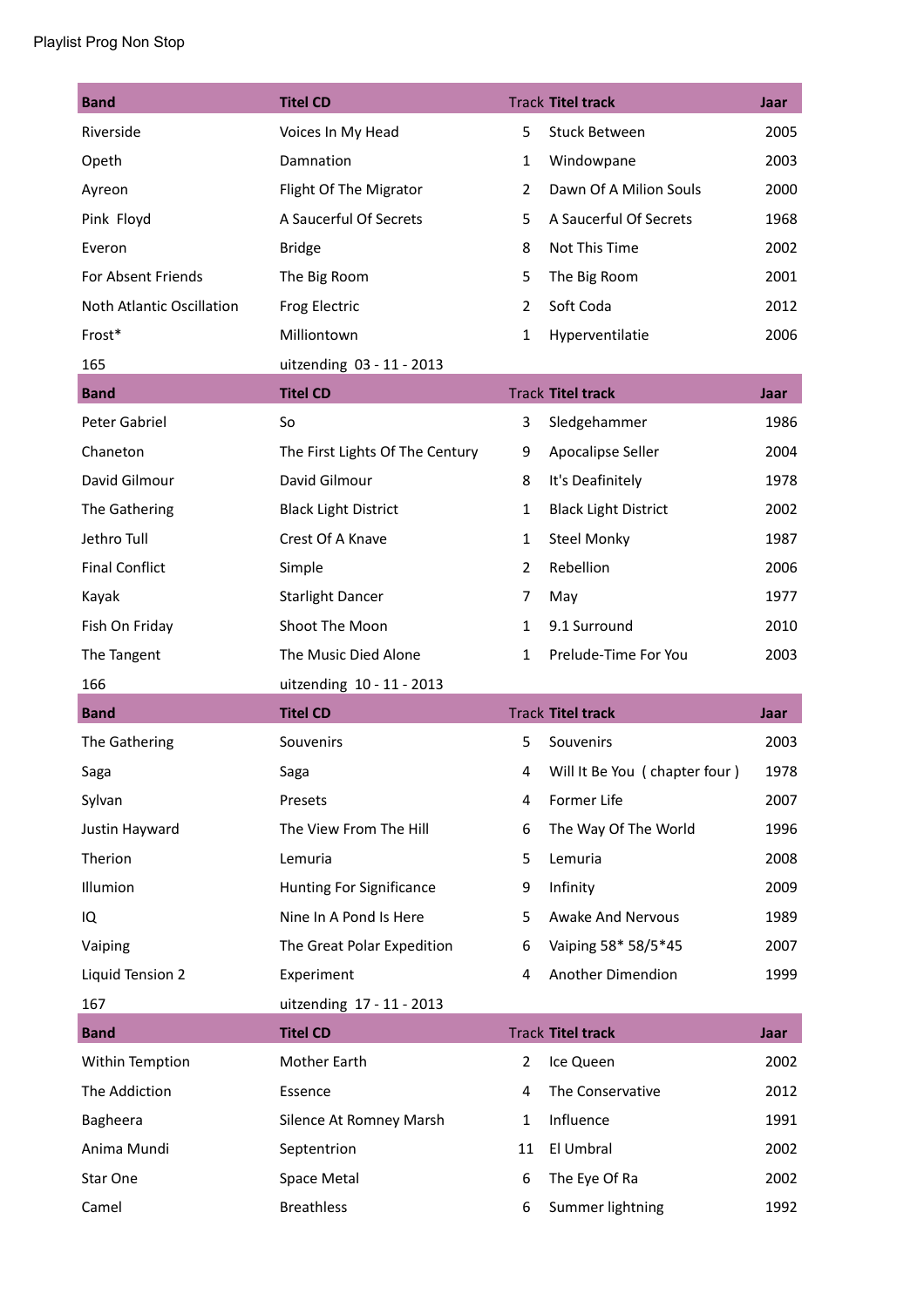Playlist Prog Non Stop

| Band | Titel CD | Track | Titel track | Jaar |
|---|---|---|---|---|
| Riverside | Voices In My Head | 5 | Stuck Between | 2005 |
| Opeth | Damnation | 1 | Windowpane | 2003 |
| Ayreon | Flight Of The Migrator | 2 | Dawn Of A Milion Souls | 2000 |
| Pink  Floyd | A Saucerful Of Secrets | 5 | A Saucerful Of Secrets | 1968 |
| Everon | Bridge | 8 | Not This Time | 2002 |
| For Absent Friends | The Big Room | 5 | The Big Room | 2001 |
| Noth Atlantic Oscillation | Frog Electric | 2 | Soft Coda | 2012 |
| Frost* | Milliontown | 1 | Hyperventilatie | 2006 |
| 165 | uitzending  03 - 11 - 2013 | | | |

| Band | Titel CD | Track | Titel track | Jaar |
|---|---|---|---|---|
| Peter Gabriel | So | 3 | Sledgehammer | 1986 |
| Chaneton | The First Lights Of The Century | 9 | Apocalipse Seller | 2004 |
| David Gilmour | David Gilmour | 8 | It's Deafinitely | 1978 |
| The Gathering | Black Light District | 1 | Black Light District | 2002 |
| Jethro Tull | Crest Of A Knave | 1 | Steel Monky | 1987 |
| Final Conflict | Simple | 2 | Rebellion | 2006 |
| Kayak | Starlight Dancer | 7 | May | 1977 |
| Fish On Friday | Shoot The Moon | 1 | 9.1 Surround | 2010 |
| The Tangent | The Music Died Alone | 1 | Prelude-Time For You | 2003 |
| 166 | uitzending  10 - 11 - 2013 | | | |

| Band | Titel CD | Track | Titel track | Jaar |
|---|---|---|---|---|
| The Gathering | Souvenirs | 5 | Souvenirs | 2003 |
| Saga | Saga | 4 | Will It Be You  ( chapter four ) | 1978 |
| Sylvan | Presets | 4 | Former Life | 2007 |
| Justin Hayward | The View From The Hill | 6 | The Way Of The World | 1996 |
| Therion | Lemuria | 5 | Lemuria | 2008 |
| Illumion | Hunting For Significance | 9 | Infinity | 2009 |
| IQ | Nine In A Pond Is Here | 5 | Awake And Nervous | 1989 |
| Vaiping | The Great Polar Expedition | 6 | Vaiping 58* 58/5*45 | 2007 |
| Liquid Tension 2 | Experiment | 4 | Another Dimendion | 1999 |
| 167 | uitzending  17 - 11 - 2013 | | | |

| Band | Titel CD | Track | Titel track | Jaar |
|---|---|---|---|---|
| Within Temption | Mother Earth | 2 | Ice Queen | 2002 |
| The Addiction | Essence | 4 | The Conservative | 2012 |
| Bagheera | Silence At Romney Marsh | 1 | Influence | 1991 |
| Anima Mundi | Septentrion | 11 | El Umbral | 2002 |
| Star One | Space Metal | 6 | The Eye Of Ra | 2002 |
| Camel | Breathless | 6 | Summer lightning | 1992 |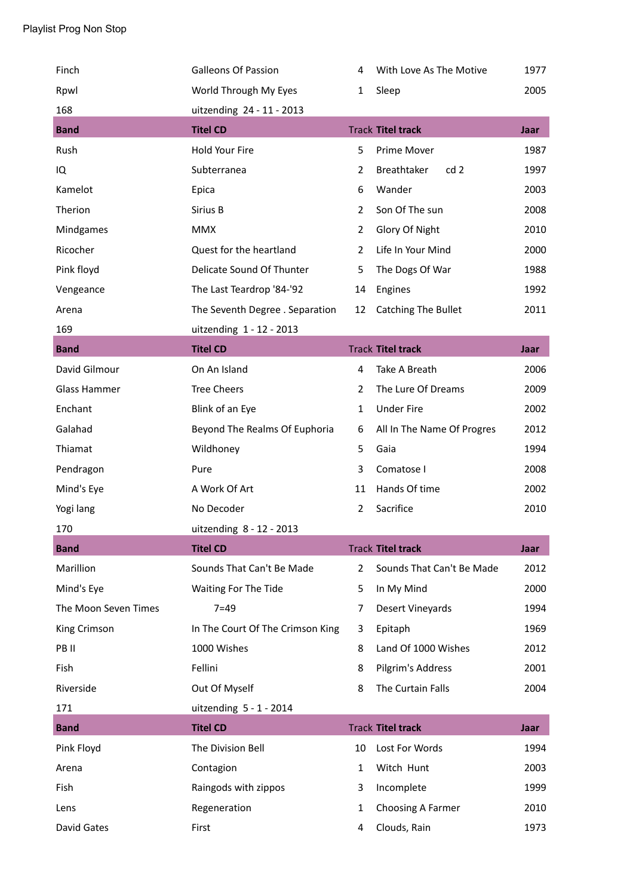Playlist Prog Non Stop

| | | | | |
|---|---|---|---|---|
| Finch | Galleons Of Passion | 4 | With Love As The Motive | 1977 |
| Rpwl | World Through My Eyes | 1 | Sleep | 2005 |
| 168 | uitzending 24 - 11 - 2013 | | | |
| **Band** | **Titel CD** | **Track** | **Titel track** | **Jaar** |
| Rush | Hold Your Fire | 5 | Prime Mover | 1987 |
| IQ | Subterranea | 2 | Breathtaker cd 2 | 1997 |
| Kamelot | Epica | 6 | Wander | 2003 |
| Therion | Sirius B | 2 | Son Of The sun | 2008 |
| Mindgames | MMX | 2 | Glory Of Night | 2010 |
| Ricocher | Quest for the heartland | 2 | Life In Your Mind | 2000 |
| Pink floyd | Delicate Sound Of Thunter | 5 | The Dogs Of War | 1988 |
| Vengeance | The Last Teardrop '84-'92 | 14 | Engines | 1992 |
| Arena | The Seventh Degree . Separation | 12 | Catching The Bullet | 2011 |
| 169 | uitzending 1 - 12 - 2013 | | | |
| **Band** | **Titel CD** | **Track** | **Titel track** | **Jaar** |
| David Gilmour | On An Island | 4 | Take A Breath | 2006 |
| Glass Hammer | Tree Cheers | 2 | The Lure Of Dreams | 2009 |
| Enchant | Blink of an Eye | 1 | Under Fire | 2002 |
| Galahad | Beyond The Realms Of Euphoria | 6 | All In The Name Of Progres | 2012 |
| Thiamat | Wildhoney | 5 | Gaia | 1994 |
| Pendragon | Pure | 3 | Comatose I | 2008 |
| Mind's Eye | A Work Of Art | 11 | Hands Of time | 2002 |
| Yogi lang | No Decoder | 2 | Sacrifice | 2010 |
| 170 | uitzending 8 - 12 - 2013 | | | |
| **Band** | **Titel CD** | **Track** | **Titel track** | **Jaar** |
| Marillion | Sounds That Can't Be Made | 2 | Sounds That Can't Be Made | 2012 |
| Mind's Eye | Waiting For The Tide | 5 | In My Mind | 2000 |
| The Moon Seven Times | 7=49 | 7 | Desert Vineyards | 1994 |
| King Crimson | In The Court Of The Crimson King | 3 | Epitaph | 1969 |
| PB II | 1000 Wishes | 8 | Land Of 1000 Wishes | 2012 |
| Fish | Fellini | 8 | Pilgrim's Address | 2001 |
| Riverside | Out Of Myself | 8 | The Curtain Falls | 2004 |
| 171 | uitzending 5 - 1 - 2014 | | | |
| **Band** | **Titel CD** | **Track** | **Titel track** | **Jaar** |
| Pink Floyd | The Division Bell | 10 | Lost For Words | 1994 |
| Arena | Contagion | 1 | Witch Hunt | 2003 |
| Fish | Raingods with zippos | 3 | Incomplete | 1999 |
| Lens | Regeneration | 1 | Choosing A Farmer | 2010 |
| David Gates | First | 4 | Clouds, Rain | 1973 |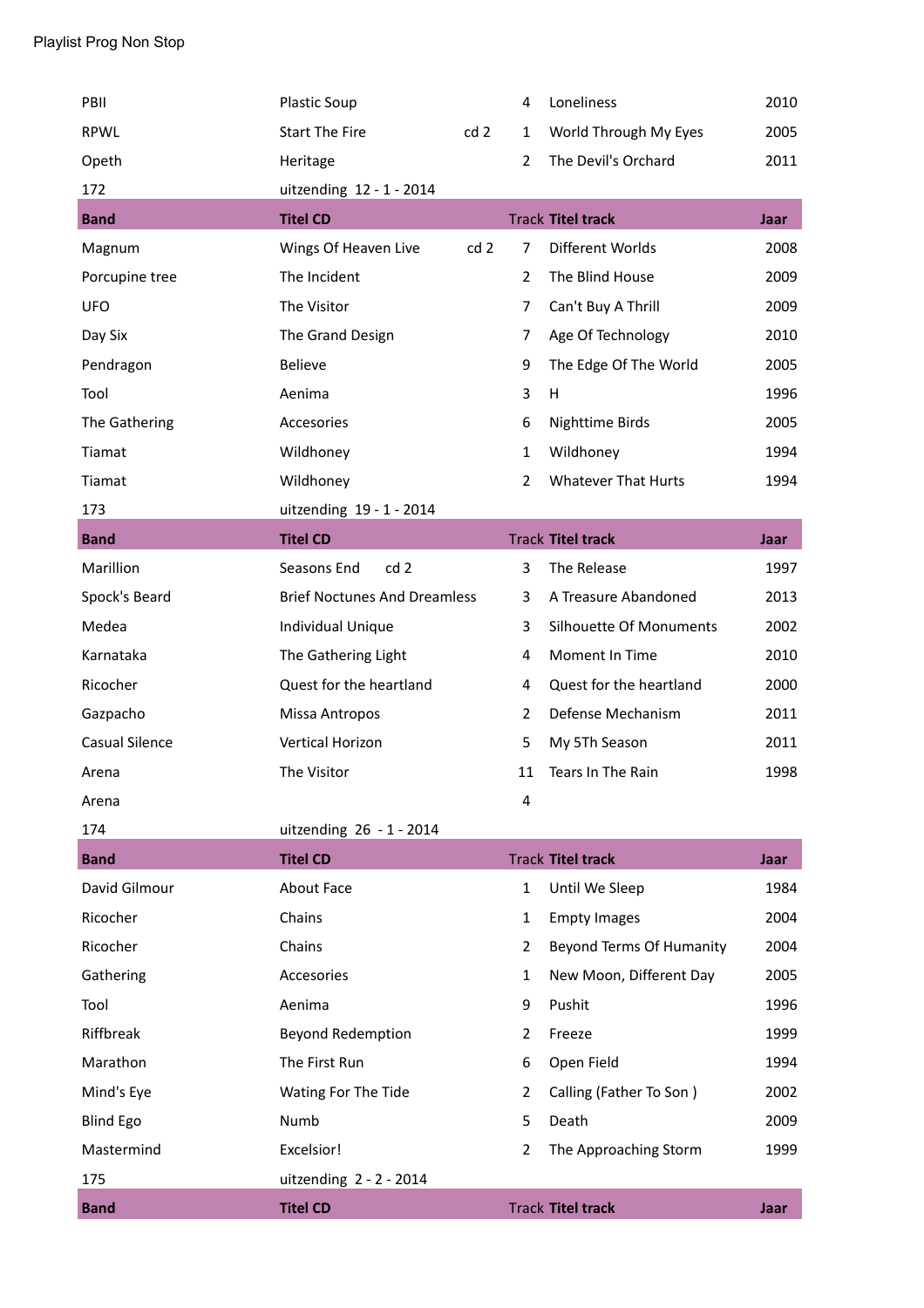Playlist Prog Non Stop

| | | | | |
|---|---|---|---|---|
| PBII | Plastic Soup | 4 | Loneliness | 2010 |
| RPWL | Start The Fire cd 2 | 1 | World Through My Eyes | 2005 |
| Opeth | Heritage | 2 | The Devil's Orchard | 2011 |
| 172 | uitzending 12 - 1 - 2014 | | | |
| **Band** | **Titel CD** | Track | **Titel track** | **Jaar** |
| Magnum | Wings Of Heaven Live cd 2 | 7 | Different Worlds | 2008 |
| Porcupine tree | The Incident | 2 | The Blind House | 2009 |
| UFO | The Visitor | 7 | Can't Buy A Thrill | 2009 |
| Day Six | The Grand Design | 7 | Age Of Technology | 2010 |
| Pendragon | Believe | 9 | The Edge Of The World | 2005 |
| Tool | Aenima | 3 | H | 1996 |
| The Gathering | Accesories | 6 | Nighttime Birds | 2005 |
| Tiamat | Wildhoney | 1 | Wildhoney | 1994 |
| Tiamat | Wildhoney | 2 | Whatever That Hurts | 1994 |
| 173 | uitzending 19 - 1 - 2014 | | | |
| **Band** | **Titel CD** | Track | **Titel track** | **Jaar** |
| Marillion | Seasons End cd 2 | 3 | The Release | 1997 |
| Spock's Beard | Brief Noctunes And Dreamless | 3 | A Treasure Abandoned | 2013 |
| Medea | Individual Unique | 3 | Silhouette Of Monuments | 2002 |
| Karnataka | The Gathering Light | 4 | Moment In Time | 2010 |
| Ricocher | Quest for the heartland | 4 | Quest for the heartland | 2000 |
| Gazpacho | Missa Antropos | 2 | Defense Mechanism | 2011 |
| Casual Silence | Vertical Horizon | 5 | My 5Th Season | 2011 |
| Arena | The Visitor | 11 | Tears In The Rain | 1998 |
| Arena | | 4 | | |
| 174 | uitzending 26 - 1 - 2014 | | | |
| **Band** | **Titel CD** | Track | **Titel track** | **Jaar** |
| David Gilmour | About Face | 1 | Until We Sleep | 1984 |
| Ricocher | Chains | 1 | Empty Images | 2004 |
| Ricocher | Chains | 2 | Beyond Terms Of Humanity | 2004 |
| Gathering | Accesories | 1 | New Moon, Different Day | 2005 |
| Tool | Aenima | 9 | Pushit | 1996 |
| Riffbreak | Beyond Redemption | 2 | Freeze | 1999 |
| Marathon | The First Run | 6 | Open Field | 1994 |
| Mind's Eye | Wating For The Tide | 2 | Calling (Father To Son ) | 2002 |
| Blind Ego | Numb | 5 | Death | 2009 |
| Mastermind | Excelsior! | 2 | The Approaching Storm | 1999 |
| 175 | uitzending 2 - 2 - 2014 | | | |
| **Band** | **Titel CD** | Track | **Titel track** | **Jaar** |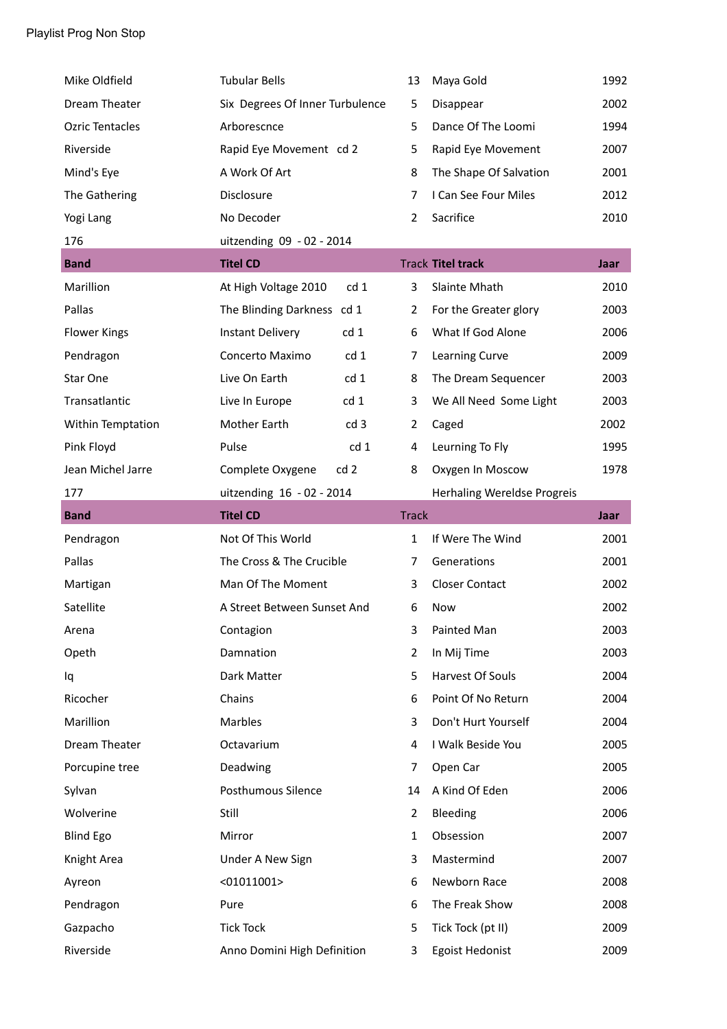Playlist Prog Non Stop

| | | | | |
|---|---|---|---|---|
| Mike Oldfield | Tubular Bells | 13 | Maya Gold | 1992 |
| Dream Theater | Six Degrees Of Inner Turbulence | 5 | Disappear | 2002 |
| Ozric Tentacles | Arborescnce | 5 | Dance Of The Loomi | 1994 |
| Riverside | Rapid Eye Movement cd 2 | 5 | Rapid Eye Movement | 2007 |
| Mind's Eye | A Work Of Art | 8 | The Shape Of Salvation | 2001 |
| The Gathering | Disclosure | 7 | I Can See Four Miles | 2012 |
| Yogi Lang | No Decoder | 2 | Sacrifice | 2010 |

176 uitzending 09 - 02 - 2014

| Band | Titel CD | Track | Titel track | Jaar |
|---|---|---|---|---|
| Marillion | At High Voltage 2010 cd 1 | 3 | Slainte Mhath | 2010 |
| Pallas | The Blinding Darkness cd 1 | 2 | For the Greater glory | 2003 |
| Flower Kings | Instant Delivery cd 1 | 6 | What If God Alone | 2006 |
| Pendragon | Concerto Maximo cd 1 | 7 | Learning Curve | 2009 |
| Star One | Live On Earth cd 1 | 8 | The Dream Sequencer | 2003 |
| Transatlantic | Live In Europe cd 1 | 3 | We All Need Some Light | 2003 |
| Within Temptation | Mother Earth cd 3 | 2 | Caged | 2002 |
| Pink Floyd | Pulse cd 1 | 4 | Leurning To Fly | 1995 |
| Jean Michel Jarre | Complete Oxygene cd 2 | 8 | Oxygen In Moscow | 1978 |

177 uitzending 16 - 02 - 2014 Herhaling Wereldse Progreis

| Band | Titel CD | Track | | Jaar |
|---|---|---|---|---|
| Pendragon | Not Of This World | 1 | If Were The Wind | 2001 |
| Pallas | The Cross & The Crucible | 7 | Generations | 2001 |
| Martigan | Man Of The Moment | 3 | Closer Contact | 2002 |
| Satellite | A Street Between Sunset And | 6 | Now | 2002 |
| Arena | Contagion | 3 | Painted Man | 2003 |
| Opeth | Damnation | 2 | In Mij Time | 2003 |
| Iq | Dark Matter | 5 | Harvest Of Souls | 2004 |
| Ricocher | Chains | 6 | Point Of No Return | 2004 |
| Marillion | Marbles | 3 | Don't Hurt Yourself | 2004 |
| Dream Theater | Octavarium | 4 | I Walk Beside You | 2005 |
| Porcupine tree | Deadwing | 7 | Open Car | 2005 |
| Sylvan | Posthumous Silence | 14 | A Kind Of Eden | 2006 |
| Wolverine | Still | 2 | Bleeding | 2006 |
| Blind Ego | Mirror | 1 | Obsession | 2007 |
| Knight Area | Under A New Sign | 3 | Mastermind | 2007 |
| Ayreon | <01011001> | 6 | Newborn Race | 2008 |
| Pendragon | Pure | 6 | The Freak Show | 2008 |
| Gazpacho | Tick Tock | 5 | Tick Tock (pt II) | 2009 |
| Riverside | Anno Domini High Definition | 3 | Egoist Hedonist | 2009 |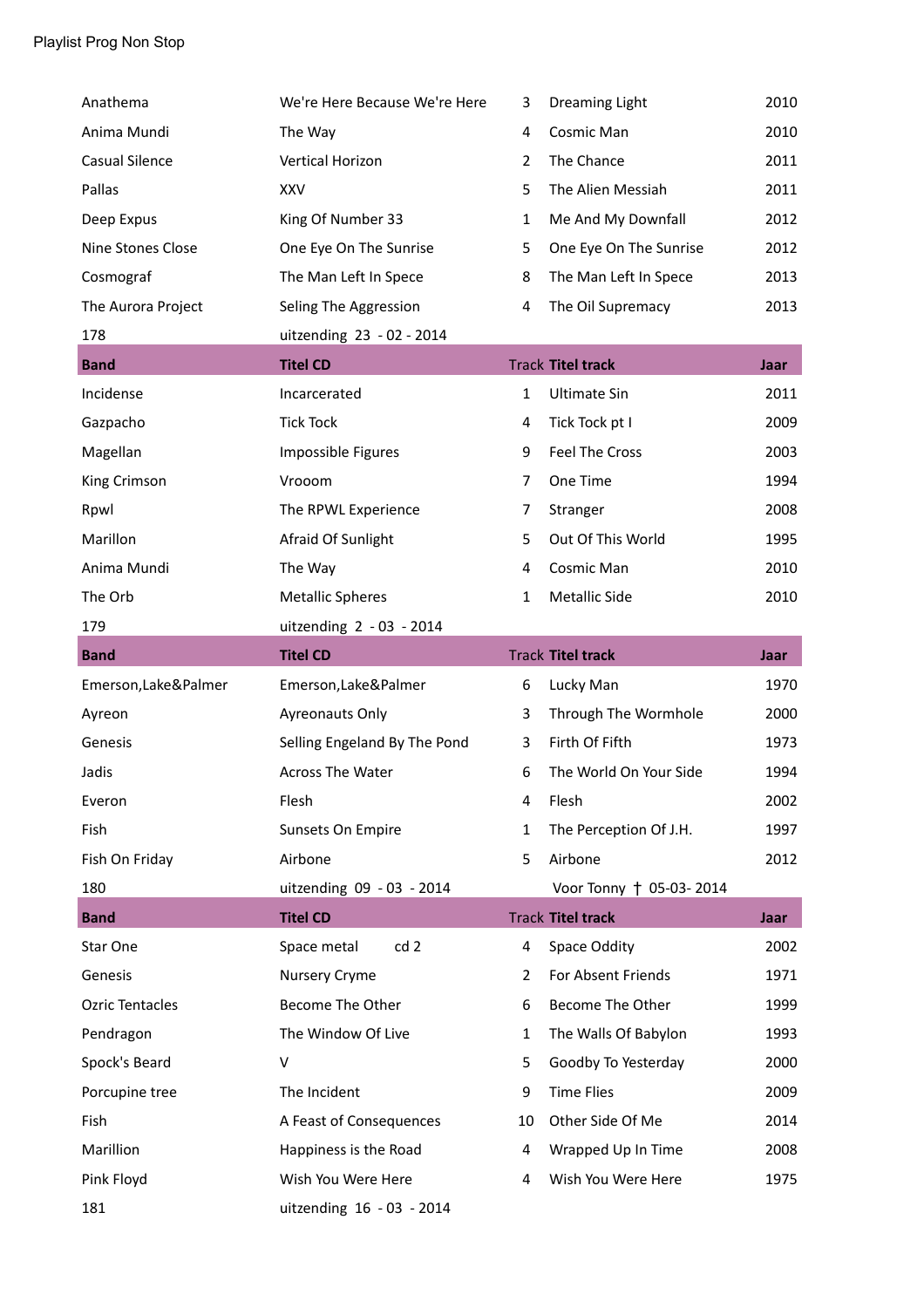Playlist Prog Non Stop

| Band | Titel CD | Track | Titel track | Jaar |
|---|---|---|---|---|
| Anathema | We're Here Because We're Here | 3 | Dreaming Light | 2010 |
| Anima Mundi | The Way | 4 | Cosmic Man | 2010 |
| Casual Silence | Vertical Horizon | 2 | The Chance | 2011 |
| Pallas | XXV | 5 | The Alien Messiah | 2011 |
| Deep Expus | King Of Number 33 | 1 | Me And My Downfall | 2012 |
| Nine Stones Close | One Eye On The Sunrise | 5 | One Eye On The Sunrise | 2012 |
| Cosmograf | The Man Left In Spece | 8 | The Man Left In Spece | 2013 |
| The Aurora Project | Seling The Aggression | 4 | The Oil Supremacy | 2013 |
| 178 | uitzending 23 - 02 - 2014 | | | |

| Band | Titel CD | Track | Titel track | Jaar |
|---|---|---|---|---|
| Incidense | Incarcerated | 1 | Ultimate Sin | 2011 |
| Gazpacho | Tick Tock | 4 | Tick Tock pt I | 2009 |
| Magellan | Impossible Figures | 9 | Feel The Cross | 2003 |
| King Crimson | Vrooom | 7 | One Time | 1994 |
| Rpwl | The RPWL Experience | 7 | Stranger | 2008 |
| Marillon | Afraid Of Sunlight | 5 | Out Of This World | 1995 |
| Anima Mundi | The Way | 4 | Cosmic Man | 2010 |
| The Orb | Metallic Spheres | 1 | Metallic Side | 2010 |
| 179 | uitzending 2 - 03 - 2014 | | | |

| Band | Titel CD | Track | Titel track | Jaar |
|---|---|---|---|---|
| Emerson,Lake&Palmer | Emerson,Lake&Palmer | 6 | Lucky Man | 1970 |
| Ayreon | Ayreonauts Only | 3 | Through The Wormhole | 2000 |
| Genesis | Selling Engeland By The Pond | 3 | Firth Of Fifth | 1973 |
| Jadis | Across The Water | 6 | The World On Your Side | 1994 |
| Everon | Flesh | 4 | Flesh | 2002 |
| Fish | Sunsets On Empire | 1 | The Perception Of J.H. | 1997 |
| Fish On Friday | Airbone | 5 | Airbone | 2012 |
| 180 | uitzending 09 - 03 - 2014 | | Voor Tonny † 05-03- 2014 | |

| Band | Titel CD | Track | Titel track | Jaar |
|---|---|---|---|---|
| Star One | Space metal cd 2 | 4 | Space Oddity | 2002 |
| Genesis | Nursery Cryme | 2 | For Absent Friends | 1971 |
| Ozric Tentacles | Become The Other | 6 | Become The Other | 1999 |
| Pendragon | The Window Of Live | 1 | The Walls Of Babylon | 1993 |
| Spock's Beard | V | 5 | Goodby To Yesterday | 2000 |
| Porcupine tree | The Incident | 9 | Time Flies | 2009 |
| Fish | A Feast of Consequences | 10 | Other Side Of Me | 2014 |
| Marillion | Happiness is the Road | 4 | Wrapped Up In Time | 2008 |
| Pink Floyd | Wish You Were Here | 4 | Wish You Were Here | 1975 |
| 181 | uitzending 16 - 03 - 2014 | | | |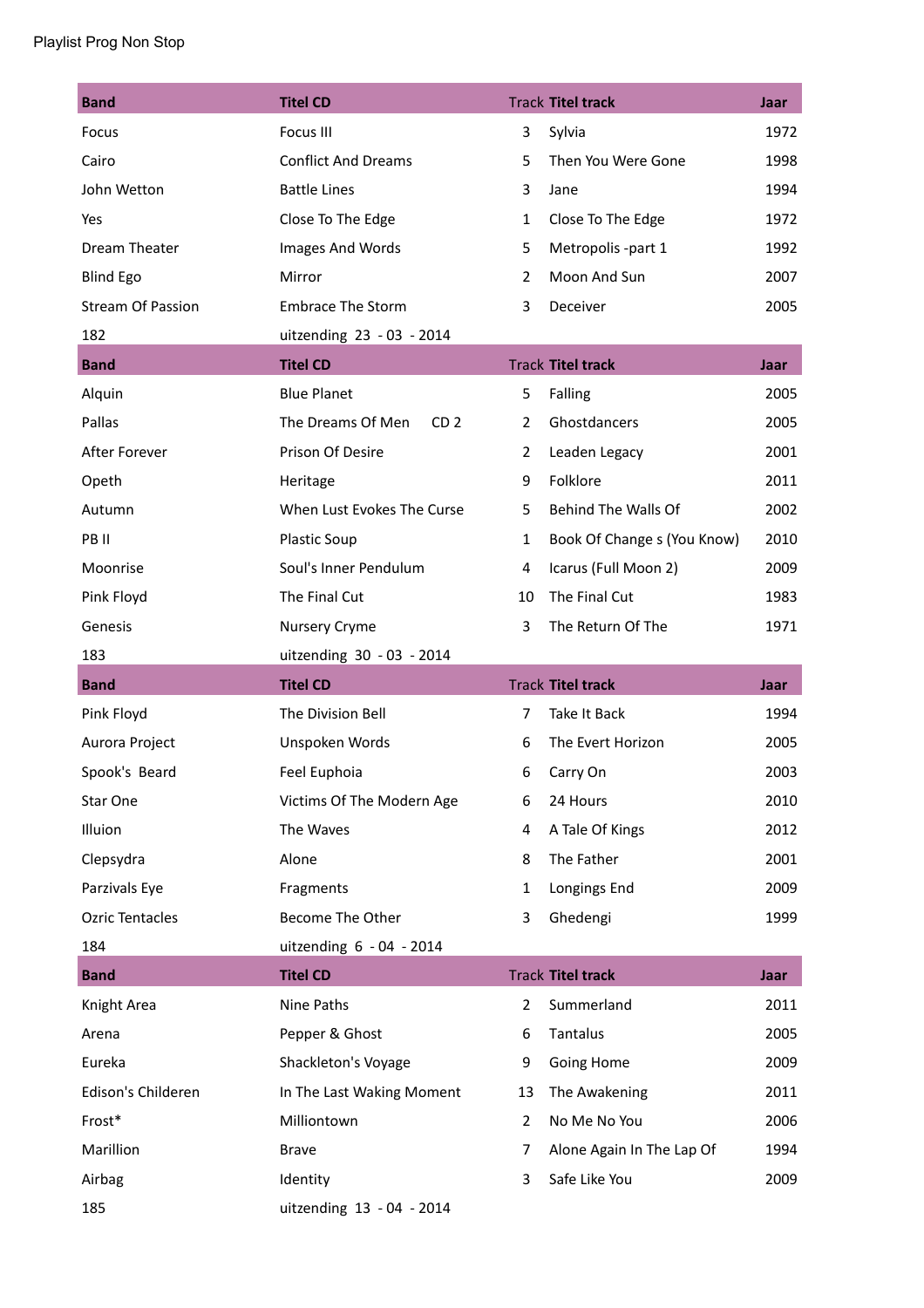Playlist Prog Non Stop

| Band | Titel CD | Track | Titel track | Jaar |
|---|---|---|---|---|
| Focus | Focus III | 3 | Sylvia | 1972 |
| Cairo | Conflict And Dreams | 5 | Then You Were Gone | 1998 |
| John Wetton | Battle Lines | 3 | Jane | 1994 |
| Yes | Close To The Edge | 1 | Close To The Edge | 1972 |
| Dream Theater | Images And Words | 5 | Metropolis -part 1 | 1992 |
| Blind Ego | Mirror | 2 | Moon And Sun | 2007 |
| Stream Of Passion | Embrace The Storm | 3 | Deceiver | 2005 |
| 182 | uitzending 23 - 03 - 2014 | | | |

| Band | Titel CD | Track | Titel track | Jaar |
|---|---|---|---|---|
| Alquin | Blue Planet | 5 | Falling | 2005 |
| Pallas | The Dreams Of Men CD 2 | 2 | Ghostdancers | 2005 |
| After Forever | Prison Of Desire | 2 | Leaden Legacy | 2001 |
| Opeth | Heritage | 9 | Folklore | 2011 |
| Autumn | When Lust Evokes The Curse | 5 | Behind The Walls Of | 2002 |
| PB II | Plastic Soup | 1 | Book Of Change s (You Know) | 2010 |
| Moonrise | Soul's Inner Pendulum | 4 | Icarus (Full Moon 2) | 2009 |
| Pink Floyd | The Final Cut | 10 | The Final Cut | 1983 |
| Genesis | Nursery Cryme | 3 | The Return Of The | 1971 |
| 183 | uitzending 30 - 03 - 2014 | | | |

| Band | Titel CD | Track | Titel track | Jaar |
|---|---|---|---|---|
| Pink Floyd | The Division Bell | 7 | Take It Back | 1994 |
| Aurora Project | Unspoken Words | 6 | The Evert Horizon | 2005 |
| Spook's Beard | Feel Euphoia | 6 | Carry On | 2003 |
| Star One | Victims Of The Modern Age | 6 | 24 Hours | 2010 |
| Illuion | The Waves | 4 | A Tale Of Kings | 2012 |
| Clepsydra | Alone | 8 | The Father | 2001 |
| Parzivals Eye | Fragments | 1 | Longings End | 2009 |
| Ozric Tentacles | Become The Other | 3 | Ghedengi | 1999 |
| 184 | uitzending 6 - 04 - 2014 | | | |

| Band | Titel CD | Track | Titel track | Jaar |
|---|---|---|---|---|
| Knight Area | Nine Paths | 2 | Summerland | 2011 |
| Arena | Pepper & Ghost | 6 | Tantalus | 2005 |
| Eureka | Shackleton's Voyage | 9 | Going Home | 2009 |
| Edison's Childeren | In The Last Waking Moment | 13 | The Awakening | 2011 |
| Frost* | Milliontown | 2 | No Me No You | 2006 |
| Marillion | Brave | 7 | Alone Again In The Lap Of | 1994 |
| Airbag | Identity | 3 | Safe Like You | 2009 |
| 185 | uitzending 13 - 04 - 2014 | | | |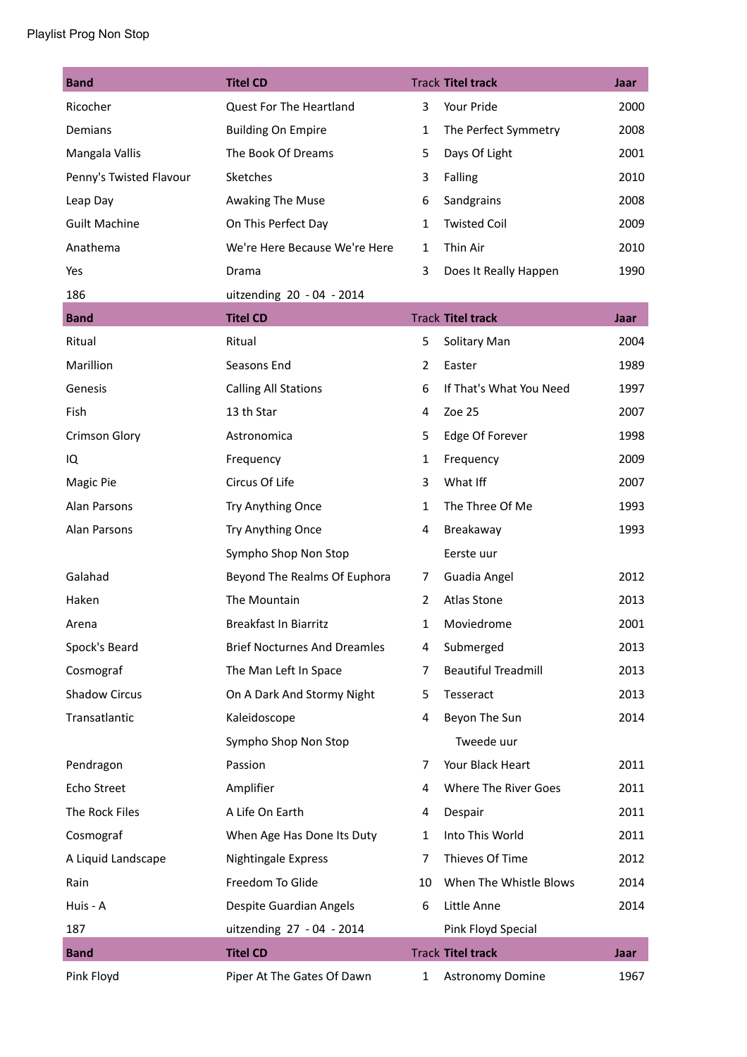Playlist Prog Non Stop

| Band | Titel CD | Track | Titel track | Jaar |
|---|---|---|---|---|
| Ricocher | Quest For The Heartland | 3 | Your Pride | 2000 |
| Demians | Building On Empire | 1 | The Perfect Symmetry | 2008 |
| Mangala Vallis | The Book Of Dreams | 5 | Days Of Light | 2001 |
| Penny's Twisted Flavour | Sketches | 3 | Falling | 2010 |
| Leap Day | Awaking The Muse | 6 | Sandgrains | 2008 |
| Guilt Machine | On This Perfect Day | 1 | Twisted Coil | 2009 |
| Anathema | We're Here Because We're Here | 1 | Thin Air | 2010 |
| Yes | Drama | 3 | Does It Really Happen | 1990 |
| 186 | uitzending 20 - 04 - 2014 | | | |

| Band | Titel CD | Track | Titel track | Jaar |
|---|---|---|---|---|
| Ritual | Ritual | 5 | Solitary Man | 2004 |
| Marillion | Seasons End | 2 | Easter | 1989 |
| Genesis | Calling All Stations | 6 | If That's What You Need | 1997 |
| Fish | 13 th Star | 4 | Zoe 25 | 2007 |
| Crimson Glory | Astronomica | 5 | Edge Of Forever | 1998 |
| IQ | Frequency | 1 | Frequency | 2009 |
| Magic Pie | Circus Of Life | 3 | What Iff | 2007 |
| Alan Parsons | Try Anything Once | 1 | The Three Of Me | 1993 |
| Alan Parsons | Try Anything Once | 4 | Breakaway | 1993 |
| | Sympho Shop Non Stop | | Eerste uur | |
| Galahad | Beyond The Realms Of Euphora | 7 | Guadia Angel | 2012 |
| Haken | The Mountain | 2 | Atlas Stone | 2013 |
| Arena | Breakfast In Biarritz | 1 | Moviedrome | 2001 |
| Spock's Beard | Brief Nocturnes And Dreamles | 4 | Submerged | 2013 |
| Cosmograf | The Man Left In Space | 7 | Beautiful Treadmill | 2013 |
| Shadow Circus | On A Dark And Stormy Night | 5 | Tesseract | 2013 |
| Transatlantic | Kaleidoscope | 4 | Beyon The Sun | 2014 |
| | Sympho Shop Non Stop | | Tweede uur | |
| Pendragon | Passion | 7 | Your Black Heart | 2011 |
| Echo Street | Amplifier | 4 | Where The River Goes | 2011 |
| The Rock Files | A Life On Earth | 4 | Despair | 2011 |
| Cosmograf | When Age Has Done Its Duty | 1 | Into This World | 2011 |
| A Liquid Landscape | Nightingale Express | 7 | Thieves Of Time | 2012 |
| Rain | Freedom To Glide | 10 | When The Whistle Blows | 2014 |
| Huis - A | Despite Guardian Angels | 6 | Little Anne | 2014 |
| 187 | uitzending 27 - 04 - 2014 | | Pink Floyd Special | |

| Band | Titel CD | Track | Titel track | Jaar |
|---|---|---|---|---|
| Pink Floyd | Piper At The Gates Of Dawn | 1 | Astronomy Domine | 1967 |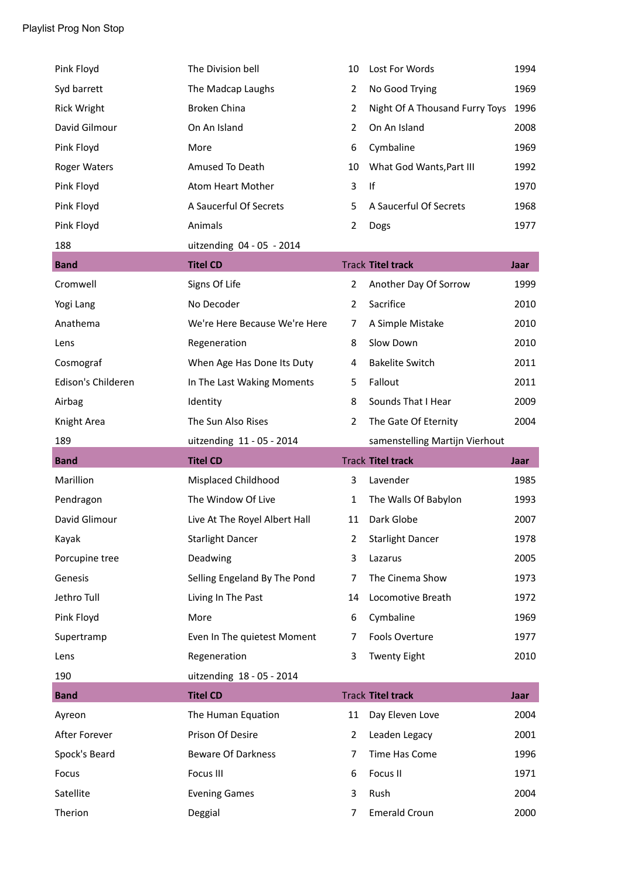Playlist Prog Non Stop

| | | | | |
|---|---|---|---|---|
| Pink Floyd | The Division bell | 10 | Lost For Words | 1994 |
| Syd barrett | The Madcap Laughs | 2 | No Good Trying | 1969 |
| Rick Wright | Broken China | 2 | Night Of A Thousand Furry Toys | 1996 |
| David Gilmour | On An Island | 2 | On An Island | 2008 |
| Pink Floyd | More | 6 | Cymbaline | 1969 |
| Roger Waters | Amused To Death | 10 | What God Wants,Part III | 1992 |
| Pink Floyd | Atom Heart Mother | 3 | If | 1970 |
| Pink Floyd | A Saucerful Of Secrets | 5 | A Saucerful Of Secrets | 1968 |
| Pink Floyd | Animals | 2 | Dogs | 1977 |

188 uitzending 04 - 05 - 2014

| Band | Titel CD | Track | Titel track | Jaar |
|---|---|---|---|---|
| Cromwell | Signs Of Life | 2 | Another Day Of Sorrow | 1999 |
| Yogi Lang | No Decoder | 2 | Sacrifice | 2010 |
| Anathema | We're Here Because We're Here | 7 | A Simple Mistake | 2010 |
| Lens | Regeneration | 8 | Slow Down | 2010 |
| Cosmograf | When Age Has Done Its Duty | 4 | Bakelite Switch | 2011 |
| Edison's Childeren | In The Last Waking Moments | 5 | Fallout | 2011 |
| Airbag | Identity | 8 | Sounds That I Hear | 2009 |
| Knight Area | The Sun Also Rises | 2 | The Gate Of Eternity | 2004 |

189 uitzending 11 - 05 - 2014 samenstelling Martijn Vierhout

| Band | Titel CD | Track | Titel track | Jaar |
|---|---|---|---|---|
| Marillion | Misplaced Childhood | 3 | Lavender | 1985 |
| Pendragon | The Window Of Live | 1 | The Walls Of Babylon | 1993 |
| David Glimour | Live At The Royel Albert Hall | 11 | Dark Globe | 2007 |
| Kayak | Starlight Dancer | 2 | Starlight Dancer | 1978 |
| Porcupine tree | Deadwing | 3 | Lazarus | 2005 |
| Genesis | Selling Engeland By The Pond | 7 | The Cinema Show | 1973 |
| Jethro Tull | Living In The Past | 14 | Locomotive Breath | 1972 |
| Pink Floyd | More | 6 | Cymbaline | 1969 |
| Supertramp | Even In The quietest Moment | 7 | Fools Overture | 1977 |
| Lens | Regeneration | 3 | Twenty Eight | 2010 |

190 uitzending 18 - 05 - 2014

| Band | Titel CD | Track | Titel track | Jaar |
|---|---|---|---|---|
| Ayreon | The Human Equation | 11 | Day Eleven Love | 2004 |
| After Forever | Prison Of Desire | 2 | Leaden Legacy | 2001 |
| Spock's Beard | Beware Of Darkness | 7 | Time Has Come | 1996 |
| Focus | Focus III | 6 | Focus II | 1971 |
| Satellite | Evening Games | 3 | Rush | 2004 |
| Therion | Deggial | 7 | Emerald Croun | 2000 |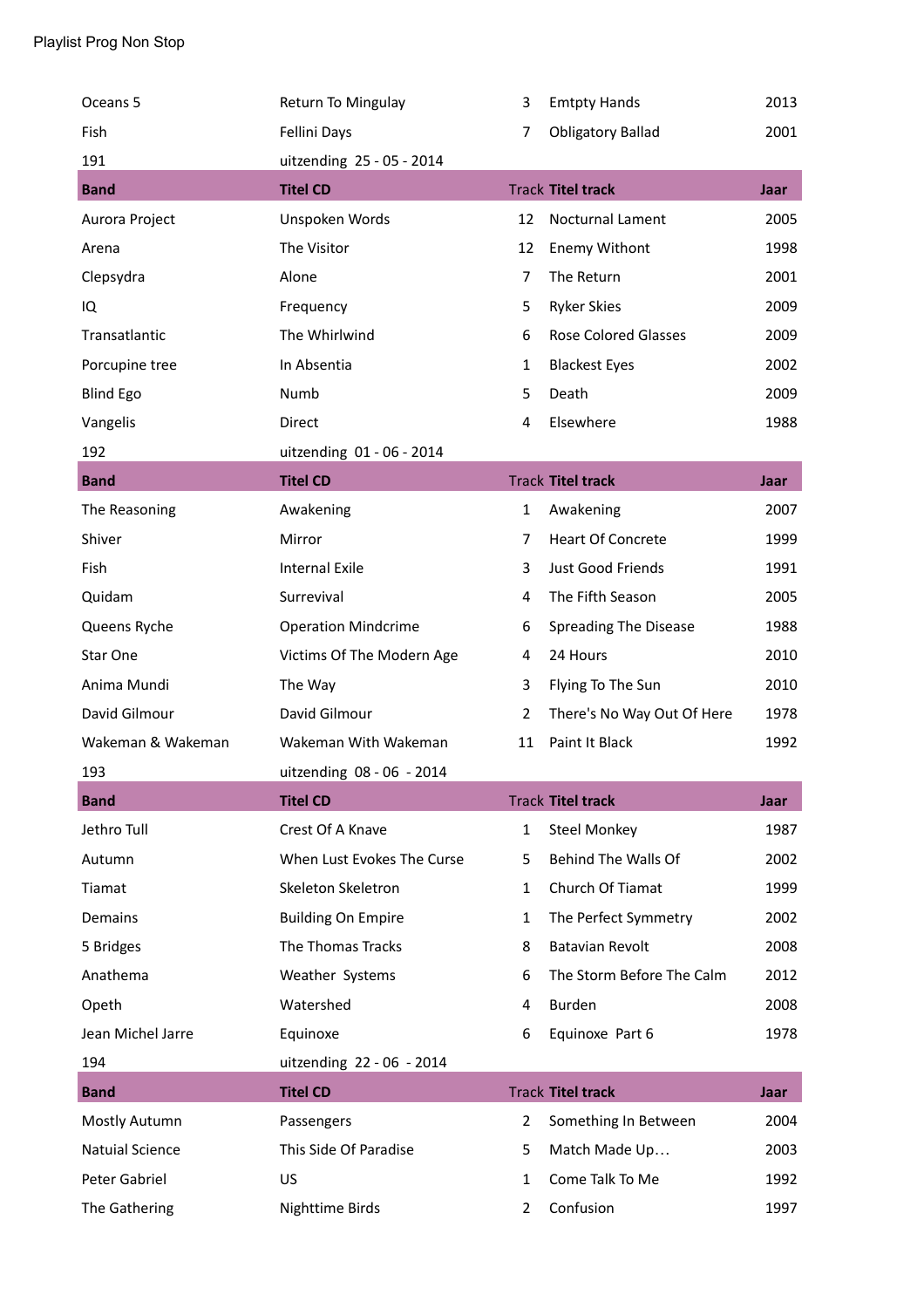| | | | | |
|---|---|---|---|---|
| Oceans 5 | Return To Mingulay | 3 | Emtpty Hands | 2013 |
| Fish | Fellini Days | 7 | Obligatory Ballad | 2001 |
| 191 | uitzending 25 - 05 - 2014 | | | |
| **Band** | **Titel CD** | **Track** | **Titel track** | **Jaar** |
| Aurora Project | Unspoken Words | 12 | Nocturnal Lament | 2005 |
| Arena | The Visitor | 12 | Enemy Withont | 1998 |
| Clepsydra | Alone | 7 | The Return | 2001 |
| IQ | Frequency | 5 | Ryker Skies | 2009 |
| Transatlantic | The Whirlwind | 6 | Rose Colored Glasses | 2009 |
| Porcupine tree | In Absentia | 1 | Blackest Eyes | 2002 |
| Blind Ego | Numb | 5 | Death | 2009 |
| Vangelis | Direct | 4 | Elsewhere | 1988 |
| 192 | uitzending 01 - 06 - 2014 | | | |
| **Band** | **Titel CD** | **Track** | **Titel track** | **Jaar** |
| The Reasoning | Awakening | 1 | Awakening | 2007 |
| Shiver | Mirror | 7 | Heart Of Concrete | 1999 |
| Fish | Internal Exile | 3 | Just Good Friends | 1991 |
| Quidam | Surrevival | 4 | The Fifth Season | 2005 |
| Queens Ryche | Operation Mindcrime | 6 | Spreading The Disease | 1988 |
| Star One | Victims Of The Modern Age | 4 | 24 Hours | 2010 |
| Anima Mundi | The Way | 3 | Flying To The Sun | 2010 |
| David Gilmour | David Gilmour | 2 | There's No Way Out Of Here | 1978 |
| Wakeman & Wakeman | Wakeman With Wakeman | 11 | Paint It Black | 1992 |
| 193 | uitzending 08 - 06 - 2014 | | | |
| **Band** | **Titel CD** | **Track** | **Titel track** | **Jaar** |
| Jethro Tull | Crest Of A Knave | 1 | Steel Monkey | 1987 |
| Autumn | When Lust Evokes The Curse | 5 | Behind The Walls Of | 2002 |
| Tiamat | Skeleton Skeletron | 1 | Church Of Tiamat | 1999 |
| Demains | Building On Empire | 1 | The Perfect Symmetry | 2002 |
| 5 Bridges | The Thomas Tracks | 8 | Batavian Revolt | 2008 |
| Anathema | Weather Systems | 6 | The Storm Before The Calm | 2012 |
| Opeth | Watershed | 4 | Burden | 2008 |
| Jean Michel Jarre | Equinoxe | 6 | Equinoxe Part 6 | 1978 |
| 194 | uitzending 22 - 06 - 2014 | | | |
| **Band** | **Titel CD** | **Track** | **Titel track** | **Jaar** |
| Mostly Autumn | Passengers | 2 | Something In Between | 2004 |
| Natuial Science | This Side Of Paradise | 5 | Match Made Up… | 2003 |
| Peter Gabriel | US | 1 | Come Talk To Me | 1992 |
| The Gathering | Nighttime Birds | 2 | Confusion | 1997 |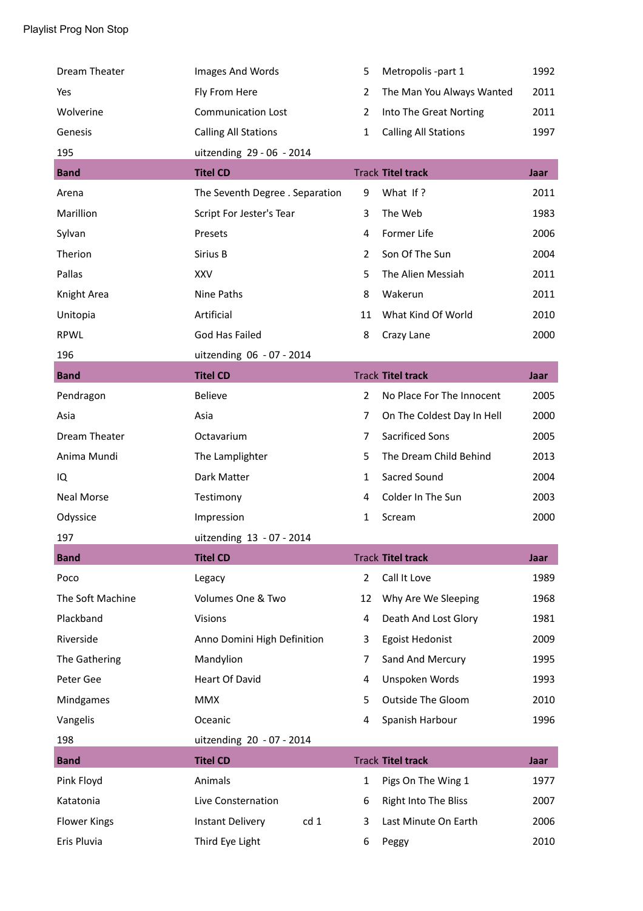Playlist Prog Non Stop

| | | | | |
|---|---|---|---|---|
| Dream Theater | Images And Words | 5 | Metropolis -part 1 | 1992 |
| Yes | Fly From Here | 2 | The Man You Always Wanted | 2011 |
| Wolverine | Communication Lost | 2 | Into The Great Norting | 2011 |
| Genesis | Calling All Stations | 1 | Calling All Stations | 1997 |

195 uitzending 29 - 06 - 2014

| Band | Titel CD | Track | Titel track | Jaar |
|---|---|---|---|---|
| Arena | The Seventh Degree . Separation | 9 | What If ? | 2011 |
| Marillion | Script For Jester's Tear | 3 | The Web | 1983 |
| Sylvan | Presets | 4 | Former Life | 2006 |
| Therion | Sirius B | 2 | Son Of The Sun | 2004 |
| Pallas | XXV | 5 | The Alien Messiah | 2011 |
| Knight Area | Nine Paths | 8 | Wakerun | 2011 |
| Unitopia | Artificial | 11 | What Kind Of World | 2010 |
| RPWL | God Has Failed | 8 | Crazy Lane | 2000 |

196 uitzending 06 - 07 - 2014

| Band | Titel CD | Track | Titel track | Jaar |
|---|---|---|---|---|
| Pendragon | Believe | 2 | No Place For The Innocent | 2005 |
| Asia | Asia | 7 | On The Coldest Day In Hell | 2000 |
| Dream Theater | Octavarium | 7 | Sacrificed Sons | 2005 |
| Anima Mundi | The Lamplighter | 5 | The Dream Child Behind | 2013 |
| IQ | Dark Matter | 1 | Sacred Sound | 2004 |
| Neal Morse | Testimony | 4 | Colder In The Sun | 2003 |
| Odyssice | Impression | 1 | Scream | 2000 |

197 uitzending 13 - 07 - 2014

| Band | Titel CD | Track | Titel track | Jaar |
|---|---|---|---|---|
| Poco | Legacy | 2 | Call It Love | 1989 |
| The Soft Machine | Volumes One & Two | 12 | Why Are We Sleeping | 1968 |
| Plackband | Visions | 4 | Death And Lost Glory | 1981 |
| Riverside | Anno Domini High Definition | 3 | Egoist Hedonist | 2009 |
| The Gathering | Mandylion | 7 | Sand And Mercury | 1995 |
| Peter Gee | Heart Of David | 4 | Unspoken Words | 1993 |
| Mindgames | MMX | 5 | Outside The Gloom | 2010 |
| Vangelis | Oceanic | 4 | Spanish Harbour | 1996 |

198 uitzending 20 - 07 - 2014

| Band | Titel CD | Track | Titel track | Jaar |
|---|---|---|---|---|
| Pink Floyd | Animals | 1 | Pigs On The Wing 1 | 1977 |
| Katatonia | Live Consternation | 6 | Right Into The Bliss | 2007 |
| Flower Kings | Instant Delivery cd 1 | 3 | Last Minute On Earth | 2006 |
| Eris Pluvia | Third Eye Light | 6 | Peggy | 2010 |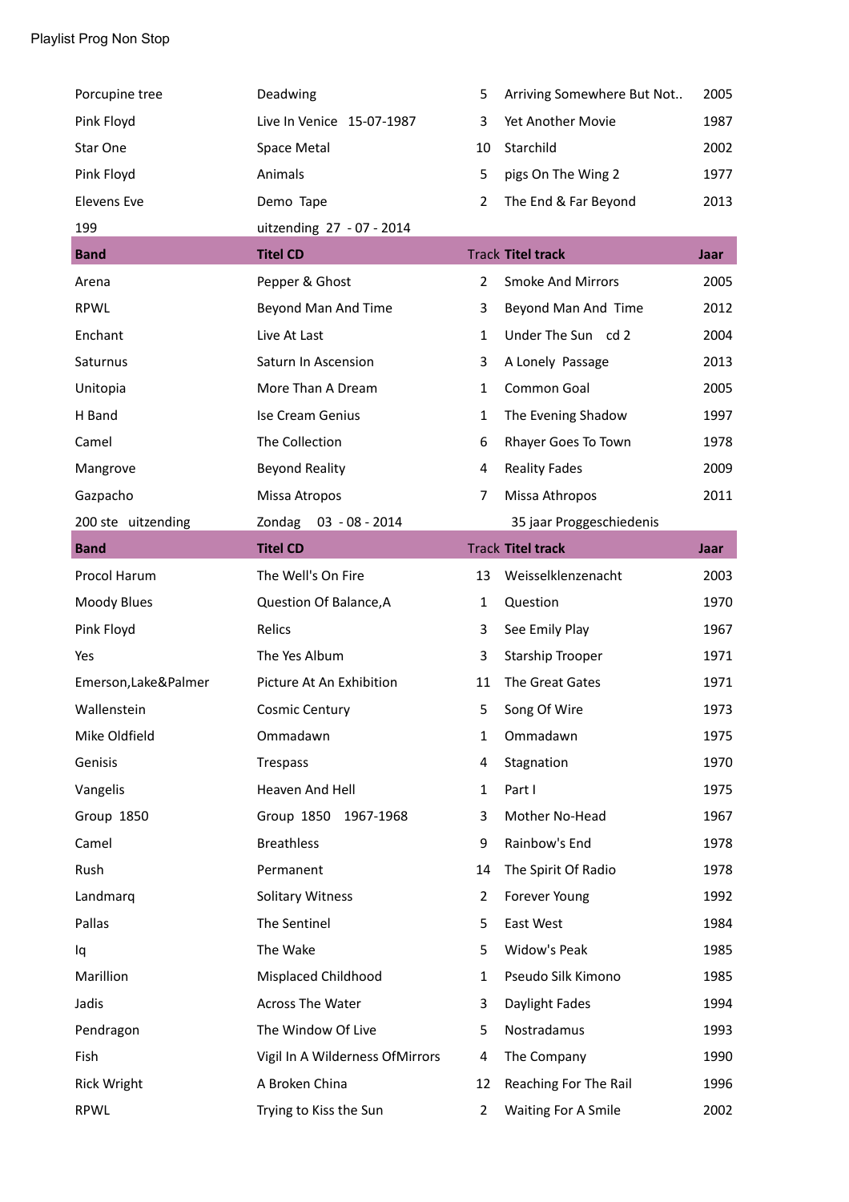| | | | | |
|---|---|---|---|---|
| Porcupine tree | Deadwing | 5 | Arriving Somewhere But Not.. | 2005 |
| Pink Floyd | Live In Venice   15-07-1987 | 3 | Yet Another Movie | 1987 |
| Star One | Space Metal | 10 | Starchild | 2002 |
| Pink Floyd | Animals | 5 | pigs On The Wing 2 | 1977 |
| Elevens Eve | Demo  Tape | 2 | The End & Far Beyond | 2013 |
| 199 | uitzending  27  - 07 - 2014 | | | |
| **Band** | **Titel CD** | **Track** | **Titel track** | **Jaar** |
| Arena | Pepper & Ghost | 2 | Smoke And Mirrors | 2005 |
| RPWL | Beyond Man And Time | 3 | Beyond Man And  Time | 2012 |
| Enchant | Live At Last | 1 | Under The Sun    cd 2 | 2004 |
| Saturnus | Saturn In Ascension | 3 | A Lonely  Passage | 2013 |
| Unitopia | More Than A Dream | 1 | Common Goal | 2005 |
| H Band | Ise Cream Genius | 1 | The Evening Shadow | 1997 |
| Camel | The Collection | 6 | Rhayer Goes To Town | 1978 |
| Mangrove | Beyond Reality | 4 | Reality Fades | 2009 |
| Gazpacho | Missa Atropos | 7 | Missa Athropos | 2011 |
| 200 ste   uitzending | Zondag    03  - 08 - 2014 | | 35 jaar Proggeschiedenis | |
| **Band** | **Titel CD** | **Track** | **Titel track** | **Jaar** |
| Procol Harum | The Well's On Fire | 13 | Weisselklenzenacht | 2003 |
| Moody Blues | Question Of Balance,A | 1 | Question | 1970 |
| Pink Floyd | Relics | 3 | See Emily Play | 1967 |
| Yes | The Yes Album | 3 | Starship Trooper | 1971 |
| Emerson,Lake&Palmer | Picture At An Exhibition | 11 | The Great Gates | 1971 |
| Wallenstein | Cosmic Century | 5 | Song Of Wire | 1973 |
| Mike Oldfield | Ommadawn | 1 | Ommadawn | 1975 |
| Genisis | Trespass | 4 | Stagnation | 1970 |
| Vangelis | Heaven And Hell | 1 | Part I | 1975 |
| Group  1850 | Group  1850    1967-1968 | 3 | Mother No-Head | 1967 |
| Camel | Breathless | 9 | Rainbow's End | 1978 |
| Rush | Permanent | 14 | The Spirit Of Radio | 1978 |
| Landmarq | Solitary Witness | 2 | Forever Young | 1992 |
| Pallas | The Sentinel | 5 | East West | 1984 |
| Iq | The Wake | 5 | Widow's Peak | 1985 |
| Marillion | Misplaced Childhood | 1 | Pseudo Silk Kimono | 1985 |
| Jadis | Across The Water | 3 | Daylight Fades | 1994 |
| Pendragon | The Window Of Live | 5 | Nostradamus | 1993 |
| Fish | Vigil In A Wilderness OfMirrors | 4 | The Company | 1990 |
| Rick Wright | A Broken China | 12 | Reaching For The Rail | 1996 |
| RPWL | Trying to Kiss the Sun | 2 | Waiting For A Smile | 2002 |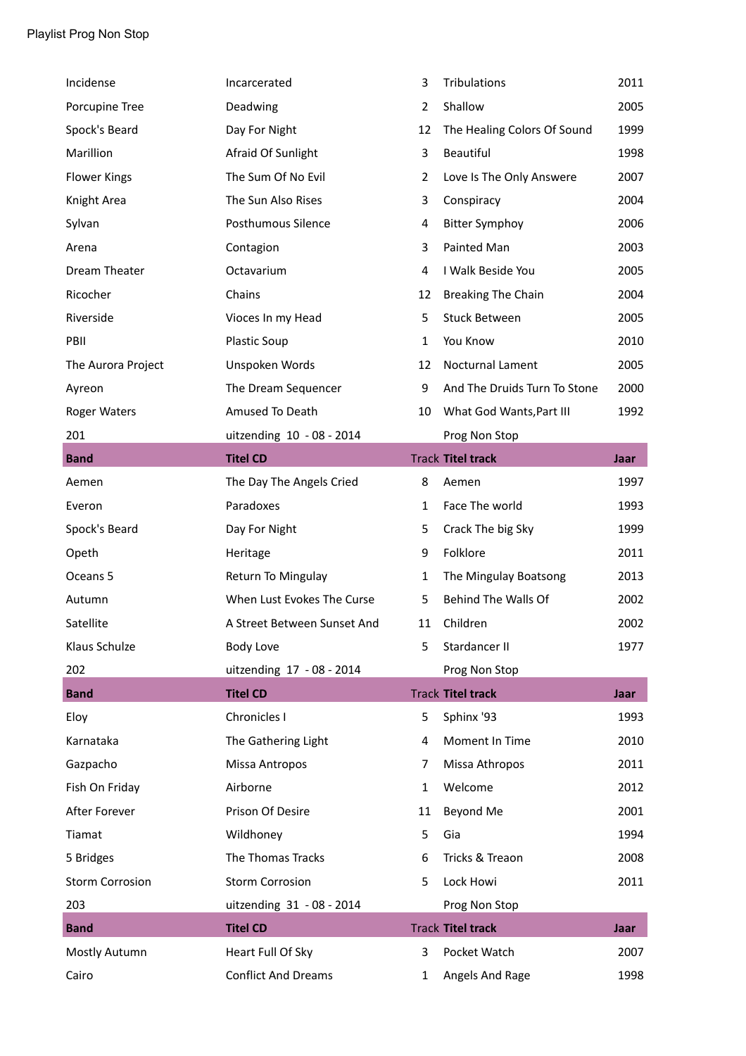Playlist Prog Non Stop

| | | | | |
|---|---|---|---|---|
| Incidense | Incarcerated | 3 | Tribulations | 2011 |
| Porcupine Tree | Deadwing | 2 | Shallow | 2005 |
| Spock's Beard | Day For Night | 12 | The Healing Colors Of Sound | 1999 |
| Marillion | Afraid Of Sunlight | 3 | Beautiful | 1998 |
| Flower Kings | The Sum Of No Evil | 2 | Love Is The Only Answere | 2007 |
| Knight Area | The Sun Also Rises | 3 | Conspiracy | 2004 |
| Sylvan | Posthumous Silence | 4 | Bitter Symphoy | 2006 |
| Arena | Contagion | 3 | Painted Man | 2003 |
| Dream Theater | Octavarium | 4 | I Walk Beside You | 2005 |
| Ricocher | Chains | 12 | Breaking The Chain | 2004 |
| Riverside | Vioces In my Head | 5 | Stuck Between | 2005 |
| PBII | Plastic Soup | 1 | You Know | 2010 |
| The Aurora Project | Unspoken Words | 12 | Nocturnal Lament | 2005 |
| Ayreon | The Dream Sequencer | 9 | And The Druids Turn To Stone | 2000 |
| Roger Waters | Amused To Death | 10 | What God Wants,Part III | 1992 |

201 uitzending 10 - 08 - 2014 Prog Non Stop

| Band | Titel CD | Track | Titel track | Jaar |
|---|---|---|---|---|
| Aemen | The Day The Angels Cried | 8 | Aemen | 1997 |
| Everon | Paradoxes | 1 | Face The world | 1993 |
| Spock's Beard | Day For Night | 5 | Crack The big Sky | 1999 |
| Opeth | Heritage | 9 | Folklore | 2011 |
| Oceans 5 | Return To Mingulay | 1 | The Mingulay Boatsong | 2013 |
| Autumn | When Lust Evokes The Curse | 5 | Behind The Walls Of | 2002 |
| Satellite | A Street Between Sunset And | 11 | Children | 2002 |
| Klaus Schulze | Body Love | 5 | Stardancer II | 1977 |

202 uitzending 17 - 08 - 2014 Prog Non Stop

| Band | Titel CD | Track | Titel track | Jaar |
|---|---|---|---|---|
| Eloy | Chronicles I | 5 | Sphinx '93 | 1993 |
| Karnataka | The Gathering Light | 4 | Moment In Time | 2010 |
| Gazpacho | Missa Antropos | 7 | Missa Athropos | 2011 |
| Fish On Friday | Airborne | 1 | Welcome | 2012 |
| After Forever | Prison Of Desire | 11 | Beyond Me | 2001 |
| Tiamat | Wildhoney | 5 | Gia | 1994 |
| 5 Bridges | The Thomas Tracks | 6 | Tricks & Treaon | 2008 |
| Storm Corrosion | Storm Corrosion | 5 | Lock Howi | 2011 |

203 uitzending 31 - 08 - 2014 Prog Non Stop

| Band | Titel CD | Track | Titel track | Jaar |
|---|---|---|---|---|
| Mostly Autumn | Heart Full Of Sky | 3 | Pocket Watch | 2007 |
| Cairo | Conflict And Dreams | 1 | Angels And Rage | 1998 |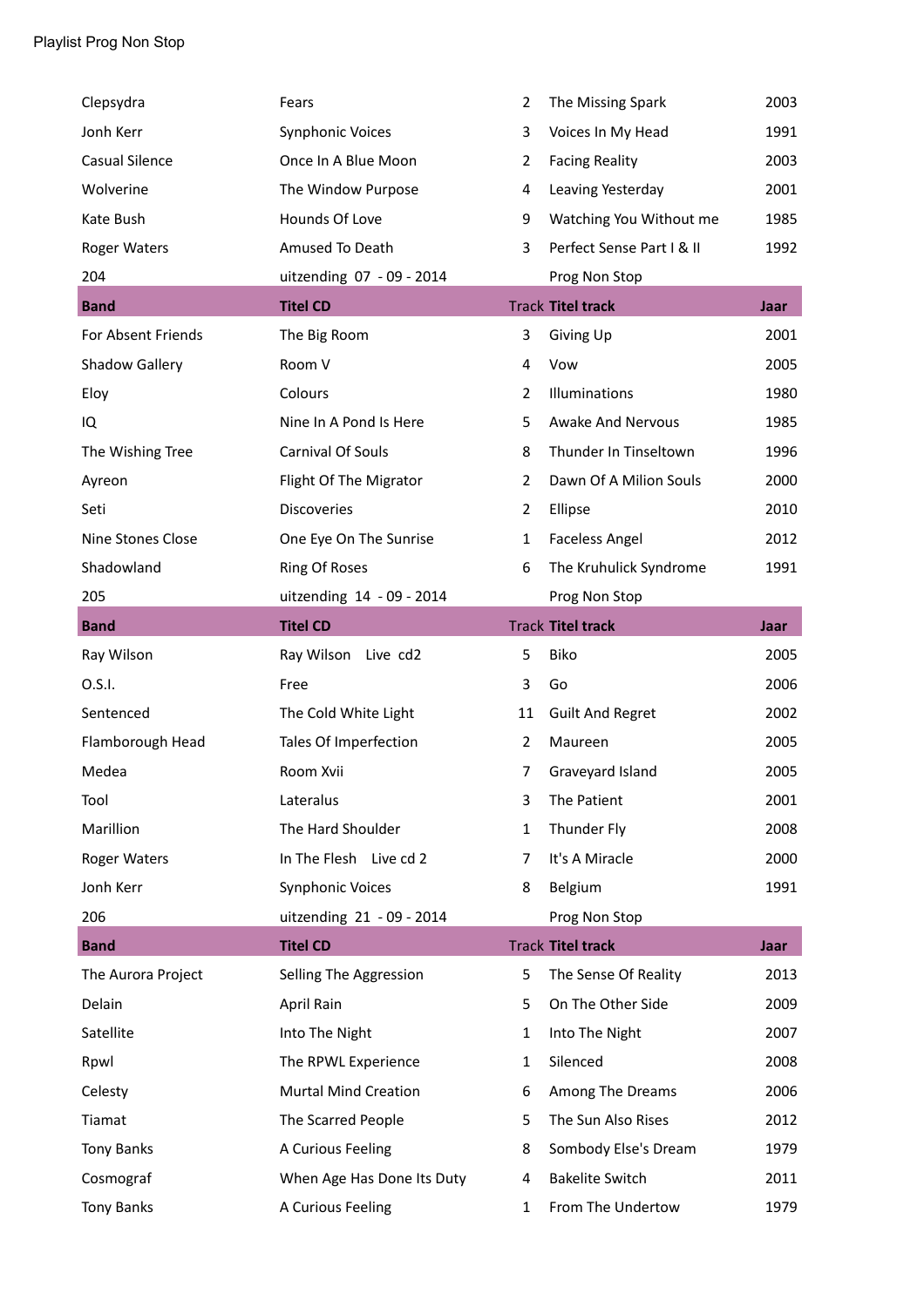Playlist Prog Non Stop

| | | | | |
|---|---|---|---|---|
| Clepsydra | Fears | 2 | The Missing Spark | 2003 |
| Jonh Kerr | Synphonic Voices | 3 | Voices In My Head | 1991 |
| Casual Silence | Once In A Blue Moon | 2 | Facing Reality | 2003 |
| Wolverine | The Window Purpose | 4 | Leaving Yesterday | 2001 |
| Kate Bush | Hounds Of Love | 9 | Watching You Without me | 1985 |
| Roger Waters | Amused To Death | 3 | Perfect Sense Part I & II | 1992 |
| 204 | uitzending 07 - 09 - 2014 | | Prog Non Stop | |
| **Band** | **Titel CD** | **Track** | **Titel track** | **Jaar** |
| For Absent Friends | The Big Room | 3 | Giving Up | 2001 |
| Shadow Gallery | Room V | 4 | Vow | 2005 |
| Eloy | Colours | 2 | Illuminations | 1980 |
| IQ | Nine In A Pond Is Here | 5 | Awake And Nervous | 1985 |
| The Wishing Tree | Carnival Of Souls | 8 | Thunder In Tinseltown | 1996 |
| Ayreon | Flight Of The Migrator | 2 | Dawn Of A Milion Souls | 2000 |
| Seti | Discoveries | 2 | Ellipse | 2010 |
| Nine Stones Close | One Eye On The Sunrise | 1 | Faceless Angel | 2012 |
| Shadowland | Ring Of Roses | 6 | The Kruhulick Syndrome | 1991 |
| 205 | uitzending 14 - 09 - 2014 | | Prog Non Stop | |
| **Band** | **Titel CD** | **Track** | **Titel track** | **Jaar** |
| Ray Wilson | Ray Wilson Live cd2 | 5 | Biko | 2005 |
| O.S.I. | Free | 3 | Go | 2006 |
| Sentenced | The Cold White Light | 11 | Guilt And Regret | 2002 |
| Flamborough Head | Tales Of Imperfection | 2 | Maureen | 2005 |
| Medea | Room Xvii | 7 | Graveyard Island | 2005 |
| Tool | Lateralus | 3 | The Patient | 2001 |
| Marillion | The Hard Shoulder | 1 | Thunder Fly | 2008 |
| Roger Waters | In The Flesh Live cd 2 | 7 | It's A Miracle | 2000 |
| Jonh Kerr | Synphonic Voices | 8 | Belgium | 1991 |
| 206 | uitzending 21 - 09 - 2014 | | Prog Non Stop | |
| **Band** | **Titel CD** | **Track** | **Titel track** | **Jaar** |
| The Aurora Project | Selling The Aggression | 5 | The Sense Of Reality | 2013 |
| Delain | April Rain | 5 | On The Other Side | 2009 |
| Satellite | Into The Night | 1 | Into The Night | 2007 |
| Rpwl | The RPWL Experience | 1 | Silenced | 2008 |
| Celesty | Murtal Mind Creation | 6 | Among The Dreams | 2006 |
| Tiamat | The Scarred People | 5 | The Sun Also Rises | 2012 |
| Tony Banks | A Curious Feeling | 8 | Sombody Else's Dream | 1979 |
| Cosmograf | When Age Has Done Its Duty | 4 | Bakelite Switch | 2011 |
| Tony Banks | A Curious Feeling | 1 | From The Undertow | 1979 |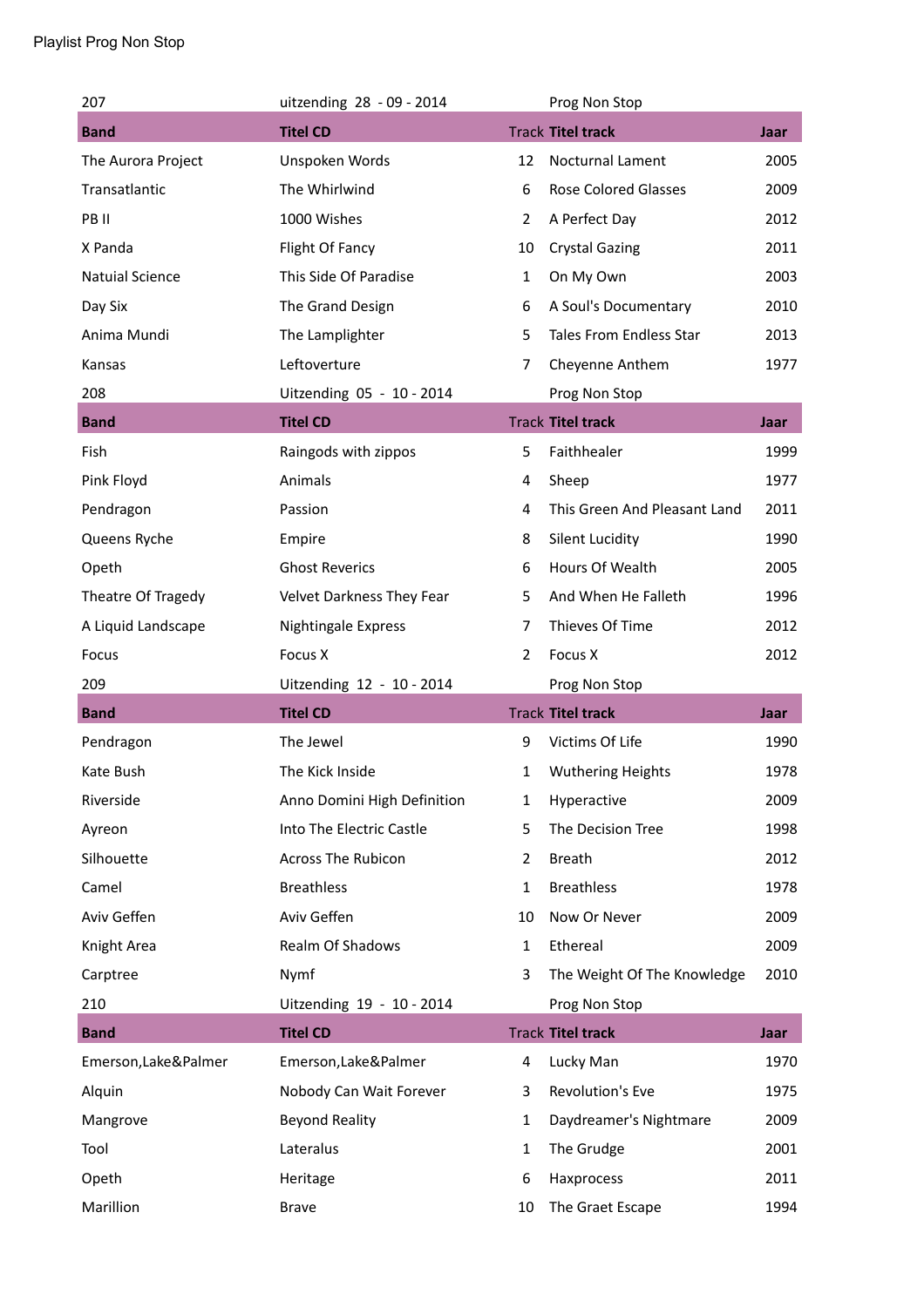Playlist Prog Non Stop

| 207 | uitzending 28 - 09 - 2014 | | Prog Non Stop | |
|---|---|---|---|---|
| **Band** | **Titel CD** | Track | **Titel track** | **Jaar** |
| The Aurora Project | Unspoken Words | 12 | Nocturnal Lament | 2005 |
| Transatlantic | The Whirlwind | 6 | Rose Colored Glasses | 2009 |
| PB II | 1000 Wishes | 2 | A Perfect Day | 2012 |
| X Panda | Flight Of Fancy | 10 | Crystal Gazing | 2011 |
| Natuial Science | This Side Of Paradise | 1 | On My Own | 2003 |
| Day Six | The Grand Design | 6 | A Soul's Documentary | 2010 |
| Anima Mundi | The Lamplighter | 5 | Tales From Endless Star | 2013 |
| Kansas | Leftoverture | 7 | Cheyenne Anthem | 1977 |
| 208 | Uitzending 05 - 10 - 2014 | | Prog Non Stop | |
| **Band** | **Titel CD** | Track | **Titel track** | **Jaar** |
| Fish | Raingods with zippos | 5 | Faithhealer | 1999 |
| Pink Floyd | Animals | 4 | Sheep | 1977 |
| Pendragon | Passion | 4 | This Green And Pleasant Land | 2011 |
| Queens Ryche | Empire | 8 | Silent Lucidity | 1990 |
| Opeth | Ghost Reverics | 6 | Hours Of Wealth | 2005 |
| Theatre Of Tragedy | Velvet Darkness They Fear | 5 | And When He Falleth | 1996 |
| A Liquid Landscape | Nightingale Express | 7 | Thieves Of Time | 2012 |
| Focus | Focus X | 2 | Focus X | 2012 |
| 209 | Uitzending 12 - 10 - 2014 | | Prog Non Stop | |
| **Band** | **Titel CD** | Track | **Titel track** | **Jaar** |
| Pendragon | The Jewel | 9 | Victims Of Life | 1990 |
| Kate Bush | The Kick Inside | 1 | Wuthering Heights | 1978 |
| Riverside | Anno Domini High Definition | 1 | Hyperactive | 2009 |
| Ayreon | Into The Electric Castle | 5 | The Decision Tree | 1998 |
| Silhouette | Across The Rubicon | 2 | Breath | 2012 |
| Camel | Breathless | 1 | Breathless | 1978 |
| Aviv Geffen | Aviv Geffen | 10 | Now Or Never | 2009 |
| Knight Area | Realm Of Shadows | 1 | Ethereal | 2009 |
| Carptree | Nymf | 3 | The Weight Of The Knowledge | 2010 |
| 210 | Uitzending 19 - 10 - 2014 | | Prog Non Stop | |
| **Band** | **Titel CD** | Track | **Titel track** | **Jaar** |
| Emerson,Lake&Palmer | Emerson,Lake&Palmer | 4 | Lucky Man | 1970 |
| Alquin | Nobody Can Wait Forever | 3 | Revolution's Eve | 1975 |
| Mangrove | Beyond Reality | 1 | Daydreamer's Nightmare | 2009 |
| Tool | Lateralus | 1 | The Grudge | 2001 |
| Opeth | Heritage | 6 | Haxprocess | 2011 |
| Marillion | Brave | 10 | The Graet Escape | 1994 |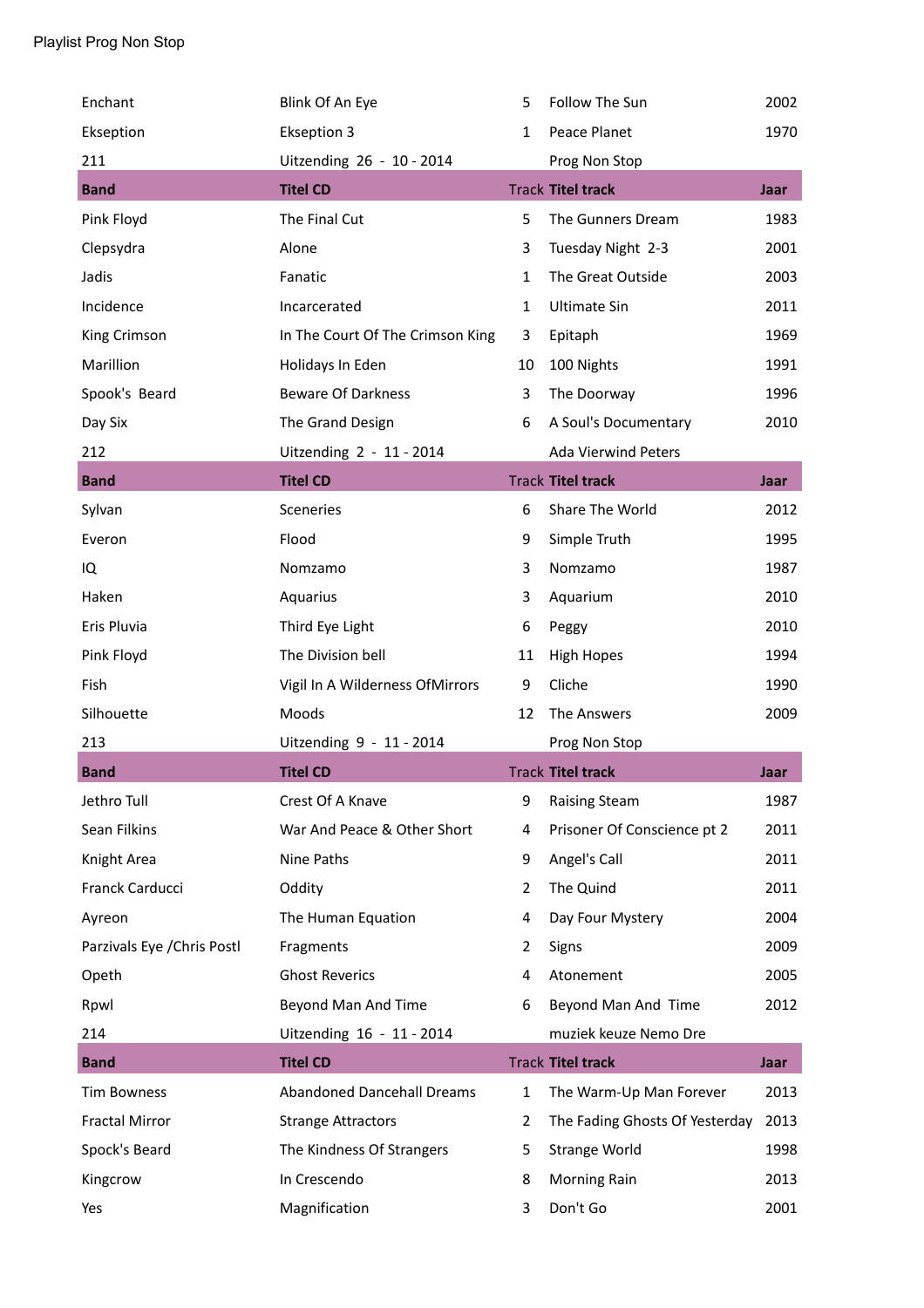Playlist Prog Non Stop

| Enchant | Blink Of An Eye | 5 | Follow The Sun | 2002 |
|---|---|---|---|---|
| Ekseption | Ekseption 3 | 1 | Peace Planet | 1970 |
| 211 | Uitzending 26 - 10 - 2014 | | Prog Non Stop | |
| **Band** | **Titel CD** | **Track** | **Titel track** | **Jaar** |
| Pink Floyd | The Final Cut | 5 | The Gunners Dream | 1983 |
| Clepsydra | Alone | 3 | Tuesday Night 2-3 | 2001 |
| Jadis | Fanatic | 1 | The Great Outside | 2003 |
| Incidence | Incarcerated | 1 | Ultimate Sin | 2011 |
| King Crimson | In The Court Of The Crimson King | 3 | Epitaph | 1969 |
| Marillion | Holidays In Eden | 10 | 100 Nights | 1991 |
| Spook's Beard | Beware Of Darkness | 3 | The Doorway | 1996 |
| Day Six | The Grand Design | 6 | A Soul's Documentary | 2010 |
| 212 | Uitzending 2 - 11 - 2014 | | Ada Vierwind Peters | |
| **Band** | **Titel CD** | **Track** | **Titel track** | **Jaar** |
| Sylvan | Sceneries | 6 | Share The World | 2012 |
| Everon | Flood | 9 | Simple Truth | 1995 |
| IQ | Nomzamo | 3 | Nomzamo | 1987 |
| Haken | Aquarius | 3 | Aquarium | 2010 |
| Eris Pluvia | Third Eye Light | 6 | Peggy | 2010 |
| Pink Floyd | The Division bell | 11 | High Hopes | 1994 |
| Fish | Vigil In A Wilderness OfMirrors | 9 | Cliche | 1990 |
| Silhouette | Moods | 12 | The Answers | 2009 |
| 213 | Uitzending 9 - 11 - 2014 | | Prog Non Stop | |
| **Band** | **Titel CD** | **Track** | **Titel track** | **Jaar** |
| Jethro Tull | Crest Of A Knave | 9 | Raising Steam | 1987 |
| Sean Filkins | War And Peace & Other Short | 4 | Prisoner Of Conscience pt 2 | 2011 |
| Knight Area | Nine Paths | 9 | Angel's Call | 2011 |
| Franck Carducci | Oddity | 2 | The Quind | 2011 |
| Ayreon | The Human Equation | 4 | Day Four Mystery | 2004 |
| Parzivals Eye /Chris Postl | Fragments | 2 | Signs | 2009 |
| Opeth | Ghost Reverics | 4 | Atonement | 2005 |
| Rpwl | Beyond Man And Time | 6 | Beyond Man And Time | 2012 |
| 214 | Uitzending 16 - 11 - 2014 | | muziek keuze Nemo Dre | |
| **Band** | **Titel CD** | **Track** | **Titel track** | **Jaar** |
| Tim Bowness | Abandoned Dancehall Dreams | 1 | The Warm-Up Man Forever | 2013 |
| Fractal Mirror | Strange Attractors | 2 | The Fading Ghosts Of Yesterday | 2013 |
| Spock's Beard | The Kindness Of Strangers | 5 | Strange World | 1998 |
| Kingcrow | In Crescendo | 8 | Morning Rain | 2013 |
| Yes | Magnification | 3 | Don't Go | 2001 |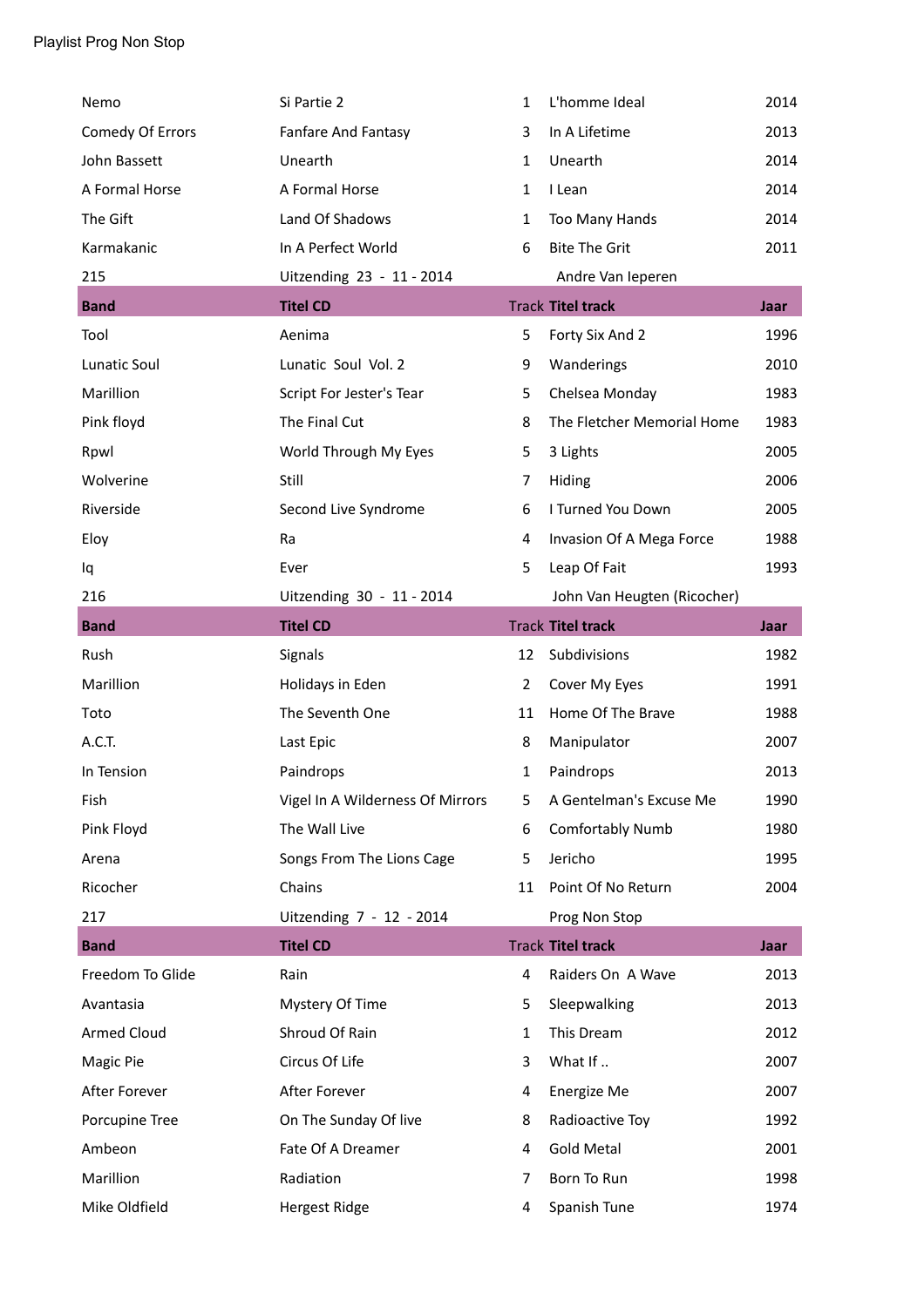Playlist Prog Non Stop

| | | | | |
|---|---|---|---|---|
| Nemo | Si Partie 2 | 1 | L'homme Ideal | 2014 |
| Comedy Of Errors | Fanfare And Fantasy | 3 | In A Lifetime | 2013 |
| John Bassett | Unearth | 1 | Unearth | 2014 |
| A Formal Horse | A Formal Horse | 1 | I Lean | 2014 |
| The Gift | Land Of Shadows | 1 | Too Many Hands | 2014 |
| Karmakanic | In A Perfect World | 6 | Bite The Grit | 2011 |

| 215 | Uitzending 23 - 11 - 2014 | | Andre Van Ieperen | |
|---|---|---|---|---|
| **Band** | **Titel CD** | **Track** | **Titel track** | **Jaar** |
| Tool | Aenima | 5 | Forty Six And 2 | 1996 |
| Lunatic Soul | Lunatic Soul Vol. 2 | 9 | Wanderings | 2010 |
| Marillion | Script For Jester's Tear | 5 | Chelsea Monday | 1983 |
| Pink floyd | The Final Cut | 8 | The Fletcher Memorial Home | 1983 |
| Rpwl | World Through My Eyes | 5 | 3 Lights | 2005 |
| Wolverine | Still | 7 | Hiding | 2006 |
| Riverside | Second Live Syndrome | 6 | I Turned You Down | 2005 |
| Eloy | Ra | 4 | Invasion Of A Mega Force | 1988 |
| Iq | Ever | 5 | Leap Of Fait | 1993 |

| 216 | Uitzending 30 - 11 - 2014 | | John Van Heugten (Ricocher) | |
|---|---|---|---|---|
| **Band** | **Titel CD** | **Track** | **Titel track** | **Jaar** |
| Rush | Signals | 12 | Subdivisions | 1982 |
| Marillion | Holidays in Eden | 2 | Cover My Eyes | 1991 |
| Toto | The Seventh One | 11 | Home Of The Brave | 1988 |
| A.C.T. | Last Epic | 8 | Manipulator | 2007 |
| In Tension | Paindrops | 1 | Paindrops | 2013 |
| Fish | Vigel In A Wilderness Of Mirrors | 5 | A Gentelman's Excuse Me | 1990 |
| Pink Floyd | The Wall Live | 6 | Comfortably Numb | 1980 |
| Arena | Songs From The Lions Cage | 5 | Jericho | 1995 |
| Ricocher | Chains | 11 | Point Of No Return | 2004 |

| 217 | Uitzending 7 - 12 - 2014 | | Prog Non Stop | |
|---|---|---|---|---|
| **Band** | **Titel CD** | **Track** | **Titel track** | **Jaar** |
| Freedom To Glide | Rain | 4 | Raiders On A Wave | 2013 |
| Avantasia | Mystery Of Time | 5 | Sleepwalking | 2013 |
| Armed Cloud | Shroud Of Rain | 1 | This Dream | 2012 |
| Magic Pie | Circus Of Life | 3 | What If .. | 2007 |
| After Forever | After Forever | 4 | Energize Me | 2007 |
| Porcupine Tree | On The Sunday Of live | 8 | Radioactive Toy | 1992 |
| Ambeon | Fate Of A Dreamer | 4 | Gold Metal | 2001 |
| Marillion | Radiation | 7 | Born To Run | 1998 |
| Mike Oldfield | Hergest Ridge | 4 | Spanish Tune | 1974 |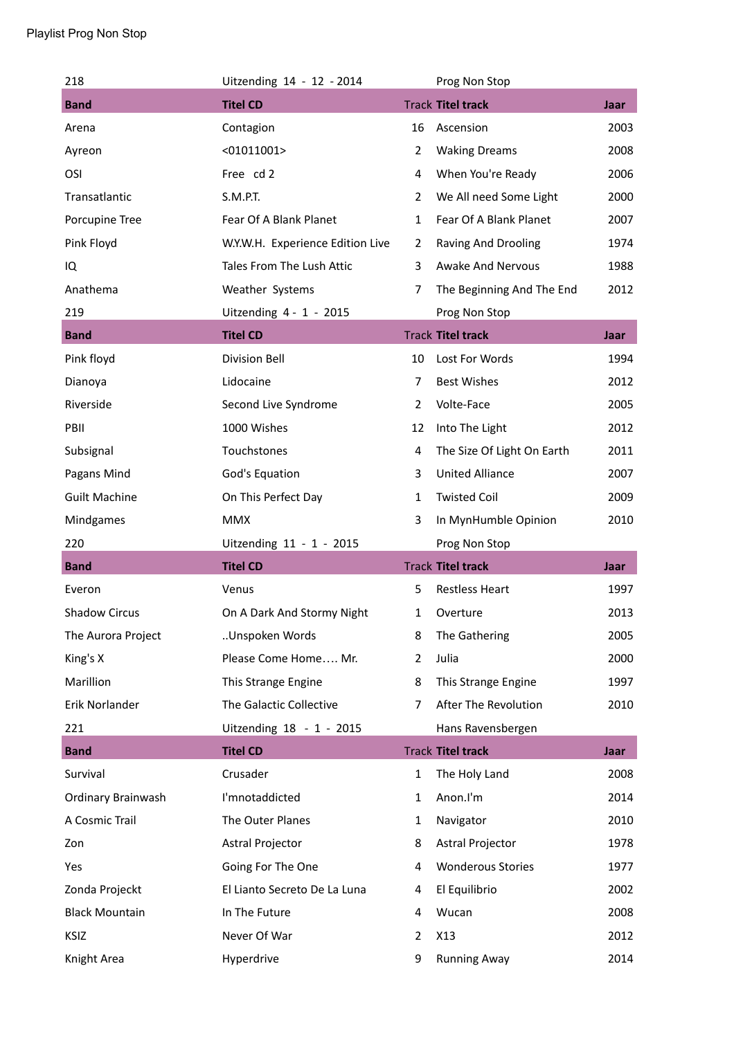Playlist Prog Non Stop

| 218 | Uitzending 14 - 12 - 2014 | | Prog Non Stop | |
|---|---|---|---|---|
| **Band** | **Titel CD** | Track | **Titel track** | **Jaar** |
| Arena | Contagion | 16 | Ascension | 2003 |
| Ayreon | <01011001> | 2 | Waking Dreams | 2008 |
| OSI | Free cd 2 | 4 | When You're Ready | 2006 |
| Transatlantic | S.M.P.T. | 2 | We All need Some Light | 2000 |
| Porcupine Tree | Fear Of A Blank Planet | 1 | Fear Of A Blank Planet | 2007 |
| Pink Floyd | W.Y.W.H. Experience Edition Live | 2 | Raving And Drooling | 1974 |
| IQ | Tales From The Lush Attic | 3 | Awake And Nervous | 1988 |
| Anathema | Weather Systems | 7 | The Beginning And The End | 2012 |
| 219 | Uitzending 4 - 1 - 2015 | | Prog Non Stop | |
| **Band** | **Titel CD** | Track | **Titel track** | **Jaar** |
| Pink floyd | Division Bell | 10 | Lost For Words | 1994 |
| Dianoya | Lidocaine | 7 | Best Wishes | 2012 |
| Riverside | Second Live Syndrome | 2 | Volte-Face | 2005 |
| PBII | 1000 Wishes | 12 | Into The Light | 2012 |
| Subsignal | Touchstones | 4 | The Size Of Light On Earth | 2011 |
| Pagans Mind | God's Equation | 3 | United Alliance | 2007 |
| Guilt Machine | On This Perfect Day | 1 | Twisted Coil | 2009 |
| Mindgames | MMX | 3 | In MynHumble Opinion | 2010 |
| 220 | Uitzending 11 - 1 - 2015 | | Prog Non Stop | |
| **Band** | **Titel CD** | Track | **Titel track** | **Jaar** |
| Everon | Venus | 5 | Restless Heart | 1997 |
| Shadow Circus | On A Dark And Stormy Night | 1 | Overture | 2013 |
| The Aurora Project | ..Unspoken Words | 8 | The Gathering | 2005 |
| King's X | Please Come Home…. Mr. | 2 | Julia | 2000 |
| Marillion | This Strange Engine | 8 | This Strange Engine | 1997 |
| Erik Norlander | The Galactic Collective | 7 | After The Revolution | 2010 |
| 221 | Uitzending 18 - 1 - 2015 | | Hans Ravensbergen | |
| **Band** | **Titel CD** | Track | **Titel track** | **Jaar** |
| Survival | Crusader | 1 | The Holy Land | 2008 |
| Ordinary Brainwash | I'mnotaddicted | 1 | Anon.I'm | 2014 |
| A Cosmic Trail | The Outer Planes | 1 | Navigator | 2010 |
| Zon | Astral Projector | 8 | Astral Projector | 1978 |
| Yes | Going For The One | 4 | Wonderous Stories | 1977 |
| Zonda Projeckt | El Lianto Secreto De La Luna | 4 | El Equilibrio | 2002 |
| Black Mountain | In The Future | 4 | Wucan | 2008 |
| KSIZ | Never Of War | 2 | X13 | 2012 |
| Knight Area | Hyperdrive | 9 | Running Away | 2014 |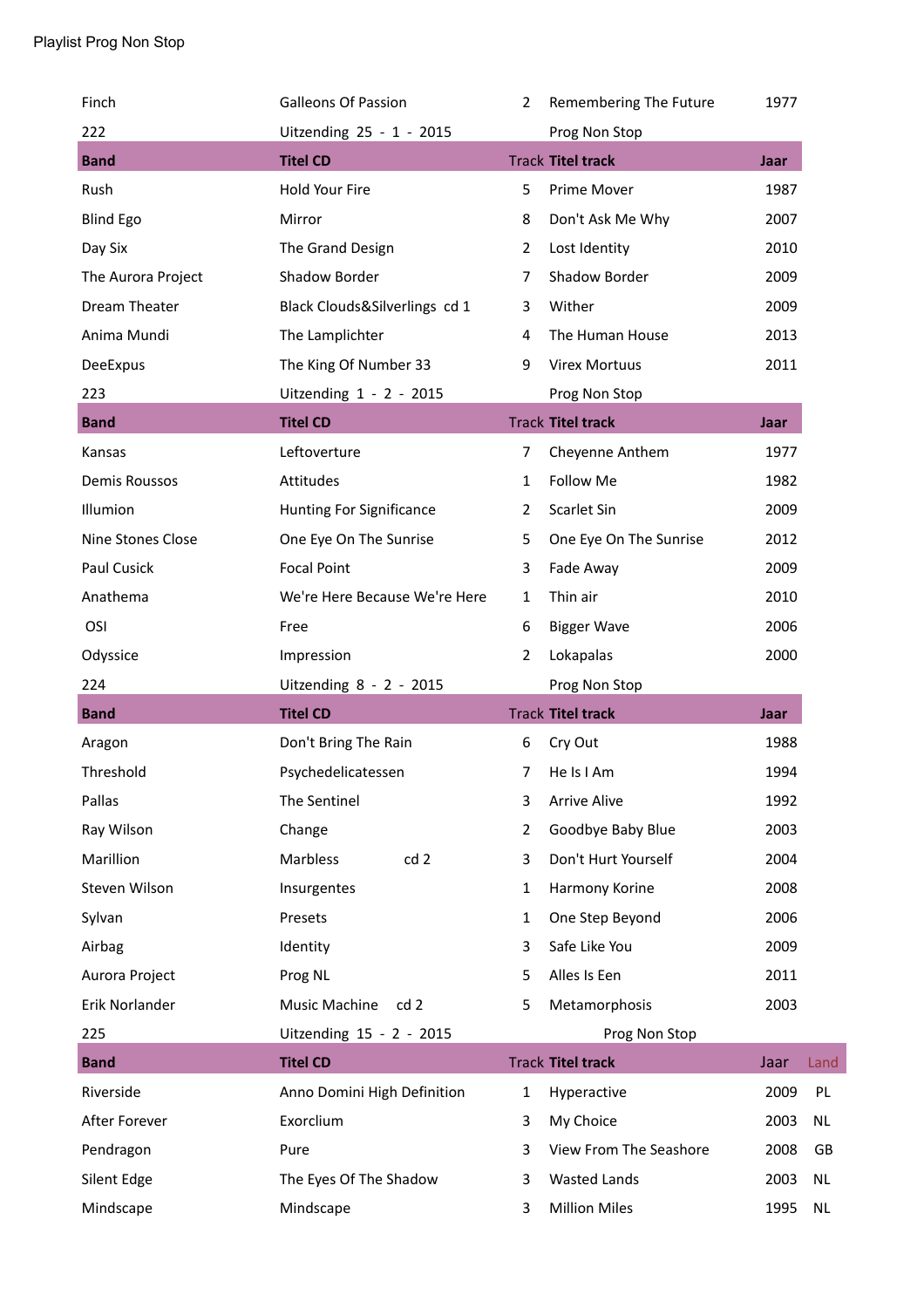Playlist Prog Non Stop

| | | | | | |
|---|---|---|---|---|---|
| Finch | Galleons Of Passion | 2 | Remembering The Future | 1977 | |
| 222 | Uitzending 25 - 1 - 2015 | | Prog Non Stop | | |
| **Band** | **Titel CD** | Track | **Titel track** | **Jaar** | |
| Rush | Hold Your Fire | 5 | Prime Mover | 1987 | |
| Blind Ego | Mirror | 8 | Don't Ask Me Why | 2007 | |
| Day Six | The Grand Design | 2 | Lost Identity | 2010 | |
| The Aurora Project | Shadow Border | 7 | Shadow Border | 2009 | |
| Dream Theater | Black Clouds&Silverlings cd 1 | 3 | Wither | 2009 | |
| Anima Mundi | The Lamplichter | 4 | The Human House | 2013 | |
| DeeExpus | The King Of Number 33 | 9 | Virex Mortuus | 2011 | |
| 223 | Uitzending 1 - 2 - 2015 | | Prog Non Stop | | |
| **Band** | **Titel CD** | Track | **Titel track** | **Jaar** | |
| Kansas | Leftoverture | 7 | Cheyenne Anthem | 1977 | |
| Demis Roussos | Attitudes | 1 | Follow Me | 1982 | |
| Illumion | Hunting For Significance | 2 | Scarlet Sin | 2009 | |
| Nine Stones Close | One Eye On The Sunrise | 5 | One Eye On The Sunrise | 2012 | |
| Paul Cusick | Focal Point | 3 | Fade Away | 2009 | |
| Anathema | We're Here Because We're Here | 1 | Thin air | 2010 | |
| OSI | Free | 6 | Bigger Wave | 2006 | |
| Odyssice | Impression | 2 | Lokapalas | 2000 | |
| 224 | Uitzending 8 - 2 - 2015 | | Prog Non Stop | | |
| **Band** | **Titel CD** | Track | **Titel track** | **Jaar** | |
| Aragon | Don't Bring The Rain | 6 | Cry Out | 1988 | |
| Threshold | Psychedelicatessen | 7 | He Is I Am | 1994 | |
| Pallas | The Sentinel | 3 | Arrive Alive | 1992 | |
| Ray Wilson | Change | 2 | Goodbye Baby Blue | 2003 | |
| Marillion | Marbless cd 2 | 3 | Don't Hurt Yourself | 2004 | |
| Steven Wilson | Insurgentes | 1 | Harmony Korine | 2008 | |
| Sylvan | Presets | 1 | One Step Beyond | 2006 | |
| Airbag | Identity | 3 | Safe Like You | 2009 | |
| Aurora Project | Prog NL | 5 | Alles Is Een | 2011 | |
| Erik Norlander | Music Machine cd 2 | 5 | Metamorphosis | 2003 | |
| 225 | Uitzending 15 - 2 - 2015 | | Prog Non Stop | | |
| **Band** | **Titel CD** | Track | **Titel track** | Jaar | Land |
| Riverside | Anno Domini High Definition | 1 | Hyperactive | 2009 | PL |
| After Forever | Exorclium | 3 | My Choice | 2003 | NL |
| Pendragon | Pure | 3 | View From The Seashore | 2008 | GB |
| Silent Edge | The Eyes Of The Shadow | 3 | Wasted Lands | 2003 | NL |
| Mindscape | Mindscape | 3 | Million Miles | 1995 | NL |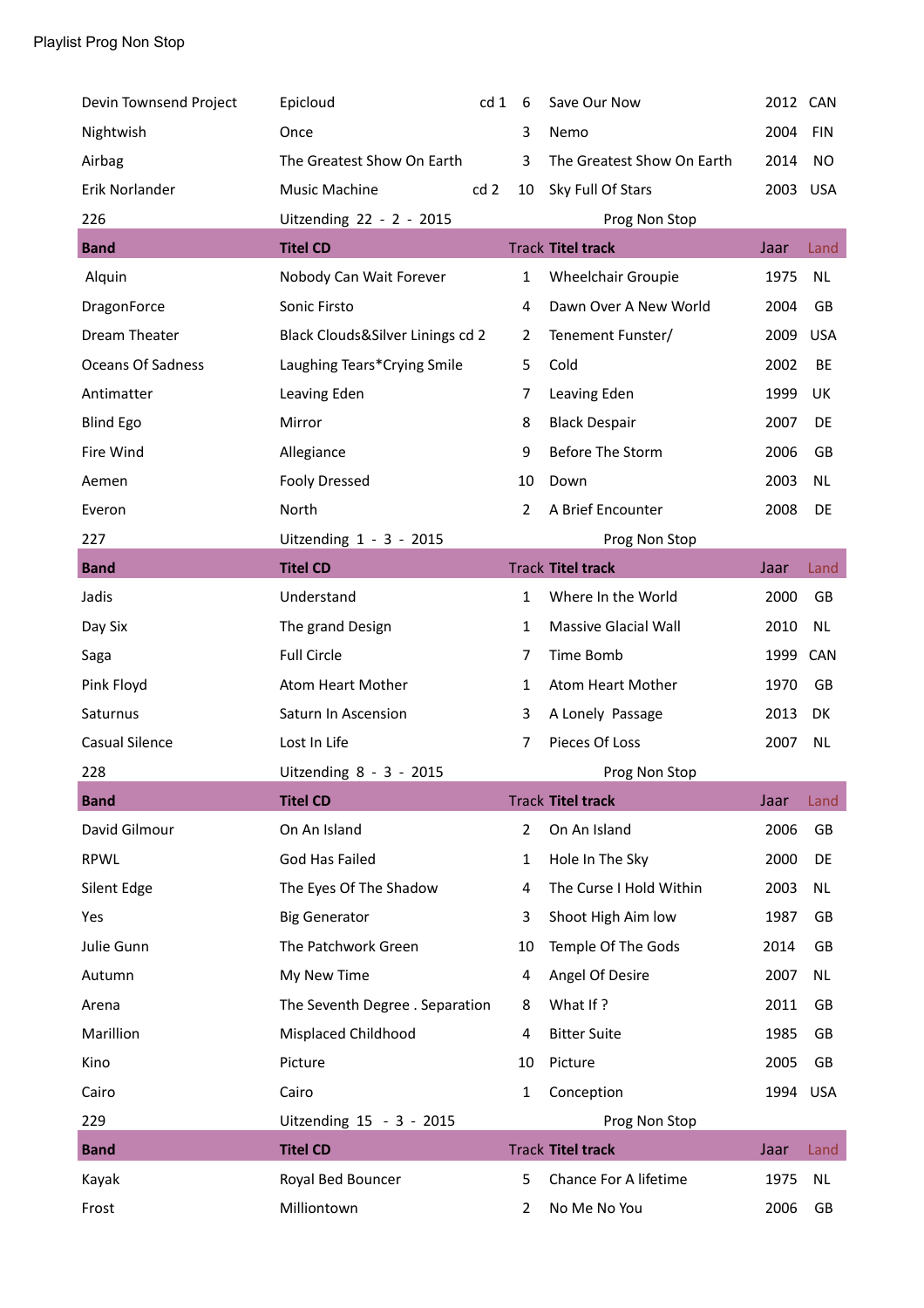Playlist Prog Non Stop

| | | | | | |
|---|---|---|---|---|---|
| Devin Townsend Project | Epicloud cd 1 | 6 | Save Our Now | 2012 | CAN |
| Nightwish | Once | 3 | Nemo | 2004 | FIN |
| Airbag | The Greatest Show On Earth | 3 | The Greatest Show On Earth | 2014 | NO |
| Erik Norlander | Music Machine cd 2 | 10 | Sky Full Of Stars | 2003 | USA |
| 226 | Uitzending 22 - 2 - 2015 | | Prog Non Stop | | |
| **Band** | **Titel CD** | Track | **Titel track** | Jaar | Land |
| Alquin | Nobody Can Wait Forever | 1 | Wheelchair Groupie | 1975 | NL |
| DragonForce | Sonic Firsto | 4 | Dawn Over A New World | 2004 | GB |
| Dream Theater | Black Clouds&Silver Linings cd 2 | 2 | Tenement Funster/ | 2009 | USA |
| Oceans Of Sadness | Laughing Tears*Crying Smile | 5 | Cold | 2002 | BE |
| Antimatter | Leaving Eden | 7 | Leaving Eden | 1999 | UK |
| Blind Ego | Mirror | 8 | Black Despair | 2007 | DE |
| Fire Wind | Allegiance | 9 | Before The Storm | 2006 | GB |
| Aemen | Fooly Dressed | 10 | Down | 2003 | NL |
| Everon | North | 2 | A Brief Encounter | 2008 | DE |
| 227 | Uitzending 1 - 3 - 2015 | | Prog Non Stop | | |
| **Band** | **Titel CD** | Track | **Titel track** | Jaar | Land |
| Jadis | Understand | 1 | Where In the World | 2000 | GB |
| Day Six | The grand Design | 1 | Massive Glacial Wall | 2010 | NL |
| Saga | Full Circle | 7 | Time Bomb | 1999 | CAN |
| Pink Floyd | Atom Heart Mother | 1 | Atom Heart Mother | 1970 | GB |
| Saturnus | Saturn In Ascension | 3 | A Lonely Passage | 2013 | DK |
| Casual Silence | Lost In Life | 7 | Pieces Of Loss | 2007 | NL |
| 228 | Uitzending 8 - 3 - 2015 | | Prog Non Stop | | |
| **Band** | **Titel CD** | Track | **Titel track** | Jaar | Land |
| David Gilmour | On An Island | 2 | On An Island | 2006 | GB |
| RPWL | God Has Failed | 1 | Hole In The Sky | 2000 | DE |
| Silent Edge | The Eyes Of The Shadow | 4 | The Curse I Hold Within | 2003 | NL |
| Yes | Big Generator | 3 | Shoot High Aim low | 1987 | GB |
| Julie Gunn | The Patchwork Green | 10 | Temple Of The Gods | 2014 | GB |
| Autumn | My New Time | 4 | Angel Of Desire | 2007 | NL |
| Arena | The Seventh Degree . Separation | 8 | What If ? | 2011 | GB |
| Marillion | Misplaced Childhood | 4 | Bitter Suite | 1985 | GB |
| Kino | Picture | 10 | Picture | 2005 | GB |
| Cairo | Cairo | 1 | Conception | 1994 | USA |
| 229 | Uitzending 15 - 3 - 2015 | | Prog Non Stop | | |
| **Band** | **Titel CD** | Track | **Titel track** | Jaar | Land |
| Kayak | Royal Bed Bouncer | 5 | Chance For A lifetime | 1975 | NL |
| Frost | Milliontown | 2 | No Me No You | 2006 | GB |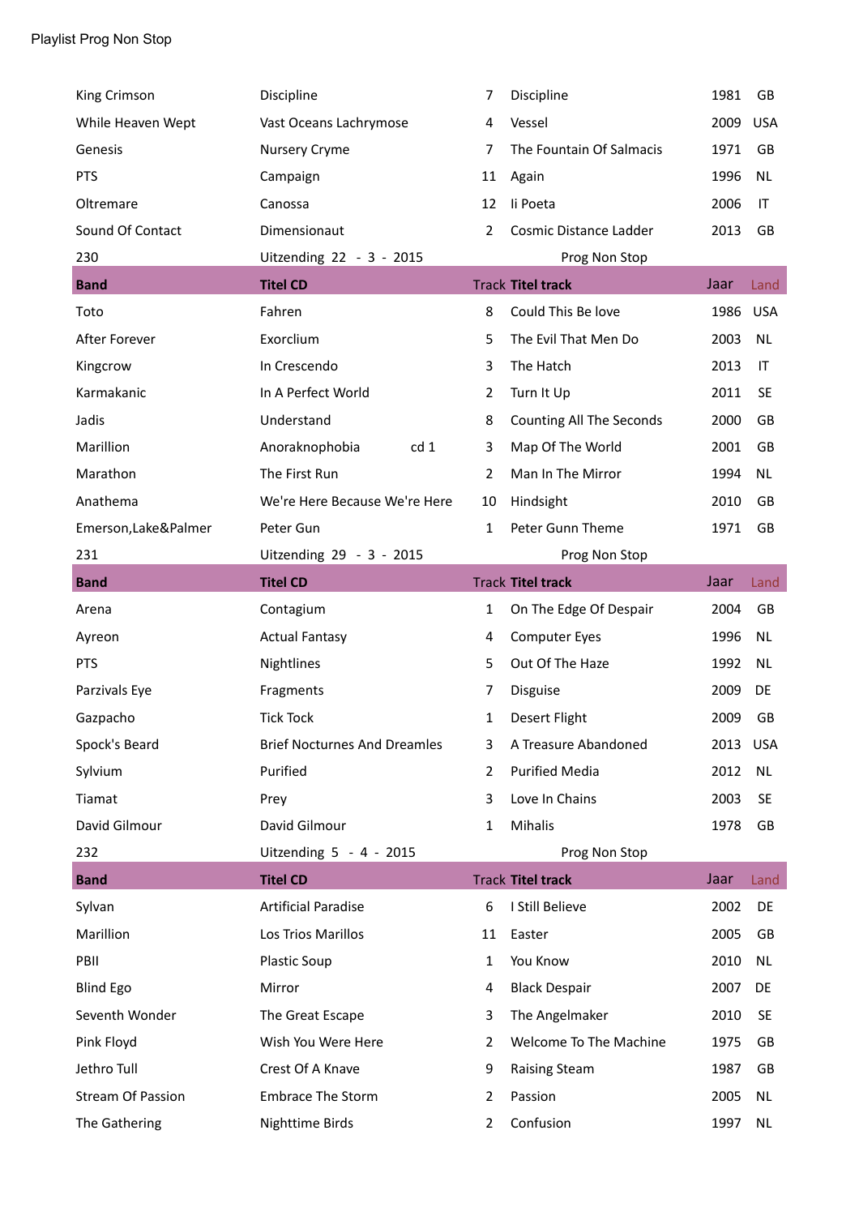Playlist Prog Non Stop

| | | | | | |
|---|---|---|---|---|---|
| King Crimson | Discipline | 7 | Discipline | 1981 | GB |
| While Heaven Wept | Vast Oceans Lachrymose | 4 | Vessel | 2009 | USA |
| Genesis | Nursery Cryme | 7 | The Fountain Of Salmacis | 1971 | GB |
| PTS | Campaign | 11 | Again | 1996 | NL |
| Oltremare | Canossa | 12 | Ii Poeta | 2006 | IT |
| Sound Of Contact | Dimensionaut | 2 | Cosmic Distance Ladder | 2013 | GB |

230 Uitzending 22 - 3 - 2015 Prog Non Stop

| Band | Titel CD | Track | Titel track | Jaar | Land |
|---|---|---|---|---|---|
| Toto | Fahren | 8 | Could This Be love | 1986 | USA |
| After Forever | Exorclium | 5 | The Evil That Men Do | 2003 | NL |
| Kingcrow | In Crescendo | 3 | The Hatch | 2013 | IT |
| Karmakanic | In A Perfect World | 2 | Turn It Up | 2011 | SE |
| Jadis | Understand | 8 | Counting All The Seconds | 2000 | GB |
| Marillion | Anoraknophobia cd 1 | 3 | Map Of The World | 2001 | GB |
| Marathon | The First Run | 2 | Man In The Mirror | 1994 | NL |
| Anathema | We're Here Because We're Here | 10 | Hindsight | 2010 | GB |
| Emerson,Lake&Palmer | Peter Gun | 1 | Peter Gunn Theme | 1971 | GB |

231 Uitzending 29 - 3 - 2015 Prog Non Stop

| Band | Titel CD | Track | Titel track | Jaar | Land |
|---|---|---|---|---|---|
| Arena | Contagium | 1 | On The Edge Of Despair | 2004 | GB |
| Ayreon | Actual Fantasy | 4 | Computer Eyes | 1996 | NL |
| PTS | Nightlines | 5 | Out Of The Haze | 1992 | NL |
| Parzivals Eye | Fragments | 7 | Disguise | 2009 | DE |
| Gazpacho | Tick Tock | 1 | Desert Flight | 2009 | GB |
| Spock's Beard | Brief Nocturnes And Dreamles | 3 | A Treasure Abandoned | 2013 | USA |
| Sylvium | Purified | 2 | Purified Media | 2012 | NL |
| Tiamat | Prey | 3 | Love In Chains | 2003 | SE |
| David Gilmour | David Gilmour | 1 | Mihalis | 1978 | GB |

232 Uitzending 5 - 4 - 2015 Prog Non Stop

| Band | Titel CD | Track | Titel track | Jaar | Land |
|---|---|---|---|---|---|
| Sylvan | Artificial Paradise | 6 | I Still Believe | 2002 | DE |
| Marillion | Los Trios Marillos | 11 | Easter | 2005 | GB |
| PBII | Plastic Soup | 1 | You Know | 2010 | NL |
| Blind Ego | Mirror | 4 | Black Despair | 2007 | DE |
| Seventh Wonder | The Great Escape | 3 | The Angelmaker | 2010 | SE |
| Pink Floyd | Wish You Were Here | 2 | Welcome To The Machine | 1975 | GB |
| Jethro Tull | Crest Of A Knave | 9 | Raising Steam | 1987 | GB |
| Stream Of Passion | Embrace The Storm | 2 | Passion | 2005 | NL |
| The Gathering | Nighttime Birds | 2 | Confusion | 1997 | NL |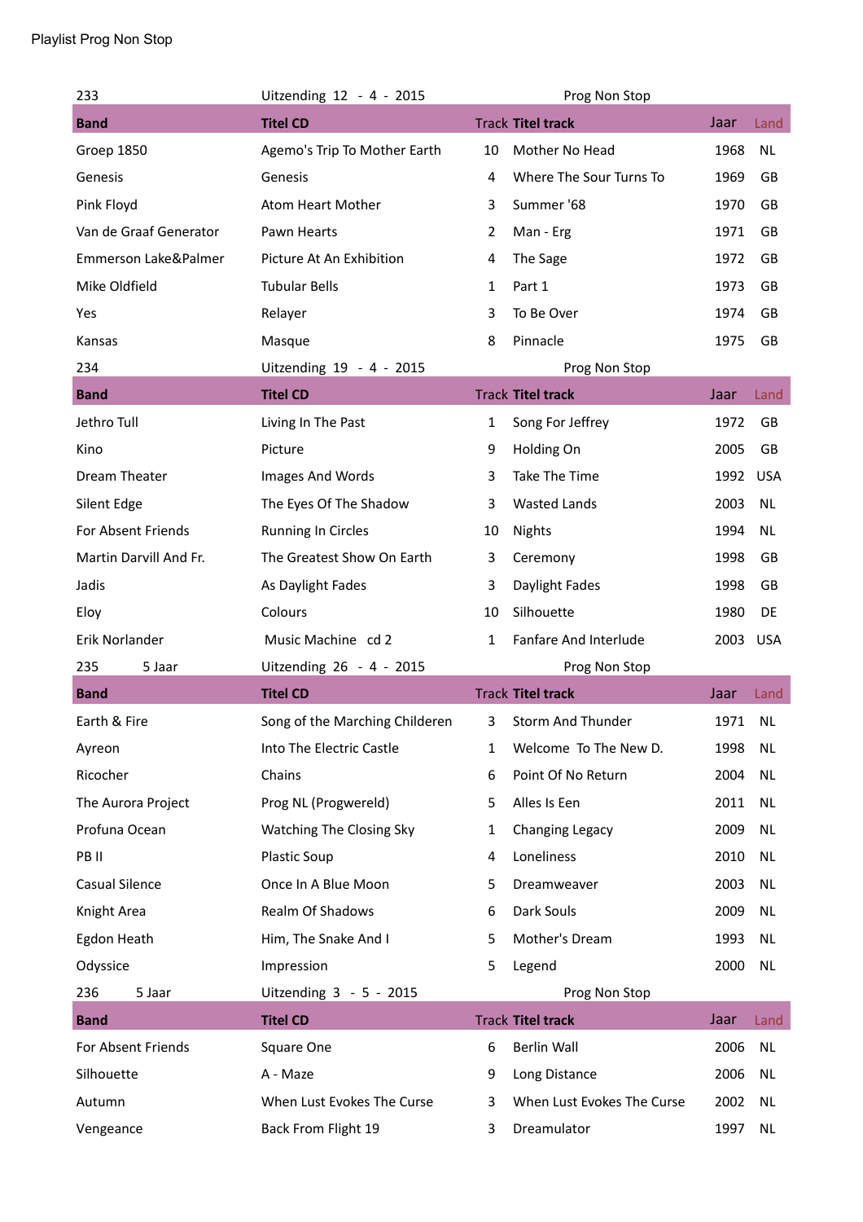Playlist Prog Non Stop

| 233 | Uitzending 12 - 4 - 2015 | | Prog Non Stop | | |
|---|---|---|---|---|---|
| **Band** | **Titel CD** | Track | **Titel track** | Jaar | Land |
| Groep 1850 | Agemo's Trip To Mother Earth | 10 | Mother No Head | 1968 | NL |
| Genesis | Genesis | 4 | Where The Sour Turns To | 1969 | GB |
| Pink Floyd | Atom Heart Mother | 3 | Summer '68 | 1970 | GB |
| Van de Graaf Generator | Pawn Hearts | 2 | Man - Erg | 1971 | GB |
| Emmerson Lake&Palmer | Picture At An Exhibition | 4 | The Sage | 1972 | GB |
| Mike Oldfield | Tubular Bells | 1 | Part 1 | 1973 | GB |
| Yes | Relayer | 3 | To Be Over | 1974 | GB |
| Kansas | Masque | 8 | Pinnacle | 1975 | GB |

| 234 | Uitzending 19 - 4 - 2015 | | Prog Non Stop | | |
|---|---|---|---|---|---|
| **Band** | **Titel CD** | Track | **Titel track** | Jaar | Land |
| Jethro Tull | Living In The Past | 1 | Song For Jeffrey | 1972 | GB |
| Kino | Picture | 9 | Holding On | 2005 | GB |
| Dream Theater | Images And Words | 3 | Take The Time | 1992 | USA |
| Silent Edge | The Eyes Of The Shadow | 3 | Wasted Lands | 2003 | NL |
| For Absent Friends | Running In Circles | 10 | Nights | 1994 | NL |
| Martin Darvill And Fr. | The Greatest Show On Earth | 3 | Ceremony | 1998 | GB |
| Jadis | As Daylight Fades | 3 | Daylight Fades | 1998 | GB |
| Eloy | Colours | 10 | Silhouette | 1980 | DE |
| Erik Norlander | Music Machine cd 2 | 1 | Fanfare And Interlude | 2003 | USA |

| 235 5 Jaar | Uitzending 26 - 4 - 2015 | | Prog Non Stop | | |
|---|---|---|---|---|---|
| **Band** | **Titel CD** | Track | **Titel track** | Jaar | Land |
| Earth & Fire | Song of the Marching Childeren | 3 | Storm And Thunder | 1971 | NL |
| Ayreon | Into The Electric Castle | 1 | Welcome To The New D. | 1998 | NL |
| Ricocher | Chains | 6 | Point Of No Return | 2004 | NL |
| The Aurora Project | Prog NL (Progwereld) | 5 | Alles Is Een | 2011 | NL |
| Profuna Ocean | Watching The Closing Sky | 1 | Changing Legacy | 2009 | NL |
| PB II | Plastic Soup | 4 | Loneliness | 2010 | NL |
| Casual Silence | Once In A Blue Moon | 5 | Dreamweaver | 2003 | NL |
| Knight Area | Realm Of Shadows | 6 | Dark Souls | 2009 | NL |
| Egdon Heath | Him, The Snake And I | 5 | Mother's Dream | 1993 | NL |
| Odyssice | Impression | 5 | Legend | 2000 | NL |

| 236 5 Jaar | Uitzending 3 - 5 - 2015 | | Prog Non Stop | | |
|---|---|---|---|---|---|
| **Band** | **Titel CD** | Track | **Titel track** | Jaar | Land |
| For Absent Friends | Square One | 6 | Berlin Wall | 2006 | NL |
| Silhouette | A - Maze | 9 | Long Distance | 2006 | NL |
| Autumn | When Lust Evokes The Curse | 3 | When Lust Evokes The Curse | 2002 | NL |
| Vengeance | Back From Flight 19 | 3 | Dreamulator | 1997 | NL |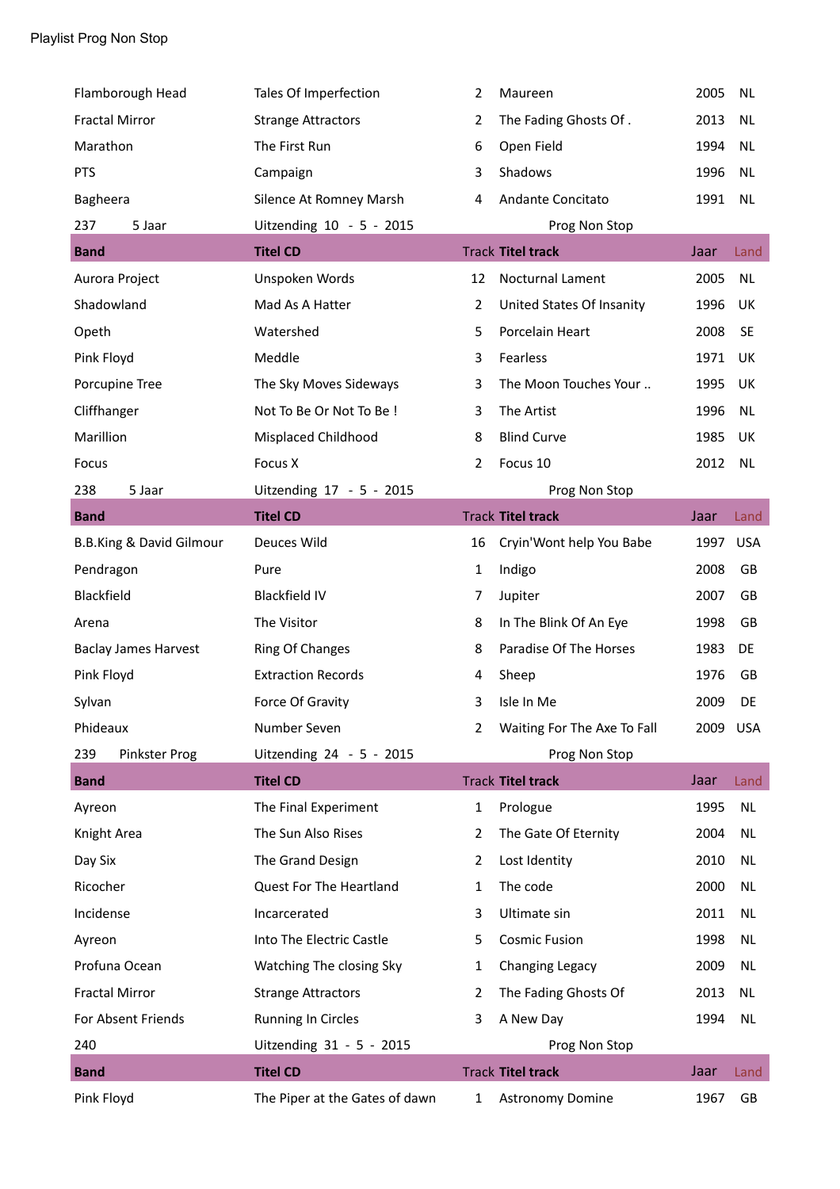Playlist Prog Non Stop

| | | | | | |
|---|---|---|---|---|---|
| Flamborough Head | Tales Of Imperfection | 2 | Maureen | 2005 | NL |
| Fractal Mirror | Strange Attractors | 2 | The Fading Ghosts Of . | 2013 | NL |
| Marathon | The First Run | 6 | Open Field | 1994 | NL |
| PTS | Campaign | 3 | Shadows | 1996 | NL |
| Bagheera | Silence At Romney Marsh | 4 | Andante Concitato | 1991 | NL |
| 237 5 Jaar | Uitzending 10 - 5 - 2015 | | Prog Non Stop | | |
| **Band** | **Titel CD** | Track | **Titel track** | Jaar | Land |
| Aurora Project | Unspoken Words | 12 | Nocturnal Lament | 2005 | NL |
| Shadowland | Mad As A Hatter | 2 | United States Of Insanity | 1996 | UK |
| Opeth | Watershed | 5 | Porcelain Heart | 2008 | SE |
| Pink Floyd | Meddle | 3 | Fearless | 1971 | UK |
| Porcupine Tree | The Sky Moves Sideways | 3 | The Moon Touches Your .. | 1995 | UK |
| Cliffhanger | Not To Be Or Not To Be ! | 3 | The Artist | 1996 | NL |
| Marillion | Misplaced Childhood | 8 | Blind Curve | 1985 | UK |
| Focus | Focus X | 2 | Focus 10 | 2012 | NL |
| 238 5 Jaar | Uitzending 17 - 5 - 2015 | | Prog Non Stop | | |
| **Band** | **Titel CD** | Track | **Titel track** | Jaar | Land |
| B.B.King & David Gilmour | Deuces Wild | 16 | Cryin'Wont help You Babe | 1997 | USA |
| Pendragon | Pure | 1 | Indigo | 2008 | GB |
| Blackfield | Blackfield IV | 7 | Jupiter | 2007 | GB |
| Arena | The Visitor | 8 | In The Blink Of An Eye | 1998 | GB |
| Baclay James Harvest | Ring Of Changes | 8 | Paradise Of The Horses | 1983 | DE |
| Pink Floyd | Extraction Records | 4 | Sheep | 1976 | GB |
| Sylvan | Force Of Gravity | 3 | Isle In Me | 2009 | DE |
| Phideaux | Number Seven | 2 | Waiting For The Axe To Fall | 2009 | USA |
| 239 Pinkster Prog | Uitzending 24 - 5 - 2015 | | Prog Non Stop | | |
| **Band** | **Titel CD** | Track | **Titel track** | Jaar | Land |
| Ayreon | The Final Experiment | 1 | Prologue | 1995 | NL |
| Knight Area | The Sun Also Rises | 2 | The Gate Of Eternity | 2004 | NL |
| Day Six | The Grand Design | 2 | Lost Identity | 2010 | NL |
| Ricocher | Quest For The Heartland | 1 | The code | 2000 | NL |
| Incidense | Incarcerated | 3 | Ultimate sin | 2011 | NL |
| Ayreon | Into The Electric Castle | 5 | Cosmic Fusion | 1998 | NL |
| Profuna Ocean | Watching The closing Sky | 1 | Changing Legacy | 2009 | NL |
| Fractal Mirror | Strange Attractors | 2 | The Fading Ghosts Of | 2013 | NL |
| For Absent Friends | Running In Circles | 3 | A New Day | 1994 | NL |
| 240 | Uitzending 31 - 5 - 2015 | | Prog Non Stop | | |
| **Band** | **Titel CD** | Track | **Titel track** | Jaar | Land |
| Pink Floyd | The Piper at the Gates of dawn | 1 | Astronomy Domine | 1967 | GB |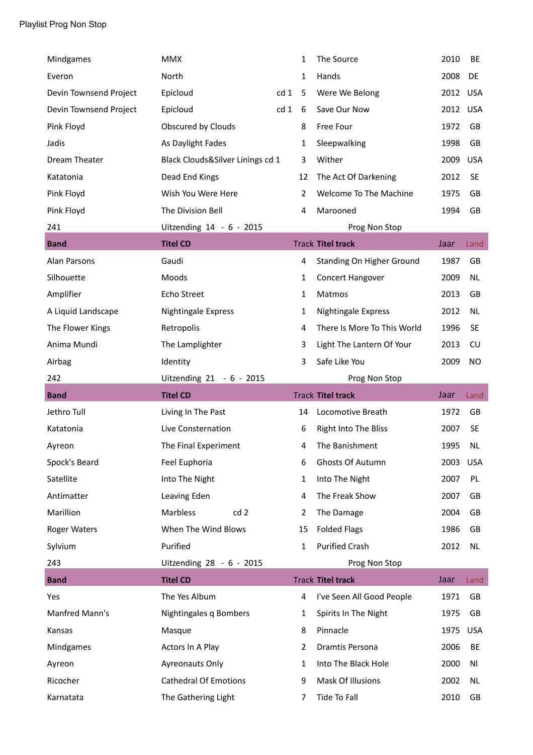Playlist Prog Non Stop

| | | | | | |
|---|---|---|---|---|---|
| Mindgames | MMX | 1 | The Source | 2010 | BE |
| Everon | North | 1 | Hands | 2008 | DE |
| Devin Townsend Project | Epicloud cd 1 | 5 | Were We Belong | 2012 | USA |
| Devin Townsend Project | Epicloud cd 1 | 6 | Save Our Now | 2012 | USA |
| Pink Floyd | Obscured by Clouds | 8 | Free Four | 1972 | GB |
| Jadis | As Daylight Fades | 1 | Sleepwalking | 1998 | GB |
| Dream Theater | Black Clouds&Silver Linings cd 1 | 3 | Wither | 2009 | USA |
| Katatonia | Dead End Kings | 12 | The Act Of Darkening | 2012 | SE |
| Pink Floyd | Wish You Were Here | 2 | Welcome To The Machine | 1975 | GB |
| Pink Floyd | The Division Bell | 4 | Marooned | 1994 | GB |

241 Uitzending 14 - 6 - 2015 Prog Non Stop

| Band | Titel CD | Track | Titel track | Jaar | Land |
|---|---|---|---|---|---|
| Alan Parsons | Gaudi | 4 | Standing On Higher Ground | 1987 | GB |
| Silhouette | Moods | 1 | Concert Hangover | 2009 | NL |
| Amplifier | Echo Street | 1 | Matmos | 2013 | GB |
| A Liquid Landscape | Nightingale Express | 1 | Nightingale Express | 2012 | NL |
| The Flower Kings | Retropolis | 4 | There Is More To This World | 1996 | SE |
| Anima Mundi | The Lamplighter | 3 | Light The Lantern Of Your | 2013 | CU |
| Airbag | Identity | 3 | Safe Like You | 2009 | NO |

242 Uitzending 21 - 6 - 2015 Prog Non Stop

| Band | Titel CD | Track | Titel track | Jaar | Land |
|---|---|---|---|---|---|
| Jethro Tull | Living In The Past | 14 | Locomotive Breath | 1972 | GB |
| Katatonia | Live Consternation | 6 | Right Into The Bliss | 2007 | SE |
| Ayreon | The Final Experiment | 4 | The Banishment | 1995 | NL |
| Spock's Beard | Feel Euphoria | 6 | Ghosts Of Autumn | 2003 | USA |
| Satellite | Into The Night | 1 | Into The Night | 2007 | PL |
| Antimatter | Leaving Eden | 4 | The Freak Show | 2007 | GB |
| Marillion | Marbless cd 2 | 2 | The Damage | 2004 | GB |
| Roger Waters | When The Wind Blows | 15 | Folded Flags | 1986 | GB |
| Sylvium | Purified | 1 | Purified Crash | 2012 | NL |

243 Uitzending 28 - 6 - 2015 Prog Non Stop

| Band | Titel CD | Track | Titel track | Jaar | Land |
|---|---|---|---|---|---|
| Yes | The Yes Album | 4 | I've Seen All Good People | 1971 | GB |
| Manfred Mann's | Nightingales q Bombers | 1 | Spirits In The Night | 1975 | GB |
| Kansas | Masque | 8 | Pinnacle | 1975 | USA |
| Mindgames | Actors In A Play | 2 | Dramtis Persona | 2006 | BE |
| Ayreon | Ayreonauts Only | 1 | Into The Black Hole | 2000 | Nl |
| Ricocher | Cathedral Of Emotions | 9 | Mask Of Illusions | 2002 | NL |
| Karnatata | The Gathering Light | 7 | Tide To Fall | 2010 | GB |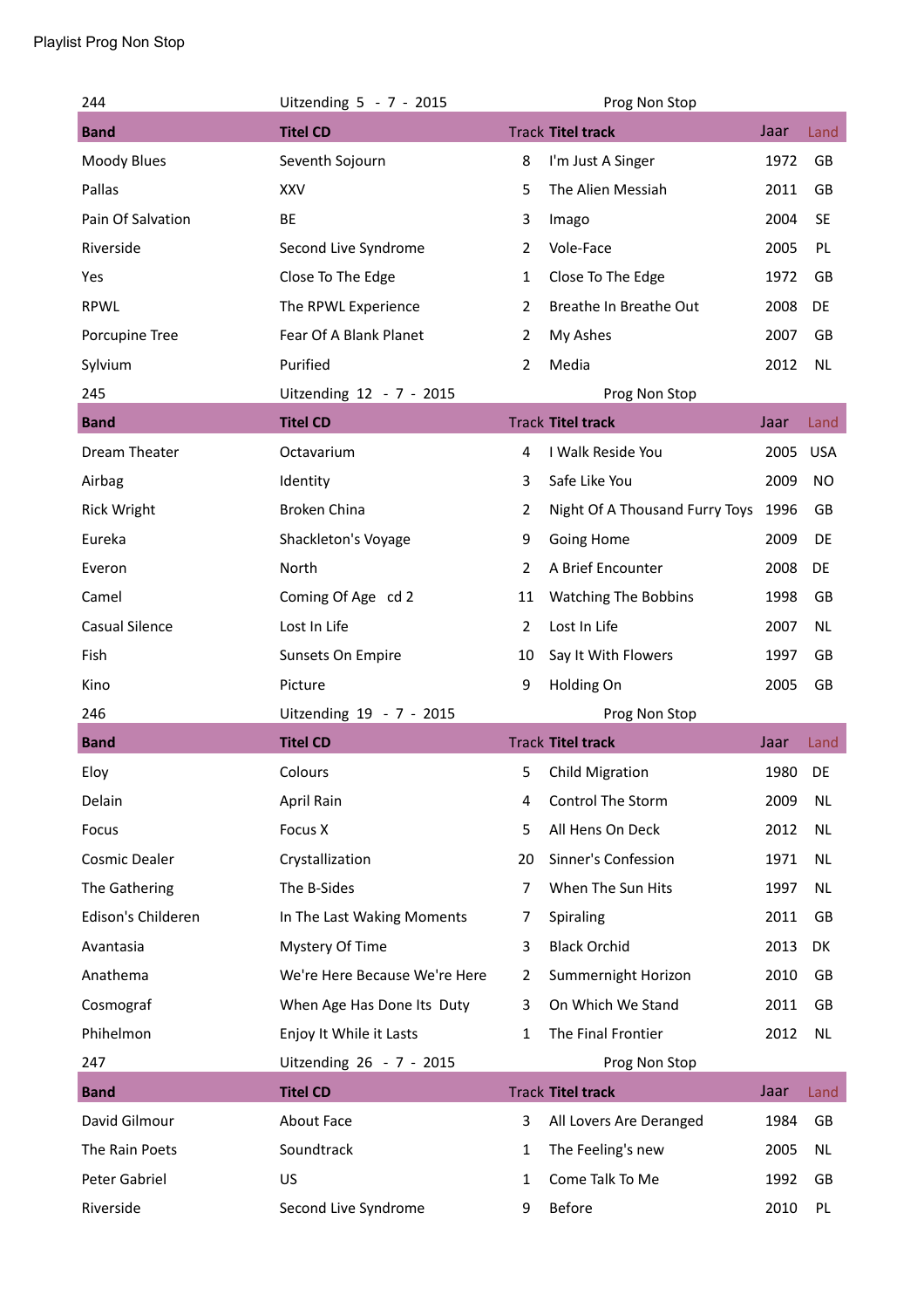Playlist Prog Non Stop

| 244 | Uitzending 5 - 7 - 2015 | | Prog Non Stop | | |
|---|---|---|---|---|---|
| **Band** | **Titel CD** | Track | **Titel track** | Jaar | Land |
| Moody Blues | Seventh Sojourn | 8 | I'm Just A Singer | 1972 | GB |
| Pallas | XXV | 5 | The Alien Messiah | 2011 | GB |
| Pain Of Salvation | BE | 3 | Imago | 2004 | SE |
| Riverside | Second Live Syndrome | 2 | Vole-Face | 2005 | PL |
| Yes | Close To The Edge | 1 | Close To The Edge | 1972 | GB |
| RPWL | The RPWL Experience | 2 | Breathe In Breathe Out | 2008 | DE |
| Porcupine Tree | Fear Of A Blank Planet | 2 | My Ashes | 2007 | GB |
| Sylvium | Purified | 2 | Media | 2012 | NL |
| 245 | Uitzending 12 - 7 - 2015 | | Prog Non Stop | | |
| **Band** | **Titel CD** | Track | **Titel track** | Jaar | Land |
| Dream Theater | Octavarium | 4 | I Walk Reside You | 2005 | USA |
| Airbag | Identity | 3 | Safe Like You | 2009 | NO |
| Rick Wright | Broken China | 2 | Night Of A Thousand Furry Toys | 1996 | GB |
| Eureka | Shackleton's Voyage | 9 | Going Home | 2009 | DE |
| Everon | North | 2 | A Brief Encounter | 2008 | DE |
| Camel | Coming Of Age cd 2 | 11 | Watching The Bobbins | 1998 | GB |
| Casual Silence | Lost In Life | 2 | Lost In Life | 2007 | NL |
| Fish | Sunsets On Empire | 10 | Say It With Flowers | 1997 | GB |
| Kino | Picture | 9 | Holding On | 2005 | GB |
| 246 | Uitzending 19 - 7 - 2015 | | Prog Non Stop | | |
| **Band** | **Titel CD** | Track | **Titel track** | Jaar | Land |
| Eloy | Colours | 5 | Child Migration | 1980 | DE |
| Delain | April Rain | 4 | Control The Storm | 2009 | NL |
| Focus | Focus X | 5 | All Hens On Deck | 2012 | NL |
| Cosmic Dealer | Crystallization | 20 | Sinner's Confession | 1971 | NL |
| The Gathering | The B-Sides | 7 | When The Sun Hits | 1997 | NL |
| Edison's Childeren | In The Last Waking Moments | 7 | Spiraling | 2011 | GB |
| Avantasia | Mystery Of Time | 3 | Black Orchid | 2013 | DK |
| Anathema | We're Here Because We're Here | 2 | Summernight Horizon | 2010 | GB |
| Cosmograf | When Age Has Done Its Duty | 3 | On Which We Stand | 2011 | GB |
| Phihelmon | Enjoy It While it Lasts | 1 | The Final Frontier | 2012 | NL |
| 247 | Uitzending 26 - 7 - 2015 | | Prog Non Stop | | |
| **Band** | **Titel CD** | Track | **Titel track** | Jaar | Land |
| David Gilmour | About Face | 3 | All Lovers Are Deranged | 1984 | GB |
| The Rain Poets | Soundtrack | 1 | The Feeling's new | 2005 | NL |
| Peter Gabriel | US | 1 | Come Talk To Me | 1992 | GB |
| Riverside | Second Live Syndrome | 9 | Before | 2010 | PL |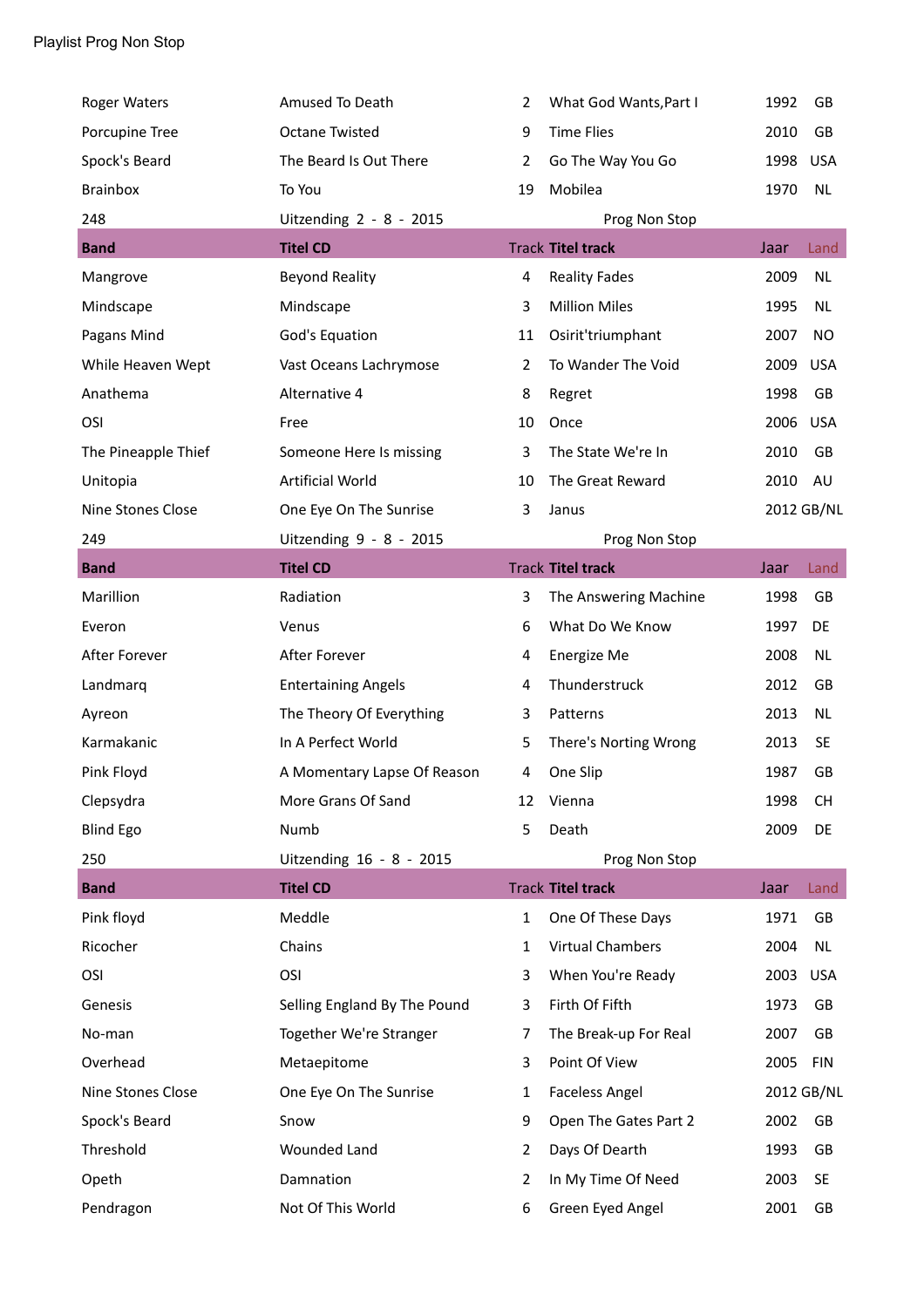Playlist Prog Non Stop

| | | | | | |
|---|---|---|---|---|---|
| Roger Waters | Amused To Death | 2 | What God Wants,Part I | 1992 | GB |
| Porcupine Tree | Octane Twisted | 9 | Time Flies | 2010 | GB |
| Spock's Beard | The Beard Is Out There | 2 | Go The Way You Go | 1998 | USA |
| Brainbox | To You | 19 | Mobilea | 1970 | NL |

248 Uitzending 2 - 8 - 2015 Prog Non Stop

| Band | Titel CD | Track | Titel track | Jaar | Land |
|---|---|---|---|---|---|
| Mangrove | Beyond Reality | 4 | Reality Fades | 2009 | NL |
| Mindscape | Mindscape | 3 | Million Miles | 1995 | NL |
| Pagans Mind | God's Equation | 11 | Osirit'triumphant | 2007 | NO |
| While Heaven Wept | Vast Oceans Lachrymose | 2 | To Wander The Void | 2009 | USA |
| Anathema | Alternative 4 | 8 | Regret | 1998 | GB |
| OSI | Free | 10 | Once | 2006 | USA |
| The Pineapple Thief | Someone Here Is missing | 3 | The State We're In | 2010 | GB |
| Unitopia | Artificial World | 10 | The Great Reward | 2010 | AU |
| Nine Stones Close | One Eye On The Sunrise | 3 | Janus | 2012 | GB/NL |

249 Uitzending 9 - 8 - 2015 Prog Non Stop

| Band | Titel CD | Track | Titel track | Jaar | Land |
|---|---|---|---|---|---|
| Marillion | Radiation | 3 | The Answering Machine | 1998 | GB |
| Everon | Venus | 6 | What Do We Know | 1997 | DE |
| After Forever | After Forever | 4 | Energize Me | 2008 | NL |
| Landmarq | Entertaining Angels | 4 | Thunderstruck | 2012 | GB |
| Ayreon | The Theory Of Everything | 3 | Patterns | 2013 | NL |
| Karmakanic | In A Perfect World | 5 | There's Norting Wrong | 2013 | SE |
| Pink Floyd | A Momentary Lapse Of Reason | 4 | One Slip | 1987 | GB |
| Clepsydra | More Grans Of Sand | 12 | Vienna | 1998 | CH |
| Blind Ego | Numb | 5 | Death | 2009 | DE |

250 Uitzending 16 - 8 - 2015 Prog Non Stop

| Band | Titel CD | Track | Titel track | Jaar | Land |
|---|---|---|---|---|---|
| Pink floyd | Meddle | 1 | One Of These Days | 1971 | GB |
| Ricocher | Chains | 1 | Virtual Chambers | 2004 | NL |
| OSI | OSI | 3 | When You're Ready | 2003 | USA |
| Genesis | Selling England By The Pound | 3 | Firth Of Fifth | 1973 | GB |
| No-man | Together We're Stranger | 7 | The Break-up For Real | 2007 | GB |
| Overhead | Metaepitome | 3 | Point Of View | 2005 | FIN |
| Nine Stones Close | One Eye On The Sunrise | 1 | Faceless Angel | 2012 | GB/NL |
| Spock's Beard | Snow | 9 | Open The Gates Part 2 | 2002 | GB |
| Threshold | Wounded Land | 2 | Days Of Dearth | 1993 | GB |
| Opeth | Damnation | 2 | In My Time Of Need | 2003 | SE |
| Pendragon | Not Of This World | 6 | Green Eyed Angel | 2001 | GB |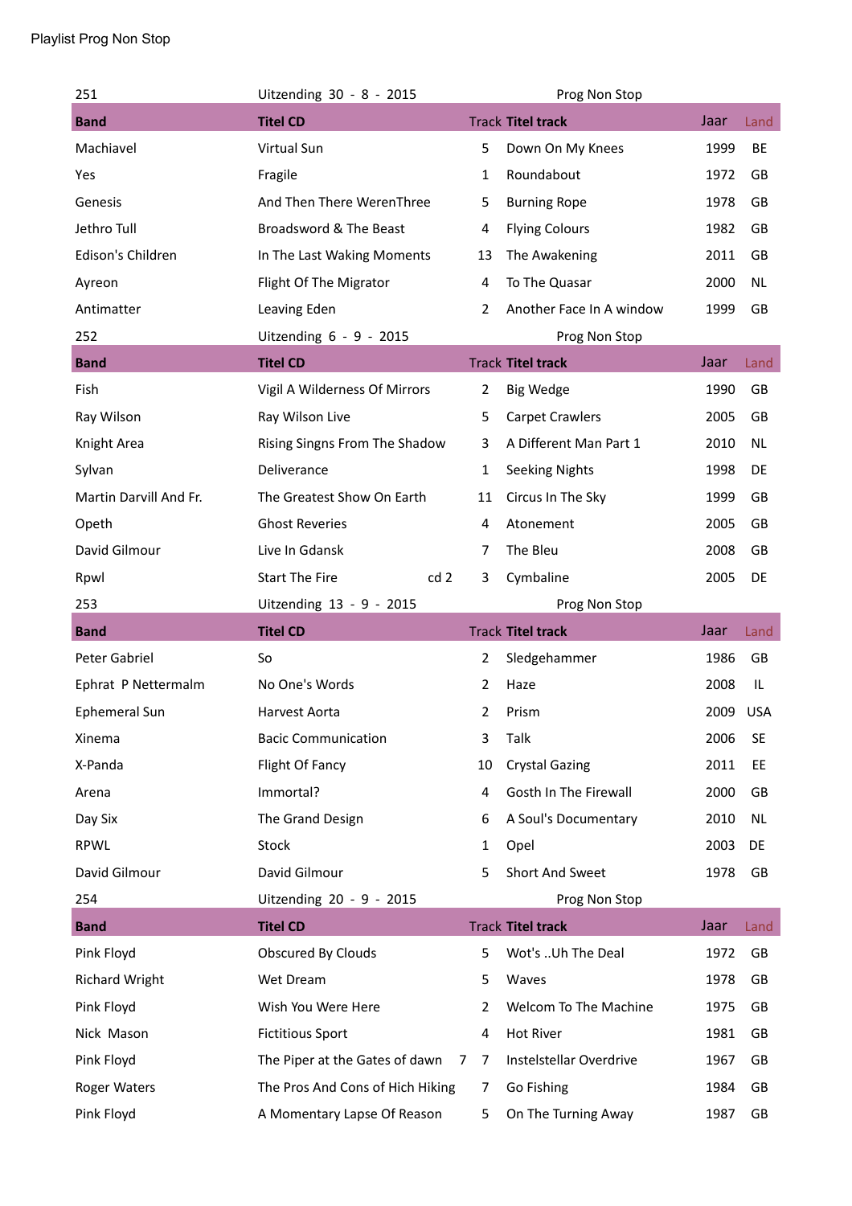Playlist Prog Non Stop

| 251 | Uitzending 30 - 8 - 2015 | | Prog Non Stop | | |
|---|---|---|---|---|---|
| **Band** | **Titel CD** | Track | **Titel track** | Jaar | Land |
| Machiavel | Virtual Sun | 5 | Down On My Knees | 1999 | BE |
| Yes | Fragile | 1 | Roundabout | 1972 | GB |
| Genesis | And Then There WerenThree | 5 | Burning Rope | 1978 | GB |
| Jethro Tull | Broadsword & The Beast | 4 | Flying Colours | 1982 | GB |
| Edison's Children | In The Last Waking Moments | 13 | The Awakening | 2011 | GB |
| Ayreon | Flight Of The Migrator | 4 | To The Quasar | 2000 | NL |
| Antimatter | Leaving Eden | 2 | Another Face In A window | 1999 | GB |
| 252 | Uitzending 6 - 9 - 2015 | | Prog Non Stop | | |
| **Band** | **Titel CD** | Track | **Titel track** | Jaar | Land |
| Fish | Vigil A Wilderness Of Mirrors | 2 | Big Wedge | 1990 | GB |
| Ray Wilson | Ray Wilson Live | 5 | Carpet Crawlers | 2005 | GB |
| Knight Area | Rising Singns From The Shadow | 3 | A Different Man Part 1 | 2010 | NL |
| Sylvan | Deliverance | 1 | Seeking Nights | 1998 | DE |
| Martin Darvill And Fr. | The Greatest Show On Earth | 11 | Circus In The Sky | 1999 | GB |
| Opeth | Ghost Reveries | 4 | Atonement | 2005 | GB |
| David Gilmour | Live In Gdansk | 7 | The Bleu | 2008 | GB |
| Rpwl | Start The Fire cd 2 | 3 | Cymbaline | 2005 | DE |
| 253 | Uitzending 13 - 9 - 2015 | | Prog Non Stop | | |
| **Band** | **Titel CD** | Track | **Titel track** | Jaar | Land |
| Peter Gabriel | So | 2 | Sledgehammer | 1986 | GB |
| Ephrat P Nettermalm | No One's Words | 2 | Haze | 2008 | IL |
| Ephemeral Sun | Harvest Aorta | 2 | Prism | 2009 | USA |
| Xinema | Bacic Communication | 3 | Talk | 2006 | SE |
| X-Panda | Flight Of Fancy | 10 | Crystal Gazing | 2011 | EE |
| Arena | Immortal? | 4 | Gosth In The Firewall | 2000 | GB |
| Day Six | The Grand Design | 6 | A Soul's Documentary | 2010 | NL |
| RPWL | Stock | 1 | Opel | 2003 | DE |
| David Gilmour | David Gilmour | 5 | Short And Sweet | 1978 | GB |
| 254 | Uitzending 20 - 9 - 2015 | | Prog Non Stop | | |
| **Band** | **Titel CD** | Track | **Titel track** | Jaar | Land |
| Pink Floyd | Obscured By Clouds | 5 | Wot's ..Uh The Deal | 1972 | GB |
| Richard Wright | Wet Dream | 5 | Waves | 1978 | GB |
| Pink Floyd | Wish You Were Here | 2 | Welcom To The Machine | 1975 | GB |
| Nick Mason | Fictitious Sport | 4 | Hot River | 1981 | GB |
| Pink Floyd | The Piper at the Gates of dawn 7 | 7 | Instelstellar Overdrive | 1967 | GB |
| Roger Waters | The Pros And Cons of Hich Hiking | 7 | Go Fishing | 1984 | GB |
| Pink Floyd | A Momentary Lapse Of Reason | 5 | On The Turning Away | 1987 | GB |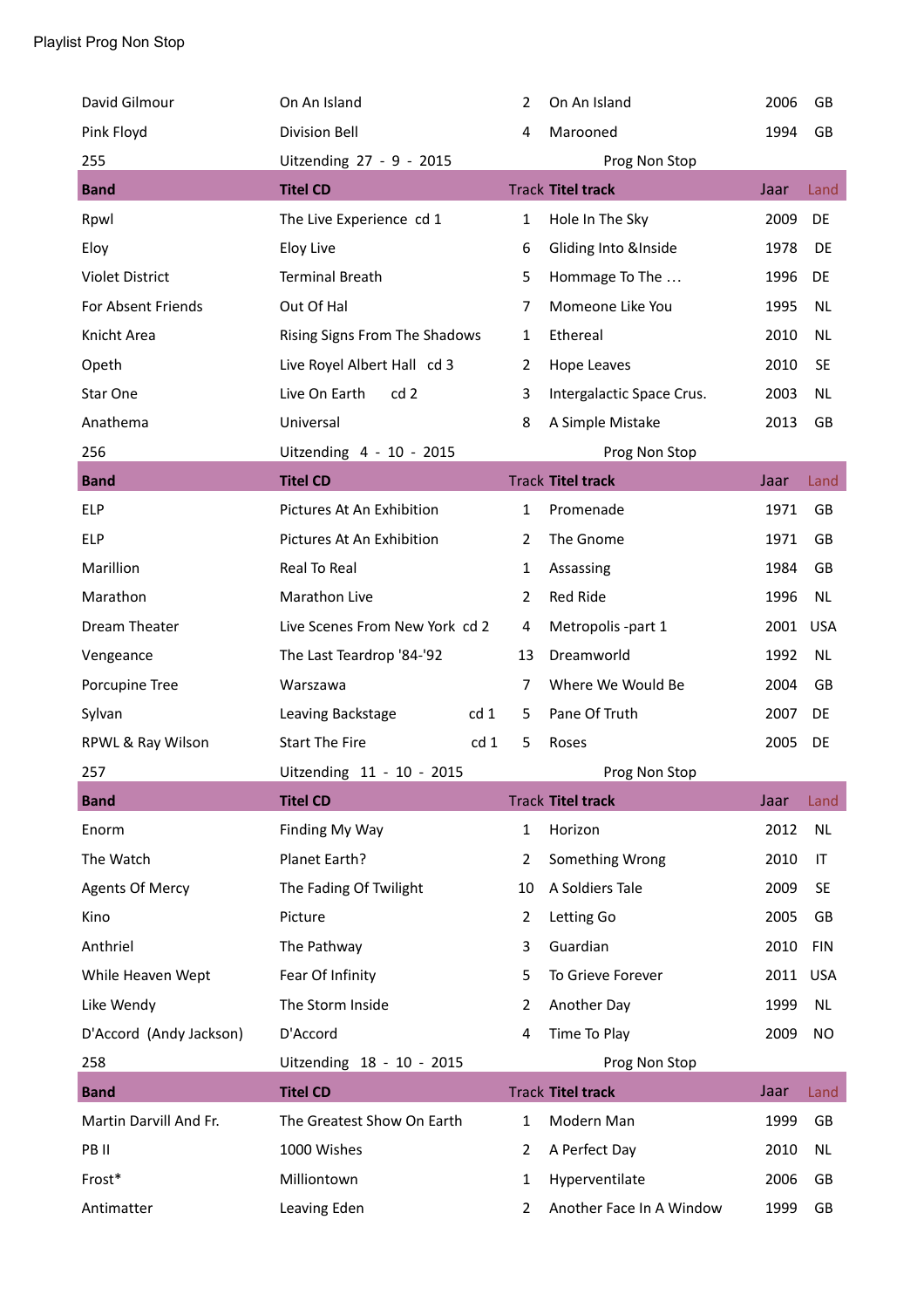Playlist Prog Non Stop

| David Gilmour | On An Island | 2 | On An Island | 2006 | GB |
|---|---|---|---|---|---|
| Pink Floyd | Division Bell | 4 | Marooned | 1994 | GB |

255 Uitzending 27 - 9 - 2015 Prog Non Stop

| Band | Titel CD | Track | Titel track | Jaar | Land |
|---|---|---|---|---|---|
| Rpwl | The Live Experience cd 1 | 1 | Hole In The Sky | 2009 | DE |
| Eloy | Eloy Live | 6 | Gliding Into &Inside | 1978 | DE |
| Violet District | Terminal Breath | 5 | Hommage To The … | 1996 | DE |
| For Absent Friends | Out Of Hal | 7 | Momeone Like You | 1995 | NL |
| Knicht Area | Rising Signs From The Shadows | 1 | Ethereal | 2010 | NL |
| Opeth | Live Royel Albert Hall cd 3 | 2 | Hope Leaves | 2010 | SE |
| Star One | Live On Earth cd 2 | 3 | Intergalactic Space Crus. | 2003 | NL |
| Anathema | Universal | 8 | A Simple Mistake | 2013 | GB |

256 Uitzending 4 - 10 - 2015 Prog Non Stop

| Band | Titel CD | Track | Titel track | Jaar | Land |
|---|---|---|---|---|---|
| ELP | Pictures At An Exhibition | 1 | Promenade | 1971 | GB |
| ELP | Pictures At An Exhibition | 2 | The Gnome | 1971 | GB |
| Marillion | Real To Real | 1 | Assassing | 1984 | GB |
| Marathon | Marathon Live | 2 | Red Ride | 1996 | NL |
| Dream Theater | Live Scenes From New York cd 2 | 4 | Metropolis -part 1 | 2001 | USA |
| Vengeance | The Last Teardrop '84-'92 | 13 | Dreamworld | 1992 | NL |
| Porcupine Tree | Warszawa | 7 | Where We Would Be | 2004 | GB |
| Sylvan | Leaving Backstage cd 1 | 5 | Pane Of Truth | 2007 | DE |
| RPWL & Ray Wilson | Start The Fire cd 1 | 5 | Roses | 2005 | DE |

257 Uitzending 11 - 10 - 2015 Prog Non Stop

| Band | Titel CD | Track | Titel track | Jaar | Land |
|---|---|---|---|---|---|
| Enorm | Finding My Way | 1 | Horizon | 2012 | NL |
| The Watch | Planet Earth? | 2 | Something Wrong | 2010 | IT |
| Agents Of Mercy | The Fading Of Twilight | 10 | A Soldiers Tale | 2009 | SE |
| Kino | Picture | 2 | Letting Go | 2005 | GB |
| Anthriel | The Pathway | 3 | Guardian | 2010 | FIN |
| While Heaven Wept | Fear Of Infinity | 5 | To Grieve Forever | 2011 | USA |
| Like Wendy | The Storm Inside | 2 | Another Day | 1999 | NL |
| D'Accord (Andy Jackson) | D'Accord | 4 | Time To Play | 2009 | NO |

258 Uitzending 18 - 10 - 2015 Prog Non Stop

| Band | Titel CD | Track | Titel track | Jaar | Land |
|---|---|---|---|---|---|
| Martin Darvill And Fr. | The Greatest Show On Earth | 1 | Modern Man | 1999 | GB |
| PB II | 1000 Wishes | 2 | A Perfect Day | 2010 | NL |
| Frost* | Milliontown | 1 | Hyperventilate | 2006 | GB |
| Antimatter | Leaving Eden | 2 | Another Face In A Window | 1999 | GB |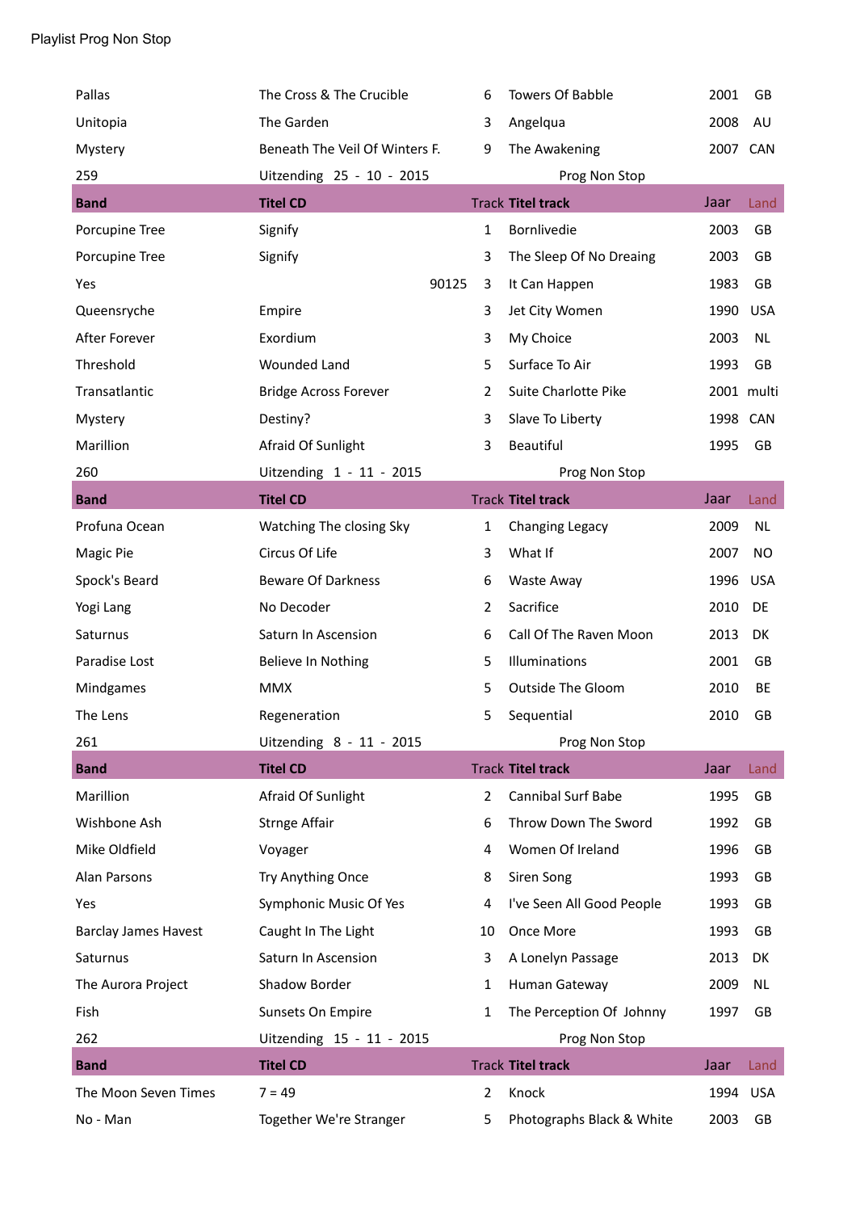Playlist Prog Non Stop

| | | | | | |
|---|---|---|---|---|---|
| Pallas | The Cross & The Crucible | 6 | Towers Of Babble | 2001 | GB |
| Unitopia | The Garden | 3 | Angelqua | 2008 | AU |
| Mystery | Beneath The Veil Of Winters F. | 9 | The Awakening | 2007 | CAN |
| 259 | Uitzending 25 - 10 - 2015 | | Prog Non Stop | | |
| **Band** | **Titel CD** | Track | **Titel track** | Jaar | Land |
| Porcupine Tree | Signify | 1 | Bornlivedie | 2003 | GB |
| Porcupine Tree | Signify | 3 | The Sleep Of No Dreaing | 2003 | GB |
| Yes | 90125 | 3 | It Can Happen | 1983 | GB |
| Queensryche | Empire | 3 | Jet City Women | 1990 | USA |
| After Forever | Exordium | 3 | My Choice | 2003 | NL |
| Threshold | Wounded Land | 5 | Surface To Air | 1993 | GB |
| Transatlantic | Bridge Across Forever | 2 | Suite Charlotte Pike | 2001 | multi |
| Mystery | Destiny? | 3 | Slave To Liberty | 1998 | CAN |
| Marillion | Afraid Of Sunlight | 3 | Beautiful | 1995 | GB |
| 260 | Uitzending 1 - 11 - 2015 | | Prog Non Stop | | |
| **Band** | **Titel CD** | Track | **Titel track** | Jaar | Land |
| Profuna Ocean | Watching The closing Sky | 1 | Changing Legacy | 2009 | NL |
| Magic Pie | Circus Of Life | 3 | What If | 2007 | NO |
| Spock's Beard | Beware Of Darkness | 6 | Waste Away | 1996 | USA |
| Yogi Lang | No Decoder | 2 | Sacrifice | 2010 | DE |
| Saturnus | Saturn In Ascension | 6 | Call Of The Raven Moon | 2013 | DK |
| Paradise Lost | Believe In Nothing | 5 | Illuminations | 2001 | GB |
| Mindgames | MMX | 5 | Outside The Gloom | 2010 | BE |
| The Lens | Regeneration | 5 | Sequential | 2010 | GB |
| 261 | Uitzending 8 - 11 - 2015 | | Prog Non Stop | | |
| **Band** | **Titel CD** | Track | **Titel track** | Jaar | Land |
| Marillion | Afraid Of Sunlight | 2 | Cannibal Surf Babe | 1995 | GB |
| Wishbone Ash | Strnge Affair | 6 | Throw Down The Sword | 1992 | GB |
| Mike Oldfield | Voyager | 4 | Women Of Ireland | 1996 | GB |
| Alan Parsons | Try Anything Once | 8 | Siren Song | 1993 | GB |
| Yes | Symphonic Music Of Yes | 4 | I've Seen All Good People | 1993 | GB |
| Barclay James Havest | Caught In The Light | 10 | Once More | 1993 | GB |
| Saturnus | Saturn In Ascension | 3 | A Lonelyn Passage | 2013 | DK |
| The Aurora Project | Shadow Border | 1 | Human Gateway | 2009 | NL |
| Fish | Sunsets On Empire | 1 | The Perception Of Johnny | 1997 | GB |
| 262 | Uitzending 15 - 11 - 2015 | | Prog Non Stop | | |
| **Band** | **Titel CD** | Track | **Titel track** | Jaar | Land |
| The Moon Seven Times | 7 = 49 | 2 | Knock | 1994 | USA |
| No - Man | Together We're Stranger | 5 | Photographs Black & White | 2003 | GB |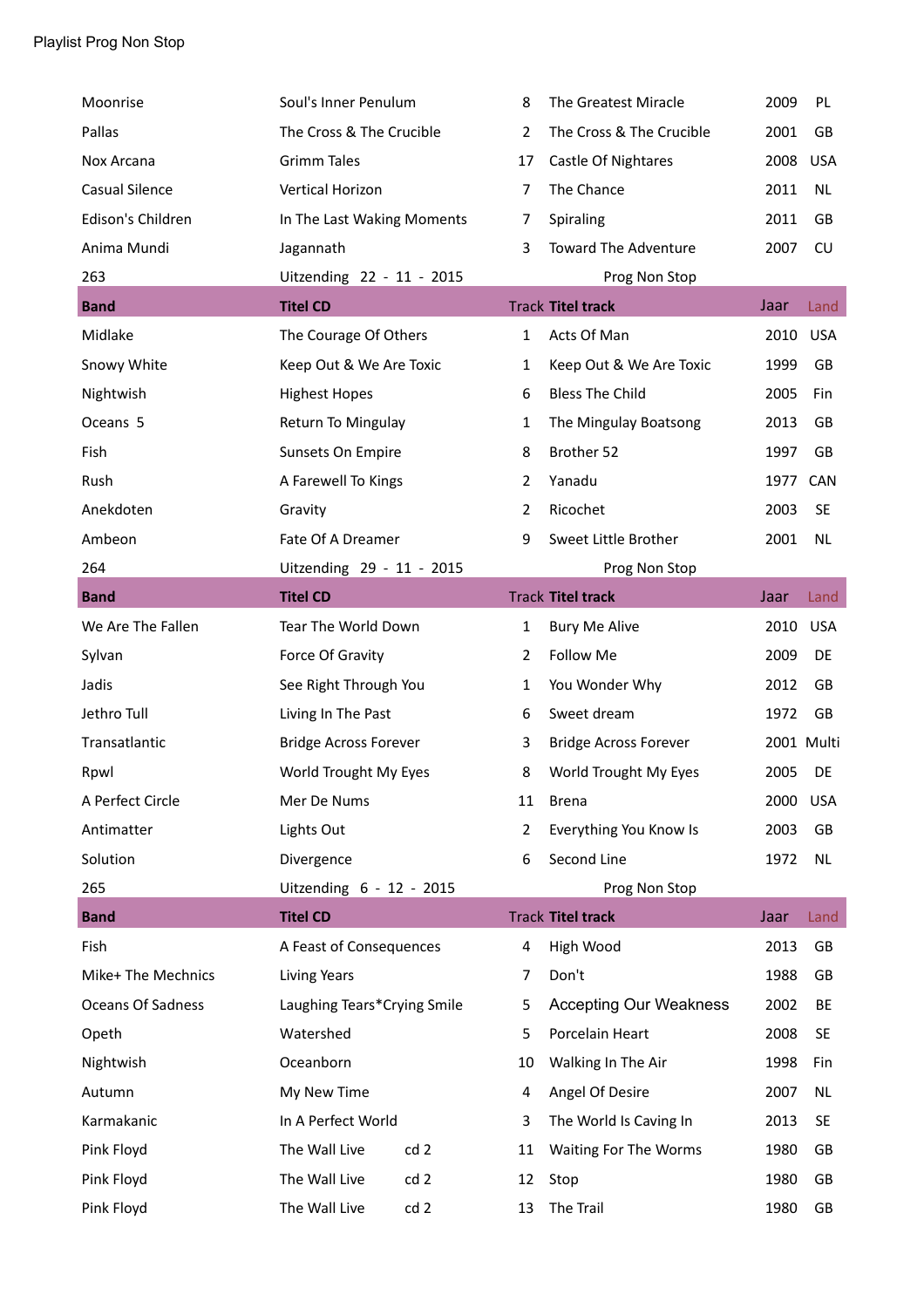Playlist Prog Non Stop

| | | | | | |
|---|---|---|---|---|---|
| Moonrise | Soul's Inner Penulum | 8 | The Greatest Miracle | 2009 | PL |
| Pallas | The Cross & The Crucible | 2 | The Cross & The Crucible | 2001 | GB |
| Nox Arcana | Grimm Tales | 17 | Castle Of Nightares | 2008 | USA |
| Casual Silence | Vertical Horizon | 7 | The Chance | 2011 | NL |
| Edison's Children | In The Last Waking Moments | 7 | Spiraling | 2011 | GB |
| Anima Mundi | Jagannath | 3 | Toward The Adventure | 2007 | CU |

263 Uitzending 22 - 11 - 2015 Prog Non Stop

| Band | Titel CD | Track | Titel track | Jaar | Land |
|---|---|---|---|---|---|
| Midlake | The Courage Of Others | 1 | Acts Of Man | 2010 | USA |
| Snowy White | Keep Out & We Are Toxic | 1 | Keep Out & We Are Toxic | 1999 | GB |
| Nightwish | Highest Hopes | 6 | Bless The Child | 2005 | Fin |
| Oceans 5 | Return To Mingulay | 1 | The Mingulay Boatsong | 2013 | GB |
| Fish | Sunsets On Empire | 8 | Brother 52 | 1997 | GB |
| Rush | A Farewell To Kings | 2 | Yanadu | 1977 | CAN |
| Anekdoten | Gravity | 2 | Ricochet | 2003 | SE |
| Ambeon | Fate Of A Dreamer | 9 | Sweet Little Brother | 2001 | NL |

264 Uitzending 29 - 11 - 2015 Prog Non Stop

| Band | Titel CD | Track | Titel track | Jaar | Land |
|---|---|---|---|---|---|
| We Are The Fallen | Tear The World Down | 1 | Bury Me Alive | 2010 | USA |
| Sylvan | Force Of Gravity | 2 | Follow Me | 2009 | DE |
| Jadis | See Right Through You | 1 | You Wonder Why | 2012 | GB |
| Jethro Tull | Living In The Past | 6 | Sweet dream | 1972 | GB |
| Transatlantic | Bridge Across Forever | 3 | Bridge Across Forever | 2001 | Multi |
| Rpwl | World Trought My Eyes | 8 | World Trought My Eyes | 2005 | DE |
| A Perfect Circle | Mer De Nums | 11 | Brena | 2000 | USA |
| Antimatter | Lights Out | 2 | Everything You Know Is | 2003 | GB |
| Solution | Divergence | 6 | Second Line | 1972 | NL |

265 Uitzending 6 - 12 - 2015 Prog Non Stop

| Band | Titel CD | Track | Titel track | Jaar | Land |
|---|---|---|---|---|---|
| Fish | A Feast of Consequences | 4 | High Wood | 2013 | GB |
| Mike+ The Mechnics | Living Years | 7 | Don't | 1988 | GB |
| Oceans Of Sadness | Laughing Tears*Crying Smile | 5 | Accepting Our Weakness | 2002 | BE |
| Opeth | Watershed | 5 | Porcelain Heart | 2008 | SE |
| Nightwish | Oceanborn | 10 | Walking In The Air | 1998 | Fin |
| Autumn | My New Time | 4 | Angel Of Desire | 2007 | NL |
| Karmakanic | In A Perfect World | 3 | The World Is Caving In | 2013 | SE |
| Pink Floyd | The Wall Live cd 2 | 11 | Waiting For The Worms | 1980 | GB |
| Pink Floyd | The Wall Live cd 2 | 12 | Stop | 1980 | GB |
| Pink Floyd | The Wall Live cd 2 | 13 | The Trail | 1980 | GB |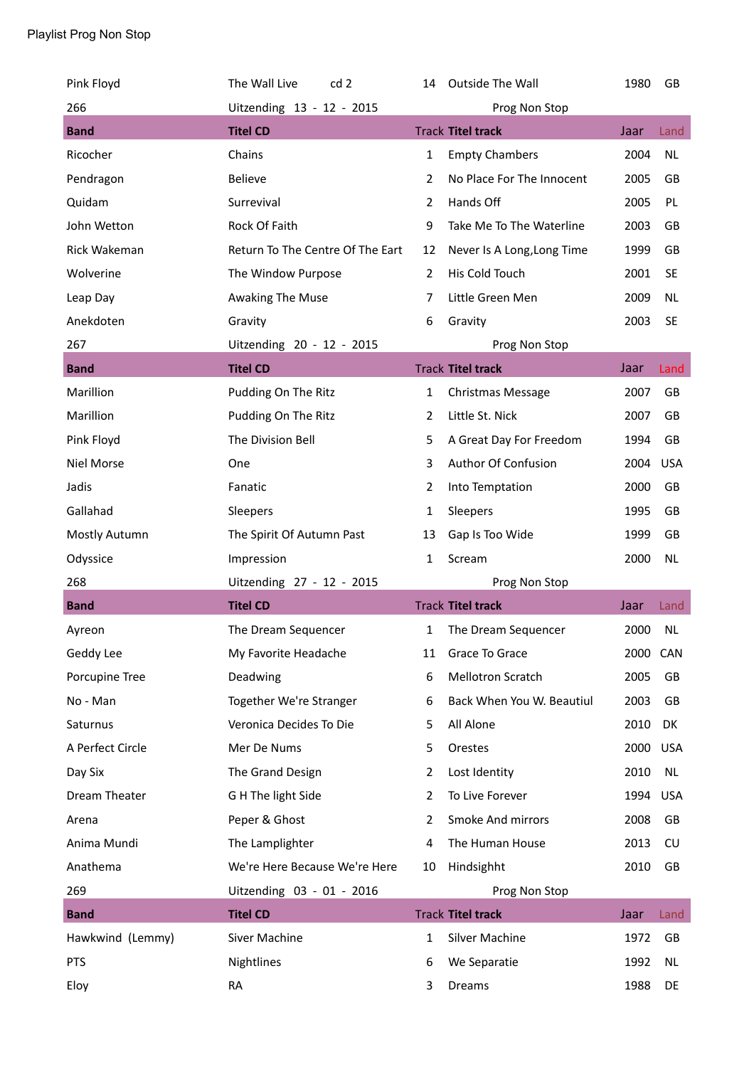Playlist Prog Non Stop

| Pink Floyd | The Wall Live cd 2 | 14 | Outside The Wall | 1980 | GB |
|---|---|---|---|---|---|
| 266 | Uitzending 13 - 12 - 2015 | | Prog Non Stop | | |
| **Band** | **Titel CD** | Track | **Titel track** | Jaar | Land |
| Ricocher | Chains | 1 | Empty Chambers | 2004 | NL |
| Pendragon | Believe | 2 | No Place For The Innocent | 2005 | GB |
| Quidam | Surrevival | 2 | Hands Off | 2005 | PL |
| John Wetton | Rock Of Faith | 9 | Take Me To The Waterline | 2003 | GB |
| Rick Wakeman | Return To The Centre Of The Eart | 12 | Never Is A Long,Long Time | 1999 | GB |
| Wolverine | The Window Purpose | 2 | His Cold Touch | 2001 | SE |
| Leap Day | Awaking The Muse | 7 | Little Green Men | 2009 | NL |
| Anekdoten | Gravity | 6 | Gravity | 2003 | SE |
| 267 | Uitzending 20 - 12 - 2015 | | Prog Non Stop | | |
| **Band** | **Titel CD** | Track | **Titel track** | Jaar | Land |
| Marillion | Pudding On The Ritz | 1 | Christmas Message | 2007 | GB |
| Marillion | Pudding On The Ritz | 2 | Little St. Nick | 2007 | GB |
| Pink Floyd | The Division Bell | 5 | A Great Day For Freedom | 1994 | GB |
| Niel Morse | One | 3 | Author Of Confusion | 2004 | USA |
| Jadis | Fanatic | 2 | Into Temptation | 2000 | GB |
| Gallahad | Sleepers | 1 | Sleepers | 1995 | GB |
| Mostly Autumn | The Spirit Of Autumn Past | 13 | Gap Is Too Wide | 1999 | GB |
| Odyssice | Impression | 1 | Scream | 2000 | NL |
| 268 | Uitzending 27 - 12 - 2015 | | Prog Non Stop | | |
| **Band** | **Titel CD** | Track | **Titel track** | Jaar | Land |
| Ayreon | The Dream Sequencer | 1 | The Dream Sequencer | 2000 | NL |
| Geddy Lee | My Favorite Headache | 11 | Grace To Grace | 2000 | CAN |
| Porcupine Tree | Deadwing | 6 | Mellotron Scratch | 2005 | GB |
| No - Man | Together We're Stranger | 6 | Back When You W. Beautiul | 2003 | GB |
| Saturnus | Veronica Decides To Die | 5 | All Alone | 2010 | DK |
| A Perfect Circle | Mer De Nums | 5 | Orestes | 2000 | USA |
| Day Six | The Grand Design | 2 | Lost Identity | 2010 | NL |
| Dream Theater | G H The light Side | 2 | To Live Forever | 1994 | USA |
| Arena | Peper & Ghost | 2 | Smoke And mirrors | 2008 | GB |
| Anima Mundi | The Lamplighter | 4 | The Human House | 2013 | CU |
| Anathema | We're Here Because We're Here | 10 | Hindsighht | 2010 | GB |
| 269 | Uitzending 03 - 01 - 2016 | | Prog Non Stop | | |
| **Band** | **Titel CD** | Track | **Titel track** | Jaar | Land |
| Hawkwind (Lemmy) | Siver Machine | 1 | Silver Machine | 1972 | GB |
| PTS | Nightlines | 6 | We Separatie | 1992 | NL |
| Eloy | RA | 3 | Dreams | 1988 | DE |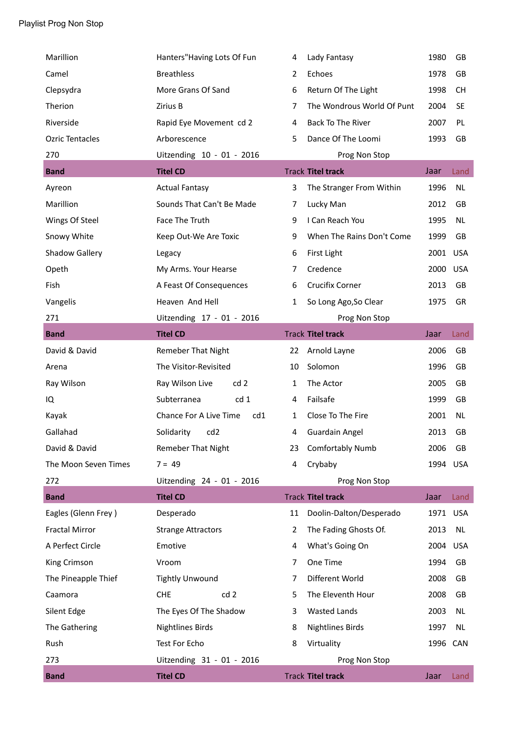Playlist Prog Non Stop

| | | | | | |
|---|---|---|---|---|---|
| Marillion | Hanters"Having Lots Of Fun | 4 | Lady Fantasy | 1980 | GB |
| Camel | Breathless | 2 | Echoes | 1978 | GB |
| Clepsydra | More Grans Of Sand | 6 | Return Of The Light | 1998 | CH |
| Therion | Zirius B | 7 | The Wondrous World Of Punt | 2004 | SE |
| Riverside | Rapid Eye Movement cd 2 | 4 | Back To The River | 2007 | PL |
| Ozric Tentacles | Arborescence | 5 | Dance Of The Loomi | 1993 | GB |
| 270 | Uitzending 10 - 01 - 2016 | | Prog Non Stop | | |
| **Band** | **Titel CD** | Track | **Titel track** | Jaar | Land |
| Ayreon | Actual Fantasy | 3 | The Stranger From Within | 1996 | NL |
| Marillion | Sounds That Can't Be Made | 7 | Lucky Man | 2012 | GB |
| Wings Of Steel | Face The Truth | 9 | I Can Reach You | 1995 | NL |
| Snowy White | Keep Out-We Are Toxic | 9 | When The Rains Don't Come | 1999 | GB |
| Shadow Gallery | Legacy | 6 | First Light | 2001 | USA |
| Opeth | My Arms. Your Hearse | 7 | Credence | 2000 | USA |
| Fish | A Feast Of Consequences | 6 | Crucifix Corner | 2013 | GB |
| Vangelis | Heaven And Hell | 1 | So Long Ago,So Clear | 1975 | GR |
| 271 | Uitzending 17 - 01 - 2016 | | Prog Non Stop | | |
| **Band** | **Titel CD** | Track | **Titel track** | Jaar | Land |
| David & David | Remeber That Night | 22 | Arnold Layne | 2006 | GB |
| Arena | The Visitor-Revisited | 10 | Solomon | 1996 | GB |
| Ray Wilson | Ray Wilson Live cd 2 | 1 | The Actor | 2005 | GB |
| IQ | Subterranea cd 1 | 4 | Failsafe | 1999 | GB |
| Kayak | Chance For A Live Time cd1 | 1 | Close To The Fire | 2001 | NL |
| Gallahad | Solidarity cd2 | 4 | Guardain Angel | 2013 | GB |
| David & David | Remeber That Night | 23 | Comfortably Numb | 2006 | GB |
| The Moon Seven Times | 7 = 49 | 4 | Crybaby | 1994 | USA |
| 272 | Uitzending 24 - 01 - 2016 | | Prog Non Stop | | |
| **Band** | **Titel CD** | Track | **Titel track** | Jaar | Land |
| Eagles (Glenn Frey ) | Desperado | 11 | Doolin-Dalton/Desperado | 1971 | USA |
| Fractal Mirror | Strange Attractors | 2 | The Fading Ghosts Of. | 2013 | NL |
| A Perfect Circle | Emotive | 4 | What's Going On | 2004 | USA |
| King Crimson | Vroom | 7 | One Time | 1994 | GB |
| The Pineapple Thief | Tightly Unwound | 7 | Different World | 2008 | GB |
| Caamora | CHE cd 2 | 5 | The Eleventh Hour | 2008 | GB |
| Silent Edge | The Eyes Of The Shadow | 3 | Wasted Lands | 2003 | NL |
| The Gathering | Nightlines Birds | 8 | Nightlines Birds | 1997 | NL |
| Rush | Test For Echo | 8 | Virtuality | 1996 | CAN |
| 273 | Uitzending 31 - 01 - 2016 | | Prog Non Stop | | |
| **Band** | **Titel CD** | Track | **Titel track** | Jaar | Land |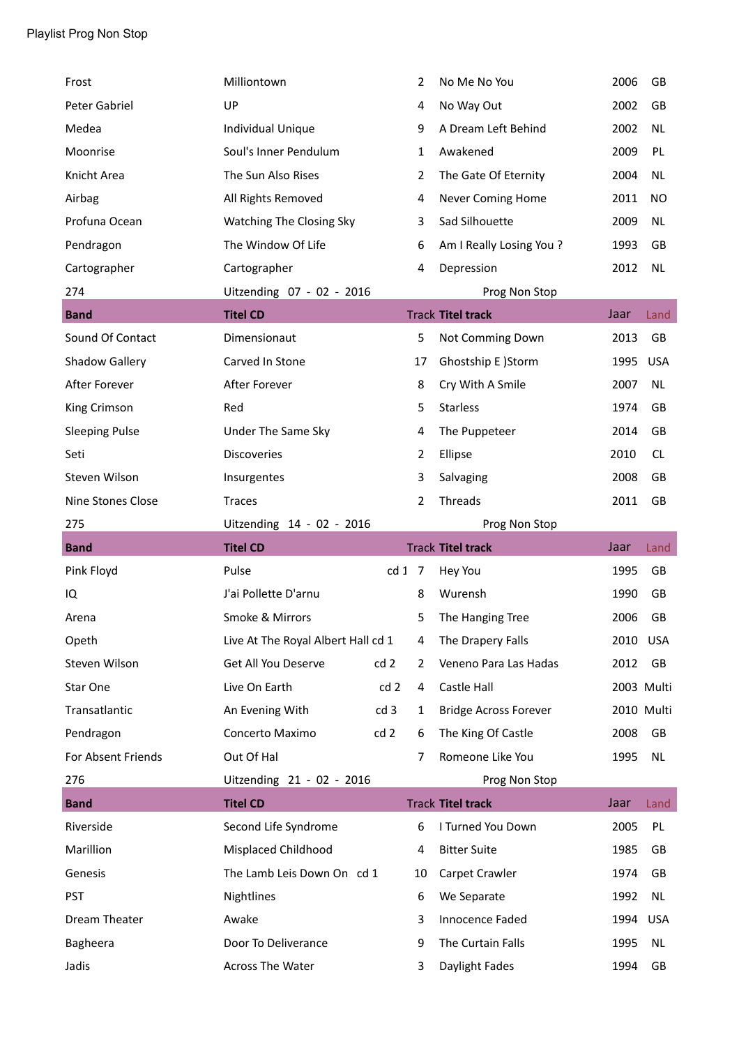Playlist Prog Non Stop

| | | | | | |
|---|---|---|---|---|---|
| Frost | Milliontown | 2 | No Me No You | 2006 | GB |
| Peter Gabriel | UP | 4 | No Way Out | 2002 | GB |
| Medea | Individual Unique | 9 | A Dream Left Behind | 2002 | NL |
| Moonrise | Soul's Inner Pendulum | 1 | Awakened | 2009 | PL |
| Knicht Area | The Sun Also Rises | 2 | The Gate Of Eternity | 2004 | NL |
| Airbag | All Rights Removed | 4 | Never Coming Home | 2011 | NO |
| Profuna Ocean | Watching The Closing Sky | 3 | Sad Silhouette | 2009 | NL |
| Pendragon | The Window Of Life | 6 | Am I Really Losing You ? | 1993 | GB |
| Cartographer | Cartographer | 4 | Depression | 2012 | NL |

274 Uitzending 07 - 02 - 2016 Prog Non Stop

| Band | Titel CD | Track | Titel track | Jaar | Land |
|---|---|---|---|---|---|
| Sound Of Contact | Dimensionaut | 5 | Not Comming Down | 2013 | GB |
| Shadow Gallery | Carved In Stone | 17 | Ghostship E )Storm | 1995 | USA |
| After Forever | After Forever | 8 | Cry With A Smile | 2007 | NL |
| King Crimson | Red | 5 | Starless | 1974 | GB |
| Sleeping Pulse | Under The Same Sky | 4 | The Puppeteer | 2014 | GB |
| Seti | Discoveries | 2 | Ellipse | 2010 | CL |
| Steven Wilson | Insurgentes | 3 | Salvaging | 2008 | GB |
| Nine Stones Close | Traces | 2 | Threads | 2011 | GB |

275 Uitzending 14 - 02 - 2016 Prog Non Stop

| Band | Titel CD | Track | Titel track | Jaar | Land |
|---|---|---|---|---|---|
| Pink Floyd | Pulse cd 1 | 7 | Hey You | 1995 | GB |
| IQ | J'ai Pollette D'arnu | 8 | Wurensh | 1990 | GB |
| Arena | Smoke & Mirrors | 5 | The Hanging Tree | 2006 | GB |
| Opeth | Live At The Royal Albert Hall cd 1 | 4 | The Drapery Falls | 2010 | USA |
| Steven Wilson | Get All You Deserve cd 2 | 2 | Veneno Para Las Hadas | 2012 | GB |
| Star One | Live On Earth cd 2 | 4 | Castle Hall | 2003 | Multi |
| Transatlantic | An Evening With cd 3 | 1 | Bridge Across Forever | 2010 | Multi |
| Pendragon | Concerto Maximo cd 2 | 6 | The King Of Castle | 2008 | GB |
| For Absent Friends | Out Of Hal | 7 | Romeone Like You | 1995 | NL |

276 Uitzending 21 - 02 - 2016 Prog Non Stop

| Band | Titel CD | Track | Titel track | Jaar | Land |
|---|---|---|---|---|---|
| Riverside | Second Life Syndrome | 6 | I Turned You Down | 2005 | PL |
| Marillion | Misplaced Childhood | 4 | Bitter Suite | 1985 | GB |
| Genesis | The Lamb Leis Down On cd 1 | 10 | Carpet Crawler | 1974 | GB |
| PST | Nightlines | 6 | We Separate | 1992 | NL |
| Dream Theater | Awake | 3 | Innocence Faded | 1994 | USA |
| Bagheera | Door To Deliverance | 9 | The Curtain Falls | 1995 | NL |
| Jadis | Across The Water | 3 | Daylight Fades | 1994 | GB |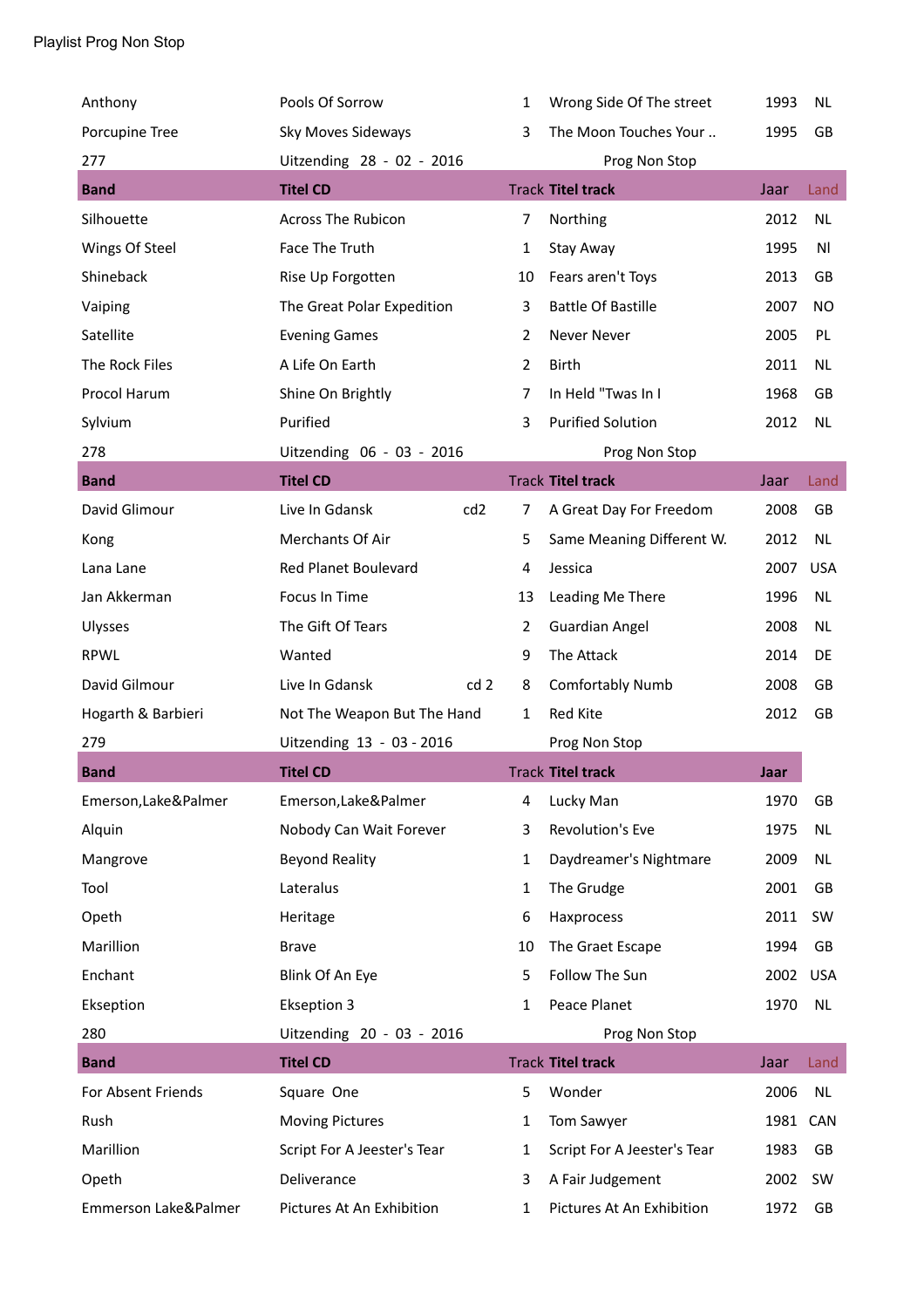Playlist Prog Non Stop

| | | | | | |
|---|---|---|---|---|---|
| Anthony | Pools Of Sorrow | 1 | Wrong Side Of The street | 1993 | NL |
| Porcupine Tree | Sky Moves Sideways | 3 | The Moon Touches Your .. | 1995 | GB |
| 277 | Uitzending 28 - 02 - 2016 | | Prog Non Stop | | |
| **Band** | **Titel CD** | **Track** | **Titel track** | **Jaar** | **Land** |
| Silhouette | Across The Rubicon | 7 | Northing | 2012 | NL |
| Wings Of Steel | Face The Truth | 1 | Stay Away | 1995 | Nl |
| Shineback | Rise Up Forgotten | 10 | Fears aren't Toys | 2013 | GB |
| Vaiping | The Great Polar Expedition | 3 | Battle Of Bastille | 2007 | NO |
| Satellite | Evening Games | 2 | Never Never | 2005 | PL |
| The Rock Files | A Life On Earth | 2 | Birth | 2011 | NL |
| Procol Harum | Shine On Brightly | 7 | In Held "Twas In I | 1968 | GB |
| Sylvium | Purified | 3 | Purified Solution | 2012 | NL |
| 278 | Uitzending 06 - 03 - 2016 | | Prog Non Stop | | |
| **Band** | **Titel CD** | **Track** | **Titel track** | **Jaar** | **Land** |
| David Glimour | Live In Gdansk cd2 | 7 | A Great Day For Freedom | 2008 | GB |
| Kong | Merchants Of Air | 5 | Same Meaning Different W. | 2012 | NL |
| Lana Lane | Red Planet Boulevard | 4 | Jessica | 2007 | USA |
| Jan Akkerman | Focus In Time | 13 | Leading Me There | 1996 | NL |
| Ulysses | The Gift Of Tears | 2 | Guardian Angel | 2008 | NL |
| RPWL | Wanted | 9 | The Attack | 2014 | DE |
| David Gilmour | Live In Gdansk cd 2 | 8 | Comfortably Numb | 2008 | GB |
| Hogarth & Barbieri | Not The Weapon But The Hand | 1 | Red Kite | 2012 | GB |
| 279 | Uitzending 13 - 03 - 2016 | | Prog Non Stop | | |
| **Band** | **Titel CD** | **Track** | **Titel track** | **Jaar** | |
| Emerson,Lake&Palmer | Emerson,Lake&Palmer | 4 | Lucky Man | 1970 | GB |
| Alquin | Nobody Can Wait Forever | 3 | Revolution's Eve | 1975 | NL |
| Mangrove | Beyond Reality | 1 | Daydreamer's Nightmare | 2009 | NL |
| Tool | Lateralus | 1 | The Grudge | 2001 | GB |
| Opeth | Heritage | 6 | Haxprocess | 2011 | SW |
| Marillion | Brave | 10 | The Graet Escape | 1994 | GB |
| Enchant | Blink Of An Eye | 5 | Follow The Sun | 2002 | USA |
| Ekseption | Ekseption 3 | 1 | Peace Planet | 1970 | NL |
| 280 | Uitzending 20 - 03 - 2016 | | Prog Non Stop | | |
| **Band** | **Titel CD** | **Track** | **Titel track** | **Jaar** | **Land** |
| For Absent Friends | Square One | 5 | Wonder | 2006 | NL |
| Rush | Moving Pictures | 1 | Tom Sawyer | 1981 | CAN |
| Marillion | Script For A Jeester's Tear | 1 | Script For A Jeester's Tear | 1983 | GB |
| Opeth | Deliverance | 3 | A Fair Judgement | 2002 | SW |
| Emmerson Lake&Palmer | Pictures At An Exhibition | 1 | Pictures At An Exhibition | 1972 | GB |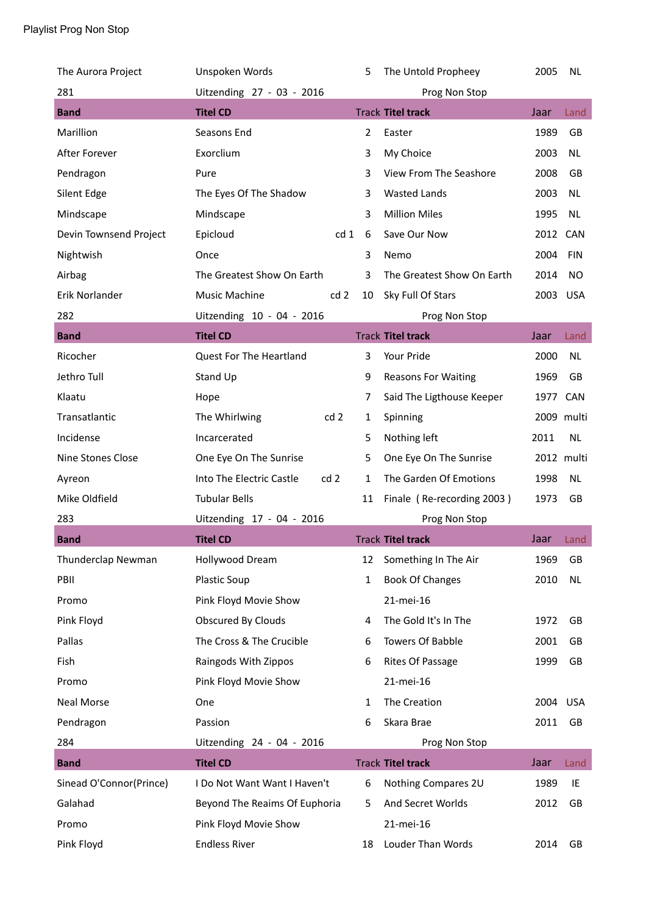Playlist Prog Non Stop

| | | | | | |
|---|---|---|---|---|---|
| The Aurora Project | Unspoken Words | 5 | The Untold Propheey | 2005 | NL |
| 281 | Uitzending 27 - 03 - 2016 | | Prog Non Stop | | |
| **Band** | **Titel CD** | **Track** | **Titel track** | Jaar | Land |
| Marillion | Seasons End | 2 | Easter | 1989 | GB |
| After Forever | Exorclium | 3 | My Choice | 2003 | NL |
| Pendragon | Pure | 3 | View From The Seashore | 2008 | GB |
| Silent Edge | The Eyes Of The Shadow | 3 | Wasted Lands | 2003 | NL |
| Mindscape | Mindscape | 3 | Million Miles | 1995 | NL |
| Devin Townsend Project | Epicloud cd 1 | 6 | Save Our Now | 2012 | CAN |
| Nightwish | Once | 3 | Nemo | 2004 | FIN |
| Airbag | The Greatest Show On Earth | 3 | The Greatest Show On Earth | 2014 | NO |
| Erik Norlander | Music Machine cd 2 | 10 | Sky Full Of Stars | 2003 | USA |
| 282 | Uitzending 10 - 04 - 2016 | | Prog Non Stop | | |
| **Band** | **Titel CD** | **Track** | **Titel track** | Jaar | Land |
| Ricocher | Quest For The Heartland | 3 | Your Pride | 2000 | NL |
| Jethro Tull | Stand Up | 9 | Reasons For Waiting | 1969 | GB |
| Klaatu | Hope | 7 | Said The Ligthouse Keeper | 1977 | CAN |
| Transatlantic | The Whirlwing cd 2 | 1 | Spinning | 2009 | multi |
| Incidense | Incarcerated | 5 | Nothing left | 2011 | NL |
| Nine Stones Close | One Eye On The Sunrise | 5 | One Eye On The Sunrise | 2012 | multi |
| Ayreon | Into The Electric Castle cd 2 | 1 | The Garden Of Emotions | 1998 | NL |
| Mike Oldfield | Tubular Bells | 11 | Finale ( Re-recording 2003 ) | 1973 | GB |
| 283 | Uitzending 17 - 04 - 2016 | | Prog Non Stop | | |
| **Band** | **Titel CD** | **Track** | **Titel track** | Jaar | Land |
| Thunderclap Newman | Hollywood Dream | 12 | Something In The Air | 1969 | GB |
| PBII | Plastic Soup | 1 | Book Of Changes | 2010 | NL |
| Promo | Pink Floyd Movie Show | | 21-mei-16 | | |
| Pink Floyd | Obscured By Clouds | 4 | The Gold It's In The | 1972 | GB |
| Pallas | The Cross & The Crucible | 6 | Towers Of Babble | 2001 | GB |
| Fish | Raingods With Zippos | 6 | Rites Of Passage | 1999 | GB |
| Promo | Pink Floyd Movie Show | | 21-mei-16 | | |
| Neal Morse | One | 1 | The Creation | 2004 | USA |
| Pendragon | Passion | 6 | Skara Brae | 2011 | GB |
| 284 | Uitzending 24 - 04 - 2016 | | Prog Non Stop | | |
| **Band** | **Titel CD** | **Track** | **Titel track** | Jaar | Land |
| Sinead O'Connor(Prince) | I Do Not Want Want I Haven't | 6 | Nothing Compares 2U | 1989 | IE |
| Galahad | Beyond The Reaims Of Euphoria | 5 | And Secret Worlds | 2012 | GB |
| Promo | Pink Floyd Movie Show | | 21-mei-16 | | |
| Pink Floyd | Endless River | 18 | Louder Than Words | 2014 | GB |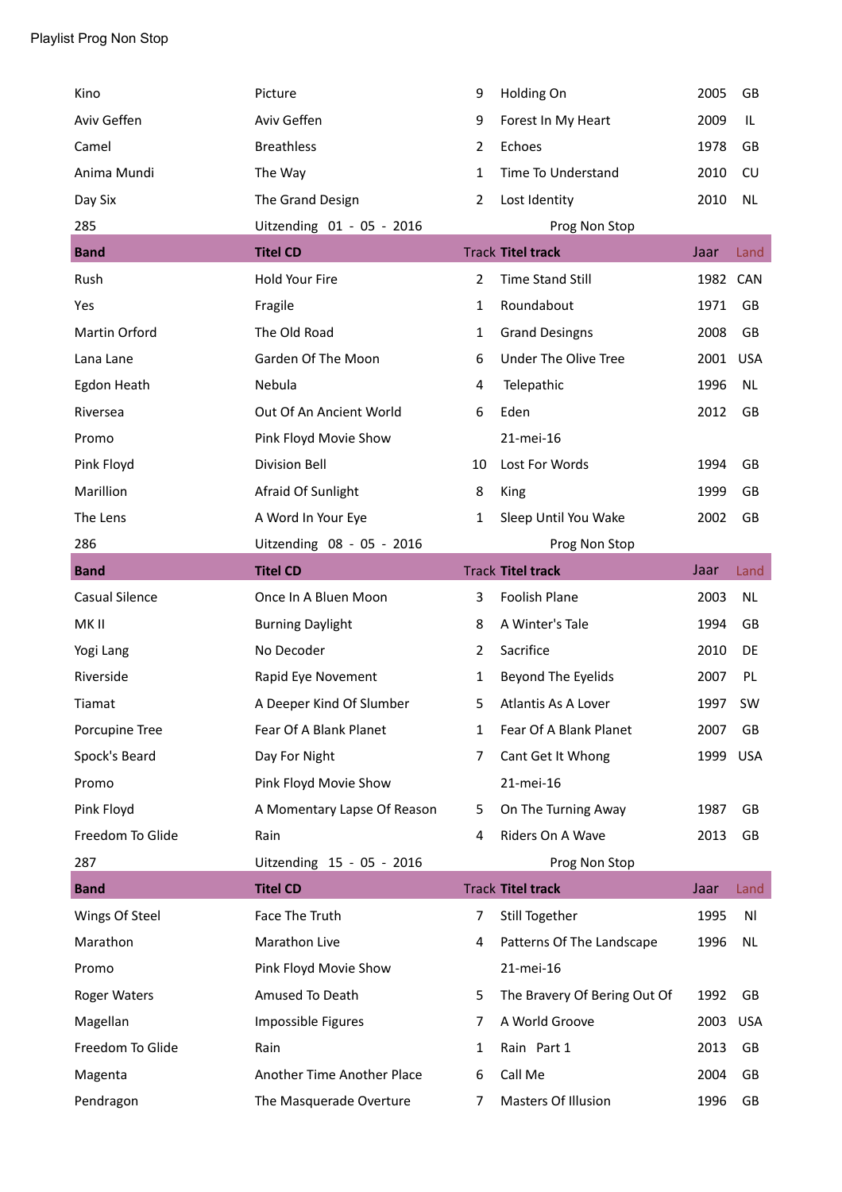Playlist Prog Non Stop

| | | | | | |
|---|---|---|---|---|---|
| Kino | Picture | 9 | Holding On | 2005 | GB |
| Aviv Geffen | Aviv Geffen | 9 | Forest In My Heart | 2009 | IL |
| Camel | Breathless | 2 | Echoes | 1978 | GB |
| Anima Mundi | The Way | 1 | Time To Understand | 2010 | CU |
| Day Six | The Grand Design | 2 | Lost Identity | 2010 | NL |

285 Uitzending 01 - 05 - 2016 Prog Non Stop

| Band | Titel CD | Track | Titel track | Jaar | Land |
|---|---|---|---|---|---|
| Rush | Hold Your Fire | 2 | Time Stand Still | 1982 | CAN |
| Yes | Fragile | 1 | Roundabout | 1971 | GB |
| Martin Orford | The Old Road | 1 | Grand Desingns | 2008 | GB |
| Lana Lane | Garden Of The Moon | 6 | Under The Olive Tree | 2001 | USA |
| Egdon Heath | Nebula | 4 | Telepathic | 1996 | NL |
| Riversea | Out Of An Ancient World | 6 | Eden | 2012 | GB |
| Promo | Pink Floyd Movie Show | | 21-mei-16 | | |
| Pink Floyd | Division Bell | 10 | Lost For Words | 1994 | GB |
| Marillion | Afraid Of Sunlight | 8 | King | 1999 | GB |
| The Lens | A Word In Your Eye | 1 | Sleep Until You Wake | 2002 | GB |

286 Uitzending 08 - 05 - 2016 Prog Non Stop

| Band | Titel CD | Track | Titel track | Jaar | Land |
|---|---|---|---|---|---|
| Casual Silence | Once In A Bluen Moon | 3 | Foolish Plane | 2003 | NL |
| MK II | Burning Daylight | 8 | A Winter's Tale | 1994 | GB |
| Yogi Lang | No Decoder | 2 | Sacrifice | 2010 | DE |
| Riverside | Rapid Eye Novement | 1 | Beyond The Eyelids | 2007 | PL |
| Tiamat | A Deeper Kind Of Slumber | 5 | Atlantis As A Lover | 1997 | SW |
| Porcupine Tree | Fear Of A Blank Planet | 1 | Fear Of A Blank Planet | 2007 | GB |
| Spock's Beard | Day For Night | 7 | Cant Get It Whong | 1999 | USA |
| Promo | Pink Floyd Movie Show | | 21-mei-16 | | |
| Pink Floyd | A Momentary Lapse Of Reason | 5 | On The Turning Away | 1987 | GB |
| Freedom To Glide | Rain | 4 | Riders On A Wave | 2013 | GB |

287 Uitzending 15 - 05 - 2016 Prog Non Stop

| Band | Titel CD | Track | Titel track | Jaar | Land |
|---|---|---|---|---|---|
| Wings Of Steel | Face The Truth | 7 | Still Together | 1995 | Nl |
| Marathon | Marathon Live | 4 | Patterns Of The Landscape | 1996 | NL |
| Promo | Pink Floyd Movie Show | | 21-mei-16 | | |
| Roger Waters | Amused To Death | 5 | The Bravery Of Bering Out Of | 1992 | GB |
| Magellan | Impossible Figures | 7 | A World Groove | 2003 | USA |
| Freedom To Glide | Rain | 1 | Rain Part 1 | 2013 | GB |
| Magenta | Another Time Another Place | 6 | Call Me | 2004 | GB |
| Pendragon | The Masquerade Overture | 7 | Masters Of Illusion | 1996 | GB |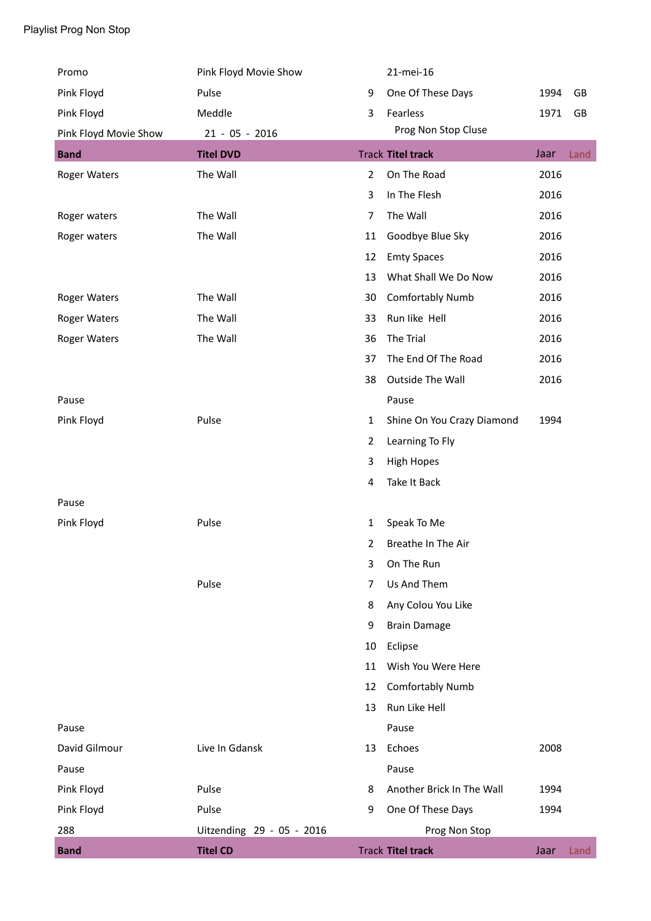Playlist Prog Non Stop

| | | | | | |
|---|---|---|---|---|---|
| Promo | Pink Floyd Movie Show | | 21-mei-16 | | |
| Pink Floyd | Pulse | 9 | One Of These Days | 1994 | GB |
| Pink Floyd | Meddle | 3 | Fearless | 1971 | GB |
| Pink Floyd Movie Show | 21 - 05 - 2016 | | Prog Non Stop Cluse | | |
| **Band** | **Titel DVD** | Track | **Titel track** | Jaar | Land |
| Roger Waters | The Wall | 2 | On The Road | 2016 | |
| | | 3 | In The Flesh | 2016 | |
| Roger waters | The Wall | 7 | The Wall | 2016 | |
| Roger waters | The Wall | 11 | Goodbye Blue Sky | 2016 | |
| | | 12 | Emty Spaces | 2016 | |
| | | 13 | What Shall We Do Now | 2016 | |
| Roger Waters | The Wall | 30 | Comfortably Numb | 2016 | |
| Roger Waters | The Wall | 33 | Run like Hell | 2016 | |
| Roger Waters | The Wall | 36 | The Trial | 2016 | |
| | | 37 | The End Of The Road | 2016 | |
| | | 38 | Outside The Wall | 2016 | |
| Pause | | | Pause | | |
| Pink Floyd | Pulse | 1 | Shine On You Crazy Diamond | 1994 | |
| | | 2 | Learning To Fly | | |
| | | 3 | High Hopes | | |
| | | 4 | Take It Back | | |
| Pause | | | | | |
| Pink Floyd | Pulse | 1 | Speak To Me | | |
| | | 2 | Breathe In The Air | | |
| | | 3 | On The Run | | |
| | Pulse | 7 | Us And Them | | |
| | | 8 | Any Colou You Like | | |
| | | 9 | Brain Damage | | |
| | | 10 | Eclipse | | |
| | | 11 | Wish You Were Here | | |
| | | 12 | Comfortably Numb | | |
| | | 13 | Run Like Hell | | |
| Pause | | | Pause | | |
| David Gilmour | Live In Gdansk | 13 | Echoes | 2008 | |
| Pause | | | Pause | | |
| Pink Floyd | Pulse | 8 | Another Brick In The Wall | 1994 | |
| Pink Floyd | Pulse | 9 | One Of These Days | 1994 | |
| 288 | Uitzending 29 - 05 - 2016 | | Prog Non Stop | | |
| **Band** | **Titel CD** | Track | **Titel track** | Jaar | Land |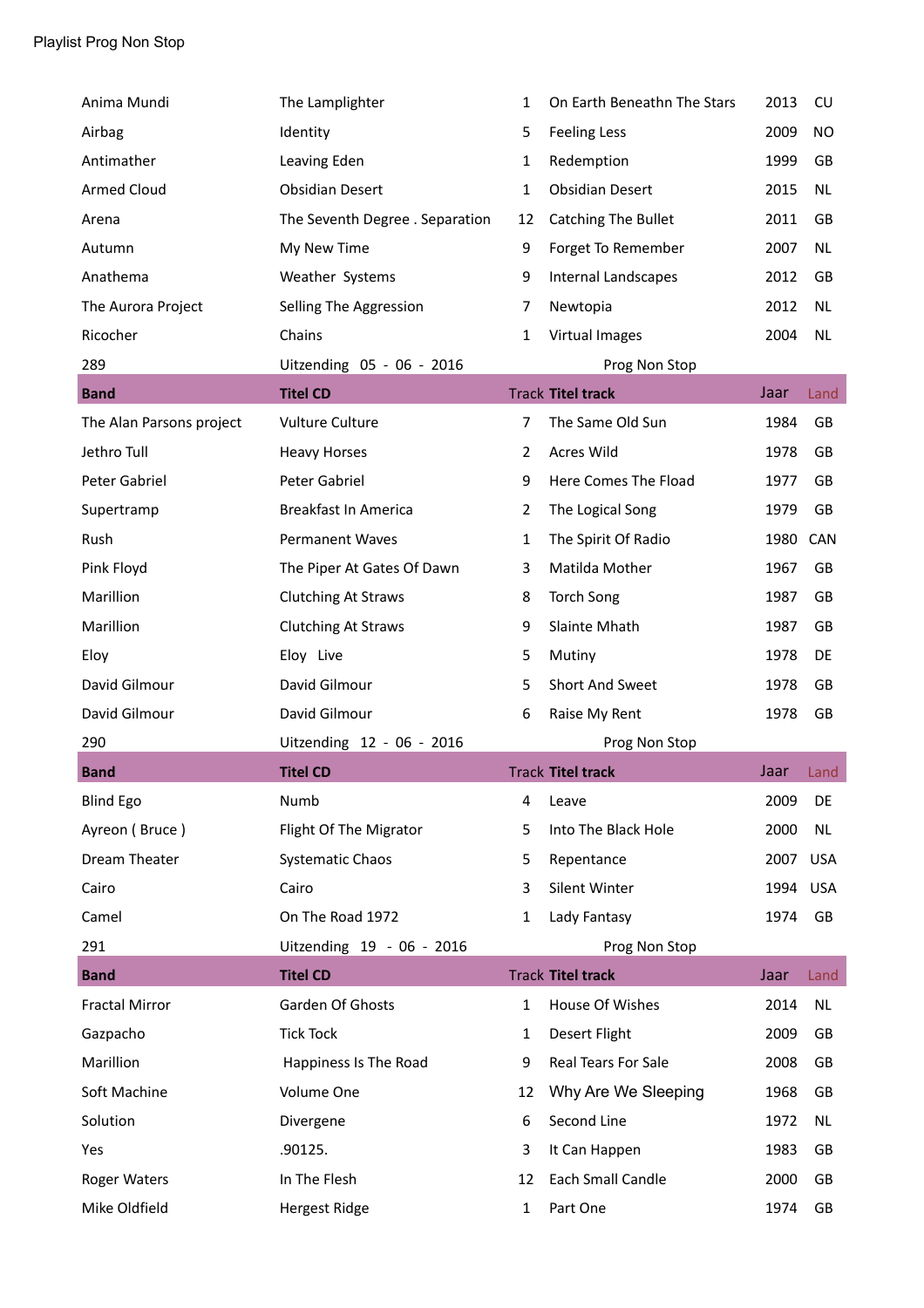Playlist Prog Non Stop

| | | | | | |
|---|---|---|---|---|---|
| Anima Mundi | The Lamplighter | 1 | On Earth Beneathn The Stars | 2013 | CU |
| Airbag | Identity | 5 | Feeling Less | 2009 | NO |
| Antimather | Leaving Eden | 1 | Redemption | 1999 | GB |
| Armed Cloud | Obsidian Desert | 1 | Obsidian Desert | 2015 | NL |
| Arena | The Seventh Degree . Separation | 12 | Catching The Bullet | 2011 | GB |
| Autumn | My New Time | 9 | Forget To Remember | 2007 | NL |
| Anathema | Weather Systems | 9 | Internal Landscapes | 2012 | GB |
| The Aurora Project | Selling The Aggression | 7 | Newtopia | 2012 | NL |
| Ricocher | Chains | 1 | Virtual Images | 2004 | NL |

289 Uitzending 05 - 06 - 2016 Prog Non Stop

| Band | Titel CD | Track | Titel track | Jaar | Land |
|---|---|---|---|---|---|
| The Alan Parsons project | Vulture Culture | 7 | The Same Old Sun | 1984 | GB |
| Jethro Tull | Heavy Horses | 2 | Acres Wild | 1978 | GB |
| Peter Gabriel | Peter Gabriel | 9 | Here Comes The Fload | 1977 | GB |
| Supertramp | Breakfast In America | 2 | The Logical Song | 1979 | GB |
| Rush | Permanent Waves | 1 | The Spirit Of Radio | 1980 | CAN |
| Pink Floyd | The Piper At Gates Of Dawn | 3 | Matilda Mother | 1967 | GB |
| Marillion | Clutching At Straws | 8 | Torch Song | 1987 | GB |
| Marillion | Clutching At Straws | 9 | Slainte Mhath | 1987 | GB |
| Eloy | Eloy Live | 5 | Mutiny | 1978 | DE |
| David Gilmour | David Gilmour | 5 | Short And Sweet | 1978 | GB |
| David Gilmour | David Gilmour | 6 | Raise My Rent | 1978 | GB |

290 Uitzending 12 - 06 - 2016 Prog Non Stop

| Band | Titel CD | Track | Titel track | Jaar | Land |
|---|---|---|---|---|---|
| Blind Ego | Numb | 4 | Leave | 2009 | DE |
| Ayreon ( Bruce ) | Flight Of The Migrator | 5 | Into The Black Hole | 2000 | NL |
| Dream Theater | Systematic Chaos | 5 | Repentance | 2007 | USA |
| Cairo | Cairo | 3 | Silent Winter | 1994 | USA |
| Camel | On The Road 1972 | 1 | Lady Fantasy | 1974 | GB |

291 Uitzending 19 - 06 - 2016 Prog Non Stop

| Band | Titel CD | Track | Titel track | Jaar | Land |
|---|---|---|---|---|---|
| Fractal Mirror | Garden Of Ghosts | 1 | House Of Wishes | 2014 | NL |
| Gazpacho | Tick Tock | 1 | Desert Flight | 2009 | GB |
| Marillion | Happiness Is The Road | 9 | Real Tears For Sale | 2008 | GB |
| Soft Machine | Volume One | 12 | Why Are We Sleeping | 1968 | GB |
| Solution | Divergene | 6 | Second Line | 1972 | NL |
| Yes | .90125. | 3 | It Can Happen | 1983 | GB |
| Roger Waters | In The Flesh | 12 | Each Small Candle | 2000 | GB |
| Mike Oldfield | Hergest Ridge | 1 | Part One | 1974 | GB |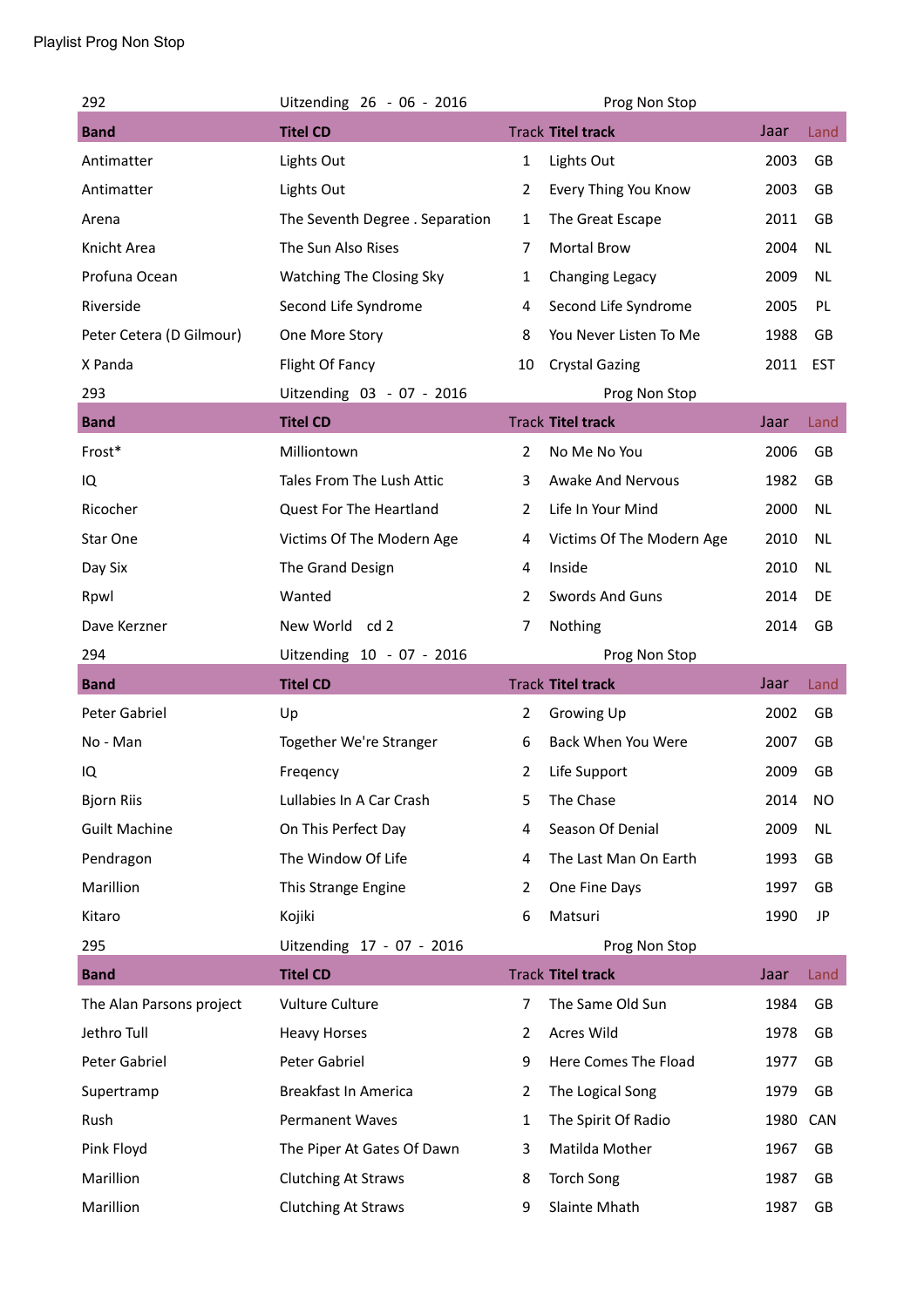Playlist Prog Non Stop

| 292 | Uitzending 26 - 06 - 2016 | | Prog Non Stop | | |
|---|---|---|---|---|---|
| **Band** | **Titel CD** | Track | **Titel track** | Jaar | Land |
| Antimatter | Lights Out | 1 | Lights Out | 2003 | GB |
| Antimatter | Lights Out | 2 | Every Thing You Know | 2003 | GB |
| Arena | The Seventh Degree . Separation | 1 | The Great Escape | 2011 | GB |
| Knicht Area | The Sun Also Rises | 7 | Mortal Brow | 2004 | NL |
| Profuna Ocean | Watching The Closing Sky | 1 | Changing Legacy | 2009 | NL |
| Riverside | Second Life Syndrome | 4 | Second Life Syndrome | 2005 | PL |
| Peter Cetera (D Gilmour) | One More Story | 8 | You Never Listen To Me | 1988 | GB |
| X Panda | Flight Of Fancy | 10 | Crystal Gazing | 2011 | EST |
| 293 | Uitzending 03 - 07 - 2016 | | Prog Non Stop | | |
| **Band** | **Titel CD** | Track | **Titel track** | Jaar | Land |
| Frost* | Milliontown | 2 | No Me No You | 2006 | GB |
| IQ | Tales From The Lush Attic | 3 | Awake And Nervous | 1982 | GB |
| Ricocher | Quest For The Heartland | 2 | Life In Your Mind | 2000 | NL |
| Star One | Victims Of The Modern Age | 4 | Victims Of The Modern Age | 2010 | NL |
| Day Six | The Grand Design | 4 | Inside | 2010 | NL |
| Rpwl | Wanted | 2 | Swords And Guns | 2014 | DE |
| Dave Kerzner | New World cd 2 | 7 | Nothing | 2014 | GB |
| 294 | Uitzending 10 - 07 - 2016 | | Prog Non Stop | | |
| **Band** | **Titel CD** | Track | **Titel track** | Jaar | Land |
| Peter Gabriel | Up | 2 | Growing Up | 2002 | GB |
| No - Man | Together We're Stranger | 6 | Back When You Were | 2007 | GB |
| IQ | Freqency | 2 | Life Support | 2009 | GB |
| Bjorn Riis | Lullabies In A Car Crash | 5 | The Chase | 2014 | NO |
| Guilt Machine | On This Perfect Day | 4 | Season Of Denial | 2009 | NL |
| Pendragon | The Window Of Life | 4 | The Last Man On Earth | 1993 | GB |
| Marillion | This Strange Engine | 2 | One Fine Days | 1997 | GB |
| Kitaro | Kojiki | 6 | Matsuri | 1990 | JP |
| 295 | Uitzending 17 - 07 - 2016 | | Prog Non Stop | | |
| **Band** | **Titel CD** | Track | **Titel track** | Jaar | Land |
| The Alan Parsons project | Vulture Culture | 7 | The Same Old Sun | 1984 | GB |
| Jethro Tull | Heavy Horses | 2 | Acres Wild | 1978 | GB |
| Peter Gabriel | Peter Gabriel | 9 | Here Comes The Floud | 1977 | GB |
| Supertramp | Breakfast In America | 2 | The Logical Song | 1979 | GB |
| Rush | Permanent Waves | 1 | The Spirit Of Radio | 1980 | CAN |
| Pink Floyd | The Piper At Gates Of Dawn | 3 | Matilda Mother | 1967 | GB |
| Marillion | Clutching At Straws | 8 | Torch Song | 1987 | GB |
| Marillion | Clutching At Straws | 9 | Slainte Mhath | 1987 | GB |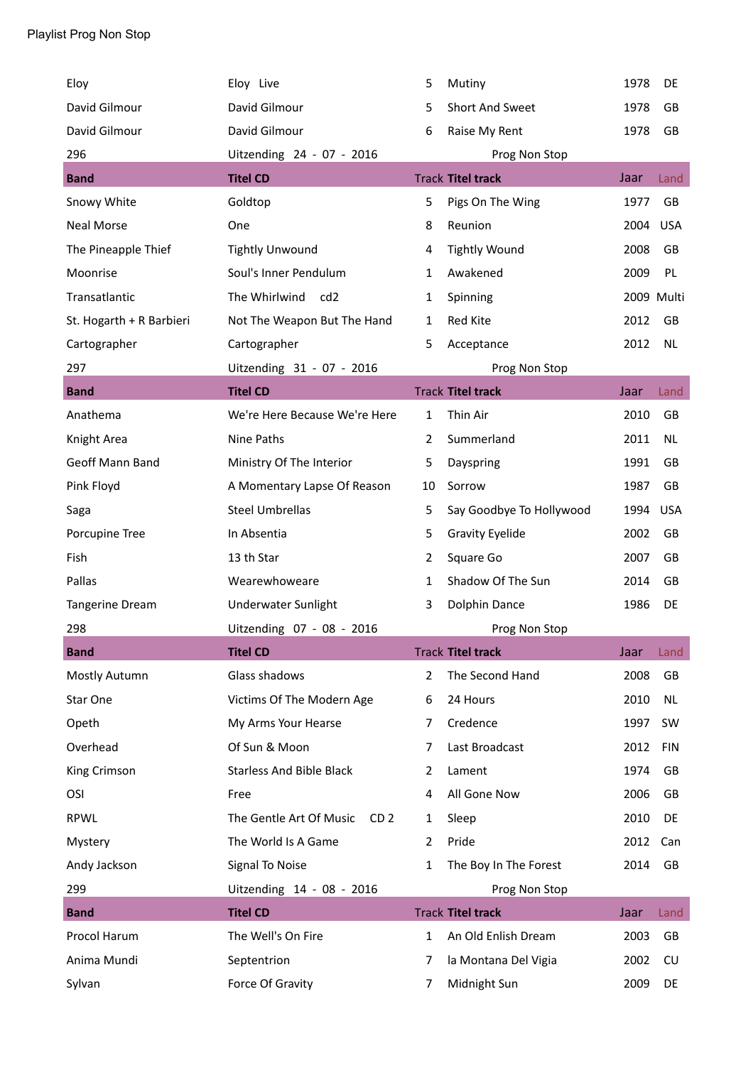Playlist Prog Non Stop

| | | | | | |
|---|---|---|---|---|---|
| Eloy | Eloy Live | 5 | Mutiny | 1978 | DE |
| David Gilmour | David Gilmour | 5 | Short And Sweet | 1978 | GB |
| David Gilmour | David Gilmour | 6 | Raise My Rent | 1978 | GB |
| 296 | Uitzending 24 - 07 - 2016 | | Prog Non Stop | | |

| Band | Titel CD | Track | Titel track | Jaar | Land |
|---|---|---|---|---|---|
| Snowy White | Goldtop | 5 | Pigs On The Wing | 1977 | GB |
| Neal Morse | One | 8 | Reunion | 2004 | USA |
| The Pineapple Thief | Tightly Unwound | 4 | Tightly Wound | 2008 | GB |
| Moonrise | Soul's Inner Pendulum | 1 | Awakened | 2009 | PL |
| Transatlantic | The Whirlwind cd2 | 1 | Spinning | 2009 | Multi |
| St. Hogarth + R Barbieri | Not The Weapon But The Hand | 1 | Red Kite | 2012 | GB |
| Cartographer | Cartographer | 5 | Acceptance | 2012 | NL |
| 297 | Uitzending 31 - 07 - 2016 | | Prog Non Stop | | |

| Band | Titel CD | Track | Titel track | Jaar | Land |
|---|---|---|---|---|---|
| Anathema | We're Here Because We're Here | 1 | Thin Air | 2010 | GB |
| Knight Area | Nine Paths | 2 | Summerland | 2011 | NL |
| Geoff Mann Band | Ministry Of The Interior | 5 | Dayspring | 1991 | GB |
| Pink Floyd | A Momentary Lapse Of Reason | 10 | Sorrow | 1987 | GB |
| Saga | Steel Umbrellas | 5 | Say Goodbye To Hollywood | 1994 | USA |
| Porcupine Tree | In Absentia | 5 | Gravity Eyelide | 2002 | GB |
| Fish | 13 th Star | 2 | Square Go | 2007 | GB |
| Pallas | Wearewhoweare | 1 | Shadow Of The Sun | 2014 | GB |
| Tangerine Dream | Underwater Sunlight | 3 | Dolphin Dance | 1986 | DE |
| 298 | Uitzending 07 - 08 - 2016 | | Prog Non Stop | | |

| Band | Titel CD | Track | Titel track | Jaar | Land |
|---|---|---|---|---|---|
| Mostly Autumn | Glass shadows | 2 | The Second Hand | 2008 | GB |
| Star One | Victims Of The Modern Age | 6 | 24 Hours | 2010 | NL |
| Opeth | My Arms Your Hearse | 7 | Credence | 1997 | SW |
| Overhead | Of Sun & Moon | 7 | Last Broadcast | 2012 | FIN |
| King Crimson | Starless And Bible Black | 2 | Lament | 1974 | GB |
| OSI | Free | 4 | All Gone Now | 2006 | GB |
| RPWL | The Gentle Art Of Music CD 2 | 1 | Sleep | 2010 | DE |
| Mystery | The World Is A Game | 2 | Pride | 2012 | Can |
| Andy Jackson | Signal To Noise | 1 | The Boy In The Forest | 2014 | GB |
| 299 | Uitzending 14 - 08 - 2016 | | Prog Non Stop | | |

| Band | Titel CD | Track | Titel track | Jaar | Land |
|---|---|---|---|---|---|
| Procol Harum | The Well's On Fire | 1 | An Old Enlish Dream | 2003 | GB |
| Anima Mundi | Septentrion | 7 | la Montana Del Vigia | 2002 | CU |
| Sylvan | Force Of Gravity | 7 | Midnight Sun | 2009 | DE |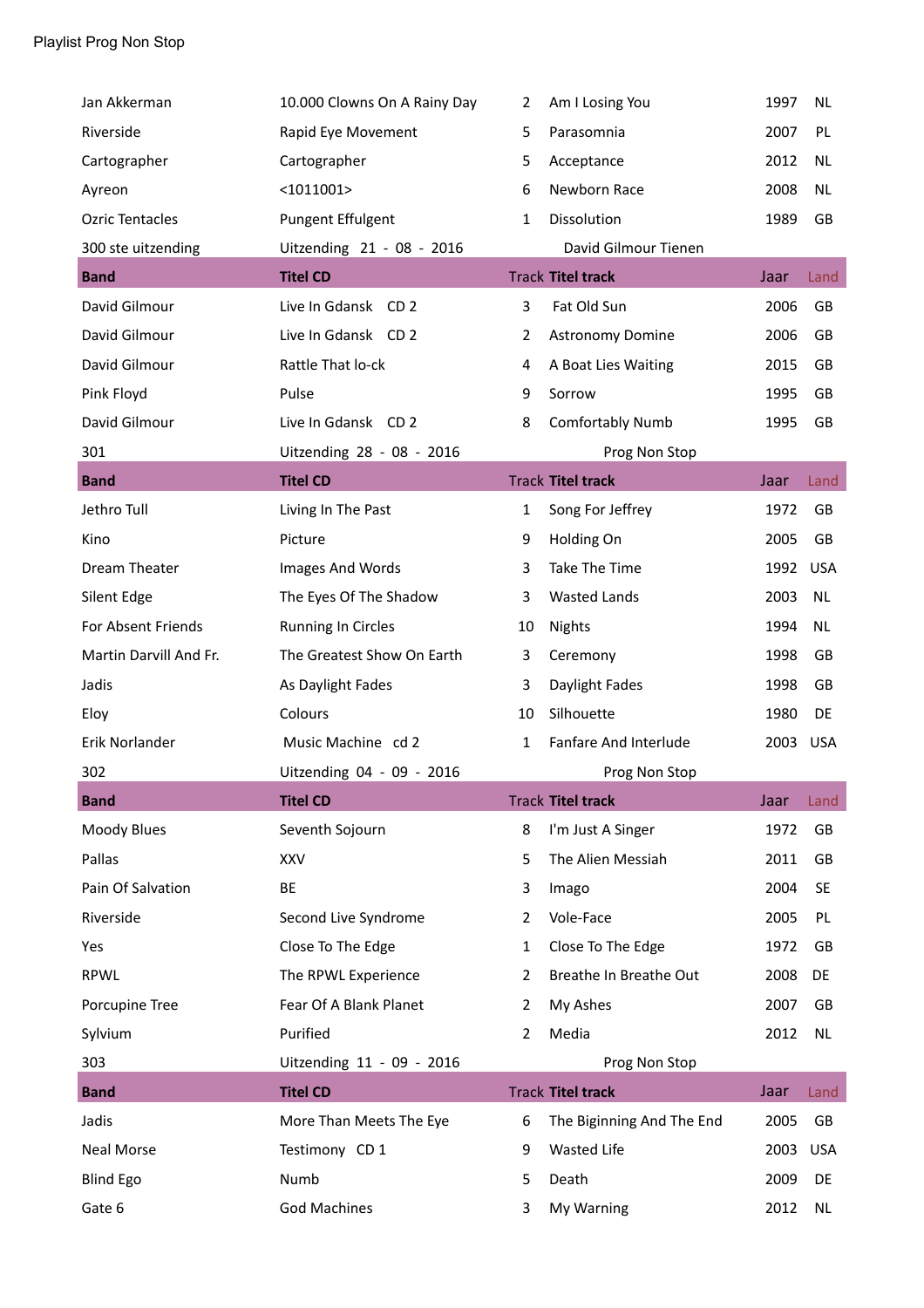Playlist Prog Non Stop

| | | | | | |
|---|---|---|---|---|---|
| Jan Akkerman | 10.000 Clowns On A Rainy Day | 2 | Am I Losing You | 1997 | NL |
| Riverside | Rapid Eye Movement | 5 | Parasomnia | 2007 | PL |
| Cartographer | Cartographer | 5 | Acceptance | 2012 | NL |
| Ayreon | <1011001> | 6 | Newborn Race | 2008 | NL |
| Ozric Tentacles | Pungent Effulgent | 1 | Dissolution | 1989 | GB |
| 300 ste uitzending | Uitzending 21 - 08 - 2016 | | David Gilmour Tienen | | |
| **Band** | **Titel CD** | Track | **Titel track** | Jaar | Land |
| David Gilmour | Live In Gdansk CD 2 | 3 | Fat Old Sun | 2006 | GB |
| David Gilmour | Live In Gdansk CD 2 | 2 | Astronomy Domine | 2006 | GB |
| David Gilmour | Rattle That lo-ck | 4 | A Boat Lies Waiting | 2015 | GB |
| Pink Floyd | Pulse | 9 | Sorrow | 1995 | GB |
| David Gilmour | Live In Gdansk CD 2 | 8 | Comfortably Numb | 1995 | GB |
| 301 | Uitzending 28 - 08 - 2016 | | Prog Non Stop | | |
| **Band** | **Titel CD** | Track | **Titel track** | Jaar | Land |
| Jethro Tull | Living In The Past | 1 | Song For Jeffrey | 1972 | GB |
| Kino | Picture | 9 | Holding On | 2005 | GB |
| Dream Theater | Images And Words | 3 | Take The Time | 1992 | USA |
| Silent Edge | The Eyes Of The Shadow | 3 | Wasted Lands | 2003 | NL |
| For Absent Friends | Running In Circles | 10 | Nights | 1994 | NL |
| Martin Darvill And Fr. | The Greatest Show On Earth | 3 | Ceremony | 1998 | GB |
| Jadis | As Daylight Fades | 3 | Daylight Fades | 1998 | GB |
| Eloy | Colours | 10 | Silhouette | 1980 | DE |
| Erik Norlander | Music Machine cd 2 | 1 | Fanfare And Interlude | 2003 | USA |
| 302 | Uitzending 04 - 09 - 2016 | | Prog Non Stop | | |
| **Band** | **Titel CD** | Track | **Titel track** | Jaar | Land |
| Moody Blues | Seventh Sojourn | 8 | I'm Just A Singer | 1972 | GB |
| Pallas | XXV | 5 | The Alien Messiah | 2011 | GB |
| Pain Of Salvation | BE | 3 | Imago | 2004 | SE |
| Riverside | Second Live Syndrome | 2 | Vole-Face | 2005 | PL |
| Yes | Close To The Edge | 1 | Close To The Edge | 1972 | GB |
| RPWL | The RPWL Experience | 2 | Breathe In Breathe Out | 2008 | DE |
| Porcupine Tree | Fear Of A Blank Planet | 2 | My Ashes | 2007 | GB |
| Sylvium | Purified | 2 | Media | 2012 | NL |
| 303 | Uitzending 11 - 09 - 2016 | | Prog Non Stop | | |
| **Band** | **Titel CD** | Track | **Titel track** | Jaar | Land |
| Jadis | More Than Meets The Eye | 6 | The Biginning And The End | 2005 | GB |
| Neal Morse | Testimony CD 1 | 9 | Wasted Life | 2003 | USA |
| Blind Ego | Numb | 5 | Death | 2009 | DE |
| Gate 6 | God Machines | 3 | My Warning | 2012 | NL |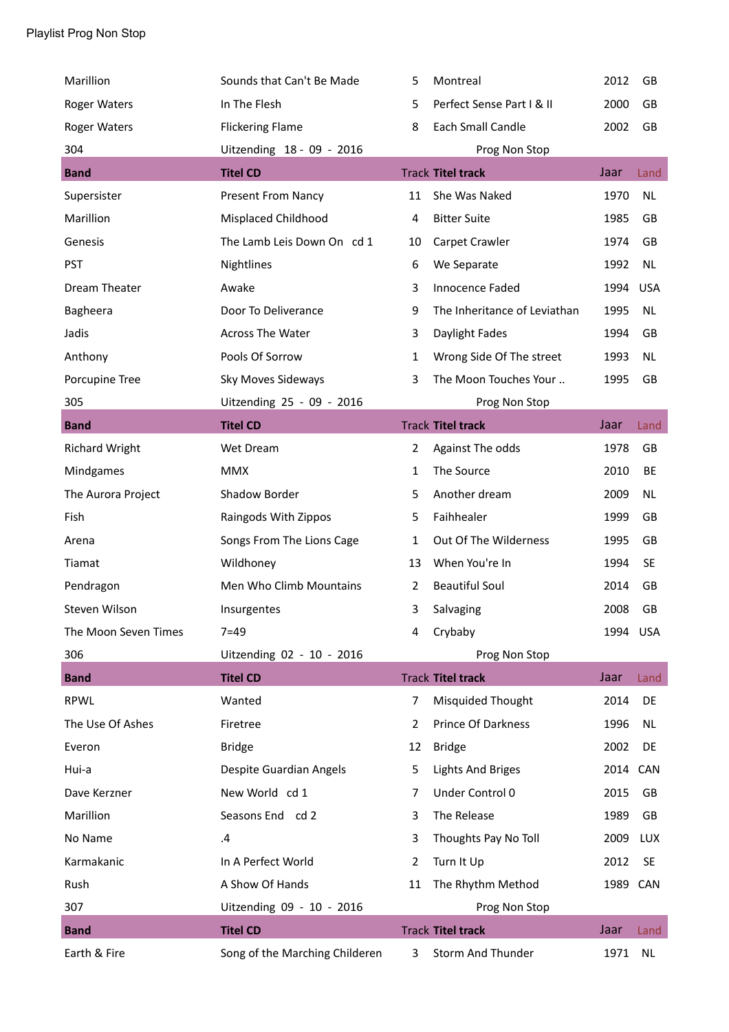Playlist Prog Non Stop

| | | | | | |
|---|---|---|---|---|---|
| Marillion | Sounds that Can't Be Made | 5 | Montreal | 2012 | GB |
| Roger Waters | In The Flesh | 5 | Perfect Sense Part I & II | 2000 | GB |
| Roger Waters | Flickering Flame | 8 | Each Small Candle | 2002 | GB |
| 304 | Uitzending 18 - 09 - 2016 | | Prog Non Stop | | |
| **Band** | **Titel CD** | Track | **Titel track** | Jaar | Land |
| Supersister | Present From Nancy | 11 | She Was Naked | 1970 | NL |
| Marillion | Misplaced Childhood | 4 | Bitter Suite | 1985 | GB |
| Genesis | The Lamb Leis Down On cd 1 | 10 | Carpet Crawler | 1974 | GB |
| PST | Nightlines | 6 | We Separate | 1992 | NL |
| Dream Theater | Awake | 3 | Innocence Faded | 1994 | USA |
| Bagheera | Door To Deliverance | 9 | The Inheritance of Leviathan | 1995 | NL |
| Jadis | Across The Water | 3 | Daylight Fades | 1994 | GB |
| Anthony | Pools Of Sorrow | 1 | Wrong Side Of The street | 1993 | NL |
| Porcupine Tree | Sky Moves Sideways | 3 | The Moon Touches Your .. | 1995 | GB |
| 305 | Uitzending 25 - 09 - 2016 | | Prog Non Stop | | |
| **Band** | **Titel CD** | Track | **Titel track** | Jaar | Land |
| Richard Wright | Wet Dream | 2 | Against The odds | 1978 | GB |
| Mindgames | MMX | 1 | The Source | 2010 | BE |
| The Aurora Project | Shadow Border | 5 | Another dream | 2009 | NL |
| Fish | Raingods With Zippos | 5 | Faihhealer | 1999 | GB |
| Arena | Songs From The Lions Cage | 1 | Out Of The Wilderness | 1995 | GB |
| Tiamat | Wildhoney | 13 | When You're In | 1994 | SE |
| Pendragon | Men Who Climb Mountains | 2 | Beautiful Soul | 2014 | GB |
| Steven Wilson | Insurgentes | 3 | Salvaging | 2008 | GB |
| The Moon Seven Times | 7=49 | 4 | Crybaby | 1994 | USA |
| 306 | Uitzending 02 - 10 - 2016 | | Prog Non Stop | | |
| **Band** | **Titel CD** | Track | **Titel track** | Jaar | Land |
| RPWL | Wanted | 7 | Misquided Thought | 2014 | DE |
| The Use Of Ashes | Firetree | 2 | Prince Of Darkness | 1996 | NL |
| Everon | Bridge | 12 | Bridge | 2002 | DE |
| Hui-a | Despite Guardian Angels | 5 | Lights And Briges | 2014 | CAN |
| Dave Kerzner | New World cd 1 | 7 | Under Control 0 | 2015 | GB |
| Marillion | Seasons End cd 2 | 3 | The Release | 1989 | GB |
| No Name | .4 | 3 | Thoughts Pay No Toll | 2009 | LUX |
| Karmakanic | In A Perfect World | 2 | Turn It Up | 2012 | SE |
| Rush | A Show Of Hands | 11 | The Rhythm Method | 1989 | CAN |
| 307 | Uitzending 09 - 10 - 2016 | | Prog Non Stop | | |
| **Band** | **Titel CD** | Track | **Titel track** | Jaar | Land |
| Earth & Fire | Song of the Marching Childeren | 3 | Storm And Thunder | 1971 | NL |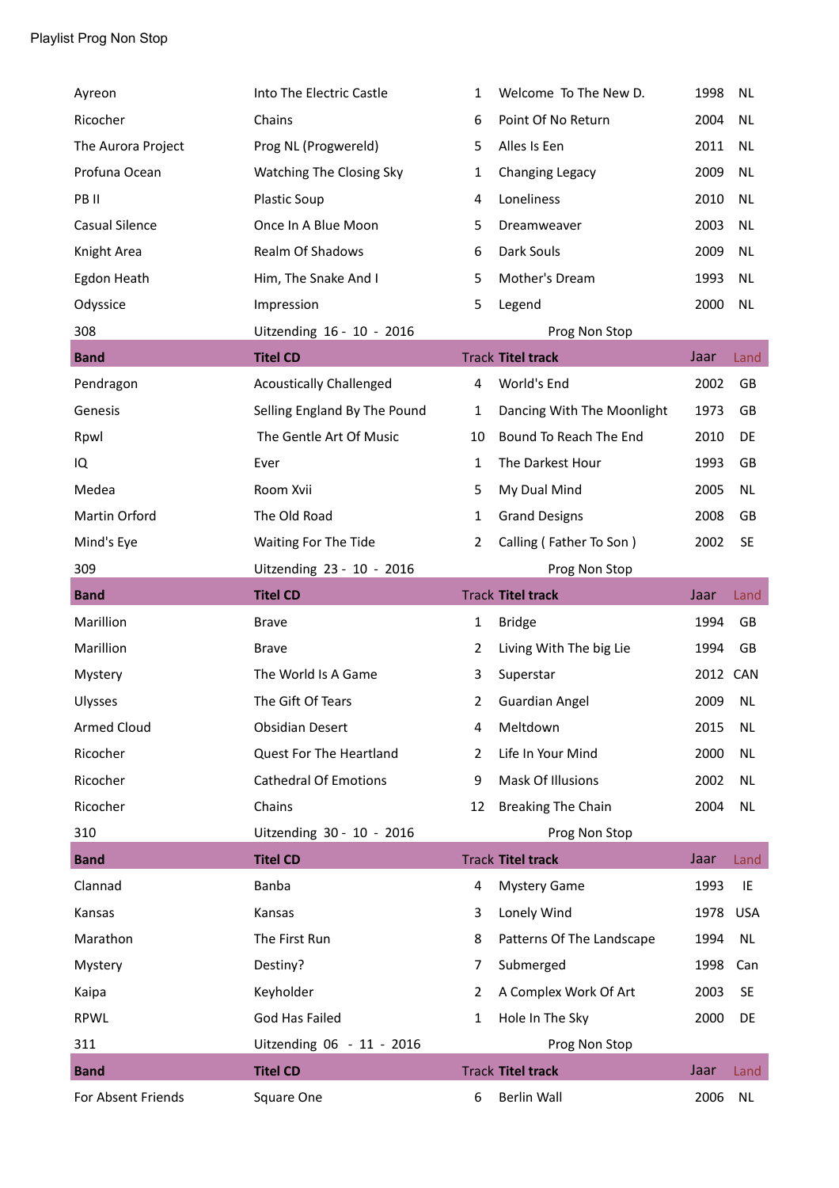Playlist Prog Non Stop

| | | | | | |
|---|---|---|---|---|---|
| Ayreon | Into The Electric Castle | 1 | Welcome To The New D. | 1998 | NL |
| Ricocher | Chains | 6 | Point Of No Return | 2004 | NL |
| The Aurora Project | Prog NL (Progwereld) | 5 | Alles Is Een | 2011 | NL |
| Profuna Ocean | Watching The Closing Sky | 1 | Changing Legacy | 2009 | NL |
| PB II | Plastic Soup | 4 | Loneliness | 2010 | NL |
| Casual Silence | Once In A Blue Moon | 5 | Dreamweaver | 2003 | NL |
| Knight Area | Realm Of Shadows | 6 | Dark Souls | 2009 | NL |
| Egdon Heath | Him, The Snake And I | 5 | Mother's Dream | 1993 | NL |
| Odyssice | Impression | 5 | Legend | 2000 | NL |

308 Uitzending 16 - 10 - 2016 Prog Non Stop

| Band | Titel CD | Track | Titel track | Jaar | Land |
|---|---|---|---|---|---|
| Pendragon | Acoustically Challenged | 4 | World's End | 2002 | GB |
| Genesis | Selling England By The Pound | 1 | Dancing With The Moonlight | 1973 | GB |
| Rpwl | The Gentle Art Of Music | 10 | Bound To Reach The End | 2010 | DE |
| IQ | Ever | 1 | The Darkest Hour | 1993 | GB |
| Medea | Room Xvii | 5 | My Dual Mind | 2005 | NL |
| Martin Orford | The Old Road | 1 | Grand Designs | 2008 | GB |
| Mind's Eye | Waiting For The Tide | 2 | Calling ( Father To Son ) | 2002 | SE |

309 Uitzending 23 - 10 - 2016 Prog Non Stop

| Band | Titel CD | Track | Titel track | Jaar | Land |
|---|---|---|---|---|---|
| Marillion | Brave | 1 | Bridge | 1994 | GB |
| Marillion | Brave | 2 | Living With The big Lie | 1994 | GB |
| Mystery | The World Is A Game | 3 | Superstar | 2012 | CAN |
| Ulysses | The Gift Of Tears | 2 | Guardian Angel | 2009 | NL |
| Armed Cloud | Obsidian Desert | 4 | Meltdown | 2015 | NL |
| Ricocher | Quest For The Heartland | 2 | Life In Your Mind | 2000 | NL |
| Ricocher | Cathedral Of Emotions | 9 | Mask Of Illusions | 2002 | NL |
| Ricocher | Chains | 12 | Breaking The Chain | 2004 | NL |

310 Uitzending 30 - 10 - 2016 Prog Non Stop

| Band | Titel CD | Track | Titel track | Jaar | Land |
|---|---|---|---|---|---|
| Clannad | Banba | 4 | Mystery Game | 1993 | IE |
| Kansas | Kansas | 3 | Lonely Wind | 1978 | USA |
| Marathon | The First Run | 8 | Patterns Of The Landscape | 1994 | NL |
| Mystery | Destiny? | 7 | Submerged | 1998 | Can |
| Kaipa | Keyholder | 2 | A Complex Work Of Art | 2003 | SE |
| RPWL | God Has Failed | 1 | Hole In The Sky | 2000 | DE |

311 Uitzending 06 - 11 - 2016 Prog Non Stop

| Band | Titel CD | Track | Titel track | Jaar | Land |
|---|---|---|---|---|---|
| For Absent Friends | Square One | 6 | Berlin Wall | 2006 | NL |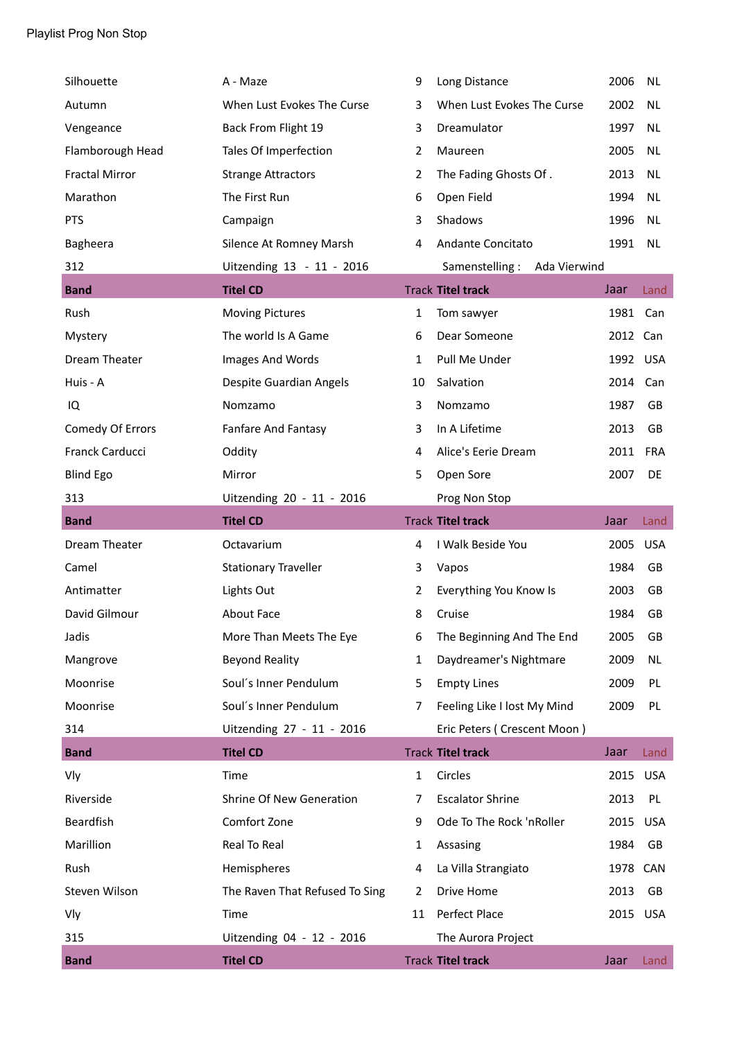Playlist Prog Non Stop

| | | | | | |
|---|---|---|---|---|---|
| Silhouette | A - Maze | 9 | Long Distance | 2006 | NL |
| Autumn | When Lust Evokes The Curse | 3 | When Lust Evokes The Curse | 2002 | NL |
| Vengeance | Back From Flight 19 | 3 | Dreamulator | 1997 | NL |
| Flamborough Head | Tales Of Imperfection | 2 | Maureen | 2005 | NL |
| Fractal Mirror | Strange Attractors | 2 | The Fading Ghosts Of . | 2013 | NL |
| Marathon | The First Run | 6 | Open Field | 1994 | NL |
| PTS | Campaign | 3 | Shadows | 1996 | NL |
| Bagheera | Silence At Romney Marsh | 4 | Andante Concitato | 1991 | NL |
| 312 | Uitzending 13 - 11 - 2016 | | Samenstelling : Ada Vierwind | | |
| **Band** | **Titel CD** | Track | **Titel track** | Jaar | Land |
| Rush | Moving Pictures | 1 | Tom sawyer | 1981 | Can |
| Mystery | The world Is A Game | 6 | Dear Someone | 2012 | Can |
| Dream Theater | Images And Words | 1 | Pull Me Under | 1992 | USA |
| Huis - A | Despite Guardian Angels | 10 | Salvation | 2014 | Can |
| IQ | Nomzamo | 3 | Nomzamo | 1987 | GB |
| Comedy Of Errors | Fanfare And Fantasy | 3 | In A Lifetime | 2013 | GB |
| Franck Carducci | Oddity | 4 | Alice's Eerie Dream | 2011 | FRA |
| Blind Ego | Mirror | 5 | Open Sore | 2007 | DE |
| 313 | Uitzending 20 - 11 - 2016 | | Prog Non Stop | | |
| **Band** | **Titel CD** | Track | **Titel track** | Jaar | Land |
| Dream Theater | Octavarium | 4 | I Walk Beside You | 2005 | USA |
| Camel | Stationary Traveller | 3 | Vapos | 1984 | GB |
| Antimatter | Lights Out | 2 | Everything You Know Is | 2003 | GB |
| David Gilmour | About Face | 8 | Cruise | 1984 | GB |
| Jadis | More Than Meets The Eye | 6 | The Beginning And The End | 2005 | GB |
| Mangrove | Beyond Reality | 1 | Daydreamer's Nightmare | 2009 | NL |
| Moonrise | Soul´s Inner Pendulum | 5 | Empty Lines | 2009 | PL |
| Moonrise | Soul´s Inner Pendulum | 7 | Feeling Like I lost My Mind | 2009 | PL |
| 314 | Uitzending 27 - 11 - 2016 | | Eric Peters ( Crescent Moon ) | | |
| **Band** | **Titel CD** | Track | **Titel track** | Jaar | Land |
| Vly | Time | 1 | Circles | 2015 | USA |
| Riverside | Shrine Of New Generation | 7 | Escalator Shrine | 2013 | PL |
| Beardfish | Comfort Zone | 9 | Ode To The Rock 'nRoller | 2015 | USA |
| Marillion | Real To Real | 1 | Assasing | 1984 | GB |
| Rush | Hemispheres | 4 | La Villa Strangiato | 1978 | CAN |
| Steven Wilson | The Raven That Refused To Sing | 2 | Drive Home | 2013 | GB |
| Vly | Time | 11 | Perfect Place | 2015 | USA |
| 315 | Uitzending 04 - 12 - 2016 | | The Aurora Project | | |
| **Band** | **Titel CD** | Track | **Titel track** | Jaar | Land |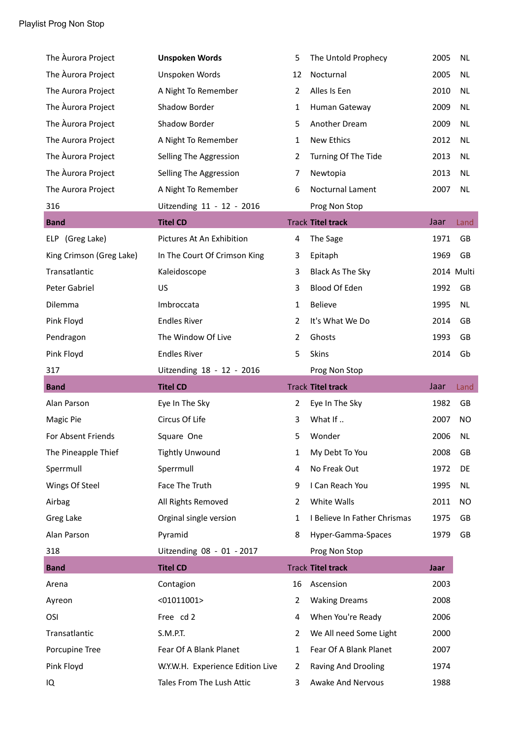Playlist Prog Non Stop

| | | | | | |
|---|---|---|---|---|---|
| The Àurora Project | **Unspoken Words** | 5 | The Untold Prophecy | 2005 | NL |
| The Àurora Project | Unspoken Words | 12 | Nocturnal | 2005 | NL |
| The Aurora Project | A Night To Remember | 2 | Alles Is Een | 2010 | NL |
| The Àurora Project | Shadow Border | 1 | Human Gateway | 2009 | NL |
| The Àurora Project | Shadow Border | 5 | Another Dream | 2009 | NL |
| The Aurora Project | A Night To Remember | 1 | New Ethics | 2012 | NL |
| The Àurora Project | Selling The Aggression | 2 | Turning Of The Tide | 2013 | NL |
| The Àurora Project | Selling The Aggression | 7 | Newtopia | 2013 | NL |
| The Aurora Project | A Night To Remember | 6 | Nocturnal Lament | 2007 | NL |

316 Uitzending 11 - 12 - 2016 Prog Non Stop

| Band | Titel CD | Track | Titel track | Jaar | Land |
|---|---|---|---|---|---|
| ELP (Greg Lake) | Pictures At An Exhibition | 4 | The Sage | 1971 | GB |
| King Crimson (Greg Lake) | In The Court Of Crimson King | 3 | Epitaph | 1969 | GB |
| Transatlantic | Kaleidoscope | 3 | Black As The Sky | 2014 | Multi |
| Peter Gabriel | US | 3 | Blood Of Eden | 1992 | GB |
| Dilemma | Imbroccata | 1 | Believe | 1995 | NL |
| Pink Floyd | Endles River | 2 | It's What We Do | 2014 | GB |
| Pendragon | The Window Of Live | 2 | Ghosts | 1993 | GB |
| Pink Floyd | Endles River | 5 | Skins | 2014 | Gb |

317 Uitzending 18 - 12 - 2016 Prog Non Stop

| Band | Titel CD | Track | Titel track | Jaar | Land |
|---|---|---|---|---|---|
| Alan Parson | Eye In The Sky | 2 | Eye In The Sky | 1982 | GB |
| Magic Pie | Circus Of Life | 3 | What If .. | 2007 | NO |
| For Absent Friends | Square One | 5 | Wonder | 2006 | NL |
| The Pineapple Thief | Tightly Unwound | 1 | My Debt To You | 2008 | GB |
| Sperrmull | Sperrmull | 4 | No Freak Out | 1972 | DE |
| Wings Of Steel | Face The Truth | 9 | I Can Reach You | 1995 | NL |
| Airbag | All Rights Removed | 2 | White Walls | 2011 | NO |
| Greg Lake | Orginal single version | 1 | I Believe In Father Chrismas | 1975 | GB |
| Alan Parson | Pyramid | 8 | Hyper-Gamma-Spaces | 1979 | GB |

318 Uitzending 08 - 01 - 2017 Prog Non Stop

| Band | Titel CD | Track | Titel track | Jaar |
|---|---|---|---|---|
| Arena | Contagion | 16 | Ascension | 2003 |
| Ayreon | <01011001> | 2 | Waking Dreams | 2008 |
| OSI | Free cd 2 | 4 | When You're Ready | 2006 |
| Transatlantic | S.M.P.T. | 2 | We All need Some Light | 2000 |
| Porcupine Tree | Fear Of A Blank Planet | 1 | Fear Of A Blank Planet | 2007 |
| Pink Floyd | W.Y.W.H. Experience Edition Live | 2 | Raving And Drooling | 1974 |
| IQ | Tales From The Lush Attic | 3 | Awake And Nervous | 1988 |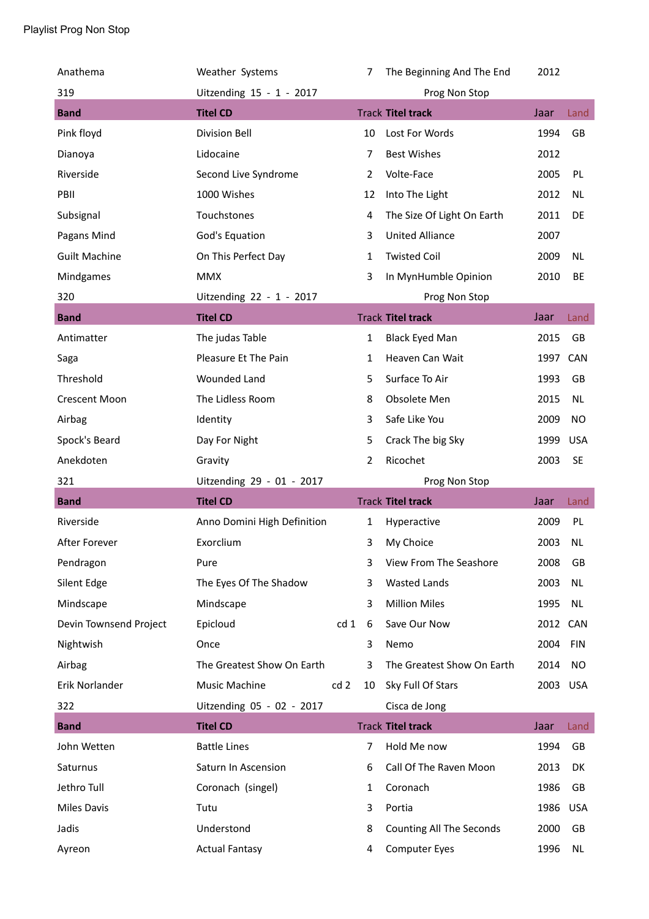Playlist Prog Non Stop

| Band | Titel CD | | Track | Titel track | Jaar | Land |
|---|---|---|---|---|---|---|
| Anathema | Weather Systems | | 7 | The Beginning And The End | 2012 | |
| 319 | Uitzending 15 - 1 - 2017 | | | Prog Non Stop | | |
| **Band** | **Titel CD** | | Track | **Titel track** | Jaar | Land |
| Pink floyd | Division Bell | | 10 | Lost For Words | 1994 | GB |
| Dianoya | Lidocaine | | 7 | Best Wishes | 2012 | |
| Riverside | Second Live Syndrome | | 2 | Volte-Face | 2005 | PL |
| PBII | 1000 Wishes | | 12 | Into The Light | 2012 | NL |
| Subsignal | Touchstones | | 4 | The Size Of Light On Earth | 2011 | DE |
| Pagans Mind | God's Equation | | 3 | United Alliance | 2007 | |
| Guilt Machine | On This Perfect Day | | 1 | Twisted Coil | 2009 | NL |
| Mindgames | MMX | | 3 | In MynHumble Opinion | 2010 | BE |
| 320 | Uitzending 22 - 1 - 2017 | | | Prog Non Stop | | |
| **Band** | **Titel CD** | | Track | **Titel track** | Jaar | Land |
| Antimatter | The judas Table | | 1 | Black Eyed Man | 2015 | GB |
| Saga | Pleasure Et The Pain | | 1 | Heaven Can Wait | 1997 | CAN |
| Threshold | Wounded Land | | 5 | Surface To Air | 1993 | GB |
| Crescent Moon | The Lidless Room | | 8 | Obsolete Men | 2015 | NL |
| Airbag | Identity | | 3 | Safe Like You | 2009 | NO |
| Spock's Beard | Day For Night | | 5 | Crack The big Sky | 1999 | USA |
| Anekdoten | Gravity | | 2 | Ricochet | 2003 | SE |
| 321 | Uitzending 29 - 01 - 2017 | | | Prog Non Stop | | |
| **Band** | **Titel CD** | | Track | **Titel track** | Jaar | Land |
| Riverside | Anno Domini High Definition | | 1 | Hyperactive | 2009 | PL |
| After Forever | Exorclium | | 3 | My Choice | 2003 | NL |
| Pendragon | Pure | | 3 | View From The Seashore | 2008 | GB |
| Silent Edge | The Eyes Of The Shadow | | 3 | Wasted Lands | 2003 | NL |
| Mindscape | Mindscape | | 3 | Million Miles | 1995 | NL |
| Devin Townsend Project | Epicloud | cd 1 | 6 | Save Our Now | 2012 | CAN |
| Nightwish | Once | | 3 | Nemo | 2004 | FIN |
| Airbag | The Greatest Show On Earth | | 3 | The Greatest Show On Earth | 2014 | NO |
| Erik Norlander | Music Machine | cd 2 | 10 | Sky Full Of Stars | 2003 | USA |
| 322 | Uitzending 05 - 02 - 2017 | | | Cisca de Jong | | |
| **Band** | **Titel CD** | | Track | **Titel track** | Jaar | Land |
| John Wetten | Battle Lines | | 7 | Hold Me now | 1994 | GB |
| Saturnus | Saturn In Ascension | | 6 | Call Of The Raven Moon | 2013 | DK |
| Jethro Tull | Coronach (singel) | | 1 | Coronach | 1986 | GB |
| Miles Davis | Tutu | | 3 | Portia | 1986 | USA |
| Jadis | Understond | | 8 | Counting All The Seconds | 2000 | GB |
| Ayreon | Actual Fantasy | | 4 | Computer Eyes | 1996 | NL |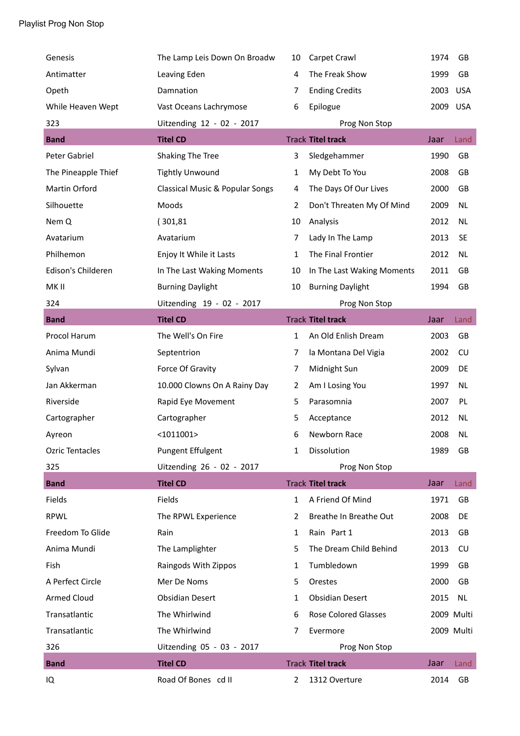Playlist Prog Non Stop

| | | | | | |
|---|---|---|---|---|---|
| Genesis | The Lamp Leis Down On Broadw | 10 | Carpet Crawl | 1974 | GB |
| Antimatter | Leaving Eden | 4 | The Freak Show | 1999 | GB |
| Opeth | Damnation | 7 | Ending Credits | 2003 | USA |
| While Heaven Wept | Vast Oceans Lachrymose | 6 | Epilogue | 2009 | USA |

323 Uitzending 12 - 02 - 2017 Prog Non Stop

| Band | Titel CD | Track | Titel track | Jaar | Land |
|---|---|---|---|---|---|
| Peter Gabriel | Shaking The Tree | 3 | Sledgehammer | 1990 | GB |
| The Pineapple Thief | Tightly Unwound | 1 | My Debt To You | 2008 | GB |
| Martin Orford | Classical Music & Popular Songs | 4 | The Days Of Our Lives | 2000 | GB |
| Silhouette | Moods | 2 | Don't Threaten My Of Mind | 2009 | NL |
| Nem Q | ( 301,81 | 10 | Analysis | 2012 | NL |
| Avatarium | Avatarium | 7 | Lady In The Lamp | 2013 | SE |
| Philhemon | Enjoy It While it Lasts | 1 | The Final Frontier | 2012 | NL |
| Edison's Childeren | In The Last Waking Moments | 10 | In The Last Waking Moments | 2011 | GB |
| MK II | Burning Daylight | 10 | Burning Daylight | 1994 | GB |

324 Uitzending 19 - 02 - 2017 Prog Non Stop

| Band | Titel CD | Track | Titel track | Jaar | Land |
|---|---|---|---|---|---|
| Procol Harum | The Well's On Fire | 1 | An Old Enlish Dream | 2003 | GB |
| Anima Mundi | Septentrion | 7 | la Montana Del Vigia | 2002 | CU |
| Sylvan | Force Of Gravity | 7 | Midnight Sun | 2009 | DE |
| Jan Akkerman | 10.000 Clowns On A Rainy Day | 2 | Am I Losing You | 1997 | NL |
| Riverside | Rapid Eye Movement | 5 | Parasomnia | 2007 | PL |
| Cartographer | Cartographer | 5 | Acceptance | 2012 | NL |
| Ayreon | <1011001> | 6 | Newborn Race | 2008 | NL |
| Ozric Tentacles | Pungent Effulgent | 1 | Dissolution | 1989 | GB |

325 Uitzending 26 - 02 - 2017 Prog Non Stop

| Band | Titel CD | Track | Titel track | Jaar | Land |
|---|---|---|---|---|---|
| Fields | Fields | 1 | A Friend Of Mind | 1971 | GB |
| RPWL | The RPWL Experience | 2 | Breathe In Breathe Out | 2008 | DE |
| Freedom To Glide | Rain | 1 | Rain Part 1 | 2013 | GB |
| Anima Mundi | The Lamplighter | 5 | The Dream Child Behind | 2013 | CU |
| Fish | Raingods With Zippos | 1 | Tumbledown | 1999 | GB |
| A Perfect Circle | Mer De Noms | 5 | Orestes | 2000 | GB |
| Armed Cloud | Obsidian Desert | 1 | Obsidian Desert | 2015 | NL |
| Transatlantic | The Whirlwind | 6 | Rose Colored Glasses | 2009 | Multi |
| Transatlantic | The Whirlwind | 7 | Evermore | 2009 | Multi |

326 Uitzending 05 - 03 - 2017 Prog Non Stop

| Band | Titel CD | Track | Titel track | Jaar | Land |
|---|---|---|---|---|---|
| IQ | Road Of Bones cd II | 2 | 1312 Overture | 2014 | GB |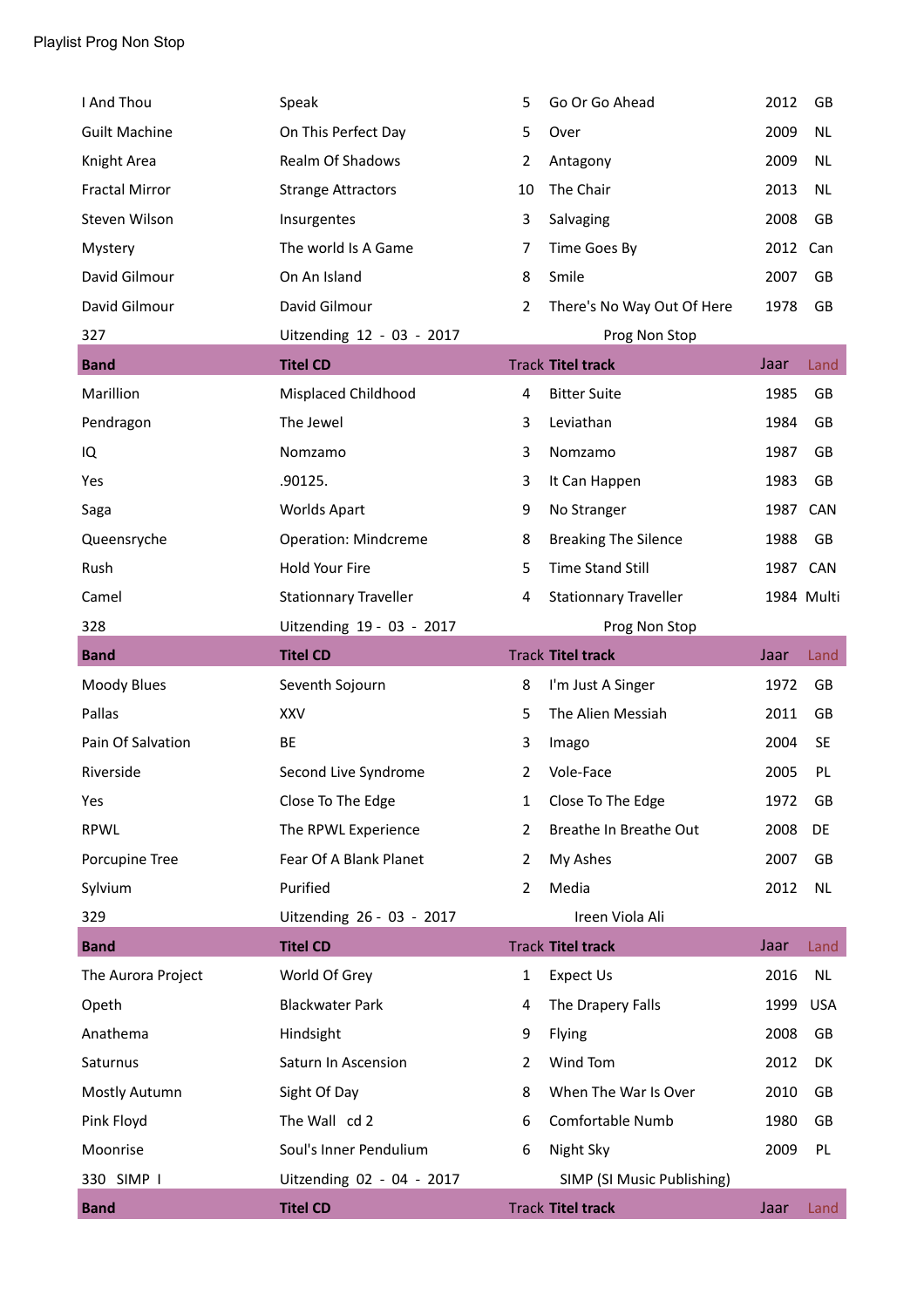Playlist Prog Non Stop

| | | | | | |
|---|---|---|---|---|---|
| I And Thou | Speak | 5 | Go Or Go Ahead | 2012 | GB |
| Guilt Machine | On This Perfect Day | 5 | Over | 2009 | NL |
| Knight Area | Realm Of Shadows | 2 | Antagony | 2009 | NL |
| Fractal Mirror | Strange Attractors | 10 | The Chair | 2013 | NL |
| Steven Wilson | Insurgentes | 3 | Salvaging | 2008 | GB |
| Mystery | The world Is A Game | 7 | Time Goes By | 2012 | Can |
| David Gilmour | On An Island | 8 | Smile | 2007 | GB |
| David Gilmour | David Gilmour | 2 | There's No Way Out Of Here | 1978 | GB |

327 Uitzending 12 - 03 - 2017 Prog Non Stop

| Band | Titel CD | Track | Titel track | Jaar | Land |
|---|---|---|---|---|---|
| Marillion | Misplaced Childhood | 4 | Bitter Suite | 1985 | GB |
| Pendragon | The Jewel | 3 | Leviathan | 1984 | GB |
| IQ | Nomzamo | 3 | Nomzamo | 1987 | GB |
| Yes | .90125. | 3 | It Can Happen | 1983 | GB |
| Saga | Worlds Apart | 9 | No Stranger | 1987 | CAN |
| Queensryche | Operation: Mindcreme | 8 | Breaking The Silence | 1988 | GB |
| Rush | Hold Your Fire | 5 | Time Stand Still | 1987 | CAN |
| Camel | Stationnary Traveller | 4 | Stationnary Traveller | 1984 | Multi |

328 Uitzending 19 - 03 - 2017 Prog Non Stop

| Band | Titel CD | Track | Titel track | Jaar | Land |
|---|---|---|---|---|---|
| Moody Blues | Seventh Sojourn | 8 | I'm Just A Singer | 1972 | GB |
| Pallas | XXV | 5 | The Alien Messiah | 2011 | GB |
| Pain Of Salvation | BE | 3 | Imago | 2004 | SE |
| Riverside | Second Live Syndrome | 2 | Vole-Face | 2005 | PL |
| Yes | Close To The Edge | 1 | Close To The Edge | 1972 | GB |
| RPWL | The RPWL Experience | 2 | Breathe In Breathe Out | 2008 | DE |
| Porcupine Tree | Fear Of A Blank Planet | 2 | My Ashes | 2007 | GB |
| Sylvium | Purified | 2 | Media | 2012 | NL |

329 Uitzending 26 - 03 - 2017 Ireen Viola Ali

| Band | Titel CD | Track | Titel track | Jaar | Land |
|---|---|---|---|---|---|
| The Aurora Project | World Of Grey | 1 | Expect Us | 2016 | NL |
| Opeth | Blackwater Park | 4 | The Drapery Falls | 1999 | USA |
| Anathema | Hindsight | 9 | Flying | 2008 | GB |
| Saturnus | Saturn In Ascension | 2 | Wind Tom | 2012 | DK |
| Mostly Autumn | Sight Of Day | 8 | When The War Is Over | 2010 | GB |
| Pink Floyd | The Wall cd 2 | 6 | Comfortable Numb | 1980 | GB |
| Moonrise | Soul's Inner Pendulium | 6 | Night Sky | 2009 | PL |

330 SIMP I Uitzending 02 - 04 - 2017 SIMP (SI Music Publishing)

| Band | Titel CD | Track | Titel track | Jaar | Land |
|---|---|---|---|---|---|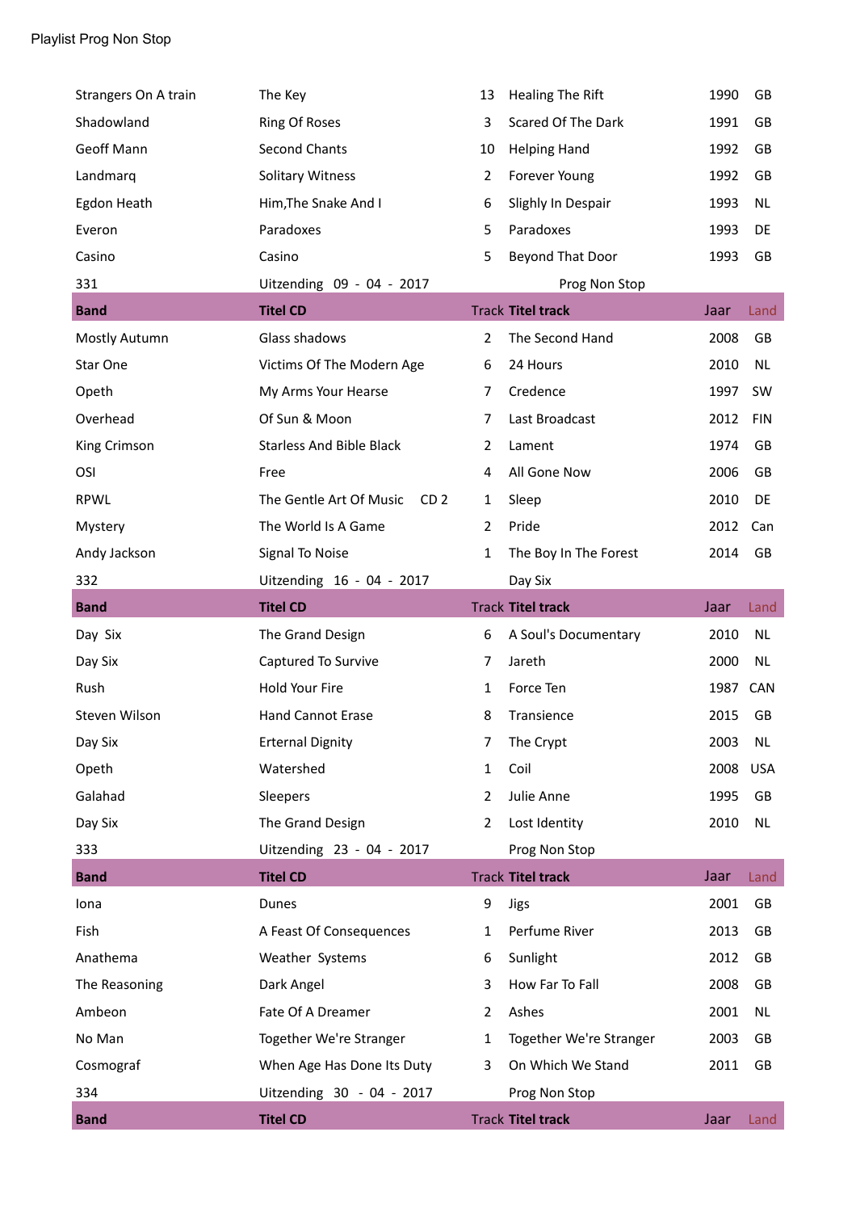Playlist Prog Non Stop

| | | | | | |
|---|---|---|---|---|---|
| Strangers On A train | The Key | 13 | Healing The Rift | 1990 | GB |
| Shadowland | Ring Of Roses | 3 | Scared Of The Dark | 1991 | GB |
| Geoff Mann | Second Chants | 10 | Helping Hand | 1992 | GB |
| Landmarq | Solitary Witness | 2 | Forever Young | 1992 | GB |
| Egdon Heath | Him,The Snake And I | 6 | Slighly In Despair | 1993 | NL |
| Everon | Paradoxes | 5 | Paradoxes | 1993 | DE |
| Casino | Casino | 5 | Beyond That Door | 1993 | GB |
| 331 | Uitzending 09 - 04 - 2017 | | Prog Non Stop | | |
| **Band** | **Titel CD** | Track | **Titel track** | Jaar | Land |
| Mostly Autumn | Glass shadows | 2 | The Second Hand | 2008 | GB |
| Star One | Victims Of The Modern Age | 6 | 24 Hours | 2010 | NL |
| Opeth | My Arms Your Hearse | 7 | Credence | 1997 | SW |
| Overhead | Of Sun & Moon | 7 | Last Broadcast | 2012 | FIN |
| King Crimson | Starless And Bible Black | 2 | Lament | 1974 | GB |
| OSI | Free | 4 | All Gone Now | 2006 | GB |
| RPWL | The Gentle Art Of Music CD 2 | 1 | Sleep | 2010 | DE |
| Mystery | The World Is A Game | 2 | Pride | 2012 | Can |
| Andy Jackson | Signal To Noise | 1 | The Boy In The Forest | 2014 | GB |
| 332 | Uitzending 16 - 04 - 2017 | | Day Six | | |
| **Band** | **Titel CD** | Track | **Titel track** | Jaar | Land |
| Day Six | The Grand Design | 6 | A Soul's Documentary | 2010 | NL |
| Day Six | Captured To Survive | 7 | Jareth | 2000 | NL |
| Rush | Hold Your Fire | 1 | Force Ten | 1987 | CAN |
| Steven Wilson | Hand Cannot Erase | 8 | Transience | 2015 | GB |
| Day Six | Erternal Dignity | 7 | The Crypt | 2003 | NL |
| Opeth | Watershed | 1 | Coil | 2008 | USA |
| Galahad | Sleepers | 2 | Julie Anne | 1995 | GB |
| Day Six | The Grand Design | 2 | Lost Identity | 2010 | NL |
| 333 | Uitzending 23 - 04 - 2017 | | Prog Non Stop | | |
| **Band** | **Titel CD** | Track | **Titel track** | Jaar | Land |
| Iona | Dunes | 9 | Jigs | 2001 | GB |
| Fish | A Feast Of Consequences | 1 | Perfume River | 2013 | GB |
| Anathema | Weather Systems | 6 | Sunlight | 2012 | GB |
| The Reasoning | Dark Angel | 3 | How Far To Fall | 2008 | GB |
| Ambeon | Fate Of A Dreamer | 2 | Ashes | 2001 | NL |
| No Man | Together We're Stranger | 1 | Together We're Stranger | 2003 | GB |
| Cosmograf | When Age Has Done Its Duty | 3 | On Which We Stand | 2011 | GB |
| 334 | Uitzending 30 - 04 - 2017 | | Prog Non Stop | | |
| **Band** | **Titel CD** | Track | **Titel track** | Jaar | Land |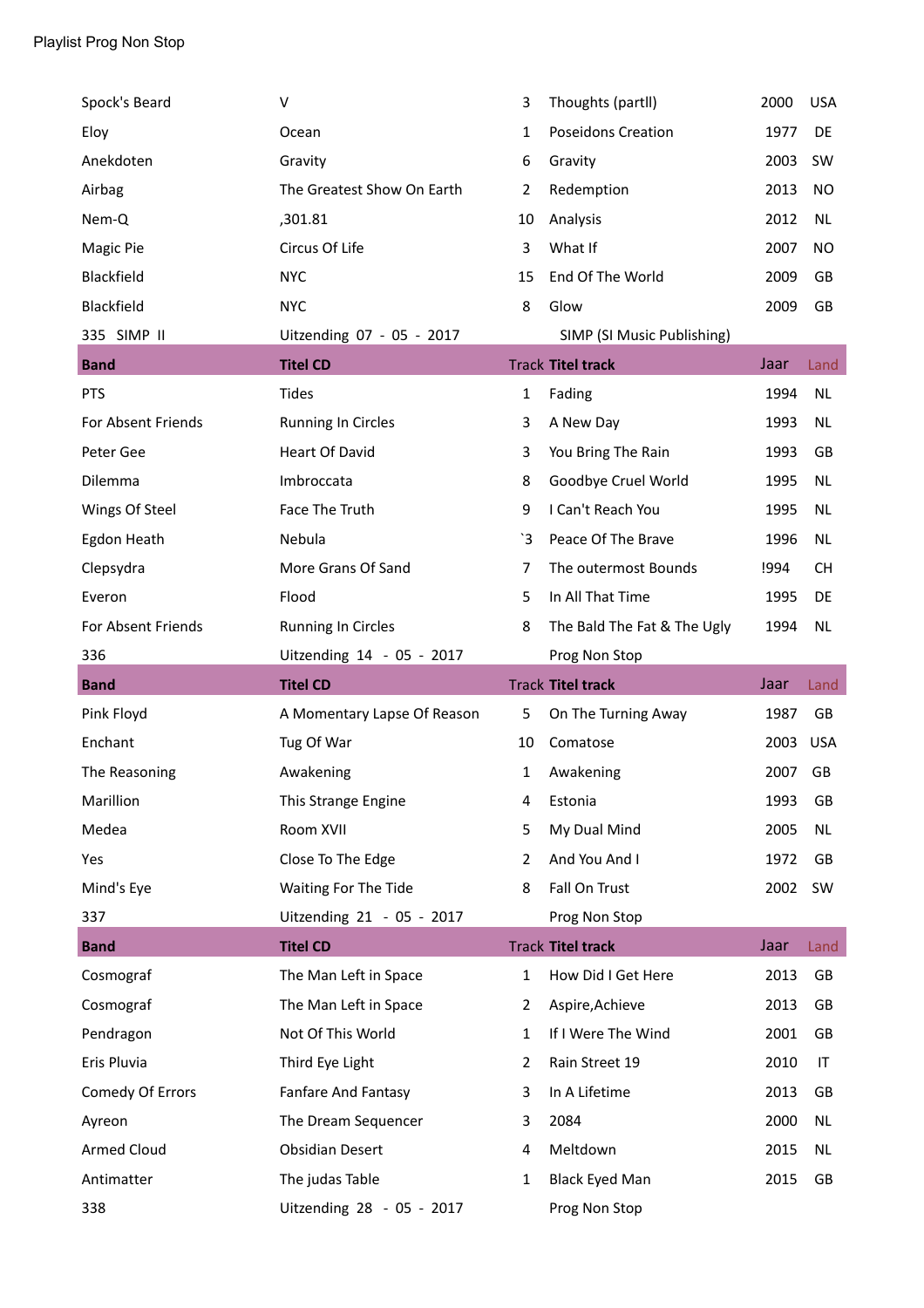Playlist Prog Non Stop

| | | | | | |
|---|---|---|---|---|---|
| Spock's Beard | V | 3 | Thoughts (partll) | 2000 | USA |
| Eloy | Ocean | 1 | Poseidons Creation | 1977 | DE |
| Anekdoten | Gravity | 6 | Gravity | 2003 | SW |
| Airbag | The Greatest Show On Earth | 2 | Redemption | 2013 | NO |
| Nem-Q | ,301.81 | 10 | Analysis | 2012 | NL |
| Magic Pie | Circus Of Life | 3 | What If | 2007 | NO |
| Blackfield | NYC | 15 | End Of The World | 2009 | GB |
| Blackfield | NYC | 8 | Glow | 2009 | GB |
| 335 SIMP II | Uitzending 07 - 05 - 2017 | | SIMP (SI Music Publishing) | | |
| **Band** | **Titel CD** | **Track** | **Titel track** | Jaar | Land |
| PTS | Tides | 1 | Fading | 1994 | NL |
| For Absent Friends | Running In Circles | 3 | A New Day | 1993 | NL |
| Peter Gee | Heart Of David | 3 | You Bring The Rain | 1993 | GB |
| Dilemma | Imbroccata | 8 | Goodbye Cruel World | 1995 | NL |
| Wings Of Steel | Face The Truth | 9 | I Can't Reach You | 1995 | NL |
| Egdon Heath | Nebula | `3 | Peace Of The Brave | 1996 | NL |
| Clepsydra | More Grans Of Sand | 7 | The outermost Bounds | !994 | CH |
| Everon | Flood | 5 | In All That Time | 1995 | DE |
| For Absent Friends | Running In Circles | 8 | The Bald The Fat & The Ugly | 1994 | NL |
| 336 | Uitzending 14 - 05 - 2017 | | Prog Non Stop | | |
| **Band** | **Titel CD** | **Track** | **Titel track** | Jaar | Land |
| Pink Floyd | A Momentary Lapse Of Reason | 5 | On The Turning Away | 1987 | GB |
| Enchant | Tug Of War | 10 | Comatose | 2003 | USA |
| The Reasoning | Awakening | 1 | Awakening | 2007 | GB |
| Marillion | This Strange Engine | 4 | Estonia | 1993 | GB |
| Medea | Room XVII | 5 | My Dual Mind | 2005 | NL |
| Yes | Close To The Edge | 2 | And You And I | 1972 | GB |
| Mind's Eye | Waiting For The Tide | 8 | Fall On Trust | 2002 | SW |
| 337 | Uitzending 21 - 05 - 2017 | | Prog Non Stop | | |
| **Band** | **Titel CD** | **Track** | **Titel track** | Jaar | Land |
| Cosmograf | The Man Left in Space | 1 | How Did I Get Here | 2013 | GB |
| Cosmograf | The Man Left in Space | 2 | Aspire,Achieve | 2013 | GB |
| Pendragon | Not Of This World | 1 | If I Were The Wind | 2001 | GB |
| Eris Pluvia | Third Eye Light | 2 | Rain Street 19 | 2010 | IT |
| Comedy Of Errors | Fanfare And Fantasy | 3 | In A Lifetime | 2013 | GB |
| Ayreon | The Dream Sequencer | 3 | 2084 | 2000 | NL |
| Armed Cloud | Obsidian Desert | 4 | Meltdown | 2015 | NL |
| Antimatter | The judas Table | 1 | Black Eyed Man | 2015 | GB |
| 338 | Uitzending 28 - 05 - 2017 | | Prog Non Stop | | |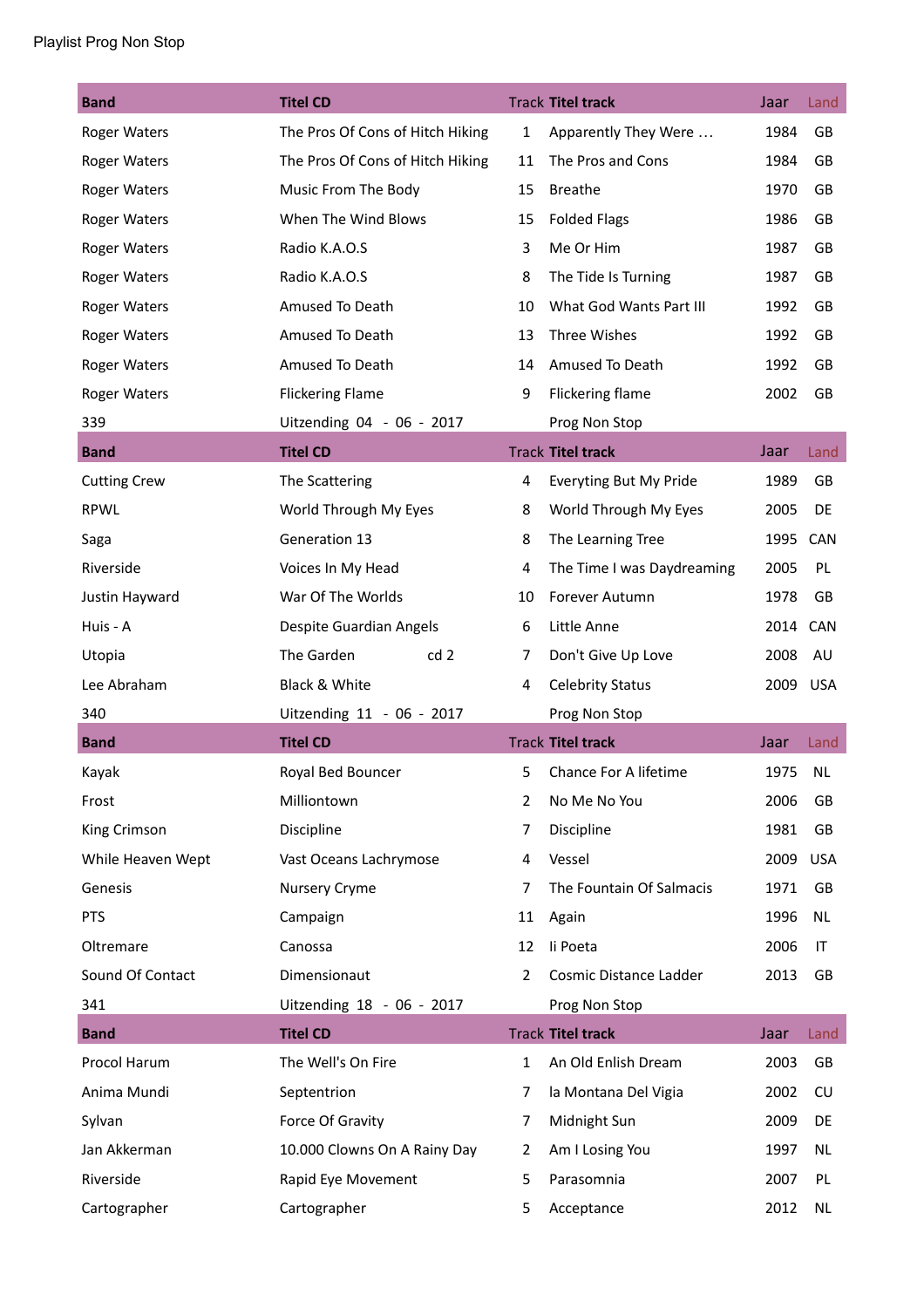Playlist Prog Non Stop

| Band | Titel CD | Track | Titel track | Jaar | Land |
|---|---|---|---|---|---|
| Roger Waters | The Pros Of Cons of Hitch Hiking | 1 | Apparently They Were … | 1984 | GB |
| Roger Waters | The Pros Of Cons of Hitch Hiking | 11 | The Pros and Cons | 1984 | GB |
| Roger Waters | Music From The Body | 15 | Breathe | 1970 | GB |
| Roger Waters | When The Wind Blows | 15 | Folded Flags | 1986 | GB |
| Roger Waters | Radio K.A.O.S | 3 | Me Or Him | 1987 | GB |
| Roger Waters | Radio K.A.O.S | 8 | The Tide Is Turning | 1987 | GB |
| Roger Waters | Amused To Death | 10 | What God Wants Part III | 1992 | GB |
| Roger Waters | Amused To Death | 13 | Three Wishes | 1992 | GB |
| Roger Waters | Amused To Death | 14 | Amused To Death | 1992 | GB |
| Roger Waters | Flickering Flame | 9 | Flickering flame | 2002 | GB |
| 339 | Uitzending 04 - 06 - 2017 | | Prog Non Stop | | |

| Band | Titel CD | Track | Titel track | Jaar | Land |
|---|---|---|---|---|---|
| Cutting Crew | The Scattering | 4 | Everyting But My Pride | 1989 | GB |
| RPWL | World Through My Eyes | 8 | World Through My Eyes | 2005 | DE |
| Saga | Generation 13 | 8 | The Learning Tree | 1995 | CAN |
| Riverside | Voices In My Head | 4 | The Time I was Daydreaming | 2005 | PL |
| Justin Hayward | War Of The Worlds | 10 | Forever Autumn | 1978 | GB |
| Huis - A | Despite Guardian Angels | 6 | Little Anne | 2014 | CAN |
| Utopia | The Garden cd 2 | 7 | Don't Give Up Love | 2008 | AU |
| Lee Abraham | Black & White | 4 | Celebrity Status | 2009 | USA |
| 340 | Uitzending 11 - 06 - 2017 | | Prog Non Stop | | |

| Band | Titel CD | Track | Titel track | Jaar | Land |
|---|---|---|---|---|---|
| Kayak | Royal Bed Bouncer | 5 | Chance For A lifetime | 1975 | NL |
| Frost | Milliontown | 2 | No Me No You | 2006 | GB |
| King Crimson | Discipline | 7 | Discipline | 1981 | GB |
| While Heaven Wept | Vast Oceans Lachrymose | 4 | Vessel | 2009 | USA |
| Genesis | Nursery Cryme | 7 | The Fountain Of Salmacis | 1971 | GB |
| PTS | Campaign | 11 | Again | 1996 | NL |
| Oltremare | Canossa | 12 | Ii Poeta | 2006 | IT |
| Sound Of Contact | Dimensionaut | 2 | Cosmic Distance Ladder | 2013 | GB |
| 341 | Uitzending 18 - 06 - 2017 | | Prog Non Stop | | |

| Band | Titel CD | Track | Titel track | Jaar | Land |
|---|---|---|---|---|---|
| Procol Harum | The Well's On Fire | 1 | An Old Enlish Dream | 2003 | GB |
| Anima Mundi | Septentrion | 7 | la Montana Del Vigia | 2002 | CU |
| Sylvan | Force Of Gravity | 7 | Midnight Sun | 2009 | DE |
| Jan Akkerman | 10.000 Clowns On A Rainy Day | 2 | Am I Losing You | 1997 | NL |
| Riverside | Rapid Eye Movement | 5 | Parasomnia | 2007 | PL |
| Cartographer | Cartographer | 5 | Acceptance | 2012 | NL |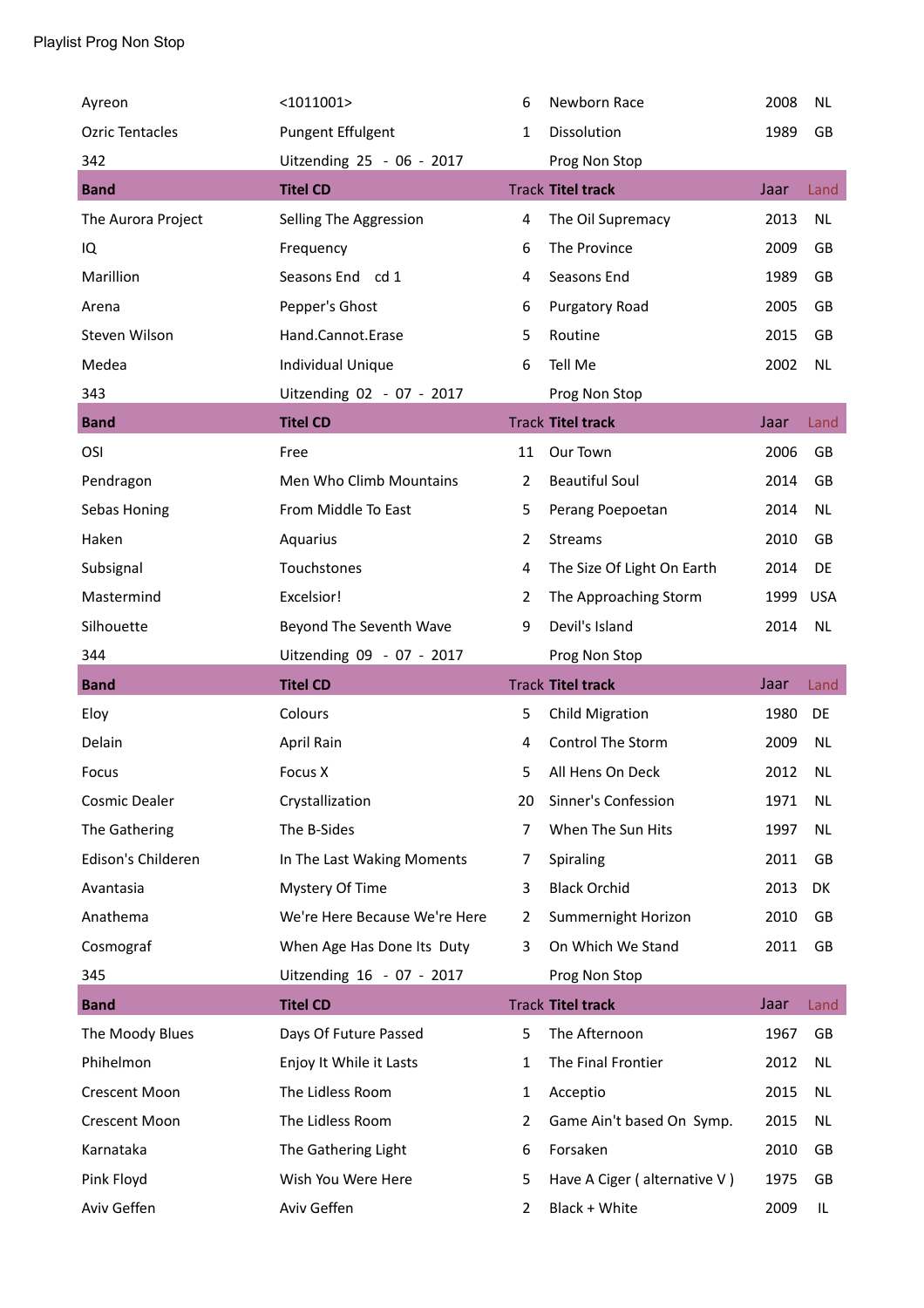Playlist Prog Non Stop

| | | | | | |
|---|---|---|---|---|---|
| Ayreon | <1011001> | 6 | Newborn Race | 2008 | NL |
| Ozric Tentacles | Pungent Effulgent | 1 | Dissolution | 1989 | GB |
| 342 | Uitzending 25 - 06 - 2017 | | Prog Non Stop | | |
| **Band** | **Titel CD** | Track | **Titel track** | Jaar | Land |
| The Aurora Project | Selling The Aggression | 4 | The Oil Supremacy | 2013 | NL |
| IQ | Frequency | 6 | The Province | 2009 | GB |
| Marillion | Seasons End cd 1 | 4 | Seasons End | 1989 | GB |
| Arena | Pepper's Ghost | 6 | Purgatory Road | 2005 | GB |
| Steven Wilson | Hand.Cannot.Erase | 5 | Routine | 2015 | GB |
| Medea | Individual Unique | 6 | Tell Me | 2002 | NL |
| 343 | Uitzending 02 - 07 - 2017 | | Prog Non Stop | | |
| **Band** | **Titel CD** | Track | **Titel track** | Jaar | Land |
| OSI | Free | 11 | Our Town | 2006 | GB |
| Pendragon | Men Who Climb Mountains | 2 | Beautiful Soul | 2014 | GB |
| Sebas Honing | From Middle To East | 5 | Perang Poepoetan | 2014 | NL |
| Haken | Aquarius | 2 | Streams | 2010 | GB |
| Subsignal | Touchstones | 4 | The Size Of Light On Earth | 2014 | DE |
| Mastermind | Excelsior! | 2 | The Approaching Storm | 1999 | USA |
| Silhouette | Beyond The Seventh Wave | 9 | Devil's Island | 2014 | NL |
| 344 | Uitzending 09 - 07 - 2017 | | Prog Non Stop | | |
| **Band** | **Titel CD** | Track | **Titel track** | Jaar | Land |
| Eloy | Colours | 5 | Child Migration | 1980 | DE |
| Delain | April Rain | 4 | Control The Storm | 2009 | NL |
| Focus | Focus X | 5 | All Hens On Deck | 2012 | NL |
| Cosmic Dealer | Crystallization | 20 | Sinner's Confession | 1971 | NL |
| The Gathering | The B-Sides | 7 | When The Sun Hits | 1997 | NL |
| Edison's Childeren | In The Last Waking Moments | 7 | Spiraling | 2011 | GB |
| Avantasia | Mystery Of Time | 3 | Black Orchid | 2013 | DK |
| Anathema | We're Here Because We're Here | 2 | Summernight Horizon | 2010 | GB |
| Cosmograf | When Age Has Done Its Duty | 3 | On Which We Stand | 2011 | GB |
| 345 | Uitzending 16 - 07 - 2017 | | Prog Non Stop | | |
| **Band** | **Titel CD** | Track | **Titel track** | Jaar | Land |
| The Moody Blues | Days Of Future Passed | 5 | The Afternoon | 1967 | GB |
| Phihelmon | Enjoy It While it Lasts | 1 | The Final Frontier | 2012 | NL |
| Crescent Moon | The Lidless Room | 1 | Acceptio | 2015 | NL |
| Crescent Moon | The Lidless Room | 2 | Game Ain't based On Symp. | 2015 | NL |
| Karnataka | The Gathering Light | 6 | Forsaken | 2010 | GB |
| Pink Floyd | Wish You Were Here | 5 | Have A Ciger ( alternative V ) | 1975 | GB |
| Aviv Geffen | Aviv Geffen | 2 | Black + White | 2009 | IL |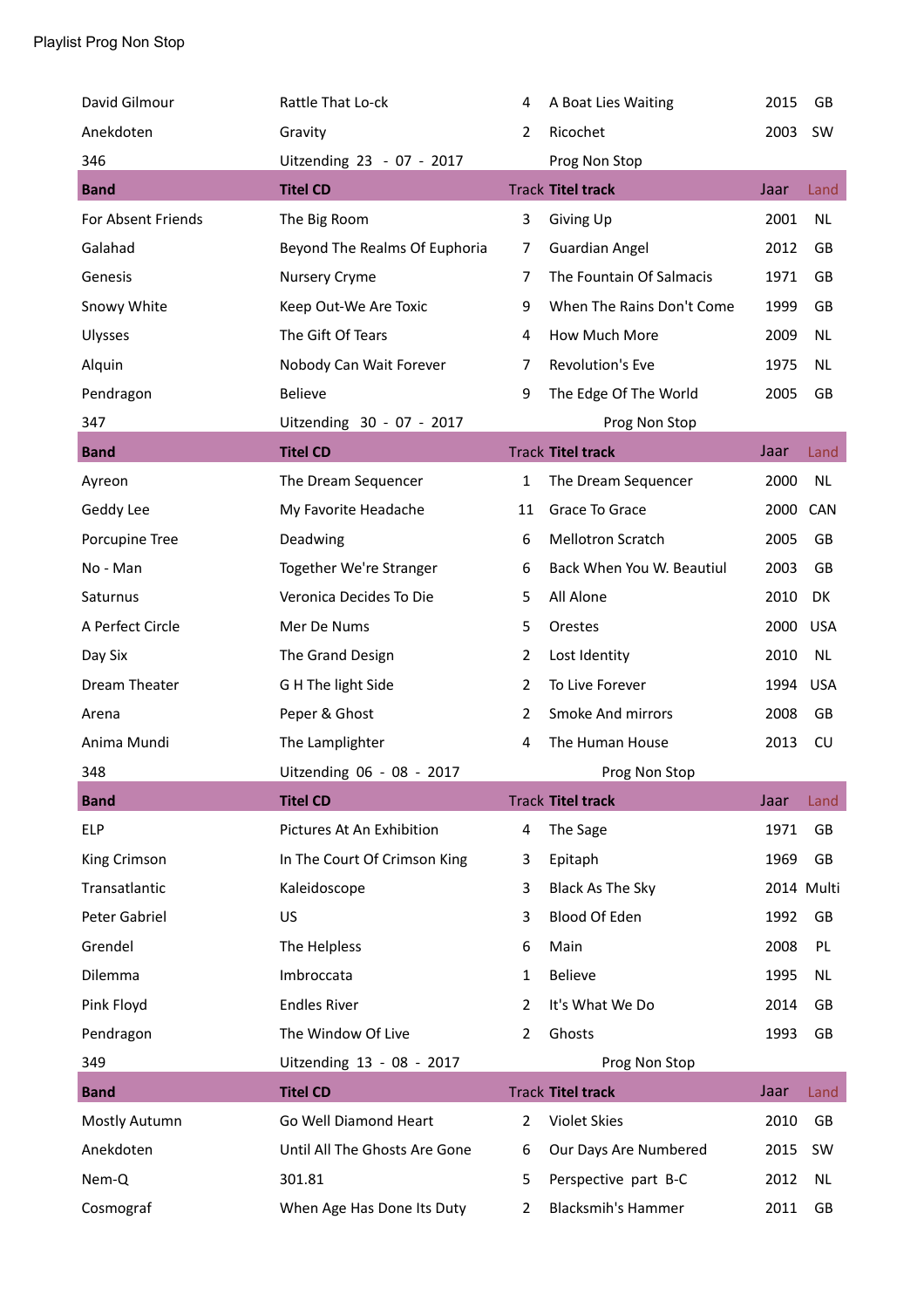Playlist Prog Non Stop

| | | | | | |
|---|---|---|---|---|---|
| David Gilmour | Rattle That Lo-ck | 4 | A Boat Lies Waiting | 2015 | GB |
| Anekdoten | Gravity | 2 | Ricochet | 2003 | SW |
| 346 | Uitzending 23 - 07 - 2017 | | Prog Non Stop | | |
| **Band** | **Titel CD** | **Track** | **Titel track** | Jaar | Land |
| For Absent Friends | The Big Room | 3 | Giving Up | 2001 | NL |
| Galahad | Beyond The Realms Of Euphoria | 7 | Guardian Angel | 2012 | GB |
| Genesis | Nursery Cryme | 7 | The Fountain Of Salmacis | 1971 | GB |
| Snowy White | Keep Out-We Are Toxic | 9 | When The Rains Don't Come | 1999 | GB |
| Ulysses | The Gift Of Tears | 4 | How Much More | 2009 | NL |
| Alquin | Nobody Can Wait Forever | 7 | Revolution's Eve | 1975 | NL |
| Pendragon | Believe | 9 | The Edge Of The World | 2005 | GB |
| 347 | Uitzending 30 - 07 - 2017 | | Prog Non Stop | | |
| **Band** | **Titel CD** | **Track** | **Titel track** | Jaar | Land |
| Ayreon | The Dream Sequencer | 1 | The Dream Sequencer | 2000 | NL |
| Geddy Lee | My Favorite Headache | 11 | Grace To Grace | 2000 | CAN |
| Porcupine Tree | Deadwing | 6 | Mellotron Scratch | 2005 | GB |
| No - Man | Together We're Stranger | 6 | Back When You W. Beautiul | 2003 | GB |
| Saturnus | Veronica Decides To Die | 5 | All Alone | 2010 | DK |
| A Perfect Circle | Mer De Nums | 5 | Orestes | 2000 | USA |
| Day Six | The Grand Design | 2 | Lost Identity | 2010 | NL |
| Dream Theater | G H The light Side | 2 | To Live Forever | 1994 | USA |
| Arena | Peper & Ghost | 2 | Smoke And mirrors | 2008 | GB |
| Anima Mundi | The Lamplighter | 4 | The Human House | 2013 | CU |
| 348 | Uitzending 06 - 08 - 2017 | | Prog Non Stop | | |
| **Band** | **Titel CD** | **Track** | **Titel track** | Jaar | Land |
| ELP | Pictures At An Exhibition | 4 | The Sage | 1971 | GB |
| King Crimson | In The Court Of Crimson King | 3 | Epitaph | 1969 | GB |
| Transatlantic | Kaleidoscope | 3 | Black As The Sky | 2014 | Multi |
| Peter Gabriel | US | 3 | Blood Of Eden | 1992 | GB |
| Grendel | The Helpless | 6 | Main | 2008 | PL |
| Dilemma | Imbroccata | 1 | Believe | 1995 | NL |
| Pink Floyd | Endles River | 2 | It's What We Do | 2014 | GB |
| Pendragon | The Window Of Live | 2 | Ghosts | 1993 | GB |
| 349 | Uitzending 13 - 08 - 2017 | | Prog Non Stop | | |
| **Band** | **Titel CD** | **Track** | **Titel track** | Jaar | Land |
| Mostly Autumn | Go Well Diamond Heart | 2 | Violet Skies | 2010 | GB |
| Anekdoten | Until All The Ghosts Are Gone | 6 | Our Days Are Numbered | 2015 | SW |
| Nem-Q | 301.81 | 5 | Perspective part B-C | 2012 | NL |
| Cosmograf | When Age Has Done Its Duty | 2 | Blacksmih's Hammer | 2011 | GB |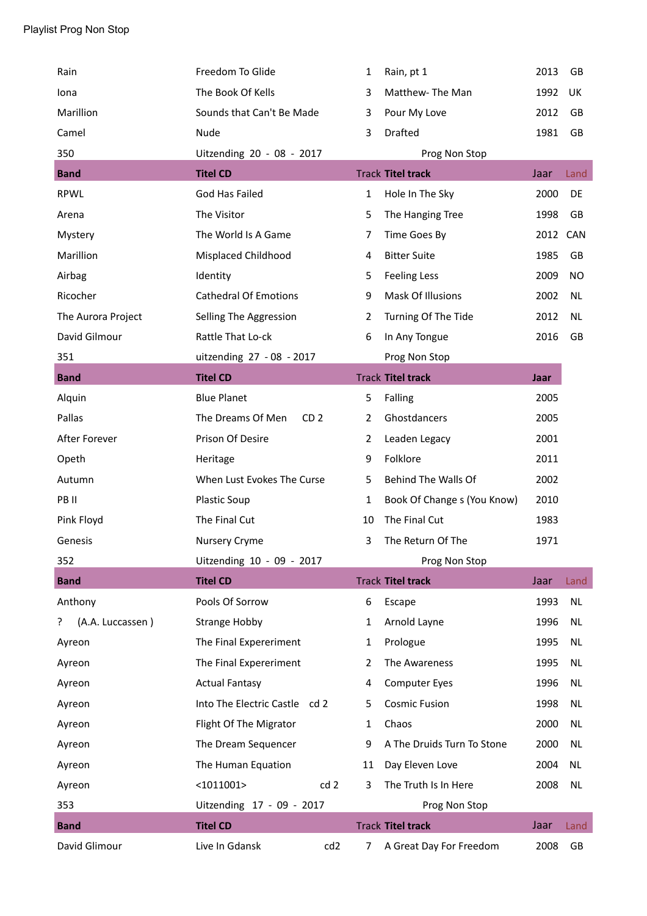Playlist Prog Non Stop

| | | | | | |
|---|---|---|---|---|---|
| Rain | Freedom To Glide | 1 | Rain, pt 1 | 2013 | GB |
| Iona | The Book Of Kells | 3 | Matthew- The Man | 1992 | UK |
| Marillion | Sounds that Can't Be Made | 3 | Pour My Love | 2012 | GB |
| Camel | Nude | 3 | Drafted | 1981 | GB |
| 350 | Uitzending 20 - 08 - 2017 | | Prog Non Stop | | |
| **Band** | **Titel CD** | Track | **Titel track** | Jaar | Land |
| RPWL | God Has Failed | 1 | Hole In The Sky | 2000 | DE |
| Arena | The Visitor | 5 | The Hanging Tree | 1998 | GB |
| Mystery | The World Is A Game | 7 | Time Goes By | 2012 | CAN |
| Marillion | Misplaced Childhood | 4 | Bitter Suite | 1985 | GB |
| Airbag | Identity | 5 | Feeling Less | 2009 | NO |
| Ricocher | Cathedral Of Emotions | 9 | Mask Of Illusions | 2002 | NL |
| The Aurora Project | Selling The Aggression | 2 | Turning Of The Tide | 2012 | NL |
| David Gilmour | Rattle That Lo-ck | 6 | In Any Tongue | 2016 | GB |
| 351 | uitzending 27 - 08 - 2017 | | Prog Non Stop | | |
| **Band** | **Titel CD** | Track | **Titel track** | **Jaar** | |
| Alquin | Blue Planet | 5 | Falling | 2005 | |
| Pallas | The Dreams Of Men CD 2 | 2 | Ghostdancers | 2005 | |
| After Forever | Prison Of Desire | 2 | Leaden Legacy | 2001 | |
| Opeth | Heritage | 9 | Folklore | 2011 | |
| Autumn | When Lust Evokes The Curse | 5 | Behind The Walls Of | 2002 | |
| PB II | Plastic Soup | 1 | Book Of Change s (You Know) | 2010 | |
| Pink Floyd | The Final Cut | 10 | The Final Cut | 1983 | |
| Genesis | Nursery Cryme | 3 | The Return Of The | 1971 | |
| 352 | Uitzending 10 - 09 - 2017 | | Prog Non Stop | | |
| **Band** | **Titel CD** | Track | **Titel track** | Jaar | Land |
| Anthony | Pools Of Sorrow | 6 | Escape | 1993 | NL |
| ? (A.A. Luccassen ) | Strange Hobby | 1 | Arnold Layne | 1996 | NL |
| Ayreon | The Final Expereriment | 1 | Prologue | 1995 | NL |
| Ayreon | The Final Expereriment | 2 | The Awareness | 1995 | NL |
| Ayreon | Actual Fantasy | 4 | Computer Eyes | 1996 | NL |
| Ayreon | Into The Electric Castle cd 2 | 5 | Cosmic Fusion | 1998 | NL |
| Ayreon | Flight Of The Migrator | 1 | Chaos | 2000 | NL |
| Ayreon | The Dream Sequencer | 9 | A The Druids Turn To Stone | 2000 | NL |
| Ayreon | The Human Equation | 11 | Day Eleven Love | 2004 | NL |
| Ayreon | <1011001> cd 2 | 3 | The Truth Is In Here | 2008 | NL |
| 353 | Uitzending 17 - 09 - 2017 | | Prog Non Stop | | |
| **Band** | **Titel CD** | Track | **Titel track** | Jaar | Land |
| David Glimour | Live In Gdansk cd2 | 7 | A Great Day For Freedom | 2008 | GB |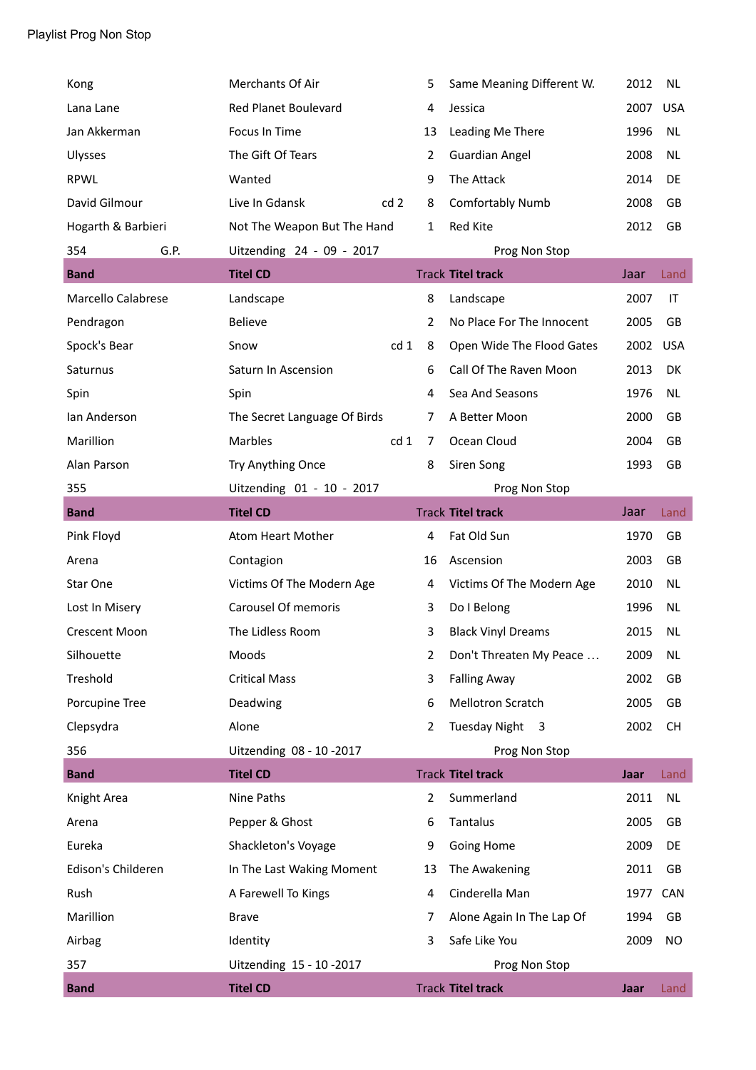Playlist Prog Non Stop

| Band | Titel CD | | Track | Titel track | Jaar | Land |
|---|---|---|---|---|---|---|
| Kong | Merchants Of Air | | 5 | Same Meaning Different W. | 2012 | NL |
| Lana Lane | Red Planet Boulevard | | 4 | Jessica | 2007 | USA |
| Jan Akkerman | Focus In Time | | 13 | Leading Me There | 1996 | NL |
| Ulysses | The Gift Of Tears | | 2 | Guardian Angel | 2008 | NL |
| RPWL | Wanted | | 9 | The Attack | 2014 | DE |
| David Gilmour | Live In Gdansk | cd 2 | 8 | Comfortably Numb | 2008 | GB |
| Hogarth & Barbieri | Not The Weapon But The Hand | | 1 | Red Kite | 2012 | GB |
| 354 G.P. | Uitzending 24 - 09 - 2017 | | | Prog Non Stop | | |
| **Band** | **Titel CD** | | Track | **Titel track** | Jaar | Land |
| Marcello Calabrese | Landscape | | 8 | Landscape | 2007 | IT |
| Pendragon | Believe | | 2 | No Place For The Innocent | 2005 | GB |
| Spock's Bear | Snow | cd 1 | 8 | Open Wide The Flood Gates | 2002 | USA |
| Saturnus | Saturn In Ascension | | 6 | Call Of The Raven Moon | 2013 | DK |
| Spin | Spin | | 4 | Sea And Seasons | 1976 | NL |
| Ian Anderson | The Secret Language Of Birds | | 7 | A Better Moon | 2000 | GB |
| Marillion | Marbles | cd 1 | 7 | Ocean Cloud | 2004 | GB |
| Alan Parson | Try Anything Once | | 8 | Siren Song | 1993 | GB |
| 355 | Uitzending 01 - 10 - 2017 | | | Prog Non Stop | | |
| **Band** | **Titel CD** | | Track | **Titel track** | Jaar | Land |
| Pink Floyd | Atom Heart Mother | | 4 | Fat Old Sun | 1970 | GB |
| Arena | Contagion | | 16 | Ascension | 2003 | GB |
| Star One | Victims Of The Modern Age | | 4 | Victims Of The Modern Age | 2010 | NL |
| Lost In Misery | Carousel Of memoris | | 3 | Do I Belong | 1996 | NL |
| Crescent Moon | The Lidless Room | | 3 | Black Vinyl Dreams | 2015 | NL |
| Silhouette | Moods | | 2 | Don't Threaten My Peace … | 2009 | NL |
| Treshold | Critical Mass | | 3 | Falling Away | 2002 | GB |
| Porcupine Tree | Deadwing | | 6 | Mellotron Scratch | 2005 | GB |
| Clepsydra | Alone | | 2 | Tuesday Night 3 | 2002 | CH |
| 356 | Uitzending 08 - 10 -2017 | | | Prog Non Stop | | |
| **Band** | **Titel CD** | | Track | **Titel track** | **Jaar** | Land |
| Knight Area | Nine Paths | | 2 | Summerland | 2011 | NL |
| Arena | Pepper & Ghost | | 6 | Tantalus | 2005 | GB |
| Eureka | Shackleton's Voyage | | 9 | Going Home | 2009 | DE |
| Edison's Childeren | In The Last Waking Moment | | 13 | The Awakening | 2011 | GB |
| Rush | A Farewell To Kings | | 4 | Cinderella Man | 1977 | CAN |
| Marillion | Brave | | 7 | Alone Again In The Lap Of | 1994 | GB |
| Airbag | Identity | | 3 | Safe Like You | 2009 | NO |
| 357 | Uitzending 15 - 10 -2017 | | | Prog Non Stop | | |
| **Band** | **Titel CD** | | Track | **Titel track** | **Jaar** | Land |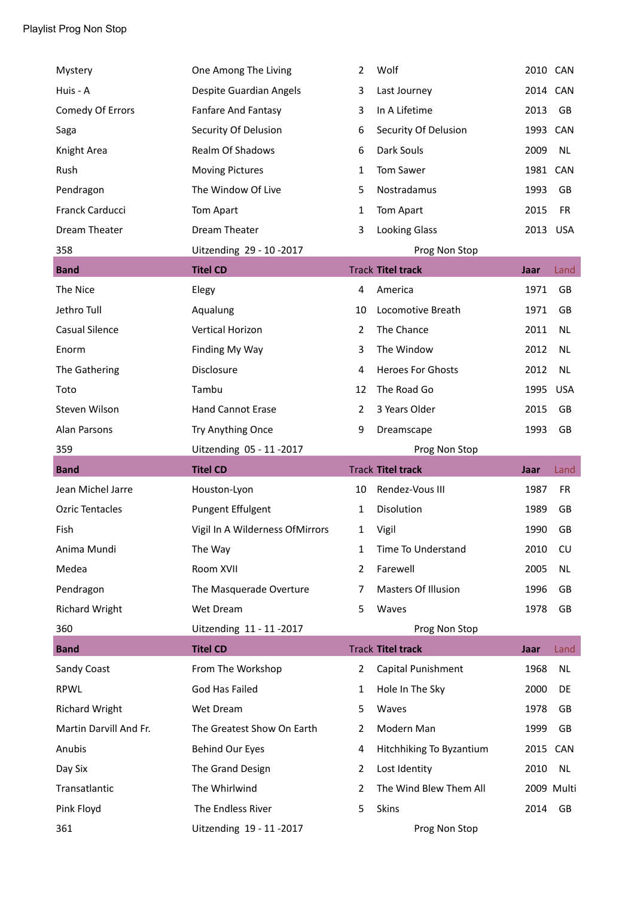Playlist Prog Non Stop

| Band | Titel CD | Track | Titel track | Jaar | Land |
|---|---|---|---|---|---|
| Mystery | One Among The Living | 2 | Wolf | 2010 | CAN |
| Huis - A | Despite Guardian Angels | 3 | Last Journey | 2014 | CAN |
| Comedy Of Errors | Fanfare And Fantasy | 3 | In A Lifetime | 2013 | GB |
| Saga | Security Of Delusion | 6 | Security Of Delusion | 1993 | CAN |
| Knight Area | Realm Of Shadows | 6 | Dark Souls | 2009 | NL |
| Rush | Moving Pictures | 1 | Tom Sawer | 1981 | CAN |
| Pendragon | The Window Of Live | 5 | Nostradamus | 1993 | GB |
| Franck Carducci | Tom Apart | 1 | Tom Apart | 2015 | FR |
| Dream Theater | Dream Theater | 3 | Looking Glass | 2013 | USA |
| 358 | Uitzending 29 - 10 -2017 | | Prog Non Stop | | |
| **Band** | **Titel CD** | Track | **Titel track** | **Jaar** | Land |
| The Nice | Elegy | 4 | America | 1971 | GB |
| Jethro Tull | Aqualung | 10 | Locomotive Breath | 1971 | GB |
| Casual Silence | Vertical Horizon | 2 | The Chance | 2011 | NL |
| Enorm | Finding My Way | 3 | The Window | 2012 | NL |
| The Gathering | Disclosure | 4 | Heroes For Ghosts | 2012 | NL |
| Toto | Tambu | 12 | The Road Go | 1995 | USA |
| Steven Wilson | Hand Cannot Erase | 2 | 3 Years Older | 2015 | GB |
| Alan Parsons | Try Anything Once | 9 | Dreamscape | 1993 | GB |
| 359 | Uitzending 05 - 11 -2017 | | Prog Non Stop | | |
| **Band** | **Titel CD** | Track | **Titel track** | **Jaar** | Land |
| Jean Michel Jarre | Houston-Lyon | 10 | Rendez-Vous III | 1987 | FR |
| Ozric Tentacles | Pungent Effulgent | 1 | Disolution | 1989 | GB |
| Fish | Vigil In A Wilderness OfMirrors | 1 | Vigil | 1990 | GB |
| Anima Mundi | The Way | 1 | Time To Understand | 2010 | CU |
| Medea | Room XVII | 2 | Farewell | 2005 | NL |
| Pendragon | The Masquerade Overture | 7 | Masters Of Illusion | 1996 | GB |
| Richard Wright | Wet Dream | 5 | Waves | 1978 | GB |
| 360 | Uitzending 11 - 11 -2017 | | Prog Non Stop | | |
| **Band** | **Titel CD** | Track | **Titel track** | **Jaar** | Land |
| Sandy Coast | From The Workshop | 2 | Capital Punishment | 1968 | NL |
| RPWL | God Has Failed | 1 | Hole In The Sky | 2000 | DE |
| Richard Wright | Wet Dream | 5 | Waves | 1978 | GB |
| Martin Darvill And Fr. | The Greatest Show On Earth | 2 | Modern Man | 1999 | GB |
| Anubis | Behind Our Eyes | 4 | Hitchhiking To Byzantium | 2015 | CAN |
| Day Six | The Grand Design | 2 | Lost Identity | 2010 | NL |
| Transatlantic | The Whirlwind | 2 | The Wind Blew Them All | 2009 | Multi |
| Pink Floyd | The Endless River | 5 | Skins | 2014 | GB |
| 361 | Uitzending 19 - 11 -2017 | | Prog Non Stop | | |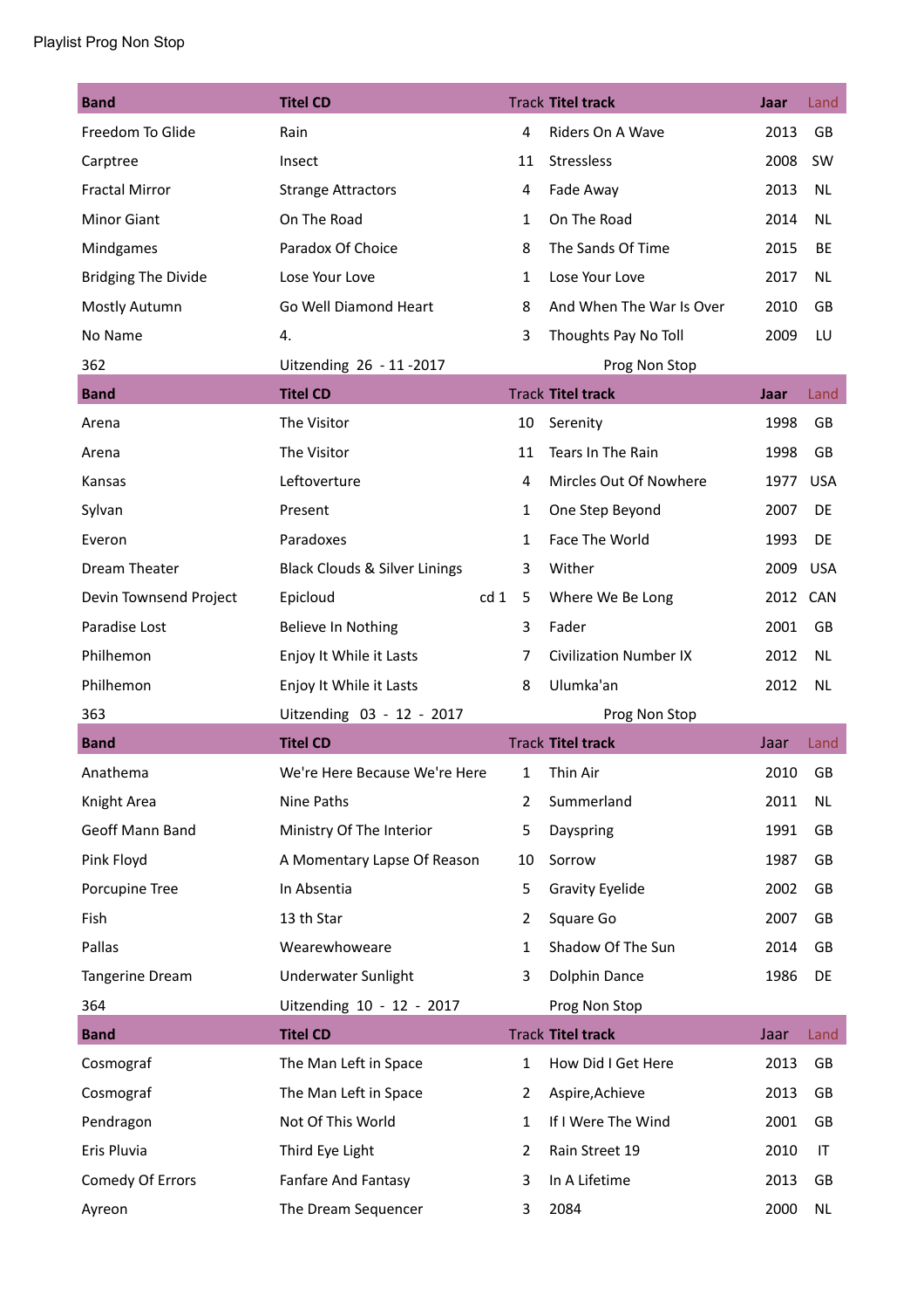Playlist Prog Non Stop

| Band | Titel CD | Track | Titel track | Jaar | Land |
|---|---|---|---|---|---|
| Freedom To Glide | Rain | 4 | Riders On A Wave | 2013 | GB |
| Carptree | Insect | 11 | Stressless | 2008 | SW |
| Fractal Mirror | Strange Attractors | 4 | Fade Away | 2013 | NL |
| Minor Giant | On The Road | 1 | On The Road | 2014 | NL |
| Mindgames | Paradox Of Choice | 8 | The Sands Of Time | 2015 | BE |
| Bridging The Divide | Lose Your Love | 1 | Lose Your Love | 2017 | NL |
| Mostly Autumn | Go Well Diamond Heart | 8 | And When The War Is Over | 2010 | GB |
| No Name | 4. | 3 | Thoughts Pay No Toll | 2009 | LU |
| 362 | Uitzending 26 - 11 -2017 | | Prog Non Stop | | |
| **Band** | **Titel CD** | **Track** | **Titel track** | **Jaar** | **Land** |
| Arena | The Visitor | 10 | Serenity | 1998 | GB |
| Arena | The Visitor | 11 | Tears In The Rain | 1998 | GB |
| Kansas | Leftoverture | 4 | Mircles Out Of Nowhere | 1977 | USA |
| Sylvan | Present | 1 | One Step Beyond | 2007 | DE |
| Everon | Paradoxes | 1 | Face The World | 1993 | DE |
| Dream Theater | Black Clouds & Silver Linings | 3 | Wither | 2009 | USA |
| Devin Townsend Project | Epicloud cd 1 | 5 | Where We Be Long | 2012 | CAN |
| Paradise Lost | Believe In Nothing | 3 | Fader | 2001 | GB |
| Philhemon | Enjoy It While it Lasts | 7 | Civilization Number IX | 2012 | NL |
| Philhemon | Enjoy It While it Lasts | 8 | Ulumka'an | 2012 | NL |
| 363 | Uitzending 03 - 12 - 2017 | | Prog Non Stop | | |
| **Band** | **Titel CD** | **Track** | **Titel track** | Jaar | Land |
| Anathema | We're Here Because We're Here | 1 | Thin Air | 2010 | GB |
| Knight Area | Nine Paths | 2 | Summerland | 2011 | NL |
| Geoff Mann Band | Ministry Of The Interior | 5 | Dayspring | 1991 | GB |
| Pink Floyd | A Momentary Lapse Of Reason | 10 | Sorrow | 1987 | GB |
| Porcupine Tree | In Absentia | 5 | Gravity Eyelide | 2002 | GB |
| Fish | 13 th Star | 2 | Square Go | 2007 | GB |
| Pallas | Wearewhoweare | 1 | Shadow Of The Sun | 2014 | GB |
| Tangerine Dream | Underwater Sunlight | 3 | Dolphin Dance | 1986 | DE |
| 364 | Uitzending 10 - 12 - 2017 | | Prog Non Stop | | |
| **Band** | **Titel CD** | **Track** | **Titel track** | Jaar | Land |
| Cosmograf | The Man Left in Space | 1 | How Did I Get Here | 2013 | GB |
| Cosmograf | The Man Left in Space | 2 | Aspire,Achieve | 2013 | GB |
| Pendragon | Not Of This World | 1 | If I Were The Wind | 2001 | GB |
| Eris Pluvia | Third Eye Light | 2 | Rain Street 19 | 2010 | IT |
| Comedy Of Errors | Fanfare And Fantasy | 3 | In A Lifetime | 2013 | GB |
| Ayreon | The Dream Sequencer | 3 | 2084 | 2000 | NL |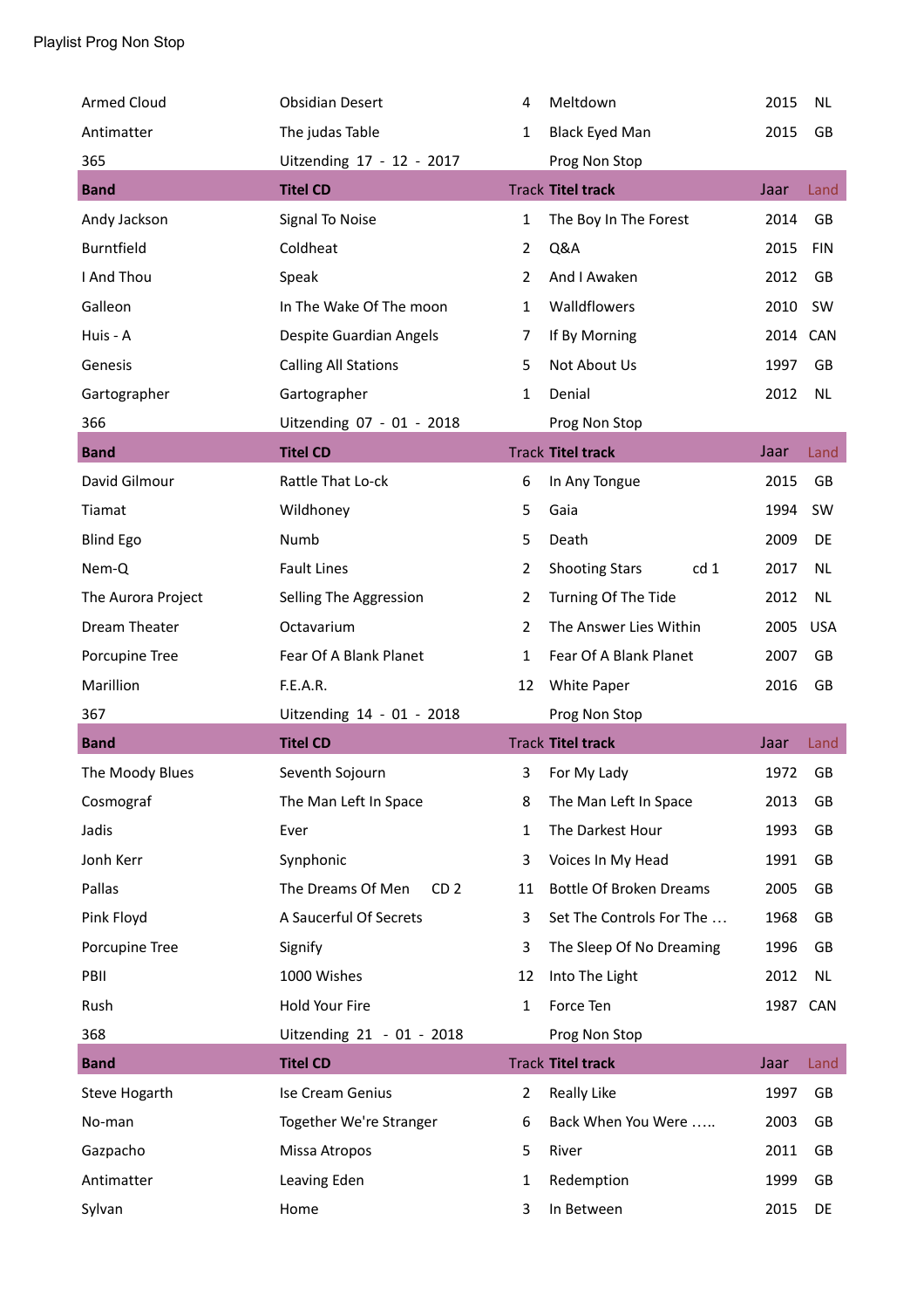Playlist Prog Non Stop

| | | | | | |
|---|---|---|---|---|---|
| Armed Cloud | Obsidian Desert | 4 | Meltdown | 2015 | NL |
| Antimatter | The judas Table | 1 | Black Eyed Man | 2015 | GB |
| 365 | Uitzending 17 - 12 - 2017 | | Prog Non Stop | | |
| **Band** | **Titel CD** | Track | **Titel track** | Jaar | Land |
| Andy Jackson | Signal To Noise | 1 | The Boy In The Forest | 2014 | GB |
| Burntfield | Coldheat | 2 | Q&A | 2015 | FIN |
| I And Thou | Speak | 2 | And I Awaken | 2012 | GB |
| Galleon | In The Wake Of The moon | 1 | Walldflowers | 2010 | SW |
| Huis - A | Despite Guardian Angels | 7 | If By Morning | 2014 | CAN |
| Genesis | Calling All Stations | 5 | Not About Us | 1997 | GB |
| Gartographer | Gartographer | 1 | Denial | 2012 | NL |
| 366 | Uitzending 07 - 01 - 2018 | | Prog Non Stop | | |
| **Band** | **Titel CD** | Track | **Titel track** | Jaar | Land |
| David Gilmour | Rattle That Lo-ck | 6 | In Any Tongue | 2015 | GB |
| Tiamat | Wildhoney | 5 | Gaia | 1994 | SW |
| Blind Ego | Numb | 5 | Death | 2009 | DE |
| Nem-Q | Fault Lines | 2 | Shooting Stars cd 1 | 2017 | NL |
| The Aurora Project | Selling The Aggression | 2 | Turning Of The Tide | 2012 | NL |
| Dream Theater | Octavarium | 2 | The Answer Lies Within | 2005 | USA |
| Porcupine Tree | Fear Of A Blank Planet | 1 | Fear Of A Blank Planet | 2007 | GB |
| Marillion | F.E.A.R. | 12 | White Paper | 2016 | GB |
| 367 | Uitzending 14 - 01 - 2018 | | Prog Non Stop | | |
| **Band** | **Titel CD** | Track | **Titel track** | Jaar | Land |
| The Moody Blues | Seventh Sojourn | 3 | For My Lady | 1972 | GB |
| Cosmograf | The Man Left In Space | 8 | The Man Left In Space | 2013 | GB |
| Jadis | Ever | 1 | The Darkest Hour | 1993 | GB |
| Jonh Kerr | Symphonic | 3 | Voices In My Head | 1991 | GB |
| Pallas | The Dreams Of Men CD 2 | 11 | Bottle Of Broken Dreams | 2005 | GB |
| Pink Floyd | A Saucerful Of Secrets | 3 | Set The Controls For The … | 1968 | GB |
| Porcupine Tree | Signify | 3 | The Sleep Of No Dreaming | 1996 | GB |
| PBII | 1000 Wishes | 12 | Into The Light | 2012 | NL |
| Rush | Hold Your Fire | 1 | Force Ten | 1987 | CAN |
| 368 | Uitzending 21 - 01 - 2018 | | Prog Non Stop | | |
| **Band** | **Titel CD** | Track | **Titel track** | Jaar | Land |
| Steve Hogarth | Ise Cream Genius | 2 | Really Like | 1997 | GB |
| No-man | Together We're Stranger | 6 | Back When You Were ….. | 2003 | GB |
| Gazpacho | Missa Atropos | 5 | River | 2011 | GB |
| Antimatter | Leaving Eden | 1 | Redemption | 1999 | GB |
| Sylvan | Home | 3 | In Between | 2015 | DE |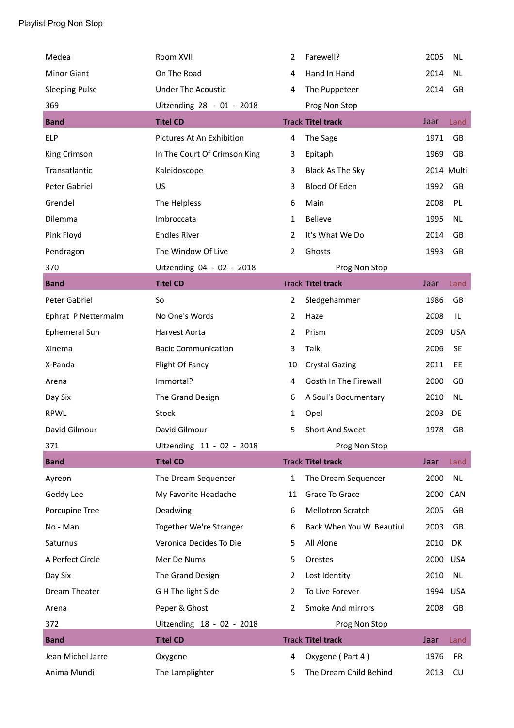Playlist Prog Non Stop

| | | | | | |
|---|---|---|---|---|---|
| Medea | Room XVII | 2 | Farewell? | 2005 | NL |
| Minor Giant | On The Road | 4 | Hand In Hand | 2014 | NL |
| Sleeping Pulse | Under The Acoustic | 4 | The Puppeteer | 2014 | GB |
| 369 | Uitzending 28 - 01 - 2018 | | Prog Non Stop | | |
| **Band** | **Titel CD** | **Track** | **Titel track** | **Jaar** | **Land** |
| ELP | Pictures At An Exhibition | 4 | The Sage | 1971 | GB |
| King Crimson | In The Court Of Crimson King | 3 | Epitaph | 1969 | GB |
| Transatlantic | Kaleidoscope | 3 | Black As The Sky | 2014 | Multi |
| Peter Gabriel | US | 3 | Blood Of Eden | 1992 | GB |
| Grendel | The Helpless | 6 | Main | 2008 | PL |
| Dilemma | Imbroccata | 1 | Believe | 1995 | NL |
| Pink Floyd | Endles River | 2 | It's What We Do | 2014 | GB |
| Pendragon | The Window Of Live | 2 | Ghosts | 1993 | GB |
| 370 | Uitzending 04 - 02 - 2018 | | Prog Non Stop | | |
| **Band** | **Titel CD** | **Track** | **Titel track** | **Jaar** | **Land** |
| Peter Gabriel | So | 2 | Sledgehammer | 1986 | GB |
| Ephrat P Nettermalm | No One's Words | 2 | Haze | 2008 | IL |
| Ephemeral Sun | Harvest Aorta | 2 | Prism | 2009 | USA |
| Xinema | Bacic Communication | 3 | Talk | 2006 | SE |
| X-Panda | Flight Of Fancy | 10 | Crystal Gazing | 2011 | EE |
| Arena | Immortal? | 4 | Gosth In The Firewall | 2000 | GB |
| Day Six | The Grand Design | 6 | A Soul's Documentary | 2010 | NL |
| RPWL | Stock | 1 | Opel | 2003 | DE |
| David Gilmour | David Gilmour | 5 | Short And Sweet | 1978 | GB |
| 371 | Uitzending 11 - 02 - 2018 | | Prog Non Stop | | |
| **Band** | **Titel CD** | **Track** | **Titel track** | **Jaar** | **Land** |
| Ayreon | The Dream Sequencer | 1 | The Dream Sequencer | 2000 | NL |
| Geddy Lee | My Favorite Headache | 11 | Grace To Grace | 2000 | CAN |
| Porcupine Tree | Deadwing | 6 | Mellotron Scratch | 2005 | GB |
| No - Man | Together We're Stranger | 6 | Back When You W. Beautiul | 2003 | GB |
| Saturnus | Veronica Decides To Die | 5 | All Alone | 2010 | DK |
| A Perfect Circle | Mer De Nums | 5 | Orestes | 2000 | USA |
| Day Six | The Grand Design | 2 | Lost Identity | 2010 | NL |
| Dream Theater | G H The light Side | 2 | To Live Forever | 1994 | USA |
| Arena | Peper & Ghost | 2 | Smoke And mirrors | 2008 | GB |
| 372 | Uitzending 18 - 02 - 2018 | | Prog Non Stop | | |
| **Band** | **Titel CD** | **Track** | **Titel track** | **Jaar** | **Land** |
| Jean Michel Jarre | Oxygene | 4 | Oxygene ( Part 4 ) | 1976 | FR |
| Anima Mundi | The Lamplighter | 5 | The Dream Child Behind | 2013 | CU |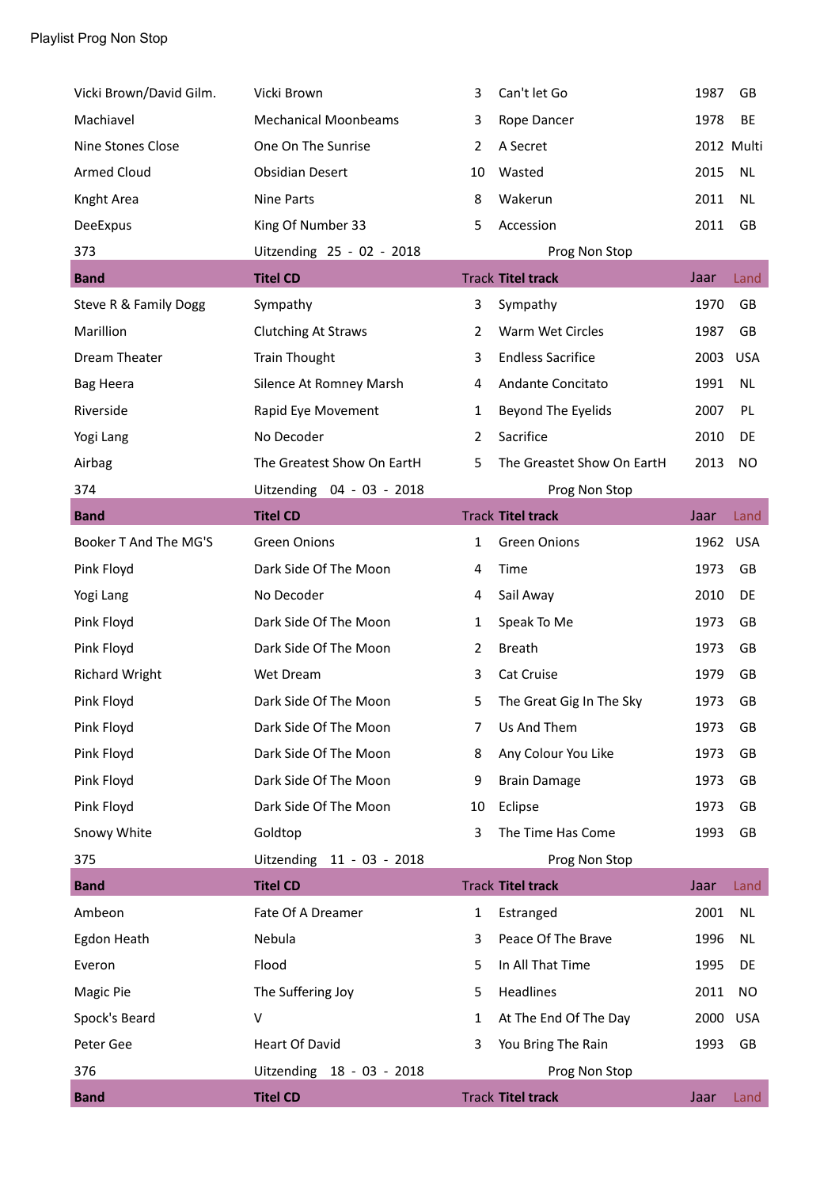Playlist Prog Non Stop

| | | | | | |
|---|---|---|---|---|---|
| Vicki Brown/David Gilm. | Vicki Brown | 3 | Can't let Go | 1987 | GB |
| Machiavel | Mechanical Moonbeams | 3 | Rope Dancer | 1978 | BE |
| Nine Stones Close | One On The Sunrise | 2 | A Secret | 2012 | Multi |
| Armed Cloud | Obsidian Desert | 10 | Wasted | 2015 | NL |
| Knght Area | Nine Parts | 8 | Wakerun | 2011 | NL |
| DeeExpus | King Of Number 33 | 5 | Accession | 2011 | GB |

373 Uitzending 25 - 02 - 2018 Prog Non Stop

| Band | Titel CD | Track | Titel track | Jaar | Land |
|---|---|---|---|---|---|
| Steve R & Family Dogg | Sympathy | 3 | Sympathy | 1970 | GB |
| Marillion | Clutching At Straws | 2 | Warm Wet Circles | 1987 | GB |
| Dream Theater | Train Thought | 3 | Endless Sacrifice | 2003 | USA |
| Bag Heera | Silence At Romney Marsh | 4 | Andante Concitato | 1991 | NL |
| Riverside | Rapid Eye Movement | 1 | Beyond The Eyelids | 2007 | PL |
| Yogi Lang | No Decoder | 2 | Sacrifice | 2010 | DE |
| Airbag | The Greatest Show On EartH | 5 | The Greastest Show On EartH | 2013 | NO |

374 Uitzending 04 - 03 - 2018 Prog Non Stop

| Band | Titel CD | Track | Titel track | Jaar | Land |
|---|---|---|---|---|---|
| Booker T And The MG'S | Green Onions | 1 | Green Onions | 1962 | USA |
| Pink Floyd | Dark Side Of The Moon | 4 | Time | 1973 | GB |
| Yogi Lang | No Decoder | 4 | Sail Away | 2010 | DE |
| Pink Floyd | Dark Side Of The Moon | 1 | Speak To Me | 1973 | GB |
| Pink Floyd | Dark Side Of The Moon | 2 | Breath | 1973 | GB |
| Richard Wright | Wet Dream | 3 | Cat Cruise | 1979 | GB |
| Pink Floyd | Dark Side Of The Moon | 5 | The Great Gig In The Sky | 1973 | GB |
| Pink Floyd | Dark Side Of The Moon | 7 | Us And Them | 1973 | GB |
| Pink Floyd | Dark Side Of The Moon | 8 | Any Colour You Like | 1973 | GB |
| Pink Floyd | Dark Side Of The Moon | 9 | Brain Damage | 1973 | GB |
| Pink Floyd | Dark Side Of The Moon | 10 | Eclipse | 1973 | GB |
| Snowy White | Goldtop | 3 | The Time Has Come | 1993 | GB |

375 Uitzending 11 - 03 - 2018 Prog Non Stop

| Band | Titel CD | Track | Titel track | Jaar | Land |
|---|---|---|---|---|---|
| Ambeon | Fate Of A Dreamer | 1 | Estranged | 2001 | NL |
| Egdon Heath | Nebula | 3 | Peace Of The Brave | 1996 | NL |
| Everon | Flood | 5 | In All That Time | 1995 | DE |
| Magic Pie | The Suffering Joy | 5 | Headlines | 2011 | NO |
| Spock's Beard | V | 1 | At The End Of The Day | 2000 | USA |
| Peter Gee | Heart Of David | 3 | You Bring The Rain | 1993 | GB |

376 Uitzending 18 - 03 - 2018 Prog Non Stop

| Band | Titel CD | Track | Titel track | Jaar | Land |
|---|---|---|---|---|---|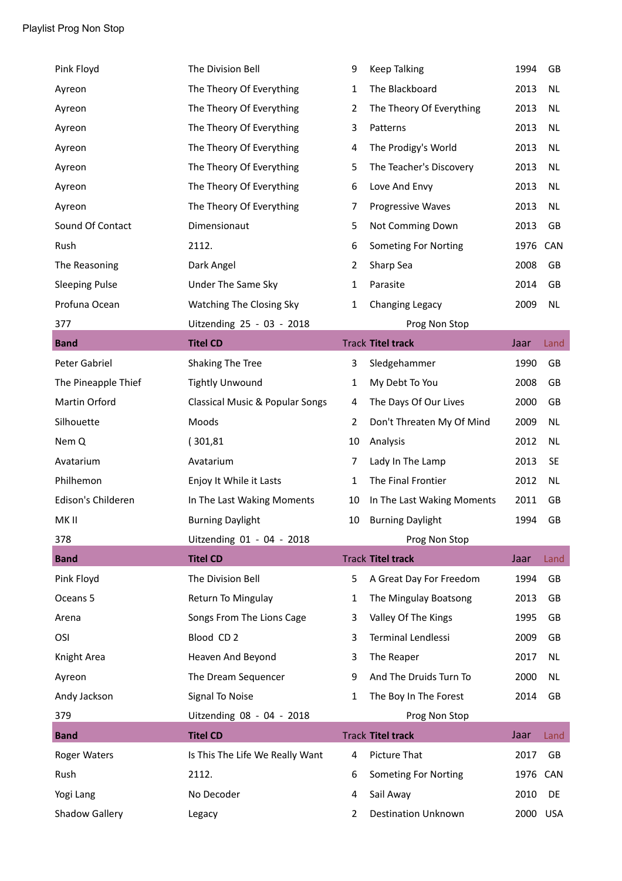Playlist Prog Non Stop

| | | | | | |
|---|---|---|---|---|---|
| Pink Floyd | The Division Bell | 9 | Keep Talking | 1994 | GB |
| Ayreon | The Theory Of Everything | 1 | The Blackboard | 2013 | NL |
| Ayreon | The Theory Of Everything | 2 | The Theory Of Everything | 2013 | NL |
| Ayreon | The Theory Of Everything | 3 | Patterns | 2013 | NL |
| Ayreon | The Theory Of Everything | 4 | The Prodigy's World | 2013 | NL |
| Ayreon | The Theory Of Everything | 5 | The Teacher's Discovery | 2013 | NL |
| Ayreon | The Theory Of Everything | 6 | Love And Envy | 2013 | NL |
| Ayreon | The Theory Of Everything | 7 | Progressive Waves | 2013 | NL |
| Sound Of Contact | Dimensionaut | 5 | Not Comming Down | 2013 | GB |
| Rush | 2112. | 6 | Someting For Norting | 1976 | CAN |
| The Reasoning | Dark Angel | 2 | Sharp Sea | 2008 | GB |
| Sleeping Pulse | Under The Same Sky | 1 | Parasite | 2014 | GB |
| Profuna Ocean | Watching The Closing Sky | 1 | Changing Legacy | 2009 | NL |

377 Uitzending 25 - 03 - 2018 Prog Non Stop

| Band | Titel CD | Track | Titel track | Jaar | Land |
|---|---|---|---|---|---|
| Peter Gabriel | Shaking The Tree | 3 | Sledgehammer | 1990 | GB |
| The Pineapple Thief | Tightly Unwound | 1 | My Debt To You | 2008 | GB |
| Martin Orford | Classical Music & Popular Songs | 4 | The Days Of Our Lives | 2000 | GB |
| Silhouette | Moods | 2 | Don't Threaten My Of Mind | 2009 | NL |
| Nem Q | ( 301,81 | 10 | Analysis | 2012 | NL |
| Avatarium | Avatarium | 7 | Lady In The Lamp | 2013 | SE |
| Philhemon | Enjoy It While it Lasts | 1 | The Final Frontier | 2012 | NL |
| Edison's Childeren | In The Last Waking Moments | 10 | In The Last Waking Moments | 2011 | GB |
| MK II | Burning Daylight | 10 | Burning Daylight | 1994 | GB |

378 Uitzending 01 - 04 - 2018 Prog Non Stop

| Band | Titel CD | Track | Titel track | Jaar | Land |
|---|---|---|---|---|---|
| Pink Floyd | The Division Bell | 5 | A Great Day For Freedom | 1994 | GB |
| Oceans 5 | Return To Mingulay | 1 | The Mingulay Boatsong | 2013 | GB |
| Arena | Songs From The Lions Cage | 3 | Valley Of The Kings | 1995 | GB |
| OSI | Blood CD 2 | 3 | Terminal Lendlessi | 2009 | GB |
| Knight Area | Heaven And Beyond | 3 | The Reaper | 2017 | NL |
| Ayreon | The Dream Sequencer | 9 | And The Druids Turn To | 2000 | NL |
| Andy Jackson | Signal To Noise | 1 | The Boy In The Forest | 2014 | GB |

379 Uitzending 08 - 04 - 2018 Prog Non Stop

| Band | Titel CD | Track | Titel track | Jaar | Land |
|---|---|---|---|---|---|
| Roger Waters | Is This The Life We Really Want | 4 | Picture That | 2017 | GB |
| Rush | 2112. | 6 | Someting For Norting | 1976 | CAN |
| Yogi Lang | No Decoder | 4 | Sail Away | 2010 | DE |
| Shadow Gallery | Legacy | 2 | Destination Unknown | 2000 | USA |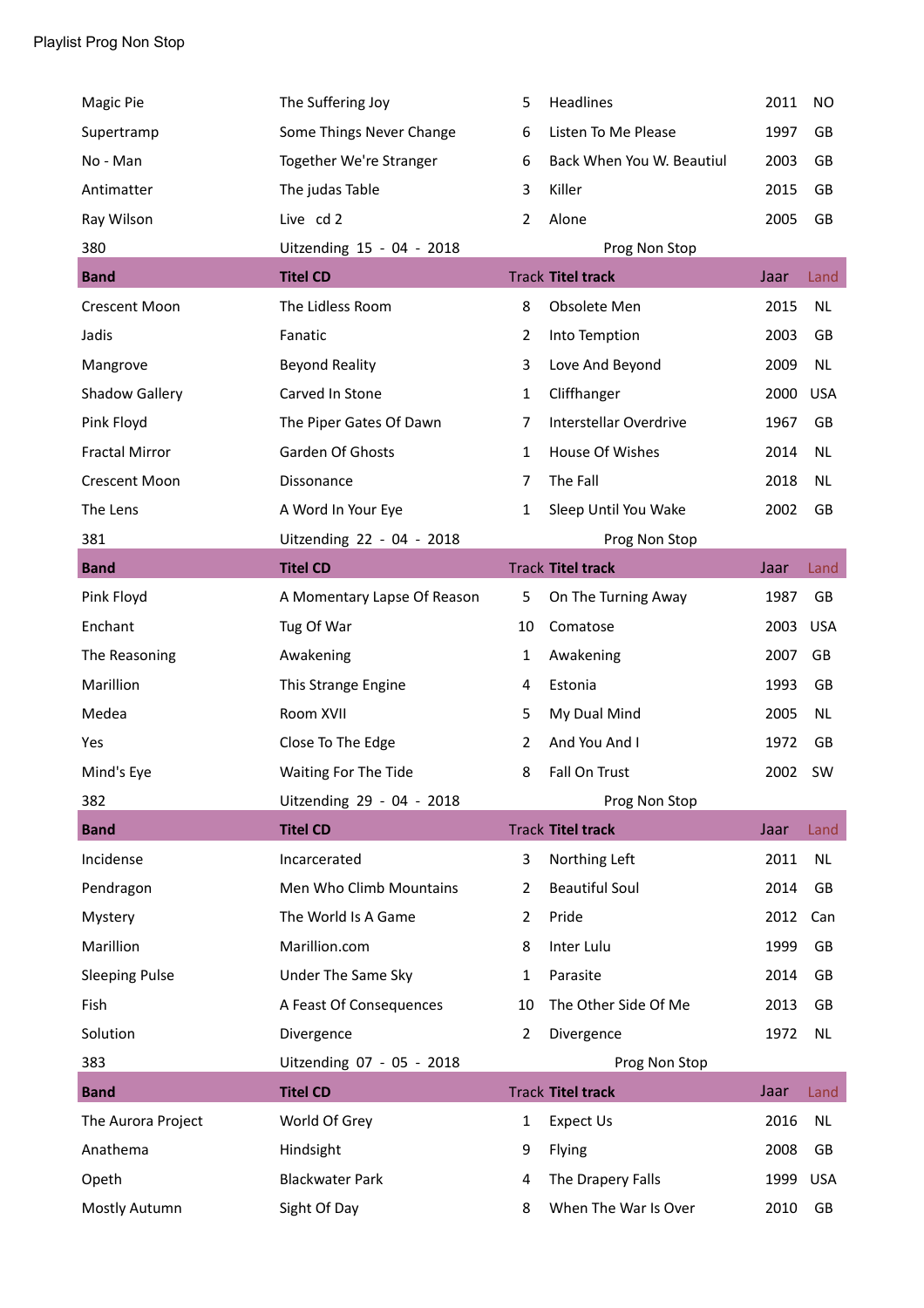Playlist Prog Non Stop

| | | | | | |
|---|---|---|---|---|---|
| Magic Pie | The Suffering Joy | 5 | Headlines | 2011 | NO |
| Supertramp | Some Things Never Change | 6 | Listen To Me Please | 1997 | GB |
| No - Man | Together We're Stranger | 6 | Back When You W. Beautiul | 2003 | GB |
| Antimatter | The judas Table | 3 | Killer | 2015 | GB |
| Ray Wilson | Live cd 2 | 2 | Alone | 2005 | GB |
| 380 | Uitzending 15 - 04 - 2018 | | Prog Non Stop | | |

| **Band** | **Titel CD** | Track | **Titel track** | Jaar | Land |
|---|---|---|---|---|---|
| Crescent Moon | The Lidless Room | 8 | Obsolete Men | 2015 | NL |
| Jadis | Fanatic | 2 | Into Temption | 2003 | GB |
| Mangrove | Beyond Reality | 3 | Love And Beyond | 2009 | NL |
| Shadow Gallery | Carved In Stone | 1 | Cliffhanger | 2000 | USA |
| Pink Floyd | The Piper Gates Of Dawn | 7 | Interstellar Overdrive | 1967 | GB |
| Fractal Mirror | Garden Of Ghosts | 1 | House Of Wishes | 2014 | NL |
| Crescent Moon | Dissonance | 7 | The Fall | 2018 | NL |
| The Lens | A Word In Your Eye | 1 | Sleep Until You Wake | 2002 | GB |
| 381 | Uitzending 22 - 04 - 2018 | | Prog Non Stop | | |

| **Band** | **Titel CD** | Track | **Titel track** | Jaar | Land |
|---|---|---|---|---|---|
| Pink Floyd | A Momentary Lapse Of Reason | 5 | On The Turning Away | 1987 | GB |
| Enchant | Tug Of War | 10 | Comatose | 2003 | USA |
| The Reasoning | Awakening | 1 | Awakening | 2007 | GB |
| Marillion | This Strange Engine | 4 | Estonia | 1993 | GB |
| Medea | Room XVII | 5 | My Dual Mind | 2005 | NL |
| Yes | Close To The Edge | 2 | And You And I | 1972 | GB |
| Mind's Eye | Waiting For The Tide | 8 | Fall On Trust | 2002 | SW |
| 382 | Uitzending 29 - 04 - 2018 | | Prog Non Stop | | |

| **Band** | **Titel CD** | Track | **Titel track** | Jaar | Land |
|---|---|---|---|---|---|
| Incidense | Incarcerated | 3 | Northing Left | 2011 | NL |
| Pendragon | Men Who Climb Mountains | 2 | Beautiful Soul | 2014 | GB |
| Mystery | The World Is A Game | 2 | Pride | 2012 | Can |
| Marillion | Marillion.com | 8 | Inter Lulu | 1999 | GB |
| Sleeping Pulse | Under The Same Sky | 1 | Parasite | 2014 | GB |
| Fish | A Feast Of Consequences | 10 | The Other Side Of Me | 2013 | GB |
| Solution | Divergence | 2 | Divergence | 1972 | NL |
| 383 | Uitzending 07 - 05 - 2018 | | Prog Non Stop | | |

| **Band** | **Titel CD** | Track | **Titel track** | Jaar | Land |
|---|---|---|---|---|---|
| The Aurora Project | World Of Grey | 1 | Expect Us | 2016 | NL |
| Anathema | Hindsight | 9 | Flying | 2008 | GB |
| Opeth | Blackwater Park | 4 | The Drapery Falls | 1999 | USA |
| Mostly Autumn | Sight Of Day | 8 | When The War Is Over | 2010 | GB |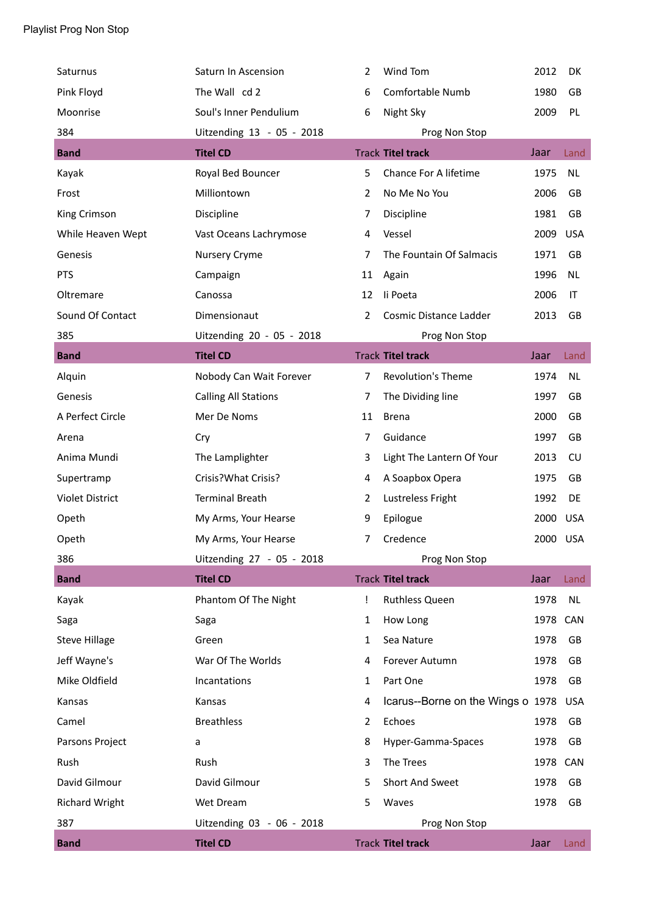Playlist Prog Non Stop

| | | | | | |
|---|---|---|---|---|---|
| Saturnus | Saturn In Ascension | 2 | Wind Tom | 2012 | DK |
| Pink Floyd | The Wall cd 2 | 6 | Comfortable Numb | 1980 | GB |
| Moonrise | Soul's Inner Pendulium | 6 | Night Sky | 2009 | PL |
| 384 | Uitzending 13 - 05 - 2018 | | Prog Non Stop | | |
| **Band** | **Titel CD** | Track | **Titel track** | Jaar | Land |
| Kayak | Royal Bed Bouncer | 5 | Chance For A lifetime | 1975 | NL |
| Frost | Milliontown | 2 | No Me No You | 2006 | GB |
| King Crimson | Discipline | 7 | Discipline | 1981 | GB |
| While Heaven Wept | Vast Oceans Lachrymose | 4 | Vessel | 2009 | USA |
| Genesis | Nursery Cryme | 7 | The Fountain Of Salmacis | 1971 | GB |
| PTS | Campaign | 11 | Again | 1996 | NL |
| Oltremare | Canossa | 12 | Ii Poeta | 2006 | IT |
| Sound Of Contact | Dimensionaut | 2 | Cosmic Distance Ladder | 2013 | GB |
| 385 | Uitzending 20 - 05 - 2018 | | Prog Non Stop | | |
| **Band** | **Titel CD** | Track | **Titel track** | Jaar | Land |
| Alquin | Nobody Can Wait Forever | 7 | Revolution's Theme | 1974 | NL |
| Genesis | Calling All Stations | 7 | The Dividing line | 1997 | GB |
| A Perfect Circle | Mer De Noms | 11 | Brena | 2000 | GB |
| Arena | Cry | 7 | Guidance | 1997 | GB |
| Anima Mundi | The Lamplighter | 3 | Light The Lantern Of Your | 2013 | CU |
| Supertramp | Crisis?What Crisis? | 4 | A Soapbox Opera | 1975 | GB |
| Violet District | Terminal Breath | 2 | Lustreless Fright | 1992 | DE |
| Opeth | My Arms, Your Hearse | 9 | Epilogue | 2000 | USA |
| Opeth | My Arms, Your Hearse | 7 | Credence | 2000 | USA |
| 386 | Uitzending 27 - 05 - 2018 | | Prog Non Stop | | |
| **Band** | **Titel CD** | Track | **Titel track** | Jaar | Land |
| Kayak | Phantom Of The Night | ! | Ruthless Queen | 1978 | NL |
| Saga | Saga | 1 | How Long | 1978 | CAN |
| Steve Hillage | Green | 1 | Sea Nature | 1978 | GB |
| Jeff Wayne's | War Of The Worlds | 4 | Forever Autumn | 1978 | GB |
| Mike Oldfield | Incantations | 1 | Part One | 1978 | GB |
| Kansas | Kansas | 4 | Icarus--Borne on the Wings o | 1978 | USA |
| Camel | Breathless | 2 | Echoes | 1978 | GB |
| Parsons Project | a | 8 | Hyper-Gamma-Spaces | 1978 | GB |
| Rush | Rush | 3 | The Trees | 1978 | CAN |
| David Gilmour | David Gilmour | 5 | Short And Sweet | 1978 | GB |
| Richard Wright | Wet Dream | 5 | Waves | 1978 | GB |
| 387 | Uitzending 03 - 06 - 2018 | | Prog Non Stop | | |
| **Band** | **Titel CD** | Track | **Titel track** | Jaar | Land |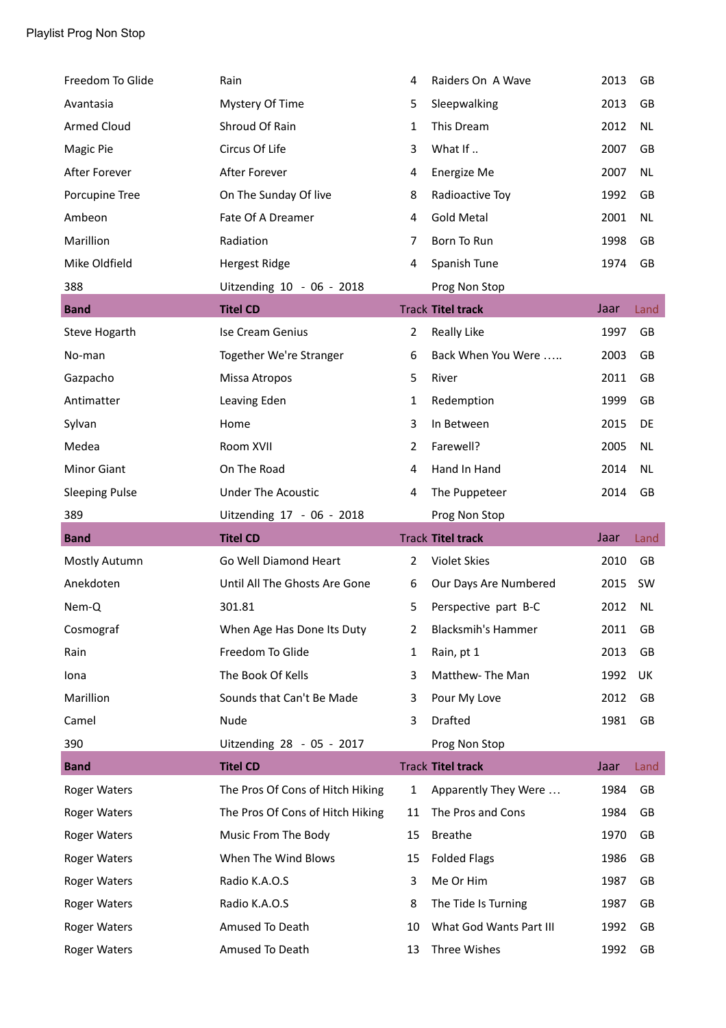Playlist Prog Non Stop

| | | | | | |
|---|---|---|---|---|---|
| Freedom To Glide | Rain | 4 | Raiders On  A Wave | 2013 | GB |
| Avantasia | Mystery Of Time | 5 | Sleepwalking | 2013 | GB |
| Armed Cloud | Shroud Of Rain | 1 | This Dream | 2012 | NL |
| Magic Pie | Circus Of Life | 3 | What If .. | 2007 | GB |
| After Forever | After Forever | 4 | Energize Me | 2007 | NL |
| Porcupine Tree | On The Sunday Of live | 8 | Radioactive Toy | 1992 | GB |
| Ambeon | Fate Of A Dreamer | 4 | Gold Metal | 2001 | NL |
| Marillion | Radiation | 7 | Born To Run | 1998 | GB |
| Mike Oldfield | Hergest Ridge | 4 | Spanish Tune | 1974 | GB |

388 Uitzending 10 - 06 - 2018 Prog Non Stop

| Band | Titel CD | Track | Titel track | Jaar | Land |
|---|---|---|---|---|---|
| Steve Hogarth | Ise Cream Genius | 2 | Really Like | 1997 | GB |
| No-man | Together We're Stranger | 6 | Back When You Were ….. | 2003 | GB |
| Gazpacho | Missa Atropos | 5 | River | 2011 | GB |
| Antimatter | Leaving Eden | 1 | Redemption | 1999 | GB |
| Sylvan | Home | 3 | In Between | 2015 | DE |
| Medea | Room XVII | 2 | Farewell? | 2005 | NL |
| Minor Giant | On The Road | 4 | Hand In Hand | 2014 | NL |
| Sleeping Pulse | Under The Acoustic | 4 | The Puppeteer | 2014 | GB |

389 Uitzending 17 - 06 - 2018 Prog Non Stop

| Band | Titel CD | Track | Titel track | Jaar | Land |
|---|---|---|---|---|---|
| Mostly Autumn | Go Well Diamond Heart | 2 | Violet Skies | 2010 | GB |
| Anekdoten | Until All The Ghosts Are Gone | 6 | Our Days Are Numbered | 2015 | SW |
| Nem-Q | 301.81 | 5 | Perspective  part  B-C | 2012 | NL |
| Cosmograf | When Age Has Done Its Duty | 2 | Blacksmih's Hammer | 2011 | GB |
| Rain | Freedom To Glide | 1 | Rain, pt 1 | 2013 | GB |
| Iona | The Book Of Kells | 3 | Matthew- The Man | 1992 | UK |
| Marillion | Sounds that Can't Be Made | 3 | Pour My Love | 2012 | GB |
| Camel | Nude | 3 | Drafted | 1981 | GB |

390 Uitzending 28 - 05 - 2017 Prog Non Stop

| Band | Titel CD | Track | Titel track | Jaar | Land |
|---|---|---|---|---|---|
| Roger Waters | The Pros Of Cons of Hitch Hiking | 1 | Apparently They Were … | 1984 | GB |
| Roger Waters | The Pros Of Cons of Hitch Hiking | 11 | The Pros and Cons | 1984 | GB |
| Roger Waters | Music From The Body | 15 | Breathe | 1970 | GB |
| Roger Waters | When The Wind Blows | 15 | Folded Flags | 1986 | GB |
| Roger Waters | Radio K.A.O.S | 3 | Me Or Him | 1987 | GB |
| Roger Waters | Radio K.A.O.S | 8 | The Tide Is Turning | 1987 | GB |
| Roger Waters | Amused To Death | 10 | What God Wants Part III | 1992 | GB |
| Roger Waters | Amused To Death | 13 | Three Wishes | 1992 | GB |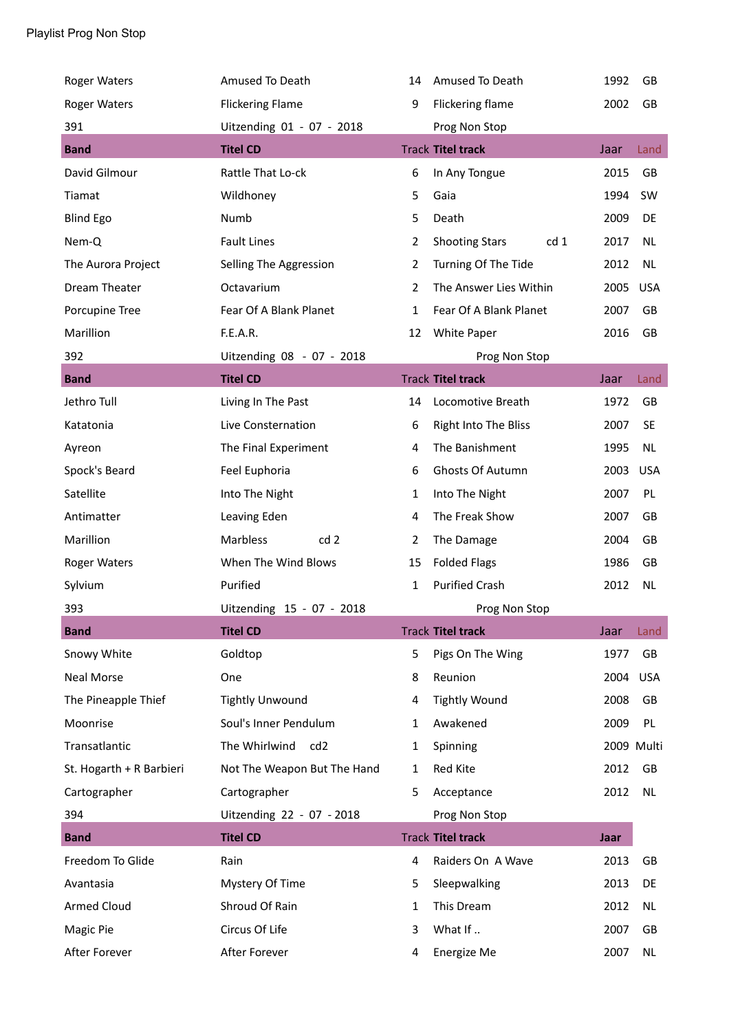Playlist Prog Non Stop

| | | | | | |
|---|---|---|---|---|---|
| Roger Waters | Amused To Death | 14 | Amused To Death | 1992 | GB |
| Roger Waters | Flickering Flame | 9 | Flickering flame | 2002 | GB |
| 391 | Uitzending 01 - 07 - 2018 | | Prog Non Stop | | |
| **Band** | **Titel CD** | Track | **Titel track** | Jaar | Land |
| David Gilmour | Rattle That Lo-ck | 6 | In Any Tongue | 2015 | GB |
| Tiamat | Wildhoney | 5 | Gaia | 1994 | SW |
| Blind Ego | Numb | 5 | Death | 2009 | DE |
| Nem-Q | Fault Lines | 2 | Shooting Stars cd 1 | 2017 | NL |
| The Aurora Project | Selling The Aggression | 2 | Turning Of The Tide | 2012 | NL |
| Dream Theater | Octavarium | 2 | The Answer Lies Within | 2005 | USA |
| Porcupine Tree | Fear Of A Blank Planet | 1 | Fear Of A Blank Planet | 2007 | GB |
| Marillion | F.E.A.R. | 12 | White Paper | 2016 | GB |
| 392 | Uitzending 08 - 07 - 2018 | | Prog Non Stop | | |
| **Band** | **Titel CD** | Track | **Titel track** | Jaar | Land |
| Jethro Tull | Living In The Past | 14 | Locomotive Breath | 1972 | GB |
| Katatonia | Live Consternation | 6 | Right Into The Bliss | 2007 | SE |
| Ayreon | The Final Experiment | 4 | The Banishment | 1995 | NL |
| Spock's Beard | Feel Euphoria | 6 | Ghosts Of Autumn | 2003 | USA |
| Satellite | Into The Night | 1 | Into The Night | 2007 | PL |
| Antimatter | Leaving Eden | 4 | The Freak Show | 2007 | GB |
| Marillion | Marbless cd 2 | 2 | The Damage | 2004 | GB |
| Roger Waters | When The Wind Blows | 15 | Folded Flags | 1986 | GB |
| Sylvium | Purified | 1 | Purified Crash | 2012 | NL |
| 393 | Uitzending 15 - 07 - 2018 | | Prog Non Stop | | |
| **Band** | **Titel CD** | Track | **Titel track** | Jaar | Land |
| Snowy White | Goldtop | 5 | Pigs On The Wing | 1977 | GB |
| Neal Morse | One | 8 | Reunion | 2004 | USA |
| The Pineapple Thief | Tightly Unwound | 4 | Tightly Wound | 2008 | GB |
| Moonrise | Soul's Inner Pendulum | 1 | Awakened | 2009 | PL |
| Transatlantic | The Whirlwind cd2 | 1 | Spinning | 2009 | Multi |
| St. Hogarth + R Barbieri | Not The Weapon But The Hand | 1 | Red Kite | 2012 | GB |
| Cartographer | Cartographer | 5 | Acceptance | 2012 | NL |
| 394 | Uitzending 22 - 07 - 2018 | | Prog Non Stop | | |
| **Band** | **Titel CD** | Track | **Titel track** | **Jaar** | |
| Freedom To Glide | Rain | 4 | Raiders On A Wave | 2013 | GB |
| Avantasia | Mystery Of Time | 5 | Sleepwalking | 2013 | DE |
| Armed Cloud | Shroud Of Rain | 1 | This Dream | 2012 | NL |
| Magic Pie | Circus Of Life | 3 | What If .. | 2007 | GB |
| After Forever | After Forever | 4 | Energize Me | 2007 | NL |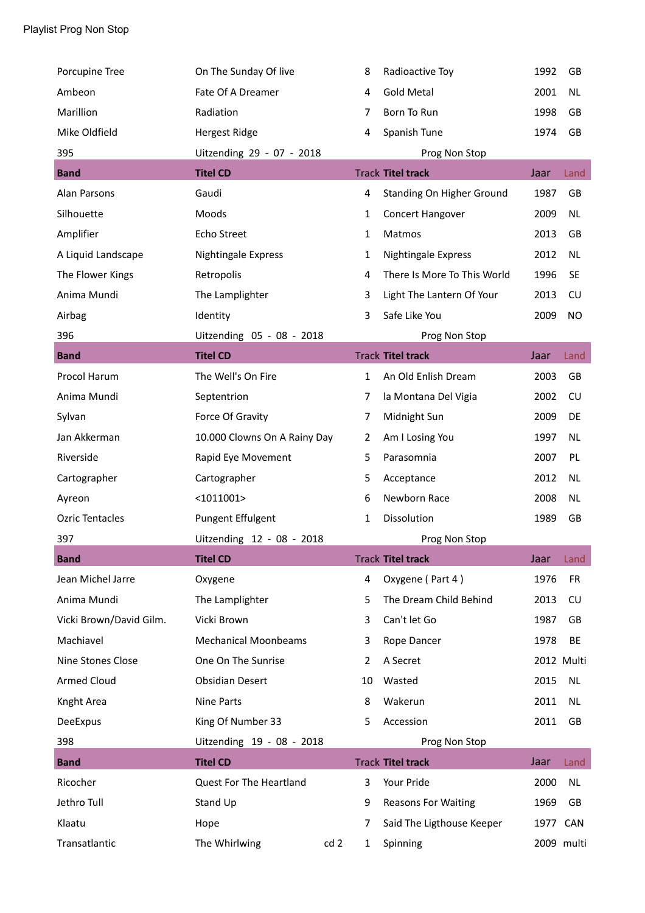Playlist Prog Non Stop

| | | | | | |
|---|---|---|---|---|---|
| Porcupine Tree | On The Sunday Of live | 8 | Radioactive Toy | 1992 | GB |
| Ambeon | Fate Of A Dreamer | 4 | Gold Metal | 2001 | NL |
| Marillion | Radiation | 7 | Born To Run | 1998 | GB |
| Mike Oldfield | Hergest Ridge | 4 | Spanish Tune | 1974 | GB |
| 395 | Uitzending 29 - 07 - 2018 | | Prog Non Stop | | |
| **Band** | **Titel CD** | Track | **Titel track** | Jaar | Land |
| Alan Parsons | Gaudi | 4 | Standing On Higher Ground | 1987 | GB |
| Silhouette | Moods | 1 | Concert Hangover | 2009 | NL |
| Amplifier | Echo Street | 1 | Matmos | 2013 | GB |
| A Liquid Landscape | Nightingale Express | 1 | Nightingale Express | 2012 | NL |
| The Flower Kings | Retropolis | 4 | There Is More To This World | 1996 | SE |
| Anima Mundi | The Lamplighter | 3 | Light The Lantern Of Your | 2013 | CU |
| Airbag | Identity | 3 | Safe Like You | 2009 | NO |
| 396 | Uitzending 05 - 08 - 2018 | | Prog Non Stop | | |
| **Band** | **Titel CD** | Track | **Titel track** | Jaar | Land |
| Procol Harum | The Well's On Fire | 1 | An Old Enlish Dream | 2003 | GB |
| Anima Mundi | Septentrion | 7 | la Montana Del Vigia | 2002 | CU |
| Sylvan | Force Of Gravity | 7 | Midnight Sun | 2009 | DE |
| Jan Akkerman | 10.000 Clowns On A Rainy Day | 2 | Am I Losing You | 1997 | NL |
| Riverside | Rapid Eye Movement | 5 | Parasomnia | 2007 | PL |
| Cartographer | Cartographer | 5 | Acceptance | 2012 | NL |
| Ayreon | <1011001> | 6 | Newborn Race | 2008 | NL |
| Ozric Tentacles | Pungent Effulgent | 1 | Dissolution | 1989 | GB |
| 397 | Uitzending 12 - 08 - 2018 | | Prog Non Stop | | |
| **Band** | **Titel CD** | Track | **Titel track** | Jaar | Land |
| Jean Michel Jarre | Oxygene | 4 | Oxygene ( Part 4 ) | 1976 | FR |
| Anima Mundi | The Lamplighter | 5 | The Dream Child Behind | 2013 | CU |
| Vicki Brown/David Gilm. | Vicki Brown | 3 | Can't let Go | 1987 | GB |
| Machiavel | Mechanical Moonbeams | 3 | Rope Dancer | 1978 | BE |
| Nine Stones Close | One On The Sunrise | 2 | A Secret | 2012 | Multi |
| Armed Cloud | Obsidian Desert | 10 | Wasted | 2015 | NL |
| Knght Area | Nine Parts | 8 | Wakerun | 2011 | NL |
| DeeExpus | King Of Number 33 | 5 | Accession | 2011 | GB |
| 398 | Uitzending 19 - 08 - 2018 | | Prog Non Stop | | |
| **Band** | **Titel CD** | Track | **Titel track** | Jaar | Land |
| Ricocher | Quest For The Heartland | 3 | Your Pride | 2000 | NL |
| Jethro Tull | Stand Up | 9 | Reasons For Waiting | 1969 | GB |
| Klaatu | Hope | 7 | Said The Ligthouse Keeper | 1977 | CAN |
| Transatlantic | The Whirlwing cd 2 | 1 | Spinning | 2009 | multi |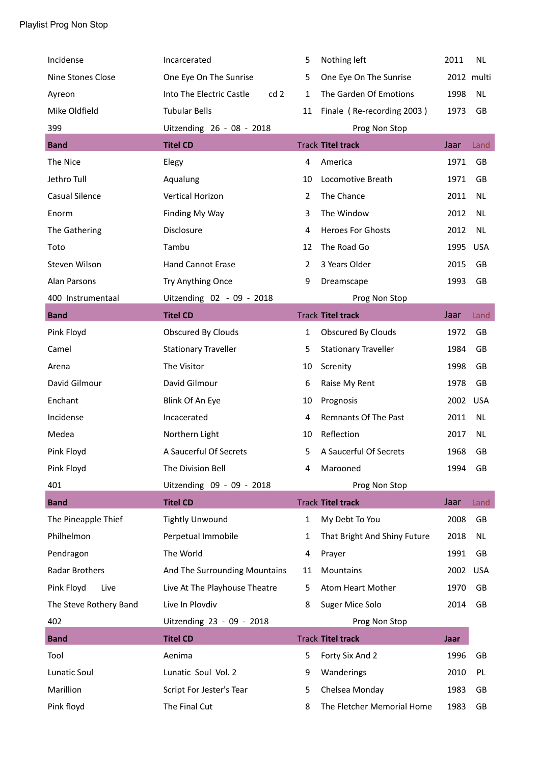Playlist Prog Non Stop

| | | | | | |
|---|---|---|---|---|---|
| Incidense | Incarcerated | 5 | Nothing left | 2011 | NL |
| Nine Stones Close | One Eye On The Sunrise | 5 | One Eye On The Sunrise | 2012 | multi |
| Ayreon | Into The Electric Castle cd 2 | 1 | The Garden Of Emotions | 1998 | NL |
| Mike Oldfield | Tubular Bells | 11 | Finale ( Re-recording 2003 ) | 1973 | GB |
| 399 | Uitzending 26 - 08 - 2018 | | Prog Non Stop | | |
| **Band** | **Titel CD** | Track | **Titel track** | Jaar | Land |
| The Nice | Elegy | 4 | America | 1971 | GB |
| Jethro Tull | Aqualung | 10 | Locomotive Breath | 1971 | GB |
| Casual Silence | Vertical Horizon | 2 | The Chance | 2011 | NL |
| Enorm | Finding My Way | 3 | The Window | 2012 | NL |
| The Gathering | Disclosure | 4 | Heroes For Ghosts | 2012 | NL |
| Toto | Tambu | 12 | The Road Go | 1995 | USA |
| Steven Wilson | Hand Cannot Erase | 2 | 3 Years Older | 2015 | GB |
| Alan Parsons | Try Anything Once | 9 | Dreamscape | 1993 | GB |
| 400 Instrumentaal | Uitzending 02 - 09 - 2018 | | Prog Non Stop | | |
| **Band** | **Titel CD** | Track | **Titel track** | Jaar | Land |
| Pink Floyd | Obscured By Clouds | 1 | Obscured By Clouds | 1972 | GB |
| Camel | Stationary Traveller | 5 | Stationary Traveller | 1984 | GB |
| Arena | The Visitor | 10 | Screnity | 1998 | GB |
| David Gilmour | David Gilmour | 6 | Raise My Rent | 1978 | GB |
| Enchant | Blink Of An Eye | 10 | Prognosis | 2002 | USA |
| Incidense | Incacerated | 4 | Remnants Of The Past | 2011 | NL |
| Medea | Northern Light | 10 | Reflection | 2017 | NL |
| Pink Floyd | A Saucerful Of Secrets | 5 | A Saucerful Of Secrets | 1968 | GB |
| Pink Floyd | The Division Bell | 4 | Marooned | 1994 | GB |
| 401 | Uitzending 09 - 09 - 2018 | | Prog Non Stop | | |
| **Band** | **Titel CD** | Track | **Titel track** | Jaar | Land |
| The Pineapple Thief | Tightly Unwound | 1 | My Debt To You | 2008 | GB |
| Philhelmon | Perpetual Immobile | 1 | That Bright And Shiny Future | 2018 | NL |
| Pendragon | The World | 4 | Prayer | 1991 | GB |
| Radar Brothers | And The Surrounding Mountains | 11 | Mountains | 2002 | USA |
| Pink Floyd Live | Live At The Playhouse Theatre | 5 | Atom Heart Mother | 1970 | GB |
| The Steve Rothery Band | Live In Plovdiv | 8 | Suger Mice Solo | 2014 | GB |
| 402 | Uitzending 23 - 09 - 2018 | | Prog Non Stop | | |
| **Band** | **Titel CD** | Track | **Titel track** | **Jaar** | |
| Tool | Aenima | 5 | Forty Six And 2 | 1996 | GB |
| Lunatic Soul | Lunatic Soul Vol. 2 | 9 | Wanderings | 2010 | PL |
| Marillion | Script For Jester's Tear | 5 | Chelsea Monday | 1983 | GB |
| Pink floyd | The Final Cut | 8 | The Fletcher Memorial Home | 1983 | GB |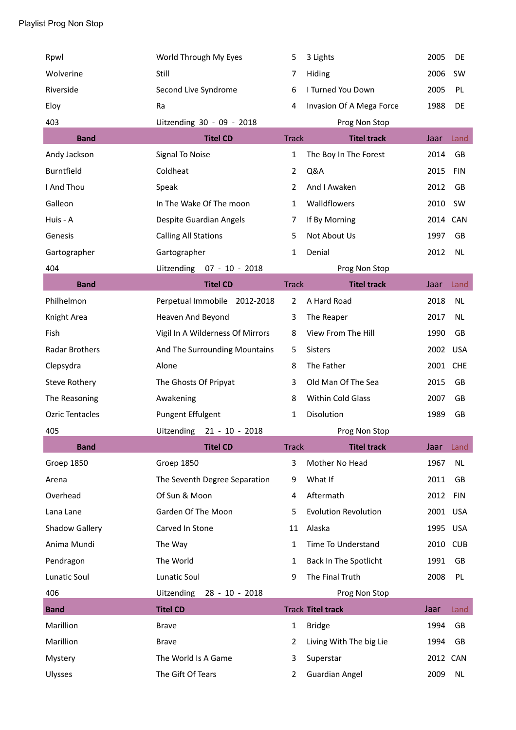Playlist Prog Non Stop

| | | | | | |
|---|---|---|---|---|---|
| Rpwl | World Through My Eyes | 5 | 3 Lights | 2005 | DE |
| Wolverine | Still | 7 | Hiding | 2006 | SW |
| Riverside | Second Live Syndrome | 6 | I Turned You Down | 2005 | PL |
| Eloy | Ra | 4 | Invasion Of A Mega Force | 1988 | DE |

403 Uitzending 30 - 09 - 2018 Prog Non Stop

| Band | Titel CD | Track | Titel track | Jaar | Land |
|---|---|---|---|---|---|
| Andy Jackson | Signal To Noise | 1 | The Boy In The Forest | 2014 | GB |
| Burntfield | Coldheat | 2 | Q&A | 2015 | FIN |
| I And Thou | Speak | 2 | And I Awaken | 2012 | GB |
| Galleon | In The Wake Of The moon | 1 | Walldflowers | 2010 | SW |
| Huis - A | Despite Guardian Angels | 7 | If By Morning | 2014 | CAN |
| Genesis | Calling All Stations | 5 | Not About Us | 1997 | GB |
| Gartographer | Gartographer | 1 | Denial | 2012 | NL |

404 Uitzending 07 - 10 - 2018 Prog Non Stop

| Band | Titel CD | Track | Titel track | Jaar | Land |
|---|---|---|---|---|---|
| Philhelmon | Perpetual Immobile 2012-2018 | 2 | A Hard Road | 2018 | NL |
| Knight Area | Heaven And Beyond | 3 | The Reaper | 2017 | NL |
| Fish | Vigil In A Wilderness Of Mirrors | 8 | View From The Hill | 1990 | GB |
| Radar Brothers | And The Surrounding Mountains | 5 | Sisters | 2002 | USA |
| Clepsydra | Alone | 8 | The Father | 2001 | CHE |
| Steve Rothery | The Ghosts Of Pripyat | 3 | Old Man Of The Sea | 2015 | GB |
| The Reasoning | Awakening | 8 | Within Cold Glass | 2007 | GB |
| Ozric Tentacles | Pungent Effulgent | 1 | Disolution | 1989 | GB |

405 Uitzending 21 - 10 - 2018 Prog Non Stop

| Band | Titel CD | Track | Titel track | Jaar | Land |
|---|---|---|---|---|---|
| Groep 1850 | Groep 1850 | 3 | Mother No Head | 1967 | NL |
| Arena | The Seventh Degree Separation | 9 | What If | 2011 | GB |
| Overhead | Of Sun & Moon | 4 | Aftermath | 2012 | FIN |
| Lana Lane | Garden Of The Moon | 5 | Evolution Revolution | 2001 | USA |
| Shadow Gallery | Carved In Stone | 11 | Alaska | 1995 | USA |
| Anima Mundi | The Way | 1 | Time To Understand | 2010 | CUB |
| Pendragon | The World | 1 | Back In The Spotlicht | 1991 | GB |
| Lunatic Soul | Lunatic Soul | 9 | The Final Truth | 2008 | PL |

406 Uitzending 28 - 10 - 2018 Prog Non Stop

| Band | Titel CD | Track | Titel track | Jaar | Land |
|---|---|---|---|---|---|
| Marillion | Brave | 1 | Bridge | 1994 | GB |
| Marillion | Brave | 2 | Living With The big Lie | 1994 | GB |
| Mystery | The World Is A Game | 3 | Superstar | 2012 | CAN |
| Ulysses | The Gift Of Tears | 2 | Guardian Angel | 2009 | NL |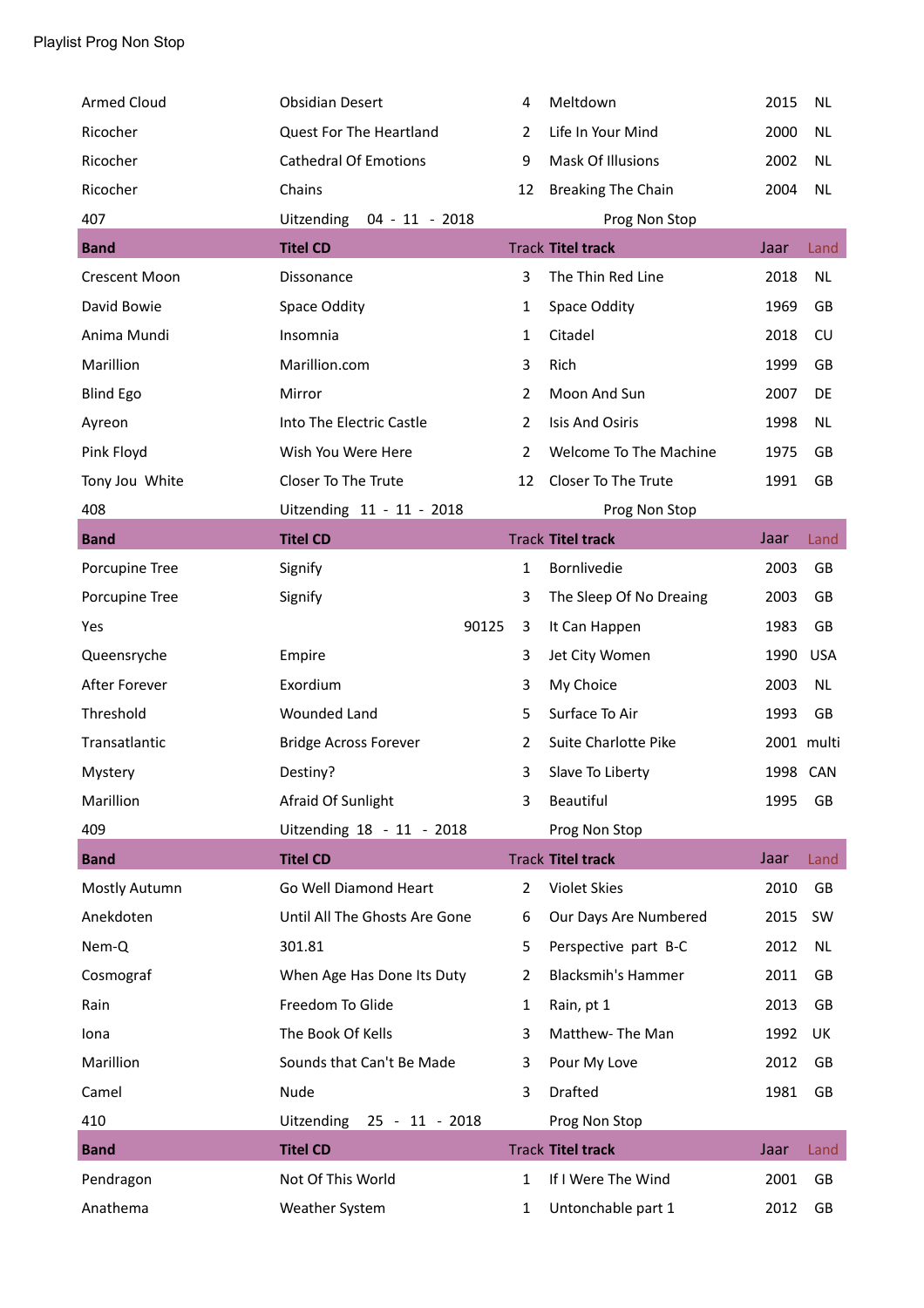Playlist Prog Non Stop

| | | | | | |
|---|---|---|---|---|---|
| Armed Cloud | Obsidian Desert | 4 | Meltdown | 2015 | NL |
| Ricocher | Quest For The Heartland | 2 | Life In Your Mind | 2000 | NL |
| Ricocher | Cathedral Of Emotions | 9 | Mask Of Illusions | 2002 | NL |
| Ricocher | Chains | 12 | Breaking The Chain | 2004 | NL |
| 407 | Uitzending 04 - 11 - 2018 | | Prog Non Stop | | |
| **Band** | **Titel CD** | Track | **Titel track** | Jaar | Land |
| Crescent Moon | Dissonance | 3 | The Thin Red Line | 2018 | NL |
| David Bowie | Space Oddity | 1 | Space Oddity | 1969 | GB |
| Anima Mundi | Insomnia | 1 | Citadel | 2018 | CU |
| Marillion | Marillion.com | 3 | Rich | 1999 | GB |
| Blind Ego | Mirror | 2 | Moon And Sun | 2007 | DE |
| Ayreon | Into The Electric Castle | 2 | Isis And Osiris | 1998 | NL |
| Pink Floyd | Wish You Were Here | 2 | Welcome To The Machine | 1975 | GB |
| Tony Jou White | Closer To The Trute | 12 | Closer To The Trute | 1991 | GB |
| 408 | Uitzending 11 - 11 - 2018 | | Prog Non Stop | | |
| **Band** | **Titel CD** | Track | **Titel track** | Jaar | Land |
| Porcupine Tree | Signify | 1 | Bornlivedie | 2003 | GB |
| Porcupine Tree | Signify | 3 | The Sleep Of No Dreaing | 2003 | GB |
| Yes | 90125 | 3 | It Can Happen | 1983 | GB |
| Queensryche | Empire | 3 | Jet City Women | 1990 | USA |
| After Forever | Exordium | 3 | My Choice | 2003 | NL |
| Threshold | Wounded Land | 5 | Surface To Air | 1993 | GB |
| Transatlantic | Bridge Across Forever | 2 | Suite Charlotte Pike | 2001 | multi |
| Mystery | Destiny? | 3 | Slave To Liberty | 1998 | CAN |
| Marillion | Afraid Of Sunlight | 3 | Beautiful | 1995 | GB |
| 409 | Uitzending 18 - 11 - 2018 | | Prog Non Stop | | |
| **Band** | **Titel CD** | Track | **Titel track** | Jaar | Land |
| Mostly Autumn | Go Well Diamond Heart | 2 | Violet Skies | 2010 | GB |
| Anekdoten | Until All The Ghosts Are Gone | 6 | Our Days Are Numbered | 2015 | SW |
| Nem-Q | 301.81 | 5 | Perspective part B-C | 2012 | NL |
| Cosmograf | When Age Has Done Its Duty | 2 | Blacksmih's Hammer | 2011 | GB |
| Rain | Freedom To Glide | 1 | Rain, pt 1 | 2013 | GB |
| Iona | The Book Of Kells | 3 | Matthew- The Man | 1992 | UK |
| Marillion | Sounds that Can't Be Made | 3 | Pour My Love | 2012 | GB |
| Camel | Nude | 3 | Drafted | 1981 | GB |
| 410 | Uitzending 25 - 11 - 2018 | | Prog Non Stop | | |
| **Band** | **Titel CD** | Track | **Titel track** | Jaar | Land |
| Pendragon | Not Of This World | 1 | If I Were The Wind | 2001 | GB |
| Anathema | Weather System | 1 | Untonchable part 1 | 2012 | GB |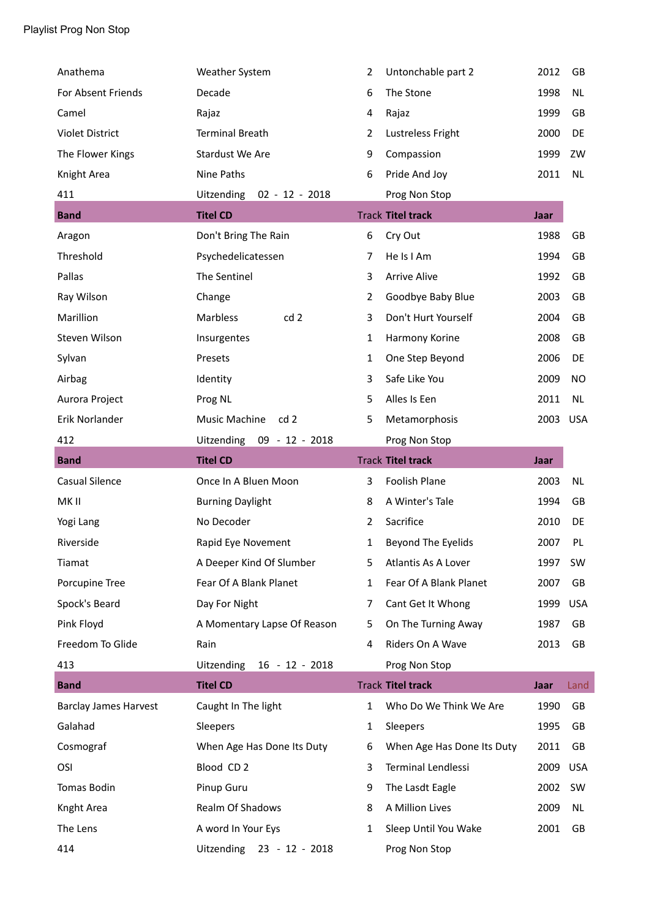Playlist Prog Non Stop

| | | | | | |
|---|---|---|---|---|---|
| Anathema | Weather System | 2 | Untonchable part 2 | 2012 | GB |
| For Absent Friends | Decade | 6 | The Stone | 1998 | NL |
| Camel | Rajaz | 4 | Rajaz | 1999 | GB |
| Violet District | Terminal Breath | 2 | Lustreless Fright | 2000 | DE |
| The Flower Kings | Stardust We Are | 9 | Compassion | 1999 | ZW |
| Knight Area | Nine Paths | 6 | Pride And Joy | 2011 | NL |
| 411 | Uitzending 02 - 12 - 2018 | | Prog Non Stop | | |
| **Band** | **Titel CD** | **Track** | **Titel track** | **Jaar** | |
| Aragon | Don't Bring The Rain | 6 | Cry Out | 1988 | GB |
| Threshold | Psychedelicatessen | 7 | He Is I Am | 1994 | GB |
| Pallas | The Sentinel | 3 | Arrive Alive | 1992 | GB |
| Ray Wilson | Change | 2 | Goodbye Baby Blue | 2003 | GB |
| Marillion | Marbless cd 2 | 3 | Don't Hurt Yourself | 2004 | GB |
| Steven Wilson | Insurgentes | 1 | Harmony Korine | 2008 | GB |
| Sylvan | Presets | 1 | One Step Beyond | 2006 | DE |
| Airbag | Identity | 3 | Safe Like You | 2009 | NO |
| Aurora Project | Prog NL | 5 | Alles Is Een | 2011 | NL |
| Erik Norlander | Music Machine cd 2 | 5 | Metamorphosis | 2003 | USA |
| 412 | Uitzending 09 - 12 - 2018 | | Prog Non Stop | | |
| **Band** | **Titel CD** | **Track** | **Titel track** | **Jaar** | |
| Casual Silence | Once In A Bluen Moon | 3 | Foolish Plane | 2003 | NL |
| MK II | Burning Daylight | 8 | A Winter's Tale | 1994 | GB |
| Yogi Lang | No Decoder | 2 | Sacrifice | 2010 | DE |
| Riverside | Rapid Eye Novement | 1 | Beyond The Eyelids | 2007 | PL |
| Tiamat | A Deeper Kind Of Slumber | 5 | Atlantis As A Lover | 1997 | SW |
| Porcupine Tree | Fear Of A Blank Planet | 1 | Fear Of A Blank Planet | 2007 | GB |
| Spock's Beard | Day For Night | 7 | Cant Get It Whong | 1999 | USA |
| Pink Floyd | A Momentary Lapse Of Reason | 5 | On The Turning Away | 1987 | GB |
| Freedom To Glide | Rain | 4 | Riders On A Wave | 2013 | GB |
| 413 | Uitzending 16 - 12 - 2018 | | Prog Non Stop | | |
| **Band** | **Titel CD** | **Track** | **Titel track** | **Jaar** | **Land** |
| Barclay James Harvest | Caught In The light | 1 | Who Do We Think We Are | 1990 | GB |
| Galahad | Sleepers | 1 | Sleepers | 1995 | GB |
| Cosmograf | When Age Has Done Its Duty | 6 | When Age Has Done Its Duty | 2011 | GB |
| OSI | Blood CD 2 | 3 | Terminal Lendlessi | 2009 | USA |
| Tomas Bodin | Pinup Guru | 9 | The Lasdt Eagle | 2002 | SW |
| Knght Area | Realm Of Shadows | 8 | A Million Lives | 2009 | NL |
| The Lens | A word In Your Eys | 1 | Sleep Until You Wake | 2001 | GB |
| 414 | Uitzending 23 - 12 - 2018 | | Prog Non Stop | | |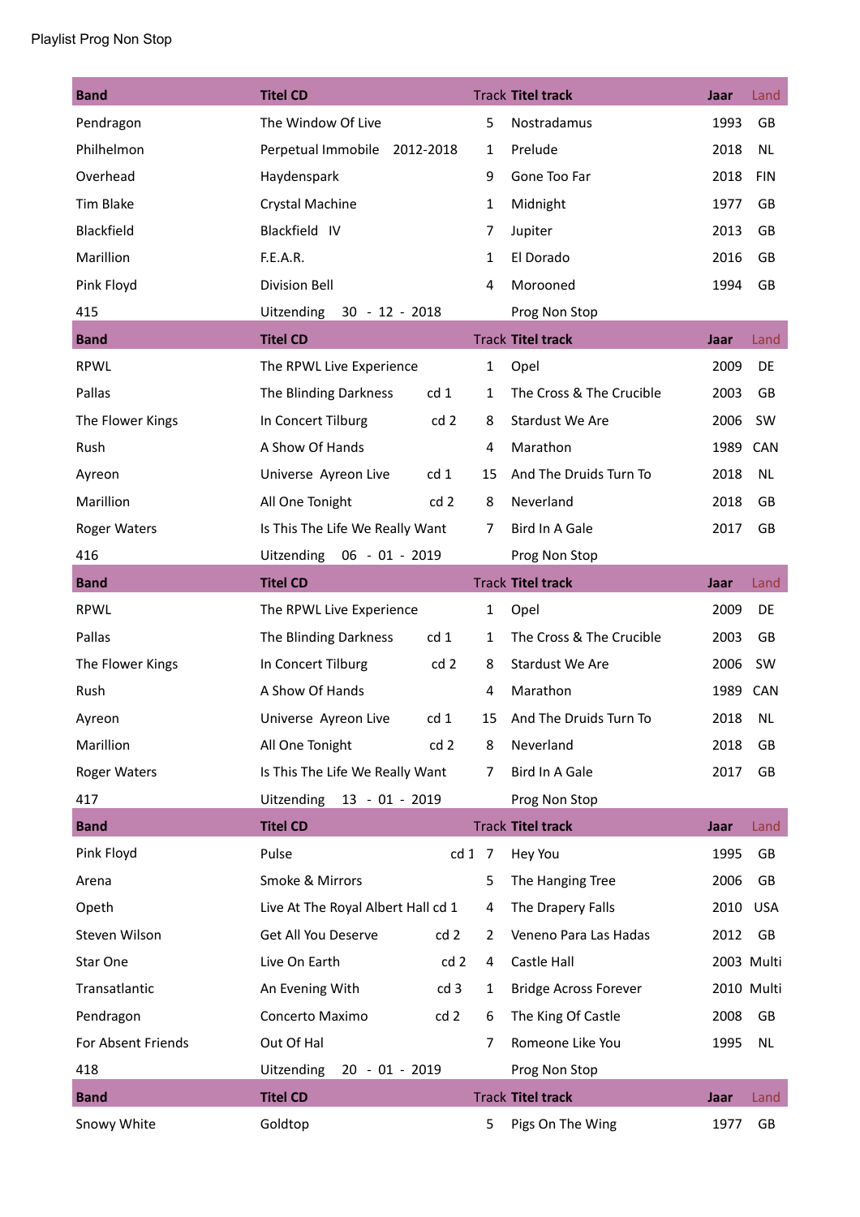Playlist Prog Non Stop

| Band | Titel CD | | Track | Titel track | Jaar | Land |
|---|---|---|---|---|---|---|
| Pendragon | The Window Of Live | | 5 | Nostradamus | 1993 | GB |
| Philhelmon | Perpetual Immobile | 2012-2018 | 1 | Prelude | 2018 | NL |
| Overhead | Haydenspark | | 9 | Gone Too Far | 2018 | FIN |
| Tim Blake | Crystal Machine | | 1 | Midnight | 1977 | GB |
| Blackfield | Blackfield IV | | 7 | Jupiter | 2013 | GB |
| Marillion | F.E.A.R. | | 1 | El Dorado | 2016 | GB |
| Pink Floyd | Division Bell | | 4 | Marooned | 1994 | GB |
| 415 | Uitzending 30 - 12 - 2018 | | | Prog Non Stop | | |

| Band | Titel CD | | Track | Titel track | Jaar | Land |
|---|---|---|---|---|---|---|
| RPWL | The RPWL Live Experience | | 1 | Opel | 2009 | DE |
| Pallas | The Blinding Darkness | cd 1 | 1 | The Cross & The Crucible | 2003 | GB |
| The Flower Kings | In Concert Tilburg | cd 2 | 8 | Stardust We Are | 2006 | SW |
| Rush | A Show Of Hands | | 4 | Marathon | 1989 | CAN |
| Ayreon | Universe Ayreon Live | cd 1 | 15 | And The Druids Turn To | 2018 | NL |
| Marillion | All One Tonight | cd 2 | 8 | Neverland | 2018 | GB |
| Roger Waters | Is This The Life We Really Want | | 7 | Bird In A Gale | 2017 | GB |
| 416 | Uitzending 06 - 01 - 2019 | | | Prog Non Stop | | |

| Band | Titel CD | | Track | Titel track | Jaar | Land |
|---|---|---|---|---|---|---|
| RPWL | The RPWL Live Experience | | 1 | Opel | 2009 | DE |
| Pallas | The Blinding Darkness | cd 1 | 1 | The Cross & The Crucible | 2003 | GB |
| The Flower Kings | In Concert Tilburg | cd 2 | 8 | Stardust We Are | 2006 | SW |
| Rush | A Show Of Hands | | 4 | Marathon | 1989 | CAN |
| Ayreon | Universe Ayreon Live | cd 1 | 15 | And The Druids Turn To | 2018 | NL |
| Marillion | All One Tonight | cd 2 | 8 | Neverland | 2018 | GB |
| Roger Waters | Is This The Life We Really Want | | 7 | Bird In A Gale | 2017 | GB |
| 417 | Uitzending 13 - 01 - 2019 | | | Prog Non Stop | | |

| Band | Titel CD | | Track | Titel track | Jaar | Land |
|---|---|---|---|---|---|---|
| Pink Floyd | Pulse | cd 1 | 7 | Hey You | 1995 | GB |
| Arena | Smoke & Mirrors | | 5 | The Hanging Tree | 2006 | GB |
| Opeth | Live At The Royal Albert Hall | cd 1 | 4 | The Drapery Falls | 2010 | USA |
| Steven Wilson | Get All You Deserve | cd 2 | 2 | Veneno Para Las Hadas | 2012 | GB |
| Star One | Live On Earth | cd 2 | 4 | Castle Hall | 2003 | Multi |
| Transatlantic | An Evening With | cd 3 | 1 | Bridge Across Forever | 2010 | Multi |
| Pendragon | Concerto Maximo | cd 2 | 6 | The King Of Castle | 2008 | GB |
| For Absent Friends | Out Of Hal | | 7 | Romeone Like You | 1995 | NL |
| 418 | Uitzending 20 - 01 - 2019 | | | Prog Non Stop | | |

| Band | Titel CD | | Track | Titel track | Jaar | Land |
|---|---|---|---|---|---|---|
| Snowy White | Goldtop | | 5 | Pigs On The Wing | 1977 | GB |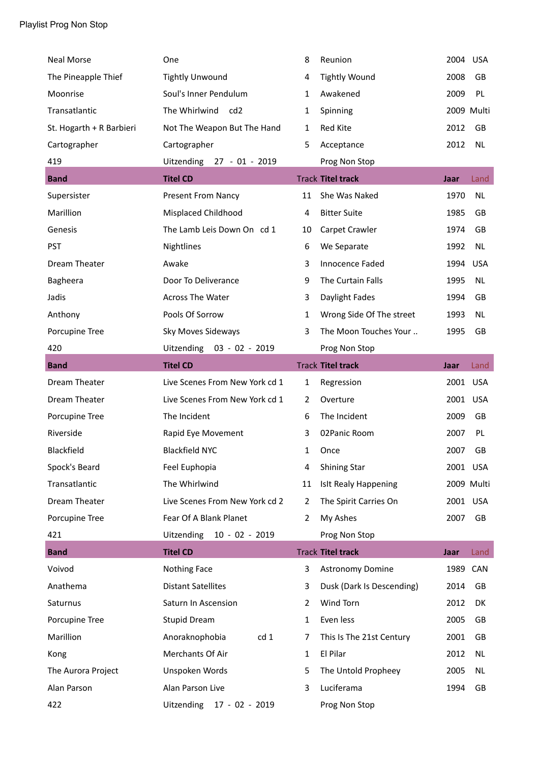Playlist Prog Non Stop

| Band | Titel CD | Track | Titel track | Jaar | Land |
|---|---|---|---|---|---|
| Neal Morse | One | 8 | Reunion | 2004 | USA |
| The Pineapple Thief | Tightly Unwound | 4 | Tightly Wound | 2008 | GB |
| Moonrise | Soul's Inner Pendulum | 1 | Awakened | 2009 | PL |
| Transatlantic | The Whirlwind cd2 | 1 | Spinning | 2009 | Multi |
| St. Hogarth + R Barbieri | Not The Weapon But The Hand | 1 | Red Kite | 2012 | GB |
| Cartographer | Cartographer | 5 | Acceptance | 2012 | NL |
| 419 | Uitzending 27 - 01 - 2019 | | Prog Non Stop | | |

| Band | Titel CD | Track | Titel track | Jaar | Land |
|---|---|---|---|---|---|
| Supersister | Present From Nancy | 11 | She Was Naked | 1970 | NL |
| Marillion | Misplaced Childhood | 4 | Bitter Suite | 1985 | GB |
| Genesis | The Lamb Leis Down On cd 1 | 10 | Carpet Crawler | 1974 | GB |
| PST | Nightlines | 6 | We Separate | 1992 | NL |
| Dream Theater | Awake | 3 | Innocence Faded | 1994 | USA |
| Bagheera | Door To Deliverance | 9 | The Curtain Falls | 1995 | NL |
| Jadis | Across The Water | 3 | Daylight Fades | 1994 | GB |
| Anthony | Pools Of Sorrow | 1 | Wrong Side Of The street | 1993 | NL |
| Porcupine Tree | Sky Moves Sideways | 3 | The Moon Touches Your .. | 1995 | GB |
| 420 | Uitzending 03 - 02 - 2019 | | Prog Non Stop | | |

| Band | Titel CD | Track | Titel track | Jaar | Land |
|---|---|---|---|---|---|
| Dream Theater | Live Scenes From New York cd 1 | 1 | Regression | 2001 | USA |
| Dream Theater | Live Scenes From New York cd 1 | 2 | Overture | 2001 | USA |
| Porcupine Tree | The Incident | 6 | The Incident | 2009 | GB |
| Riverside | Rapid Eye Movement | 3 | 02Panic Room | 2007 | PL |
| Blackfield | Blackfield NYC | 1 | Once | 2007 | GB |
| Spock's Beard | Feel Euphopia | 4 | Shining Star | 2001 | USA |
| Transatlantic | The Whirlwind | 11 | IsIt Realy Happening | 2009 | Multi |
| Dream Theater | Live Scenes From New York cd 2 | 2 | The Spirit Carries On | 2001 | USA |
| Porcupine Tree | Fear Of A Blank Planet | 2 | My Ashes | 2007 | GB |
| 421 | Uitzending 10 - 02 - 2019 | | Prog Non Stop | | |

| Band | Titel CD | Track | Titel track | Jaar | Land |
|---|---|---|---|---|---|
| Voivod | Nothing Face | 3 | Astronomy Domine | 1989 | CAN |
| Anathema | Distant Satellites | 3 | Dusk (Dark Is Descending) | 2014 | GB |
| Saturnus | Saturn In Ascension | 2 | Wind Torn | 2012 | DK |
| Porcupine Tree | Stupid Dream | 1 | Even less | 2005 | GB |
| Marillion | Anoraknophobia cd 1 | 7 | This Is The 21st Century | 2001 | GB |
| Kong | Merchants Of Air | 1 | El Pilar | 2012 | NL |
| The Aurora Project | Unspoken Words | 5 | The Untold Propheey | 2005 | NL |
| Alan Parson | Alan Parson Live | 3 | Luciferama | 1994 | GB |
| 422 | Uitzending 17 - 02 - 2019 | | Prog Non Stop | | |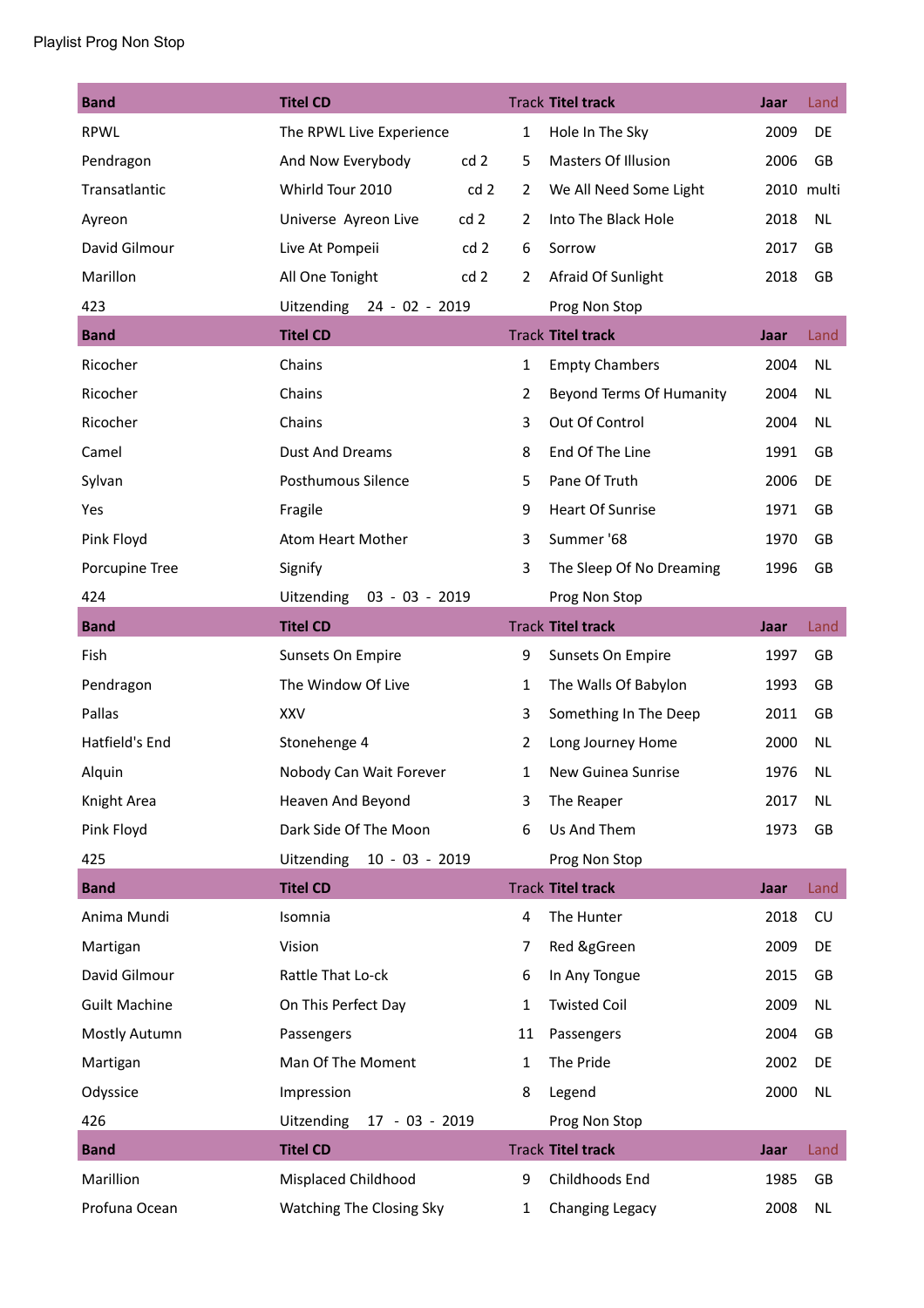Playlist Prog Non Stop

| Band | Titel CD | | Track | Titel track | Jaar | Land |
|---|---|---|---|---|---|---|
| RPWL | The RPWL Live Experience | | 1 | Hole In The Sky | 2009 | DE |
| Pendragon | And Now Everybody | cd 2 | 5 | Masters Of Illusion | 2006 | GB |
| Transatlantic | Whirld Tour 2010 | cd 2 | 2 | We All Need Some Light | 2010 | multi |
| Ayreon | Universe Ayreon Live | cd 2 | 2 | Into The Black Hole | 2018 | NL |
| David Gilmour | Live At Pompeii | cd 2 | 6 | Sorrow | 2017 | GB |
| Marillon | All One Tonight | cd 2 | 2 | Afraid Of Sunlight | 2018 | GB |
| 423 | Uitzending 24 - 02 - 2019 | | | Prog Non Stop | | |

| Band | Titel CD | Track | Titel track | Jaar | Land |
|---|---|---|---|---|---|
| Ricocher | Chains | 1 | Empty Chambers | 2004 | NL |
| Ricocher | Chains | 2 | Beyond Terms Of Humanity | 2004 | NL |
| Ricocher | Chains | 3 | Out Of Control | 2004 | NL |
| Camel | Dust And Dreams | 8 | End Of The Line | 1991 | GB |
| Sylvan | Posthumous Silence | 5 | Pane Of Truth | 2006 | DE |
| Yes | Fragile | 9 | Heart Of Sunrise | 1971 | GB |
| Pink Floyd | Atom Heart Mother | 3 | Summer '68 | 1970 | GB |
| Porcupine Tree | Signify | 3 | The Sleep Of No Dreaming | 1996 | GB |
| 424 | Uitzending 03 - 03 - 2019 | | Prog Non Stop | | |

| Band | Titel CD | Track | Titel track | Jaar | Land |
|---|---|---|---|---|---|
| Fish | Sunsets On Empire | 9 | Sunsets On Empire | 1997 | GB |
| Pendragon | The Window Of Live | 1 | The Walls Of Babylon | 1993 | GB |
| Pallas | XXV | 3 | Something In The Deep | 2011 | GB |
| Hatfield's End | Stonehenge 4 | 2 | Long Journey Home | 2000 | NL |
| Alquin | Nobody Can Wait Forever | 1 | New Guinea Sunrise | 1976 | NL |
| Knight Area | Heaven And Beyond | 3 | The Reaper | 2017 | NL |
| Pink Floyd | Dark Side Of The Moon | 6 | Us And Them | 1973 | GB |
| 425 | Uitzending 10 - 03 - 2019 | | Prog Non Stop | | |

| Band | Titel CD | Track | Titel track | Jaar | Land |
|---|---|---|---|---|---|
| Anima Mundi | Isomnia | 4 | The Hunter | 2018 | CU |
| Martigan | Vision | 7 | Red &gGreen | 2009 | DE |
| David Gilmour | Rattle That Lo-ck | 6 | In Any Tongue | 2015 | GB |
| Guilt Machine | On This Perfect Day | 1 | Twisted Coil | 2009 | NL |
| Mostly Autumn | Passengers | 11 | Passengers | 2004 | GB |
| Martigan | Man Of The Moment | 1 | The Pride | 2002 | DE |
| Odyssice | Impression | 8 | Legend | 2000 | NL |
| 426 | Uitzending 17 - 03 - 2019 | | Prog Non Stop | | |

| Band | Titel CD | Track | Titel track | Jaar | Land |
|---|---|---|---|---|---|
| Marillion | Misplaced Childhood | 9 | Childhoods End | 1985 | GB |
| Profuna Ocean | Watching The Closing Sky | 1 | Changing Legacy | 2008 | NL |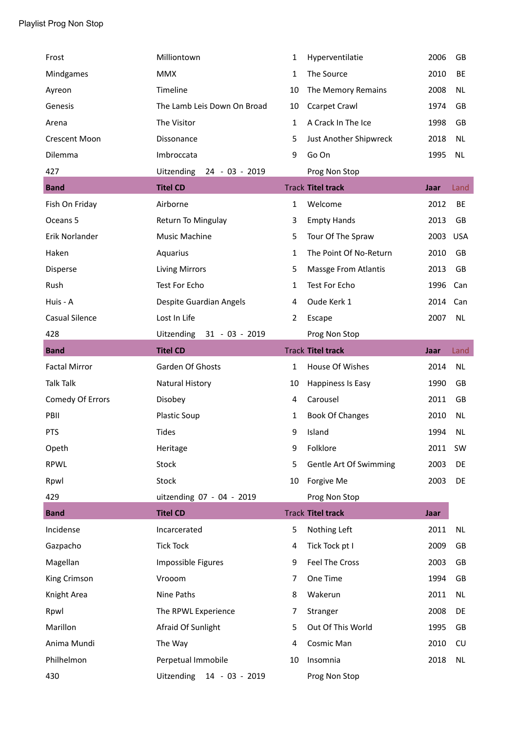Playlist Prog Non Stop

| | | | | | |
|---|---|---|---|---|---|
| Frost | Milliontown | 1 | Hyperventilatie | 2006 | GB |
| Mindgames | MMX | 1 | The Source | 2010 | BE |
| Ayreon | Timeline | 10 | The Memory Remains | 2008 | NL |
| Genesis | The Lamb Leis Down On Broad | 10 | Ccarpet Crawl | 1974 | GB |
| Arena | The Visitor | 1 | A Crack In The Ice | 1998 | GB |
| Crescent Moon | Dissonance | 5 | Just Another Shipwreck | 2018 | NL |
| Dilemma | Imbroccata | 9 | Go On | 1995 | NL |
| 427 | Uitzending 24 - 03 - 2019 | | Prog Non Stop | | |
| **Band** | **Titel CD** | Track | **Titel track** | **Jaar** | Land |
| Fish On Friday | Airborne | 1 | Welcome | 2012 | BE |
| Oceans 5 | Return To Mingulay | 3 | Empty Hands | 2013 | GB |
| Erik Norlander | Music Machine | 5 | Tour Of The Spraw | 2003 | USA |
| Haken | Aquarius | 1 | The Point Of No-Return | 2010 | GB |
| Disperse | Living Mirrors | 5 | Massge From Atlantis | 2013 | GB |
| Rush | Test For Echo | 1 | Test For Echo | 1996 | Can |
| Huis - A | Despite Guardian Angels | 4 | Oude Kerk 1 | 2014 | Can |
| Casual Silence | Lost In Life | 2 | Escape | 2007 | NL |
| 428 | Uitzending 31 - 03 - 2019 | | Prog Non Stop | | |
| **Band** | **Titel CD** | Track | **Titel track** | **Jaar** | Land |
| Factal Mirror | Garden Of Ghosts | 1 | House Of Wishes | 2014 | NL |
| Talk Talk | Natural History | 10 | Happiness Is Easy | 1990 | GB |
| Comedy Of Errors | Disobey | 4 | Carousel | 2011 | GB |
| PBII | Plastic Soup | 1 | Book Of Changes | 2010 | NL |
| PTS | Tides | 9 | Island | 1994 | NL |
| Opeth | Heritage | 9 | Folklore | 2011 | SW |
| RPWL | Stock | 5 | Gentle Art Of Swimming | 2003 | DE |
| Rpwl | Stock | 10 | Forgive Me | 2003 | DE |
| 429 | uitzending 07 - 04 - 2019 | | Prog Non Stop | | |
| **Band** | **Titel CD** | Track | **Titel track** | **Jaar** | |
| Incidense | Incarcerated | 5 | Nothing Left | 2011 | NL |
| Gazpacho | Tick Tock | 4 | Tick Tock pt I | 2009 | GB |
| Magellan | Impossible Figures | 9 | Feel The Cross | 2003 | GB |
| King Crimson | Vrooom | 7 | One Time | 1994 | GB |
| Knight Area | Nine Paths | 8 | Wakerun | 2011 | NL |
| Rpwl | The RPWL Experience | 7 | Stranger | 2008 | DE |
| Marillon | Afraid Of Sunlight | 5 | Out Of This World | 1995 | GB |
| Anima Mundi | The Way | 4 | Cosmic Man | 2010 | CU |
| Philhelmon | Perpetual Immobile | 10 | Insomnia | 2018 | NL |
| 430 | Uitzending 14 - 03 - 2019 | | Prog Non Stop | | |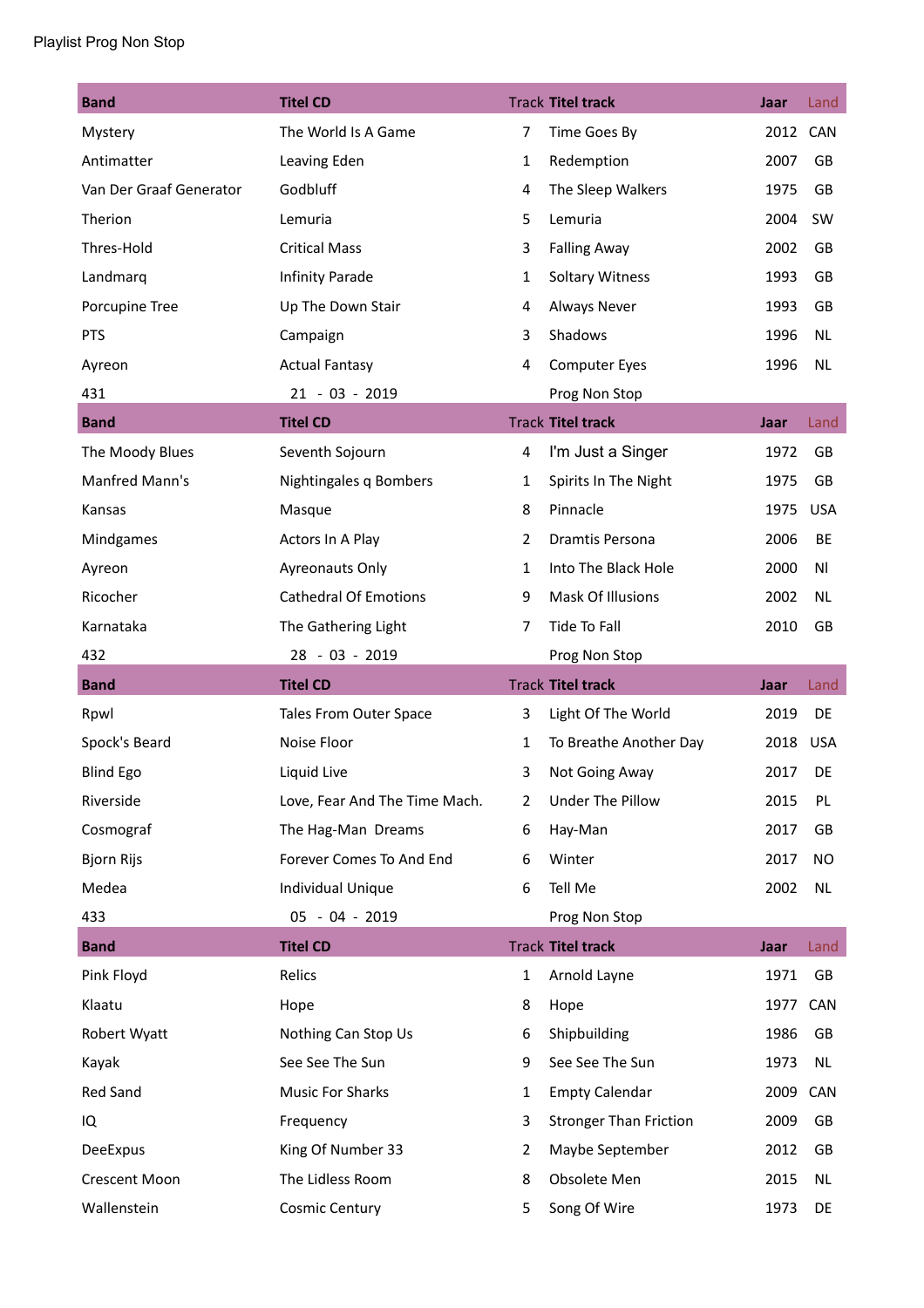Playlist Prog Non Stop

| Band | Titel CD | Track | Titel track | Jaar | Land |
|---|---|---|---|---|---|
| Mystery | The World Is A Game | 7 | Time Goes By | 2012 | CAN |
| Antimatter | Leaving Eden | 1 | Redemption | 2007 | GB |
| Van Der Graaf Generator | Godbluff | 4 | The Sleep Walkers | 1975 | GB |
| Therion | Lemuria | 5 | Lemuria | 2004 | SW |
| Thres-Hold | Critical Mass | 3 | Falling Away | 2002 | GB |
| Landmarq | Infinity Parade | 1 | Soltary Witness | 1993 | GB |
| Porcupine Tree | Up The Down Stair | 4 | Always Never | 1993 | GB |
| PTS | Campaign | 3 | Shadows | 1996 | NL |
| Ayreon | Actual Fantasy | 4 | Computer Eyes | 1996 | NL |
| 431 | 21 - 03 - 2019 | | Prog Non Stop | | |
| **Band** | **Titel CD** | **Track** | **Titel track** | **Jaar** | **Land** |
| The Moody Blues | Seventh Sojourn | 4 | I'm Just a Singer | 1972 | GB |
| Manfred Mann's | Nightingales q Bombers | 1 | Spirits In The Night | 1975 | GB |
| Kansas | Masque | 8 | Pinnacle | 1975 | USA |
| Mindgames | Actors In A Play | 2 | Dramtis Persona | 2006 | BE |
| Ayreon | Ayreonauts Only | 1 | Into The Black Hole | 2000 | Nl |
| Ricocher | Cathedral Of Emotions | 9 | Mask Of Illusions | 2002 | NL |
| Karnataka | The Gathering Light | 7 | Tide To Fall | 2010 | GB |
| 432 | 28 - 03 - 2019 | | Prog Non Stop | | |
| **Band** | **Titel CD** | **Track** | **Titel track** | **Jaar** | **Land** |
| Rpwl | Tales From Outer Space | 3 | Light Of The World | 2019 | DE |
| Spock's Beard | Noise Floor | 1 | To Breathe Another Day | 2018 | USA |
| Blind Ego | Liquid Live | 3 | Not Going Away | 2017 | DE |
| Riverside | Love, Fear And The Time Mach. | 2 | Under The Pillow | 2015 | PL |
| Cosmograf | The Hag-Man Dreams | 6 | Hay-Man | 2017 | GB |
| Bjorn Rijs | Forever Comes To And End | 6 | Winter | 2017 | NO |
| Medea | Individual Unique | 6 | Tell Me | 2002 | NL |
| 433 | 05 - 04 - 2019 | | Prog Non Stop | | |
| **Band** | **Titel CD** | **Track** | **Titel track** | **Jaar** | **Land** |
| Pink Floyd | Relics | 1 | Arnold Layne | 1971 | GB |
| Klaatu | Hope | 8 | Hope | 1977 | CAN |
| Robert Wyatt | Nothing Can Stop Us | 6 | Shipbuilding | 1986 | GB |
| Kayak | See See The Sun | 9 | See See The Sun | 1973 | NL |
| Red Sand | Music For Sharks | 1 | Empty Calendar | 2009 | CAN |
| IQ | Frequency | 3 | Stronger Than Friction | 2009 | GB |
| DeeExpus | King Of Number 33 | 2 | Maybe September | 2012 | GB |
| Crescent Moon | The Lidless Room | 8 | Obsolete Men | 2015 | NL |
| Wallenstein | Cosmic Century | 5 | Song Of Wire | 1973 | DE |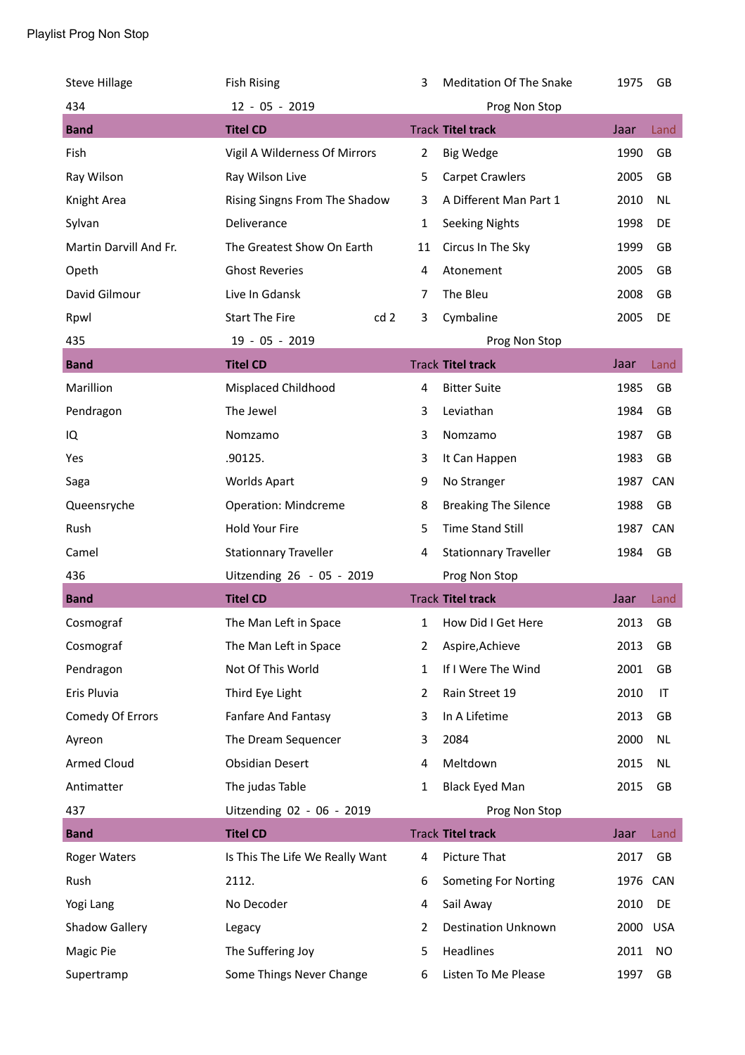Playlist Prog Non Stop

| Steve Hillage | Fish Rising | | 3 | Meditation Of The Snake | 1975 | GB |
|---|---|---|---|---|---|---|
| 434 | 12 - 05 - 2019 | | | Prog Non Stop | | |
| **Band** | **Titel CD** | | **Track** | **Titel track** | Jaar | Land |
| Fish | Vigil A Wilderness Of Mirrors | | 2 | Big Wedge | 1990 | GB |
| Ray Wilson | Ray Wilson Live | | 5 | Carpet Crawlers | 2005 | GB |
| Knight Area | Rising Singns From The Shadow | | 3 | A Different Man Part 1 | 2010 | NL |
| Sylvan | Deliverance | | 1 | Seeking Nights | 1998 | DE |
| Martin Darvill And Fr. | The Greatest Show On Earth | | 11 | Circus In The Sky | 1999 | GB |
| Opeth | Ghost Reveries | | 4 | Atonement | 2005 | GB |
| David Gilmour | Live In Gdansk | | 7 | The Bleu | 2008 | GB |
| Rpwl | Start The Fire | cd 2 | 3 | Cymbaline | 2005 | DE |
| 435 | 19 - 05 - 2019 | | | Prog Non Stop | | |
| **Band** | **Titel CD** | | **Track** | **Titel track** | Jaar | Land |
| Marillion | Misplaced Childhood | | 4 | Bitter Suite | 1985 | GB |
| Pendragon | The Jewel | | 3 | Leviathan | 1984 | GB |
| IQ | Nomzamo | | 3 | Nomzamo | 1987 | GB |
| Yes | .90125. | | 3 | It Can Happen | 1983 | GB |
| Saga | Worlds Apart | | 9 | No Stranger | 1987 | CAN |
| Queensryche | Operation: Mindcreme | | 8 | Breaking The Silence | 1988 | GB |
| Rush | Hold Your Fire | | 5 | Time Stand Still | 1987 | CAN |
| Camel | Stationnary Traveller | | 4 | Stationnary Traveller | 1984 | GB |
| 436 | Uitzending 26 - 05 - 2019 | | | Prog Non Stop | | |
| **Band** | **Titel CD** | | **Track** | **Titel track** | Jaar | Land |
| Cosmograf | The Man Left in Space | | 1 | How Did I Get Here | 2013 | GB |
| Cosmograf | The Man Left in Space | | 2 | Aspire,Achieve | 2013 | GB |
| Pendragon | Not Of This World | | 1 | If I Were The Wind | 2001 | GB |
| Eris Pluvia | Third Eye Light | | 2 | Rain Street 19 | 2010 | IT |
| Comedy Of Errors | Fanfare And Fantasy | | 3 | In A Lifetime | 2013 | GB |
| Ayreon | The Dream Sequencer | | 3 | 2084 | 2000 | NL |
| Armed Cloud | Obsidian Desert | | 4 | Meltdown | 2015 | NL |
| Antimatter | The judas Table | | 1 | Black Eyed Man | 2015 | GB |
| 437 | Uitzending 02 - 06 - 2019 | | | Prog Non Stop | | |
| **Band** | **Titel CD** | | **Track** | **Titel track** | Jaar | Land |
| Roger Waters | Is This The Life We Really Want | | 4 | Picture That | 2017 | GB |
| Rush | 2112. | | 6 | Someting For Norting | 1976 | CAN |
| Yogi Lang | No Decoder | | 4 | Sail Away | 2010 | DE |
| Shadow Gallery | Legacy | | 2 | Destination Unknown | 2000 | USA |
| Magic Pie | The Suffering Joy | | 5 | Headlines | 2011 | NO |
| Supertramp | Some Things Never Change | | 6 | Listen To Me Please | 1997 | GB |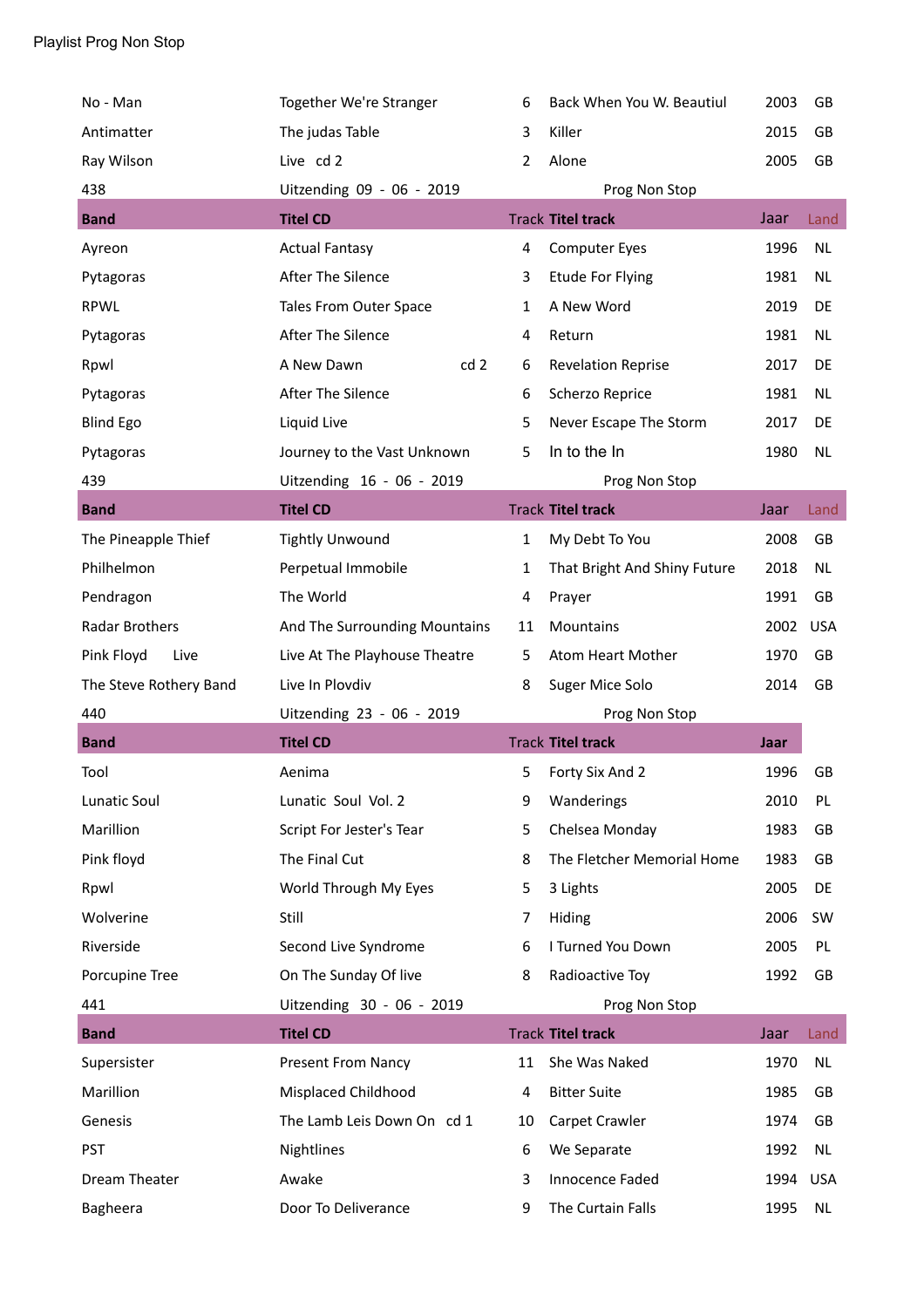Playlist Prog Non Stop

| | | | | | |
|---|---|---|---|---|---|
| No - Man | Together We're Stranger | 6 | Back When You W. Beautiul | 2003 | GB |
| Antimatter | The judas Table | 3 | Killer | 2015 | GB |
| Ray Wilson | Live cd 2 | 2 | Alone | 2005 | GB |
| 438 | Uitzending 09 - 06 - 2019 | | Prog Non Stop | | |
| **Band** | **Titel CD** | Track | **Titel track** | Jaar | Land |
| Ayreon | Actual Fantasy | 4 | Computer Eyes | 1996 | NL |
| Pytagoras | After The Silence | 3 | Etude For Flying | 1981 | NL |
| RPWL | Tales From Outer Space | 1 | A New Word | 2019 | DE |
| Pytagoras | After The Silence | 4 | Return | 1981 | NL |
| Rpwl | A New Dawn cd 2 | 6 | Revelation Reprise | 2017 | DE |
| Pytagoras | After The Silence | 6 | Scherzo Reprice | 1981 | NL |
| Blind Ego | Liquid Live | 5 | Never Escape The Storm | 2017 | DE |
| Pytagoras | Journey to the Vast Unknown | 5 | In to the In | 1980 | NL |
| 439 | Uitzending 16 - 06 - 2019 | | Prog Non Stop | | |
| **Band** | **Titel CD** | Track | **Titel track** | Jaar | Land |
| The Pineapple Thief | Tightly Unwound | 1 | My Debt To You | 2008 | GB |
| Philhelmon | Perpetual Immobile | 1 | That Bright And Shiny Future | 2018 | NL |
| Pendragon | The World | 4 | Prayer | 1991 | GB |
| Radar Brothers | And The Surrounding Mountains | 11 | Mountains | 2002 | USA |
| Pink Floyd Live | Live At The Playhouse Theatre | 5 | Atom Heart Mother | 1970 | GB |
| The Steve Rothery Band | Live In Plovdiv | 8 | Suger Mice Solo | 2014 | GB |
| 440 | Uitzending 23 - 06 - 2019 | | Prog Non Stop | | |
| **Band** | **Titel CD** | Track | **Titel track** | **Jaar** | |
| Tool | Aenima | 5 | Forty Six And 2 | 1996 | GB |
| Lunatic Soul | Lunatic Soul Vol. 2 | 9 | Wanderings | 2010 | PL |
| Marillion | Script For Jester's Tear | 5 | Chelsea Monday | 1983 | GB |
| Pink floyd | The Final Cut | 8 | The Fletcher Memorial Home | 1983 | GB |
| Rpwl | World Through My Eyes | 5 | 3 Lights | 2005 | DE |
| Wolverine | Still | 7 | Hiding | 2006 | SW |
| Riverside | Second Live Syndrome | 6 | I Turned You Down | 2005 | PL |
| Porcupine Tree | On The Sunday Of live | 8 | Radioactive Toy | 1992 | GB |
| 441 | Uitzending 30 - 06 - 2019 | | Prog Non Stop | | |
| **Band** | **Titel CD** | Track | **Titel track** | Jaar | Land |
| Supersister | Present From Nancy | 11 | She Was Naked | 1970 | NL |
| Marillion | Misplaced Childhood | 4 | Bitter Suite | 1985 | GB |
| Genesis | The Lamb Leis Down On cd 1 | 10 | Carpet Crawler | 1974 | GB |
| PST | Nightlines | 6 | We Separate | 1992 | NL |
| Dream Theater | Awake | 3 | Innocence Faded | 1994 | USA |
| Bagheera | Door To Deliverance | 9 | The Curtain Falls | 1995 | NL |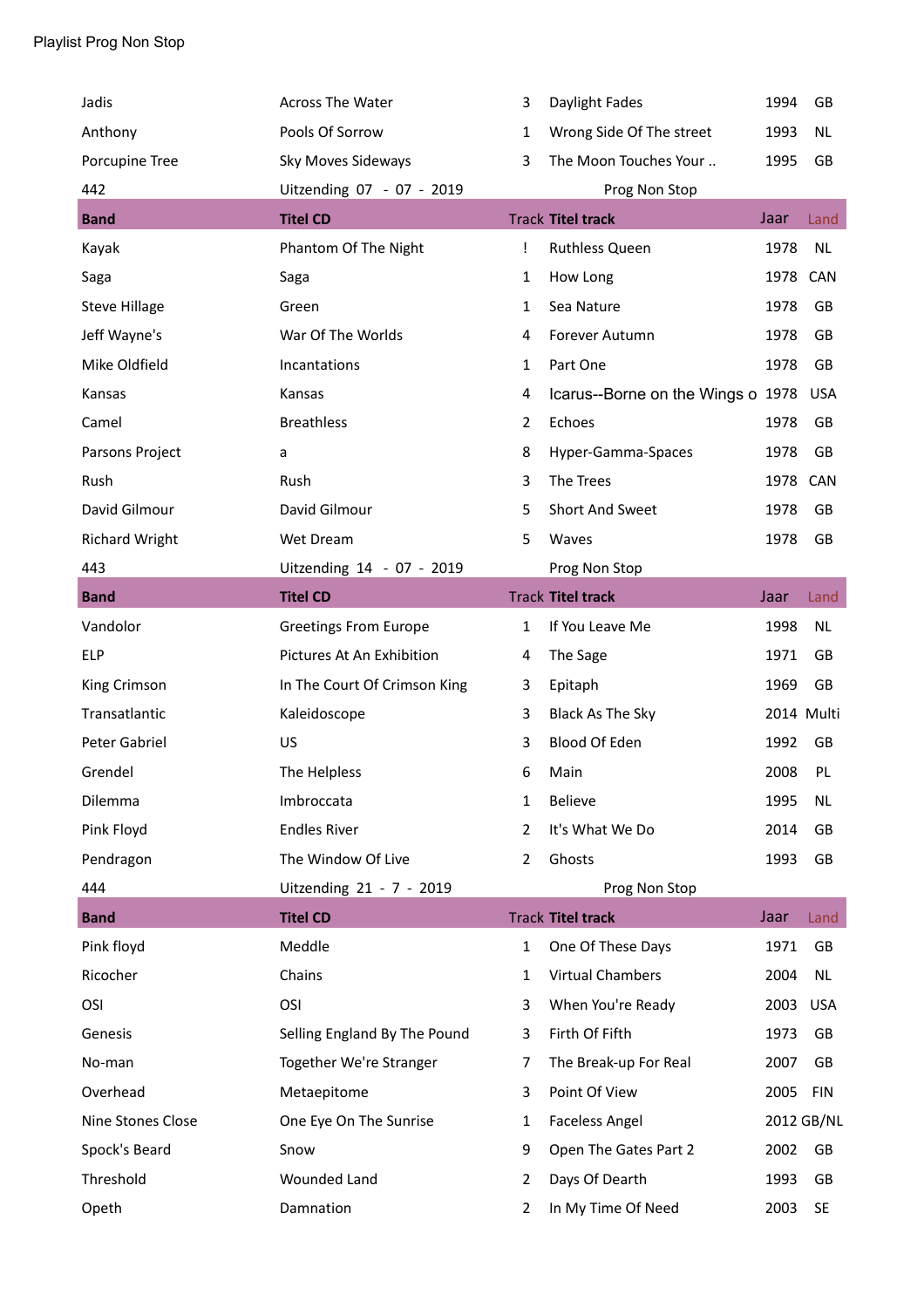Playlist Prog Non Stop

| | | | | | |
|---|---|---|---|---|---|
| Jadis | Across The Water | 3 | Daylight Fades | 1994 | GB |
| Anthony | Pools Of Sorrow | 1 | Wrong Side Of The street | 1993 | NL |
| Porcupine Tree | Sky Moves Sideways | 3 | The Moon Touches Your .. | 1995 | GB |
| 442 | Uitzending 07 - 07 - 2019 | | Prog Non Stop | | |
| **Band** | **Titel CD** | Track | **Titel track** | Jaar | Land |
| Kayak | Phantom Of The Night | ! | Ruthless Queen | 1978 | NL |
| Saga | Saga | 1 | How Long | 1978 | CAN |
| Steve Hillage | Green | 1 | Sea Nature | 1978 | GB |
| Jeff Wayne's | War Of The Worlds | 4 | Forever Autumn | 1978 | GB |
| Mike Oldfield | Incantations | 1 | Part One | 1978 | GB |
| Kansas | Kansas | 4 | Icarus--Borne on the Wings o | 1978 | USA |
| Camel | Breathless | 2 | Echoes | 1978 | GB |
| Parsons Project | a | 8 | Hyper-Gamma-Spaces | 1978 | GB |
| Rush | Rush | 3 | The Trees | 1978 | CAN |
| David Gilmour | David Gilmour | 5 | Short And Sweet | 1978 | GB |
| Richard Wright | Wet Dream | 5 | Waves | 1978 | GB |
| 443 | Uitzending 14 - 07 - 2019 | | Prog Non Stop | | |
| **Band** | **Titel CD** | Track | **Titel track** | Jaar | Land |
| Vandolor | Greetings From Europe | 1 | If You Leave Me | 1998 | NL |
| ELP | Pictures At An Exhibition | 4 | The Sage | 1971 | GB |
| King Crimson | In The Court Of Crimson King | 3 | Epitaph | 1969 | GB |
| Transatlantic | Kaleidoscope | 3 | Black As The Sky | 2014 | Multi |
| Peter Gabriel | US | 3 | Blood Of Eden | 1992 | GB |
| Grendel | The Helpless | 6 | Main | 2008 | PL |
| Dilemma | Imbroccata | 1 | Believe | 1995 | NL |
| Pink Floyd | Endles River | 2 | It's What We Do | 2014 | GB |
| Pendragon | The Window Of Live | 2 | Ghosts | 1993 | GB |
| 444 | Uitzending 21 - 7 - 2019 | | Prog Non Stop | | |
| **Band** | **Titel CD** | Track | **Titel track** | Jaar | Land |
| Pink floyd | Meddle | 1 | One Of These Days | 1971 | GB |
| Ricocher | Chains | 1 | Virtual Chambers | 2004 | NL |
| OSI | OSI | 3 | When You're Ready | 2003 | USA |
| Genesis | Selling England By The Pound | 3 | Firth Of Fifth | 1973 | GB |
| No-man | Together We're Stranger | 7 | The Break-up For Real | 2007 | GB |
| Overhead | Metaepitome | 3 | Point Of View | 2005 | FIN |
| Nine Stones Close | One Eye On The Sunrise | 1 | Faceless Angel | 2012 | GB/NL |
| Spock's Beard | Snow | 9 | Open The Gates Part 2 | 2002 | GB |
| Threshold | Wounded Land | 2 | Days Of Dearth | 1993 | GB |
| Opeth | Damnation | 2 | In My Time Of Need | 2003 | SE |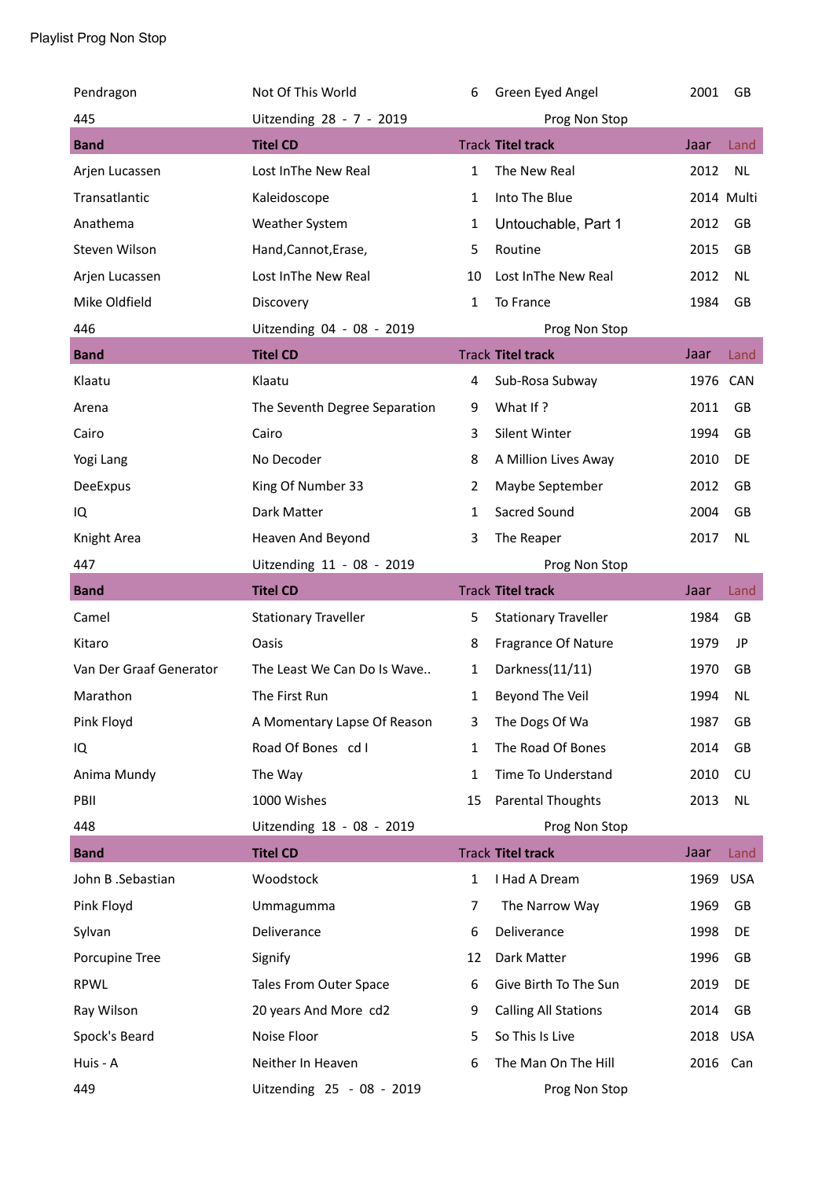Playlist Prog Non Stop

| Pendragon | Not Of This World | 6 | Green Eyed Angel | 2001 | GB |
|---|---|---|---|---|---|
| 445 | Uitzending 28 - 7 - 2019 | | Prog Non Stop | | |
| **Band** | **Titel CD** | Track | **Titel track** | Jaar | Land |
| Arjen Lucassen | Lost InThe New Real | 1 | The New Real | 2012 | NL |
| Transatlantic | Kaleidoscope | 1 | Into The Blue | 2014 | Multi |
| Anathema | Weather System | 1 | Untouchable, Part 1 | 2012 | GB |
| Steven Wilson | Hand,Cannot,Erase, | 5 | Routine | 2015 | GB |
| Arjen Lucassen | Lost InThe New Real | 10 | Lost InThe New Real | 2012 | NL |
| Mike Oldfield | Discovery | 1 | To France | 1984 | GB |
| 446 | Uitzending 04 - 08 - 2019 | | Prog Non Stop | | |
| **Band** | **Titel CD** | Track | **Titel track** | Jaar | Land |
| Klaatu | Klaatu | 4 | Sub-Rosa Subway | 1976 | CAN |
| Arena | The Seventh Degree Separation | 9 | What If ? | 2011 | GB |
| Cairo | Cairo | 3 | Silent Winter | 1994 | GB |
| Yogi Lang | No Decoder | 8 | A Million Lives Away | 2010 | DE |
| DeeExpus | King Of Number 33 | 2 | Maybe September | 2012 | GB |
| IQ | Dark Matter | 1 | Sacred Sound | 2004 | GB |
| Knight Area | Heaven And Beyond | 3 | The Reaper | 2017 | NL |
| 447 | Uitzending 11 - 08 - 2019 | | Prog Non Stop | | |
| **Band** | **Titel CD** | Track | **Titel track** | Jaar | Land |
| Camel | Stationary Traveller | 5 | Stationary Traveller | 1984 | GB |
| Kitaro | Oasis | 8 | Fragrance Of Nature | 1979 | JP |
| Van Der Graaf Generator | The Least We Can Do Is Wave.. | 1 | Darkness(11/11) | 1970 | GB |
| Marathon | The First Run | 1 | Beyond The Veil | 1994 | NL |
| Pink Floyd | A Momentary Lapse Of Reason | 3 | The Dogs Of Wa | 1987 | GB |
| IQ | Road Of Bones cd I | 1 | The Road Of Bones | 2014 | GB |
| Anima Mundy | The Way | 1 | Time To Understand | 2010 | CU |
| PBII | 1000 Wishes | 15 | Parental Thoughts | 2013 | NL |
| 448 | Uitzending 18 - 08 - 2019 | | Prog Non Stop | | |
| **Band** | **Titel CD** | Track | **Titel track** | Jaar | Land |
| John B .Sebastian | Woodstock | 1 | I Had A Dream | 1969 | USA |
| Pink Floyd | Ummagumma | 7 | The Narrow Way | 1969 | GB |
| Sylvan | Deliverance | 6 | Deliverance | 1998 | DE |
| Porcupine Tree | Signify | 12 | Dark Matter | 1996 | GB |
| RPWL | Tales From Outer Space | 6 | Give Birth To The Sun | 2019 | DE |
| Ray Wilson | 20 years And More cd2 | 9 | Calling All Stations | 2014 | GB |
| Spock's Beard | Noise Floor | 5 | So This Is Live | 2018 | USA |
| Huis - A | Neither In Heaven | 6 | The Man On The Hill | 2016 | Can |
| 449 | Uitzending 25 - 08 - 2019 | | Prog Non Stop | | |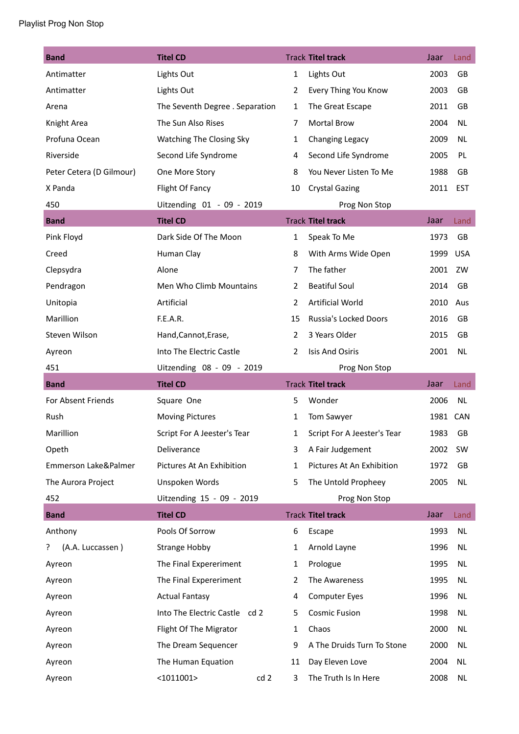Playlist Prog Non Stop

| Band | Titel CD | Track | Titel track | Jaar | Land |
|---|---|---|---|---|---|
| Antimatter | Lights Out | 1 | Lights Out | 2003 | GB |
| Antimatter | Lights Out | 2 | Every Thing You Know | 2003 | GB |
| Arena | The Seventh Degree . Separation | 1 | The Great Escape | 2011 | GB |
| Knight Area | The Sun Also Rises | 7 | Mortal Brow | 2004 | NL |
| Profuna Ocean | Watching The Closing Sky | 1 | Changing Legacy | 2009 | NL |
| Riverside | Second Life Syndrome | 4 | Second Life Syndrome | 2005 | PL |
| Peter Cetera (D Gilmour) | One More Story | 8 | You Never Listen To Me | 1988 | GB |
| X Panda | Flight Of Fancy | 10 | Crystal Gazing | 2011 | EST |
| 450 | Uitzending 01 - 09 - 2019 | | Prog Non Stop | | |
| **Band** | **Titel CD** | **Track** | **Titel track** | **Jaar** | **Land** |
| Pink Floyd | Dark Side Of The Moon | 1 | Speak To Me | 1973 | GB |
| Creed | Human Clay | 8 | With Arms Wide Open | 1999 | USA |
| Clepsydra | Alone | 7 | The father | 2001 | ZW |
| Pendragon | Men Who Climb Mountains | 2 | Beatiful Soul | 2014 | GB |
| Unitopia | Artificial | 2 | Artificial World | 2010 | Aus |
| Marillion | F.E.A.R. | 15 | Russia's Locked Doors | 2016 | GB |
| Steven Wilson | Hand,Cannot,Erase, | 2 | 3 Years Older | 2015 | GB |
| Ayreon | Into The Electric Castle | 2 | Isis And Osiris | 2001 | NL |
| 451 | Uitzending 08 - 09 - 2019 | | Prog Non Stop | | |
| **Band** | **Titel CD** | **Track** | **Titel track** | **Jaar** | **Land** |
| For Absent Friends | Square One | 5 | Wonder | 2006 | NL |
| Rush | Moving Pictures | 1 | Tom Sawyer | 1981 | CAN |
| Marillion | Script For A Jeester's Tear | 1 | Script For A Jeester's Tear | 1983 | GB |
| Opeth | Deliverance | 3 | A Fair Judgement | 2002 | SW |
| Emmerson Lake&Palmer | Pictures At An Exhibition | 1 | Pictures At An Exhibition | 1972 | GB |
| The Aurora Project | Unspoken Words | 5 | The Untold Propheey | 2005 | NL |
| 452 | Uitzending 15 - 09 - 2019 | | Prog Non Stop | | |
| **Band** | **Titel CD** | **Track** | **Titel track** | **Jaar** | **Land** |
| Anthony | Pools Of Sorrow | 6 | Escape | 1993 | NL |
| ? (A.A. Luccassen ) | Strange Hobby | 1 | Arnold Layne | 1996 | NL |
| Ayreon | The Final Expereriment | 1 | Prologue | 1995 | NL |
| Ayreon | The Final Expereriment | 2 | The Awareness | 1995 | NL |
| Ayreon | Actual Fantasy | 4 | Computer Eyes | 1996 | NL |
| Ayreon | Into The Electric Castle cd 2 | 5 | Cosmic Fusion | 1998 | NL |
| Ayreon | Flight Of The Migrator | 1 | Chaos | 2000 | NL |
| Ayreon | The Dream Sequencer | 9 | A The Druids Turn To Stone | 2000 | NL |
| Ayreon | The Human Equation | 11 | Day Eleven Love | 2004 | NL |
| Ayreon | <1011001> cd 2 | 3 | The Truth Is In Here | 2008 | NL |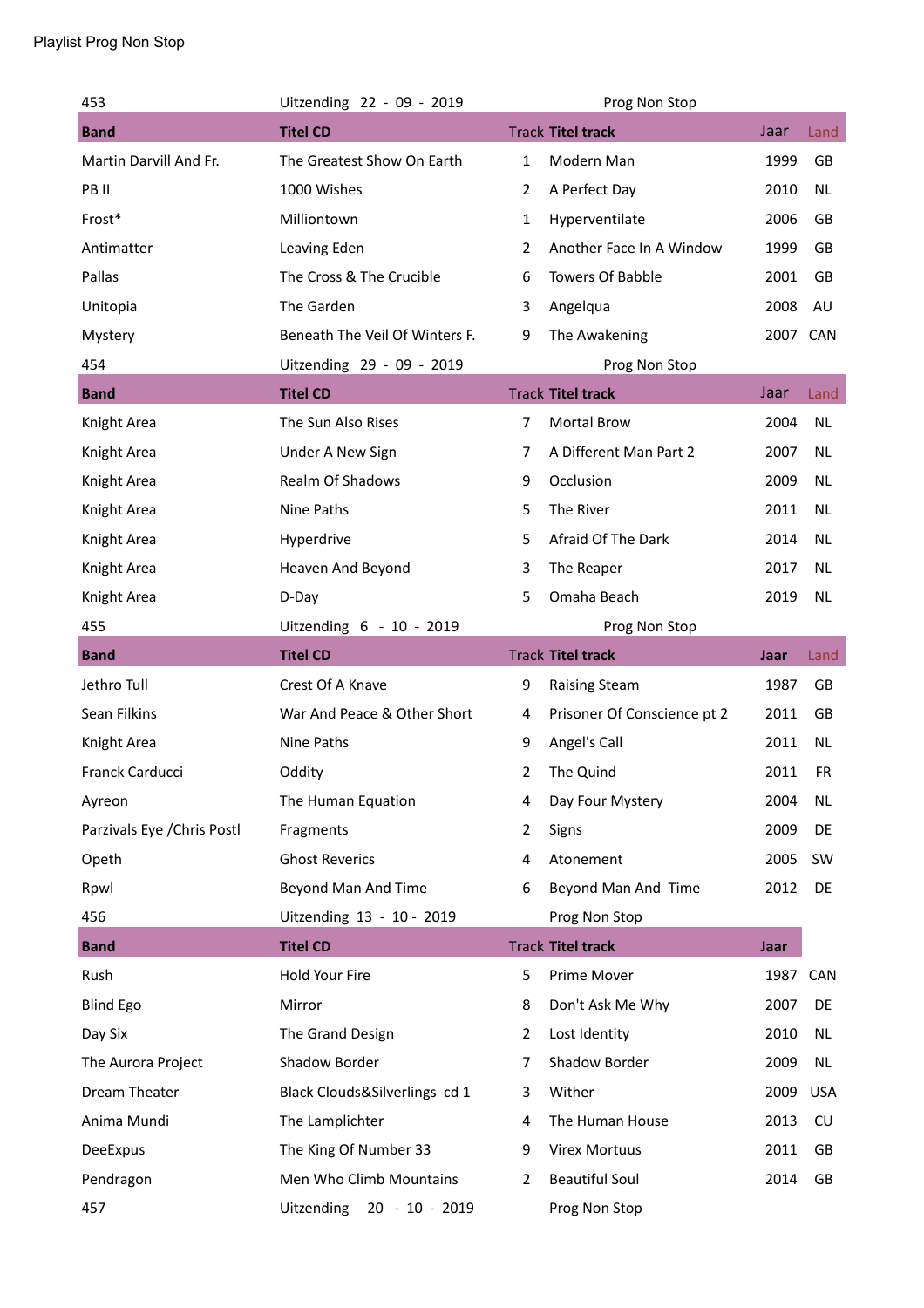Playlist Prog Non Stop

| 453 | Uitzending 22 - 09 - 2019 | | Prog Non Stop | | |
|---|---|---|---|---|---|
| **Band** | **Titel CD** | Track | **Titel track** | Jaar | Land |
| Martin Darvill And Fr. | The Greatest Show On Earth | 1 | Modern Man | 1999 | GB |
| PB II | 1000 Wishes | 2 | A Perfect Day | 2010 | NL |
| Frost* | Milliontown | 1 | Hyperventilate | 2006 | GB |
| Antimatter | Leaving Eden | 2 | Another Face In A Window | 1999 | GB |
| Pallas | The Cross & The Crucible | 6 | Towers Of Babble | 2001 | GB |
| Unitopia | The Garden | 3 | Angelqua | 2008 | AU |
| Mystery | Beneath The Veil Of Winters F. | 9 | The Awakening | 2007 | CAN |
| 454 | Uitzending 29 - 09 - 2019 | | Prog Non Stop | | |
| **Band** | **Titel CD** | Track | **Titel track** | Jaar | Land |
| Knight Area | The Sun Also Rises | 7 | Mortal Brow | 2004 | NL |
| Knight Area | Under A New Sign | 7 | A Different Man Part 2 | 2007 | NL |
| Knight Area | Realm Of Shadows | 9 | Occlusion | 2009 | NL |
| Knight Area | Nine Paths | 5 | The River | 2011 | NL |
| Knight Area | Hyperdrive | 5 | Afraid Of The Dark | 2014 | NL |
| Knight Area | Heaven And Beyond | 3 | The Reaper | 2017 | NL |
| Knight Area | D-Day | 5 | Omaha Beach | 2019 | NL |
| 455 | Uitzending 6 - 10 - 2019 | | Prog Non Stop | | |
| **Band** | **Titel CD** | Track | **Titel track** | **Jaar** | Land |
| Jethro Tull | Crest Of A Knave | 9 | Raising Steam | 1987 | GB |
| Sean Filkins | War And Peace & Other Short | 4 | Prisoner Of Conscience pt 2 | 2011 | GB |
| Knight Area | Nine Paths | 9 | Angel's Call | 2011 | NL |
| Franck Carducci | Oddity | 2 | The Quind | 2011 | FR |
| Ayreon | The Human Equation | 4 | Day Four Mystery | 2004 | NL |
| Parzivals Eye /Chris Postl | Fragments | 2 | Signs | 2009 | DE |
| Opeth | Ghost Reverics | 4 | Atonement | 2005 | SW |
| Rpwl | Beyond Man And Time | 6 | Beyond Man And Time | 2012 | DE |
| 456 | Uitzending 13 - 10 - 2019 | | Prog Non Stop | | |
| **Band** | **Titel CD** | Track | **Titel track** | **Jaar** | |
| Rush | Hold Your Fire | 5 | Prime Mover | 1987 | CAN |
| Blind Ego | Mirror | 8 | Don't Ask Me Why | 2007 | DE |
| Day Six | The Grand Design | 2 | Lost Identity | 2010 | NL |
| The Aurora Project | Shadow Border | 7 | Shadow Border | 2009 | NL |
| Dream Theater | Black Clouds&Silverlings cd 1 | 3 | Wither | 2009 | USA |
| Anima Mundi | The Lamplichter | 4 | The Human House | 2013 | CU |
| DeeExpus | The King Of Number 33 | 9 | Virex Mortuus | 2011 | GB |
| Pendragon | Men Who Climb Mountains | 2 | Beautiful Soul | 2014 | GB |
| 457 | Uitzending 20 - 10 - 2019 | | Prog Non Stop | | |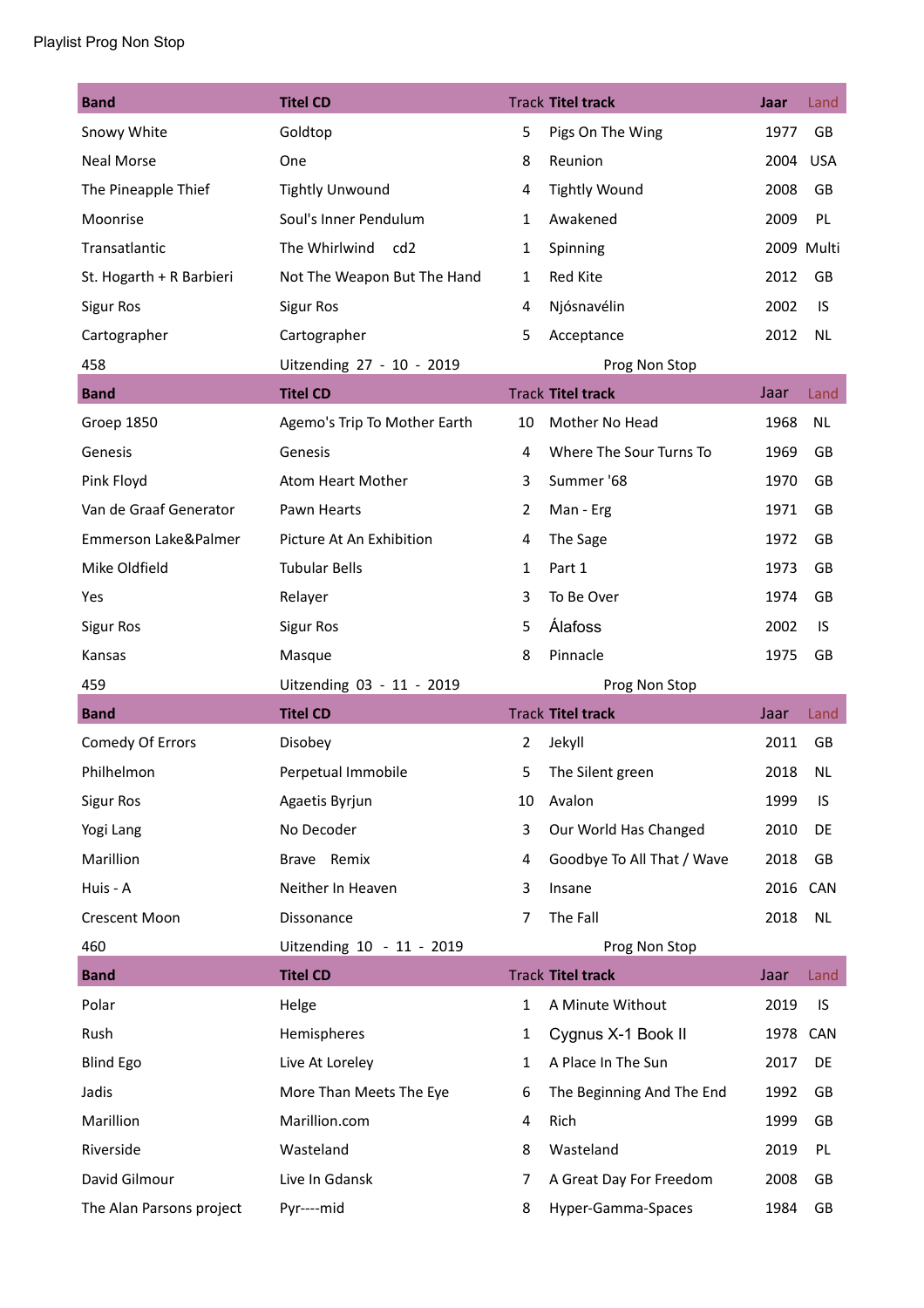Playlist Prog Non Stop

| Band | Titel CD | Track | Titel track | Jaar | Land |
|---|---|---|---|---|---|
| Snowy White | Goldtop | 5 | Pigs On The Wing | 1977 | GB |
| Neal Morse | One | 8 | Reunion | 2004 | USA |
| The Pineapple Thief | Tightly Unwound | 4 | Tightly Wound | 2008 | GB |
| Moonrise | Soul's Inner Pendulum | 1 | Awakened | 2009 | PL |
| Transatlantic | The Whirlwind cd2 | 1 | Spinning | 2009 | Multi |
| St. Hogarth + R Barbieri | Not The Weapon But The Hand | 1 | Red Kite | 2012 | GB |
| Sigur Ros | Sigur Ros | 4 | Njósnavélin | 2002 | IS |
| Cartographer | Cartographer | 5 | Acceptance | 2012 | NL |
| 458 | Uitzending 27 - 10 - 2019 | | Prog Non Stop | | |
| **Band** | **Titel CD** | **Track** | **Titel track** | **Jaar** | **Land** |
| Groep 1850 | Agemo's Trip To Mother Earth | 10 | Mother No Head | 1968 | NL |
| Genesis | Genesis | 4 | Where The Sour Turns To | 1969 | GB |
| Pink Floyd | Atom Heart Mother | 3 | Summer '68 | 1970 | GB |
| Van de Graaf Generator | Pawn Hearts | 2 | Man - Erg | 1971 | GB |
| Emmerson Lake&Palmer | Picture At An Exhibition | 4 | The Sage | 1972 | GB |
| Mike Oldfield | Tubular Bells | 1 | Part 1 | 1973 | GB |
| Yes | Relayer | 3 | To Be Over | 1974 | GB |
| Sigur Ros | Sigur Ros | 5 | Álafoss | 2002 | IS |
| Kansas | Masque | 8 | Pinnacle | 1975 | GB |
| 459 | Uitzending 03 - 11 - 2019 | | Prog Non Stop | | |
| **Band** | **Titel CD** | **Track** | **Titel track** | **Jaar** | **Land** |
| Comedy Of Errors | Disobey | 2 | Jekyll | 2011 | GB |
| Philhelmon | Perpetual Immobile | 5 | The Silent green | 2018 | NL |
| Sigur Ros | Agaetis Byrjun | 10 | Avalon | 1999 | IS |
| Yogi Lang | No Decoder | 3 | Our World Has Changed | 2010 | DE |
| Marillion | Brave Remix | 4 | Goodbye To All That / Wave | 2018 | GB |
| Huis - A | Neither In Heaven | 3 | Insane | 2016 | CAN |
| Crescent Moon | Dissonance | 7 | The Fall | 2018 | NL |
| 460 | Uitzending 10 - 11 - 2019 | | Prog Non Stop | | |
| **Band** | **Titel CD** | **Track** | **Titel track** | **Jaar** | **Land** |
| Polar | Helge | 1 | A Minute Without | 2019 | IS |
| Rush | Hemispheres | 1 | Cygnus X-1 Book II | 1978 | CAN |
| Blind Ego | Live At Loreley | 1 | A Place In The Sun | 2017 | DE |
| Jadis | More Than Meets The Eye | 6 | The Beginning And The End | 1992 | GB |
| Marillion | Marillion.com | 4 | Rich | 1999 | GB |
| Riverside | Wasteland | 8 | Wasteland | 2019 | PL |
| David Gilmour | Live In Gdansk | 7 | A Great Day For Freedom | 2008 | GB |
| The Alan Parsons project | Pyr----mid | 8 | Hyper-Gamma-Spaces | 1984 | GB |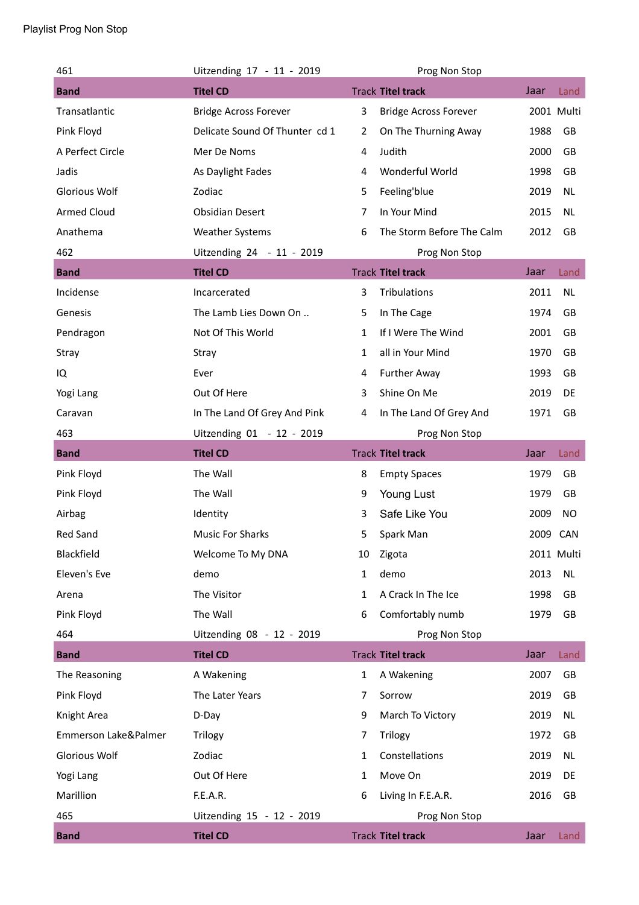Playlist Prog Non Stop

| 461 | Uitzending 17 - 11 - 2019 | | Prog Non Stop | | |
|---|---|---|---|---|---|
| **Band** | **Titel CD** | Track | **Titel track** | Jaar | Land |
| Transatlantic | Bridge Across Forever | 3 | Bridge Across Forever | 2001 | Multi |
| Pink Floyd | Delicate Sound Of Thunter cd 1 | 2 | On The Thurning Away | 1988 | GB |
| A Perfect Circle | Mer De Noms | 4 | Judith | 2000 | GB |
| Jadis | As Daylight Fades | 4 | Wonderful World | 1998 | GB |
| Glorious Wolf | Zodiac | 5 | Feeling'blue | 2019 | NL |
| Armed Cloud | Obsidian Desert | 7 | In Your Mind | 2015 | NL |
| Anathema | Weather Systems | 6 | The Storm Before The Calm | 2012 | GB |
| 462 | Uitzending 24 - 11 - 2019 | | Prog Non Stop | | |
| **Band** | **Titel CD** | Track | **Titel track** | Jaar | Land |
| Incidense | Incarcerated | 3 | Tribulations | 2011 | NL |
| Genesis | The Lamb Lies Down On .. | 5 | In The Cage | 1974 | GB |
| Pendragon | Not Of This World | 1 | If I Were The Wind | 2001 | GB |
| Stray | Stray | 1 | all in Your Mind | 1970 | GB |
| IQ | Ever | 4 | Further Away | 1993 | GB |
| Yogi Lang | Out Of Here | 3 | Shine On Me | 2019 | DE |
| Caravan | In The Land Of Grey And Pink | 4 | In The Land Of Grey And | 1971 | GB |
| 463 | Uitzending 01 - 12 - 2019 | | Prog Non Stop | | |
| **Band** | **Titel CD** | Track | **Titel track** | Jaar | Land |
| Pink Floyd | The Wall | 8 | Empty Spaces | 1979 | GB |
| Pink Floyd | The Wall | 9 | Young Lust | 1979 | GB |
| Airbag | Identity | 3 | Safe Like You | 2009 | NO |
| Red Sand | Music For Sharks | 5 | Spark Man | 2009 | CAN |
| Blackfield | Welcome To My DNA | 10 | Zigota | 2011 | Multi |
| Eleven's Eve | demo | 1 | demo | 2013 | NL |
| Arena | The Visitor | 1 | A Crack In The Ice | 1998 | GB |
| Pink Floyd | The Wall | 6 | Comfortably numb | 1979 | GB |
| 464 | Uitzending 08 - 12 - 2019 | | Prog Non Stop | | |
| **Band** | **Titel CD** | Track | **Titel track** | Jaar | Land |
| The Reasoning | A Wakening | 1 | A Wakening | 2007 | GB |
| Pink Floyd | The Later Years | 7 | Sorrow | 2019 | GB |
| Knight Area | D-Day | 9 | March To Victory | 2019 | NL |
| Emmerson Lake&Palmer | Trilogy | 7 | Trilogy | 1972 | GB |
| Glorious Wolf | Zodiac | 1 | Constellations | 2019 | NL |
| Yogi Lang | Out Of Here | 1 | Move On | 2019 | DE |
| Marillion | F.E.A.R. | 6 | Living In F.E.A.R. | 2016 | GB |
| 465 | Uitzending 15 - 12 - 2019 | | Prog Non Stop | | |
| **Band** | **Titel CD** | Track | **Titel track** | Jaar | Land |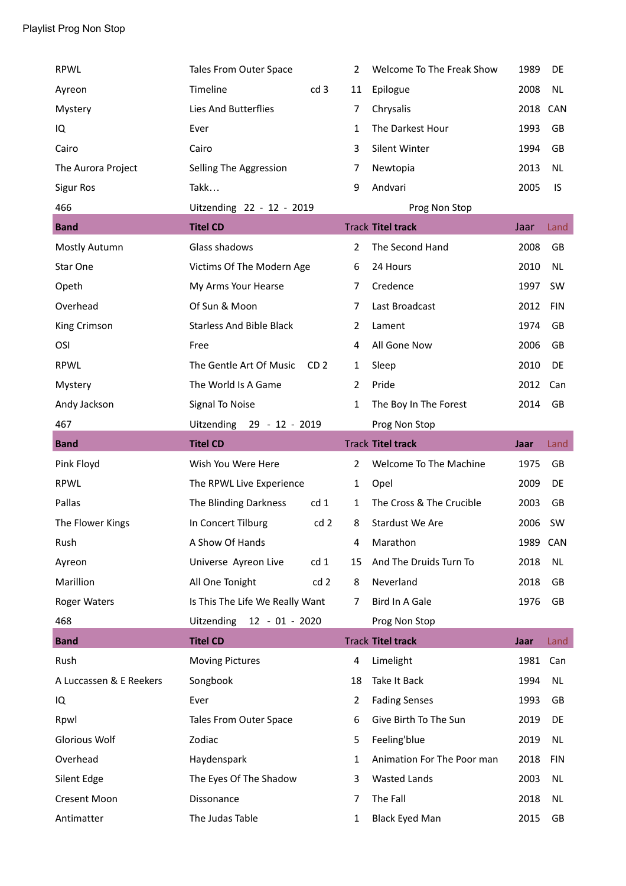Playlist Prog Non Stop

| | | | | | | |
|---|---|---|---|---|---|---|
| RPWL | Tales From Outer Space | | 2 | Welcome To The Freak Show | 1989 | DE |
| Ayreon | Timeline | cd 3 | 11 | Epilogue | 2008 | NL |
| Mystery | Lies And Butterflies | | 7 | Chrysalis | 2018 | CAN |
| IQ | Ever | | 1 | The Darkest Hour | 1993 | GB |
| Cairo | Cairo | | 3 | Silent Winter | 1994 | GB |
| The Aurora Project | Selling The Aggression | | 7 | Newtopia | 2013 | NL |
| Sigur Ros | Takk… | | 9 | Andvari | 2005 | IS |

466 Uitzending 22 - 12 - 2019 Prog Non Stop

| Band | Titel CD | | Track | Titel track | Jaar | Land |
|---|---|---|---|---|---|---|
| Mostly Autumn | Glass shadows | | 2 | The Second Hand | 2008 | GB |
| Star One | Victims Of The Modern Age | | 6 | 24 Hours | 2010 | NL |
| Opeth | My Arms Your Hearse | | 7 | Credence | 1997 | SW |
| Overhead | Of Sun & Moon | | 7 | Last Broadcast | 2012 | FIN |
| King Crimson | Starless And Bible Black | | 2 | Lament | 1974 | GB |
| OSI | Free | | 4 | All Gone Now | 2006 | GB |
| RPWL | The Gentle Art Of Music | CD 2 | 1 | Sleep | 2010 | DE |
| Mystery | The World Is A Game | | 2 | Pride | 2012 | Can |
| Andy Jackson | Signal To Noise | | 1 | The Boy In The Forest | 2014 | GB |

467 Uitzending 29 - 12 - 2019 Prog Non Stop

| Band | Titel CD | | Track | Titel track | Jaar | Land |
|---|---|---|---|---|---|---|
| Pink Floyd | Wish You Were Here | | 2 | Welcome To The Machine | 1975 | GB |
| RPWL | The RPWL Live Experience | | 1 | Opel | 2009 | DE |
| Pallas | The Blinding Darkness | cd 1 | 1 | The Cross & The Crucible | 2003 | GB |
| The Flower Kings | In Concert Tilburg | cd 2 | 8 | Stardust We Are | 2006 | SW |
| Rush | A Show Of Hands | | 4 | Marathon | 1989 | CAN |
| Ayreon | Universe Ayreon Live | cd 1 | 15 | And The Druids Turn To | 2018 | NL |
| Marillion | All One Tonight | cd 2 | 8 | Neverland | 2018 | GB |
| Roger Waters | Is This The Life We Really Want | | 7 | Bird In A Gale | 1976 | GB |

468 Uitzending 12 - 01 - 2020 Prog Non Stop

| Band | Titel CD | | Track | Titel track | Jaar | Land |
|---|---|---|---|---|---|---|
| Rush | Moving Pictures | | 4 | Limelight | 1981 | Can |
| A Luccassen & E Reekers | Songbook | | 18 | Take It Back | 1994 | NL |
| IQ | Ever | | 2 | Fading Senses | 1993 | GB |
| Rpwl | Tales From Outer Space | | 6 | Give Birth To The Sun | 2019 | DE |
| Glorious Wolf | Zodiac | | 5 | Feeling'blue | 2019 | NL |
| Overhead | Haydenspark | | 1 | Animation For The Poor man | 2018 | FIN |
| Silent Edge | The Eyes Of The Shadow | | 3 | Wasted Lands | 2003 | NL |
| Cresent Moon | Dissonance | | 7 | The Fall | 2018 | NL |
| Antimatter | The Judas Table | | 1 | Black Eyed Man | 2015 | GB |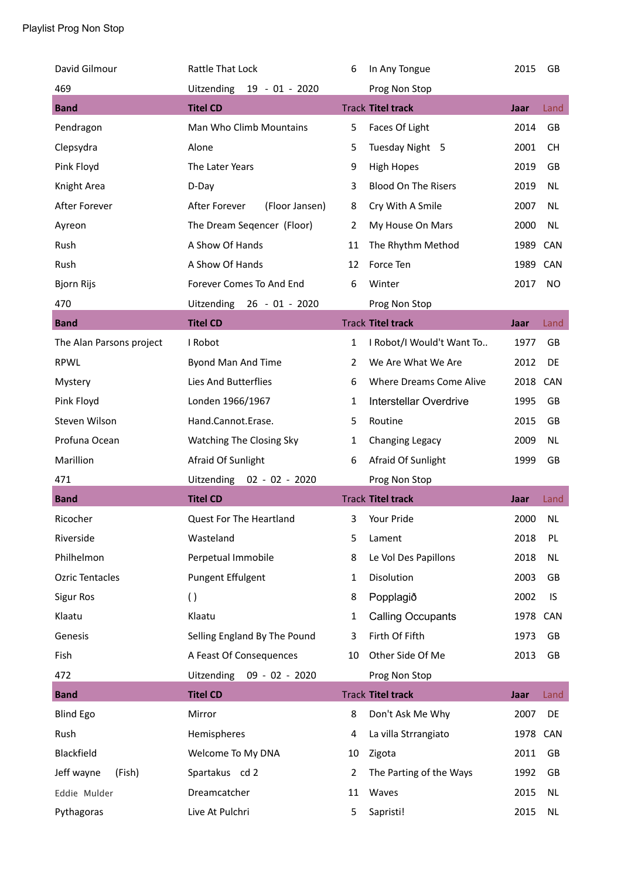Playlist Prog Non Stop

| | | | | | |
|---|---|---|---|---|---|
| David Gilmour | Rattle That Lock | 6 | In Any Tongue | 2015 | GB |
| 469 | Uitzending 19 - 01 - 2020 | | Prog Non Stop | | |
| **Band** | **Titel CD** | Track | **Titel track** | **Jaar** | Land |
| Pendragon | Man Who Climb Mountains | 5 | Faces Of Light | 2014 | GB |
| Clepsydra | Alone | 5 | Tuesday Night 5 | 2001 | CH |
| Pink Floyd | The Later Years | 9 | High Hopes | 2019 | GB |
| Knight Area | D-Day | 3 | Blood On The Risers | 2019 | NL |
| After Forever | After Forever (Floor Jansen) | 8 | Cry With A Smile | 2007 | NL |
| Ayreon | The Dream Seqencer (Floor) | 2 | My House On Mars | 2000 | NL |
| Rush | A Show Of Hands | 11 | The Rhythm Method | 1989 | CAN |
| Rush | A Show Of Hands | 12 | Force Ten | 1989 | CAN |
| Bjorn Rijs | Forever Comes To And End | 6 | Winter | 2017 | NO |
| 470 | Uitzending 26 - 01 - 2020 | | Prog Non Stop | | |
| **Band** | **Titel CD** | Track | **Titel track** | **Jaar** | Land |
| The Alan Parsons project | I Robot | 1 | I Robot/I Would't Want To.. | 1977 | GB |
| RPWL | Byond Man And Time | 2 | We Are What We Are | 2012 | DE |
| Mystery | Lies And Butterflies | 6 | Where Dreams Come Alive | 2018 | CAN |
| Pink Floyd | Londen 1966/1967 | 1 | Interstellar Overdrive | 1995 | GB |
| Steven Wilson | Hand.Cannot.Erase. | 5 | Routine | 2015 | GB |
| Profuna Ocean | Watching The Closing Sky | 1 | Changing Legacy | 2009 | NL |
| Marillion | Afraid Of Sunlight | 6 | Afraid Of Sunlight | 1999 | GB |
| 471 | Uitzending 02 - 02 - 2020 | | Prog Non Stop | | |
| **Band** | **Titel CD** | Track | **Titel track** | **Jaar** | Land |
| Ricocher | Quest For The Heartland | 3 | Your Pride | 2000 | NL |
| Riverside | Wasteland | 5 | Lament | 2018 | PL |
| Philhelmon | Perpetual Immobile | 8 | Le Vol Des Papillons | 2018 | NL |
| Ozric Tentacles | Pungent Effulgent | 1 | Disolution | 2003 | GB |
| Sigur Ros | ( ) | 8 | Popplagið | 2002 | IS |
| Klaatu | Klaatu | 1 | Calling Occupants | 1978 | CAN |
| Genesis | Selling England By The Pound | 3 | Firth Of Fifth | 1973 | GB |
| Fish | A Feast Of Consequences | 10 | Other Side Of Me | 2013 | GB |
| 472 | Uitzending 09 - 02 - 2020 | | Prog Non Stop | | |
| **Band** | **Titel CD** | Track | **Titel track** | **Jaar** | Land |
| Blind Ego | Mirror | 8 | Don't Ask Me Why | 2007 | DE |
| Rush | Hemispheres | 4 | La villa Strrangiato | 1978 | CAN |
| Blackfield | Welcome To My DNA | 10 | Zigota | 2011 | GB |
| Jeff wayne (Fish) | Spartakus cd 2 | 2 | The Parting of the Ways | 1992 | GB |
| Eddie Mulder | Dreamcatcher | 11 | Waves | 2015 | NL |
| Pythagoras | Live At Pulchri | 5 | Sapristi! | 2015 | NL |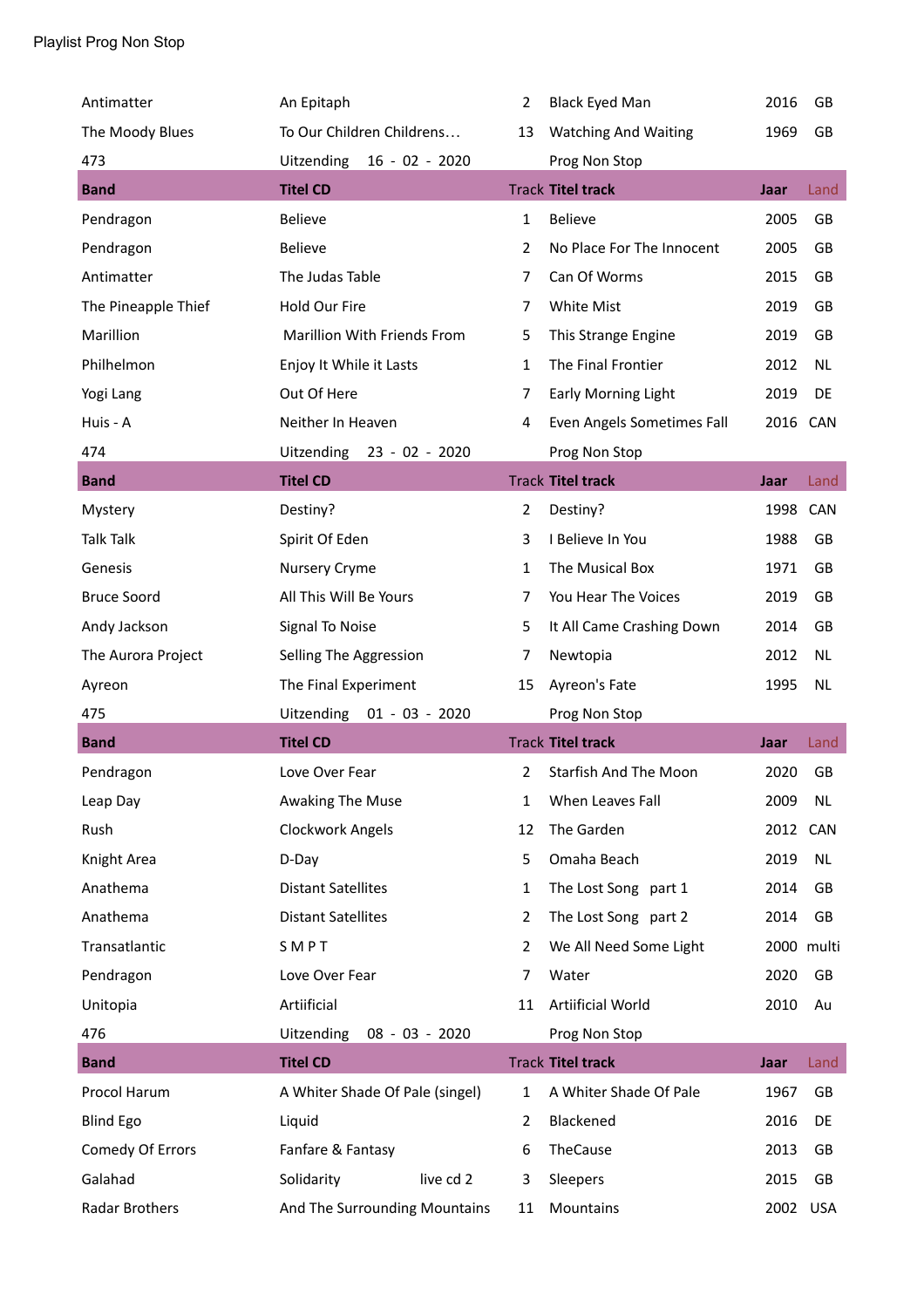Playlist Prog Non Stop

| | | | | | |
|---|---|---|---|---|---|
| Antimatter | An Epitaph | 2 | Black Eyed Man | 2016 | GB |
| The Moody Blues | To Our Children Childrens… | 13 | Watching And Waiting | 1969 | GB |
| 473 | Uitzending 16 - 02 - 2020 | | Prog Non Stop | | |
| **Band** | **Titel CD** | **Track** | **Titel track** | **Jaar** | **Land** |
| Pendragon | Believe | 1 | Believe | 2005 | GB |
| Pendragon | Believe | 2 | No Place For The Innocent | 2005 | GB |
| Antimatter | The Judas Table | 7 | Can Of Worms | 2015 | GB |
| The Pineapple Thief | Hold Our Fire | 7 | White Mist | 2019 | GB |
| Marillion | Marillion With Friends From | 5 | This Strange Engine | 2019 | GB |
| Philhelmon | Enjoy It While it Lasts | 1 | The Final Frontier | 2012 | NL |
| Yogi Lang | Out Of Here | 7 | Early Morning Light | 2019 | DE |
| Huis - A | Neither In Heaven | 4 | Even Angels Sometimes Fall | 2016 | CAN |
| 474 | Uitzending 23 - 02 - 2020 | | Prog Non Stop | | |
| **Band** | **Titel CD** | **Track** | **Titel track** | **Jaar** | **Land** |
| Mystery | Destiny? | 2 | Destiny? | 1998 | CAN |
| Talk Talk | Spirit Of Eden | 3 | I Believe In You | 1988 | GB |
| Genesis | Nursery Cryme | 1 | The Musical Box | 1971 | GB |
| Bruce Soord | All This Will Be Yours | 7 | You Hear The Voices | 2019 | GB |
| Andy Jackson | Signal To Noise | 5 | It All Came Crashing Down | 2014 | GB |
| The Aurora Project | Selling The Aggression | 7 | Newtopia | 2012 | NL |
| Ayreon | The Final Experiment | 15 | Ayreon's Fate | 1995 | NL |
| 475 | Uitzending 01 - 03 - 2020 | | Prog Non Stop | | |
| **Band** | **Titel CD** | **Track** | **Titel track** | **Jaar** | **Land** |
| Pendragon | Love Over Fear | 2 | Starfish And The Moon | 2020 | GB |
| Leap Day | Awaking The Muse | 1 | When Leaves Fall | 2009 | NL |
| Rush | Clockwork Angels | 12 | The Garden | 2012 | CAN |
| Knight Area | D-Day | 5 | Omaha Beach | 2019 | NL |
| Anathema | Distant Satellites | 1 | The Lost Song part 1 | 2014 | GB |
| Anathema | Distant Satellites | 2 | The Lost Song part 2 | 2014 | GB |
| Transatlantic | S M P T | 2 | We All Need Some Light | 2000 | multi |
| Pendragon | Love Over Fear | 7 | Water | 2020 | GB |
| Unitopia | Artiificial | 11 | Artiificial World | 2010 | Au |
| 476 | Uitzending 08 - 03 - 2020 | | Prog Non Stop | | |
| **Band** | **Titel CD** | **Track** | **Titel track** | **Jaar** | **Land** |
| Procol Harum | A Whiter Shade Of Pale (singel) | 1 | A Whiter Shade Of Pale | 1967 | GB |
| Blind Ego | Liquid | 2 | Blackened | 2016 | DE |
| Comedy Of Errors | Fanfare & Fantasy | 6 | TheCause | 2013 | GB |
| Galahad | Solidarity live cd 2 | 3 | Sleepers | 2015 | GB |
| Radar Brothers | And The Surrounding Mountains | 11 | Mountains | 2002 | USA |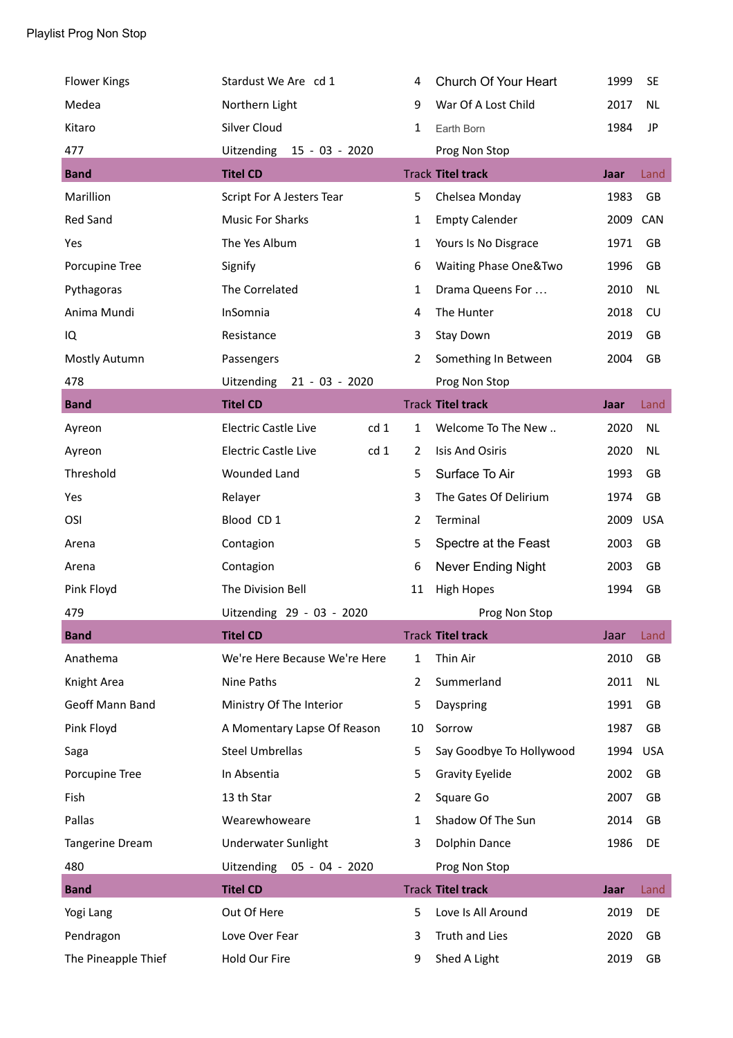Playlist Prog Non Stop

| Band | Titel CD | Track | Titel track | Jaar | Land |
|---|---|---|---|---|---|
| Flower Kings | Stardust We Are cd 1 | 4 | Church Of Your Heart | 1999 | SE |
| Medea | Northern Light | 9 | War Of A Lost Child | 2017 | NL |
| Kitaro | Silver Cloud | 1 | Earth Born | 1984 | JP |
| 477 | Uitzending 15 - 03 - 2020 | | Prog Non Stop | | |
| **Band** | **Titel CD** | **Track** | **Titel track** | **Jaar** | **Land** |
| Marillion | Script For A Jesters Tear | 5 | Chelsea Monday | 1983 | GB |
| Red Sand | Music For Sharks | 1 | Empty Calender | 2009 | CAN |
| Yes | The Yes Album | 1 | Yours Is No Disgrace | 1971 | GB |
| Porcupine Tree | Signify | 6 | Waiting Phase One&Two | 1996 | GB |
| Pythagoras | The Correlated | 1 | Drama Queens For … | 2010 | NL |
| Anima Mundi | InSomnia | 4 | The Hunter | 2018 | CU |
| IQ | Resistance | 3 | Stay Down | 2019 | GB |
| Mostly Autumn | Passengers | 2 | Something In Between | 2004 | GB |
| 478 | Uitzending 21 - 03 - 2020 | | Prog Non Stop | | |
| **Band** | **Titel CD** | **Track** | **Titel track** | **Jaar** | **Land** |
| Ayreon | Electric Castle Live cd 1 | 1 | Welcome To The New .. | 2020 | NL |
| Ayreon | Electric Castle Live cd 1 | 2 | Isis And Osiris | 2020 | NL |
| Threshold | Wounded Land | 5 | Surface To Air | 1993 | GB |
| Yes | Relayer | 3 | The Gates Of Delirium | 1974 | GB |
| OSI | Blood CD 1 | 2 | Terminal | 2009 | USA |
| Arena | Contagion | 5 | Spectre at the Feast | 2003 | GB |
| Arena | Contagion | 6 | Never Ending Night | 2003 | GB |
| Pink Floyd | The Division Bell | 11 | High Hopes | 1994 | GB |
| 479 | Uitzending 29 - 03 - 2020 | | Prog Non Stop | | |
| **Band** | **Titel CD** | **Track** | **Titel track** | Jaar | Land |
| Anathema | We're Here Because We're Here | 1 | Thin Air | 2010 | GB |
| Knight Area | Nine Paths | 2 | Summerland | 2011 | NL |
| Geoff Mann Band | Ministry Of The Interior | 5 | Dayspring | 1991 | GB |
| Pink Floyd | A Momentary Lapse Of Reason | 10 | Sorrow | 1987 | GB |
| Saga | Steel Umbrellas | 5 | Say Goodbye To Hollywood | 1994 | USA |
| Porcupine Tree | In Absentia | 5 | Gravity Eyelide | 2002 | GB |
| Fish | 13 th Star | 2 | Square Go | 2007 | GB |
| Pallas | Wearewhoweare | 1 | Shadow Of The Sun | 2014 | GB |
| Tangerine Dream | Underwater Sunlight | 3 | Dolphin Dance | 1986 | DE |
| 480 | Uitzending 05 - 04 - 2020 | | Prog Non Stop | | |
| **Band** | **Titel CD** | **Track** | **Titel track** | **Jaar** | **Land** |
| Yogi Lang | Out Of Here | 5 | Love Is All Around | 2019 | DE |
| Pendragon | Love Over Fear | 3 | Truth and Lies | 2020 | GB |
| The Pineapple Thief | Hold Our Fire | 9 | Shed A Light | 2019 | GB |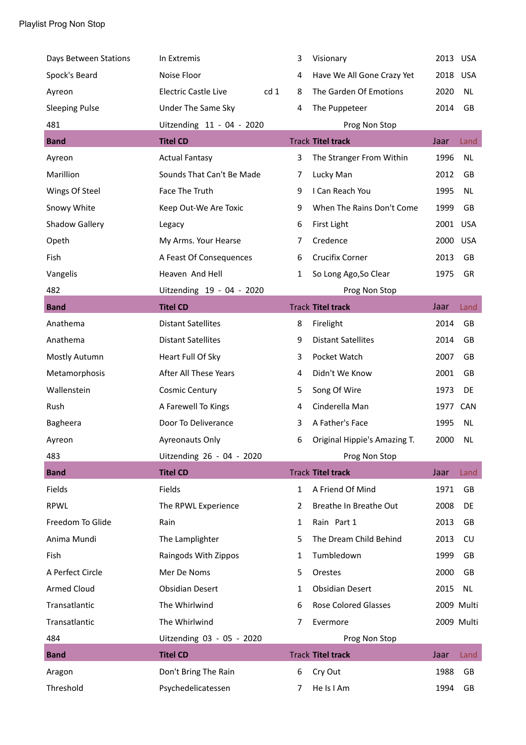Playlist Prog Non Stop

| | | | | | |
|---|---|---|---|---|---|
| Days Between Stations | In Extremis | 3 | Visionary | 2013 | USA |
| Spock's Beard | Noise Floor | 4 | Have We All Gone Crazy Yet | 2018 | USA |
| Ayreon | Electric Castle Live cd 1 | 8 | The Garden Of Emotions | 2020 | NL |
| Sleeping Pulse | Under The Same Sky | 4 | The Puppeteer | 2014 | GB |
| 481 | Uitzending 11 - 04 - 2020 | | Prog Non Stop | | |
| **Band** | **Titel CD** | Track | **Titel track** | Jaar | Land |
| Ayreon | Actual Fantasy | 3 | The Stranger From Within | 1996 | NL |
| Marillion | Sounds That Can't Be Made | 7 | Lucky Man | 2012 | GB |
| Wings Of Steel | Face The Truth | 9 | I Can Reach You | 1995 | NL |
| Snowy White | Keep Out-We Are Toxic | 9 | When The Rains Don't Come | 1999 | GB |
| Shadow Gallery | Legacy | 6 | First Light | 2001 | USA |
| Opeth | My Arms. Your Hearse | 7 | Credence | 2000 | USA |
| Fish | A Feast Of Consequences | 6 | Crucifix Corner | 2013 | GB |
| Vangelis | Heaven And Hell | 1 | So Long Ago,So Clear | 1975 | GR |
| 482 | Uitzending 19 - 04 - 2020 | | Prog Non Stop | | |
| **Band** | **Titel CD** | Track | **Titel track** | Jaar | Land |
| Anathema | Distant Satellites | 8 | Firelight | 2014 | GB |
| Anathema | Distant Satellites | 9 | Distant Satellites | 2014 | GB |
| Mostly Autumn | Heart Full Of Sky | 3 | Pocket Watch | 2007 | GB |
| Metamorphosis | After All These Years | 4 | Didn't We Know | 2001 | GB |
| Wallenstein | Cosmic Century | 5 | Song Of Wire | 1973 | DE |
| Rush | A Farewell To Kings | 4 | Cinderella Man | 1977 | CAN |
| Bagheera | Door To Deliverance | 3 | A Father's Face | 1995 | NL |
| Ayreon | Ayreonauts Only | 6 | Original Hippie's Amazing T. | 2000 | NL |
| 483 | Uitzending 26 - 04 - 2020 | | Prog Non Stop | | |
| **Band** | **Titel CD** | Track | **Titel track** | Jaar | Land |
| Fields | Fields | 1 | A Friend Of Mind | 1971 | GB |
| RPWL | The RPWL Experience | 2 | Breathe In Breathe Out | 2008 | DE |
| Freedom To Glide | Rain | 1 | Rain Part 1 | 2013 | GB |
| Anima Mundi | The Lamplighter | 5 | The Dream Child Behind | 2013 | CU |
| Fish | Raingods With Zippos | 1 | Tumbledown | 1999 | GB |
| A Perfect Circle | Mer De Noms | 5 | Orestes | 2000 | GB |
| Armed Cloud | Obsidian Desert | 1 | Obsidian Desert | 2015 | NL |
| Transatlantic | The Whirlwind | 6 | Rose Colored Glasses | 2009 | Multi |
| Transatlantic | The Whirlwind | 7 | Evermore | 2009 | Multi |
| 484 | Uitzending 03 - 05 - 2020 | | Prog Non Stop | | |
| **Band** | **Titel CD** | Track | **Titel track** | Jaar | Land |
| Aragon | Don't Bring The Rain | 6 | Cry Out | 1988 | GB |
| Threshold | Psychedelicatessen | 7 | He Is I Am | 1994 | GB |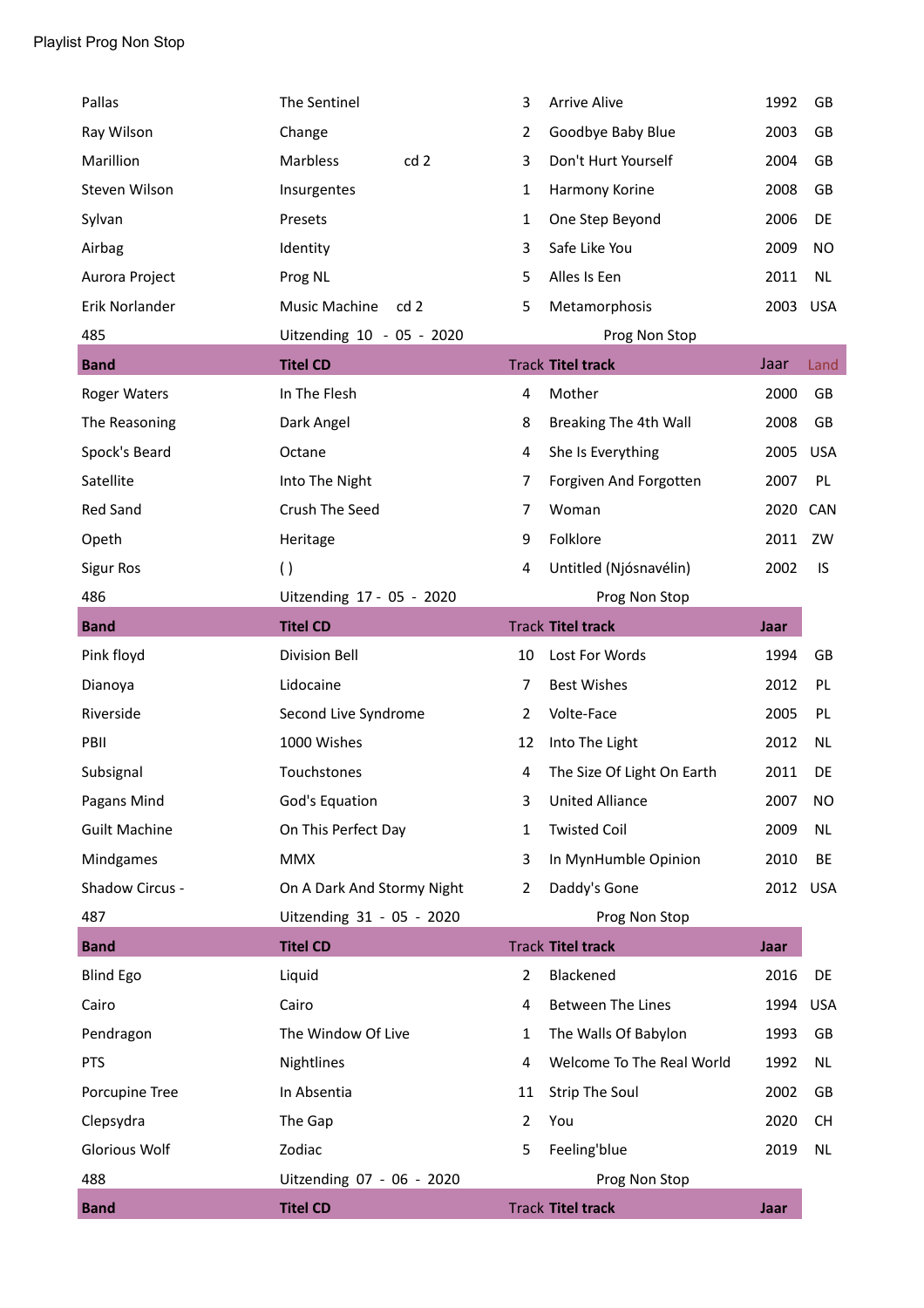Playlist Prog Non Stop

| | | | | | |
|---|---|---|---|---|---|
| Pallas | The Sentinel | 3 | Arrive Alive | 1992 | GB |
| Ray Wilson | Change | 2 | Goodbye Baby Blue | 2003 | GB |
| Marillion | Marbless cd 2 | 3 | Don't Hurt Yourself | 2004 | GB |
| Steven Wilson | Insurgentes | 1 | Harmony Korine | 2008 | GB |
| Sylvan | Presets | 1 | One Step Beyond | 2006 | DE |
| Airbag | Identity | 3 | Safe Like You | 2009 | NO |
| Aurora Project | Prog NL | 5 | Alles Is Een | 2011 | NL |
| Erik Norlander | Music Machine cd 2 | 5 | Metamorphosis | 2003 | USA |
| 485 | Uitzending 10 - 05 - 2020 | | Prog Non Stop | | |
| **Band** | **Titel CD** | Track | **Titel track** | Jaar | Land |
| Roger Waters | In The Flesh | 4 | Mother | 2000 | GB |
| The Reasoning | Dark Angel | 8 | Breaking The 4th Wall | 2008 | GB |
| Spock's Beard | Octane | 4 | She Is Everything | 2005 | USA |
| Satellite | Into The Night | 7 | Forgiven And Forgotten | 2007 | PL |
| Red Sand | Crush The Seed | 7 | Woman | 2020 | CAN |
| Opeth | Heritage | 9 | Folklore | 2011 | ZW |
| Sigur Ros | ( ) | 4 | Untitled (Njósnavélin) | 2002 | IS |
| 486 | Uitzending 17 - 05 - 2020 | | Prog Non Stop | | |
| **Band** | **Titel CD** | Track | **Titel track** | **Jaar** | |
| Pink floyd | Division Bell | 10 | Lost For Words | 1994 | GB |
| Dianoya | Lidocaine | 7 | Best Wishes | 2012 | PL |
| Riverside | Second Live Syndrome | 2 | Volte-Face | 2005 | PL |
| PBII | 1000 Wishes | 12 | Into The Light | 2012 | NL |
| Subsignal | Touchstones | 4 | The Size Of Light On Earth | 2011 | DE |
| Pagans Mind | God's Equation | 3 | United Alliance | 2007 | NO |
| Guilt Machine | On This Perfect Day | 1 | Twisted Coil | 2009 | NL |
| Mindgames | MMX | 3 | In MynHumble Opinion | 2010 | BE |
| Shadow Circus - | On A Dark And Stormy Night | 2 | Daddy's Gone | 2012 | USA |
| 487 | Uitzending 31 - 05 - 2020 | | Prog Non Stop | | |
| **Band** | **Titel CD** | Track | **Titel track** | **Jaar** | |
| Blind Ego | Liquid | 2 | Blackened | 2016 | DE |
| Cairo | Cairo | 4 | Between The Lines | 1994 | USA |
| Pendragon | The Window Of Live | 1 | The Walls Of Babylon | 1993 | GB |
| PTS | Nightlines | 4 | Welcome To The Real World | 1992 | NL |
| Porcupine Tree | In Absentia | 11 | Strip The Soul | 2002 | GB |
| Clepsydra | The Gap | 2 | You | 2020 | CH |
| Glorious Wolf | Zodiac | 5 | Feeling'blue | 2019 | NL |
| 488 | Uitzending 07 - 06 - 2020 | | Prog Non Stop | | |
| **Band** | **Titel CD** | Track | **Titel track** | **Jaar** | |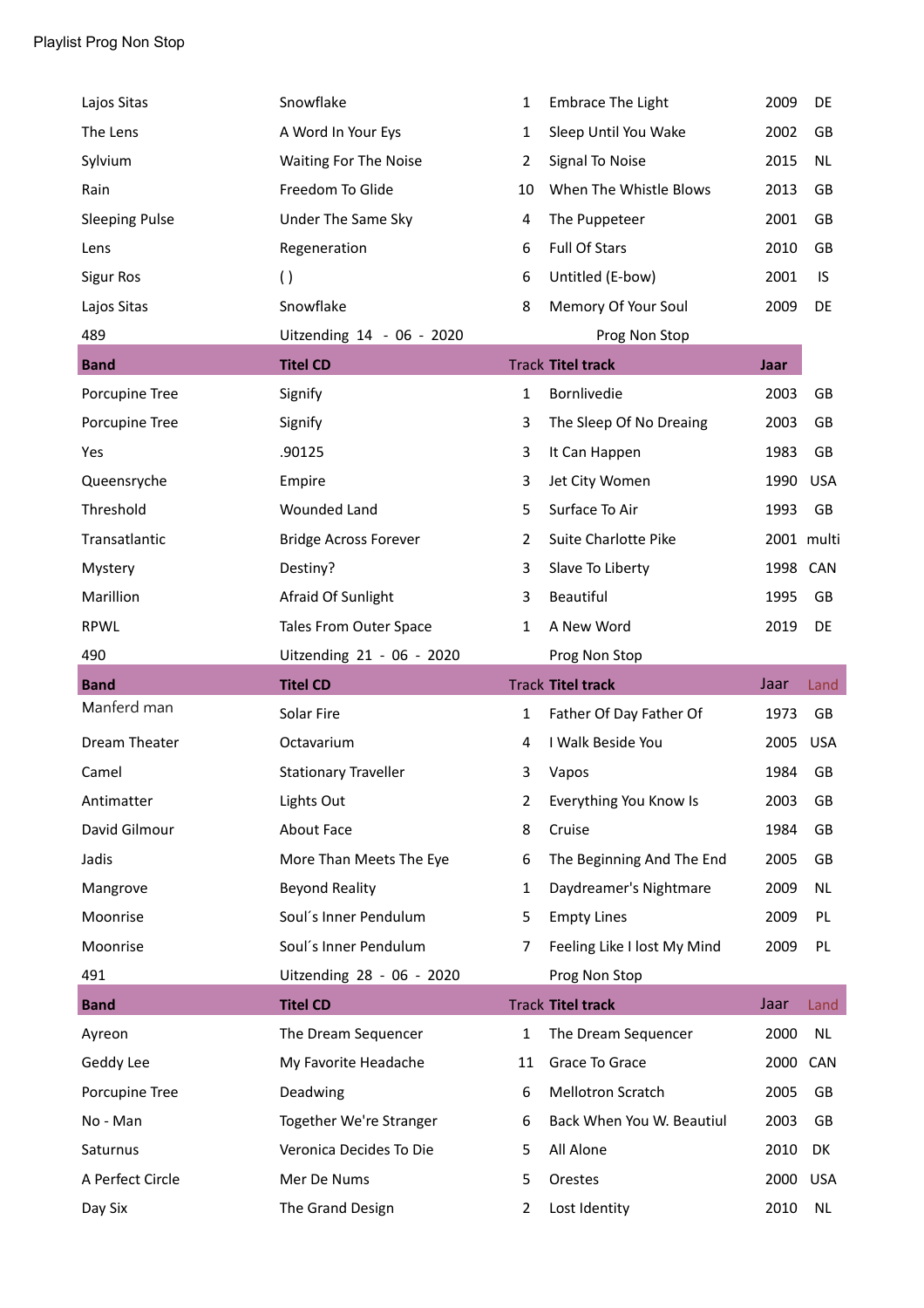Playlist Prog Non Stop

| | | | | | |
|---|---|---|---|---|---|
| Lajos Sitas | Snowflake | 1 | Embrace The Light | 2009 | DE |
| The Lens | A Word In Your Eys | 1 | Sleep Until You Wake | 2002 | GB |
| Sylvium | Waiting For The Noise | 2 | Signal To Noise | 2015 | NL |
| Rain | Freedom To Glide | 10 | When The Whistle Blows | 2013 | GB |
| Sleeping Pulse | Under The Same Sky | 4 | The Puppeteer | 2001 | GB |
| Lens | Regeneration | 6 | Full Of Stars | 2010 | GB |
| Sigur Ros | ( ) | 6 | Untitled (E-bow) | 2001 | IS |
| Lajos Sitas | Snowflake | 8 | Memory Of Your Soul | 2009 | DE |

489 Uitzending 14 - 06 - 2020 Prog Non Stop

| Band | Titel CD | Track | Titel track | Jaar | |
|---|---|---|---|---|---|
| Porcupine Tree | Signify | 1 | Bornlivedie | 2003 | GB |
| Porcupine Tree | Signify | 3 | The Sleep Of No Dreaing | 2003 | GB |
| Yes | .90125 | 3 | It Can Happen | 1983 | GB |
| Queensryche | Empire | 3 | Jet City Women | 1990 | USA |
| Threshold | Wounded Land | 5 | Surface To Air | 1993 | GB |
| Transatlantic | Bridge Across Forever | 2 | Suite Charlotte Pike | 2001 | multi |
| Mystery | Destiny? | 3 | Slave To Liberty | 1998 | CAN |
| Marillion | Afraid Of Sunlight | 3 | Beautiful | 1995 | GB |
| RPWL | Tales From Outer Space | 1 | A New Word | 2019 | DE |

490 Uitzending 21 - 06 - 2020 Prog Non Stop

| Band | Titel CD | Track | Titel track | Jaar | Land |
|---|---|---|---|---|---|
| Manferd man | Solar Fire | 1 | Father Of Day Father Of | 1973 | GB |
| Dream Theater | Octavarium | 4 | I Walk Beside You | 2005 | USA |
| Camel | Stationary Traveller | 3 | Vapos | 1984 | GB |
| Antimatter | Lights Out | 2 | Everything You Know Is | 2003 | GB |
| David Gilmour | About Face | 8 | Cruise | 1984 | GB |
| Jadis | More Than Meets The Eye | 6 | The Beginning And The End | 2005 | GB |
| Mangrove | Beyond Reality | 1 | Daydreamer's Nightmare | 2009 | NL |
| Moonrise | Soul´s Inner Pendulum | 5 | Empty Lines | 2009 | PL |
| Moonrise | Soul´s Inner Pendulum | 7 | Feeling Like I lost My Mind | 2009 | PL |

491 Uitzending 28 - 06 - 2020 Prog Non Stop

| Band | Titel CD | Track | Titel track | Jaar | Land |
|---|---|---|---|---|---|
| Ayreon | The Dream Sequencer | 1 | The Dream Sequencer | 2000 | NL |
| Geddy Lee | My Favorite Headache | 11 | Grace To Grace | 2000 | CAN |
| Porcupine Tree | Deadwing | 6 | Mellotron Scratch | 2005 | GB |
| No - Man | Together We're Stranger | 6 | Back When You W. Beautiul | 2003 | GB |
| Saturnus | Veronica Decides To Die | 5 | All Alone | 2010 | DK |
| A Perfect Circle | Mer De Nums | 5 | Orestes | 2000 | USA |
| Day Six | The Grand Design | 2 | Lost Identity | 2010 | NL |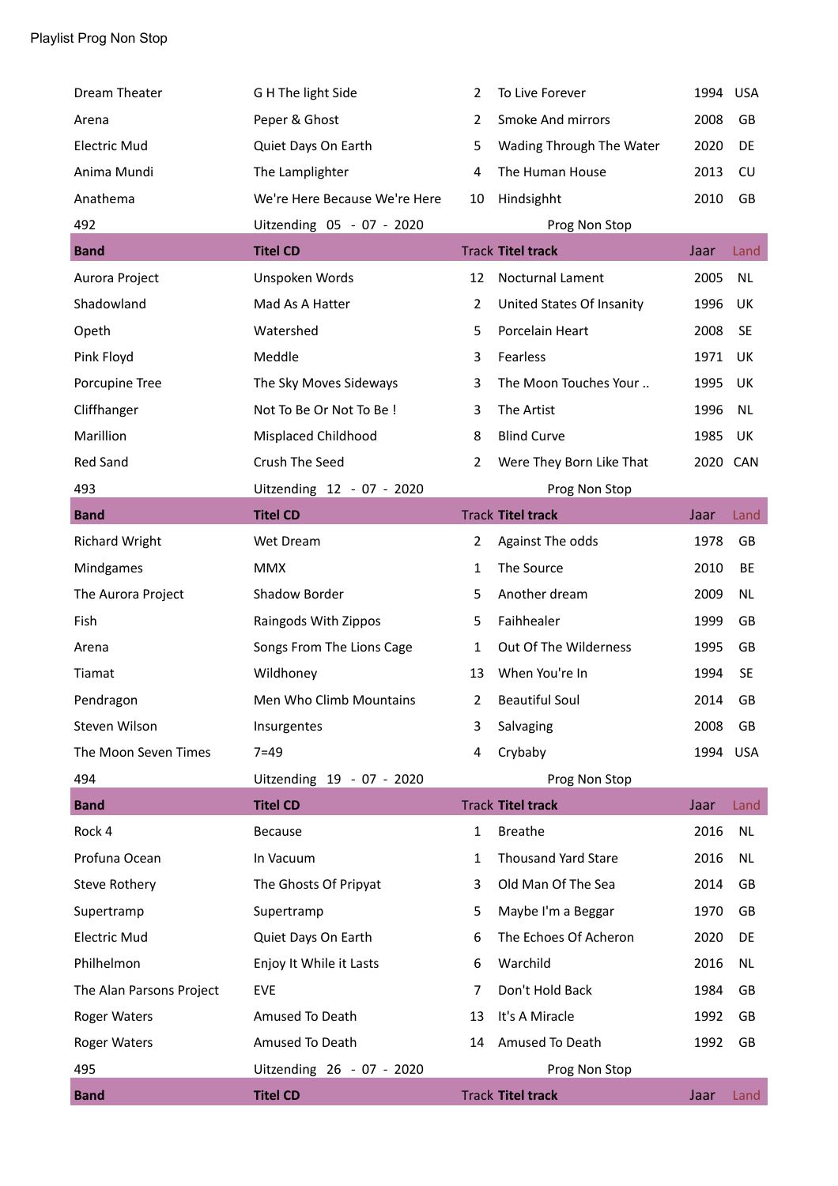Playlist Prog Non Stop

| | | | | | |
|---|---|---|---|---|---|
| Dream Theater | G H The light Side | 2 | To Live Forever | 1994 | USA |
| Arena | Peper & Ghost | 2 | Smoke And mirrors | 2008 | GB |
| Electric Mud | Quiet Days On Earth | 5 | Wading Through The Water | 2020 | DE |
| Anima Mundi | The Lamplighter | 4 | The Human House | 2013 | CU |
| Anathema | We're Here Because We're Here | 10 | Hindsighht | 2010 | GB |
| 492 | Uitzending 05 - 07 - 2020 | | Prog Non Stop | | |
| **Band** | **Titel CD** | Track | **Titel track** | Jaar | Land |
| Aurora Project | Unspoken Words | 12 | Nocturnal Lament | 2005 | NL |
| Shadowland | Mad As A Hatter | 2 | United States Of Insanity | 1996 | UK |
| Opeth | Watershed | 5 | Porcelain Heart | 2008 | SE |
| Pink Floyd | Meddle | 3 | Fearless | 1971 | UK |
| Porcupine Tree | The Sky Moves Sideways | 3 | The Moon Touches Your .. | 1995 | UK |
| Cliffhanger | Not To Be Or Not To Be ! | 3 | The Artist | 1996 | NL |
| Marillion | Misplaced Childhood | 8 | Blind Curve | 1985 | UK |
| Red Sand | Crush The Seed | 2 | Were They Born Like That | 2020 | CAN |
| 493 | Uitzending 12 - 07 - 2020 | | Prog Non Stop | | |
| **Band** | **Titel CD** | Track | **Titel track** | Jaar | Land |
| Richard Wright | Wet Dream | 2 | Against The odds | 1978 | GB |
| Mindgames | MMX | 1 | The Source | 2010 | BE |
| The Aurora Project | Shadow Border | 5 | Another dream | 2009 | NL |
| Fish | Raingods With Zippos | 5 | Faihhealer | 1999 | GB |
| Arena | Songs From The Lions Cage | 1 | Out Of The Wilderness | 1995 | GB |
| Tiamat | Wildhoney | 13 | When You're In | 1994 | SE |
| Pendragon | Men Who Climb Mountains | 2 | Beautiful Soul | 2014 | GB |
| Steven Wilson | Insurgentes | 3 | Salvaging | 2008 | GB |
| The Moon Seven Times | 7=49 | 4 | Crybaby | 1994 | USA |
| 494 | Uitzending 19 - 07 - 2020 | | Prog Non Stop | | |
| **Band** | **Titel CD** | Track | **Titel track** | Jaar | Land |
| Rock 4 | Because | 1 | Breathe | 2016 | NL |
| Profuna Ocean | In Vacuum | 1 | Thousand Yard Stare | 2016 | NL |
| Steve Rothery | The Ghosts Of Pripyat | 3 | Old Man Of The Sea | 2014 | GB |
| Supertramp | Supertramp | 5 | Maybe I'm a Beggar | 1970 | GB |
| Electric Mud | Quiet Days On Earth | 6 | The Echoes Of Acheron | 2020 | DE |
| Philhelmon | Enjoy It While it Lasts | 6 | Warchild | 2016 | NL |
| The Alan Parsons Project | EVE | 7 | Don't Hold Back | 1984 | GB |
| Roger Waters | Amused To Death | 13 | It's A Miracle | 1992 | GB |
| Roger Waters | Amused To Death | 14 | Amused To Death | 1992 | GB |
| 495 | Uitzending 26 - 07 - 2020 | | Prog Non Stop | | |
| **Band** | **Titel CD** | Track | **Titel track** | Jaar | Land |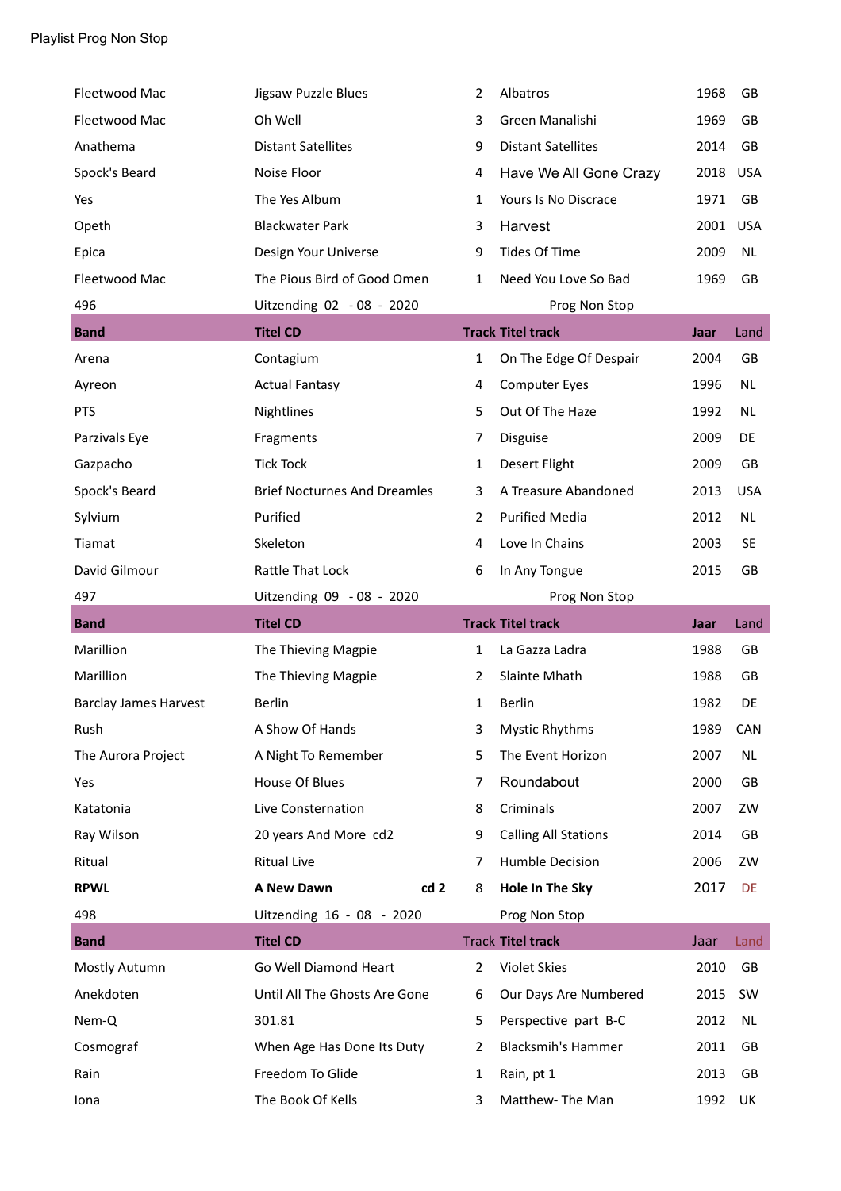Playlist Prog Non Stop

| | | | | | |
|---|---|---|---|---|---|
| Fleetwood Mac | Jigsaw Puzzle Blues | 2 | Albatros | 1968 | GB |
| Fleetwood Mac | Oh Well | 3 | Green Manalishi | 1969 | GB |
| Anathema | Distant Satellites | 9 | Distant Satellites | 2014 | GB |
| Spock's Beard | Noise Floor | 4 | Have We All Gone Crazy | 2018 | USA |
| Yes | The Yes Album | 1 | Yours Is No Discrace | 1971 | GB |
| Opeth | Blackwater Park | 3 | Harvest | 2001 | USA |
| Epica | Design Your Universe | 9 | Tides Of Time | 2009 | NL |
| Fleetwood Mac | The Pious Bird of Good Omen | 1 | Need You Love So Bad | 1969 | GB |
| 496 | Uitzending 02 - 08 - 2020 | | Prog Non Stop | | |
| **Band** | **Titel CD** | **Track** | **Titel track** | **Jaar** | **Land** |
| Arena | Contagium | 1 | On The Edge Of Despair | 2004 | GB |
| Ayreon | Actual Fantasy | 4 | Computer Eyes | 1996 | NL |
| PTS | Nightlines | 5 | Out Of The Haze | 1992 | NL |
| Parzivals Eye | Fragments | 7 | Disguise | 2009 | DE |
| Gazpacho | Tick Tock | 1 | Desert Flight | 2009 | GB |
| Spock's Beard | Brief Nocturnes And Dreamles | 3 | A Treasure Abandoned | 2013 | USA |
| Sylvium | Purified | 2 | Purified Media | 2012 | NL |
| Tiamat | Skeleton | 4 | Love In Chains | 2003 | SE |
| David Gilmour | Rattle That Lock | 6 | In Any Tongue | 2015 | GB |
| 497 | Uitzending 09 - 08 - 2020 | | Prog Non Stop | | |
| **Band** | **Titel CD** | **Track** | **Titel track** | **Jaar** | **Land** |
| Marillion | The Thieving Magpie | 1 | La Gazza Ladra | 1988 | GB |
| Marillion | The Thieving Magpie | 2 | Slainte Mhath | 1988 | GB |
| Barclay James Harvest | Berlin | 1 | Berlin | 1982 | DE |
| Rush | A Show Of Hands | 3 | Mystic Rhythms | 1989 | CAN |
| The Aurora Project | A Night To Remember | 5 | The Event Horizon | 2007 | NL |
| Yes | House Of Blues | 7 | Roundabout | 2000 | GB |
| Katatonia | Live Consternation | 8 | Criminals | 2007 | ZW |
| Ray Wilson | 20 years And More cd2 | 9 | Calling All Stations | 2014 | GB |
| Ritual | Ritual Live | 7 | Humble Decision | 2006 | ZW |
| **RPWL** | **A New Dawn cd 2** | 8 | **Hole In The Sky** | 2017 | DE |
| 498 | Uitzending 16 - 08 - 2020 | | Prog Non Stop | | |
| **Band** | **Titel CD** | Track | **Titel track** | Jaar | Land |
| Mostly Autumn | Go Well Diamond Heart | 2 | Violet Skies | 2010 | GB |
| Anekdoten | Until All The Ghosts Are Gone | 6 | Our Days Are Numbered | 2015 | SW |
| Nem-Q | 301.81 | 5 | Perspective part B-C | 2012 | NL |
| Cosmograf | When Age Has Done Its Duty | 2 | Blacksmih's Hammer | 2011 | GB |
| Rain | Freedom To Glide | 1 | Rain, pt 1 | 2013 | GB |
| Iona | The Book Of Kells | 3 | Matthew- The Man | 1992 | UK |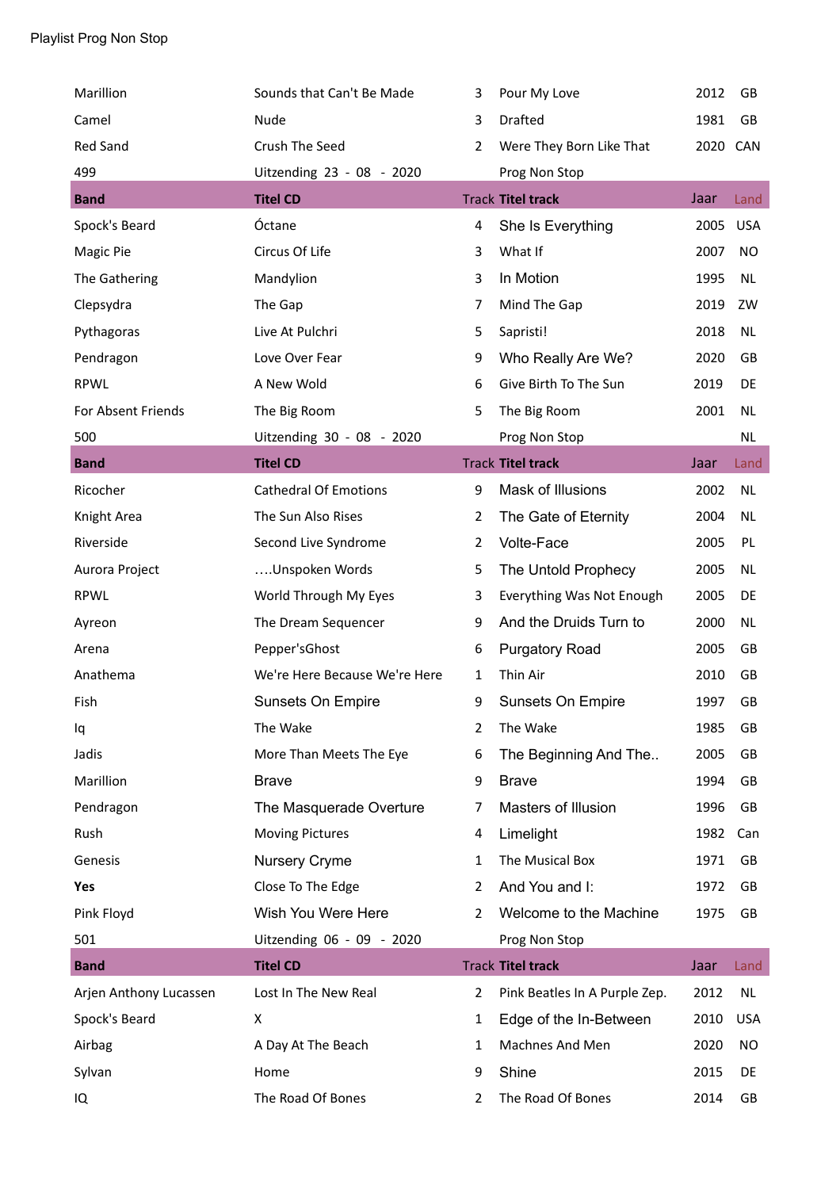Playlist Prog Non Stop

| | | | | | |
|---|---|---|---|---|---|
| Marillion | Sounds that Can't Be Made | 3 | Pour My Love | 2012 | GB |
| Camel | Nude | 3 | Drafted | 1981 | GB |
| Red Sand | Crush The Seed | 2 | Were They Born Like That | 2020 | CAN |
| 499 | Uitzending 23 - 08 - 2020 | | Prog Non Stop | | |
| **Band** | **Titel CD** | Track | **Titel track** | Jaar | Land |
| Spock's Beard | Óctane | 4 | She Is Everything | 2005 | USA |
| Magic Pie | Circus Of Life | 3 | What If | 2007 | NO |
| The Gathering | Mandylion | 3 | In Motion | 1995 | NL |
| Clepsydra | The Gap | 7 | Mind The Gap | 2019 | ZW |
| Pythagoras | Live At Pulchri | 5 | Sapristi! | 2018 | NL |
| Pendragon | Love Over Fear | 9 | Who Really Are We? | 2020 | GB |
| RPWL | A New Wold | 6 | Give Birth To The Sun | 2019 | DE |
| For Absent Friends | The Big Room | 5 | The Big Room | 2001 | NL |
| 500 | Uitzending 30 - 08 - 2020 | | Prog Non Stop | | NL |
| **Band** | **Titel CD** | Track | **Titel track** | Jaar | Land |
| Ricocher | Cathedral Of Emotions | 9 | Mask of Illusions | 2002 | NL |
| Knight Area | The Sun Also Rises | 2 | The Gate of Eternity | 2004 | NL |
| Riverside | Second Live Syndrome | 2 | Volte-Face | 2005 | PL |
| Aurora Project | ….Unspoken Words | 5 | The Untold Prophecy | 2005 | NL |
| RPWL | World Through My Eyes | 3 | Everything Was Not Enough | 2005 | DE |
| Ayreon | The Dream Sequencer | 9 | And the Druids Turn to | 2000 | NL |
| Arena | Pepper'sGhost | 6 | Purgatory Road | 2005 | GB |
| Anathema | We're Here Because We're Here | 1 | Thin Air | 2010 | GB |
| Fish | Sunsets On Empire | 9 | Sunsets On Empire | 1997 | GB |
| Iq | The Wake | 2 | The Wake | 1985 | GB |
| Jadis | More Than Meets The Eye | 6 | The Beginning And The.. | 2005 | GB |
| Marillion | Brave | 9 | Brave | 1994 | GB |
| Pendragon | The Masquerade Overture | 7 | Masters of Illusion | 1996 | GB |
| Rush | Moving Pictures | 4 | Limelight | 1982 | Can |
| Genesis | Nursery Cryme | 1 | The Musical Box | 1971 | GB |
| **Yes** | Close To The Edge | 2 | And You and I: | 1972 | GB |
| Pink Floyd | Wish You Were Here | 2 | Welcome to the Machine | 1975 | GB |
| 501 | Uitzending 06 - 09 - 2020 | | Prog Non Stop | | |
| **Band** | **Titel CD** | Track | **Titel track** | Jaar | Land |
| Arjen Anthony Lucassen | Lost In The New Real | 2 | Pink Beatles In A Purple Zep. | 2012 | NL |
| Spock's Beard | X | 1 | Edge of the In-Between | 2010 | USA |
| Airbag | A Day At The Beach | 1 | Machnes And Men | 2020 | NO |
| Sylvan | Home | 9 | Shine | 2015 | DE |
| IQ | The Road Of Bones | 2 | The Road Of Bones | 2014 | GB |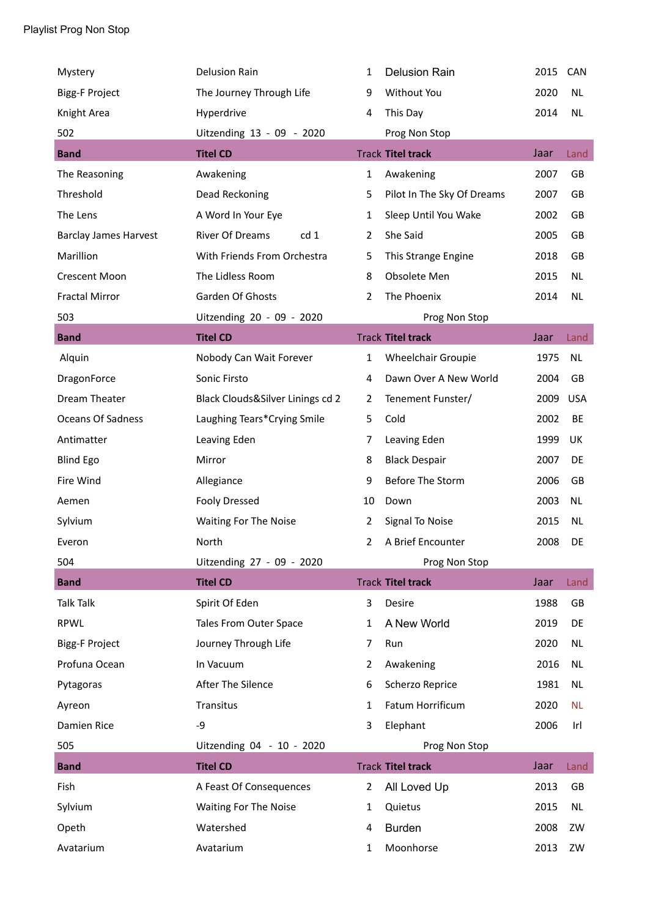Playlist Prog Non Stop

| | | | | | |
|---|---|---|---|---|---|
| Mystery | Delusion Rain | 1 | Delusion Rain | 2015 | CAN |
| Bigg-F Project | The Journey Through Life | 9 | Without You | 2020 | NL |
| Knight Area | Hyperdrive | 4 | This Day | 2014 | NL |
| 502 | Uitzending 13 - 09 - 2020 | | Prog Non Stop | | |
| **Band** | **Titel CD** | Track | **Titel track** | Jaar | Land |
| The Reasoning | Awakening | 1 | Awakening | 2007 | GB |
| Threshold | Dead Reckoning | 5 | Pilot In The Sky Of Dreams | 2007 | GB |
| The Lens | A Word In Your Eye | 1 | Sleep Until You Wake | 2002 | GB |
| Barclay James Harvest | River Of Dreams cd 1 | 2 | She Said | 2005 | GB |
| Marillion | With Friends From Orchestra | 5 | This Strange Engine | 2018 | GB |
| Crescent Moon | The Lidless Room | 8 | Obsolete Men | 2015 | NL |
| Fractal Mirror | Garden Of Ghosts | 2 | The Phoenix | 2014 | NL |
| 503 | Uitzending 20 - 09 - 2020 | | Prog Non Stop | | |
| **Band** | **Titel CD** | Track | **Titel track** | Jaar | Land |
| Alquin | Nobody Can Wait Forever | 1 | Wheelchair Groupie | 1975 | NL |
| DragonForce | Sonic Firsto | 4 | Dawn Over A New World | 2004 | GB |
| Dream Theater | Black Clouds&Silver Linings cd 2 | 2 | Tenement Funster/ | 2009 | USA |
| Oceans Of Sadness | Laughing Tears*Crying Smile | 5 | Cold | 2002 | BE |
| Antimatter | Leaving Eden | 7 | Leaving Eden | 1999 | UK |
| Blind Ego | Mirror | 8 | Black Despair | 2007 | DE |
| Fire Wind | Allegiance | 9 | Before The Storm | 2006 | GB |
| Aemen | Fooly Dressed | 10 | Down | 2003 | NL |
| Sylvium | Waiting For The Noise | 2 | Signal To Noise | 2015 | NL |
| Everon | North | 2 | A Brief Encounter | 2008 | DE |
| 504 | Uitzending 27 - 09 - 2020 | | Prog Non Stop | | |
| **Band** | **Titel CD** | Track | **Titel track** | Jaar | Land |
| Talk Talk | Spirit Of Eden | 3 | Desire | 1988 | GB |
| RPWL | Tales From Outer Space | 1 | A New World | 2019 | DE |
| Bigg-F Project | Journey Through Life | 7 | Run | 2020 | NL |
| Profuna Ocean | In Vacuum | 2 | Awakening | 2016 | NL |
| Pytagoras | After The Silence | 6 | Scherzo Reprice | 1981 | NL |
| Ayreon | Transitus | 1 | Fatum Horrificum | 2020 | NL |
| Damien Rice | -9 | 3 | Elephant | 2006 | Irl |
| 505 | Uitzending 04 - 10 - 2020 | | Prog Non Stop | | |
| **Band** | **Titel CD** | Track | **Titel track** | Jaar | Land |
| Fish | A Feast Of Consequences | 2 | All Loved Up | 2013 | GB |
| Sylvium | Waiting For The Noise | 1 | Quietus | 2015 | NL |
| Opeth | Watershed | 4 | Burden | 2008 | ZW |
| Avatarium | Avatarium | 1 | Moonhorse | 2013 | ZW |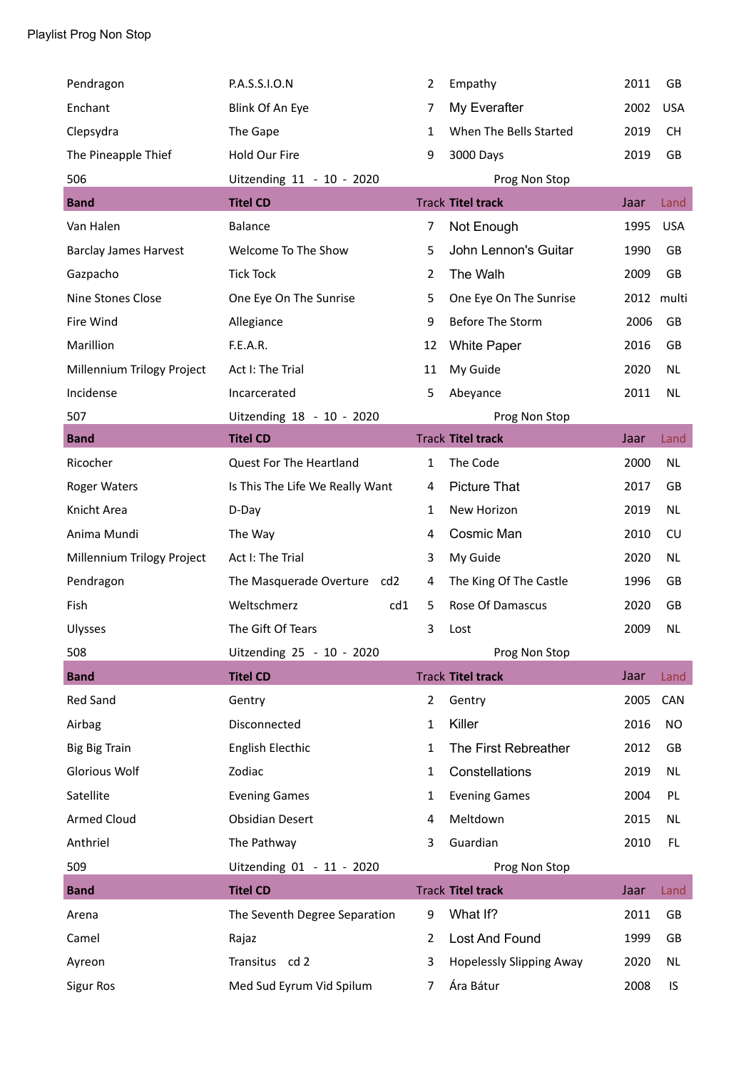Playlist Prog Non Stop

| | | | | | |
|---|---|---|---|---|---|
| Pendragon | P.A.S.S.I.O.N | 2 | Empathy | 2011 | GB |
| Enchant | Blink Of An Eye | 7 | My Everafter | 2002 | USA |
| Clepsydra | The Gape | 1 | When The Bells Started | 2019 | CH |
| The Pineapple Thief | Hold Our Fire | 9 | 3000 Days | 2019 | GB |
| 506 | Uitzending 11 - 10 - 2020 | | Prog Non Stop | | |
| **Band** | **Titel CD** | Track | **Titel track** | Jaar | Land |
| Van Halen | Balance | 7 | Not Enough | 1995 | USA |
| Barclay James Harvest | Welcome To The Show | 5 | John Lennon's Guitar | 1990 | GB |
| Gazpacho | Tick Tock | 2 | The Walh | 2009 | GB |
| Nine Stones Close | One Eye On The Sunrise | 5 | One Eye On The Sunrise | 2012 | multi |
| Fire Wind | Allegiance | 9 | Before The Storm | 2006 | GB |
| Marillion | F.E.A.R. | 12 | White Paper | 2016 | GB |
| Millennium Trilogy Project | Act I: The Trial | 11 | My Guide | 2020 | NL |
| Incidense | Incarcerated | 5 | Abeyance | 2011 | NL |
| 507 | Uitzending 18 - 10 - 2020 | | Prog Non Stop | | |
| **Band** | **Titel CD** | Track | **Titel track** | Jaar | Land |
| Ricocher | Quest For The Heartland | 1 | The Code | 2000 | NL |
| Roger Waters | Is This The Life We Really Want | 4 | Picture That | 2017 | GB |
| Knicht Area | D-Day | 1 | New Horizon | 2019 | NL |
| Anima Mundi | The Way | 4 | Cosmic Man | 2010 | CU |
| Millennium Trilogy Project | Act I: The Trial | 3 | My Guide | 2020 | NL |
| Pendragon | The Masquerade Overture cd2 | 4 | The King Of The Castle | 1996 | GB |
| Fish | Weltschmerz cd1 | 5 | Rose Of Damascus | 2020 | GB |
| Ulysses | The Gift Of Tears | 3 | Lost | 2009 | NL |
| 508 | Uitzending 25 - 10 - 2020 | | Prog Non Stop | | |
| **Band** | **Titel CD** | Track | **Titel track** | Jaar | Land |
| Red Sand | Gentry | 2 | Gentry | 2005 | CAN |
| Airbag | Disconnected | 1 | Killer | 2016 | NO |
| Big Big Train | English Electhic | 1 | The First Rebreather | 2012 | GB |
| Glorious Wolf | Zodiac | 1 | Constellations | 2019 | NL |
| Satellite | Evening Games | 1 | Evening Games | 2004 | PL |
| Armed Cloud | Obsidian Desert | 4 | Meltdown | 2015 | NL |
| Anthriel | The Pathway | 3 | Guardian | 2010 | FL |
| 509 | Uitzending 01 - 11 - 2020 | | Prog Non Stop | | |
| **Band** | **Titel CD** | Track | **Titel track** | Jaar | Land |
| Arena | The Seventh Degree Separation | 9 | What If? | 2011 | GB |
| Camel | Rajaz | 2 | Lost And Found | 1999 | GB |
| Ayreon | Transitus cd 2 | 3 | Hopelessly Slipping Away | 2020 | NL |
| Sigur Ros | Med Sud Eyrum Vid Spilum | 7 | Ára Bátur | 2008 | IS |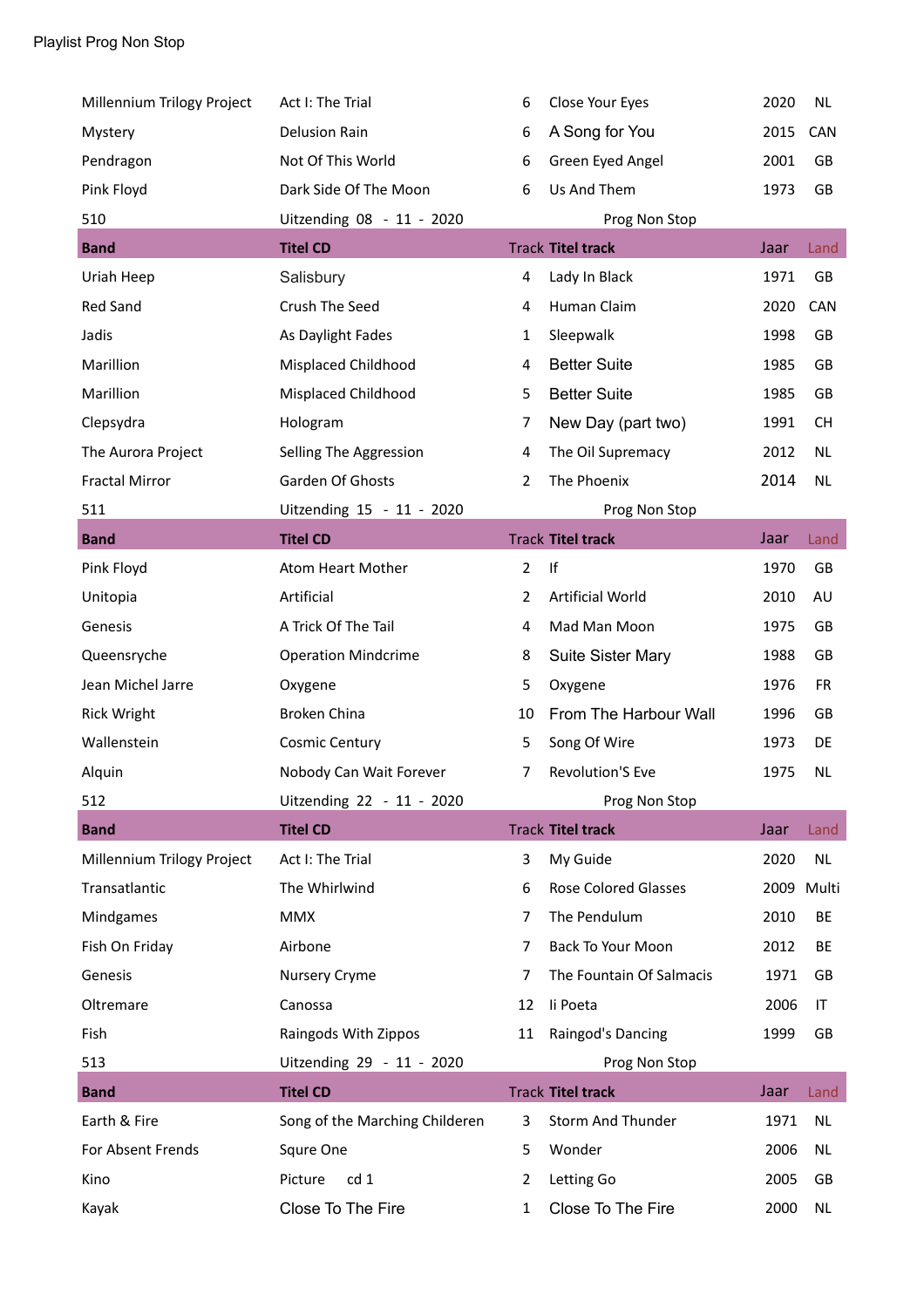Playlist Prog Non Stop

| | | | | | |
|---|---|---|---|---|---|
| Millennium Trilogy Project | Act I: The Trial | 6 | Close Your Eyes | 2020 | NL |
| Mystery | Delusion Rain | 6 | A Song for You | 2015 | CAN |
| Pendragon | Not Of This World | 6 | Green Eyed Angel | 2001 | GB |
| Pink Floyd | Dark Side Of The Moon | 6 | Us And Them | 1973 | GB |
| 510 | Uitzending 08 - 11 - 2020 | | Prog Non Stop | | |
| **Band** | **Titel CD** | Track | **Titel track** | Jaar | Land |
| Uriah Heep | Salisbury | 4 | Lady In Black | 1971 | GB |
| Red Sand | Crush The Seed | 4 | Human Claim | 2020 | CAN |
| Jadis | As Daylight Fades | 1 | Sleepwalk | 1998 | GB |
| Marillion | Misplaced Childhood | 4 | Better Suite | 1985 | GB |
| Marillion | Misplaced Childhood | 5 | Better Suite | 1985 | GB |
| Clepsydra | Hologram | 7 | New Day (part two) | 1991 | CH |
| The Aurora Project | Selling The Aggression | 4 | The Oil Supremacy | 2012 | NL |
| Fractal Mirror | Garden Of Ghosts | 2 | The Phoenix | 2014 | NL |
| 511 | Uitzending 15 - 11 - 2020 | | Prog Non Stop | | |
| **Band** | **Titel CD** | Track | **Titel track** | Jaar | Land |
| Pink Floyd | Atom Heart Mother | 2 | If | 1970 | GB |
| Unitopia | Artificial | 2 | Artificial World | 2010 | AU |
| Genesis | A Trick Of The Tail | 4 | Mad Man Moon | 1975 | GB |
| Queensryche | Operation Mindcrime | 8 | Suite Sister Mary | 1988 | GB |
| Jean Michel Jarre | Oxygene | 5 | Oxygene | 1976 | FR |
| Rick Wright | Broken China | 10 | From The Harbour Wall | 1996 | GB |
| Wallenstein | Cosmic Century | 5 | Song Of Wire | 1973 | DE |
| Alquin | Nobody Can Wait Forever | 7 | Revolution'S Eve | 1975 | NL |
| 512 | Uitzending 22 - 11 - 2020 | | Prog Non Stop | | |
| **Band** | **Titel CD** | Track | **Titel track** | Jaar | Land |
| Millennium Trilogy Project | Act I: The Trial | 3 | My Guide | 2020 | NL |
| Transatlantic | The Whirlwind | 6 | Rose Colored Glasses | 2009 | Multi |
| Mindgames | MMX | 7 | The Pendulum | 2010 | BE |
| Fish On Friday | Airbone | 7 | Back To Your Moon | 2012 | BE |
| Genesis | Nursery Cryme | 7 | The Fountain Of Salmacis | 1971 | GB |
| Oltremare | Canossa | 12 | Ii Poeta | 2006 | IT |
| Fish | Raingods With Zippos | 11 | Raingod's Dancing | 1999 | GB |
| 513 | Uitzending 29 - 11 - 2020 | | Prog Non Stop | | |
| **Band** | **Titel CD** | Track | **Titel track** | Jaar | Land |
| Earth & Fire | Song of the Marching Childeren | 3 | Storm And Thunder | 1971 | NL |
| For Absent Frends | Squre One | 5 | Wonder | 2006 | NL |
| Kino | Picture cd 1 | 2 | Letting Go | 2005 | GB |
| Kayak | Close To The Fire | 1 | Close To The Fire | 2000 | NL |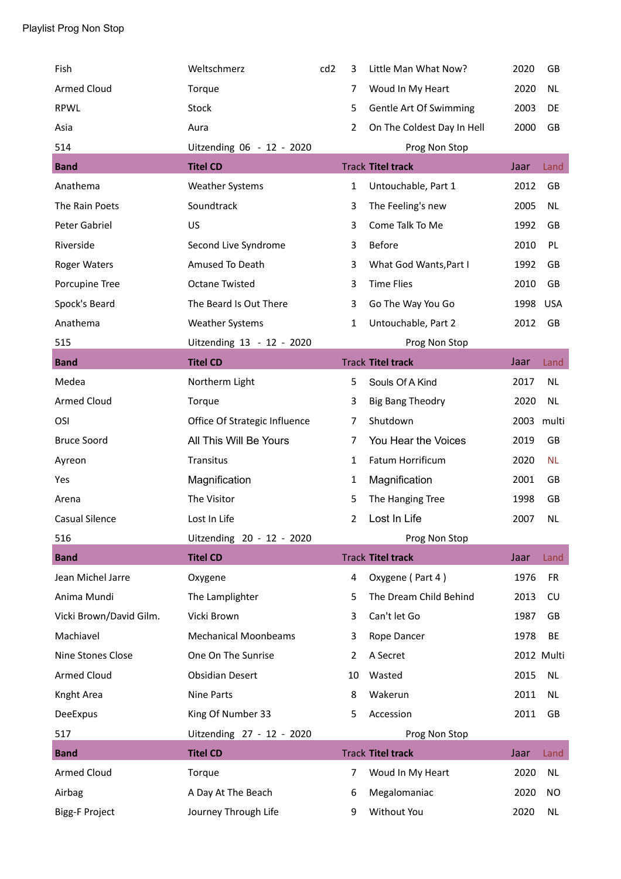Playlist Prog Non Stop

| Band | Titel CD | | Track | Titel track | Jaar | Land |
|---|---|---|---|---|---|---|
| Fish | Weltschmerz | cd2 | 3 | Little Man What Now? | 2020 | GB |
| Armed Cloud | Torque | | 7 | Woud In My Heart | 2020 | NL |
| RPWL | Stock | | 5 | Gentle Art Of Swimming | 2003 | DE |
| Asia | Aura | | 2 | On The Coldest Day In Hell | 2000 | GB |
| 514 | Uitzending 06 - 12 - 2020 | | | Prog Non Stop | | |
| **Band** | **Titel CD** | | Track | **Titel track** | Jaar | Land |
| Anathema | Weather Systems | | 1 | Untouchable, Part 1 | 2012 | GB |
| The Rain Poets | Soundtrack | | 3 | The Feeling's new | 2005 | NL |
| Peter Gabriel | US | | 3 | Come Talk To Me | 1992 | GB |
| Riverside | Second Live Syndrome | | 3 | Before | 2010 | PL |
| Roger Waters | Amused To Death | | 3 | What God Wants,Part I | 1992 | GB |
| Porcupine Tree | Octane Twisted | | 3 | Time Flies | 2010 | GB |
| Spock's Beard | The Beard Is Out There | | 3 | Go The Way You Go | 1998 | USA |
| Anathema | Weather Systems | | 1 | Untouchable, Part 2 | 2012 | GB |
| 515 | Uitzending 13 - 12 - 2020 | | | Prog Non Stop | | |
| **Band** | **Titel CD** | | Track | **Titel track** | Jaar | Land |
| Medea | Northerm Light | | 5 | Souls Of A Kind | 2017 | NL |
| Armed Cloud | Torque | | 3 | Big Bang Theodry | 2020 | NL |
| OSI | Office Of Strategic Influence | | 7 | Shutdown | 2003 | multi |
| Bruce Soord | All This Will Be Yours | | 7 | You Hear the Voices | 2019 | GB |
| Ayreon | Transitus | | 1 | Fatum Horrificum | 2020 | NL |
| Yes | Magnification | | 1 | Magnification | 2001 | GB |
| Arena | The Visitor | | 5 | The Hanging Tree | 1998 | GB |
| Casual Silence | Lost In Life | | 2 | Lost In Life | 2007 | NL |
| 516 | Uitzending 20 - 12 - 2020 | | | Prog Non Stop | | |
| **Band** | **Titel CD** | | Track | **Titel track** | Jaar | Land |
| Jean Michel Jarre | Oxygene | | 4 | Oxygene ( Part 4 ) | 1976 | FR |
| Anima Mundi | The Lamplighter | | 5 | The Dream Child Behind | 2013 | CU |
| Vicki Brown/David Gilm. | Vicki Brown | | 3 | Can't let Go | 1987 | GB |
| Machiavel | Mechanical Moonbeams | | 3 | Rope Dancer | 1978 | BE |
| Nine Stones Close | One On The Sunrise | | 2 | A Secret | 2012 | Multi |
| Armed Cloud | Obsidian Desert | | 10 | Wasted | 2015 | NL |
| Knght Area | Nine Parts | | 8 | Wakerun | 2011 | NL |
| DeeExpus | King Of Number 33 | | 5 | Accession | 2011 | GB |
| 517 | Uitzending 27 - 12 - 2020 | | | Prog Non Stop | | |
| **Band** | **Titel CD** | | Track | **Titel track** | Jaar | Land |
| Armed Cloud | Torque | | 7 | Woud In My Heart | 2020 | NL |
| Airbag | A Day At The Beach | | 6 | Megalomaniac | 2020 | NO |
| Bigg-F Project | Journey Through Life | | 9 | Without You | 2020 | NL |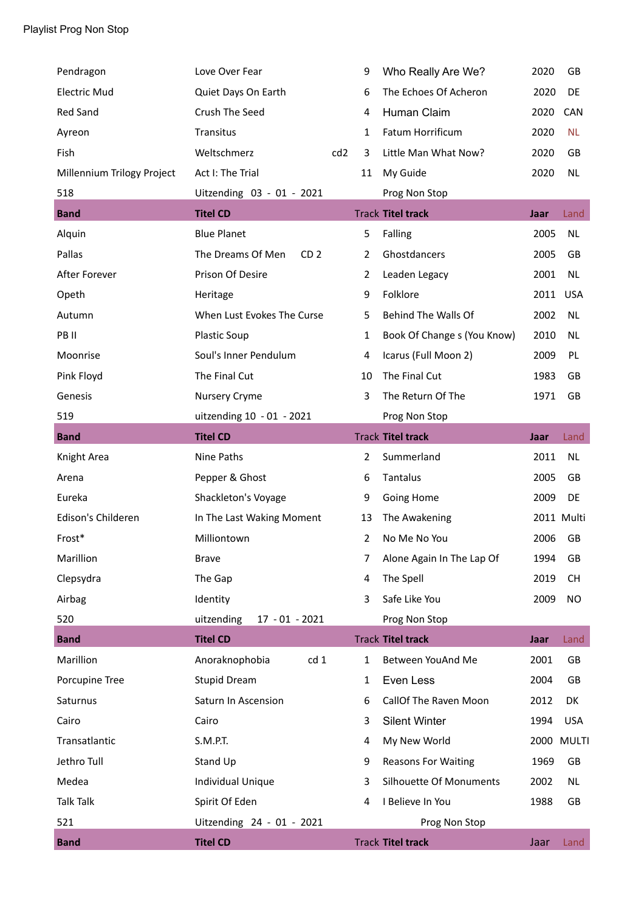Playlist Prog Non Stop

| | | | | | |
|---|---|---|---|---|---|
| Pendragon | Love Over Fear | 9 | Who Really Are We? | 2020 | GB |
| Electric Mud | Quiet Days On Earth | 6 | The Echoes Of Acheron | 2020 | DE |
| Red Sand | Crush The Seed | 4 | Human Claim | 2020 | CAN |
| Ayreon | Transitus | 1 | Fatum Horrificum | 2020 | NL |
| Fish | Weltschmerz cd2 | 3 | Little Man What Now? | 2020 | GB |
| Millennium Trilogy Project | Act I: The Trial | 11 | My Guide | 2020 | NL |
| 518 | Uitzending 03 - 01 - 2021 | | Prog Non Stop | | |
| **Band** | **Titel CD** | **Track** | **Titel track** | **Jaar** | **Land** |
| Alquin | Blue Planet | 5 | Falling | 2005 | NL |
| Pallas | The Dreams Of Men CD 2 | 2 | Ghostdancers | 2005 | GB |
| After Forever | Prison Of Desire | 2 | Leaden Legacy | 2001 | NL |
| Opeth | Heritage | 9 | Folklore | 2011 | USA |
| Autumn | When Lust Evokes The Curse | 5 | Behind The Walls Of | 2002 | NL |
| PB II | Plastic Soup | 1 | Book Of Change s (You Know) | 2010 | NL |
| Moonrise | Soul's Inner Pendulum | 4 | Icarus (Full Moon 2) | 2009 | PL |
| Pink Floyd | The Final Cut | 10 | The Final Cut | 1983 | GB |
| Genesis | Nursery Cryme | 3 | The Return Of The | 1971 | GB |
| 519 | uitzending 10 - 01 - 2021 | | Prog Non Stop | | |
| **Band** | **Titel CD** | **Track** | **Titel track** | **Jaar** | **Land** |
| Knight Area | Nine Paths | 2 | Summerland | 2011 | NL |
| Arena | Pepper & Ghost | 6 | Tantalus | 2005 | GB |
| Eureka | Shackleton's Voyage | 9 | Going Home | 2009 | DE |
| Edison's Childeren | In The Last Waking Moment | 13 | The Awakening | 2011 | Multi |
| Frost* | Milliontown | 2 | No Me No You | 2006 | GB |
| Marillion | Brave | 7 | Alone Again In The Lap Of | 1994 | GB |
| Clepsydra | The Gap | 4 | The Spell | 2019 | CH |
| Airbag | Identity | 3 | Safe Like You | 2009 | NO |
| 520 | uitzending 17 - 01 - 2021 | | Prog Non Stop | | |
| **Band** | **Titel CD** | **Track** | **Titel track** | **Jaar** | **Land** |
| Marillion | Anoraknophobia cd 1 | 1 | Between YouAnd Me | 2001 | GB |
| Porcupine Tree | Stupid Dream | 1 | Even Less | 2004 | GB |
| Saturnus | Saturn In Ascension | 6 | CallOf The Raven Moon | 2012 | DK |
| Cairo | Cairo | 3 | Silent Winter | 1994 | USA |
| Transatlantic | S.M.P.T. | 4 | My New World | 2000 | MULTI |
| Jethro Tull | Stand Up | 9 | Reasons For Waiting | 1969 | GB |
| Medea | Individual Unique | 3 | Silhouette Of Monuments | 2002 | NL |
| Talk Talk | Spirit Of Eden | 4 | I Believe In You | 1988 | GB |
| 521 | Uitzending 24 - 01 - 2021 | | Prog Non Stop | | |
| **Band** | **Titel CD** | **Track** | **Titel track** | Jaar | Land |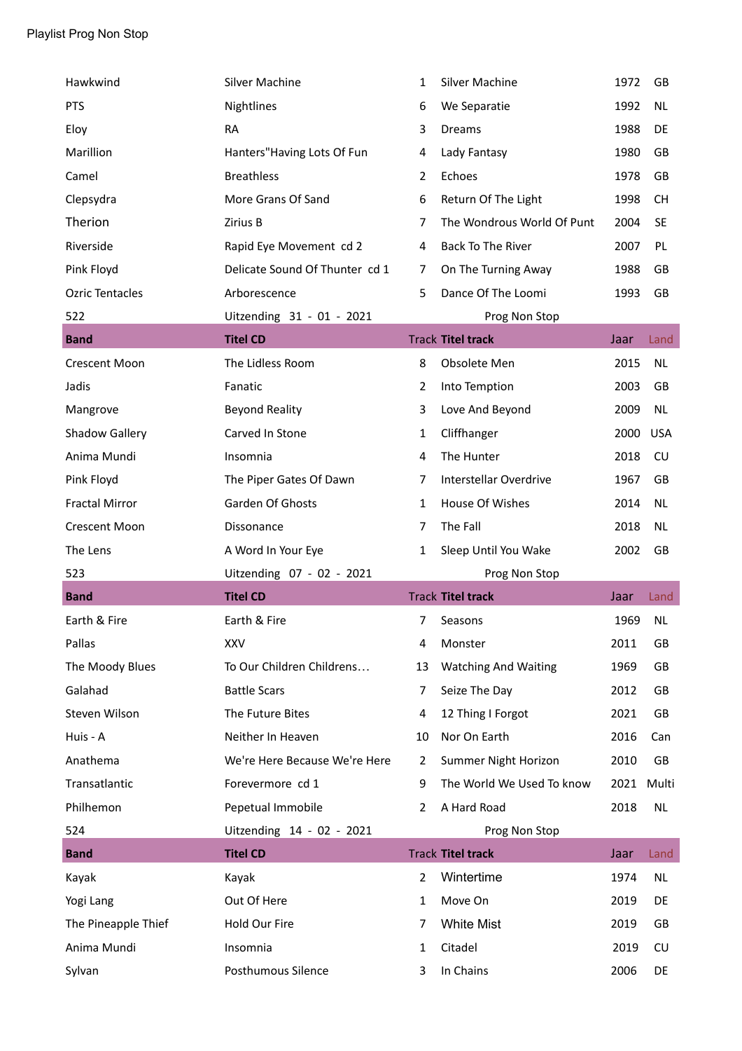Playlist Prog Non Stop

| | | | | | |
|---|---|---|---|---|---|
| Hawkwind | Silver Machine | 1 | Silver Machine | 1972 | GB |
| PTS | Nightlines | 6 | We Separatie | 1992 | NL |
| Eloy | RA | 3 | Dreams | 1988 | DE |
| Marillion | Hanters"Having Lots Of Fun | 4 | Lady Fantasy | 1980 | GB |
| Camel | Breathless | 2 | Echoes | 1978 | GB |
| Clepsydra | More Grans Of Sand | 6 | Return Of The Light | 1998 | CH |
| Therion | Zirius B | 7 | The Wondrous World Of Punt | 2004 | SE |
| Riverside | Rapid Eye Movement cd 2 | 4 | Back To The River | 2007 | PL |
| Pink Floyd | Delicate Sound Of Thunter cd 1 | 7 | On The Turning Away | 1988 | GB |
| Ozric Tentacles | Arborescence | 5 | Dance Of The Loomi | 1993 | GB |

522 Uitzending 31 - 01 - 2021 Prog Non Stop

| Band | Titel CD | Track | Titel track | Jaar | Land |
|---|---|---|---|---|---|
| Crescent Moon | The Lidless Room | 8 | Obsolete Men | 2015 | NL |
| Jadis | Fanatic | 2 | Into Temption | 2003 | GB |
| Mangrove | Beyond Reality | 3 | Love And Beyond | 2009 | NL |
| Shadow Gallery | Carved In Stone | 1 | Cliffhanger | 2000 | USA |
| Anima Mundi | Insomnia | 4 | The Hunter | 2018 | CU |
| Pink Floyd | The Piper Gates Of Dawn | 7 | Interstellar Overdrive | 1967 | GB |
| Fractal Mirror | Garden Of Ghosts | 1 | House Of Wishes | 2014 | NL |
| Crescent Moon | Dissonance | 7 | The Fall | 2018 | NL |
| The Lens | A Word In Your Eye | 1 | Sleep Until You Wake | 2002 | GB |

523 Uitzending 07 - 02 - 2021 Prog Non Stop

| Band | Titel CD | Track | Titel track | Jaar | Land |
|---|---|---|---|---|---|
| Earth & Fire | Earth & Fire | 7 | Seasons | 1969 | NL |
| Pallas | XXV | 4 | Monster | 2011 | GB |
| The Moody Blues | To Our Children Childrens… | 13 | Watching And Waiting | 1969 | GB |
| Galahad | Battle Scars | 7 | Seize The Day | 2012 | GB |
| Steven Wilson | The Future Bites | 4 | 12 Thing I Forgot | 2021 | GB |
| Huis - A | Neither In Heaven | 10 | Nor On Earth | 2016 | Can |
| Anathema | We're Here Because We're Here | 2 | Summer Night Horizon | 2010 | GB |
| Transatlantic | Forevermore cd 1 | 9 | The World We Used To know | 2021 | Multi |
| Philhemon | Pepetual Immobile | 2 | A Hard Road | 2018 | NL |

524 Uitzending 14 - 02 - 2021 Prog Non Stop

| Band | Titel CD | Track | Titel track | Jaar | Land |
|---|---|---|---|---|---|
| Kayak | Kayak | 2 | Wintertime | 1974 | NL |
| Yogi Lang | Out Of Here | 1 | Move On | 2019 | DE |
| The Pineapple Thief | Hold Our Fire | 7 | White Mist | 2019 | GB |
| Anima Mundi | Insomnia | 1 | Citadel | 2019 | CU |
| Sylvan | Posthumous Silence | 3 | In Chains | 2006 | DE |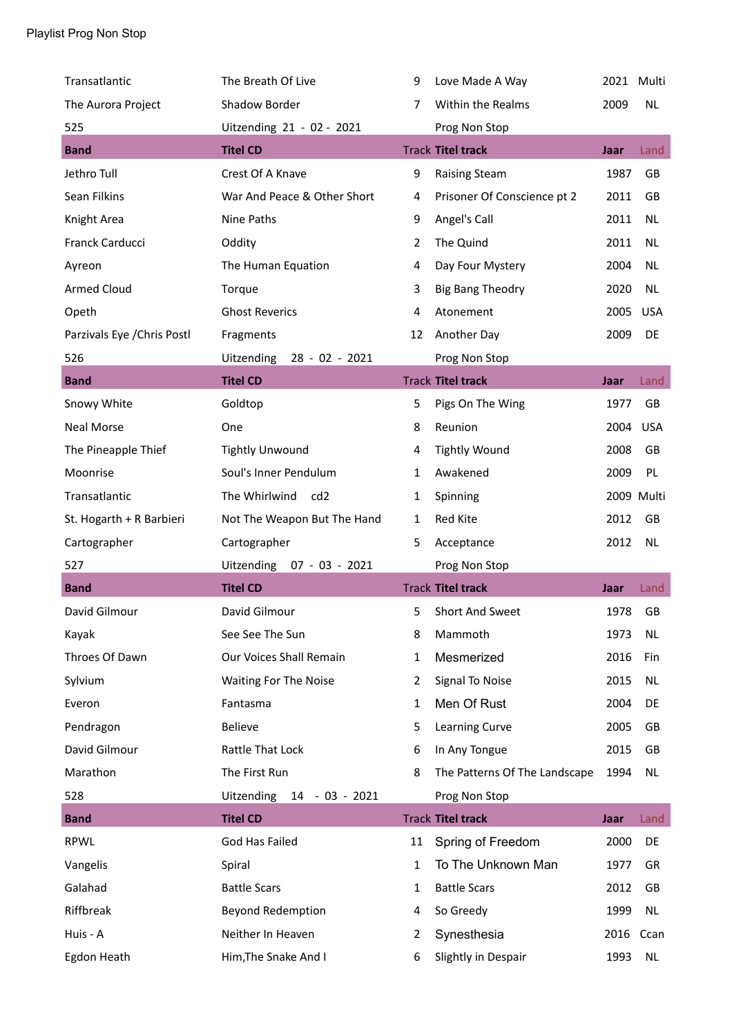Playlist Prog Non Stop

| | | | | | |
|---|---|---|---|---|---|
| Transatlantic | The Breath Of Live | 9 | Love Made A Way | 2021 | Multi |
| The Aurora Project | Shadow Border | 7 | Within the Realms | 2009 | NL |
| 525 | Uitzending 21 - 02 - 2021 | | Prog Non Stop | | |
| **Band** | **Titel CD** | **Track** | **Titel track** | **Jaar** | **Land** |
| Jethro Tull | Crest Of A Knave | 9 | Raising Steam | 1987 | GB |
| Sean Filkins | War And Peace & Other Short | 4 | Prisoner Of Conscience pt 2 | 2011 | GB |
| Knight Area | Nine Paths | 9 | Angel's Call | 2011 | NL |
| Franck Carducci | Oddity | 2 | The Quind | 2011 | NL |
| Ayreon | The Human Equation | 4 | Day Four Mystery | 2004 | NL |
| Armed Cloud | Torque | 3 | Big Bang Theodry | 2020 | NL |
| Opeth | Ghost Reverics | 4 | Atonement | 2005 | USA |
| Parzivals Eye /Chris Postl | Fragments | 12 | Another Day | 2009 | DE |
| 526 | Uitzending 28 - 02 - 2021 | | Prog Non Stop | | |
| **Band** | **Titel CD** | **Track** | **Titel track** | **Jaar** | **Land** |
| Snowy White | Goldtop | 5 | Pigs On The Wing | 1977 | GB |
| Neal Morse | One | 8 | Reunion | 2004 | USA |
| The Pineapple Thief | Tightly Unwound | 4 | Tightly Wound | 2008 | GB |
| Moonrise | Soul's Inner Pendulum | 1 | Awakened | 2009 | PL |
| Transatlantic | The Whirlwind cd2 | 1 | Spinning | 2009 | Multi |
| St. Hogarth + R Barbieri | Not The Weapon But The Hand | 1 | Red Kite | 2012 | GB |
| Cartographer | Cartographer | 5 | Acceptance | 2012 | NL |
| 527 | Uitzending 07 - 03 - 2021 | | Prog Non Stop | | |
| **Band** | **Titel CD** | **Track** | **Titel track** | **Jaar** | **Land** |
| David Gilmour | David Gilmour | 5 | Short And Sweet | 1978 | GB |
| Kayak | See See The Sun | 8 | Mammoth | 1973 | NL |
| Throes Of Dawn | Our Voices Shall Remain | 1 | Mesmerized | 2016 | Fin |
| Sylvium | Waiting For The Noise | 2 | Signal To Noise | 2015 | NL |
| Everon | Fantasma | 1 | Men Of Rust | 2004 | DE |
| Pendragon | Believe | 5 | Learning Curve | 2005 | GB |
| David Gilmour | Rattle That Lock | 6 | In Any Tongue | 2015 | GB |
| Marathon | The First Run | 8 | The Patterns Of The Landscape | 1994 | NL |
| 528 | Uitzending 14 - 03 - 2021 | | Prog Non Stop | | |
| **Band** | **Titel CD** | **Track** | **Titel track** | **Jaar** | **Land** |
| RPWL | God Has Failed | 11 | Spring of Freedom | 2000 | DE |
| Vangelis | Spiral | 1 | To The Unknown Man | 1977 | GR |
| Galahad | Battle Scars | 1 | Battle Scars | 2012 | GB |
| Riffbreak | Beyond Redemption | 4 | So Greedy | 1999 | NL |
| Huis - A | Neither In Heaven | 2 | Synesthesia | 2016 | Ccan |
| Egdon Heath | Him,The Snake And I | 6 | Slightly in Despair | 1993 | NL |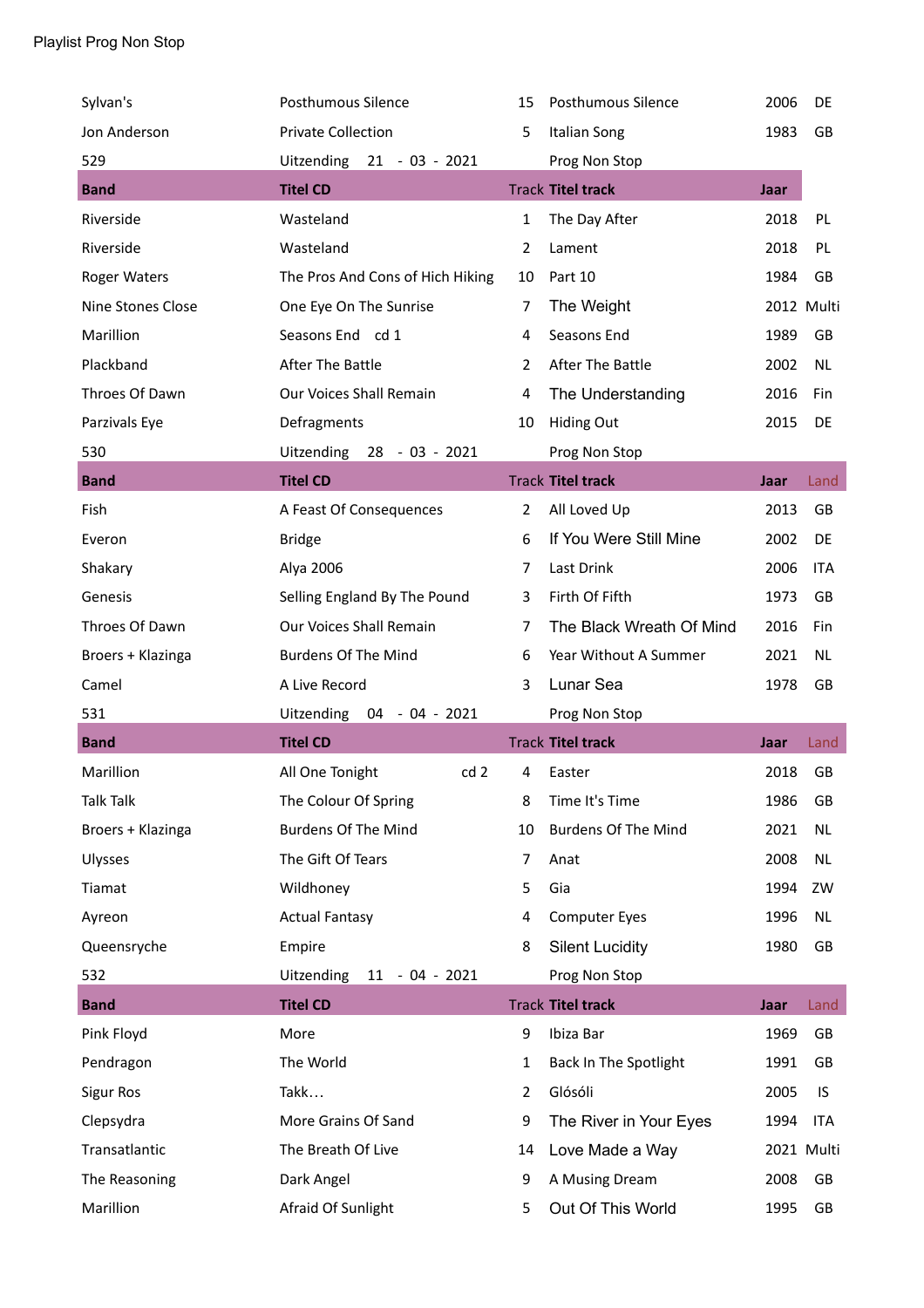Playlist Prog Non Stop

| | | | | | |
|---|---|---|---|---|---|
| Sylvan's | Posthumous Silence | 15 | Posthumous Silence | 2006 | DE |
| Jon Anderson | Private Collection | 5 | Italian Song | 1983 | GB |
| 529 | Uitzending 21 - 03 - 2021 | | Prog Non Stop | | |
| **Band** | **Titel CD** | **Track** | **Titel track** | **Jaar** | |
| Riverside | Wasteland | 1 | The Day After | 2018 | PL |
| Riverside | Wasteland | 2 | Lament | 2018 | PL |
| Roger Waters | The Pros And Cons of Hich Hiking | 10 | Part 10 | 1984 | GB |
| Nine Stones Close | One Eye On The Sunrise | 7 | The Weight | 2012 | Multi |
| Marillion | Seasons End cd 1 | 4 | Seasons End | 1989 | GB |
| Plackband | After The Battle | 2 | After The Battle | 2002 | NL |
| Throes Of Dawn | Our Voices Shall Remain | 4 | The Understanding | 2016 | Fin |
| Parzivals Eye | Defragments | 10 | Hiding Out | 2015 | DE |
| 530 | Uitzending 28 - 03 - 2021 | | Prog Non Stop | | |
| **Band** | **Titel CD** | **Track** | **Titel track** | **Jaar** | Land |
| Fish | A Feast Of Consequences | 2 | All Loved Up | 2013 | GB |
| Everon | Bridge | 6 | If You Were Still Mine | 2002 | DE |
| Shakary | Alya 2006 | 7 | Last Drink | 2006 | ITA |
| Genesis | Selling England By The Pound | 3 | Firth Of Fifth | 1973 | GB |
| Throes Of Dawn | Our Voices Shall Remain | 7 | The Black Wreath Of Mind | 2016 | Fin |
| Broers + Klazinga | Burdens Of The Mind | 6 | Year Without A Summer | 2021 | NL |
| Camel | A Live Record | 3 | Lunar Sea | 1978 | GB |
| 531 | Uitzending 04 - 04 - 2021 | | Prog Non Stop | | |
| **Band** | **Titel CD** | **Track** | **Titel track** | **Jaar** | Land |
| Marillion | All One Tonight cd 2 | 4 | Easter | 2018 | GB |
| Talk Talk | The Colour Of Spring | 8 | Time It's Time | 1986 | GB |
| Broers + Klazinga | Burdens Of The Mind | 10 | Burdens Of The Mind | 2021 | NL |
| Ulysses | The Gift Of Tears | 7 | Anat | 2008 | NL |
| Tiamat | Wildhoney | 5 | Gia | 1994 | ZW |
| Ayreon | Actual Fantasy | 4 | Computer Eyes | 1996 | NL |
| Queensryche | Empire | 8 | Silent Lucidity | 1980 | GB |
| 532 | Uitzending 11 - 04 - 2021 | | Prog Non Stop | | |
| **Band** | **Titel CD** | **Track** | **Titel track** | **Jaar** | Land |
| Pink Floyd | More | 9 | Ibiza Bar | 1969 | GB |
| Pendragon | The World | 1 | Back In The Spotlight | 1991 | GB |
| Sigur Ros | Takk… | 2 | Glósóli | 2005 | IS |
| Clepsydra | More Grains Of Sand | 9 | The River in Your Eyes | 1994 | ITA |
| Transatlantic | The Breath Of Live | 14 | Love Made a Way | 2021 | Multi |
| The Reasoning | Dark Angel | 9 | A Musing Dream | 2008 | GB |
| Marillion | Afraid Of Sunlight | 5 | Out Of This World | 1995 | GB |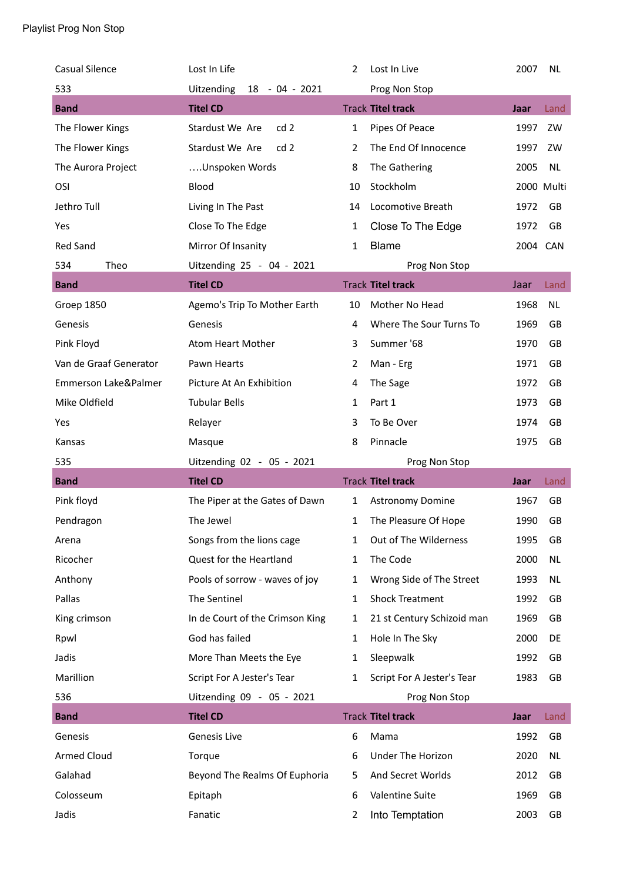Playlist Prog Non Stop

| Casual Silence | Lost In Life | 2 | Lost In Live | 2007 | NL |
|---|---|---|---|---|---|
| 533 | Uitzending 18 - 04 - 2021 | | Prog Non Stop | | |
| **Band** | **Titel CD** | Track | **Titel track** | **Jaar** | Land |
| The Flower Kings | Stardust We Are cd 2 | 1 | Pipes Of Peace | 1997 | ZW |
| The Flower Kings | Stardust We Are cd 2 | 2 | The End Of Innocence | 1997 | ZW |
| The Aurora Project | ....Unspoken Words | 8 | The Gathering | 2005 | NL |
| OSI | Blood | 10 | Stockholm | 2000 | Multi |
| Jethro Tull | Living In The Past | 14 | Locomotive Breath | 1972 | GB |
| Yes | Close To The Edge | 1 | Close To The Edge | 1972 | GB |
| Red Sand | Mirror Of Insanity | 1 | Blame | 2004 | CAN |
| 534 Theo | Uitzending 25 - 04 - 2021 | | Prog Non Stop | | |
| **Band** | **Titel CD** | Track | **Titel track** | Jaar | Land |
| Groep 1850 | Agemo's Trip To Mother Earth | 10 | Mother No Head | 1968 | NL |
| Genesis | Genesis | 4 | Where The Sour Turns To | 1969 | GB |
| Pink Floyd | Atom Heart Mother | 3 | Summer '68 | 1970 | GB |
| Van de Graaf Generator | Pawn Hearts | 2 | Man - Erg | 1971 | GB |
| Emmerson Lake&Palmer | Picture At An Exhibition | 4 | The Sage | 1972 | GB |
| Mike Oldfield | Tubular Bells | 1 | Part 1 | 1973 | GB |
| Yes | Relayer | 3 | To Be Over | 1974 | GB |
| Kansas | Masque | 8 | Pinnacle | 1975 | GB |
| 535 | Uitzending 02 - 05 - 2021 | | Prog Non Stop | | |
| **Band** | **Titel CD** | Track | **Titel track** | **Jaar** | Land |
| Pink floyd | The Piper at the Gates of Dawn | 1 | Astronomy Domine | 1967 | GB |
| Pendragon | The Jewel | 1 | The Pleasure Of Hope | 1990 | GB |
| Arena | Songs from the lions cage | 1 | Out of The Wilderness | 1995 | GB |
| Ricocher | Quest for the Heartland | 1 | The Code | 2000 | NL |
| Anthony | Pools of sorrow - waves of joy | 1 | Wrong Side of The Street | 1993 | NL |
| Pallas | The Sentinel | 1 | Shock Treatment | 1992 | GB |
| King crimson | In de Court of the Crimson King | 1 | 21 st Century Schizoid man | 1969 | GB |
| Rpwl | God has failed | 1 | Hole In The Sky | 2000 | DE |
| Jadis | More Than Meets the Eye | 1 | Sleepwalk | 1992 | GB |
| Marillion | Script For A Jester's Tear | 1 | Script For A Jester's Tear | 1983 | GB |
| 536 | Uitzending 09 - 05 - 2021 | | Prog Non Stop | | |
| **Band** | **Titel CD** | Track | **Titel track** | **Jaar** | Land |
| Genesis | Genesis Live | 6 | Mama | 1992 | GB |
| Armed Cloud | Torque | 6 | Under The Horizon | 2020 | NL |
| Galahad | Beyond The Realms Of Euphoria | 5 | And Secret Worlds | 2012 | GB |
| Colosseum | Epitaph | 6 | Valentine Suite | 1969 | GB |
| Jadis | Fanatic | 2 | Into Temptation | 2003 | GB |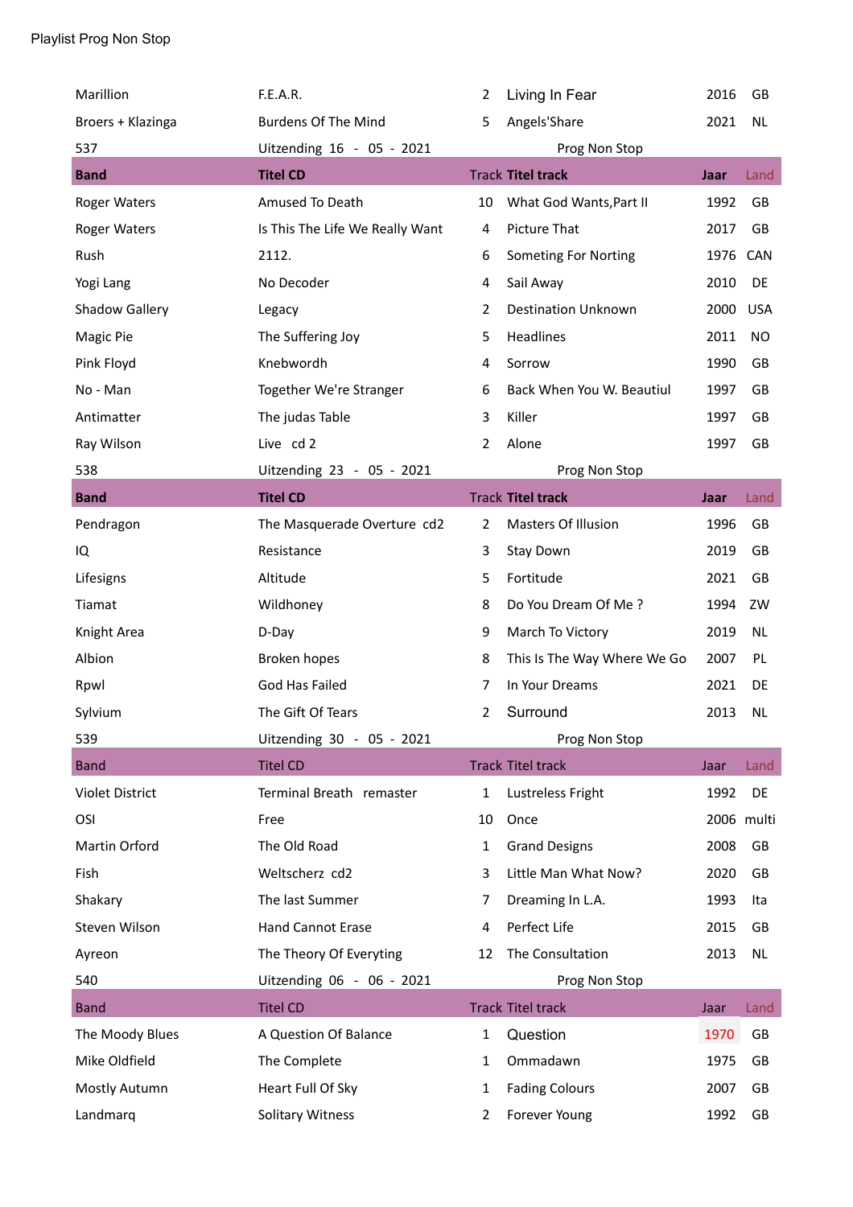Playlist Prog Non Stop

| | | | | | |
|---|---|---|---|---|---|
| Marillion | F.E.A.R. | 2 | Living In Fear | 2016 | GB |
| Broers + Klazinga | Burdens Of The Mind | 5 | Angels'Share | 2021 | NL |
| 537 | Uitzending 16 - 05 - 2021 | | Prog Non Stop | | |
| **Band** | **Titel CD** | **Track** | **Titel track** | **Jaar** | **Land** |
| Roger Waters | Amused To Death | 10 | What God Wants,Part II | 1992 | GB |
| Roger Waters | Is This The Life We Really Want | 4 | Picture That | 2017 | GB |
| Rush | 2112. | 6 | Someting For Norting | 1976 | CAN |
| Yogi Lang | No Decoder | 4 | Sail Away | 2010 | DE |
| Shadow Gallery | Legacy | 2 | Destination Unknown | 2000 | USA |
| Magic Pie | The Suffering Joy | 5 | Headlines | 2011 | NO |
| Pink Floyd | Knebwordh | 4 | Sorrow | 1990 | GB |
| No - Man | Together We're Stranger | 6 | Back When You W. Beautiul | 1997 | GB |
| Antimatter | The judas Table | 3 | Killer | 1997 | GB |
| Ray Wilson | Live cd 2 | 2 | Alone | 1997 | GB |
| 538 | Uitzending 23 - 05 - 2021 | | Prog Non Stop | | |
| **Band** | **Titel CD** | **Track** | **Titel track** | **Jaar** | **Land** |
| Pendragon | The Masquerade Overture cd2 | 2 | Masters Of Illusion | 1996 | GB |
| IQ | Resistance | 3 | Stay Down | 2019 | GB |
| Lifesigns | Altitude | 5 | Fortitude | 2021 | GB |
| Tiamat | Wildhoney | 8 | Do You Dream Of Me ? | 1994 | ZW |
| Knight Area | D-Day | 9 | March To Victory | 2019 | NL |
| Albion | Broken hopes | 8 | This Is The Way Where We Go | 2007 | PL |
| Rpwl | God Has Failed | 7 | In Your Dreams | 2021 | DE |
| Sylvium | The Gift Of Tears | 2 | Surround | 2013 | NL |
| 539 | Uitzending 30 - 05 - 2021 | | Prog Non Stop | | |
| Band | Titel CD | Track | Titel track | Jaar | Land |
| Violet District | Terminal Breath remaster | 1 | Lustreless Fright | 1992 | DE |
| OSI | Free | 10 | Once | 2006 | multi |
| Martin Orford | The Old Road | 1 | Grand Designs | 2008 | GB |
| Fish | Weltscherz cd2 | 3 | Little Man What Now? | 2020 | GB |
| Shakary | The last Summer | 7 | Dreaming In L.A. | 1993 | Ita |
| Steven Wilson | Hand Cannot Erase | 4 | Perfect Life | 2015 | GB |
| Ayreon | The Theory Of Everyting | 12 | The Consultation | 2013 | NL |
| 540 | Uitzending 06 - 06 - 2021 | | Prog Non Stop | | |
| Band | Titel CD | Track | Titel track | Jaar | Land |
| The Moody Blues | A Question Of Balance | 1 | Question | 1970 | GB |
| Mike Oldfield | The Complete | 1 | Ommadawn | 1975 | GB |
| Mostly Autumn | Heart Full Of Sky | 1 | Fading Colours | 2007 | GB |
| Landmarq | Solitary Witness | 2 | Forever Young | 1992 | GB |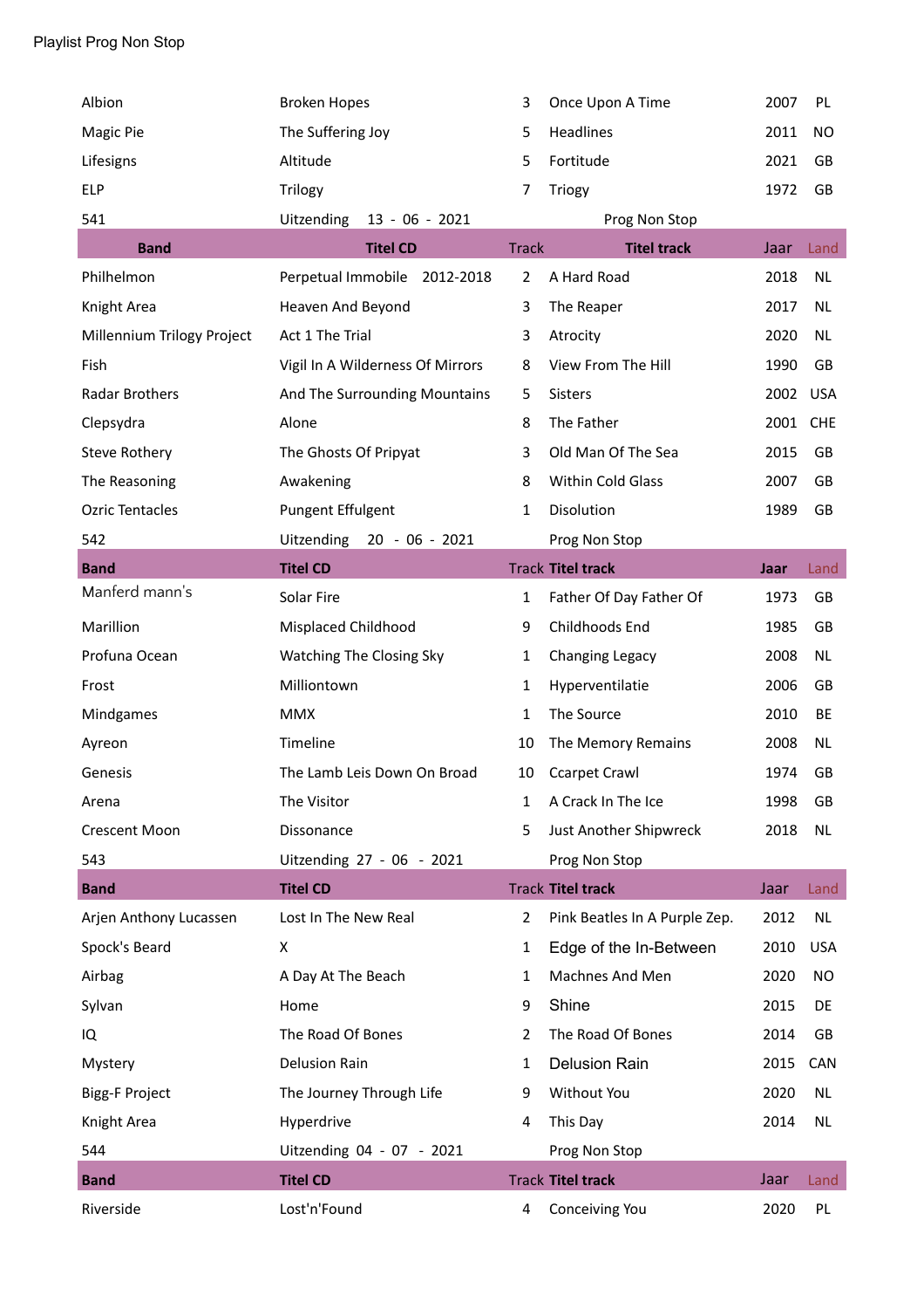Playlist Prog Non Stop

| | | | | | |
|---|---|---|---|---|---|
| Albion | Broken Hopes | 3 | Once Upon A Time | 2007 | PL |
| Magic Pie | The Suffering Joy | 5 | Headlines | 2011 | NO |
| Lifesigns | Altitude | 5 | Fortitude | 2021 | GB |
| ELP | Trilogy | 7 | Triogy | 1972 | GB |

541 Uitzending 13 - 06 - 2021 Prog Non Stop

| Band | Titel CD | Track | Titel track | Jaar | Land |
|---|---|---|---|---|---|
| Philhelmon | Perpetual Immobile 2012-2018 | 2 | A Hard Road | 2018 | NL |
| Knight Area | Heaven And Beyond | 3 | The Reaper | 2017 | NL |
| Millennium Trilogy Project | Act 1 The Trial | 3 | Atrocity | 2020 | NL |
| Fish | Vigil In A Wilderness Of Mirrors | 8 | View From The Hill | 1990 | GB |
| Radar Brothers | And The Surrounding Mountains | 5 | Sisters | 2002 | USA |
| Clepsydra | Alone | 8 | The Father | 2001 | CHE |
| Steve Rothery | The Ghosts Of Pripyat | 3 | Old Man Of The Sea | 2015 | GB |
| The Reasoning | Awakening | 8 | Within Cold Glass | 2007 | GB |
| Ozric Tentacles | Pungent Effulgent | 1 | Disolution | 1989 | GB |

542 Uitzending 20 - 06 - 2021 Prog Non Stop

| Band | Titel CD | Track | Titel track | Jaar | Land |
|---|---|---|---|---|---|
| Manferd mann's | Solar Fire | 1 | Father Of Day Father Of | 1973 | GB |
| Marillion | Misplaced Childhood | 9 | Childhoods End | 1985 | GB |
| Profuna Ocean | Watching The Closing Sky | 1 | Changing Legacy | 2008 | NL |
| Frost | Milliontown | 1 | Hyperventilatie | 2006 | GB |
| Mindgames | MMX | 1 | The Source | 2010 | BE |
| Ayreon | Timeline | 10 | The Memory Remains | 2008 | NL |
| Genesis | The Lamb Leis Down On Broad | 10 | Ccarpet Crawl | 1974 | GB |
| Arena | The Visitor | 1 | A Crack In The Ice | 1998 | GB |
| Crescent Moon | Dissonance | 5 | Just Another Shipwreck | 2018 | NL |

543 Uitzending 27 - 06 - 2021 Prog Non Stop

| Band | Titel CD | Track | Titel track | Jaar | Land |
|---|---|---|---|---|---|
| Arjen Anthony Lucassen | Lost In The New Real | 2 | Pink Beatles In A Purple Zep. | 2012 | NL |
| Spock's Beard | X | 1 | Edge of the In-Between | 2010 | USA |
| Airbag | A Day At The Beach | 1 | Machnes And Men | 2020 | NO |
| Sylvan | Home | 9 | Shine | 2015 | DE |
| IQ | The Road Of Bones | 2 | The Road Of Bones | 2014 | GB |
| Mystery | Delusion Rain | 1 | Delusion Rain | 2015 | CAN |
| Bigg-F Project | The Journey Through Life | 9 | Without You | 2020 | NL |
| Knight Area | Hyperdrive | 4 | This Day | 2014 | NL |

544 Uitzending 04 - 07 - 2021 Prog Non Stop

| Band | Titel CD | Track | Titel track | Jaar | Land |
|---|---|---|---|---|---|
| Riverside | Lost'n'Found | 4 | Conceiving You | 2020 | PL |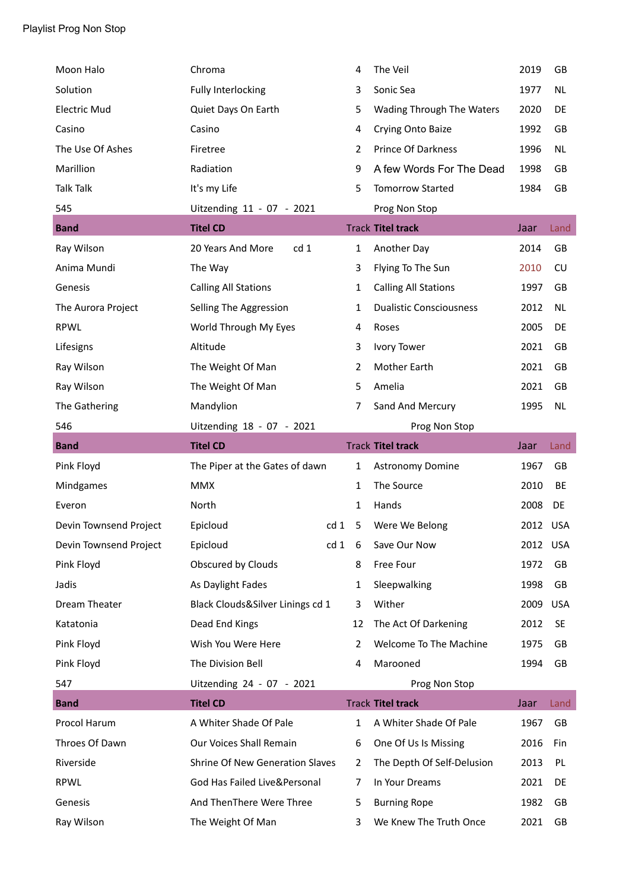Playlist Prog Non Stop

| | | | | | |
|---|---|---|---|---|---|
| Moon Halo | Chroma | 4 | The Veil | 2019 | GB |
| Solution | Fully Interlocking | 3 | Sonic Sea | 1977 | NL |
| Electric Mud | Quiet Days On Earth | 5 | Wading Through The Waters | 2020 | DE |
| Casino | Casino | 4 | Crying Onto Baize | 1992 | GB |
| The Use Of Ashes | Firetree | 2 | Prince Of Darkness | 1996 | NL |
| Marillion | Radiation | 9 | A few Words For The Dead | 1998 | GB |
| Talk Talk | It's my Life | 5 | Tomorrow Started | 1984 | GB |
| 545 | Uitzending 11 - 07 - 2021 | | Prog Non Stop | | |

| Band | Titel CD | Track | Titel track | Jaar | Land |
|---|---|---|---|---|---|
| Ray Wilson | 20 Years And More cd 1 | 1 | Another Day | 2014 | GB |
| Anima Mundi | The Way | 3 | Flying To The Sun | 2010 | CU |
| Genesis | Calling All Stations | 1 | Calling All Stations | 1997 | GB |
| The Aurora Project | Selling The Aggression | 1 | Dualistic Consciousness | 2012 | NL |
| RPWL | World Through My Eyes | 4 | Roses | 2005 | DE |
| Lifesigns | Altitude | 3 | Ivory Tower | 2021 | GB |
| Ray Wilson | The Weight Of Man | 2 | Mother Earth | 2021 | GB |
| Ray Wilson | The Weight Of Man | 5 | Amelia | 2021 | GB |
| The Gathering | Mandylion | 7 | Sand And Mercury | 1995 | NL |
| 546 | Uitzending 18 - 07 - 2021 | | Prog Non Stop | | |

| Band | Titel CD | Track | Titel track | Jaar | Land |
|---|---|---|---|---|---|
| Pink Floyd | The Piper at the Gates of dawn | 1 | Astronomy Domine | 1967 | GB |
| Mindgames | MMX | 1 | The Source | 2010 | BE |
| Everon | North | 1 | Hands | 2008 | DE |
| Devin Townsend Project | Epicloud cd 1 | 5 | Were We Belong | 2012 | USA |
| Devin Townsend Project | Epicloud cd 1 | 6 | Save Our Now | 2012 | USA |
| Pink Floyd | Obscured by Clouds | 8 | Free Four | 1972 | GB |
| Jadis | As Daylight Fades | 1 | Sleepwalking | 1998 | GB |
| Dream Theater | Black Clouds&Silver Linings cd 1 | 3 | Wither | 2009 | USA |
| Katatonia | Dead End Kings | 12 | The Act Of Darkening | 2012 | SE |
| Pink Floyd | Wish You Were Here | 2 | Welcome To The Machine | 1975 | GB |
| Pink Floyd | The Division Bell | 4 | Marooned | 1994 | GB |
| 547 | Uitzending 24 - 07 - 2021 | | Prog Non Stop | | |

| Band | Titel CD | Track | Titel track | Jaar | Land |
|---|---|---|---|---|---|
| Procol Harum | A Whiter Shade Of Pale | 1 | A Whiter Shade Of Pale | 1967 | GB |
| Throes Of Dawn | Our Voices Shall Remain | 6 | One Of Us Is Missing | 2016 | Fin |
| Riverside | Shrine Of New Generation Slaves | 2 | The Depth Of Self-Delusion | 2013 | PL |
| RPWL | God Has Failed Live&Personal | 7 | In Your Dreams | 2021 | DE |
| Genesis | And ThenThere Were Three | 5 | Burning Rope | 1982 | GB |
| Ray Wilson | The Weight Of Man | 3 | We Knew The Truth Once | 2021 | GB |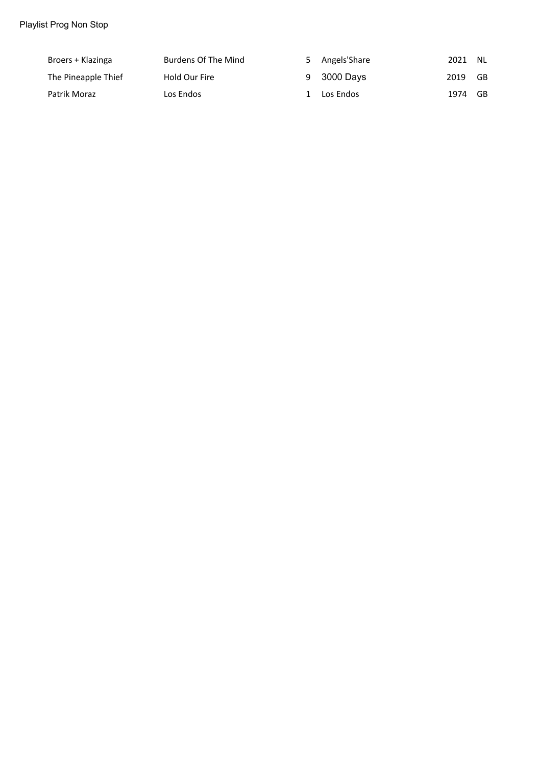Playlist Prog Non Stop

| | | | | | |
|---|---|---|---|---|---|
| Broers + Klazinga | Burdens Of The Mind | 5 | Angels'Share | 2021 | NL |
| The Pineapple Thief | Hold Our Fire | 9 | 3000 Days | 2019 | GB |
| Patrik Moraz | Los Endos | 1 | Los Endos | 1974 | GB |